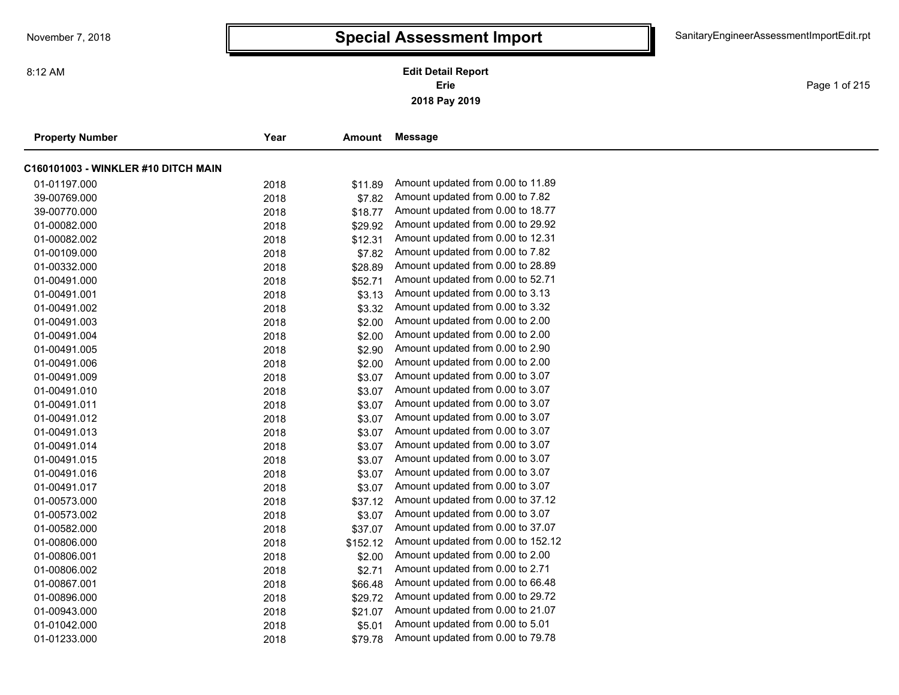# Special Assessment Import

November 7, 2018

8:12 AM

SanitaryEngineerAssessmentImportEdit.rpt

**Edit Detail Report**
**Erie**
**2018 Pay 2019**

| Property Number | Year | Amount | Message |
|---|---|---|---|
| **C160101003 - WINKLER #10 DITCH MAIN** | | | |
| 01-01197.000 | 2018 | $11.89 | Amount updated from 0.00 to 11.89 |
| 39-00769.000 | 2018 | $7.82 | Amount updated from 0.00 to 7.82 |
| 39-00770.000 | 2018 | $18.77 | Amount updated from 0.00 to 18.77 |
| 01-00082.000 | 2018 | $29.92 | Amount updated from 0.00 to 29.92 |
| 01-00082.002 | 2018 | $12.31 | Amount updated from 0.00 to 12.31 |
| 01-00109.000 | 2018 | $7.82 | Amount updated from 0.00 to 7.82 |
| 01-00332.000 | 2018 | $28.89 | Amount updated from 0.00 to 28.89 |
| 01-00491.000 | 2018 | $52.71 | Amount updated from 0.00 to 52.71 |
| 01-00491.001 | 2018 | $3.13 | Amount updated from 0.00 to 3.13 |
| 01-00491.002 | 2018 | $3.32 | Amount updated from 0.00 to 3.32 |
| 01-00491.003 | 2018 | $2.00 | Amount updated from 0.00 to 2.00 |
| 01-00491.004 | 2018 | $2.00 | Amount updated from 0.00 to 2.00 |
| 01-00491.005 | 2018 | $2.90 | Amount updated from 0.00 to 2.90 |
| 01-00491.006 | 2018 | $2.00 | Amount updated from 0.00 to 2.00 |
| 01-00491.009 | 2018 | $3.07 | Amount updated from 0.00 to 3.07 |
| 01-00491.010 | 2018 | $3.07 | Amount updated from 0.00 to 3.07 |
| 01-00491.011 | 2018 | $3.07 | Amount updated from 0.00 to 3.07 |
| 01-00491.012 | 2018 | $3.07 | Amount updated from 0.00 to 3.07 |
| 01-00491.013 | 2018 | $3.07 | Amount updated from 0.00 to 3.07 |
| 01-00491.014 | 2018 | $3.07 | Amount updated from 0.00 to 3.07 |
| 01-00491.015 | 2018 | $3.07 | Amount updated from 0.00 to 3.07 |
| 01-00491.016 | 2018 | $3.07 | Amount updated from 0.00 to 3.07 |
| 01-00491.017 | 2018 | $3.07 | Amount updated from 0.00 to 3.07 |
| 01-00573.000 | 2018 | $37.12 | Amount updated from 0.00 to 37.12 |
| 01-00573.002 | 2018 | $3.07 | Amount updated from 0.00 to 3.07 |
| 01-00582.000 | 2018 | $37.07 | Amount updated from 0.00 to 37.07 |
| 01-00806.000 | 2018 | $152.12 | Amount updated from 0.00 to 152.12 |
| 01-00806.001 | 2018 | $2.00 | Amount updated from 0.00 to 2.00 |
| 01-00806.002 | 2018 | $2.71 | Amount updated from 0.00 to 2.71 |
| 01-00867.001 | 2018 | $66.48 | Amount updated from 0.00 to 66.48 |
| 01-00896.000 | 2018 | $29.72 | Amount updated from 0.00 to 29.72 |
| 01-00943.000 | 2018 | $21.07 | Amount updated from 0.00 to 21.07 |
| 01-01042.000 | 2018 | $5.01 | Amount updated from 0.00 to 5.01 |
| 01-01233.000 | 2018 | $79.78 | Amount updated from 0.00 to 79.78 |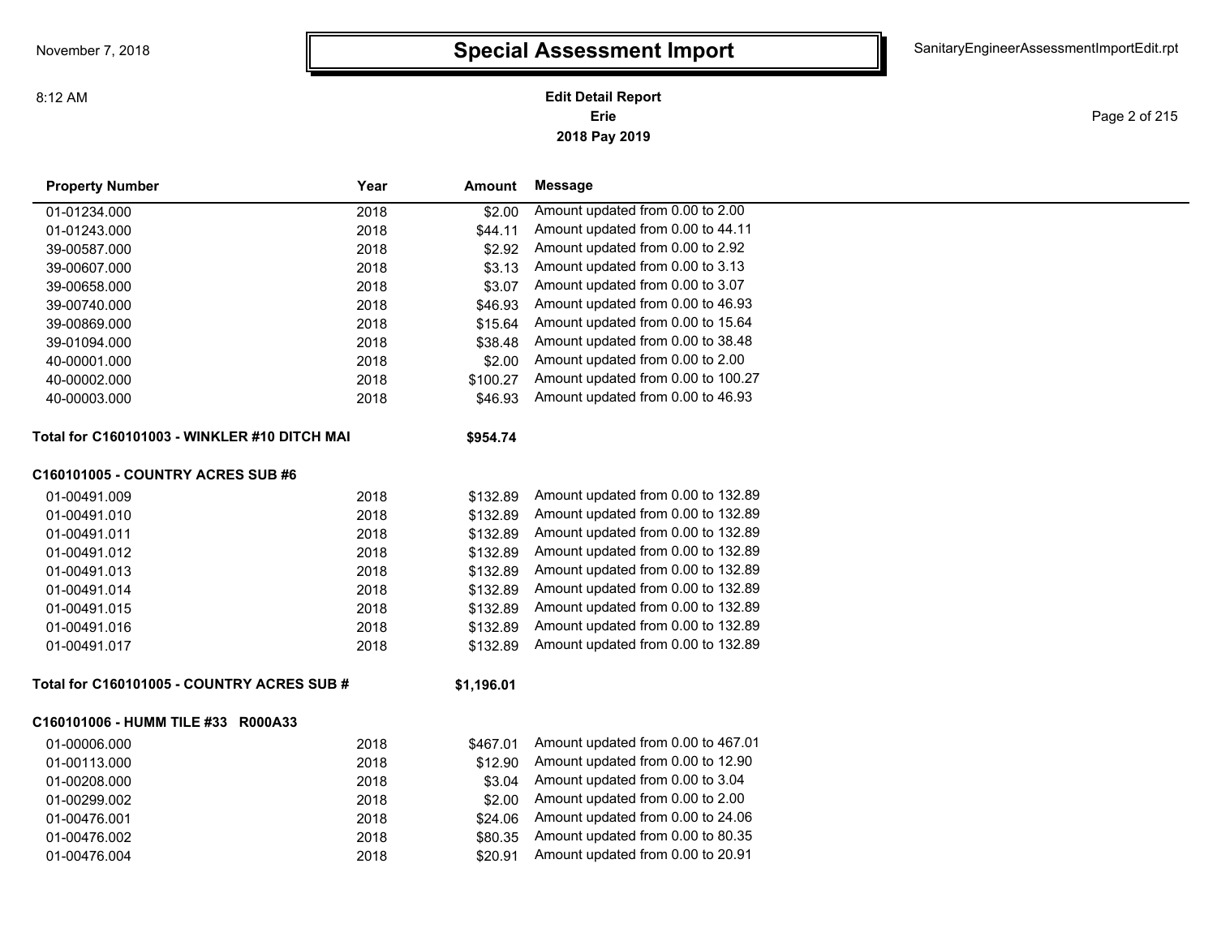# Special Assessment Import

**Edit Detail Report**
**Erie**
**2018 Pay 2019**

| Property Number | Year | Amount | Message |
|---|---|---|---|
| 01-01234.000 | 2018 | $2.00 | Amount updated from 0.00 to 2.00 |
| 01-01243.000 | 2018 | $44.11 | Amount updated from 0.00 to 44.11 |
| 39-00587.000 | 2018 | $2.92 | Amount updated from 0.00 to 2.92 |
| 39-00607.000 | 2018 | $3.13 | Amount updated from 0.00 to 3.13 |
| 39-00658.000 | 2018 | $3.07 | Amount updated from 0.00 to 3.07 |
| 39-00740.000 | 2018 | $46.93 | Amount updated from 0.00 to 46.93 |
| 39-00869.000 | 2018 | $15.64 | Amount updated from 0.00 to 15.64 |
| 39-01094.000 | 2018 | $38.48 | Amount updated from 0.00 to 38.48 |
| 40-00001.000 | 2018 | $2.00 | Amount updated from 0.00 to 2.00 |
| 40-00002.000 | 2018 | $100.27 | Amount updated from 0.00 to 100.27 |
| 40-00003.000 | 2018 | $46.93 | Amount updated from 0.00 to 46.93 |
| **Total for C160101003 - WINKLER #10 DITCH MAI** | | **$954.74** | |
| **C160101005 - COUNTRY ACRES SUB #6** | | | |
| 01-00491.009 | 2018 | $132.89 | Amount updated from 0.00 to 132.89 |
| 01-00491.010 | 2018 | $132.89 | Amount updated from 0.00 to 132.89 |
| 01-00491.011 | 2018 | $132.89 | Amount updated from 0.00 to 132.89 |
| 01-00491.012 | 2018 | $132.89 | Amount updated from 0.00 to 132.89 |
| 01-00491.013 | 2018 | $132.89 | Amount updated from 0.00 to 132.89 |
| 01-00491.014 | 2018 | $132.89 | Amount updated from 0.00 to 132.89 |
| 01-00491.015 | 2018 | $132.89 | Amount updated from 0.00 to 132.89 |
| 01-00491.016 | 2018 | $132.89 | Amount updated from 0.00 to 132.89 |
| 01-00491.017 | 2018 | $132.89 | Amount updated from 0.00 to 132.89 |
| **Total for C160101005 - COUNTRY ACRES SUB #** | | **$1,196.01** | |
| **C160101006 - HUMM TILE #33 R000A33** | | | |
| 01-00006.000 | 2018 | $467.01 | Amount updated from 0.00 to 467.01 |
| 01-00113.000 | 2018 | $12.90 | Amount updated from 0.00 to 12.90 |
| 01-00208.000 | 2018 | $3.04 | Amount updated from 0.00 to 3.04 |
| 01-00299.002 | 2018 | $2.00 | Amount updated from 0.00 to 2.00 |
| 01-00476.001 | 2018 | $24.06 | Amount updated from 0.00 to 24.06 |
| 01-00476.002 | 2018 | $80.35 | Amount updated from 0.00 to 80.35 |
| 01-00476.004 | 2018 | $20.91 | Amount updated from 0.00 to 20.91 |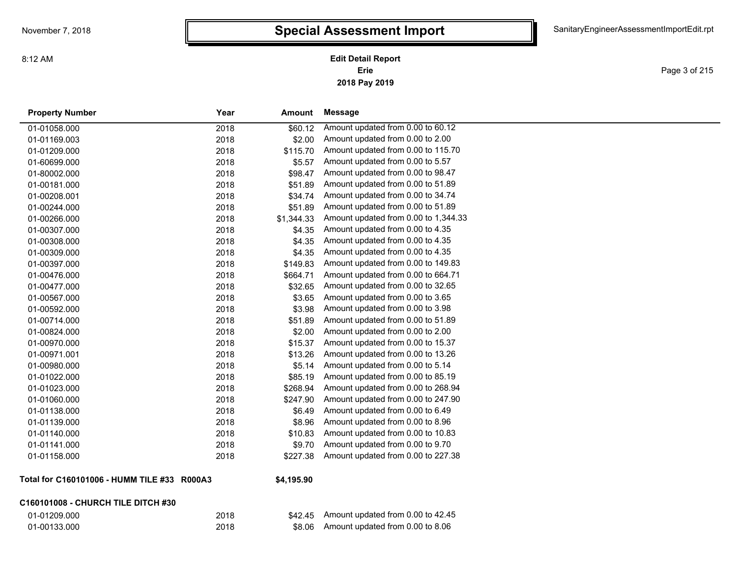# Special Assessment Import

**Edit Detail Report**
**Erie**
**2018 Pay 2019**

| Property Number | Year | Amount | Message |
|---|---|---|---|
| 01-01058.000 | 2018 | $60.12 | Amount updated from 0.00 to 60.12 |
| 01-01169.003 | 2018 | $2.00 | Amount updated from 0.00 to 2.00 |
| 01-01209.000 | 2018 | $115.70 | Amount updated from 0.00 to 115.70 |
| 01-60699.000 | 2018 | $5.57 | Amount updated from 0.00 to 5.57 |
| 01-80002.000 | 2018 | $98.47 | Amount updated from 0.00 to 98.47 |
| 01-00181.000 | 2018 | $51.89 | Amount updated from 0.00 to 51.89 |
| 01-00208.001 | 2018 | $34.74 | Amount updated from 0.00 to 34.74 |
| 01-00244.000 | 2018 | $51.89 | Amount updated from 0.00 to 51.89 |
| 01-00266.000 | 2018 | $1,344.33 | Amount updated from 0.00 to 1,344.33 |
| 01-00307.000 | 2018 | $4.35 | Amount updated from 0.00 to 4.35 |
| 01-00308.000 | 2018 | $4.35 | Amount updated from 0.00 to 4.35 |
| 01-00309.000 | 2018 | $4.35 | Amount updated from 0.00 to 4.35 |
| 01-00397.000 | 2018 | $149.83 | Amount updated from 0.00 to 149.83 |
| 01-00476.000 | 2018 | $664.71 | Amount updated from 0.00 to 664.71 |
| 01-00477.000 | 2018 | $32.65 | Amount updated from 0.00 to 32.65 |
| 01-00567.000 | 2018 | $3.65 | Amount updated from 0.00 to 3.65 |
| 01-00592.000 | 2018 | $3.98 | Amount updated from 0.00 to 3.98 |
| 01-00714.000 | 2018 | $51.89 | Amount updated from 0.00 to 51.89 |
| 01-00824.000 | 2018 | $2.00 | Amount updated from 0.00 to 2.00 |
| 01-00970.000 | 2018 | $15.37 | Amount updated from 0.00 to 15.37 |
| 01-00971.001 | 2018 | $13.26 | Amount updated from 0.00 to 13.26 |
| 01-00980.000 | 2018 | $5.14 | Amount updated from 0.00 to 5.14 |
| 01-01022.000 | 2018 | $85.19 | Amount updated from 0.00 to 85.19 |
| 01-01023.000 | 2018 | $268.94 | Amount updated from 0.00 to 268.94 |
| 01-01060.000 | 2018 | $247.90 | Amount updated from 0.00 to 247.90 |
| 01-01138.000 | 2018 | $6.49 | Amount updated from 0.00 to 6.49 |
| 01-01139.000 | 2018 | $8.96 | Amount updated from 0.00 to 8.96 |
| 01-01140.000 | 2018 | $10.83 | Amount updated from 0.00 to 10.83 |
| 01-01141.000 | 2018 | $9.70 | Amount updated from 0.00 to 9.70 |
| 01-01158.000 | 2018 | $227.38 | Amount updated from 0.00 to 227.38 |

**Total for C160101006 - HUMM TILE #33 R000A3** **$4,195.90**

**C160101008 - CHURCH TILE DITCH #30**

| Property Number | Year | Amount | Message |
|---|---|---|---|
| 01-01209.000 | 2018 | $42.45 | Amount updated from 0.00 to 42.45 |
| 01-00133.000 | 2018 | $8.06 | Amount updated from 0.00 to 8.06 |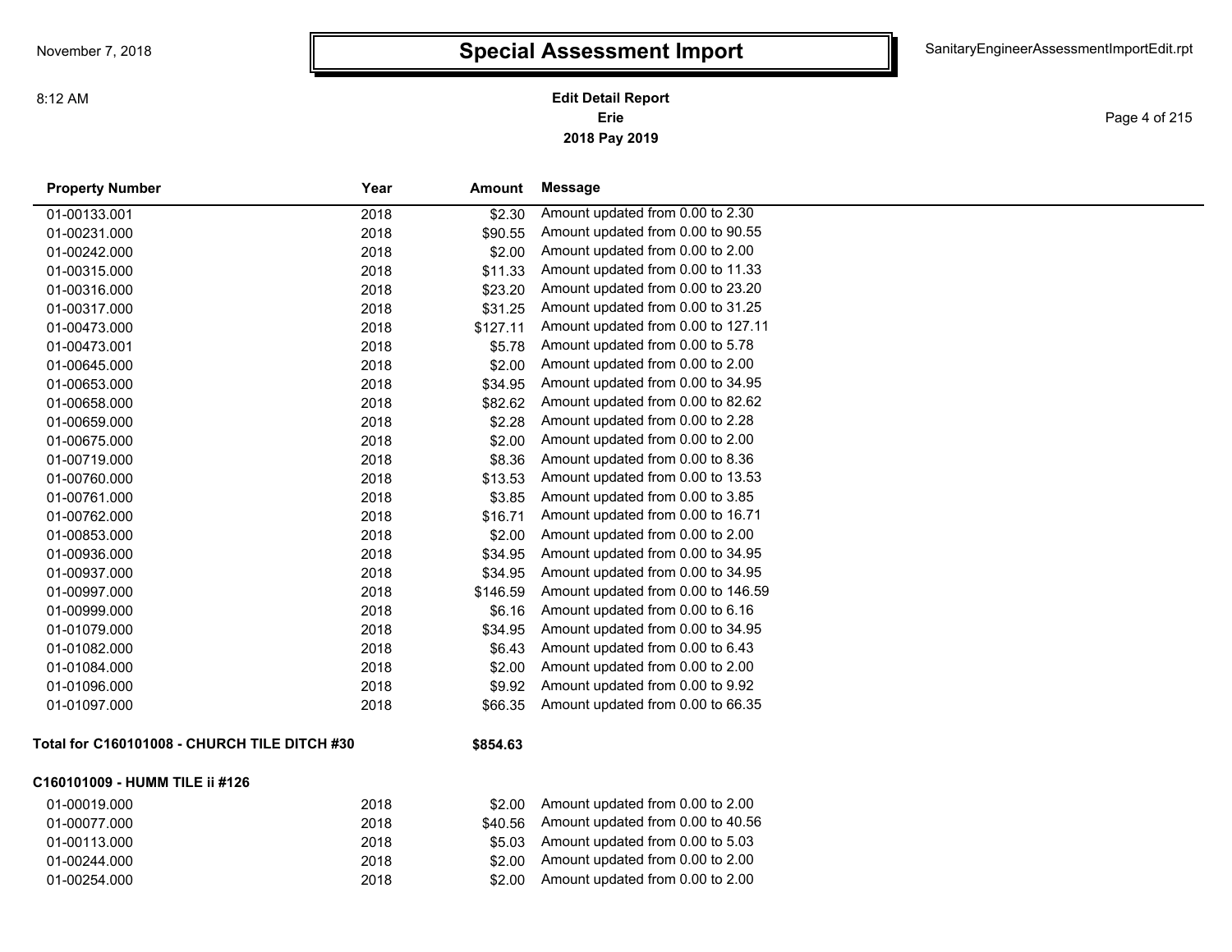# Special Assessment Import

**Edit Detail Report**
**Erie**
**2018 Pay 2019**

| Property Number | Year | Amount | Message |
|---|---|---|---|
| 01-00133.001 | 2018 | $2.30 | Amount updated from 0.00 to 2.30 |
| 01-00231.000 | 2018 | $90.55 | Amount updated from 0.00 to 90.55 |
| 01-00242.000 | 2018 | $2.00 | Amount updated from 0.00 to 2.00 |
| 01-00315.000 | 2018 | $11.33 | Amount updated from 0.00 to 11.33 |
| 01-00316.000 | 2018 | $23.20 | Amount updated from 0.00 to 23.20 |
| 01-00317.000 | 2018 | $31.25 | Amount updated from 0.00 to 31.25 |
| 01-00473.000 | 2018 | $127.11 | Amount updated from 0.00 to 127.11 |
| 01-00473.001 | 2018 | $5.78 | Amount updated from 0.00 to 5.78 |
| 01-00645.000 | 2018 | $2.00 | Amount updated from 0.00 to 2.00 |
| 01-00653.000 | 2018 | $34.95 | Amount updated from 0.00 to 34.95 |
| 01-00658.000 | 2018 | $82.62 | Amount updated from 0.00 to 82.62 |
| 01-00659.000 | 2018 | $2.28 | Amount updated from 0.00 to 2.28 |
| 01-00675.000 | 2018 | $2.00 | Amount updated from 0.00 to 2.00 |
| 01-00719.000 | 2018 | $8.36 | Amount updated from 0.00 to 8.36 |
| 01-00760.000 | 2018 | $13.53 | Amount updated from 0.00 to 13.53 |
| 01-00761.000 | 2018 | $3.85 | Amount updated from 0.00 to 3.85 |
| 01-00762.000 | 2018 | $16.71 | Amount updated from 0.00 to 16.71 |
| 01-00853.000 | 2018 | $2.00 | Amount updated from 0.00 to 2.00 |
| 01-00936.000 | 2018 | $34.95 | Amount updated from 0.00 to 34.95 |
| 01-00937.000 | 2018 | $34.95 | Amount updated from 0.00 to 34.95 |
| 01-00997.000 | 2018 | $146.59 | Amount updated from 0.00 to 146.59 |
| 01-00999.000 | 2018 | $6.16 | Amount updated from 0.00 to 6.16 |
| 01-01079.000 | 2018 | $34.95 | Amount updated from 0.00 to 34.95 |
| 01-01082.000 | 2018 | $6.43 | Amount updated from 0.00 to 6.43 |
| 01-01084.000 | 2018 | $2.00 | Amount updated from 0.00 to 2.00 |
| 01-01096.000 | 2018 | $9.92 | Amount updated from 0.00 to 9.92 |
| 01-01097.000 | 2018 | $66.35 | Amount updated from 0.00 to 66.35 |

**Total for C160101008 - CHURCH TILE DITCH #30** **$854.63**

**C160101009 - HUMM TILE ii #126**

| Property Number | Year | Amount | Message |
|---|---|---|---|
| 01-00019.000 | 2018 | $2.00 | Amount updated from 0.00 to 2.00 |
| 01-00077.000 | 2018 | $40.56 | Amount updated from 0.00 to 40.56 |
| 01-00113.000 | 2018 | $5.03 | Amount updated from 0.00 to 5.03 |
| 01-00244.000 | 2018 | $2.00 | Amount updated from 0.00 to 2.00 |
| 01-00254.000 | 2018 | $2.00 | Amount updated from 0.00 to 2.00 |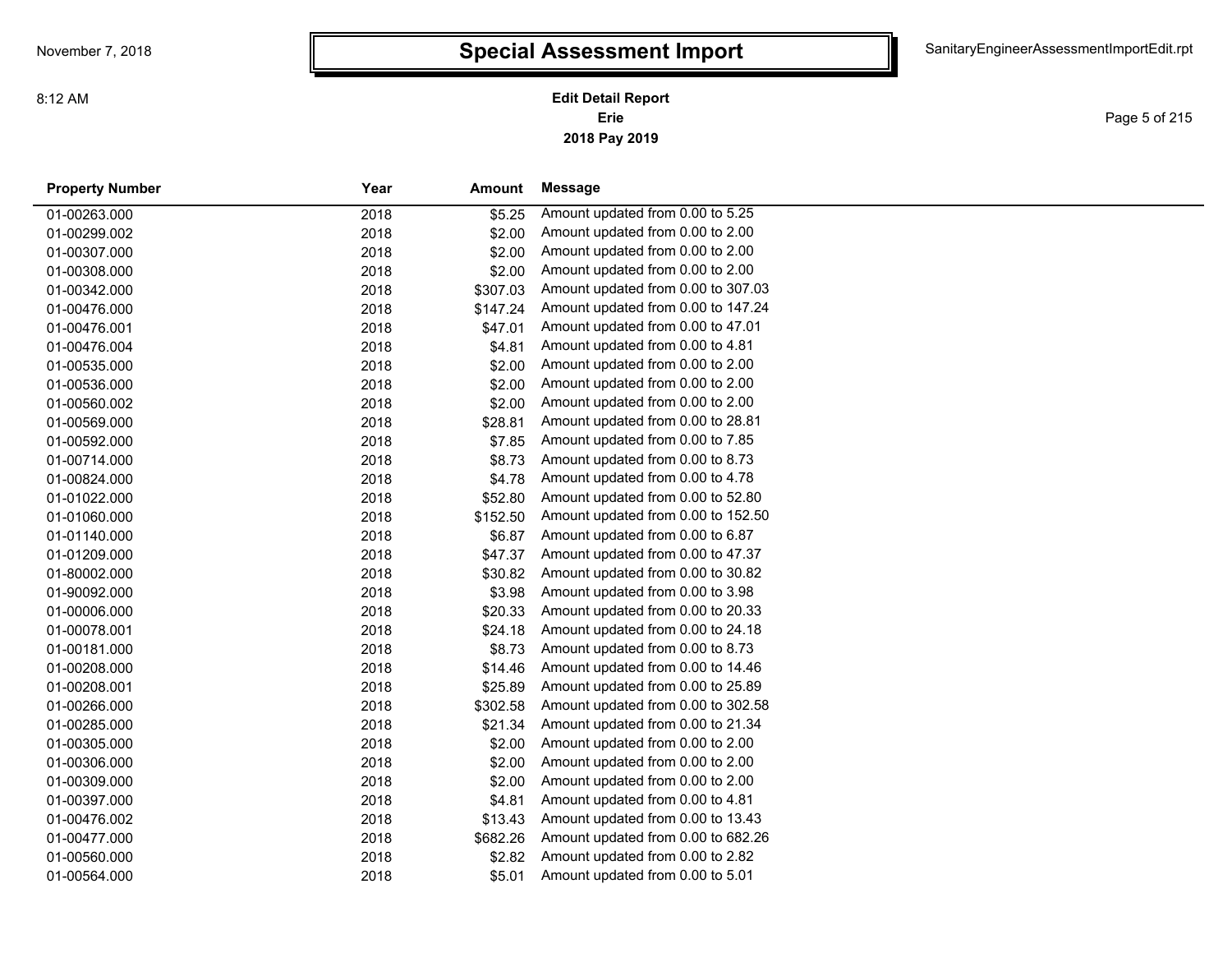# Special Assessment Import

**Edit Detail Report**
**Erie**
**2018 Pay 2019**

| Property Number | Year | Amount | Message |
|---|---|---|---|
| 01-00263.000 | 2018 | $5.25 | Amount updated from 0.00 to 5.25 |
| 01-00299.002 | 2018 | $2.00 | Amount updated from 0.00 to 2.00 |
| 01-00307.000 | 2018 | $2.00 | Amount updated from 0.00 to 2.00 |
| 01-00308.000 | 2018 | $2.00 | Amount updated from 0.00 to 2.00 |
| 01-00342.000 | 2018 | $307.03 | Amount updated from 0.00 to 307.03 |
| 01-00476.000 | 2018 | $147.24 | Amount updated from 0.00 to 147.24 |
| 01-00476.001 | 2018 | $47.01 | Amount updated from 0.00 to 47.01 |
| 01-00476.004 | 2018 | $4.81 | Amount updated from 0.00 to 4.81 |
| 01-00535.000 | 2018 | $2.00 | Amount updated from 0.00 to 2.00 |
| 01-00536.000 | 2018 | $2.00 | Amount updated from 0.00 to 2.00 |
| 01-00560.002 | 2018 | $2.00 | Amount updated from 0.00 to 2.00 |
| 01-00569.000 | 2018 | $28.81 | Amount updated from 0.00 to 28.81 |
| 01-00592.000 | 2018 | $7.85 | Amount updated from 0.00 to 7.85 |
| 01-00714.000 | 2018 | $8.73 | Amount updated from 0.00 to 8.73 |
| 01-00824.000 | 2018 | $4.78 | Amount updated from 0.00 to 4.78 |
| 01-01022.000 | 2018 | $52.80 | Amount updated from 0.00 to 52.80 |
| 01-01060.000 | 2018 | $152.50 | Amount updated from 0.00 to 152.50 |
| 01-01140.000 | 2018 | $6.87 | Amount updated from 0.00 to 6.87 |
| 01-01209.000 | 2018 | $47.37 | Amount updated from 0.00 to 47.37 |
| 01-80002.000 | 2018 | $30.82 | Amount updated from 0.00 to 30.82 |
| 01-90092.000 | 2018 | $3.98 | Amount updated from 0.00 to 3.98 |
| 01-00006.000 | 2018 | $20.33 | Amount updated from 0.00 to 20.33 |
| 01-00078.001 | 2018 | $24.18 | Amount updated from 0.00 to 24.18 |
| 01-00181.000 | 2018 | $8.73 | Amount updated from 0.00 to 8.73 |
| 01-00208.000 | 2018 | $14.46 | Amount updated from 0.00 to 14.46 |
| 01-00208.001 | 2018 | $25.89 | Amount updated from 0.00 to 25.89 |
| 01-00266.000 | 2018 | $302.58 | Amount updated from 0.00 to 302.58 |
| 01-00285.000 | 2018 | $21.34 | Amount updated from 0.00 to 21.34 |
| 01-00305.000 | 2018 | $2.00 | Amount updated from 0.00 to 2.00 |
| 01-00306.000 | 2018 | $2.00 | Amount updated from 0.00 to 2.00 |
| 01-00309.000 | 2018 | $2.00 | Amount updated from 0.00 to 2.00 |
| 01-00397.000 | 2018 | $4.81 | Amount updated from 0.00 to 4.81 |
| 01-00476.002 | 2018 | $13.43 | Amount updated from 0.00 to 13.43 |
| 01-00477.000 | 2018 | $682.26 | Amount updated from 0.00 to 682.26 |
| 01-00560.000 | 2018 | $2.82 | Amount updated from 0.00 to 2.82 |
| 01-00564.000 | 2018 | $5.01 | Amount updated from 0.00 to 5.01 |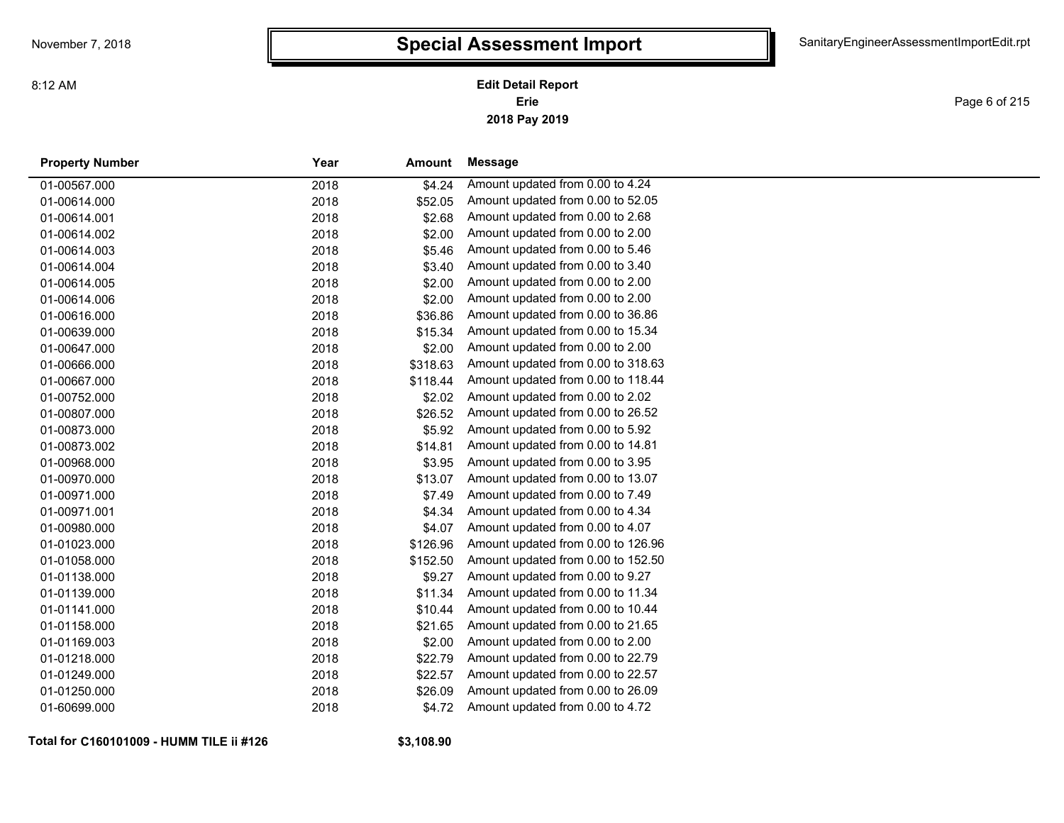# Special Assessment Import

**Edit Detail Report**
**Erie**
**2018 Pay 2019**

| Property Number | Year | Amount | Message |
|---|---|---|---|
| 01-00567.000 | 2018 | $4.24 | Amount updated from 0.00 to 4.24 |
| 01-00614.000 | 2018 | $52.05 | Amount updated from 0.00 to 52.05 |
| 01-00614.001 | 2018 | $2.68 | Amount updated from 0.00 to 2.68 |
| 01-00614.002 | 2018 | $2.00 | Amount updated from 0.00 to 2.00 |
| 01-00614.003 | 2018 | $5.46 | Amount updated from 0.00 to 5.46 |
| 01-00614.004 | 2018 | $3.40 | Amount updated from 0.00 to 3.40 |
| 01-00614.005 | 2018 | $2.00 | Amount updated from 0.00 to 2.00 |
| 01-00614.006 | 2018 | $2.00 | Amount updated from 0.00 to 2.00 |
| 01-00616.000 | 2018 | $36.86 | Amount updated from 0.00 to 36.86 |
| 01-00639.000 | 2018 | $15.34 | Amount updated from 0.00 to 15.34 |
| 01-00647.000 | 2018 | $2.00 | Amount updated from 0.00 to 2.00 |
| 01-00666.000 | 2018 | $318.63 | Amount updated from 0.00 to 318.63 |
| 01-00667.000 | 2018 | $118.44 | Amount updated from 0.00 to 118.44 |
| 01-00752.000 | 2018 | $2.02 | Amount updated from 0.00 to 2.02 |
| 01-00807.000 | 2018 | $26.52 | Amount updated from 0.00 to 26.52 |
| 01-00873.000 | 2018 | $5.92 | Amount updated from 0.00 to 5.92 |
| 01-00873.002 | 2018 | $14.81 | Amount updated from 0.00 to 14.81 |
| 01-00968.000 | 2018 | $3.95 | Amount updated from 0.00 to 3.95 |
| 01-00970.000 | 2018 | $13.07 | Amount updated from 0.00 to 13.07 |
| 01-00971.000 | 2018 | $7.49 | Amount updated from 0.00 to 7.49 |
| 01-00971.001 | 2018 | $4.34 | Amount updated from 0.00 to 4.34 |
| 01-00980.000 | 2018 | $4.07 | Amount updated from 0.00 to 4.07 |
| 01-01023.000 | 2018 | $126.96 | Amount updated from 0.00 to 126.96 |
| 01-01058.000 | 2018 | $152.50 | Amount updated from 0.00 to 152.50 |
| 01-01138.000 | 2018 | $9.27 | Amount updated from 0.00 to 9.27 |
| 01-01139.000 | 2018 | $11.34 | Amount updated from 0.00 to 11.34 |
| 01-01141.000 | 2018 | $10.44 | Amount updated from 0.00 to 10.44 |
| 01-01158.000 | 2018 | $21.65 | Amount updated from 0.00 to 21.65 |
| 01-01169.003 | 2018 | $2.00 | Amount updated from 0.00 to 2.00 |
| 01-01218.000 | 2018 | $22.79 | Amount updated from 0.00 to 22.79 |
| 01-01249.000 | 2018 | $22.57 | Amount updated from 0.00 to 22.57 |
| 01-01250.000 | 2018 | $26.09 | Amount updated from 0.00 to 26.09 |
| 01-60699.000 | 2018 | $4.72 | Amount updated from 0.00 to 4.72 |

**Total for C160101009 - HUMM TILE ii #126** **$3,108.90**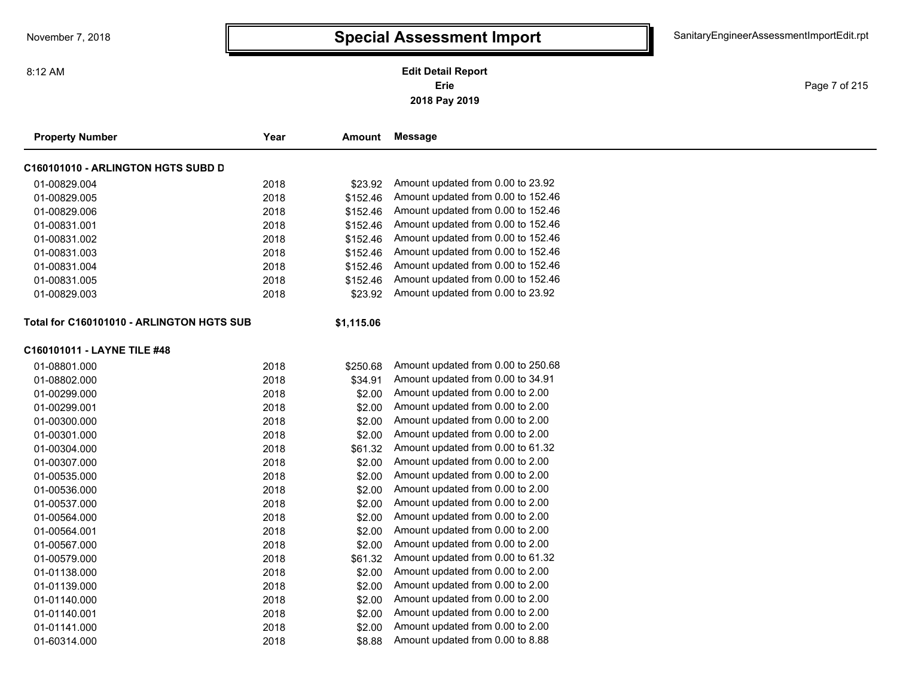# Special Assessment Import

**Edit Detail Report**
**Erie**
**2018 Pay 2019**

November 7, 2018

8:12 AM

SanitaryEngineerAssessmentImportEdit.rpt

| Property Number | Year | Amount | Message |
|---|---|---|---|
| **C160101010 - ARLINGTON HGTS SUBD D** | | | |
| 01-00829.004 | 2018 | $23.92 | Amount updated from 0.00 to 23.92 |
| 01-00829.005 | 2018 | $152.46 | Amount updated from 0.00 to 152.46 |
| 01-00829.006 | 2018 | $152.46 | Amount updated from 0.00 to 152.46 |
| 01-00831.001 | 2018 | $152.46 | Amount updated from 0.00 to 152.46 |
| 01-00831.002 | 2018 | $152.46 | Amount updated from 0.00 to 152.46 |
| 01-00831.003 | 2018 | $152.46 | Amount updated from 0.00 to 152.46 |
| 01-00831.004 | 2018 | $152.46 | Amount updated from 0.00 to 152.46 |
| 01-00831.005 | 2018 | $152.46 | Amount updated from 0.00 to 152.46 |
| 01-00829.003 | 2018 | $23.92 | Amount updated from 0.00 to 23.92 |
| **Total for C160101010 - ARLINGTON HGTS SUB** | | **$1,115.06** | |
| **C160101011 - LAYNE TILE #48** | | | |
| 01-08801.000 | 2018 | $250.68 | Amount updated from 0.00 to 250.68 |
| 01-08802.000 | 2018 | $34.91 | Amount updated from 0.00 to 34.91 |
| 01-00299.000 | 2018 | $2.00 | Amount updated from 0.00 to 2.00 |
| 01-00299.001 | 2018 | $2.00 | Amount updated from 0.00 to 2.00 |
| 01-00300.000 | 2018 | $2.00 | Amount updated from 0.00 to 2.00 |
| 01-00301.000 | 2018 | $2.00 | Amount updated from 0.00 to 2.00 |
| 01-00304.000 | 2018 | $61.32 | Amount updated from 0.00 to 61.32 |
| 01-00307.000 | 2018 | $2.00 | Amount updated from 0.00 to 2.00 |
| 01-00535.000 | 2018 | $2.00 | Amount updated from 0.00 to 2.00 |
| 01-00536.000 | 2018 | $2.00 | Amount updated from 0.00 to 2.00 |
| 01-00537.000 | 2018 | $2.00 | Amount updated from 0.00 to 2.00 |
| 01-00564.000 | 2018 | $2.00 | Amount updated from 0.00 to 2.00 |
| 01-00564.001 | 2018 | $2.00 | Amount updated from 0.00 to 2.00 |
| 01-00567.000 | 2018 | $2.00 | Amount updated from 0.00 to 2.00 |
| 01-00579.000 | 2018 | $61.32 | Amount updated from 0.00 to 61.32 |
| 01-01138.000 | 2018 | $2.00 | Amount updated from 0.00 to 2.00 |
| 01-01139.000 | 2018 | $2.00 | Amount updated from 0.00 to 2.00 |
| 01-01140.000 | 2018 | $2.00 | Amount updated from 0.00 to 2.00 |
| 01-01140.001 | 2018 | $2.00 | Amount updated from 0.00 to 2.00 |
| 01-01141.000 | 2018 | $2.00 | Amount updated from 0.00 to 2.00 |
| 01-60314.000 | 2018 | $8.88 | Amount updated from 0.00 to 8.88 |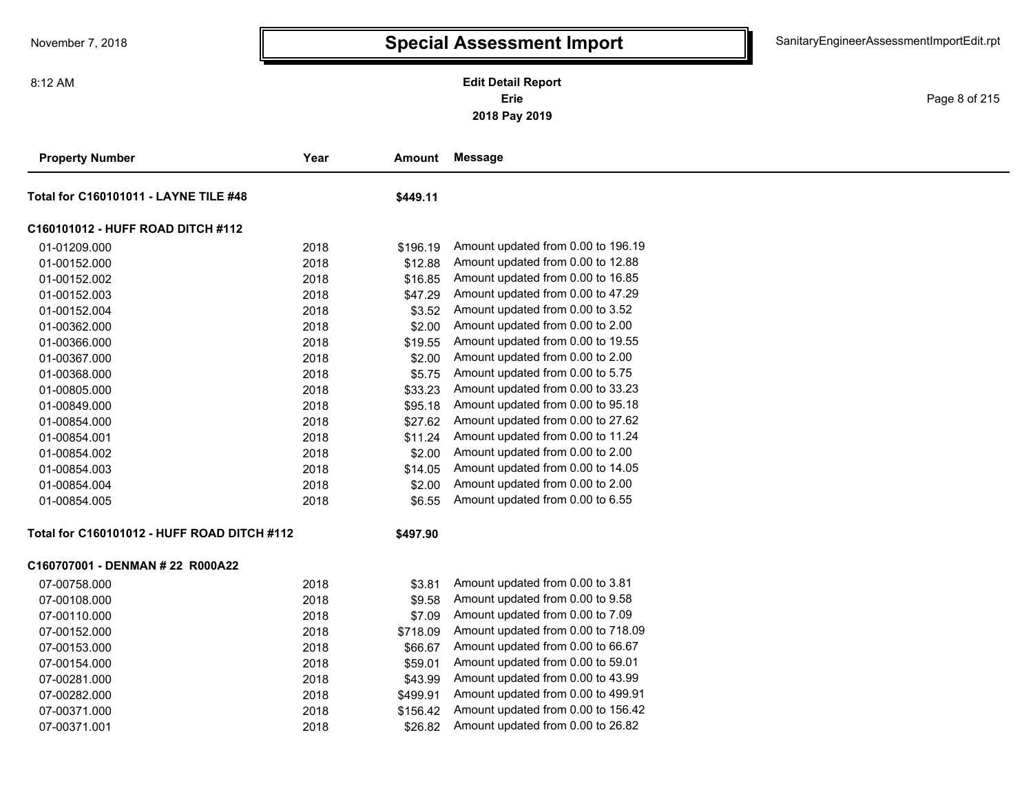# Special Assessment Import

**Edit Detail Report**
**Erie**
**2018 Pay 2019**

| Property Number | Year | Amount | Message |
|---|---|---|---|
| **Total for C160101011 - LAYNE TILE #48** | | **$449.11** | |
| **C160101012 - HUFF ROAD DITCH #112** | | | |
| 01-01209.000 | 2018 | $196.19 | Amount updated from 0.00 to 196.19 |
| 01-00152.000 | 2018 | $12.88 | Amount updated from 0.00 to 12.88 |
| 01-00152.002 | 2018 | $16.85 | Amount updated from 0.00 to 16.85 |
| 01-00152.003 | 2018 | $47.29 | Amount updated from 0.00 to 47.29 |
| 01-00152.004 | 2018 | $3.52 | Amount updated from 0.00 to 3.52 |
| 01-00362.000 | 2018 | $2.00 | Amount updated from 0.00 to 2.00 |
| 01-00366.000 | 2018 | $19.55 | Amount updated from 0.00 to 19.55 |
| 01-00367.000 | 2018 | $2.00 | Amount updated from 0.00 to 2.00 |
| 01-00368.000 | 2018 | $5.75 | Amount updated from 0.00 to 5.75 |
| 01-00805.000 | 2018 | $33.23 | Amount updated from 0.00 to 33.23 |
| 01-00849.000 | 2018 | $95.18 | Amount updated from 0.00 to 95.18 |
| 01-00854.000 | 2018 | $27.62 | Amount updated from 0.00 to 27.62 |
| 01-00854.001 | 2018 | $11.24 | Amount updated from 0.00 to 11.24 |
| 01-00854.002 | 2018 | $2.00 | Amount updated from 0.00 to 2.00 |
| 01-00854.003 | 2018 | $14.05 | Amount updated from 0.00 to 14.05 |
| 01-00854.004 | 2018 | $2.00 | Amount updated from 0.00 to 2.00 |
| 01-00854.005 | 2018 | $6.55 | Amount updated from 0.00 to 6.55 |
| **Total for C160101012 - HUFF ROAD DITCH #112** | | **$497.90** | |
| **C160707001 - DENMAN # 22 R000A22** | | | |
| 07-00758.000 | 2018 | $3.81 | Amount updated from 0.00 to 3.81 |
| 07-00108.000 | 2018 | $9.58 | Amount updated from 0.00 to 9.58 |
| 07-00110.000 | 2018 | $7.09 | Amount updated from 0.00 to 7.09 |
| 07-00152.000 | 2018 | $718.09 | Amount updated from 0.00 to 718.09 |
| 07-00153.000 | 2018 | $66.67 | Amount updated from 0.00 to 66.67 |
| 07-00154.000 | 2018 | $59.01 | Amount updated from 0.00 to 59.01 |
| 07-00281.000 | 2018 | $43.99 | Amount updated from 0.00 to 43.99 |
| 07-00282.000 | 2018 | $499.91 | Amount updated from 0.00 to 499.91 |
| 07-00371.000 | 2018 | $156.42 | Amount updated from 0.00 to 156.42 |
| 07-00371.001 | 2018 | $26.82 | Amount updated from 0.00 to 26.82 |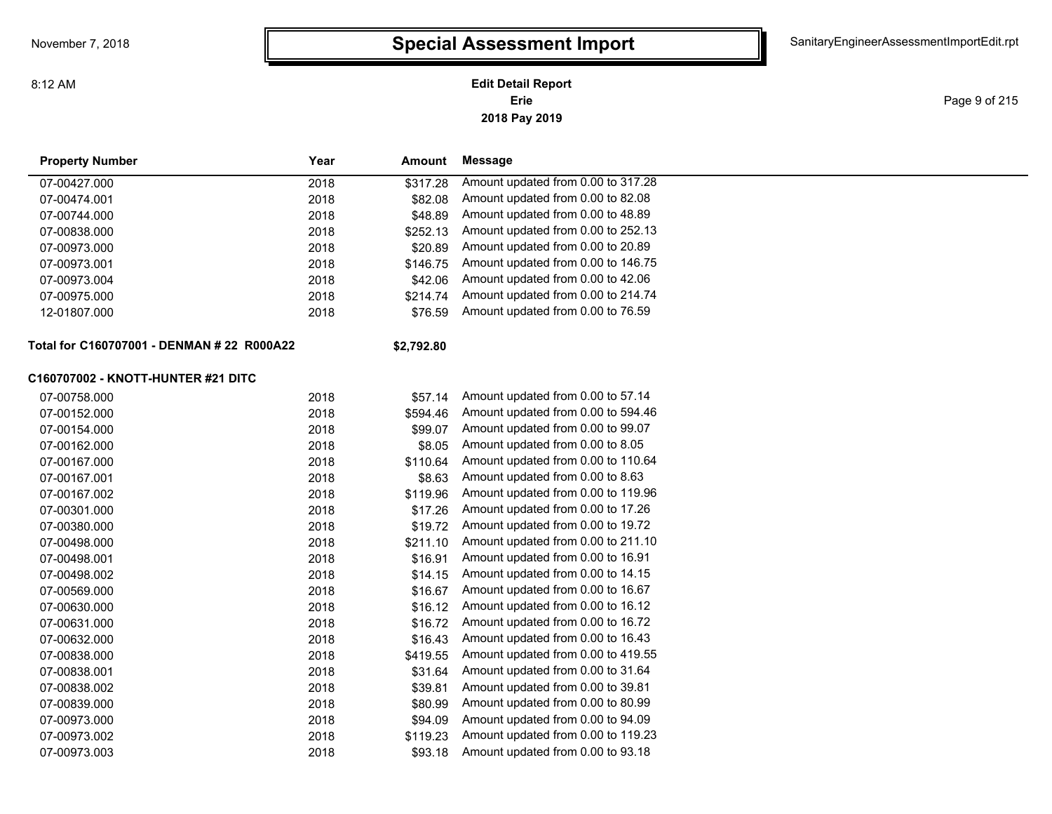# Special Assessment Import

**Edit Detail Report**
**Erie**
**2018 Pay 2019**

| Property Number | Year | Amount | Message |
|---|---|---|---|
| 07-00427.000 | 2018 | $317.28 | Amount updated from 0.00 to 317.28 |
| 07-00474.001 | 2018 | $82.08 | Amount updated from 0.00 to 82.08 |
| 07-00744.000 | 2018 | $48.89 | Amount updated from 0.00 to 48.89 |
| 07-00838.000 | 2018 | $252.13 | Amount updated from 0.00 to 252.13 |
| 07-00973.000 | 2018 | $20.89 | Amount updated from 0.00 to 20.89 |
| 07-00973.001 | 2018 | $146.75 | Amount updated from 0.00 to 146.75 |
| 07-00973.004 | 2018 | $42.06 | Amount updated from 0.00 to 42.06 |
| 07-00975.000 | 2018 | $214.74 | Amount updated from 0.00 to 214.74 |
| 12-01807.000 | 2018 | $76.59 | Amount updated from 0.00 to 76.59 |
| **Total for C160707001 - DENMAN # 22 R000A22** | | **$2,792.80** | |

**C160707002 - KNOTT-HUNTER #21 DITC**

| Property Number | Year | Amount | Message |
|---|---|---|---|
| 07-00758.000 | 2018 | $57.14 | Amount updated from 0.00 to 57.14 |
| 07-00152.000 | 2018 | $594.46 | Amount updated from 0.00 to 594.46 |
| 07-00154.000 | 2018 | $99.07 | Amount updated from 0.00 to 99.07 |
| 07-00162.000 | 2018 | $8.05 | Amount updated from 0.00 to 8.05 |
| 07-00167.000 | 2018 | $110.64 | Amount updated from 0.00 to 110.64 |
| 07-00167.001 | 2018 | $8.63 | Amount updated from 0.00 to 8.63 |
| 07-00167.002 | 2018 | $119.96 | Amount updated from 0.00 to 119.96 |
| 07-00301.000 | 2018 | $17.26 | Amount updated from 0.00 to 17.26 |
| 07-00380.000 | 2018 | $19.72 | Amount updated from 0.00 to 19.72 |
| 07-00498.000 | 2018 | $211.10 | Amount updated from 0.00 to 211.10 |
| 07-00498.001 | 2018 | $16.91 | Amount updated from 0.00 to 16.91 |
| 07-00498.002 | 2018 | $14.15 | Amount updated from 0.00 to 14.15 |
| 07-00569.000 | 2018 | $16.67 | Amount updated from 0.00 to 16.67 |
| 07-00630.000 | 2018 | $16.12 | Amount updated from 0.00 to 16.12 |
| 07-00631.000 | 2018 | $16.72 | Amount updated from 0.00 to 16.72 |
| 07-00632.000 | 2018 | $16.43 | Amount updated from 0.00 to 16.43 |
| 07-00838.000 | 2018 | $419.55 | Amount updated from 0.00 to 419.55 |
| 07-00838.001 | 2018 | $31.64 | Amount updated from 0.00 to 31.64 |
| 07-00838.002 | 2018 | $39.81 | Amount updated from 0.00 to 39.81 |
| 07-00839.000 | 2018 | $80.99 | Amount updated from 0.00 to 80.99 |
| 07-00973.000 | 2018 | $94.09 | Amount updated from 0.00 to 94.09 |
| 07-00973.002 | 2018 | $119.23 | Amount updated from 0.00 to 119.23 |
| 07-00973.003 | 2018 | $93.18 | Amount updated from 0.00 to 93.18 |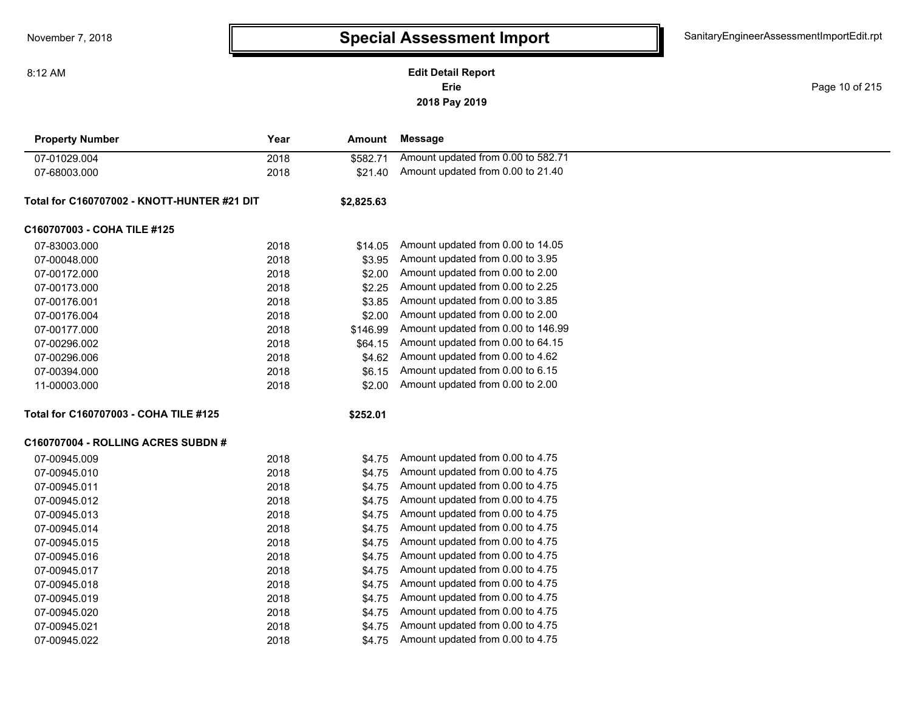# Special Assessment Import

**Edit Detail Report**
**Erie**
**2018 Pay 2019**

| Property Number | Year | Amount | Message |
|---|---|---|---|
| 07-01029.004 | 2018 | $582.71 | Amount updated from 0.00 to 582.71 |
| 07-68003.000 | 2018 | $21.40 | Amount updated from 0.00 to 21.40 |
| **Total for C160707002 - KNOTT-HUNTER #21 DIT** | | **$2,825.63** | |
| **C160707003 - COHA TILE #125** | | | |
| 07-83003.000 | 2018 | $14.05 | Amount updated from 0.00 to 14.05 |
| 07-00048.000 | 2018 | $3.95 | Amount updated from 0.00 to 3.95 |
| 07-00172.000 | 2018 | $2.00 | Amount updated from 0.00 to 2.00 |
| 07-00173.000 | 2018 | $2.25 | Amount updated from 0.00 to 2.25 |
| 07-00176.001 | 2018 | $3.85 | Amount updated from 0.00 to 3.85 |
| 07-00176.004 | 2018 | $2.00 | Amount updated from 0.00 to 2.00 |
| 07-00177.000 | 2018 | $146.99 | Amount updated from 0.00 to 146.99 |
| 07-00296.002 | 2018 | $64.15 | Amount updated from 0.00 to 64.15 |
| 07-00296.006 | 2018 | $4.62 | Amount updated from 0.00 to 4.62 |
| 07-00394.000 | 2018 | $6.15 | Amount updated from 0.00 to 6.15 |
| 11-00003.000 | 2018 | $2.00 | Amount updated from 0.00 to 2.00 |
| **Total for C160707003 - COHA TILE #125** | | **$252.01** | |
| **C160707004 - ROLLING ACRES SUBDN #** | | | |
| 07-00945.009 | 2018 | $4.75 | Amount updated from 0.00 to 4.75 |
| 07-00945.010 | 2018 | $4.75 | Amount updated from 0.00 to 4.75 |
| 07-00945.011 | 2018 | $4.75 | Amount updated from 0.00 to 4.75 |
| 07-00945.012 | 2018 | $4.75 | Amount updated from 0.00 to 4.75 |
| 07-00945.013 | 2018 | $4.75 | Amount updated from 0.00 to 4.75 |
| 07-00945.014 | 2018 | $4.75 | Amount updated from 0.00 to 4.75 |
| 07-00945.015 | 2018 | $4.75 | Amount updated from 0.00 to 4.75 |
| 07-00945.016 | 2018 | $4.75 | Amount updated from 0.00 to 4.75 |
| 07-00945.017 | 2018 | $4.75 | Amount updated from 0.00 to 4.75 |
| 07-00945.018 | 2018 | $4.75 | Amount updated from 0.00 to 4.75 |
| 07-00945.019 | 2018 | $4.75 | Amount updated from 0.00 to 4.75 |
| 07-00945.020 | 2018 | $4.75 | Amount updated from 0.00 to 4.75 |
| 07-00945.021 | 2018 | $4.75 | Amount updated from 0.00 to 4.75 |
| 07-00945.022 | 2018 | $4.75 | Amount updated from 0.00 to 4.75 |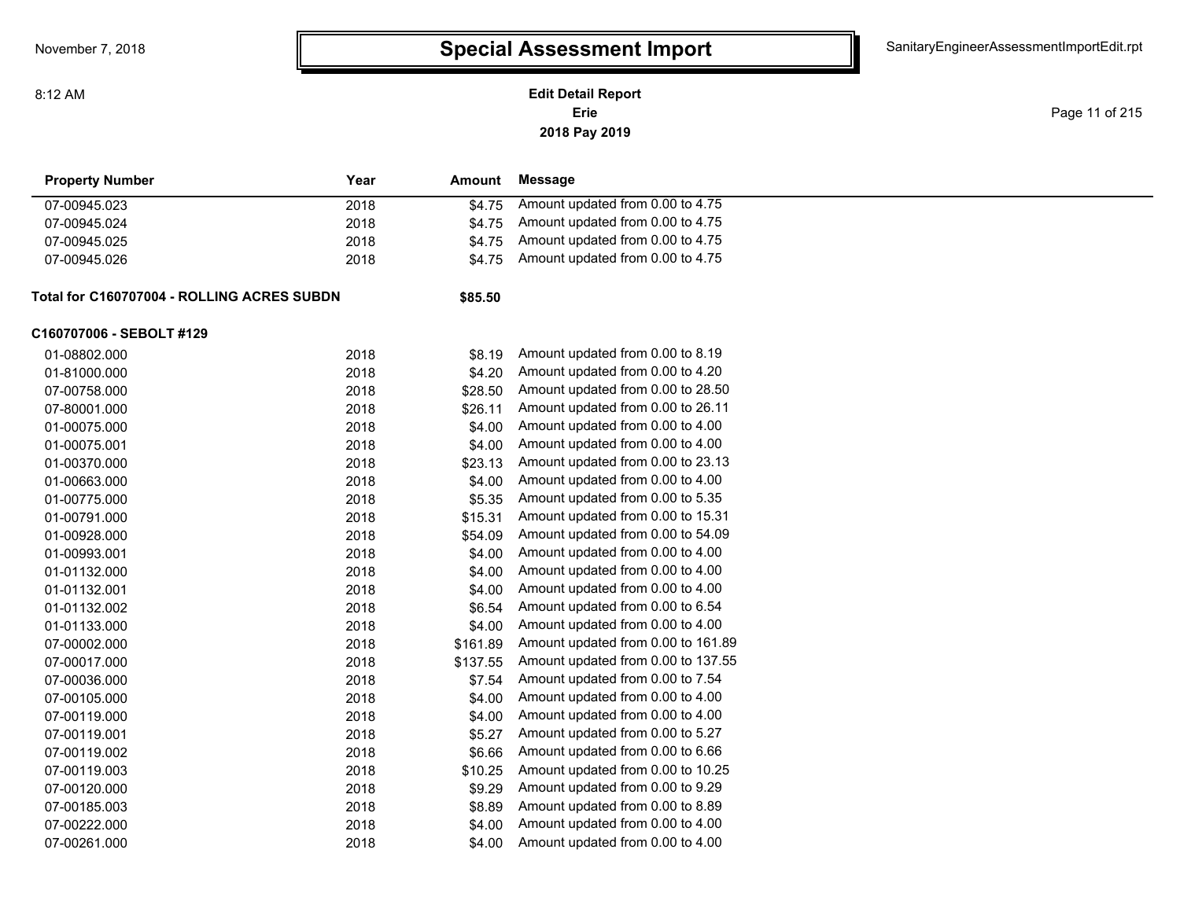| Property Number | Year | Amount | Message |
|---|---|---|---|
| 07-00945.023 | 2018 | $4.75 | Amount updated from 0.00 to 4.75 |
| 07-00945.024 | 2018 | $4.75 | Amount updated from 0.00 to 4.75 |
| 07-00945.025 | 2018 | $4.75 | Amount updated from 0.00 to 4.75 |
| 07-00945.026 | 2018 | $4.75 | Amount updated from 0.00 to 4.75 |

**Total for C160707004 - ROLLING ACRES SUBDN** **$85.50**

**C160707006 - SEBOLT #129**

| Property Number | Year | Amount | Message |
|---|---|---|---|
| 01-08802.000 | 2018 | $8.19 | Amount updated from 0.00 to 8.19 |
| 01-81000.000 | 2018 | $4.20 | Amount updated from 0.00 to 4.20 |
| 07-00758.000 | 2018 | $28.50 | Amount updated from 0.00 to 28.50 |
| 07-80001.000 | 2018 | $26.11 | Amount updated from 0.00 to 26.11 |
| 01-00075.000 | 2018 | $4.00 | Amount updated from 0.00 to 4.00 |
| 01-00075.001 | 2018 | $4.00 | Amount updated from 0.00 to 4.00 |
| 01-00370.000 | 2018 | $23.13 | Amount updated from 0.00 to 23.13 |
| 01-00663.000 | 2018 | $4.00 | Amount updated from 0.00 to 4.00 |
| 01-00775.000 | 2018 | $5.35 | Amount updated from 0.00 to 5.35 |
| 01-00791.000 | 2018 | $15.31 | Amount updated from 0.00 to 15.31 |
| 01-00928.000 | 2018 | $54.09 | Amount updated from 0.00 to 54.09 |
| 01-00993.001 | 2018 | $4.00 | Amount updated from 0.00 to 4.00 |
| 01-01132.000 | 2018 | $4.00 | Amount updated from 0.00 to 4.00 |
| 01-01132.001 | 2018 | $4.00 | Amount updated from 0.00 to 4.00 |
| 01-01132.002 | 2018 | $6.54 | Amount updated from 0.00 to 6.54 |
| 01-01133.000 | 2018 | $4.00 | Amount updated from 0.00 to 4.00 |
| 07-00002.000 | 2018 | $161.89 | Amount updated from 0.00 to 161.89 |
| 07-00017.000 | 2018 | $137.55 | Amount updated from 0.00 to 137.55 |
| 07-00036.000 | 2018 | $7.54 | Amount updated from 0.00 to 7.54 |
| 07-00105.000 | 2018 | $4.00 | Amount updated from 0.00 to 4.00 |
| 07-00119.000 | 2018 | $4.00 | Amount updated from 0.00 to 4.00 |
| 07-00119.001 | 2018 | $5.27 | Amount updated from 0.00 to 5.27 |
| 07-00119.002 | 2018 | $6.66 | Amount updated from 0.00 to 6.66 |
| 07-00119.003 | 2018 | $10.25 | Amount updated from 0.00 to 10.25 |
| 07-00120.000 | 2018 | $9.29 | Amount updated from 0.00 to 9.29 |
| 07-00185.003 | 2018 | $8.89 | Amount updated from 0.00 to 8.89 |
| 07-00222.000 | 2018 | $4.00 | Amount updated from 0.00 to 4.00 |
| 07-00261.000 | 2018 | $4.00 | Amount updated from 0.00 to 4.00 |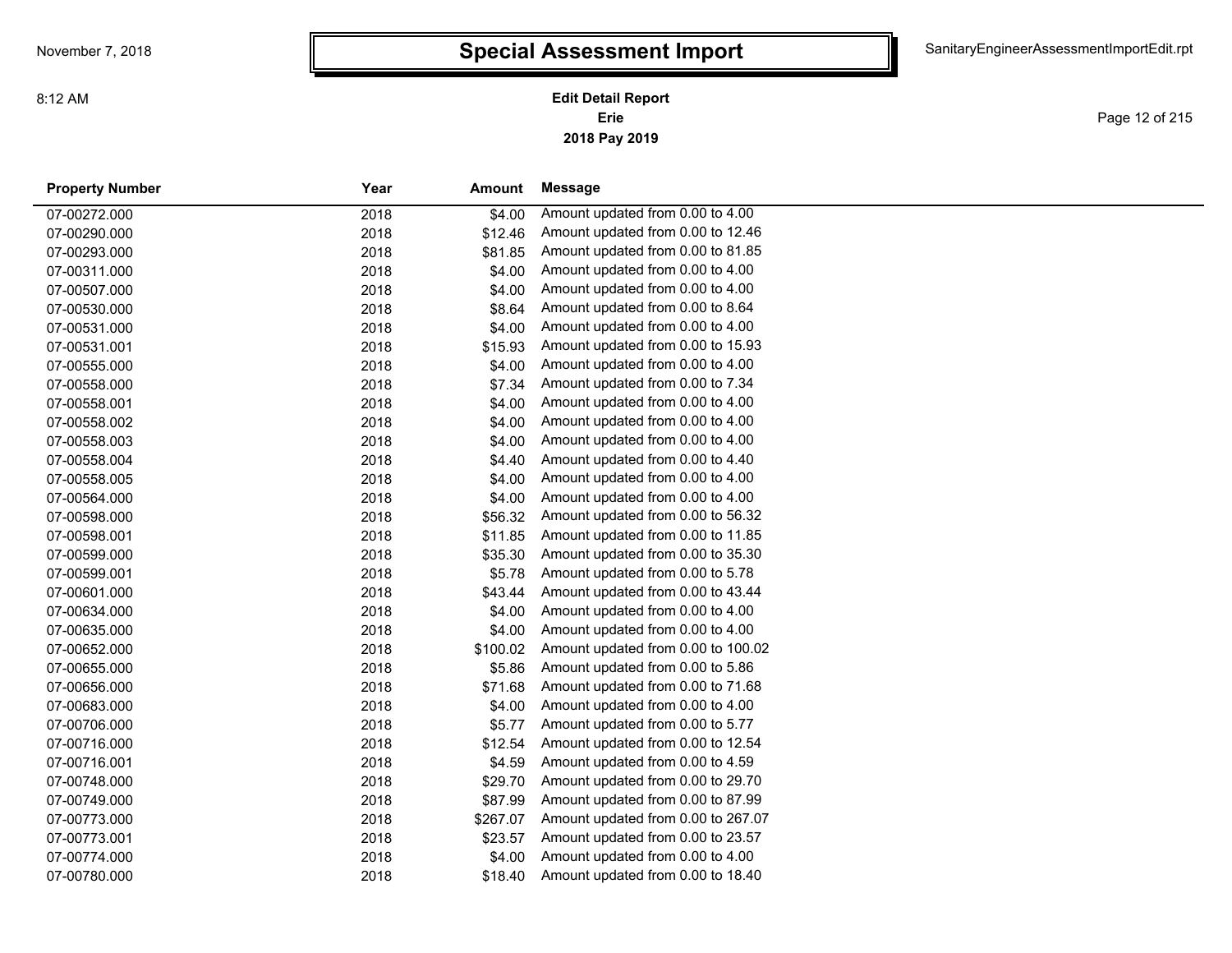# Special Assessment Import

**Edit Detail Report**
**Erie**
**2018 Pay 2019**

| Property Number | Year | Amount | Message |
|---|---|---|---|
| 07-00272.000 | 2018 | $4.00 | Amount updated from 0.00 to 4.00 |
| 07-00290.000 | 2018 | $12.46 | Amount updated from 0.00 to 12.46 |
| 07-00293.000 | 2018 | $81.85 | Amount updated from 0.00 to 81.85 |
| 07-00311.000 | 2018 | $4.00 | Amount updated from 0.00 to 4.00 |
| 07-00507.000 | 2018 | $4.00 | Amount updated from 0.00 to 4.00 |
| 07-00530.000 | 2018 | $8.64 | Amount updated from 0.00 to 8.64 |
| 07-00531.000 | 2018 | $4.00 | Amount updated from 0.00 to 4.00 |
| 07-00531.001 | 2018 | $15.93 | Amount updated from 0.00 to 15.93 |
| 07-00555.000 | 2018 | $4.00 | Amount updated from 0.00 to 4.00 |
| 07-00558.000 | 2018 | $7.34 | Amount updated from 0.00 to 7.34 |
| 07-00558.001 | 2018 | $4.00 | Amount updated from 0.00 to 4.00 |
| 07-00558.002 | 2018 | $4.00 | Amount updated from 0.00 to 4.00 |
| 07-00558.003 | 2018 | $4.00 | Amount updated from 0.00 to 4.00 |
| 07-00558.004 | 2018 | $4.40 | Amount updated from 0.00 to 4.40 |
| 07-00558.005 | 2018 | $4.00 | Amount updated from 0.00 to 4.00 |
| 07-00564.000 | 2018 | $4.00 | Amount updated from 0.00 to 4.00 |
| 07-00598.000 | 2018 | $56.32 | Amount updated from 0.00 to 56.32 |
| 07-00598.001 | 2018 | $11.85 | Amount updated from 0.00 to 11.85 |
| 07-00599.000 | 2018 | $35.30 | Amount updated from 0.00 to 35.30 |
| 07-00599.001 | 2018 | $5.78 | Amount updated from 0.00 to 5.78 |
| 07-00601.000 | 2018 | $43.44 | Amount updated from 0.00 to 43.44 |
| 07-00634.000 | 2018 | $4.00 | Amount updated from 0.00 to 4.00 |
| 07-00635.000 | 2018 | $4.00 | Amount updated from 0.00 to 4.00 |
| 07-00652.000 | 2018 | $100.02 | Amount updated from 0.00 to 100.02 |
| 07-00655.000 | 2018 | $5.86 | Amount updated from 0.00 to 5.86 |
| 07-00656.000 | 2018 | $71.68 | Amount updated from 0.00 to 71.68 |
| 07-00683.000 | 2018 | $4.00 | Amount updated from 0.00 to 4.00 |
| 07-00706.000 | 2018 | $5.77 | Amount updated from 0.00 to 5.77 |
| 07-00716.000 | 2018 | $12.54 | Amount updated from 0.00 to 12.54 |
| 07-00716.001 | 2018 | $4.59 | Amount updated from 0.00 to 4.59 |
| 07-00748.000 | 2018 | $29.70 | Amount updated from 0.00 to 29.70 |
| 07-00749.000 | 2018 | $87.99 | Amount updated from 0.00 to 87.99 |
| 07-00773.000 | 2018 | $267.07 | Amount updated from 0.00 to 267.07 |
| 07-00773.001 | 2018 | $23.57 | Amount updated from 0.00 to 23.57 |
| 07-00774.000 | 2018 | $4.00 | Amount updated from 0.00 to 4.00 |
| 07-00780.000 | 2018 | $18.40 | Amount updated from 0.00 to 18.40 |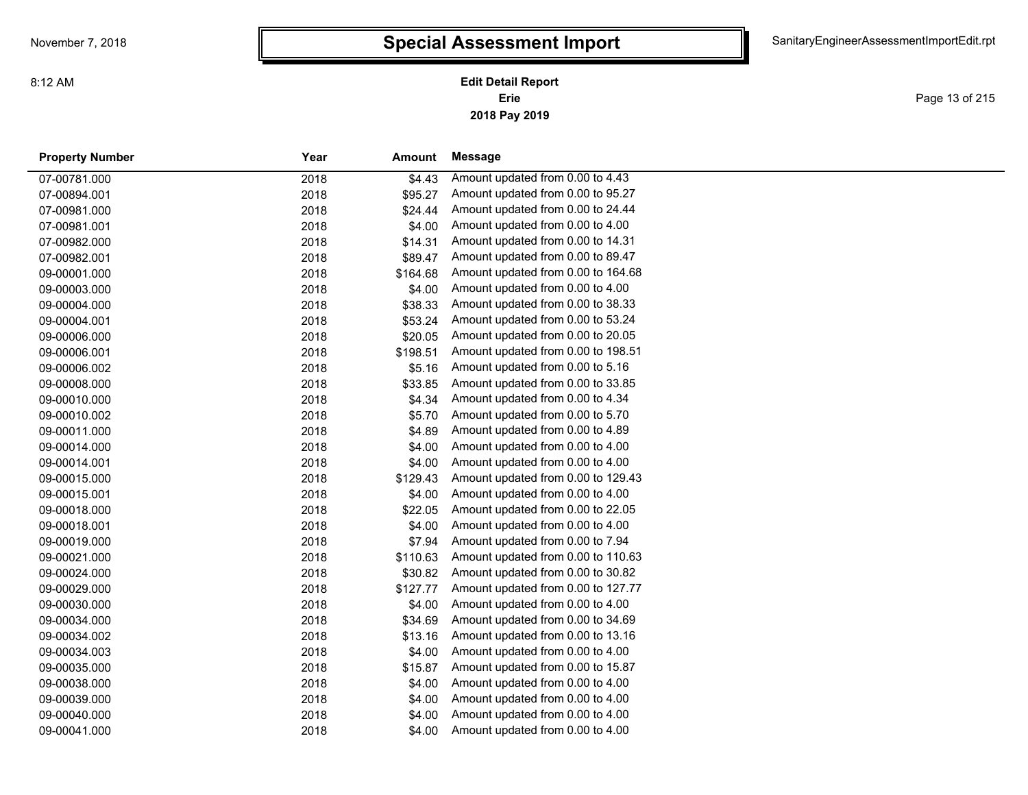# Special Assessment Import

**Edit Detail Report**
**Erie**
**2018 Pay 2019**

| Property Number | Year | Amount | Message |
|---|---|---|---|
| 07-00781.000 | 2018 | $4.43 | Amount updated from 0.00 to 4.43 |
| 07-00894.001 | 2018 | $95.27 | Amount updated from 0.00 to 95.27 |
| 07-00981.000 | 2018 | $24.44 | Amount updated from 0.00 to 24.44 |
| 07-00981.001 | 2018 | $4.00 | Amount updated from 0.00 to 4.00 |
| 07-00982.000 | 2018 | $14.31 | Amount updated from 0.00 to 14.31 |
| 07-00982.001 | 2018 | $89.47 | Amount updated from 0.00 to 89.47 |
| 09-00001.000 | 2018 | $164.68 | Amount updated from 0.00 to 164.68 |
| 09-00003.000 | 2018 | $4.00 | Amount updated from 0.00 to 4.00 |
| 09-00004.000 | 2018 | $38.33 | Amount updated from 0.00 to 38.33 |
| 09-00004.001 | 2018 | $53.24 | Amount updated from 0.00 to 53.24 |
| 09-00006.000 | 2018 | $20.05 | Amount updated from 0.00 to 20.05 |
| 09-00006.001 | 2018 | $198.51 | Amount updated from 0.00 to 198.51 |
| 09-00006.002 | 2018 | $5.16 | Amount updated from 0.00 to 5.16 |
| 09-00008.000 | 2018 | $33.85 | Amount updated from 0.00 to 33.85 |
| 09-00010.000 | 2018 | $4.34 | Amount updated from 0.00 to 4.34 |
| 09-00010.002 | 2018 | $5.70 | Amount updated from 0.00 to 5.70 |
| 09-00011.000 | 2018 | $4.89 | Amount updated from 0.00 to 4.89 |
| 09-00014.000 | 2018 | $4.00 | Amount updated from 0.00 to 4.00 |
| 09-00014.001 | 2018 | $4.00 | Amount updated from 0.00 to 4.00 |
| 09-00015.000 | 2018 | $129.43 | Amount updated from 0.00 to 129.43 |
| 09-00015.001 | 2018 | $4.00 | Amount updated from 0.00 to 4.00 |
| 09-00018.000 | 2018 | $22.05 | Amount updated from 0.00 to 22.05 |
| 09-00018.001 | 2018 | $4.00 | Amount updated from 0.00 to 4.00 |
| 09-00019.000 | 2018 | $7.94 | Amount updated from 0.00 to 7.94 |
| 09-00021.000 | 2018 | $110.63 | Amount updated from 0.00 to 110.63 |
| 09-00024.000 | 2018 | $30.82 | Amount updated from 0.00 to 30.82 |
| 09-00029.000 | 2018 | $127.77 | Amount updated from 0.00 to 127.77 |
| 09-00030.000 | 2018 | $4.00 | Amount updated from 0.00 to 4.00 |
| 09-00034.000 | 2018 | $34.69 | Amount updated from 0.00 to 34.69 |
| 09-00034.002 | 2018 | $13.16 | Amount updated from 0.00 to 13.16 |
| 09-00034.003 | 2018 | $4.00 | Amount updated from 0.00 to 4.00 |
| 09-00035.000 | 2018 | $15.87 | Amount updated from 0.00 to 15.87 |
| 09-00038.000 | 2018 | $4.00 | Amount updated from 0.00 to 4.00 |
| 09-00039.000 | 2018 | $4.00 | Amount updated from 0.00 to 4.00 |
| 09-00040.000 | 2018 | $4.00 | Amount updated from 0.00 to 4.00 |
| 09-00041.000 | 2018 | $4.00 | Amount updated from 0.00 to 4.00 |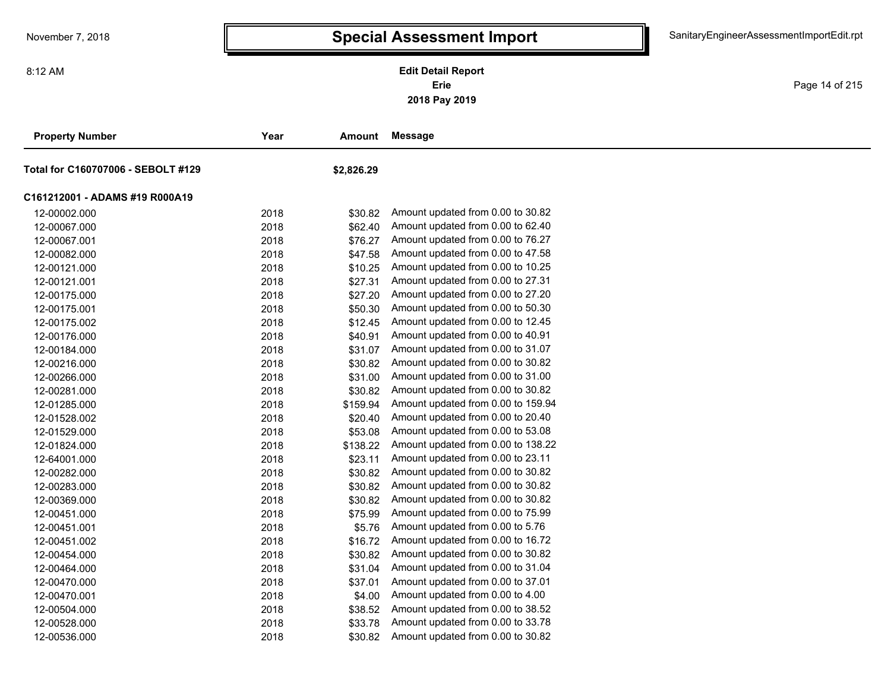# Special Assessment Import

**Edit Detail Report**
**Erie**
**2018 Pay 2019**

| Property Number | Year | Amount | Message |
|---|---|---|---|
| **Total for C160707006 - SEBOLT #129** | | **$2,826.29** | |
| **C161212001 - ADAMS #19 R000A19** | | | |
| 12-00002.000 | 2018 | $30.82 | Amount updated from 0.00 to 30.82 |
| 12-00067.000 | 2018 | $62.40 | Amount updated from 0.00 to 62.40 |
| 12-00067.001 | 2018 | $76.27 | Amount updated from 0.00 to 76.27 |
| 12-00082.000 | 2018 | $47.58 | Amount updated from 0.00 to 47.58 |
| 12-00121.000 | 2018 | $10.25 | Amount updated from 0.00 to 10.25 |
| 12-00121.001 | 2018 | $27.31 | Amount updated from 0.00 to 27.31 |
| 12-00175.000 | 2018 | $27.20 | Amount updated from 0.00 to 27.20 |
| 12-00175.001 | 2018 | $50.30 | Amount updated from 0.00 to 50.30 |
| 12-00175.002 | 2018 | $12.45 | Amount updated from 0.00 to 12.45 |
| 12-00176.000 | 2018 | $40.91 | Amount updated from 0.00 to 40.91 |
| 12-00184.000 | 2018 | $31.07 | Amount updated from 0.00 to 31.07 |
| 12-00216.000 | 2018 | $30.82 | Amount updated from 0.00 to 30.82 |
| 12-00266.000 | 2018 | $31.00 | Amount updated from 0.00 to 31.00 |
| 12-00281.000 | 2018 | $30.82 | Amount updated from 0.00 to 30.82 |
| 12-01285.000 | 2018 | $159.94 | Amount updated from 0.00 to 159.94 |
| 12-01528.002 | 2018 | $20.40 | Amount updated from 0.00 to 20.40 |
| 12-01529.000 | 2018 | $53.08 | Amount updated from 0.00 to 53.08 |
| 12-01824.000 | 2018 | $138.22 | Amount updated from 0.00 to 138.22 |
| 12-64001.000 | 2018 | $23.11 | Amount updated from 0.00 to 23.11 |
| 12-00282.000 | 2018 | $30.82 | Amount updated from 0.00 to 30.82 |
| 12-00283.000 | 2018 | $30.82 | Amount updated from 0.00 to 30.82 |
| 12-00369.000 | 2018 | $30.82 | Amount updated from 0.00 to 30.82 |
| 12-00451.000 | 2018 | $75.99 | Amount updated from 0.00 to 75.99 |
| 12-00451.001 | 2018 | $5.76 | Amount updated from 0.00 to 5.76 |
| 12-00451.002 | 2018 | $16.72 | Amount updated from 0.00 to 16.72 |
| 12-00454.000 | 2018 | $30.82 | Amount updated from 0.00 to 30.82 |
| 12-00464.000 | 2018 | $31.04 | Amount updated from 0.00 to 31.04 |
| 12-00470.000 | 2018 | $37.01 | Amount updated from 0.00 to 37.01 |
| 12-00470.001 | 2018 | $4.00 | Amount updated from 0.00 to 4.00 |
| 12-00504.000 | 2018 | $38.52 | Amount updated from 0.00 to 38.52 |
| 12-00528.000 | 2018 | $33.78 | Amount updated from 0.00 to 33.78 |
| 12-00536.000 | 2018 | $30.82 | Amount updated from 0.00 to 30.82 |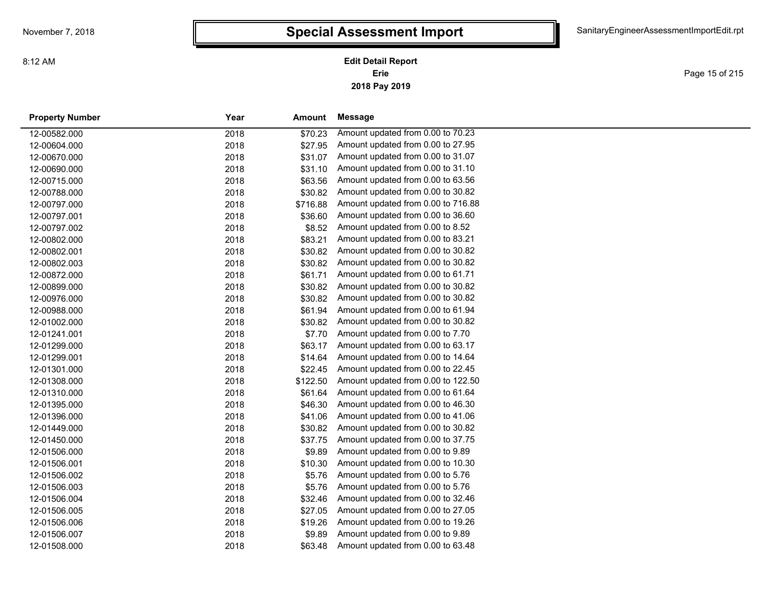# Special Assessment Import

**Edit Detail Report**
**Erie**
**2018 Pay 2019**

| Property Number | Year | Amount | Message |
|---|---|---|---|
| 12-00582.000 | 2018 | $70.23 | Amount updated from 0.00 to 70.23 |
| 12-00604.000 | 2018 | $27.95 | Amount updated from 0.00 to 27.95 |
| 12-00670.000 | 2018 | $31.07 | Amount updated from 0.00 to 31.07 |
| 12-00690.000 | 2018 | $31.10 | Amount updated from 0.00 to 31.10 |
| 12-00715.000 | 2018 | $63.56 | Amount updated from 0.00 to 63.56 |
| 12-00788.000 | 2018 | $30.82 | Amount updated from 0.00 to 30.82 |
| 12-00797.000 | 2018 | $716.88 | Amount updated from 0.00 to 716.88 |
| 12-00797.001 | 2018 | $36.60 | Amount updated from 0.00 to 36.60 |
| 12-00797.002 | 2018 | $8.52 | Amount updated from 0.00 to 8.52 |
| 12-00802.000 | 2018 | $83.21 | Amount updated from 0.00 to 83.21 |
| 12-00802.001 | 2018 | $30.82 | Amount updated from 0.00 to 30.82 |
| 12-00802.003 | 2018 | $30.82 | Amount updated from 0.00 to 30.82 |
| 12-00872.000 | 2018 | $61.71 | Amount updated from 0.00 to 61.71 |
| 12-00899.000 | 2018 | $30.82 | Amount updated from 0.00 to 30.82 |
| 12-00976.000 | 2018 | $30.82 | Amount updated from 0.00 to 30.82 |
| 12-00988.000 | 2018 | $61.94 | Amount updated from 0.00 to 61.94 |
| 12-01002.000 | 2018 | $30.82 | Amount updated from 0.00 to 30.82 |
| 12-01241.001 | 2018 | $7.70 | Amount updated from 0.00 to 7.70 |
| 12-01299.000 | 2018 | $63.17 | Amount updated from 0.00 to 63.17 |
| 12-01299.001 | 2018 | $14.64 | Amount updated from 0.00 to 14.64 |
| 12-01301.000 | 2018 | $22.45 | Amount updated from 0.00 to 22.45 |
| 12-01308.000 | 2018 | $122.50 | Amount updated from 0.00 to 122.50 |
| 12-01310.000 | 2018 | $61.64 | Amount updated from 0.00 to 61.64 |
| 12-01395.000 | 2018 | $46.30 | Amount updated from 0.00 to 46.30 |
| 12-01396.000 | 2018 | $41.06 | Amount updated from 0.00 to 41.06 |
| 12-01449.000 | 2018 | $30.82 | Amount updated from 0.00 to 30.82 |
| 12-01450.000 | 2018 | $37.75 | Amount updated from 0.00 to 37.75 |
| 12-01506.000 | 2018 | $9.89 | Amount updated from 0.00 to 9.89 |
| 12-01506.001 | 2018 | $10.30 | Amount updated from 0.00 to 10.30 |
| 12-01506.002 | 2018 | $5.76 | Amount updated from 0.00 to 5.76 |
| 12-01506.003 | 2018 | $5.76 | Amount updated from 0.00 to 5.76 |
| 12-01506.004 | 2018 | $32.46 | Amount updated from 0.00 to 32.46 |
| 12-01506.005 | 2018 | $27.05 | Amount updated from 0.00 to 27.05 |
| 12-01506.006 | 2018 | $19.26 | Amount updated from 0.00 to 19.26 |
| 12-01506.007 | 2018 | $9.89 | Amount updated from 0.00 to 9.89 |
| 12-01508.000 | 2018 | $63.48 | Amount updated from 0.00 to 63.48 |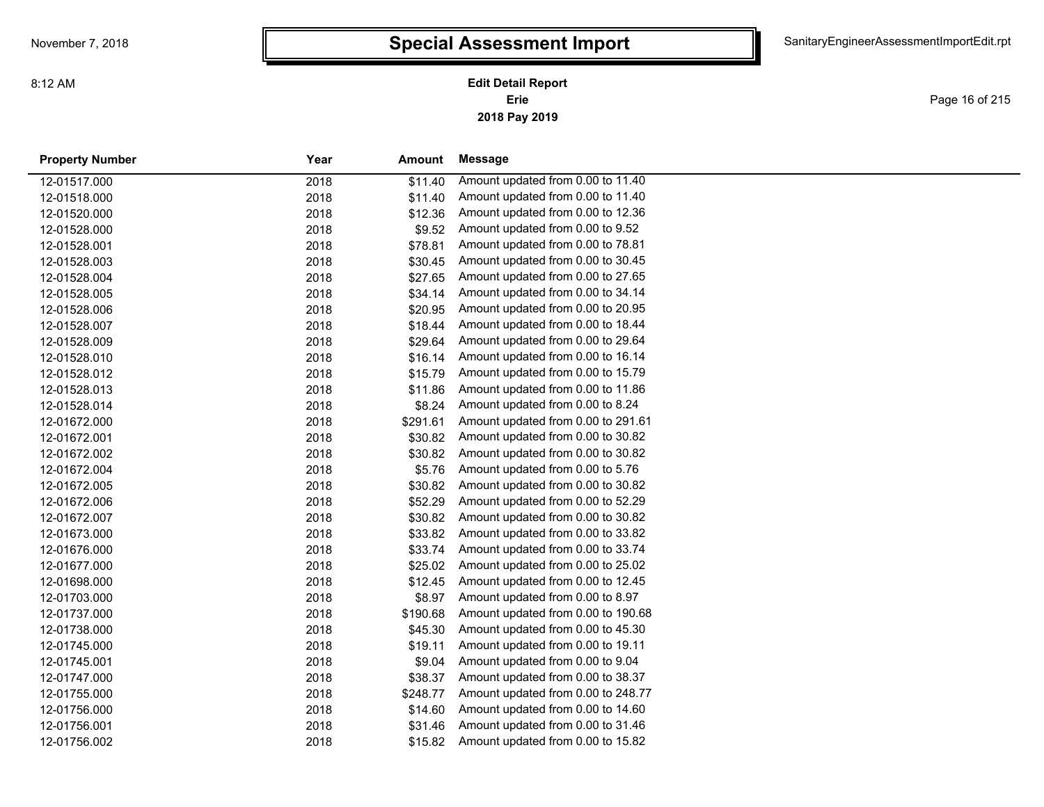# Special Assessment Import

**Edit Detail Report**
**Erie**
**2018 Pay 2019**

| Property Number | Year | Amount | Message |
|---|---|---|---|
| 12-01517.000 | 2018 | $11.40 | Amount updated from 0.00 to 11.40 |
| 12-01518.000 | 2018 | $11.40 | Amount updated from 0.00 to 11.40 |
| 12-01520.000 | 2018 | $12.36 | Amount updated from 0.00 to 12.36 |
| 12-01528.000 | 2018 | $9.52 | Amount updated from 0.00 to 9.52 |
| 12-01528.001 | 2018 | $78.81 | Amount updated from 0.00 to 78.81 |
| 12-01528.003 | 2018 | $30.45 | Amount updated from 0.00 to 30.45 |
| 12-01528.004 | 2018 | $27.65 | Amount updated from 0.00 to 27.65 |
| 12-01528.005 | 2018 | $34.14 | Amount updated from 0.00 to 34.14 |
| 12-01528.006 | 2018 | $20.95 | Amount updated from 0.00 to 20.95 |
| 12-01528.007 | 2018 | $18.44 | Amount updated from 0.00 to 18.44 |
| 12-01528.009 | 2018 | $29.64 | Amount updated from 0.00 to 29.64 |
| 12-01528.010 | 2018 | $16.14 | Amount updated from 0.00 to 16.14 |
| 12-01528.012 | 2018 | $15.79 | Amount updated from 0.00 to 15.79 |
| 12-01528.013 | 2018 | $11.86 | Amount updated from 0.00 to 11.86 |
| 12-01528.014 | 2018 | $8.24 | Amount updated from 0.00 to 8.24 |
| 12-01672.000 | 2018 | $291.61 | Amount updated from 0.00 to 291.61 |
| 12-01672.001 | 2018 | $30.82 | Amount updated from 0.00 to 30.82 |
| 12-01672.002 | 2018 | $30.82 | Amount updated from 0.00 to 30.82 |
| 12-01672.004 | 2018 | $5.76 | Amount updated from 0.00 to 5.76 |
| 12-01672.005 | 2018 | $30.82 | Amount updated from 0.00 to 30.82 |
| 12-01672.006 | 2018 | $52.29 | Amount updated from 0.00 to 52.29 |
| 12-01672.007 | 2018 | $30.82 | Amount updated from 0.00 to 30.82 |
| 12-01673.000 | 2018 | $33.82 | Amount updated from 0.00 to 33.82 |
| 12-01676.000 | 2018 | $33.74 | Amount updated from 0.00 to 33.74 |
| 12-01677.000 | 2018 | $25.02 | Amount updated from 0.00 to 25.02 |
| 12-01698.000 | 2018 | $12.45 | Amount updated from 0.00 to 12.45 |
| 12-01703.000 | 2018 | $8.97 | Amount updated from 0.00 to 8.97 |
| 12-01737.000 | 2018 | $190.68 | Amount updated from 0.00 to 190.68 |
| 12-01738.000 | 2018 | $45.30 | Amount updated from 0.00 to 45.30 |
| 12-01745.000 | 2018 | $19.11 | Amount updated from 0.00 to 19.11 |
| 12-01745.001 | 2018 | $9.04 | Amount updated from 0.00 to 9.04 |
| 12-01747.000 | 2018 | $38.37 | Amount updated from 0.00 to 38.37 |
| 12-01755.000 | 2018 | $248.77 | Amount updated from 0.00 to 248.77 |
| 12-01756.000 | 2018 | $14.60 | Amount updated from 0.00 to 14.60 |
| 12-01756.001 | 2018 | $31.46 | Amount updated from 0.00 to 31.46 |
| 12-01756.002 | 2018 | $15.82 | Amount updated from 0.00 to 15.82 |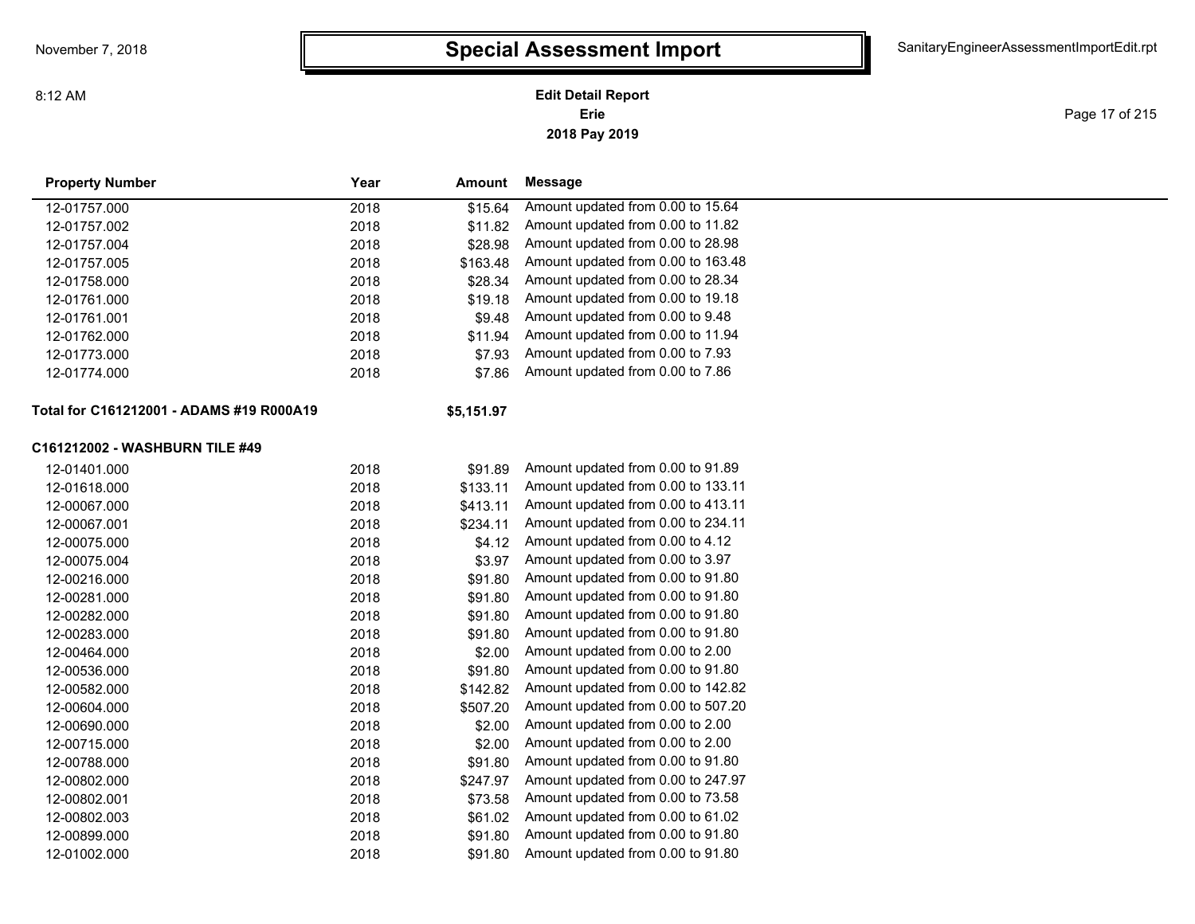| Property Number | Year | Amount | Message |
|---|---|---|---|
| 12-01757.000 | 2018 | $15.64 | Amount updated from 0.00 to 15.64 |
| 12-01757.002 | 2018 | $11.82 | Amount updated from 0.00 to 11.82 |
| 12-01757.004 | 2018 | $28.98 | Amount updated from 0.00 to 28.98 |
| 12-01757.005 | 2018 | $163.48 | Amount updated from 0.00 to 163.48 |
| 12-01758.000 | 2018 | $28.34 | Amount updated from 0.00 to 28.34 |
| 12-01761.000 | 2018 | $19.18 | Amount updated from 0.00 to 19.18 |
| 12-01761.001 | 2018 | $9.48 | Amount updated from 0.00 to 9.48 |
| 12-01762.000 | 2018 | $11.94 | Amount updated from 0.00 to 11.94 |
| 12-01773.000 | 2018 | $7.93 | Amount updated from 0.00 to 7.93 |
| 12-01774.000 | 2018 | $7.86 | Amount updated from 0.00 to 7.86 |

**Total for C161212001 - ADAMS #19 R000A19** **$5,151.97**

**C161212002 - WASHBURN TILE #49**

| Property Number | Year | Amount | Message |
|---|---|---|---|
| 12-01401.000 | 2018 | $91.89 | Amount updated from 0.00 to 91.89 |
| 12-01618.000 | 2018 | $133.11 | Amount updated from 0.00 to 133.11 |
| 12-00067.000 | 2018 | $413.11 | Amount updated from 0.00 to 413.11 |
| 12-00067.001 | 2018 | $234.11 | Amount updated from 0.00 to 234.11 |
| 12-00075.000 | 2018 | $4.12 | Amount updated from 0.00 to 4.12 |
| 12-00075.004 | 2018 | $3.97 | Amount updated from 0.00 to 3.97 |
| 12-00216.000 | 2018 | $91.80 | Amount updated from 0.00 to 91.80 |
| 12-00281.000 | 2018 | $91.80 | Amount updated from 0.00 to 91.80 |
| 12-00282.000 | 2018 | $91.80 | Amount updated from 0.00 to 91.80 |
| 12-00283.000 | 2018 | $91.80 | Amount updated from 0.00 to 91.80 |
| 12-00464.000 | 2018 | $2.00 | Amount updated from 0.00 to 2.00 |
| 12-00536.000 | 2018 | $91.80 | Amount updated from 0.00 to 91.80 |
| 12-00582.000 | 2018 | $142.82 | Amount updated from 0.00 to 142.82 |
| 12-00604.000 | 2018 | $507.20 | Amount updated from 0.00 to 507.20 |
| 12-00690.000 | 2018 | $2.00 | Amount updated from 0.00 to 2.00 |
| 12-00715.000 | 2018 | $2.00 | Amount updated from 0.00 to 2.00 |
| 12-00788.000 | 2018 | $91.80 | Amount updated from 0.00 to 91.80 |
| 12-00802.000 | 2018 | $247.97 | Amount updated from 0.00 to 247.97 |
| 12-00802.001 | 2018 | $73.58 | Amount updated from 0.00 to 73.58 |
| 12-00802.003 | 2018 | $61.02 | Amount updated from 0.00 to 61.02 |
| 12-00899.000 | 2018 | $91.80 | Amount updated from 0.00 to 91.80 |
| 12-01002.000 | 2018 | $91.80 | Amount updated from 0.00 to 91.80 |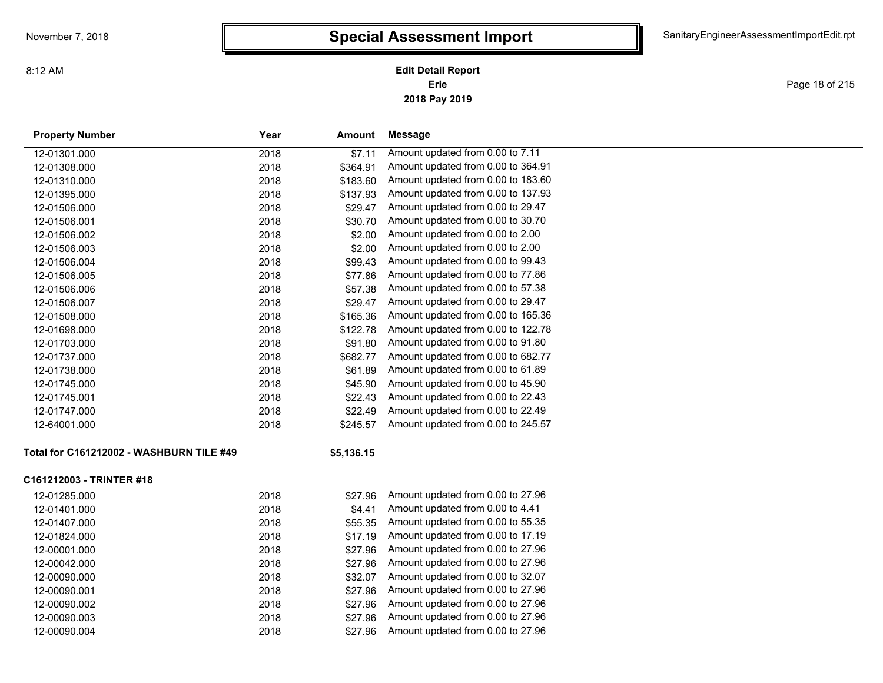# Special Assessment Import

**Edit Detail Report**
**Erie**
**2018 Pay 2019**

| Property Number | Year | Amount | Message |
|---|---|---|---|
| 12-01301.000 | 2018 | $7.11 | Amount updated from 0.00 to 7.11 |
| 12-01308.000 | 2018 | $364.91 | Amount updated from 0.00 to 364.91 |
| 12-01310.000 | 2018 | $183.60 | Amount updated from 0.00 to 183.60 |
| 12-01395.000 | 2018 | $137.93 | Amount updated from 0.00 to 137.93 |
| 12-01506.000 | 2018 | $29.47 | Amount updated from 0.00 to 29.47 |
| 12-01506.001 | 2018 | $30.70 | Amount updated from 0.00 to 30.70 |
| 12-01506.002 | 2018 | $2.00 | Amount updated from 0.00 to 2.00 |
| 12-01506.003 | 2018 | $2.00 | Amount updated from 0.00 to 2.00 |
| 12-01506.004 | 2018 | $99.43 | Amount updated from 0.00 to 99.43 |
| 12-01506.005 | 2018 | $77.86 | Amount updated from 0.00 to 77.86 |
| 12-01506.006 | 2018 | $57.38 | Amount updated from 0.00 to 57.38 |
| 12-01506.007 | 2018 | $29.47 | Amount updated from 0.00 to 29.47 |
| 12-01508.000 | 2018 | $165.36 | Amount updated from 0.00 to 165.36 |
| 12-01698.000 | 2018 | $122.78 | Amount updated from 0.00 to 122.78 |
| 12-01703.000 | 2018 | $91.80 | Amount updated from 0.00 to 91.80 |
| 12-01737.000 | 2018 | $682.77 | Amount updated from 0.00 to 682.77 |
| 12-01738.000 | 2018 | $61.89 | Amount updated from 0.00 to 61.89 |
| 12-01745.000 | 2018 | $45.90 | Amount updated from 0.00 to 45.90 |
| 12-01745.001 | 2018 | $22.43 | Amount updated from 0.00 to 22.43 |
| 12-01747.000 | 2018 | $22.49 | Amount updated from 0.00 to 22.49 |
| 12-64001.000 | 2018 | $245.57 | Amount updated from 0.00 to 245.57 |
| **Total for C161212002 - WASHBURN TILE #49** | | **$5,136.15** | |

**C161212003 - TRINTER #18**

| Property Number | Year | Amount | Message |
|---|---|---|---|
| 12-01285.000 | 2018 | $27.96 | Amount updated from 0.00 to 27.96 |
| 12-01401.000 | 2018 | $4.41 | Amount updated from 0.00 to 4.41 |
| 12-01407.000 | 2018 | $55.35 | Amount updated from 0.00 to 55.35 |
| 12-01824.000 | 2018 | $17.19 | Amount updated from 0.00 to 17.19 |
| 12-00001.000 | 2018 | $27.96 | Amount updated from 0.00 to 27.96 |
| 12-00042.000 | 2018 | $27.96 | Amount updated from 0.00 to 27.96 |
| 12-00090.000 | 2018 | $32.07 | Amount updated from 0.00 to 32.07 |
| 12-00090.001 | 2018 | $27.96 | Amount updated from 0.00 to 27.96 |
| 12-00090.002 | 2018 | $27.96 | Amount updated from 0.00 to 27.96 |
| 12-00090.003 | 2018 | $27.96 | Amount updated from 0.00 to 27.96 |
| 12-00090.004 | 2018 | $27.96 | Amount updated from 0.00 to 27.96 |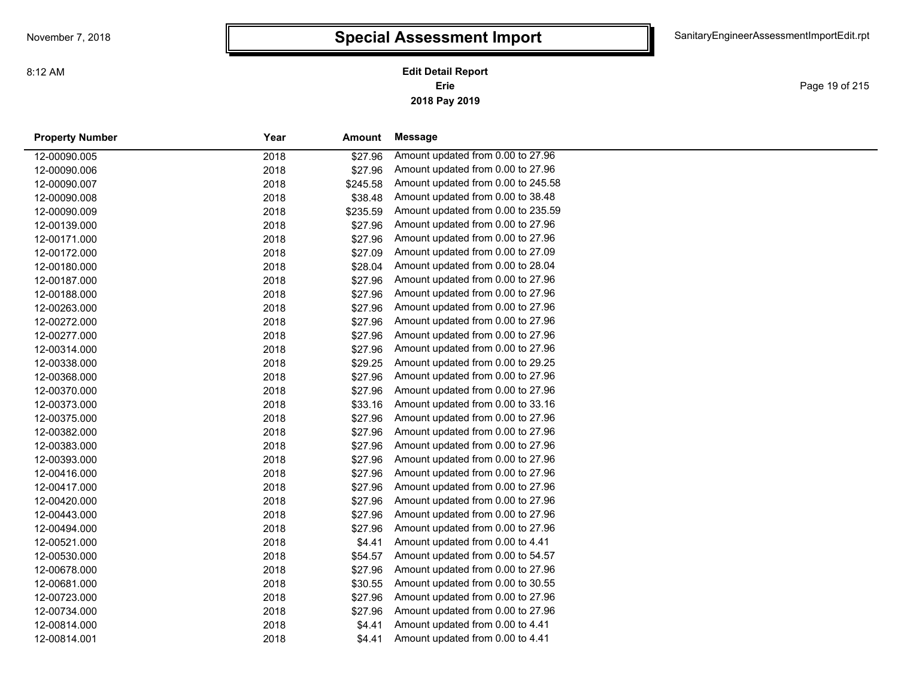# Special Assessment Import

**Edit Detail Report**
**Erie**
**2018 Pay 2019**

| Property Number | Year | Amount | Message |
|---|---|---|---|
| 12-00090.005 | 2018 | $27.96 | Amount updated from 0.00 to 27.96 |
| 12-00090.006 | 2018 | $27.96 | Amount updated from 0.00 to 27.96 |
| 12-00090.007 | 2018 | $245.58 | Amount updated from 0.00 to 245.58 |
| 12-00090.008 | 2018 | $38.48 | Amount updated from 0.00 to 38.48 |
| 12-00090.009 | 2018 | $235.59 | Amount updated from 0.00 to 235.59 |
| 12-00139.000 | 2018 | $27.96 | Amount updated from 0.00 to 27.96 |
| 12-00171.000 | 2018 | $27.96 | Amount updated from 0.00 to 27.96 |
| 12-00172.000 | 2018 | $27.09 | Amount updated from 0.00 to 27.09 |
| 12-00180.000 | 2018 | $28.04 | Amount updated from 0.00 to 28.04 |
| 12-00187.000 | 2018 | $27.96 | Amount updated from 0.00 to 27.96 |
| 12-00188.000 | 2018 | $27.96 | Amount updated from 0.00 to 27.96 |
| 12-00263.000 | 2018 | $27.96 | Amount updated from 0.00 to 27.96 |
| 12-00272.000 | 2018 | $27.96 | Amount updated from 0.00 to 27.96 |
| 12-00277.000 | 2018 | $27.96 | Amount updated from 0.00 to 27.96 |
| 12-00314.000 | 2018 | $27.96 | Amount updated from 0.00 to 27.96 |
| 12-00338.000 | 2018 | $29.25 | Amount updated from 0.00 to 29.25 |
| 12-00368.000 | 2018 | $27.96 | Amount updated from 0.00 to 27.96 |
| 12-00370.000 | 2018 | $27.96 | Amount updated from 0.00 to 27.96 |
| 12-00373.000 | 2018 | $33.16 | Amount updated from 0.00 to 33.16 |
| 12-00375.000 | 2018 | $27.96 | Amount updated from 0.00 to 27.96 |
| 12-00382.000 | 2018 | $27.96 | Amount updated from 0.00 to 27.96 |
| 12-00383.000 | 2018 | $27.96 | Amount updated from 0.00 to 27.96 |
| 12-00393.000 | 2018 | $27.96 | Amount updated from 0.00 to 27.96 |
| 12-00416.000 | 2018 | $27.96 | Amount updated from 0.00 to 27.96 |
| 12-00417.000 | 2018 | $27.96 | Amount updated from 0.00 to 27.96 |
| 12-00420.000 | 2018 | $27.96 | Amount updated from 0.00 to 27.96 |
| 12-00443.000 | 2018 | $27.96 | Amount updated from 0.00 to 27.96 |
| 12-00494.000 | 2018 | $27.96 | Amount updated from 0.00 to 27.96 |
| 12-00521.000 | 2018 | $4.41 | Amount updated from 0.00 to 4.41 |
| 12-00530.000 | 2018 | $54.57 | Amount updated from 0.00 to 54.57 |
| 12-00678.000 | 2018 | $27.96 | Amount updated from 0.00 to 27.96 |
| 12-00681.000 | 2018 | $30.55 | Amount updated from 0.00 to 30.55 |
| 12-00723.000 | 2018 | $27.96 | Amount updated from 0.00 to 27.96 |
| 12-00734.000 | 2018 | $27.96 | Amount updated from 0.00 to 27.96 |
| 12-00814.000 | 2018 | $4.41 | Amount updated from 0.00 to 4.41 |
| 12-00814.001 | 2018 | $4.41 | Amount updated from 0.00 to 4.41 |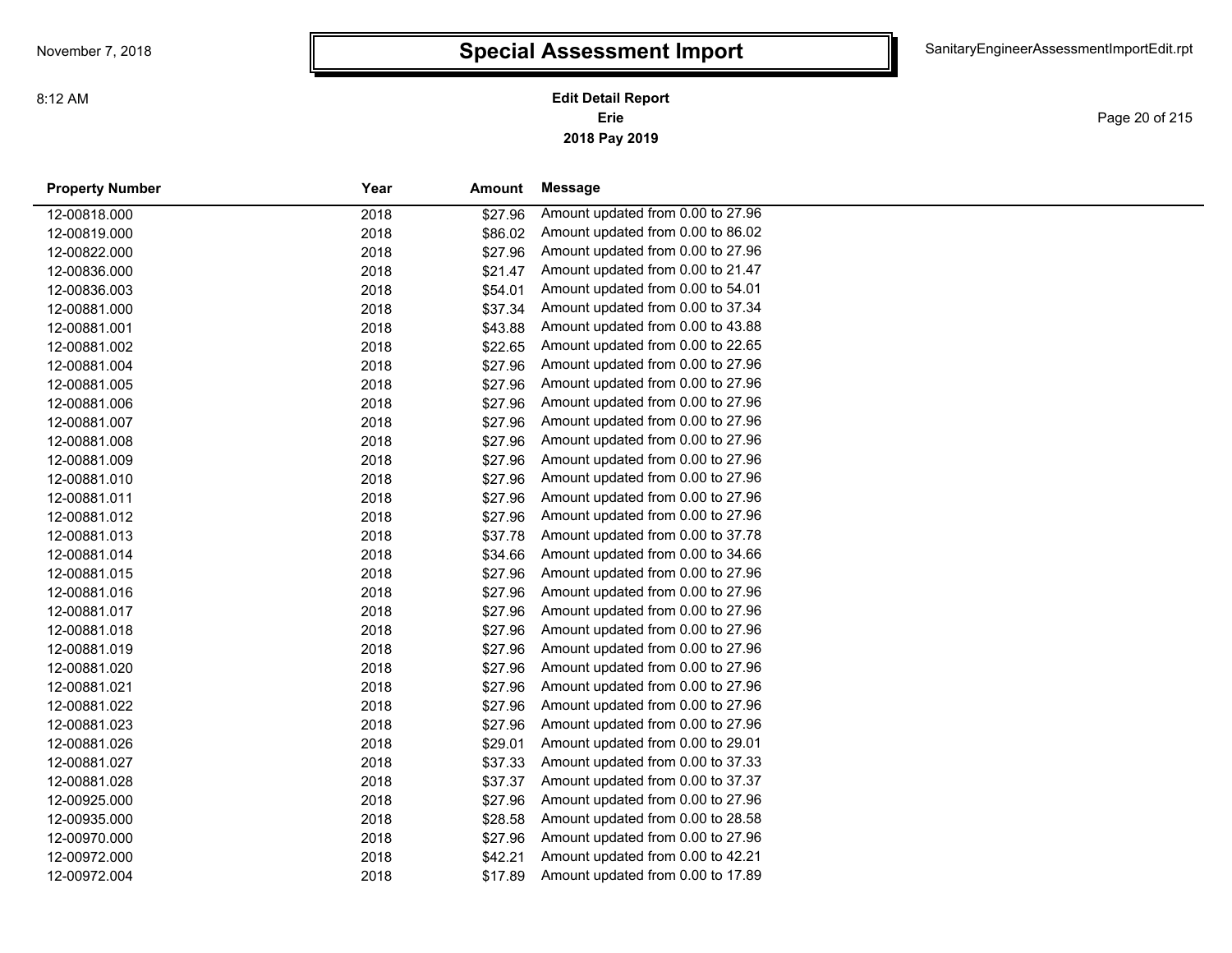# Special Assessment Import

**Edit Detail Report**
**Erie**
**2018 Pay 2019**

| Property Number | Year | Amount | Message |
|---|---|---|---|
| 12-00818.000 | 2018 | $27.96 | Amount updated from 0.00 to 27.96 |
| 12-00819.000 | 2018 | $86.02 | Amount updated from 0.00 to 86.02 |
| 12-00822.000 | 2018 | $27.96 | Amount updated from 0.00 to 27.96 |
| 12-00836.000 | 2018 | $21.47 | Amount updated from 0.00 to 21.47 |
| 12-00836.003 | 2018 | $54.01 | Amount updated from 0.00 to 54.01 |
| 12-00881.000 | 2018 | $37.34 | Amount updated from 0.00 to 37.34 |
| 12-00881.001 | 2018 | $43.88 | Amount updated from 0.00 to 43.88 |
| 12-00881.002 | 2018 | $22.65 | Amount updated from 0.00 to 22.65 |
| 12-00881.004 | 2018 | $27.96 | Amount updated from 0.00 to 27.96 |
| 12-00881.005 | 2018 | $27.96 | Amount updated from 0.00 to 27.96 |
| 12-00881.006 | 2018 | $27.96 | Amount updated from 0.00 to 27.96 |
| 12-00881.007 | 2018 | $27.96 | Amount updated from 0.00 to 27.96 |
| 12-00881.008 | 2018 | $27.96 | Amount updated from 0.00 to 27.96 |
| 12-00881.009 | 2018 | $27.96 | Amount updated from 0.00 to 27.96 |
| 12-00881.010 | 2018 | $27.96 | Amount updated from 0.00 to 27.96 |
| 12-00881.011 | 2018 | $27.96 | Amount updated from 0.00 to 27.96 |
| 12-00881.012 | 2018 | $27.96 | Amount updated from 0.00 to 27.96 |
| 12-00881.013 | 2018 | $37.78 | Amount updated from 0.00 to 37.78 |
| 12-00881.014 | 2018 | $34.66 | Amount updated from 0.00 to 34.66 |
| 12-00881.015 | 2018 | $27.96 | Amount updated from 0.00 to 27.96 |
| 12-00881.016 | 2018 | $27.96 | Amount updated from 0.00 to 27.96 |
| 12-00881.017 | 2018 | $27.96 | Amount updated from 0.00 to 27.96 |
| 12-00881.018 | 2018 | $27.96 | Amount updated from 0.00 to 27.96 |
| 12-00881.019 | 2018 | $27.96 | Amount updated from 0.00 to 27.96 |
| 12-00881.020 | 2018 | $27.96 | Amount updated from 0.00 to 27.96 |
| 12-00881.021 | 2018 | $27.96 | Amount updated from 0.00 to 27.96 |
| 12-00881.022 | 2018 | $27.96 | Amount updated from 0.00 to 27.96 |
| 12-00881.023 | 2018 | $27.96 | Amount updated from 0.00 to 27.96 |
| 12-00881.026 | 2018 | $29.01 | Amount updated from 0.00 to 29.01 |
| 12-00881.027 | 2018 | $37.33 | Amount updated from 0.00 to 37.33 |
| 12-00881.028 | 2018 | $37.37 | Amount updated from 0.00 to 37.37 |
| 12-00925.000 | 2018 | $27.96 | Amount updated from 0.00 to 27.96 |
| 12-00935.000 | 2018 | $28.58 | Amount updated from 0.00 to 28.58 |
| 12-00970.000 | 2018 | $27.96 | Amount updated from 0.00 to 27.96 |
| 12-00972.000 | 2018 | $42.21 | Amount updated from 0.00 to 42.21 |
| 12-00972.004 | 2018 | $17.89 | Amount updated from 0.00 to 17.89 |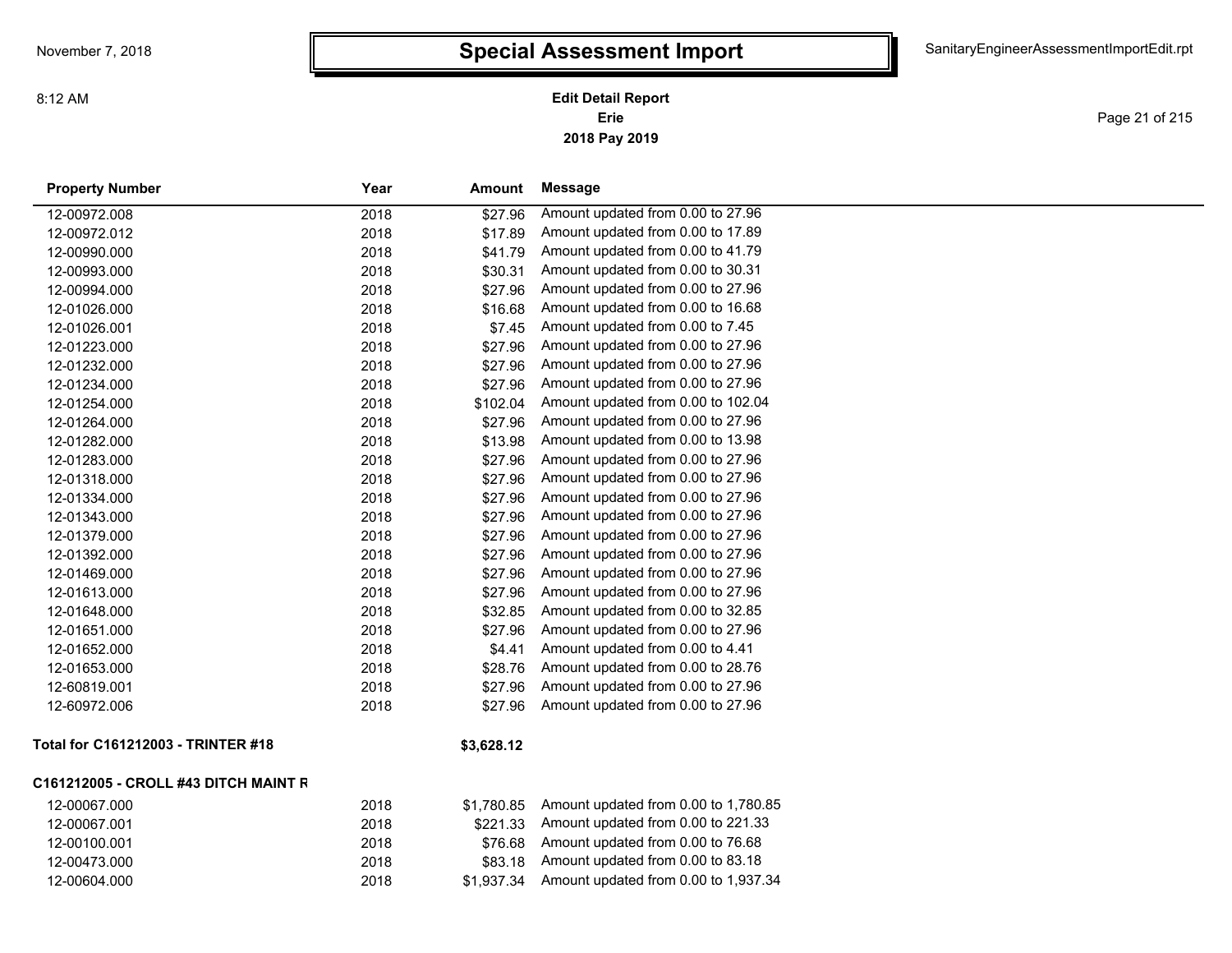# Special Assessment Import

**Edit Detail Report**
**Erie**
**2018 Pay 2019**

| Property Number | Year | Amount | Message |
|---|---|---|---|
| 12-00972.008 | 2018 | $27.96 | Amount updated from 0.00 to 27.96 |
| 12-00972.012 | 2018 | $17.89 | Amount updated from 0.00 to 17.89 |
| 12-00990.000 | 2018 | $41.79 | Amount updated from 0.00 to 41.79 |
| 12-00993.000 | 2018 | $30.31 | Amount updated from 0.00 to 30.31 |
| 12-00994.000 | 2018 | $27.96 | Amount updated from 0.00 to 27.96 |
| 12-01026.000 | 2018 | $16.68 | Amount updated from 0.00 to 16.68 |
| 12-01026.001 | 2018 | $7.45 | Amount updated from 0.00 to 7.45 |
| 12-01223.000 | 2018 | $27.96 | Amount updated from 0.00 to 27.96 |
| 12-01232.000 | 2018 | $27.96 | Amount updated from 0.00 to 27.96 |
| 12-01234.000 | 2018 | $27.96 | Amount updated from 0.00 to 27.96 |
| 12-01254.000 | 2018 | $102.04 | Amount updated from 0.00 to 102.04 |
| 12-01264.000 | 2018 | $27.96 | Amount updated from 0.00 to 27.96 |
| 12-01282.000 | 2018 | $13.98 | Amount updated from 0.00 to 13.98 |
| 12-01283.000 | 2018 | $27.96 | Amount updated from 0.00 to 27.96 |
| 12-01318.000 | 2018 | $27.96 | Amount updated from 0.00 to 27.96 |
| 12-01334.000 | 2018 | $27.96 | Amount updated from 0.00 to 27.96 |
| 12-01343.000 | 2018 | $27.96 | Amount updated from 0.00 to 27.96 |
| 12-01379.000 | 2018 | $27.96 | Amount updated from 0.00 to 27.96 |
| 12-01392.000 | 2018 | $27.96 | Amount updated from 0.00 to 27.96 |
| 12-01469.000 | 2018 | $27.96 | Amount updated from 0.00 to 27.96 |
| 12-01613.000 | 2018 | $27.96 | Amount updated from 0.00 to 27.96 |
| 12-01648.000 | 2018 | $32.85 | Amount updated from 0.00 to 32.85 |
| 12-01651.000 | 2018 | $27.96 | Amount updated from 0.00 to 27.96 |
| 12-01652.000 | 2018 | $4.41 | Amount updated from 0.00 to 4.41 |
| 12-01653.000 | 2018 | $28.76 | Amount updated from 0.00 to 28.76 |
| 12-60819.001 | 2018 | $27.96 | Amount updated from 0.00 to 27.96 |
| 12-60972.006 | 2018 | $27.96 | Amount updated from 0.00 to 27.96 |
| **Total for C161212003 - TRINTER #18** | | **$3,628.12** | |

**C161212005 - CROLL #43 DITCH MAINT R**

| Property Number | Year | Amount | Message |
|---|---|---|---|
| 12-00067.000 | 2018 | $1,780.85 | Amount updated from 0.00 to 1,780.85 |
| 12-00067.001 | 2018 | $221.33 | Amount updated from 0.00 to 221.33 |
| 12-00100.001 | 2018 | $76.68 | Amount updated from 0.00 to 76.68 |
| 12-00473.000 | 2018 | $83.18 | Amount updated from 0.00 to 83.18 |
| 12-00604.000 | 2018 | $1,937.34 | Amount updated from 0.00 to 1,937.34 |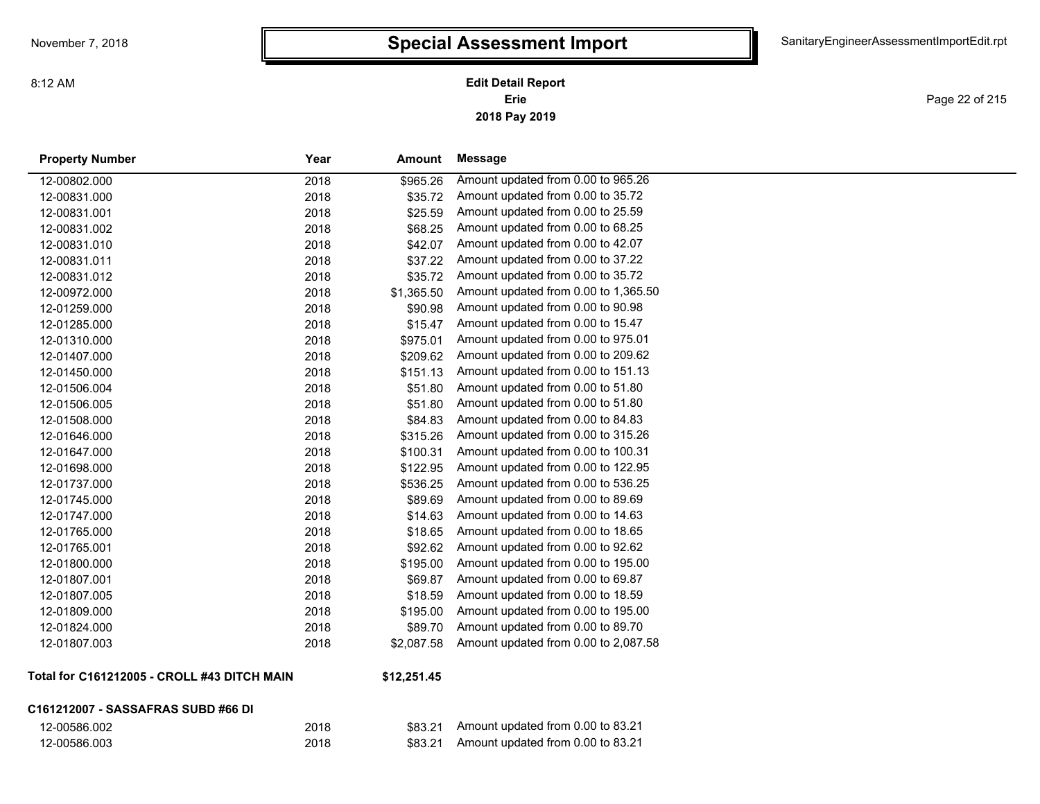# Special Assessment Import

**Edit Detail Report**
**Erie**
**2018 Pay 2019**

| Property Number | Year | Amount | Message |
|---|---|---|---|
| 12-00802.000 | 2018 | $965.26 | Amount updated from 0.00 to 965.26 |
| 12-00831.000 | 2018 | $35.72 | Amount updated from 0.00 to 35.72 |
| 12-00831.001 | 2018 | $25.59 | Amount updated from 0.00 to 25.59 |
| 12-00831.002 | 2018 | $68.25 | Amount updated from 0.00 to 68.25 |
| 12-00831.010 | 2018 | $42.07 | Amount updated from 0.00 to 42.07 |
| 12-00831.011 | 2018 | $37.22 | Amount updated from 0.00 to 37.22 |
| 12-00831.012 | 2018 | $35.72 | Amount updated from 0.00 to 35.72 |
| 12-00972.000 | 2018 | $1,365.50 | Amount updated from 0.00 to 1,365.50 |
| 12-01259.000 | 2018 | $90.98 | Amount updated from 0.00 to 90.98 |
| 12-01285.000 | 2018 | $15.47 | Amount updated from 0.00 to 15.47 |
| 12-01310.000 | 2018 | $975.01 | Amount updated from 0.00 to 975.01 |
| 12-01407.000 | 2018 | $209.62 | Amount updated from 0.00 to 209.62 |
| 12-01450.000 | 2018 | $151.13 | Amount updated from 0.00 to 151.13 |
| 12-01506.004 | 2018 | $51.80 | Amount updated from 0.00 to 51.80 |
| 12-01506.005 | 2018 | $51.80 | Amount updated from 0.00 to 51.80 |
| 12-01508.000 | 2018 | $84.83 | Amount updated from 0.00 to 84.83 |
| 12-01646.000 | 2018 | $315.26 | Amount updated from 0.00 to 315.26 |
| 12-01647.000 | 2018 | $100.31 | Amount updated from 0.00 to 100.31 |
| 12-01698.000 | 2018 | $122.95 | Amount updated from 0.00 to 122.95 |
| 12-01737.000 | 2018 | $536.25 | Amount updated from 0.00 to 536.25 |
| 12-01745.000 | 2018 | $89.69 | Amount updated from 0.00 to 89.69 |
| 12-01747.000 | 2018 | $14.63 | Amount updated from 0.00 to 14.63 |
| 12-01765.000 | 2018 | $18.65 | Amount updated from 0.00 to 18.65 |
| 12-01765.001 | 2018 | $92.62 | Amount updated from 0.00 to 92.62 |
| 12-01800.000 | 2018 | $195.00 | Amount updated from 0.00 to 195.00 |
| 12-01807.001 | 2018 | $69.87 | Amount updated from 0.00 to 69.87 |
| 12-01807.005 | 2018 | $18.59 | Amount updated from 0.00 to 18.59 |
| 12-01809.000 | 2018 | $195.00 | Amount updated from 0.00 to 195.00 |
| 12-01824.000 | 2018 | $89.70 | Amount updated from 0.00 to 89.70 |
| 12-01807.003 | 2018 | $2,087.58 | Amount updated from 0.00 to 2,087.58 |

**Total for C161212005 - CROLL #43 DITCH MAIN** **$12,251.45**

**C161212007 - SASSAFRAS SUBD #66 DI**

| Property Number | Year | Amount | Message |
|---|---|---|---|
| 12-00586.002 | 2018 | $83.21 | Amount updated from 0.00 to 83.21 |
| 12-00586.003 | 2018 | $83.21 | Amount updated from 0.00 to 83.21 |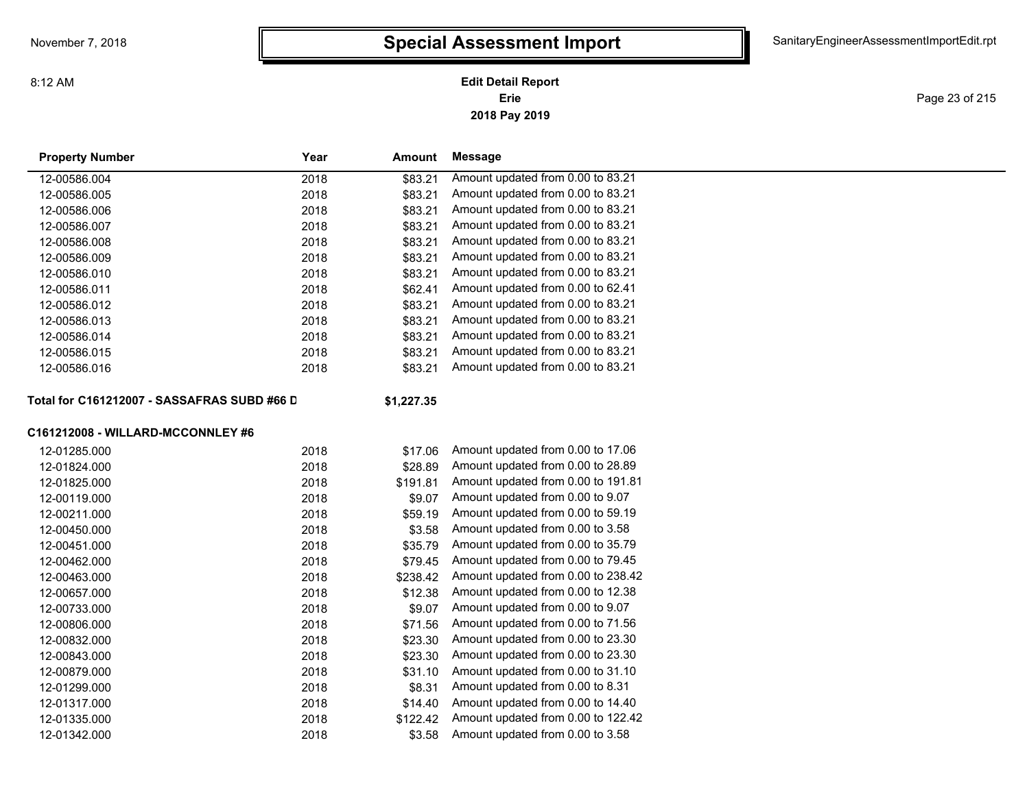# Special Assessment Import

November 7, 2018

8:12 AM

SanitaryEngineerAssessmentImportEdit.rpt

**Edit Detail Report**
**Erie**
**2018 Pay 2019**

| Property Number | Year | Amount | Message |
|---|---|---|---|
| 12-00586.004 | 2018 | $83.21 | Amount updated from 0.00 to 83.21 |
| 12-00586.005 | 2018 | $83.21 | Amount updated from 0.00 to 83.21 |
| 12-00586.006 | 2018 | $83.21 | Amount updated from 0.00 to 83.21 |
| 12-00586.007 | 2018 | $83.21 | Amount updated from 0.00 to 83.21 |
| 12-00586.008 | 2018 | $83.21 | Amount updated from 0.00 to 83.21 |
| 12-00586.009 | 2018 | $83.21 | Amount updated from 0.00 to 83.21 |
| 12-00586.010 | 2018 | $83.21 | Amount updated from 0.00 to 83.21 |
| 12-00586.011 | 2018 | $62.41 | Amount updated from 0.00 to 62.41 |
| 12-00586.012 | 2018 | $83.21 | Amount updated from 0.00 to 83.21 |
| 12-00586.013 | 2018 | $83.21 | Amount updated from 0.00 to 83.21 |
| 12-00586.014 | 2018 | $83.21 | Amount updated from 0.00 to 83.21 |
| 12-00586.015 | 2018 | $83.21 | Amount updated from 0.00 to 83.21 |
| 12-00586.016 | 2018 | $83.21 | Amount updated from 0.00 to 83.21 |
| **Total for C161212007 - SASSAFRAS SUBD #66 D** | | **$1,227.35** | |
| **C161212008 - WILLARD-MCCONNLEY #6** | | | |
| 12-01285.000 | 2018 | $17.06 | Amount updated from 0.00 to 17.06 |
| 12-01824.000 | 2018 | $28.89 | Amount updated from 0.00 to 28.89 |
| 12-01825.000 | 2018 | $191.81 | Amount updated from 0.00 to 191.81 |
| 12-00119.000 | 2018 | $9.07 | Amount updated from 0.00 to 9.07 |
| 12-00211.000 | 2018 | $59.19 | Amount updated from 0.00 to 59.19 |
| 12-00450.000 | 2018 | $3.58 | Amount updated from 0.00 to 3.58 |
| 12-00451.000 | 2018 | $35.79 | Amount updated from 0.00 to 35.79 |
| 12-00462.000 | 2018 | $79.45 | Amount updated from 0.00 to 79.45 |
| 12-00463.000 | 2018 | $238.42 | Amount updated from 0.00 to 238.42 |
| 12-00657.000 | 2018 | $12.38 | Amount updated from 0.00 to 12.38 |
| 12-00733.000 | 2018 | $9.07 | Amount updated from 0.00 to 9.07 |
| 12-00806.000 | 2018 | $71.56 | Amount updated from 0.00 to 71.56 |
| 12-00832.000 | 2018 | $23.30 | Amount updated from 0.00 to 23.30 |
| 12-00843.000 | 2018 | $23.30 | Amount updated from 0.00 to 23.30 |
| 12-00879.000 | 2018 | $31.10 | Amount updated from 0.00 to 31.10 |
| 12-01299.000 | 2018 | $8.31 | Amount updated from 0.00 to 8.31 |
| 12-01317.000 | 2018 | $14.40 | Amount updated from 0.00 to 14.40 |
| 12-01335.000 | 2018 | $122.42 | Amount updated from 0.00 to 122.42 |
| 12-01342.000 | 2018 | $3.58 | Amount updated from 0.00 to 3.58 |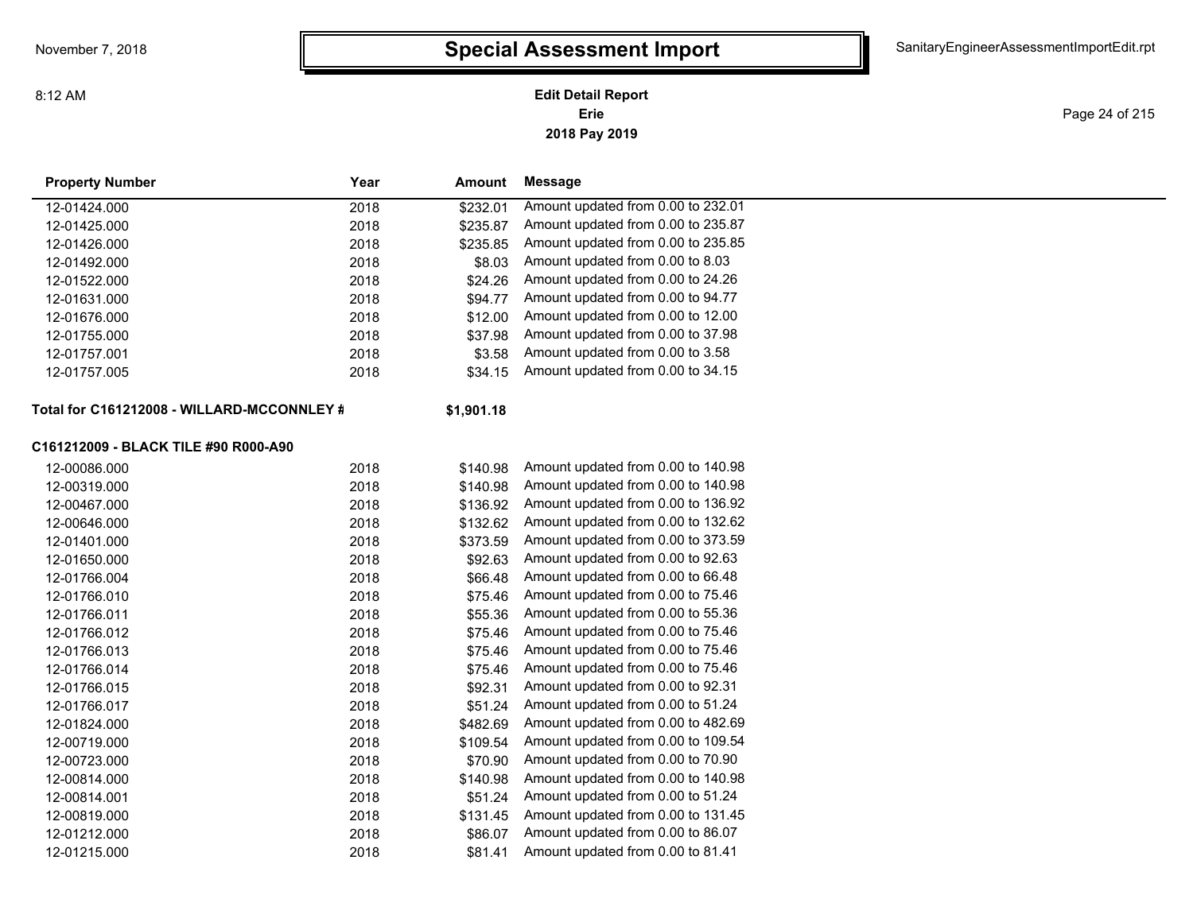# Special Assessment Import

**Edit Detail Report**
**Erie**
**2018 Pay 2019**

| Property Number | Year | Amount | Message |
|---|---|---|---|
| 12-01424.000 | 2018 | $232.01 | Amount updated from 0.00 to 232.01 |
| 12-01425.000 | 2018 | $235.87 | Amount updated from 0.00 to 235.87 |
| 12-01426.000 | 2018 | $235.85 | Amount updated from 0.00 to 235.85 |
| 12-01492.000 | 2018 | $8.03 | Amount updated from 0.00 to 8.03 |
| 12-01522.000 | 2018 | $24.26 | Amount updated from 0.00 to 24.26 |
| 12-01631.000 | 2018 | $94.77 | Amount updated from 0.00 to 94.77 |
| 12-01676.000 | 2018 | $12.00 | Amount updated from 0.00 to 12.00 |
| 12-01755.000 | 2018 | $37.98 | Amount updated from 0.00 to 37.98 |
| 12-01757.001 | 2018 | $3.58 | Amount updated from 0.00 to 3.58 |
| 12-01757.005 | 2018 | $34.15 | Amount updated from 0.00 to 34.15 |

**Total for C161212008 - WILLARD-MCCONNLEY #** **$1,901.18**

**C161212009 - BLACK TILE #90 R000-A90**

| Property Number | Year | Amount | Message |
|---|---|---|---|
| 12-00086.000 | 2018 | $140.98 | Amount updated from 0.00 to 140.98 |
| 12-00319.000 | 2018 | $140.98 | Amount updated from 0.00 to 140.98 |
| 12-00467.000 | 2018 | $136.92 | Amount updated from 0.00 to 136.92 |
| 12-00646.000 | 2018 | $132.62 | Amount updated from 0.00 to 132.62 |
| 12-01401.000 | 2018 | $373.59 | Amount updated from 0.00 to 373.59 |
| 12-01650.000 | 2018 | $92.63 | Amount updated from 0.00 to 92.63 |
| 12-01766.004 | 2018 | $66.48 | Amount updated from 0.00 to 66.48 |
| 12-01766.010 | 2018 | $75.46 | Amount updated from 0.00 to 75.46 |
| 12-01766.011 | 2018 | $55.36 | Amount updated from 0.00 to 55.36 |
| 12-01766.012 | 2018 | $75.46 | Amount updated from 0.00 to 75.46 |
| 12-01766.013 | 2018 | $75.46 | Amount updated from 0.00 to 75.46 |
| 12-01766.014 | 2018 | $75.46 | Amount updated from 0.00 to 75.46 |
| 12-01766.015 | 2018 | $92.31 | Amount updated from 0.00 to 92.31 |
| 12-01766.017 | 2018 | $51.24 | Amount updated from 0.00 to 51.24 |
| 12-01824.000 | 2018 | $482.69 | Amount updated from 0.00 to 482.69 |
| 12-00719.000 | 2018 | $109.54 | Amount updated from 0.00 to 109.54 |
| 12-00723.000 | 2018 | $70.90 | Amount updated from 0.00 to 70.90 |
| 12-00814.000 | 2018 | $140.98 | Amount updated from 0.00 to 140.98 |
| 12-00814.001 | 2018 | $51.24 | Amount updated from 0.00 to 51.24 |
| 12-00819.000 | 2018 | $131.45 | Amount updated from 0.00 to 131.45 |
| 12-01212.000 | 2018 | $86.07 | Amount updated from 0.00 to 86.07 |
| 12-01215.000 | 2018 | $81.41 | Amount updated from 0.00 to 81.41 |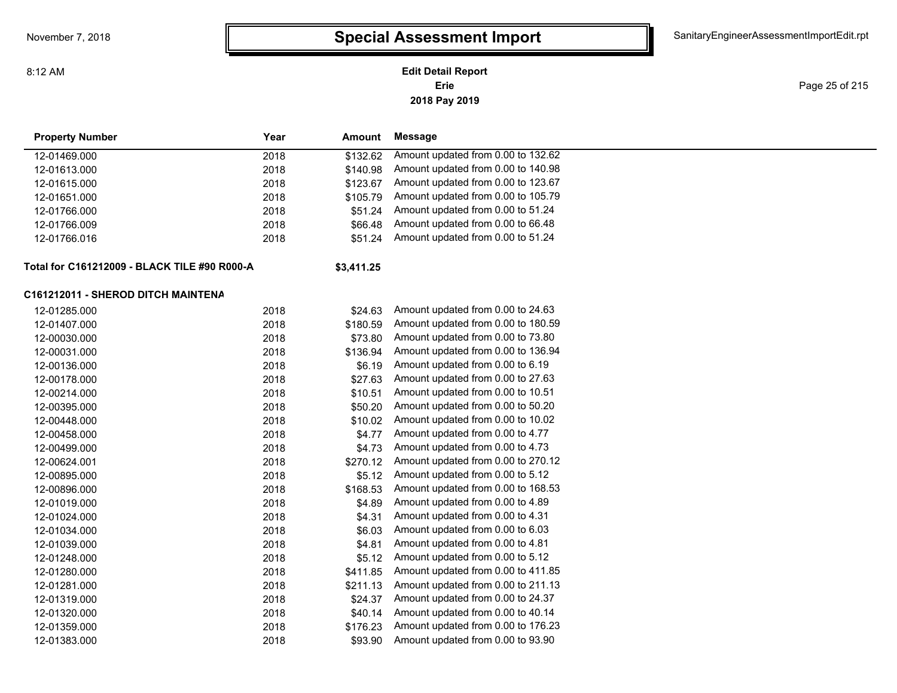# Special Assessment Import

**Edit Detail Report**
**Erie**
**2018 Pay 2019**

| Property Number | Year | Amount | Message |
|---|---|---|---|
| 12-01469.000 | 2018 | $132.62 | Amount updated from 0.00 to 132.62 |
| 12-01613.000 | 2018 | $140.98 | Amount updated from 0.00 to 140.98 |
| 12-01615.000 | 2018 | $123.67 | Amount updated from 0.00 to 123.67 |
| 12-01651.000 | 2018 | $105.79 | Amount updated from 0.00 to 105.79 |
| 12-01766.000 | 2018 | $51.24 | Amount updated from 0.00 to 51.24 |
| 12-01766.009 | 2018 | $66.48 | Amount updated from 0.00 to 66.48 |
| 12-01766.016 | 2018 | $51.24 | Amount updated from 0.00 to 51.24 |
| **Total for C161212009 - BLACK TILE #90 R000-A** | | **$3,411.25** | |

**C161212011 - SHEROD DITCH MAINTENA**

| Property Number | Year | Amount | Message |
|---|---|---|---|
| 12-01285.000 | 2018 | $24.63 | Amount updated from 0.00 to 24.63 |
| 12-01407.000 | 2018 | $180.59 | Amount updated from 0.00 to 180.59 |
| 12-00030.000 | 2018 | $73.80 | Amount updated from 0.00 to 73.80 |
| 12-00031.000 | 2018 | $136.94 | Amount updated from 0.00 to 136.94 |
| 12-00136.000 | 2018 | $6.19 | Amount updated from 0.00 to 6.19 |
| 12-00178.000 | 2018 | $27.63 | Amount updated from 0.00 to 27.63 |
| 12-00214.000 | 2018 | $10.51 | Amount updated from 0.00 to 10.51 |
| 12-00395.000 | 2018 | $50.20 | Amount updated from 0.00 to 50.20 |
| 12-00448.000 | 2018 | $10.02 | Amount updated from 0.00 to 10.02 |
| 12-00458.000 | 2018 | $4.77 | Amount updated from 0.00 to 4.77 |
| 12-00499.000 | 2018 | $4.73 | Amount updated from 0.00 to 4.73 |
| 12-00624.001 | 2018 | $270.12 | Amount updated from 0.00 to 270.12 |
| 12-00895.000 | 2018 | $5.12 | Amount updated from 0.00 to 5.12 |
| 12-00896.000 | 2018 | $168.53 | Amount updated from 0.00 to 168.53 |
| 12-01019.000 | 2018 | $4.89 | Amount updated from 0.00 to 4.89 |
| 12-01024.000 | 2018 | $4.31 | Amount updated from 0.00 to 4.31 |
| 12-01034.000 | 2018 | $6.03 | Amount updated from 0.00 to 6.03 |
| 12-01039.000 | 2018 | $4.81 | Amount updated from 0.00 to 4.81 |
| 12-01248.000 | 2018 | $5.12 | Amount updated from 0.00 to 5.12 |
| 12-01280.000 | 2018 | $411.85 | Amount updated from 0.00 to 411.85 |
| 12-01281.000 | 2018 | $211.13 | Amount updated from 0.00 to 211.13 |
| 12-01319.000 | 2018 | $24.37 | Amount updated from 0.00 to 24.37 |
| 12-01320.000 | 2018 | $40.14 | Amount updated from 0.00 to 40.14 |
| 12-01359.000 | 2018 | $176.23 | Amount updated from 0.00 to 176.23 |
| 12-01383.000 | 2018 | $93.90 | Amount updated from 0.00 to 93.90 |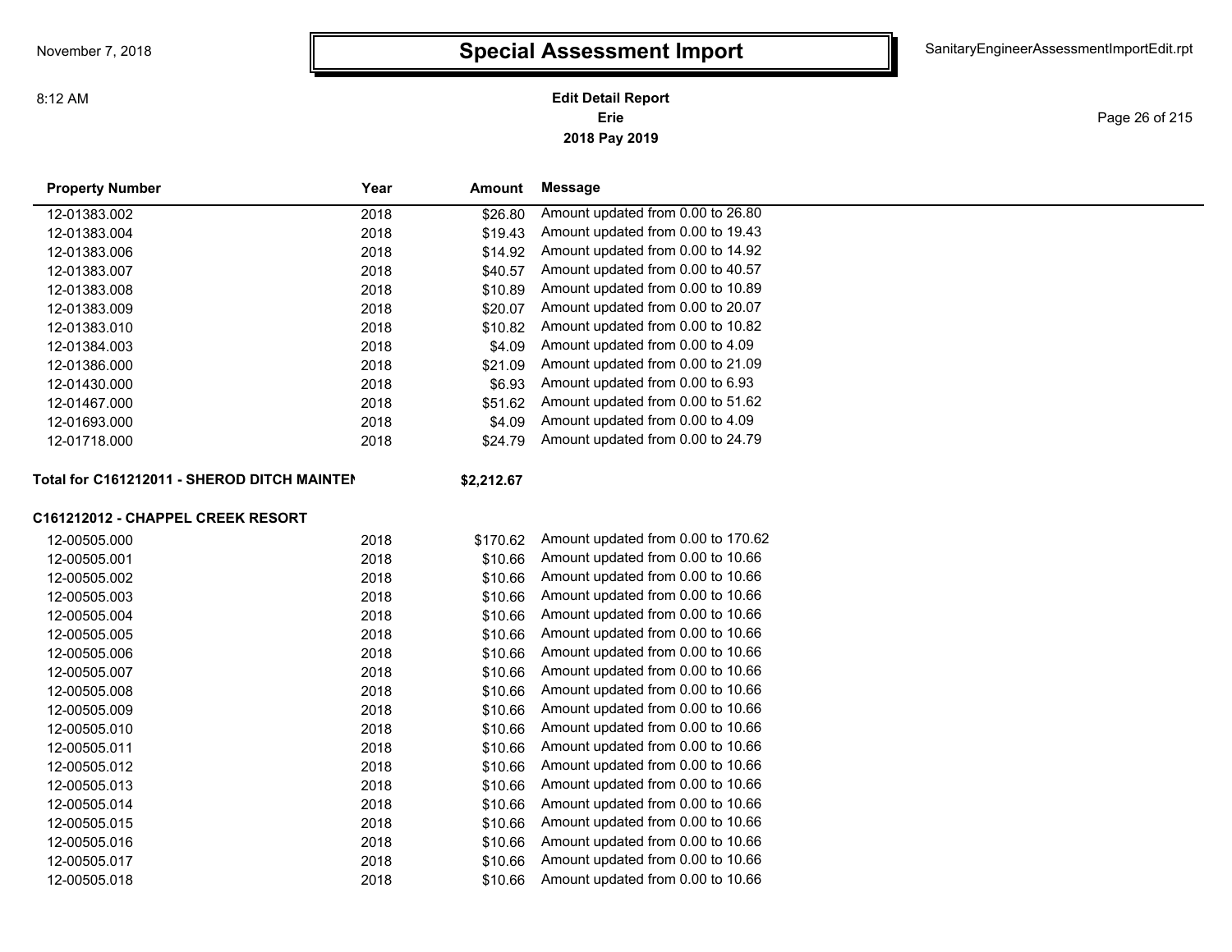# Special Assessment Import

**Edit Detail Report**
**Erie**
**2018 Pay 2019**

| Property Number | Year | Amount | Message |
|---|---|---|---|
| 12-01383.002 | 2018 | $26.80 | Amount updated from 0.00 to 26.80 |
| 12-01383.004 | 2018 | $19.43 | Amount updated from 0.00 to 19.43 |
| 12-01383.006 | 2018 | $14.92 | Amount updated from 0.00 to 14.92 |
| 12-01383.007 | 2018 | $40.57 | Amount updated from 0.00 to 40.57 |
| 12-01383.008 | 2018 | $10.89 | Amount updated from 0.00 to 10.89 |
| 12-01383.009 | 2018 | $20.07 | Amount updated from 0.00 to 20.07 |
| 12-01383.010 | 2018 | $10.82 | Amount updated from 0.00 to 10.82 |
| 12-01384.003 | 2018 | $4.09 | Amount updated from 0.00 to 4.09 |
| 12-01386.000 | 2018 | $21.09 | Amount updated from 0.00 to 21.09 |
| 12-01430.000 | 2018 | $6.93 | Amount updated from 0.00 to 6.93 |
| 12-01467.000 | 2018 | $51.62 | Amount updated from 0.00 to 51.62 |
| 12-01693.000 | 2018 | $4.09 | Amount updated from 0.00 to 4.09 |
| 12-01718.000 | 2018 | $24.79 | Amount updated from 0.00 to 24.79 |
| **Total for C161212011 - SHEROD DITCH MAINTEN** | | **$2,212.67** | |

**C161212012 - CHAPPEL CREEK RESORT**

| Property Number | Year | Amount | Message |
|---|---|---|---|
| 12-00505.000 | 2018 | $170.62 | Amount updated from 0.00 to 170.62 |
| 12-00505.001 | 2018 | $10.66 | Amount updated from 0.00 to 10.66 |
| 12-00505.002 | 2018 | $10.66 | Amount updated from 0.00 to 10.66 |
| 12-00505.003 | 2018 | $10.66 | Amount updated from 0.00 to 10.66 |
| 12-00505.004 | 2018 | $10.66 | Amount updated from 0.00 to 10.66 |
| 12-00505.005 | 2018 | $10.66 | Amount updated from 0.00 to 10.66 |
| 12-00505.006 | 2018 | $10.66 | Amount updated from 0.00 to 10.66 |
| 12-00505.007 | 2018 | $10.66 | Amount updated from 0.00 to 10.66 |
| 12-00505.008 | 2018 | $10.66 | Amount updated from 0.00 to 10.66 |
| 12-00505.009 | 2018 | $10.66 | Amount updated from 0.00 to 10.66 |
| 12-00505.010 | 2018 | $10.66 | Amount updated from 0.00 to 10.66 |
| 12-00505.011 | 2018 | $10.66 | Amount updated from 0.00 to 10.66 |
| 12-00505.012 | 2018 | $10.66 | Amount updated from 0.00 to 10.66 |
| 12-00505.013 | 2018 | $10.66 | Amount updated from 0.00 to 10.66 |
| 12-00505.014 | 2018 | $10.66 | Amount updated from 0.00 to 10.66 |
| 12-00505.015 | 2018 | $10.66 | Amount updated from 0.00 to 10.66 |
| 12-00505.016 | 2018 | $10.66 | Amount updated from 0.00 to 10.66 |
| 12-00505.017 | 2018 | $10.66 | Amount updated from 0.00 to 10.66 |
| 12-00505.018 | 2018 | $10.66 | Amount updated from 0.00 to 10.66 |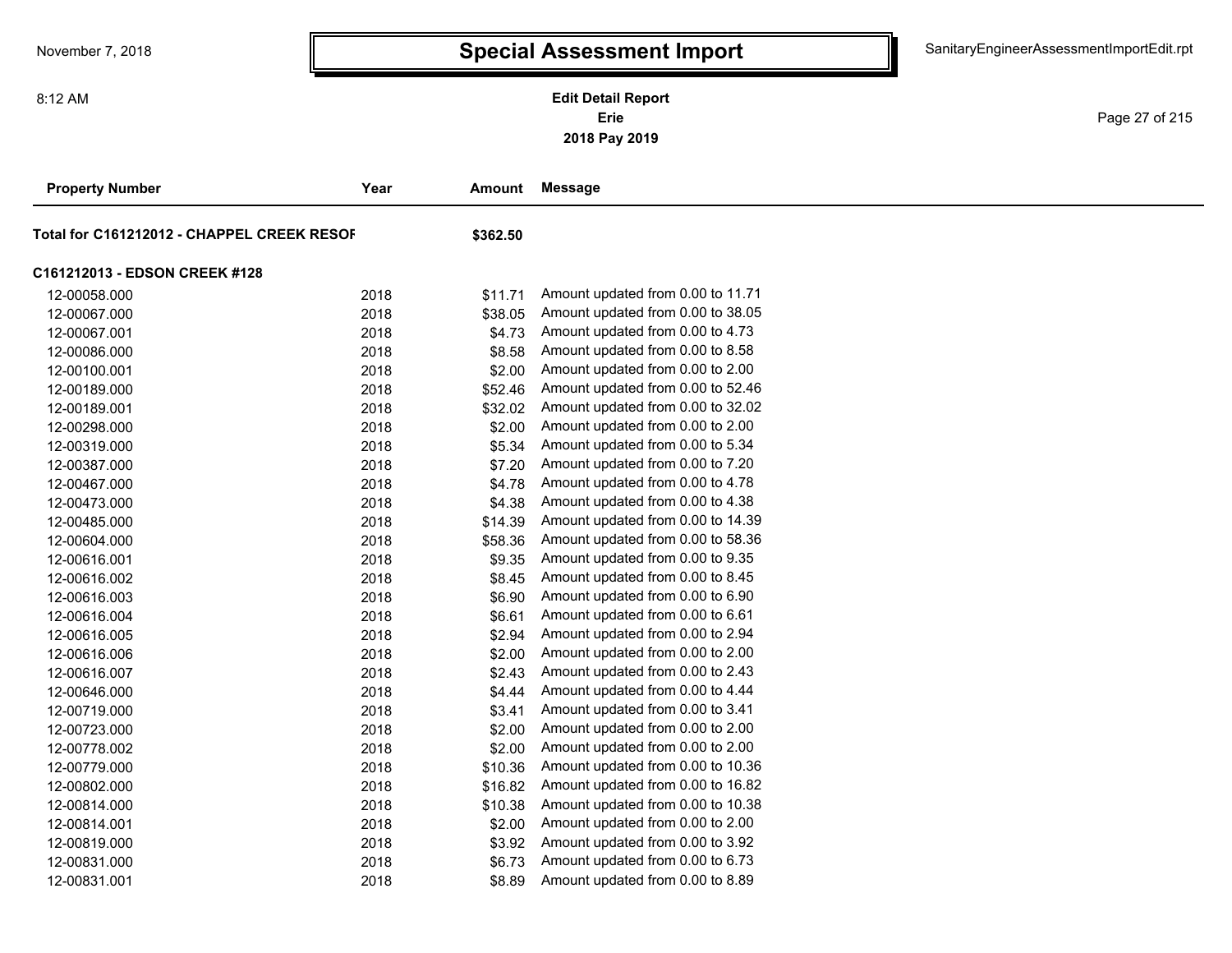# Special Assessment Import

**Edit Detail Report**
**Erie**
**2018 Pay 2019**

| Property Number | Year | Amount | Message |
|---|---|---|---|
| **Total for C161212012 - CHAPPEL CREEK RESOF** | | **$362.50** | |
| **C161212013 - EDSON CREEK #128** | | | |
| 12-00058.000 | 2018 | $11.71 | Amount updated from 0.00 to 11.71 |
| 12-00067.000 | 2018 | $38.05 | Amount updated from 0.00 to 38.05 |
| 12-00067.001 | 2018 | $4.73 | Amount updated from 0.00 to 4.73 |
| 12-00086.000 | 2018 | $8.58 | Amount updated from 0.00 to 8.58 |
| 12-00100.001 | 2018 | $2.00 | Amount updated from 0.00 to 2.00 |
| 12-00189.000 | 2018 | $52.46 | Amount updated from 0.00 to 52.46 |
| 12-00189.001 | 2018 | $32.02 | Amount updated from 0.00 to 32.02 |
| 12-00298.000 | 2018 | $2.00 | Amount updated from 0.00 to 2.00 |
| 12-00319.000 | 2018 | $5.34 | Amount updated from 0.00 to 5.34 |
| 12-00387.000 | 2018 | $7.20 | Amount updated from 0.00 to 7.20 |
| 12-00467.000 | 2018 | $4.78 | Amount updated from 0.00 to 4.78 |
| 12-00473.000 | 2018 | $4.38 | Amount updated from 0.00 to 4.38 |
| 12-00485.000 | 2018 | $14.39 | Amount updated from 0.00 to 14.39 |
| 12-00604.000 | 2018 | $58.36 | Amount updated from 0.00 to 58.36 |
| 12-00616.001 | 2018 | $9.35 | Amount updated from 0.00 to 9.35 |
| 12-00616.002 | 2018 | $8.45 | Amount updated from 0.00 to 8.45 |
| 12-00616.003 | 2018 | $6.90 | Amount updated from 0.00 to 6.90 |
| 12-00616.004 | 2018 | $6.61 | Amount updated from 0.00 to 6.61 |
| 12-00616.005 | 2018 | $2.94 | Amount updated from 0.00 to 2.94 |
| 12-00616.006 | 2018 | $2.00 | Amount updated from 0.00 to 2.00 |
| 12-00616.007 | 2018 | $2.43 | Amount updated from 0.00 to 2.43 |
| 12-00646.000 | 2018 | $4.44 | Amount updated from 0.00 to 4.44 |
| 12-00719.000 | 2018 | $3.41 | Amount updated from 0.00 to 3.41 |
| 12-00723.000 | 2018 | $2.00 | Amount updated from 0.00 to 2.00 |
| 12-00778.002 | 2018 | $2.00 | Amount updated from 0.00 to 2.00 |
| 12-00779.000 | 2018 | $10.36 | Amount updated from 0.00 to 10.36 |
| 12-00802.000 | 2018 | $16.82 | Amount updated from 0.00 to 16.82 |
| 12-00814.000 | 2018 | $10.38 | Amount updated from 0.00 to 10.38 |
| 12-00814.001 | 2018 | $2.00 | Amount updated from 0.00 to 2.00 |
| 12-00819.000 | 2018 | $3.92 | Amount updated from 0.00 to 3.92 |
| 12-00831.000 | 2018 | $6.73 | Amount updated from 0.00 to 6.73 |
| 12-00831.001 | 2018 | $8.89 | Amount updated from 0.00 to 8.89 |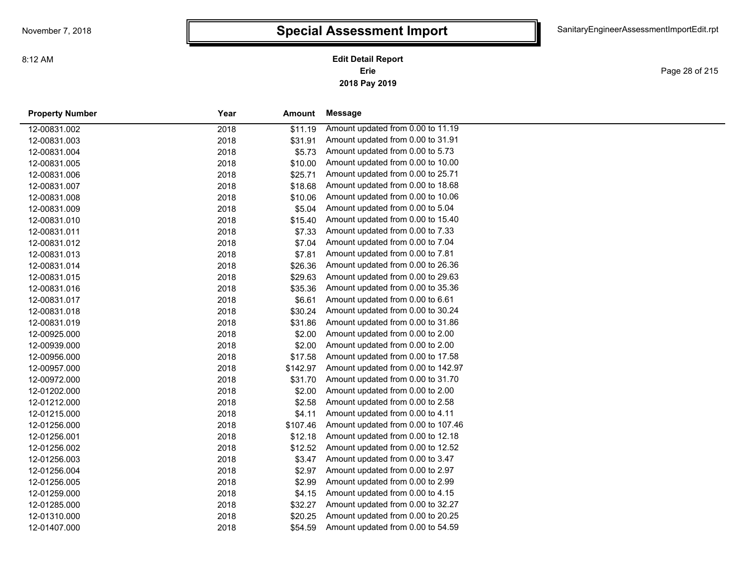# Special Assessment Import

**Edit Detail Report**
**Erie**
**2018 Pay 2019**

| Property Number | Year | Amount | Message |
|---|---|---|---|
| 12-00831.002 | 2018 | $11.19 | Amount updated from 0.00 to 11.19 |
| 12-00831.003 | 2018 | $31.91 | Amount updated from 0.00 to 31.91 |
| 12-00831.004 | 2018 | $5.73 | Amount updated from 0.00 to 5.73 |
| 12-00831.005 | 2018 | $10.00 | Amount updated from 0.00 to 10.00 |
| 12-00831.006 | 2018 | $25.71 | Amount updated from 0.00 to 25.71 |
| 12-00831.007 | 2018 | $18.68 | Amount updated from 0.00 to 18.68 |
| 12-00831.008 | 2018 | $10.06 | Amount updated from 0.00 to 10.06 |
| 12-00831.009 | 2018 | $5.04 | Amount updated from 0.00 to 5.04 |
| 12-00831.010 | 2018 | $15.40 | Amount updated from 0.00 to 15.40 |
| 12-00831.011 | 2018 | $7.33 | Amount updated from 0.00 to 7.33 |
| 12-00831.012 | 2018 | $7.04 | Amount updated from 0.00 to 7.04 |
| 12-00831.013 | 2018 | $7.81 | Amount updated from 0.00 to 7.81 |
| 12-00831.014 | 2018 | $26.36 | Amount updated from 0.00 to 26.36 |
| 12-00831.015 | 2018 | $29.63 | Amount updated from 0.00 to 29.63 |
| 12-00831.016 | 2018 | $35.36 | Amount updated from 0.00 to 35.36 |
| 12-00831.017 | 2018 | $6.61 | Amount updated from 0.00 to 6.61 |
| 12-00831.018 | 2018 | $30.24 | Amount updated from 0.00 to 30.24 |
| 12-00831.019 | 2018 | $31.86 | Amount updated from 0.00 to 31.86 |
| 12-00925.000 | 2018 | $2.00 | Amount updated from 0.00 to 2.00 |
| 12-00939.000 | 2018 | $2.00 | Amount updated from 0.00 to 2.00 |
| 12-00956.000 | 2018 | $17.58 | Amount updated from 0.00 to 17.58 |
| 12-00957.000 | 2018 | $142.97 | Amount updated from 0.00 to 142.97 |
| 12-00972.000 | 2018 | $31.70 | Amount updated from 0.00 to 31.70 |
| 12-01202.000 | 2018 | $2.00 | Amount updated from 0.00 to 2.00 |
| 12-01212.000 | 2018 | $2.58 | Amount updated from 0.00 to 2.58 |
| 12-01215.000 | 2018 | $4.11 | Amount updated from 0.00 to 4.11 |
| 12-01256.000 | 2018 | $107.46 | Amount updated from 0.00 to 107.46 |
| 12-01256.001 | 2018 | $12.18 | Amount updated from 0.00 to 12.18 |
| 12-01256.002 | 2018 | $12.52 | Amount updated from 0.00 to 12.52 |
| 12-01256.003 | 2018 | $3.47 | Amount updated from 0.00 to 3.47 |
| 12-01256.004 | 2018 | $2.97 | Amount updated from 0.00 to 2.97 |
| 12-01256.005 | 2018 | $2.99 | Amount updated from 0.00 to 2.99 |
| 12-01259.000 | 2018 | $4.15 | Amount updated from 0.00 to 4.15 |
| 12-01285.000 | 2018 | $32.27 | Amount updated from 0.00 to 32.27 |
| 12-01310.000 | 2018 | $20.25 | Amount updated from 0.00 to 20.25 |
| 12-01407.000 | 2018 | $54.59 | Amount updated from 0.00 to 54.59 |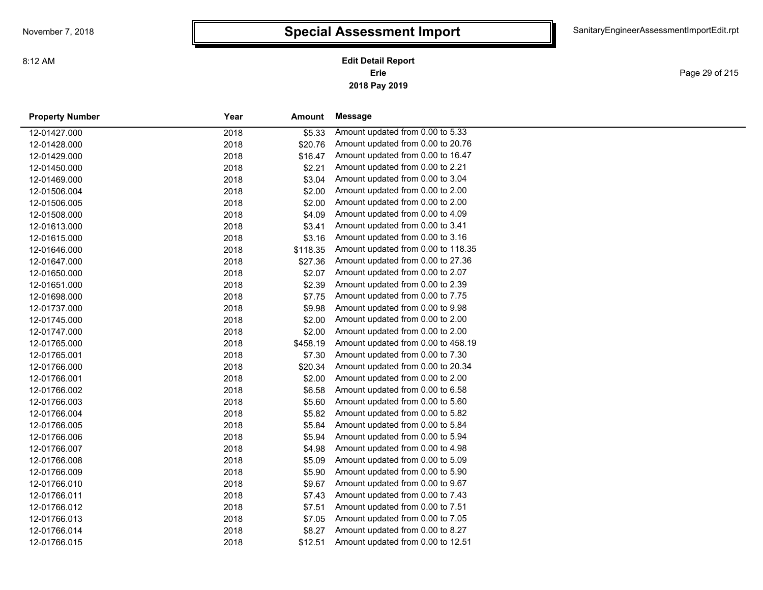# Special Assessment Import

**Edit Detail Report**
**Erie**
**2018 Pay 2019**

| Property Number | Year | Amount | Message |
|---|---|---|---|
| 12-01427.000 | 2018 | $5.33 | Amount updated from 0.00 to 5.33 |
| 12-01428.000 | 2018 | $20.76 | Amount updated from 0.00 to 20.76 |
| 12-01429.000 | 2018 | $16.47 | Amount updated from 0.00 to 16.47 |
| 12-01450.000 | 2018 | $2.21 | Amount updated from 0.00 to 2.21 |
| 12-01469.000 | 2018 | $3.04 | Amount updated from 0.00 to 3.04 |
| 12-01506.004 | 2018 | $2.00 | Amount updated from 0.00 to 2.00 |
| 12-01506.005 | 2018 | $2.00 | Amount updated from 0.00 to 2.00 |
| 12-01508.000 | 2018 | $4.09 | Amount updated from 0.00 to 4.09 |
| 12-01613.000 | 2018 | $3.41 | Amount updated from 0.00 to 3.41 |
| 12-01615.000 | 2018 | $3.16 | Amount updated from 0.00 to 3.16 |
| 12-01646.000 | 2018 | $118.35 | Amount updated from 0.00 to 118.35 |
| 12-01647.000 | 2018 | $27.36 | Amount updated from 0.00 to 27.36 |
| 12-01650.000 | 2018 | $2.07 | Amount updated from 0.00 to 2.07 |
| 12-01651.000 | 2018 | $2.39 | Amount updated from 0.00 to 2.39 |
| 12-01698.000 | 2018 | $7.75 | Amount updated from 0.00 to 7.75 |
| 12-01737.000 | 2018 | $9.98 | Amount updated from 0.00 to 9.98 |
| 12-01745.000 | 2018 | $2.00 | Amount updated from 0.00 to 2.00 |
| 12-01747.000 | 2018 | $2.00 | Amount updated from 0.00 to 2.00 |
| 12-01765.000 | 2018 | $458.19 | Amount updated from 0.00 to 458.19 |
| 12-01765.001 | 2018 | $7.30 | Amount updated from 0.00 to 7.30 |
| 12-01766.000 | 2018 | $20.34 | Amount updated from 0.00 to 20.34 |
| 12-01766.001 | 2018 | $2.00 | Amount updated from 0.00 to 2.00 |
| 12-01766.002 | 2018 | $6.58 | Amount updated from 0.00 to 6.58 |
| 12-01766.003 | 2018 | $5.60 | Amount updated from 0.00 to 5.60 |
| 12-01766.004 | 2018 | $5.82 | Amount updated from 0.00 to 5.82 |
| 12-01766.005 | 2018 | $5.84 | Amount updated from 0.00 to 5.84 |
| 12-01766.006 | 2018 | $5.94 | Amount updated from 0.00 to 5.94 |
| 12-01766.007 | 2018 | $4.98 | Amount updated from 0.00 to 4.98 |
| 12-01766.008 | 2018 | $5.09 | Amount updated from 0.00 to 5.09 |
| 12-01766.009 | 2018 | $5.90 | Amount updated from 0.00 to 5.90 |
| 12-01766.010 | 2018 | $9.67 | Amount updated from 0.00 to 9.67 |
| 12-01766.011 | 2018 | $7.43 | Amount updated from 0.00 to 7.43 |
| 12-01766.012 | 2018 | $7.51 | Amount updated from 0.00 to 7.51 |
| 12-01766.013 | 2018 | $7.05 | Amount updated from 0.00 to 7.05 |
| 12-01766.014 | 2018 | $8.27 | Amount updated from 0.00 to 8.27 |
| 12-01766.015 | 2018 | $12.51 | Amount updated from 0.00 to 12.51 |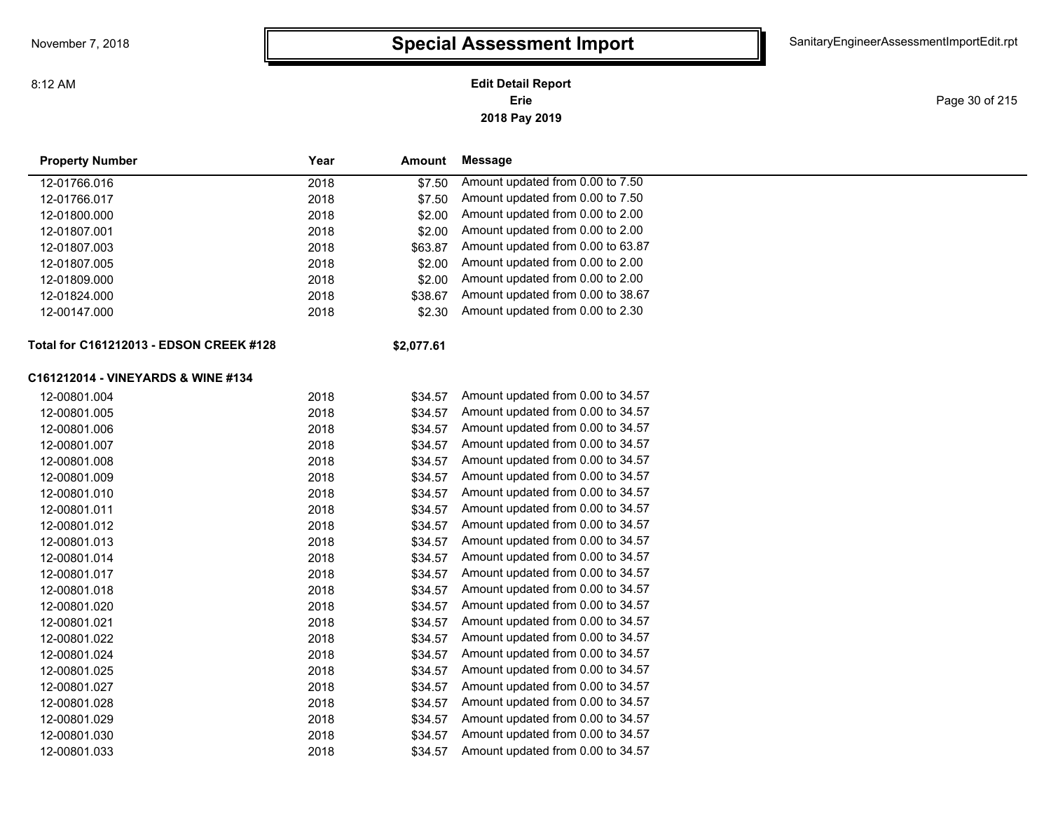# Special Assessment Import

**Edit Detail Report**
**Erie**
**2018 Pay 2019**

| Property Number | Year | Amount | Message |
|---|---|---|---|
| 12-01766.016 | 2018 | $7.50 | Amount updated from 0.00 to 7.50 |
| 12-01766.017 | 2018 | $7.50 | Amount updated from 0.00 to 7.50 |
| 12-01800.000 | 2018 | $2.00 | Amount updated from 0.00 to 2.00 |
| 12-01807.001 | 2018 | $2.00 | Amount updated from 0.00 to 2.00 |
| 12-01807.003 | 2018 | $63.87 | Amount updated from 0.00 to 63.87 |
| 12-01807.005 | 2018 | $2.00 | Amount updated from 0.00 to 2.00 |
| 12-01809.000 | 2018 | $2.00 | Amount updated from 0.00 to 2.00 |
| 12-01824.000 | 2018 | $38.67 | Amount updated from 0.00 to 38.67 |
| 12-00147.000 | 2018 | $2.30 | Amount updated from 0.00 to 2.30 |
| **Total for C161212013 - EDSON CREEK #128** | | **$2,077.61** | |
| **C161212014 - VINEYARDS & WINE #134** | | | |
| 12-00801.004 | 2018 | $34.57 | Amount updated from 0.00 to 34.57 |
| 12-00801.005 | 2018 | $34.57 | Amount updated from 0.00 to 34.57 |
| 12-00801.006 | 2018 | $34.57 | Amount updated from 0.00 to 34.57 |
| 12-00801.007 | 2018 | $34.57 | Amount updated from 0.00 to 34.57 |
| 12-00801.008 | 2018 | $34.57 | Amount updated from 0.00 to 34.57 |
| 12-00801.009 | 2018 | $34.57 | Amount updated from 0.00 to 34.57 |
| 12-00801.010 | 2018 | $34.57 | Amount updated from 0.00 to 34.57 |
| 12-00801.011 | 2018 | $34.57 | Amount updated from 0.00 to 34.57 |
| 12-00801.012 | 2018 | $34.57 | Amount updated from 0.00 to 34.57 |
| 12-00801.013 | 2018 | $34.57 | Amount updated from 0.00 to 34.57 |
| 12-00801.014 | 2018 | $34.57 | Amount updated from 0.00 to 34.57 |
| 12-00801.017 | 2018 | $34.57 | Amount updated from 0.00 to 34.57 |
| 12-00801.018 | 2018 | $34.57 | Amount updated from 0.00 to 34.57 |
| 12-00801.020 | 2018 | $34.57 | Amount updated from 0.00 to 34.57 |
| 12-00801.021 | 2018 | $34.57 | Amount updated from 0.00 to 34.57 |
| 12-00801.022 | 2018 | $34.57 | Amount updated from 0.00 to 34.57 |
| 12-00801.024 | 2018 | $34.57 | Amount updated from 0.00 to 34.57 |
| 12-00801.025 | 2018 | $34.57 | Amount updated from 0.00 to 34.57 |
| 12-00801.027 | 2018 | $34.57 | Amount updated from 0.00 to 34.57 |
| 12-00801.028 | 2018 | $34.57 | Amount updated from 0.00 to 34.57 |
| 12-00801.029 | 2018 | $34.57 | Amount updated from 0.00 to 34.57 |
| 12-00801.030 | 2018 | $34.57 | Amount updated from 0.00 to 34.57 |
| 12-00801.033 | 2018 | $34.57 | Amount updated from 0.00 to 34.57 |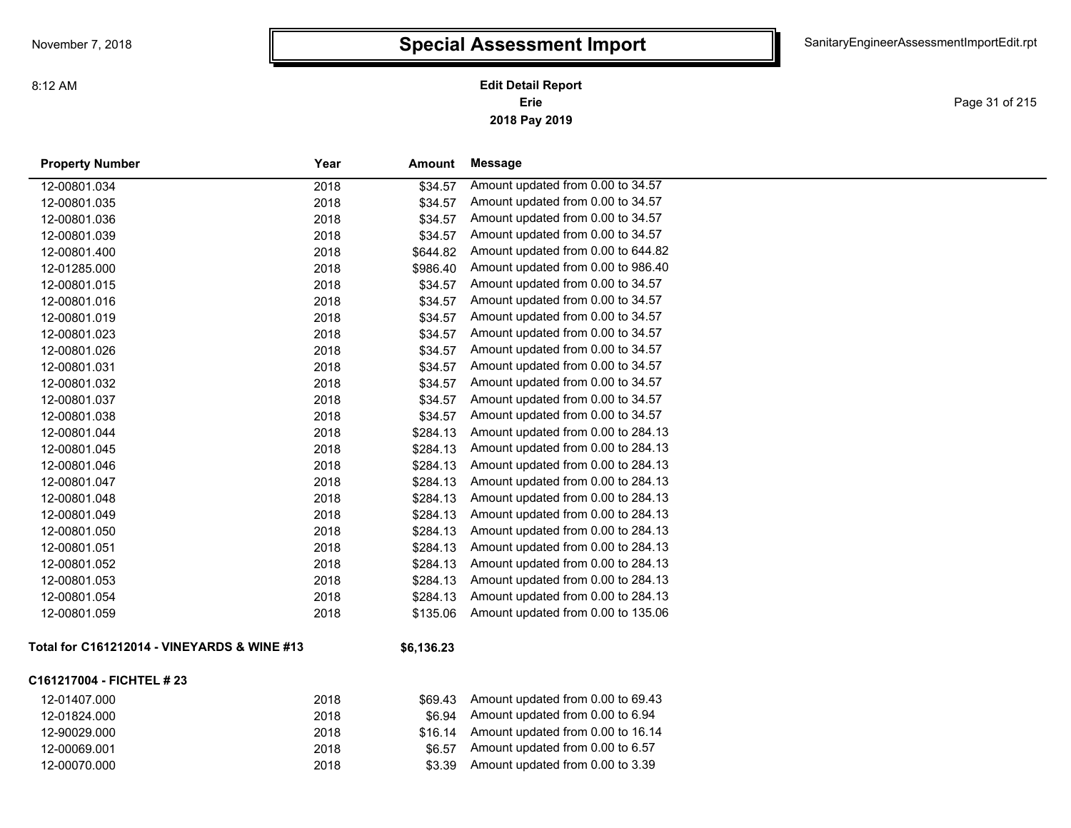# Special Assessment Import

**Edit Detail Report**
**Erie**
**2018 Pay 2019**

| Property Number | Year | Amount | Message |
|---|---|---|---|
| 12-00801.034 | 2018 | $34.57 | Amount updated from 0.00 to 34.57 |
| 12-00801.035 | 2018 | $34.57 | Amount updated from 0.00 to 34.57 |
| 12-00801.036 | 2018 | $34.57 | Amount updated from 0.00 to 34.57 |
| 12-00801.039 | 2018 | $34.57 | Amount updated from 0.00 to 34.57 |
| 12-00801.400 | 2018 | $644.82 | Amount updated from 0.00 to 644.82 |
| 12-01285.000 | 2018 | $986.40 | Amount updated from 0.00 to 986.40 |
| 12-00801.015 | 2018 | $34.57 | Amount updated from 0.00 to 34.57 |
| 12-00801.016 | 2018 | $34.57 | Amount updated from 0.00 to 34.57 |
| 12-00801.019 | 2018 | $34.57 | Amount updated from 0.00 to 34.57 |
| 12-00801.023 | 2018 | $34.57 | Amount updated from 0.00 to 34.57 |
| 12-00801.026 | 2018 | $34.57 | Amount updated from 0.00 to 34.57 |
| 12-00801.031 | 2018 | $34.57 | Amount updated from 0.00 to 34.57 |
| 12-00801.032 | 2018 | $34.57 | Amount updated from 0.00 to 34.57 |
| 12-00801.037 | 2018 | $34.57 | Amount updated from 0.00 to 34.57 |
| 12-00801.038 | 2018 | $34.57 | Amount updated from 0.00 to 34.57 |
| 12-00801.044 | 2018 | $284.13 | Amount updated from 0.00 to 284.13 |
| 12-00801.045 | 2018 | $284.13 | Amount updated from 0.00 to 284.13 |
| 12-00801.046 | 2018 | $284.13 | Amount updated from 0.00 to 284.13 |
| 12-00801.047 | 2018 | $284.13 | Amount updated from 0.00 to 284.13 |
| 12-00801.048 | 2018 | $284.13 | Amount updated from 0.00 to 284.13 |
| 12-00801.049 | 2018 | $284.13 | Amount updated from 0.00 to 284.13 |
| 12-00801.050 | 2018 | $284.13 | Amount updated from 0.00 to 284.13 |
| 12-00801.051 | 2018 | $284.13 | Amount updated from 0.00 to 284.13 |
| 12-00801.052 | 2018 | $284.13 | Amount updated from 0.00 to 284.13 |
| 12-00801.053 | 2018 | $284.13 | Amount updated from 0.00 to 284.13 |
| 12-00801.054 | 2018 | $284.13 | Amount updated from 0.00 to 284.13 |
| 12-00801.059 | 2018 | $135.06 | Amount updated from 0.00 to 135.06 |
| **Total for C161212014 - VINEYARDS & WINE #13** | | **$6,136.23** | |

**C161217004 - FICHTEL # 23**

| Property Number | Year | Amount | Message |
|---|---|---|---|
| 12-01407.000 | 2018 | $69.43 | Amount updated from 0.00 to 69.43 |
| 12-01824.000 | 2018 | $6.94 | Amount updated from 0.00 to 6.94 |
| 12-90029.000 | 2018 | $16.14 | Amount updated from 0.00 to 16.14 |
| 12-00069.001 | 2018 | $6.57 | Amount updated from 0.00 to 6.57 |
| 12-00070.000 | 2018 | $3.39 | Amount updated from 0.00 to 3.39 |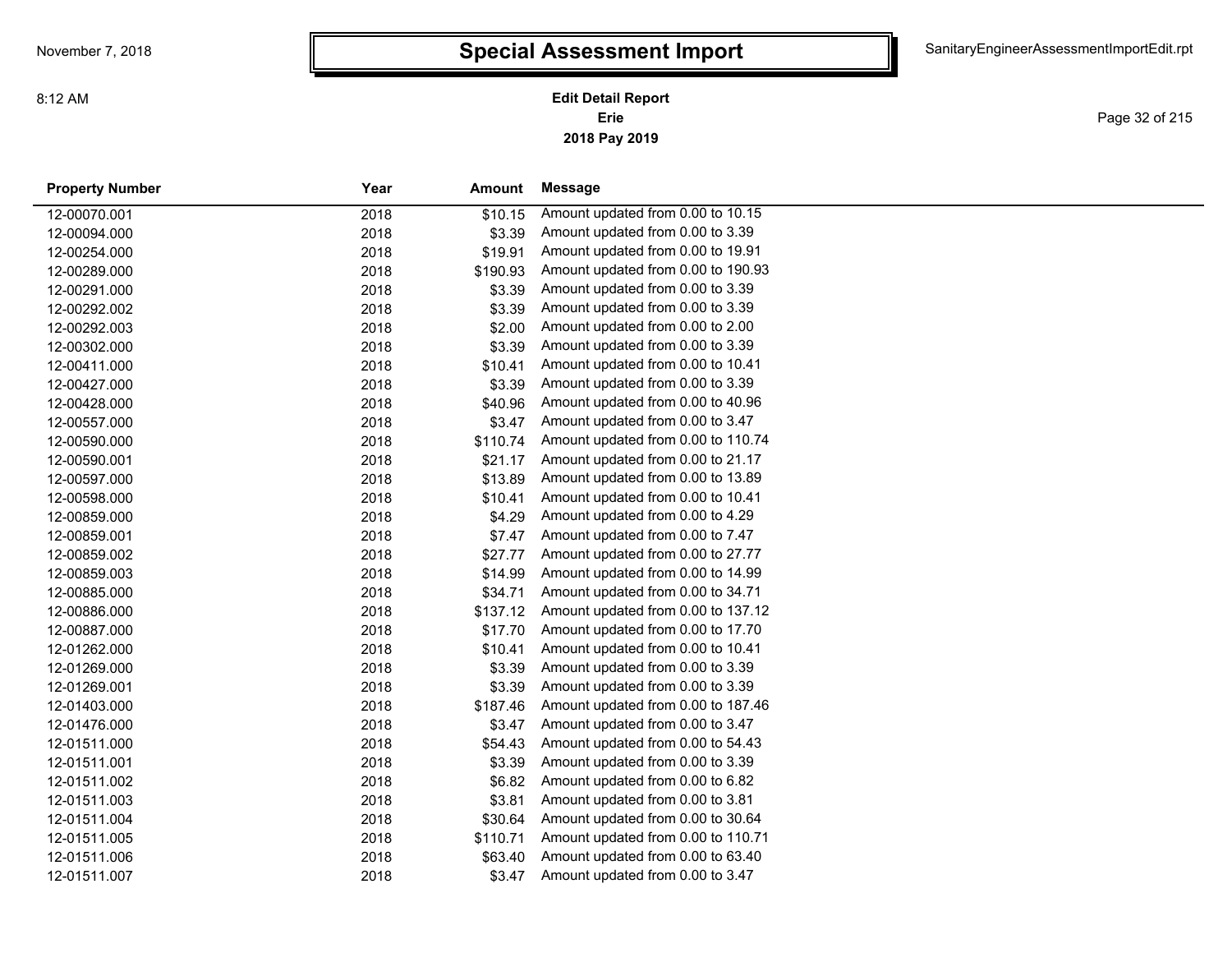# Special Assessment Import

**Edit Detail Report**
**Erie**
**2018 Pay 2019**

| Property Number | Year | Amount | Message |
|---|---|---|---|
| 12-00070.001 | 2018 | $10.15 | Amount updated from 0.00 to 10.15 |
| 12-00094.000 | 2018 | $3.39 | Amount updated from 0.00 to 3.39 |
| 12-00254.000 | 2018 | $19.91 | Amount updated from 0.00 to 19.91 |
| 12-00289.000 | 2018 | $190.93 | Amount updated from 0.00 to 190.93 |
| 12-00291.000 | 2018 | $3.39 | Amount updated from 0.00 to 3.39 |
| 12-00292.002 | 2018 | $3.39 | Amount updated from 0.00 to 3.39 |
| 12-00292.003 | 2018 | $2.00 | Amount updated from 0.00 to 2.00 |
| 12-00302.000 | 2018 | $3.39 | Amount updated from 0.00 to 3.39 |
| 12-00411.000 | 2018 | $10.41 | Amount updated from 0.00 to 10.41 |
| 12-00427.000 | 2018 | $3.39 | Amount updated from 0.00 to 3.39 |
| 12-00428.000 | 2018 | $40.96 | Amount updated from 0.00 to 40.96 |
| 12-00557.000 | 2018 | $3.47 | Amount updated from 0.00 to 3.47 |
| 12-00590.000 | 2018 | $110.74 | Amount updated from 0.00 to 110.74 |
| 12-00590.001 | 2018 | $21.17 | Amount updated from 0.00 to 21.17 |
| 12-00597.000 | 2018 | $13.89 | Amount updated from 0.00 to 13.89 |
| 12-00598.000 | 2018 | $10.41 | Amount updated from 0.00 to 10.41 |
| 12-00859.000 | 2018 | $4.29 | Amount updated from 0.00 to 4.29 |
| 12-00859.001 | 2018 | $7.47 | Amount updated from 0.00 to 7.47 |
| 12-00859.002 | 2018 | $27.77 | Amount updated from 0.00 to 27.77 |
| 12-00859.003 | 2018 | $14.99 | Amount updated from 0.00 to 14.99 |
| 12-00885.000 | 2018 | $34.71 | Amount updated from 0.00 to 34.71 |
| 12-00886.000 | 2018 | $137.12 | Amount updated from 0.00 to 137.12 |
| 12-00887.000 | 2018 | $17.70 | Amount updated from 0.00 to 17.70 |
| 12-01262.000 | 2018 | $10.41 | Amount updated from 0.00 to 10.41 |
| 12-01269.000 | 2018 | $3.39 | Amount updated from 0.00 to 3.39 |
| 12-01269.001 | 2018 | $3.39 | Amount updated from 0.00 to 3.39 |
| 12-01403.000 | 2018 | $187.46 | Amount updated from 0.00 to 187.46 |
| 12-01476.000 | 2018 | $3.47 | Amount updated from 0.00 to 3.47 |
| 12-01511.000 | 2018 | $54.43 | Amount updated from 0.00 to 54.43 |
| 12-01511.001 | 2018 | $3.39 | Amount updated from 0.00 to 3.39 |
| 12-01511.002 | 2018 | $6.82 | Amount updated from 0.00 to 6.82 |
| 12-01511.003 | 2018 | $3.81 | Amount updated from 0.00 to 3.81 |
| 12-01511.004 | 2018 | $30.64 | Amount updated from 0.00 to 30.64 |
| 12-01511.005 | 2018 | $110.71 | Amount updated from 0.00 to 110.71 |
| 12-01511.006 | 2018 | $63.40 | Amount updated from 0.00 to 63.40 |
| 12-01511.007 | 2018 | $3.47 | Amount updated from 0.00 to 3.47 |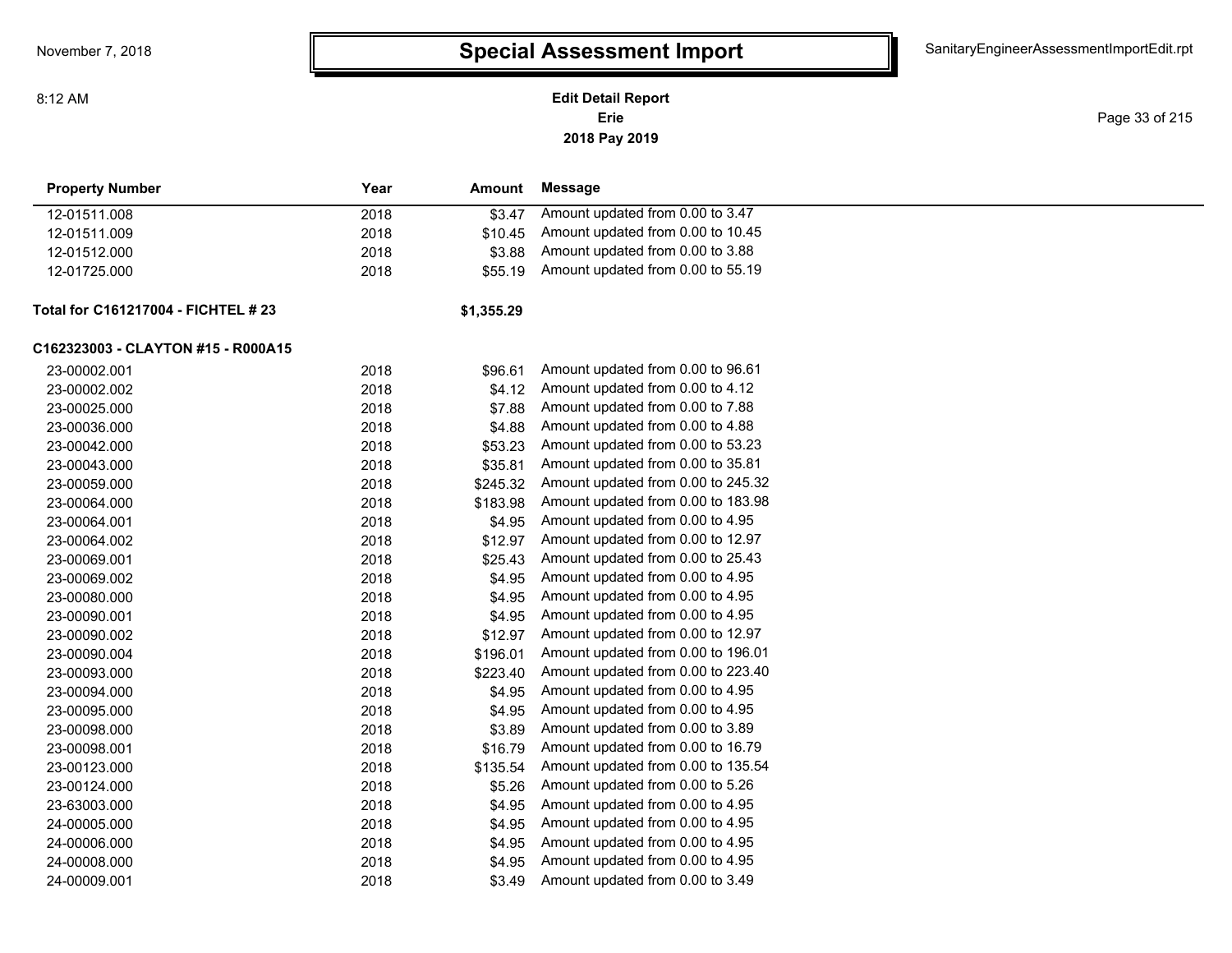# Special Assessment Import

**Edit Detail Report**
**Erie**
**2018 Pay 2019**

| Property Number | Year | Amount | Message |
|---|---|---|---|
| 12-01511.008 | 2018 | $3.47 | Amount updated from 0.00 to 3.47 |
| 12-01511.009 | 2018 | $10.45 | Amount updated from 0.00 to 10.45 |
| 12-01512.000 | 2018 | $3.88 | Amount updated from 0.00 to 3.88 |
| 12-01725.000 | 2018 | $55.19 | Amount updated from 0.00 to 55.19 |
| **Total for C161217004 - FICHTEL # 23** | | **$1,355.29** | |
| **C162323003 - CLAYTON #15 - R000A15** | | | |
| 23-00002.001 | 2018 | $96.61 | Amount updated from 0.00 to 96.61 |
| 23-00002.002 | 2018 | $4.12 | Amount updated from 0.00 to 4.12 |
| 23-00025.000 | 2018 | $7.88 | Amount updated from 0.00 to 7.88 |
| 23-00036.000 | 2018 | $4.88 | Amount updated from 0.00 to 4.88 |
| 23-00042.000 | 2018 | $53.23 | Amount updated from 0.00 to 53.23 |
| 23-00043.000 | 2018 | $35.81 | Amount updated from 0.00 to 35.81 |
| 23-00059.000 | 2018 | $245.32 | Amount updated from 0.00 to 245.32 |
| 23-00064.000 | 2018 | $183.98 | Amount updated from 0.00 to 183.98 |
| 23-00064.001 | 2018 | $4.95 | Amount updated from 0.00 to 4.95 |
| 23-00064.002 | 2018 | $12.97 | Amount updated from 0.00 to 12.97 |
| 23-00069.001 | 2018 | $25.43 | Amount updated from 0.00 to 25.43 |
| 23-00069.002 | 2018 | $4.95 | Amount updated from 0.00 to 4.95 |
| 23-00080.000 | 2018 | $4.95 | Amount updated from 0.00 to 4.95 |
| 23-00090.001 | 2018 | $4.95 | Amount updated from 0.00 to 4.95 |
| 23-00090.002 | 2018 | $12.97 | Amount updated from 0.00 to 12.97 |
| 23-00090.004 | 2018 | $196.01 | Amount updated from 0.00 to 196.01 |
| 23-00093.000 | 2018 | $223.40 | Amount updated from 0.00 to 223.40 |
| 23-00094.000 | 2018 | $4.95 | Amount updated from 0.00 to 4.95 |
| 23-00095.000 | 2018 | $4.95 | Amount updated from 0.00 to 4.95 |
| 23-00098.000 | 2018 | $3.89 | Amount updated from 0.00 to 3.89 |
| 23-00098.001 | 2018 | $16.79 | Amount updated from 0.00 to 16.79 |
| 23-00123.000 | 2018 | $135.54 | Amount updated from 0.00 to 135.54 |
| 23-00124.000 | 2018 | $5.26 | Amount updated from 0.00 to 5.26 |
| 23-63003.000 | 2018 | $4.95 | Amount updated from 0.00 to 4.95 |
| 24-00005.000 | 2018 | $4.95 | Amount updated from 0.00 to 4.95 |
| 24-00006.000 | 2018 | $4.95 | Amount updated from 0.00 to 4.95 |
| 24-00008.000 | 2018 | $4.95 | Amount updated from 0.00 to 4.95 |
| 24-00009.001 | 2018 | $3.49 | Amount updated from 0.00 to 3.49 |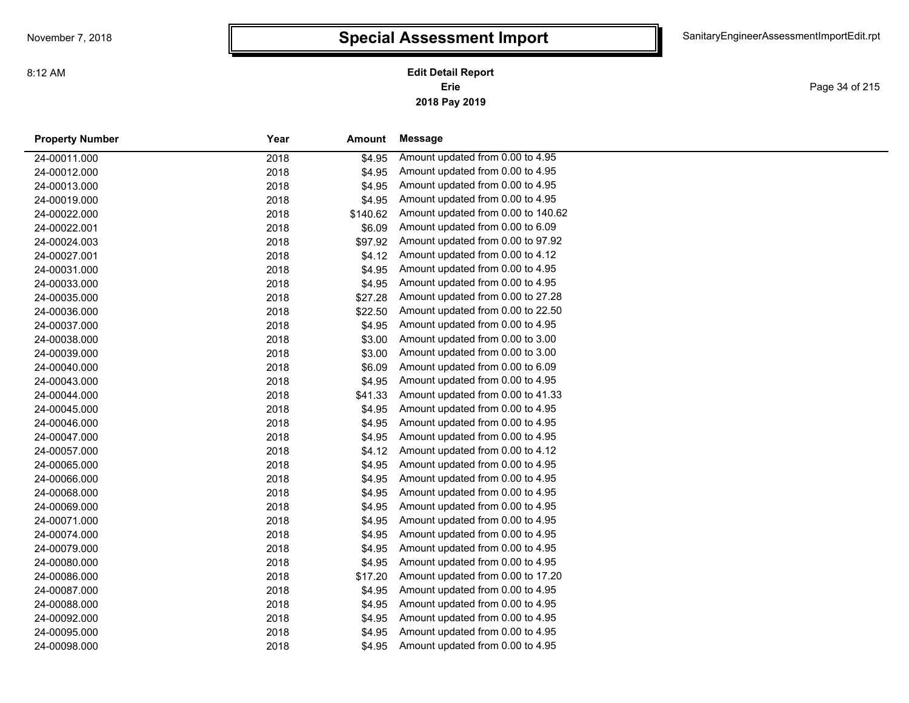# Special Assessment Import

**Edit Detail Report**
**Erie**
**2018 Pay 2019**

| Property Number | Year | Amount | Message |
|---|---|---|---|
| 24-00011.000 | 2018 | $4.95 | Amount updated from 0.00 to 4.95 |
| 24-00012.000 | 2018 | $4.95 | Amount updated from 0.00 to 4.95 |
| 24-00013.000 | 2018 | $4.95 | Amount updated from 0.00 to 4.95 |
| 24-00019.000 | 2018 | $4.95 | Amount updated from 0.00 to 4.95 |
| 24-00022.000 | 2018 | $140.62 | Amount updated from 0.00 to 140.62 |
| 24-00022.001 | 2018 | $6.09 | Amount updated from 0.00 to 6.09 |
| 24-00024.003 | 2018 | $97.92 | Amount updated from 0.00 to 97.92 |
| 24-00027.001 | 2018 | $4.12 | Amount updated from 0.00 to 4.12 |
| 24-00031.000 | 2018 | $4.95 | Amount updated from 0.00 to 4.95 |
| 24-00033.000 | 2018 | $4.95 | Amount updated from 0.00 to 4.95 |
| 24-00035.000 | 2018 | $27.28 | Amount updated from 0.00 to 27.28 |
| 24-00036.000 | 2018 | $22.50 | Amount updated from 0.00 to 22.50 |
| 24-00037.000 | 2018 | $4.95 | Amount updated from 0.00 to 4.95 |
| 24-00038.000 | 2018 | $3.00 | Amount updated from 0.00 to 3.00 |
| 24-00039.000 | 2018 | $3.00 | Amount updated from 0.00 to 3.00 |
| 24-00040.000 | 2018 | $6.09 | Amount updated from 0.00 to 6.09 |
| 24-00043.000 | 2018 | $4.95 | Amount updated from 0.00 to 4.95 |
| 24-00044.000 | 2018 | $41.33 | Amount updated from 0.00 to 41.33 |
| 24-00045.000 | 2018 | $4.95 | Amount updated from 0.00 to 4.95 |
| 24-00046.000 | 2018 | $4.95 | Amount updated from 0.00 to 4.95 |
| 24-00047.000 | 2018 | $4.95 | Amount updated from 0.00 to 4.95 |
| 24-00057.000 | 2018 | $4.12 | Amount updated from 0.00 to 4.12 |
| 24-00065.000 | 2018 | $4.95 | Amount updated from 0.00 to 4.95 |
| 24-00066.000 | 2018 | $4.95 | Amount updated from 0.00 to 4.95 |
| 24-00068.000 | 2018 | $4.95 | Amount updated from 0.00 to 4.95 |
| 24-00069.000 | 2018 | $4.95 | Amount updated from 0.00 to 4.95 |
| 24-00071.000 | 2018 | $4.95 | Amount updated from 0.00 to 4.95 |
| 24-00074.000 | 2018 | $4.95 | Amount updated from 0.00 to 4.95 |
| 24-00079.000 | 2018 | $4.95 | Amount updated from 0.00 to 4.95 |
| 24-00080.000 | 2018 | $4.95 | Amount updated from 0.00 to 4.95 |
| 24-00086.000 | 2018 | $17.20 | Amount updated from 0.00 to 17.20 |
| 24-00087.000 | 2018 | $4.95 | Amount updated from 0.00 to 4.95 |
| 24-00088.000 | 2018 | $4.95 | Amount updated from 0.00 to 4.95 |
| 24-00092.000 | 2018 | $4.95 | Amount updated from 0.00 to 4.95 |
| 24-00095.000 | 2018 | $4.95 | Amount updated from 0.00 to 4.95 |
| 24-00098.000 | 2018 | $4.95 | Amount updated from 0.00 to 4.95 |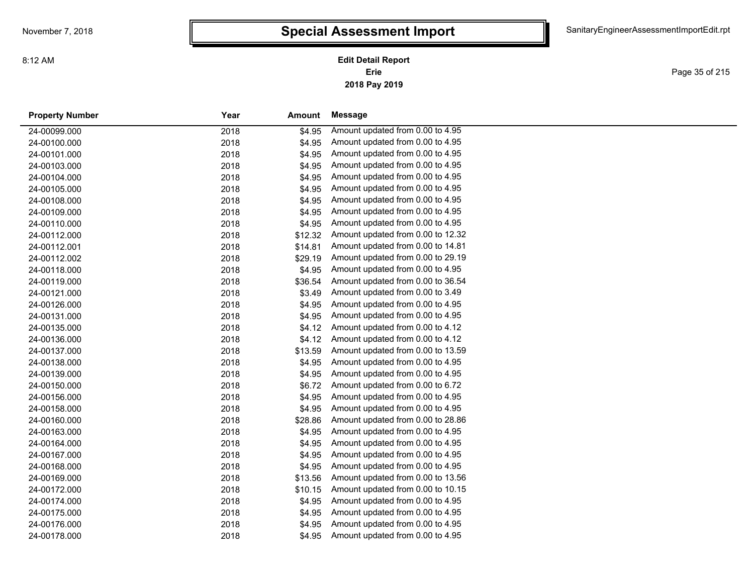# Special Assessment Import

**Edit Detail Report**
**Erie**
**2018 Pay 2019**

| Property Number | Year | Amount | Message |
|---|---|---|---|
| 24-00099.000 | 2018 | $4.95 | Amount updated from 0.00 to 4.95 |
| 24-00100.000 | 2018 | $4.95 | Amount updated from 0.00 to 4.95 |
| 24-00101.000 | 2018 | $4.95 | Amount updated from 0.00 to 4.95 |
| 24-00103.000 | 2018 | $4.95 | Amount updated from 0.00 to 4.95 |
| 24-00104.000 | 2018 | $4.95 | Amount updated from 0.00 to 4.95 |
| 24-00105.000 | 2018 | $4.95 | Amount updated from 0.00 to 4.95 |
| 24-00108.000 | 2018 | $4.95 | Amount updated from 0.00 to 4.95 |
| 24-00109.000 | 2018 | $4.95 | Amount updated from 0.00 to 4.95 |
| 24-00110.000 | 2018 | $4.95 | Amount updated from 0.00 to 4.95 |
| 24-00112.000 | 2018 | $12.32 | Amount updated from 0.00 to 12.32 |
| 24-00112.001 | 2018 | $14.81 | Amount updated from 0.00 to 14.81 |
| 24-00112.002 | 2018 | $29.19 | Amount updated from 0.00 to 29.19 |
| 24-00118.000 | 2018 | $4.95 | Amount updated from 0.00 to 4.95 |
| 24-00119.000 | 2018 | $36.54 | Amount updated from 0.00 to 36.54 |
| 24-00121.000 | 2018 | $3.49 | Amount updated from 0.00 to 3.49 |
| 24-00126.000 | 2018 | $4.95 | Amount updated from 0.00 to 4.95 |
| 24-00131.000 | 2018 | $4.95 | Amount updated from 0.00 to 4.95 |
| 24-00135.000 | 2018 | $4.12 | Amount updated from 0.00 to 4.12 |
| 24-00136.000 | 2018 | $4.12 | Amount updated from 0.00 to 4.12 |
| 24-00137.000 | 2018 | $13.59 | Amount updated from 0.00 to 13.59 |
| 24-00138.000 | 2018 | $4.95 | Amount updated from 0.00 to 4.95 |
| 24-00139.000 | 2018 | $4.95 | Amount updated from 0.00 to 4.95 |
| 24-00150.000 | 2018 | $6.72 | Amount updated from 0.00 to 6.72 |
| 24-00156.000 | 2018 | $4.95 | Amount updated from 0.00 to 4.95 |
| 24-00158.000 | 2018 | $4.95 | Amount updated from 0.00 to 4.95 |
| 24-00160.000 | 2018 | $28.86 | Amount updated from 0.00 to 28.86 |
| 24-00163.000 | 2018 | $4.95 | Amount updated from 0.00 to 4.95 |
| 24-00164.000 | 2018 | $4.95 | Amount updated from 0.00 to 4.95 |
| 24-00167.000 | 2018 | $4.95 | Amount updated from 0.00 to 4.95 |
| 24-00168.000 | 2018 | $4.95 | Amount updated from 0.00 to 4.95 |
| 24-00169.000 | 2018 | $13.56 | Amount updated from 0.00 to 13.56 |
| 24-00172.000 | 2018 | $10.15 | Amount updated from 0.00 to 10.15 |
| 24-00174.000 | 2018 | $4.95 | Amount updated from 0.00 to 4.95 |
| 24-00175.000 | 2018 | $4.95 | Amount updated from 0.00 to 4.95 |
| 24-00176.000 | 2018 | $4.95 | Amount updated from 0.00 to 4.95 |
| 24-00178.000 | 2018 | $4.95 | Amount updated from 0.00 to 4.95 |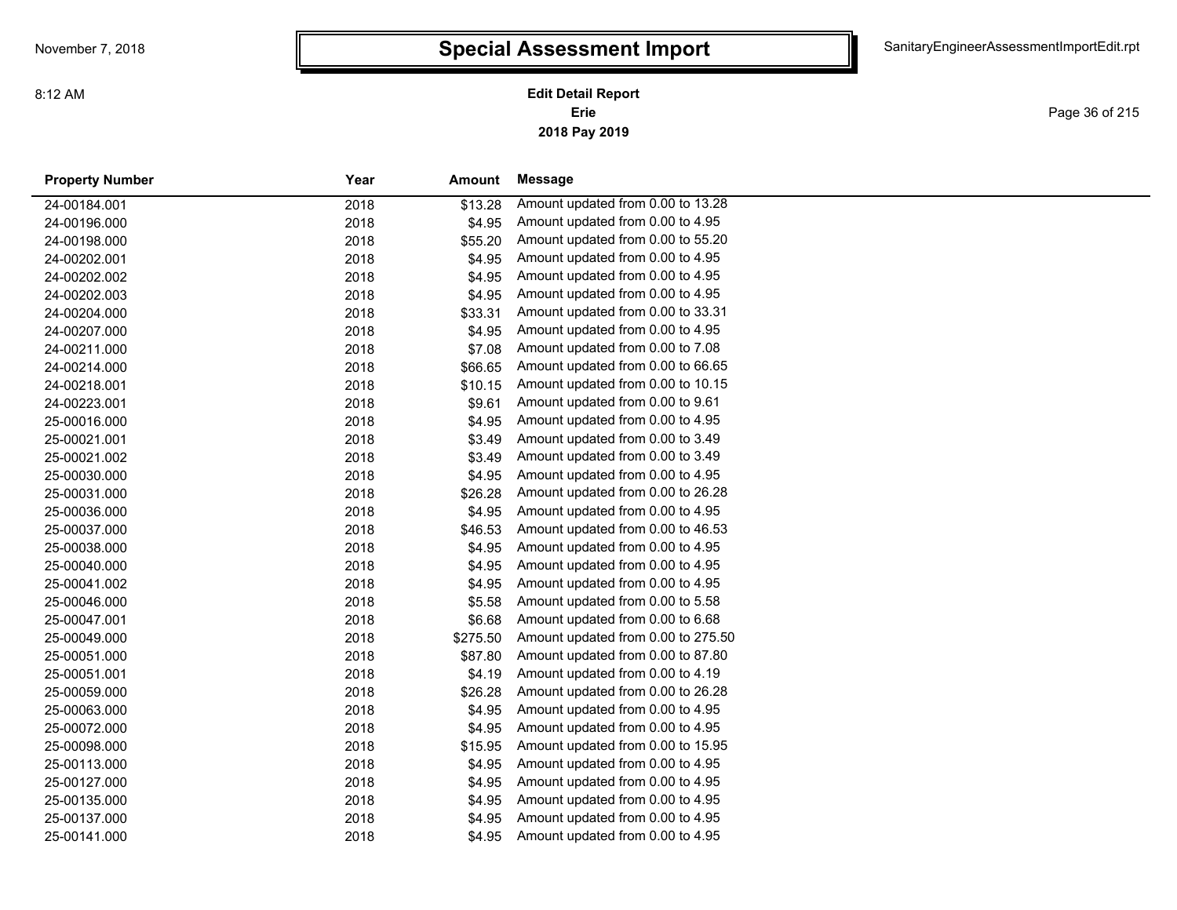# Special Assessment Import

**Edit Detail Report**
**Erie**
**2018 Pay 2019**

| Property Number | Year | Amount | Message |
|---|---|---|---|
| 24-00184.001 | 2018 | $13.28 | Amount updated from 0.00 to 13.28 |
| 24-00196.000 | 2018 | $4.95 | Amount updated from 0.00 to 4.95 |
| 24-00198.000 | 2018 | $55.20 | Amount updated from 0.00 to 55.20 |
| 24-00202.001 | 2018 | $4.95 | Amount updated from 0.00 to 4.95 |
| 24-00202.002 | 2018 | $4.95 | Amount updated from 0.00 to 4.95 |
| 24-00202.003 | 2018 | $4.95 | Amount updated from 0.00 to 4.95 |
| 24-00204.000 | 2018 | $33.31 | Amount updated from 0.00 to 33.31 |
| 24-00207.000 | 2018 | $4.95 | Amount updated from 0.00 to 4.95 |
| 24-00211.000 | 2018 | $7.08 | Amount updated from 0.00 to 7.08 |
| 24-00214.000 | 2018 | $66.65 | Amount updated from 0.00 to 66.65 |
| 24-00218.001 | 2018 | $10.15 | Amount updated from 0.00 to 10.15 |
| 24-00223.001 | 2018 | $9.61 | Amount updated from 0.00 to 9.61 |
| 25-00016.000 | 2018 | $4.95 | Amount updated from 0.00 to 4.95 |
| 25-00021.001 | 2018 | $3.49 | Amount updated from 0.00 to 3.49 |
| 25-00021.002 | 2018 | $3.49 | Amount updated from 0.00 to 3.49 |
| 25-00030.000 | 2018 | $4.95 | Amount updated from 0.00 to 4.95 |
| 25-00031.000 | 2018 | $26.28 | Amount updated from 0.00 to 26.28 |
| 25-00036.000 | 2018 | $4.95 | Amount updated from 0.00 to 4.95 |
| 25-00037.000 | 2018 | $46.53 | Amount updated from 0.00 to 46.53 |
| 25-00038.000 | 2018 | $4.95 | Amount updated from 0.00 to 4.95 |
| 25-00040.000 | 2018 | $4.95 | Amount updated from 0.00 to 4.95 |
| 25-00041.002 | 2018 | $4.95 | Amount updated from 0.00 to 4.95 |
| 25-00046.000 | 2018 | $5.58 | Amount updated from 0.00 to 5.58 |
| 25-00047.001 | 2018 | $6.68 | Amount updated from 0.00 to 6.68 |
| 25-00049.000 | 2018 | $275.50 | Amount updated from 0.00 to 275.50 |
| 25-00051.000 | 2018 | $87.80 | Amount updated from 0.00 to 87.80 |
| 25-00051.001 | 2018 | $4.19 | Amount updated from 0.00 to 4.19 |
| 25-00059.000 | 2018 | $26.28 | Amount updated from 0.00 to 26.28 |
| 25-00063.000 | 2018 | $4.95 | Amount updated from 0.00 to 4.95 |
| 25-00072.000 | 2018 | $4.95 | Amount updated from 0.00 to 4.95 |
| 25-00098.000 | 2018 | $15.95 | Amount updated from 0.00 to 15.95 |
| 25-00113.000 | 2018 | $4.95 | Amount updated from 0.00 to 4.95 |
| 25-00127.000 | 2018 | $4.95 | Amount updated from 0.00 to 4.95 |
| 25-00135.000 | 2018 | $4.95 | Amount updated from 0.00 to 4.95 |
| 25-00137.000 | 2018 | $4.95 | Amount updated from 0.00 to 4.95 |
| 25-00141.000 | 2018 | $4.95 | Amount updated from 0.00 to 4.95 |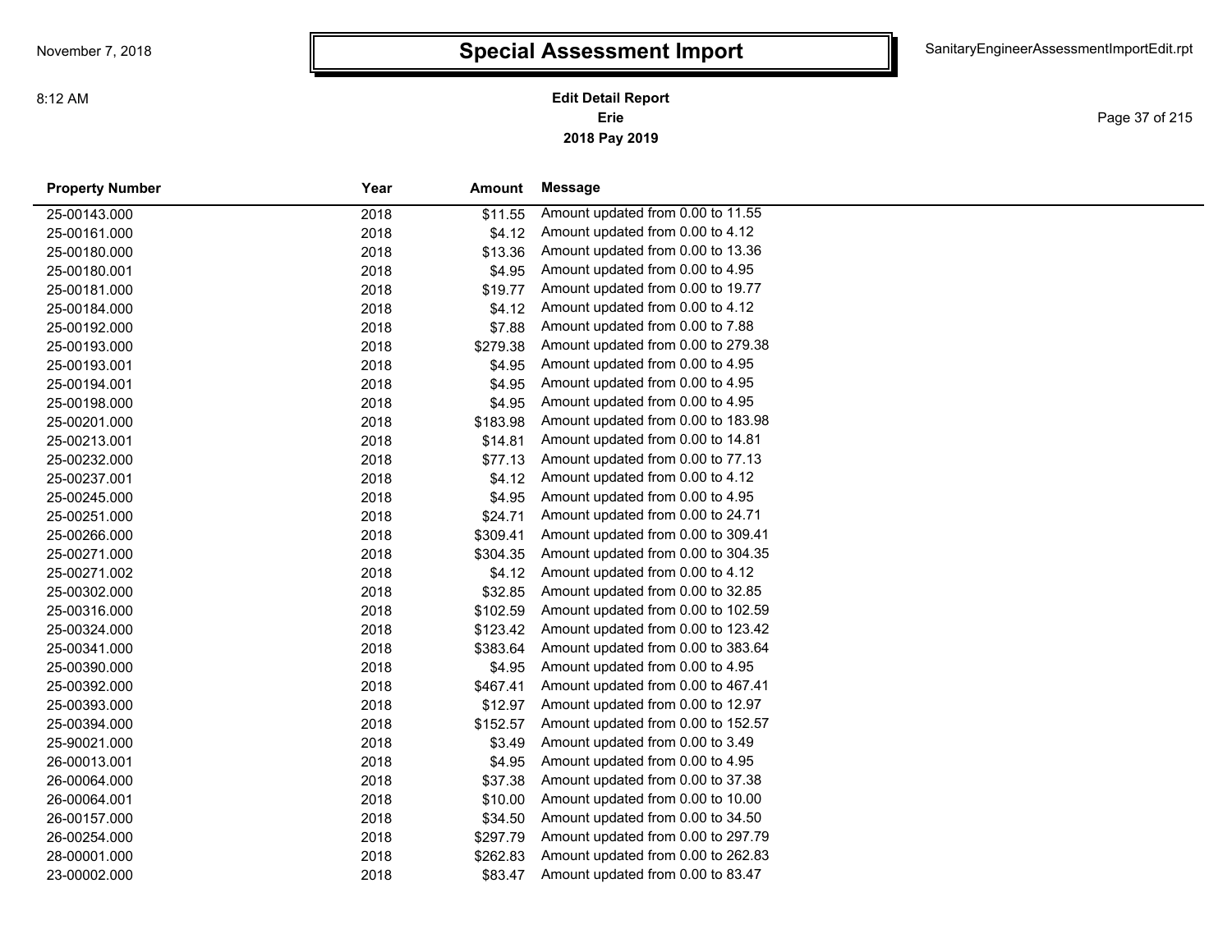# Special Assessment Import

**Edit Detail Report**
**Erie**
**2018 Pay 2019**

| Property Number | Year | Amount | Message |
|---|---|---|---|
| 25-00143.000 | 2018 | $11.55 | Amount updated from 0.00 to 11.55 |
| 25-00161.000 | 2018 | $4.12 | Amount updated from 0.00 to 4.12 |
| 25-00180.000 | 2018 | $13.36 | Amount updated from 0.00 to 13.36 |
| 25-00180.001 | 2018 | $4.95 | Amount updated from 0.00 to 4.95 |
| 25-00181.000 | 2018 | $19.77 | Amount updated from 0.00 to 19.77 |
| 25-00184.000 | 2018 | $4.12 | Amount updated from 0.00 to 4.12 |
| 25-00192.000 | 2018 | $7.88 | Amount updated from 0.00 to 7.88 |
| 25-00193.000 | 2018 | $279.38 | Amount updated from 0.00 to 279.38 |
| 25-00193.001 | 2018 | $4.95 | Amount updated from 0.00 to 4.95 |
| 25-00194.001 | 2018 | $4.95 | Amount updated from 0.00 to 4.95 |
| 25-00198.000 | 2018 | $4.95 | Amount updated from 0.00 to 4.95 |
| 25-00201.000 | 2018 | $183.98 | Amount updated from 0.00 to 183.98 |
| 25-00213.001 | 2018 | $14.81 | Amount updated from 0.00 to 14.81 |
| 25-00232.000 | 2018 | $77.13 | Amount updated from 0.00 to 77.13 |
| 25-00237.001 | 2018 | $4.12 | Amount updated from 0.00 to 4.12 |
| 25-00245.000 | 2018 | $4.95 | Amount updated from 0.00 to 4.95 |
| 25-00251.000 | 2018 | $24.71 | Amount updated from 0.00 to 24.71 |
| 25-00266.000 | 2018 | $309.41 | Amount updated from 0.00 to 309.41 |
| 25-00271.000 | 2018 | $304.35 | Amount updated from 0.00 to 304.35 |
| 25-00271.002 | 2018 | $4.12 | Amount updated from 0.00 to 4.12 |
| 25-00302.000 | 2018 | $32.85 | Amount updated from 0.00 to 32.85 |
| 25-00316.000 | 2018 | $102.59 | Amount updated from 0.00 to 102.59 |
| 25-00324.000 | 2018 | $123.42 | Amount updated from 0.00 to 123.42 |
| 25-00341.000 | 2018 | $383.64 | Amount updated from 0.00 to 383.64 |
| 25-00390.000 | 2018 | $4.95 | Amount updated from 0.00 to 4.95 |
| 25-00392.000 | 2018 | $467.41 | Amount updated from 0.00 to 467.41 |
| 25-00393.000 | 2018 | $12.97 | Amount updated from 0.00 to 12.97 |
| 25-00394.000 | 2018 | $152.57 | Amount updated from 0.00 to 152.57 |
| 25-90021.000 | 2018 | $3.49 | Amount updated from 0.00 to 3.49 |
| 26-00013.001 | 2018 | $4.95 | Amount updated from 0.00 to 4.95 |
| 26-00064.000 | 2018 | $37.38 | Amount updated from 0.00 to 37.38 |
| 26-00064.001 | 2018 | $10.00 | Amount updated from 0.00 to 10.00 |
| 26-00157.000 | 2018 | $34.50 | Amount updated from 0.00 to 34.50 |
| 26-00254.000 | 2018 | $297.79 | Amount updated from 0.00 to 297.79 |
| 28-00001.000 | 2018 | $262.83 | Amount updated from 0.00 to 262.83 |
| 23-00002.000 | 2018 | $83.47 | Amount updated from 0.00 to 83.47 |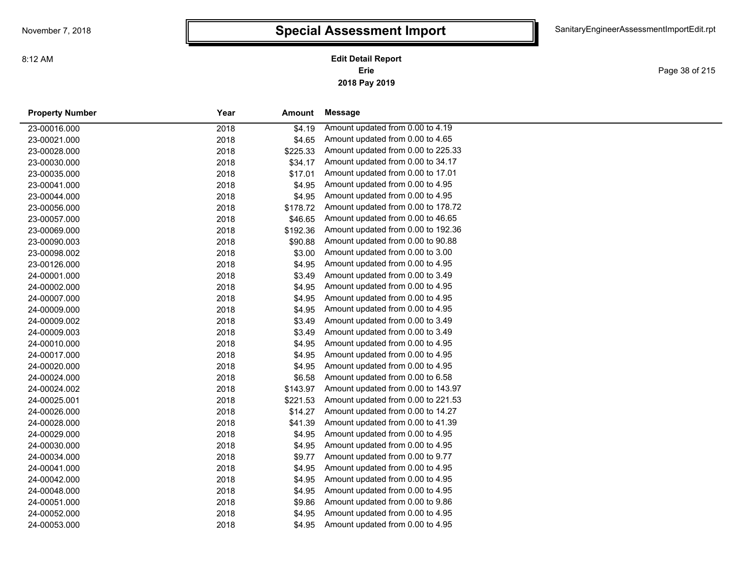# Special Assessment Import

**Edit Detail Report**
**Erie**
**2018 Pay 2019**

| Property Number | Year | Amount | Message |
|---|---|---|---|
| 23-00016.000 | 2018 | $4.19 | Amount updated from 0.00 to 4.19 |
| 23-00021.000 | 2018 | $4.65 | Amount updated from 0.00 to 4.65 |
| 23-00028.000 | 2018 | $225.33 | Amount updated from 0.00 to 225.33 |
| 23-00030.000 | 2018 | $34.17 | Amount updated from 0.00 to 34.17 |
| 23-00035.000 | 2018 | $17.01 | Amount updated from 0.00 to 17.01 |
| 23-00041.000 | 2018 | $4.95 | Amount updated from 0.00 to 4.95 |
| 23-00044.000 | 2018 | $4.95 | Amount updated from 0.00 to 4.95 |
| 23-00056.000 | 2018 | $178.72 | Amount updated from 0.00 to 178.72 |
| 23-00057.000 | 2018 | $46.65 | Amount updated from 0.00 to 46.65 |
| 23-00069.000 | 2018 | $192.36 | Amount updated from 0.00 to 192.36 |
| 23-00090.003 | 2018 | $90.88 | Amount updated from 0.00 to 90.88 |
| 23-00098.002 | 2018 | $3.00 | Amount updated from 0.00 to 3.00 |
| 23-00126.000 | 2018 | $4.95 | Amount updated from 0.00 to 4.95 |
| 24-00001.000 | 2018 | $3.49 | Amount updated from 0.00 to 3.49 |
| 24-00002.000 | 2018 | $4.95 | Amount updated from 0.00 to 4.95 |
| 24-00007.000 | 2018 | $4.95 | Amount updated from 0.00 to 4.95 |
| 24-00009.000 | 2018 | $4.95 | Amount updated from 0.00 to 4.95 |
| 24-00009.002 | 2018 | $3.49 | Amount updated from 0.00 to 3.49 |
| 24-00009.003 | 2018 | $3.49 | Amount updated from 0.00 to 3.49 |
| 24-00010.000 | 2018 | $4.95 | Amount updated from 0.00 to 4.95 |
| 24-00017.000 | 2018 | $4.95 | Amount updated from 0.00 to 4.95 |
| 24-00020.000 | 2018 | $4.95 | Amount updated from 0.00 to 4.95 |
| 24-00024.000 | 2018 | $6.58 | Amount updated from 0.00 to 6.58 |
| 24-00024.002 | 2018 | $143.97 | Amount updated from 0.00 to 143.97 |
| 24-00025.001 | 2018 | $221.53 | Amount updated from 0.00 to 221.53 |
| 24-00026.000 | 2018 | $14.27 | Amount updated from 0.00 to 14.27 |
| 24-00028.000 | 2018 | $41.39 | Amount updated from 0.00 to 41.39 |
| 24-00029.000 | 2018 | $4.95 | Amount updated from 0.00 to 4.95 |
| 24-00030.000 | 2018 | $4.95 | Amount updated from 0.00 to 4.95 |
| 24-00034.000 | 2018 | $9.77 | Amount updated from 0.00 to 9.77 |
| 24-00041.000 | 2018 | $4.95 | Amount updated from 0.00 to 4.95 |
| 24-00042.000 | 2018 | $4.95 | Amount updated from 0.00 to 4.95 |
| 24-00048.000 | 2018 | $4.95 | Amount updated from 0.00 to 4.95 |
| 24-00051.000 | 2018 | $9.86 | Amount updated from 0.00 to 9.86 |
| 24-00052.000 | 2018 | $4.95 | Amount updated from 0.00 to 4.95 |
| 24-00053.000 | 2018 | $4.95 | Amount updated from 0.00 to 4.95 |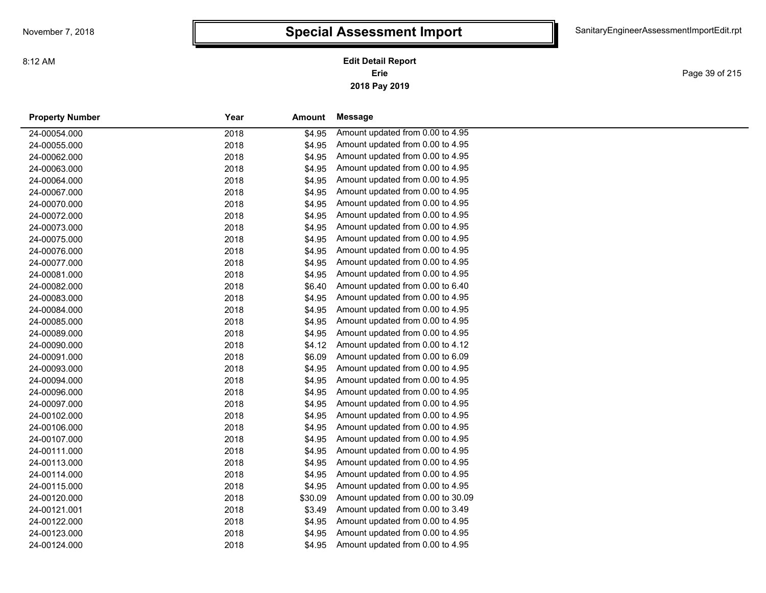# Special Assessment Import

**Edit Detail Report**
**Erie**
**2018 Pay 2019**

| Property Number | Year | Amount | Message |
|---|---|---|---|
| 24-00054.000 | 2018 | $4.95 | Amount updated from 0.00 to 4.95 |
| 24-00055.000 | 2018 | $4.95 | Amount updated from 0.00 to 4.95 |
| 24-00062.000 | 2018 | $4.95 | Amount updated from 0.00 to 4.95 |
| 24-00063.000 | 2018 | $4.95 | Amount updated from 0.00 to 4.95 |
| 24-00064.000 | 2018 | $4.95 | Amount updated from 0.00 to 4.95 |
| 24-00067.000 | 2018 | $4.95 | Amount updated from 0.00 to 4.95 |
| 24-00070.000 | 2018 | $4.95 | Amount updated from 0.00 to 4.95 |
| 24-00072.000 | 2018 | $4.95 | Amount updated from 0.00 to 4.95 |
| 24-00073.000 | 2018 | $4.95 | Amount updated from 0.00 to 4.95 |
| 24-00075.000 | 2018 | $4.95 | Amount updated from 0.00 to 4.95 |
| 24-00076.000 | 2018 | $4.95 | Amount updated from 0.00 to 4.95 |
| 24-00077.000 | 2018 | $4.95 | Amount updated from 0.00 to 4.95 |
| 24-00081.000 | 2018 | $4.95 | Amount updated from 0.00 to 4.95 |
| 24-00082.000 | 2018 | $6.40 | Amount updated from 0.00 to 6.40 |
| 24-00083.000 | 2018 | $4.95 | Amount updated from 0.00 to 4.95 |
| 24-00084.000 | 2018 | $4.95 | Amount updated from 0.00 to 4.95 |
| 24-00085.000 | 2018 | $4.95 | Amount updated from 0.00 to 4.95 |
| 24-00089.000 | 2018 | $4.95 | Amount updated from 0.00 to 4.95 |
| 24-00090.000 | 2018 | $4.12 | Amount updated from 0.00 to 4.12 |
| 24-00091.000 | 2018 | $6.09 | Amount updated from 0.00 to 6.09 |
| 24-00093.000 | 2018 | $4.95 | Amount updated from 0.00 to 4.95 |
| 24-00094.000 | 2018 | $4.95 | Amount updated from 0.00 to 4.95 |
| 24-00096.000 | 2018 | $4.95 | Amount updated from 0.00 to 4.95 |
| 24-00097.000 | 2018 | $4.95 | Amount updated from 0.00 to 4.95 |
| 24-00102.000 | 2018 | $4.95 | Amount updated from 0.00 to 4.95 |
| 24-00106.000 | 2018 | $4.95 | Amount updated from 0.00 to 4.95 |
| 24-00107.000 | 2018 | $4.95 | Amount updated from 0.00 to 4.95 |
| 24-00111.000 | 2018 | $4.95 | Amount updated from 0.00 to 4.95 |
| 24-00113.000 | 2018 | $4.95 | Amount updated from 0.00 to 4.95 |
| 24-00114.000 | 2018 | $4.95 | Amount updated from 0.00 to 4.95 |
| 24-00115.000 | 2018 | $4.95 | Amount updated from 0.00 to 4.95 |
| 24-00120.000 | 2018 | $30.09 | Amount updated from 0.00 to 30.09 |
| 24-00121.001 | 2018 | $3.49 | Amount updated from 0.00 to 3.49 |
| 24-00122.000 | 2018 | $4.95 | Amount updated from 0.00 to 4.95 |
| 24-00123.000 | 2018 | $4.95 | Amount updated from 0.00 to 4.95 |
| 24-00124.000 | 2018 | $4.95 | Amount updated from 0.00 to 4.95 |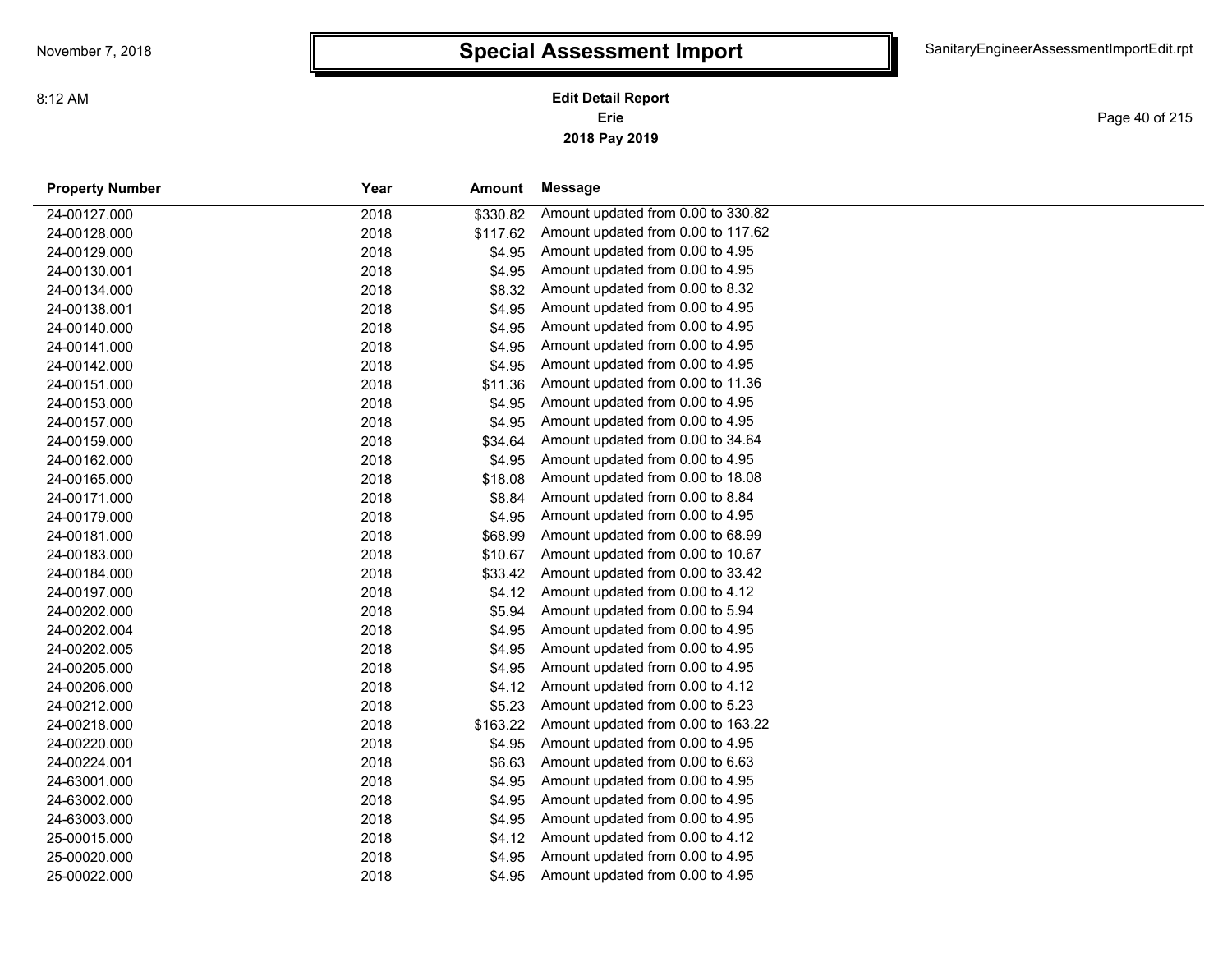# Special Assessment Import

**Edit Detail Report**
**Erie**
**2018 Pay 2019**

| Property Number | Year | Amount | Message |
|---|---|---|---|
| 24-00127.000 | 2018 | $330.82 | Amount updated from 0.00 to 330.82 |
| 24-00128.000 | 2018 | $117.62 | Amount updated from 0.00 to 117.62 |
| 24-00129.000 | 2018 | $4.95 | Amount updated from 0.00 to 4.95 |
| 24-00130.001 | 2018 | $4.95 | Amount updated from 0.00 to 4.95 |
| 24-00134.000 | 2018 | $8.32 | Amount updated from 0.00 to 8.32 |
| 24-00138.001 | 2018 | $4.95 | Amount updated from 0.00 to 4.95 |
| 24-00140.000 | 2018 | $4.95 | Amount updated from 0.00 to 4.95 |
| 24-00141.000 | 2018 | $4.95 | Amount updated from 0.00 to 4.95 |
| 24-00142.000 | 2018 | $4.95 | Amount updated from 0.00 to 4.95 |
| 24-00151.000 | 2018 | $11.36 | Amount updated from 0.00 to 11.36 |
| 24-00153.000 | 2018 | $4.95 | Amount updated from 0.00 to 4.95 |
| 24-00157.000 | 2018 | $4.95 | Amount updated from 0.00 to 4.95 |
| 24-00159.000 | 2018 | $34.64 | Amount updated from 0.00 to 34.64 |
| 24-00162.000 | 2018 | $4.95 | Amount updated from 0.00 to 4.95 |
| 24-00165.000 | 2018 | $18.08 | Amount updated from 0.00 to 18.08 |
| 24-00171.000 | 2018 | $8.84 | Amount updated from 0.00 to 8.84 |
| 24-00179.000 | 2018 | $4.95 | Amount updated from 0.00 to 4.95 |
| 24-00181.000 | 2018 | $68.99 | Amount updated from 0.00 to 68.99 |
| 24-00183.000 | 2018 | $10.67 | Amount updated from 0.00 to 10.67 |
| 24-00184.000 | 2018 | $33.42 | Amount updated from 0.00 to 33.42 |
| 24-00197.000 | 2018 | $4.12 | Amount updated from 0.00 to 4.12 |
| 24-00202.000 | 2018 | $5.94 | Amount updated from 0.00 to 5.94 |
| 24-00202.004 | 2018 | $4.95 | Amount updated from 0.00 to 4.95 |
| 24-00202.005 | 2018 | $4.95 | Amount updated from 0.00 to 4.95 |
| 24-00205.000 | 2018 | $4.95 | Amount updated from 0.00 to 4.95 |
| 24-00206.000 | 2018 | $4.12 | Amount updated from 0.00 to 4.12 |
| 24-00212.000 | 2018 | $5.23 | Amount updated from 0.00 to 5.23 |
| 24-00218.000 | 2018 | $163.22 | Amount updated from 0.00 to 163.22 |
| 24-00220.000 | 2018 | $4.95 | Amount updated from 0.00 to 4.95 |
| 24-00224.001 | 2018 | $6.63 | Amount updated from 0.00 to 6.63 |
| 24-63001.000 | 2018 | $4.95 | Amount updated from 0.00 to 4.95 |
| 24-63002.000 | 2018 | $4.95 | Amount updated from 0.00 to 4.95 |
| 24-63003.000 | 2018 | $4.95 | Amount updated from 0.00 to 4.95 |
| 25-00015.000 | 2018 | $4.12 | Amount updated from 0.00 to 4.12 |
| 25-00020.000 | 2018 | $4.95 | Amount updated from 0.00 to 4.95 |
| 25-00022.000 | 2018 | $4.95 | Amount updated from 0.00 to 4.95 |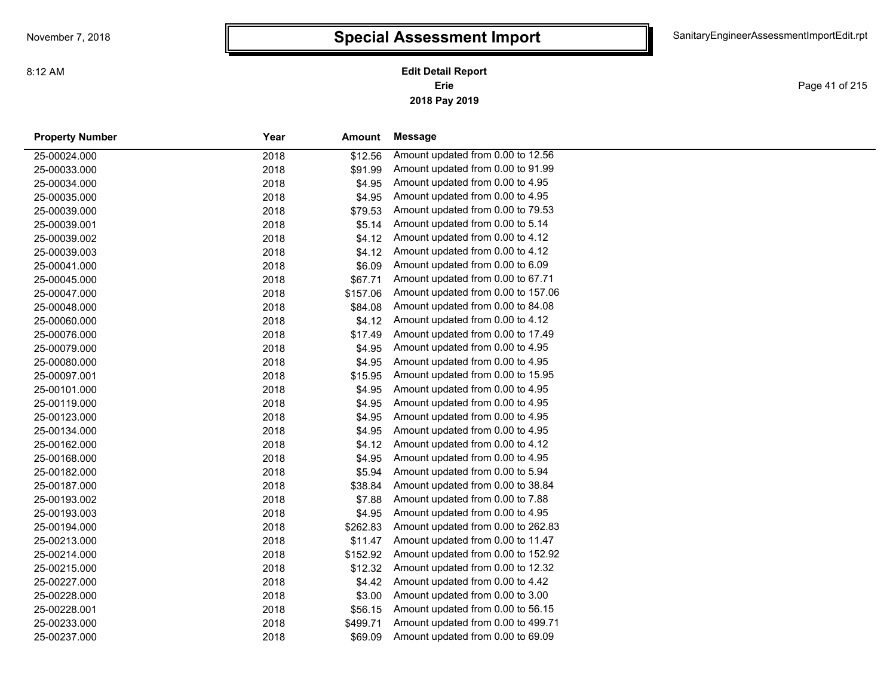# Special Assessment Import

**Edit Detail Report**
**Erie**
**2018 Pay 2019**

| Property Number | Year | Amount | Message |
|---|---|---|---|
| 25-00024.000 | 2018 | $12.56 | Amount updated from 0.00 to 12.56 |
| 25-00033.000 | 2018 | $91.99 | Amount updated from 0.00 to 91.99 |
| 25-00034.000 | 2018 | $4.95 | Amount updated from 0.00 to 4.95 |
| 25-00035.000 | 2018 | $4.95 | Amount updated from 0.00 to 4.95 |
| 25-00039.000 | 2018 | $79.53 | Amount updated from 0.00 to 79.53 |
| 25-00039.001 | 2018 | $5.14 | Amount updated from 0.00 to 5.14 |
| 25-00039.002 | 2018 | $4.12 | Amount updated from 0.00 to 4.12 |
| 25-00039.003 | 2018 | $4.12 | Amount updated from 0.00 to 4.12 |
| 25-00041.000 | 2018 | $6.09 | Amount updated from 0.00 to 6.09 |
| 25-00045.000 | 2018 | $67.71 | Amount updated from 0.00 to 67.71 |
| 25-00047.000 | 2018 | $157.06 | Amount updated from 0.00 to 157.06 |
| 25-00048.000 | 2018 | $84.08 | Amount updated from 0.00 to 84.08 |
| 25-00060.000 | 2018 | $4.12 | Amount updated from 0.00 to 4.12 |
| 25-00076.000 | 2018 | $17.49 | Amount updated from 0.00 to 17.49 |
| 25-00079.000 | 2018 | $4.95 | Amount updated from 0.00 to 4.95 |
| 25-00080.000 | 2018 | $4.95 | Amount updated from 0.00 to 4.95 |
| 25-00097.001 | 2018 | $15.95 | Amount updated from 0.00 to 15.95 |
| 25-00101.000 | 2018 | $4.95 | Amount updated from 0.00 to 4.95 |
| 25-00119.000 | 2018 | $4.95 | Amount updated from 0.00 to 4.95 |
| 25-00123.000 | 2018 | $4.95 | Amount updated from 0.00 to 4.95 |
| 25-00134.000 | 2018 | $4.95 | Amount updated from 0.00 to 4.95 |
| 25-00162.000 | 2018 | $4.12 | Amount updated from 0.00 to 4.12 |
| 25-00168.000 | 2018 | $4.95 | Amount updated from 0.00 to 4.95 |
| 25-00182.000 | 2018 | $5.94 | Amount updated from 0.00 to 5.94 |
| 25-00187.000 | 2018 | $38.84 | Amount updated from 0.00 to 38.84 |
| 25-00193.002 | 2018 | $7.88 | Amount updated from 0.00 to 7.88 |
| 25-00193.003 | 2018 | $4.95 | Amount updated from 0.00 to 4.95 |
| 25-00194.000 | 2018 | $262.83 | Amount updated from 0.00 to 262.83 |
| 25-00213.000 | 2018 | $11.47 | Amount updated from 0.00 to 11.47 |
| 25-00214.000 | 2018 | $152.92 | Amount updated from 0.00 to 152.92 |
| 25-00215.000 | 2018 | $12.32 | Amount updated from 0.00 to 12.32 |
| 25-00227.000 | 2018 | $4.42 | Amount updated from 0.00 to 4.42 |
| 25-00228.000 | 2018 | $3.00 | Amount updated from 0.00 to 3.00 |
| 25-00228.001 | 2018 | $56.15 | Amount updated from 0.00 to 56.15 |
| 25-00233.000 | 2018 | $499.71 | Amount updated from 0.00 to 499.71 |
| 25-00237.000 | 2018 | $69.09 | Amount updated from 0.00 to 69.09 |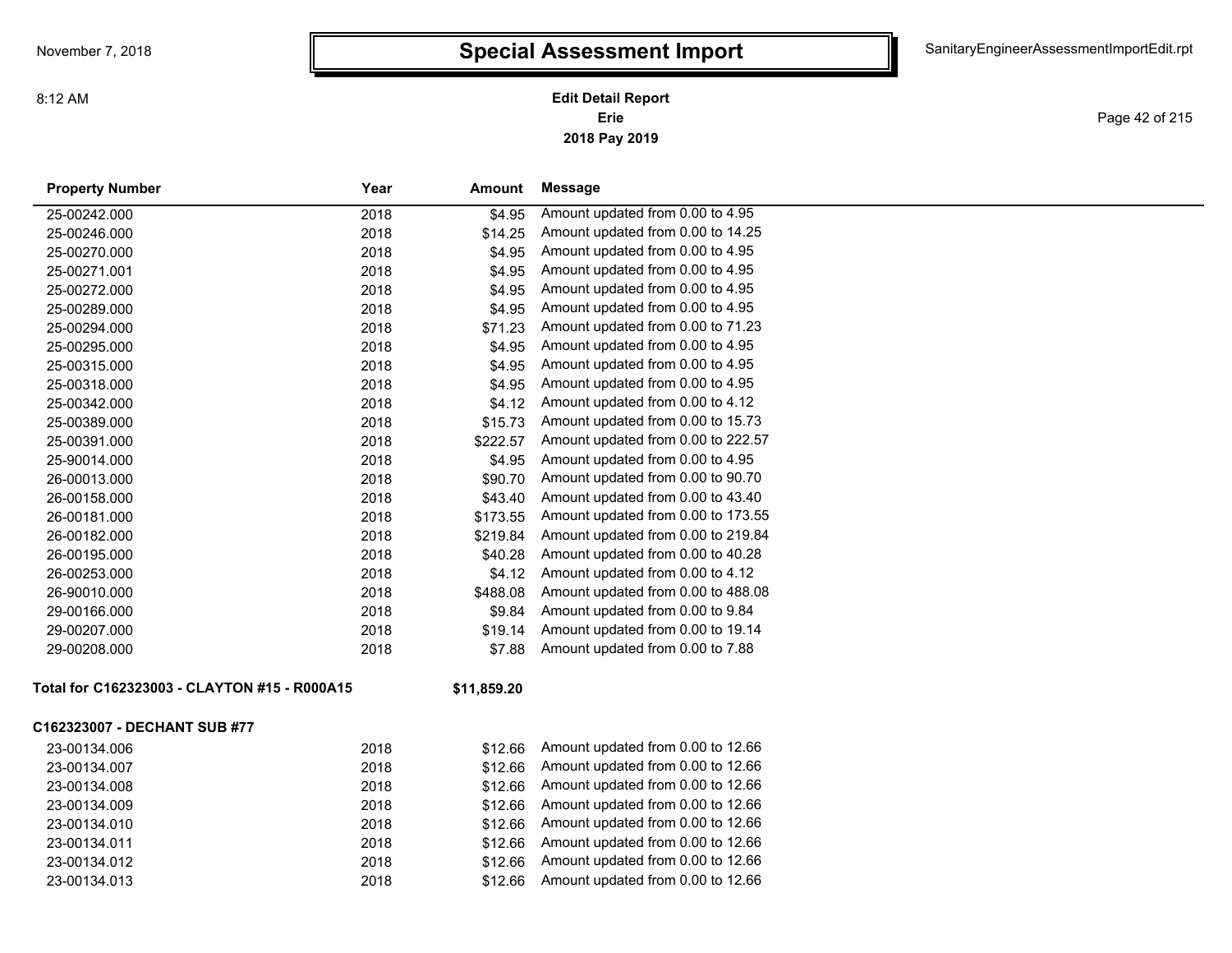# Special Assessment Import

**Edit Detail Report**
**Erie**
**2018 Pay 2019**

| Property Number | Year | Amount | Message |
|---|---|---|---|
| 25-00242.000 | 2018 | $4.95 | Amount updated from 0.00 to 4.95 |
| 25-00246.000 | 2018 | $14.25 | Amount updated from 0.00 to 14.25 |
| 25-00270.000 | 2018 | $4.95 | Amount updated from 0.00 to 4.95 |
| 25-00271.001 | 2018 | $4.95 | Amount updated from 0.00 to 4.95 |
| 25-00272.000 | 2018 | $4.95 | Amount updated from 0.00 to 4.95 |
| 25-00289.000 | 2018 | $4.95 | Amount updated from 0.00 to 4.95 |
| 25-00294.000 | 2018 | $71.23 | Amount updated from 0.00 to 71.23 |
| 25-00295.000 | 2018 | $4.95 | Amount updated from 0.00 to 4.95 |
| 25-00315.000 | 2018 | $4.95 | Amount updated from 0.00 to 4.95 |
| 25-00318.000 | 2018 | $4.95 | Amount updated from 0.00 to 4.95 |
| 25-00342.000 | 2018 | $4.12 | Amount updated from 0.00 to 4.12 |
| 25-00389.000 | 2018 | $15.73 | Amount updated from 0.00 to 15.73 |
| 25-00391.000 | 2018 | $222.57 | Amount updated from 0.00 to 222.57 |
| 25-90014.000 | 2018 | $4.95 | Amount updated from 0.00 to 4.95 |
| 26-00013.000 | 2018 | $90.70 | Amount updated from 0.00 to 90.70 |
| 26-00158.000 | 2018 | $43.40 | Amount updated from 0.00 to 43.40 |
| 26-00181.000 | 2018 | $173.55 | Amount updated from 0.00 to 173.55 |
| 26-00182.000 | 2018 | $219.84 | Amount updated from 0.00 to 219.84 |
| 26-00195.000 | 2018 | $40.28 | Amount updated from 0.00 to 40.28 |
| 26-00253.000 | 2018 | $4.12 | Amount updated from 0.00 to 4.12 |
| 26-90010.000 | 2018 | $488.08 | Amount updated from 0.00 to 488.08 |
| 29-00166.000 | 2018 | $9.84 | Amount updated from 0.00 to 9.84 |
| 29-00207.000 | 2018 | $19.14 | Amount updated from 0.00 to 19.14 |
| 29-00208.000 | 2018 | $7.88 | Amount updated from 0.00 to 7.88 |

**Total for C162323003 - CLAYTON #15 - R000A15** **$11,859.20**

**C162323007 - DECHANT SUB #77**

| Property Number | Year | Amount | Message |
|---|---|---|---|
| 23-00134.006 | 2018 | $12.66 | Amount updated from 0.00 to 12.66 |
| 23-00134.007 | 2018 | $12.66 | Amount updated from 0.00 to 12.66 |
| 23-00134.008 | 2018 | $12.66 | Amount updated from 0.00 to 12.66 |
| 23-00134.009 | 2018 | $12.66 | Amount updated from 0.00 to 12.66 |
| 23-00134.010 | 2018 | $12.66 | Amount updated from 0.00 to 12.66 |
| 23-00134.011 | 2018 | $12.66 | Amount updated from 0.00 to 12.66 |
| 23-00134.012 | 2018 | $12.66 | Amount updated from 0.00 to 12.66 |
| 23-00134.013 | 2018 | $12.66 | Amount updated from 0.00 to 12.66 |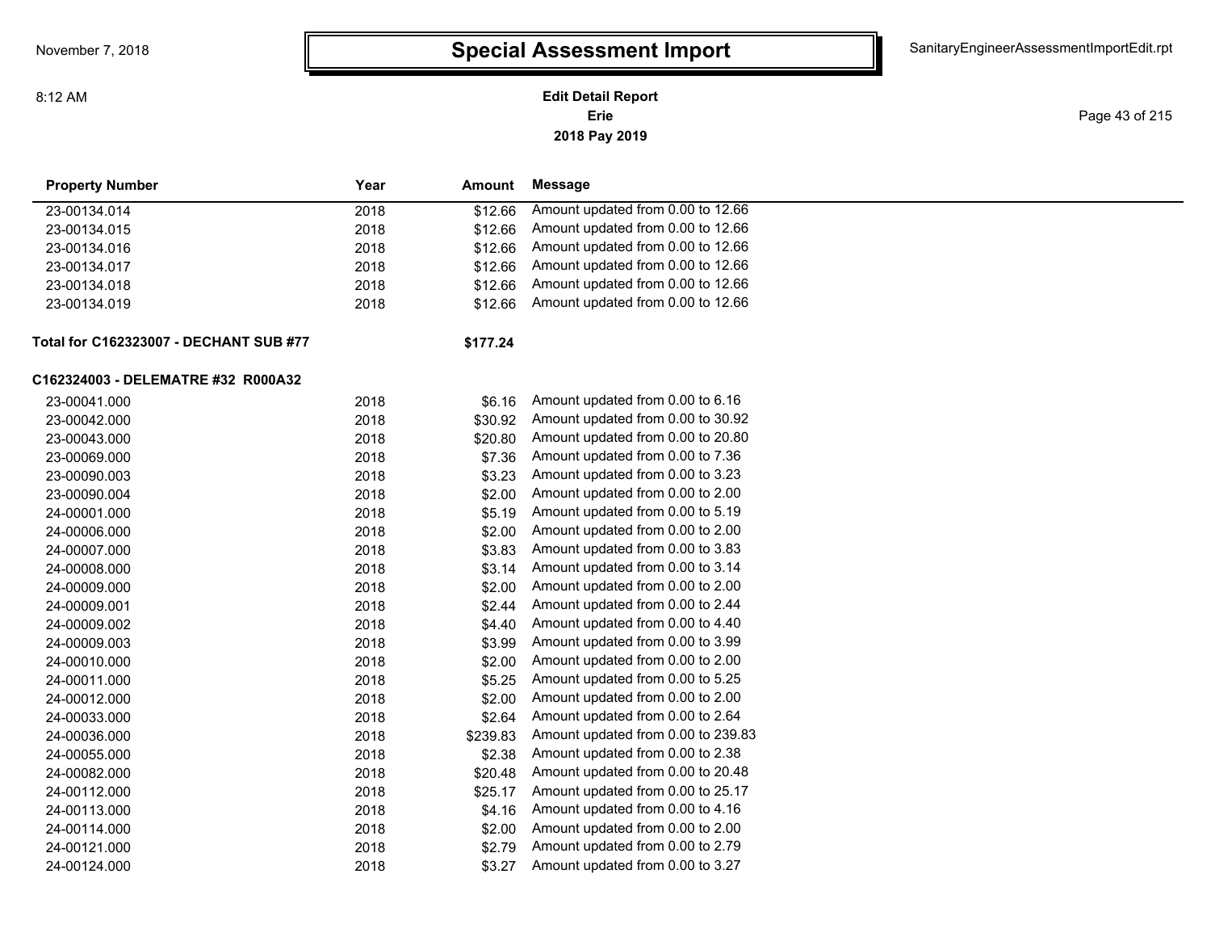# Special Assessment Import

**Edit Detail Report**
**Erie**
**2018 Pay 2019**

| Property Number | Year | Amount | Message |
|---|---|---|---|
| 23-00134.014 | 2018 | $12.66 | Amount updated from 0.00 to 12.66 |
| 23-00134.015 | 2018 | $12.66 | Amount updated from 0.00 to 12.66 |
| 23-00134.016 | 2018 | $12.66 | Amount updated from 0.00 to 12.66 |
| 23-00134.017 | 2018 | $12.66 | Amount updated from 0.00 to 12.66 |
| 23-00134.018 | 2018 | $12.66 | Amount updated from 0.00 to 12.66 |
| 23-00134.019 | 2018 | $12.66 | Amount updated from 0.00 to 12.66 |
| **Total for C162323007 - DECHANT SUB #77** | | **$177.24** | |
| **C162324003 - DELEMATRE #32 R000A32** | | | |
| 23-00041.000 | 2018 | $6.16 | Amount updated from 0.00 to 6.16 |
| 23-00042.000 | 2018 | $30.92 | Amount updated from 0.00 to 30.92 |
| 23-00043.000 | 2018 | $20.80 | Amount updated from 0.00 to 20.80 |
| 23-00069.000 | 2018 | $7.36 | Amount updated from 0.00 to 7.36 |
| 23-00090.003 | 2018 | $3.23 | Amount updated from 0.00 to 3.23 |
| 23-00090.004 | 2018 | $2.00 | Amount updated from 0.00 to 2.00 |
| 24-00001.000 | 2018 | $5.19 | Amount updated from 0.00 to 5.19 |
| 24-00006.000 | 2018 | $2.00 | Amount updated from 0.00 to 2.00 |
| 24-00007.000 | 2018 | $3.83 | Amount updated from 0.00 to 3.83 |
| 24-00008.000 | 2018 | $3.14 | Amount updated from 0.00 to 3.14 |
| 24-00009.000 | 2018 | $2.00 | Amount updated from 0.00 to 2.00 |
| 24-00009.001 | 2018 | $2.44 | Amount updated from 0.00 to 2.44 |
| 24-00009.002 | 2018 | $4.40 | Amount updated from 0.00 to 4.40 |
| 24-00009.003 | 2018 | $3.99 | Amount updated from 0.00 to 3.99 |
| 24-00010.000 | 2018 | $2.00 | Amount updated from 0.00 to 2.00 |
| 24-00011.000 | 2018 | $5.25 | Amount updated from 0.00 to 5.25 |
| 24-00012.000 | 2018 | $2.00 | Amount updated from 0.00 to 2.00 |
| 24-00033.000 | 2018 | $2.64 | Amount updated from 0.00 to 2.64 |
| 24-00036.000 | 2018 | $239.83 | Amount updated from 0.00 to 239.83 |
| 24-00055.000 | 2018 | $2.38 | Amount updated from 0.00 to 2.38 |
| 24-00082.000 | 2018 | $20.48 | Amount updated from 0.00 to 20.48 |
| 24-00112.000 | 2018 | $25.17 | Amount updated from 0.00 to 25.17 |
| 24-00113.000 | 2018 | $4.16 | Amount updated from 0.00 to 4.16 |
| 24-00114.000 | 2018 | $2.00 | Amount updated from 0.00 to 2.00 |
| 24-00121.000 | 2018 | $2.79 | Amount updated from 0.00 to 2.79 |
| 24-00124.000 | 2018 | $3.27 | Amount updated from 0.00 to 3.27 |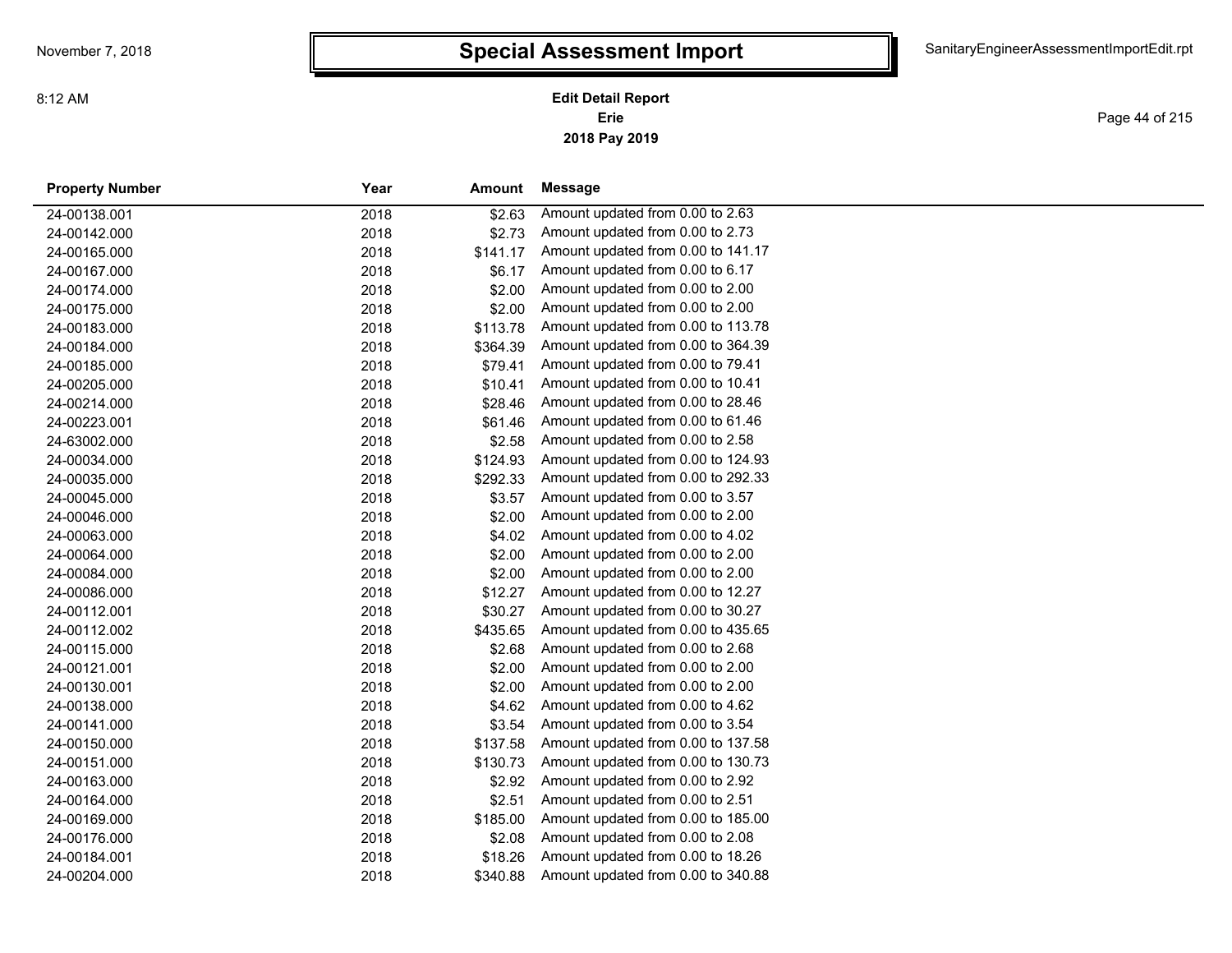# Special Assessment Import

**Edit Detail Report**
**Erie**
**2018 Pay 2019**

| Property Number | Year | Amount | Message |
|---|---|---|---|
| 24-00138.001 | 2018 | $2.63 | Amount updated from 0.00 to 2.63 |
| 24-00142.000 | 2018 | $2.73 | Amount updated from 0.00 to 2.73 |
| 24-00165.000 | 2018 | $141.17 | Amount updated from 0.00 to 141.17 |
| 24-00167.000 | 2018 | $6.17 | Amount updated from 0.00 to 6.17 |
| 24-00174.000 | 2018 | $2.00 | Amount updated from 0.00 to 2.00 |
| 24-00175.000 | 2018 | $2.00 | Amount updated from 0.00 to 2.00 |
| 24-00183.000 | 2018 | $113.78 | Amount updated from 0.00 to 113.78 |
| 24-00184.000 | 2018 | $364.39 | Amount updated from 0.00 to 364.39 |
| 24-00185.000 | 2018 | $79.41 | Amount updated from 0.00 to 79.41 |
| 24-00205.000 | 2018 | $10.41 | Amount updated from 0.00 to 10.41 |
| 24-00214.000 | 2018 | $28.46 | Amount updated from 0.00 to 28.46 |
| 24-00223.001 | 2018 | $61.46 | Amount updated from 0.00 to 61.46 |
| 24-63002.000 | 2018 | $2.58 | Amount updated from 0.00 to 2.58 |
| 24-00034.000 | 2018 | $124.93 | Amount updated from 0.00 to 124.93 |
| 24-00035.000 | 2018 | $292.33 | Amount updated from 0.00 to 292.33 |
| 24-00045.000 | 2018 | $3.57 | Amount updated from 0.00 to 3.57 |
| 24-00046.000 | 2018 | $2.00 | Amount updated from 0.00 to 2.00 |
| 24-00063.000 | 2018 | $4.02 | Amount updated from 0.00 to 4.02 |
| 24-00064.000 | 2018 | $2.00 | Amount updated from 0.00 to 2.00 |
| 24-00084.000 | 2018 | $2.00 | Amount updated from 0.00 to 2.00 |
| 24-00086.000 | 2018 | $12.27 | Amount updated from 0.00 to 12.27 |
| 24-00112.001 | 2018 | $30.27 | Amount updated from 0.00 to 30.27 |
| 24-00112.002 | 2018 | $435.65 | Amount updated from 0.00 to 435.65 |
| 24-00115.000 | 2018 | $2.68 | Amount updated from 0.00 to 2.68 |
| 24-00121.001 | 2018 | $2.00 | Amount updated from 0.00 to 2.00 |
| 24-00130.001 | 2018 | $2.00 | Amount updated from 0.00 to 2.00 |
| 24-00138.000 | 2018 | $4.62 | Amount updated from 0.00 to 4.62 |
| 24-00141.000 | 2018 | $3.54 | Amount updated from 0.00 to 3.54 |
| 24-00150.000 | 2018 | $137.58 | Amount updated from 0.00 to 137.58 |
| 24-00151.000 | 2018 | $130.73 | Amount updated from 0.00 to 130.73 |
| 24-00163.000 | 2018 | $2.92 | Amount updated from 0.00 to 2.92 |
| 24-00164.000 | 2018 | $2.51 | Amount updated from 0.00 to 2.51 |
| 24-00169.000 | 2018 | $185.00 | Amount updated from 0.00 to 185.00 |
| 24-00176.000 | 2018 | $2.08 | Amount updated from 0.00 to 2.08 |
| 24-00184.001 | 2018 | $18.26 | Amount updated from 0.00 to 18.26 |
| 24-00204.000 | 2018 | $340.88 | Amount updated from 0.00 to 340.88 |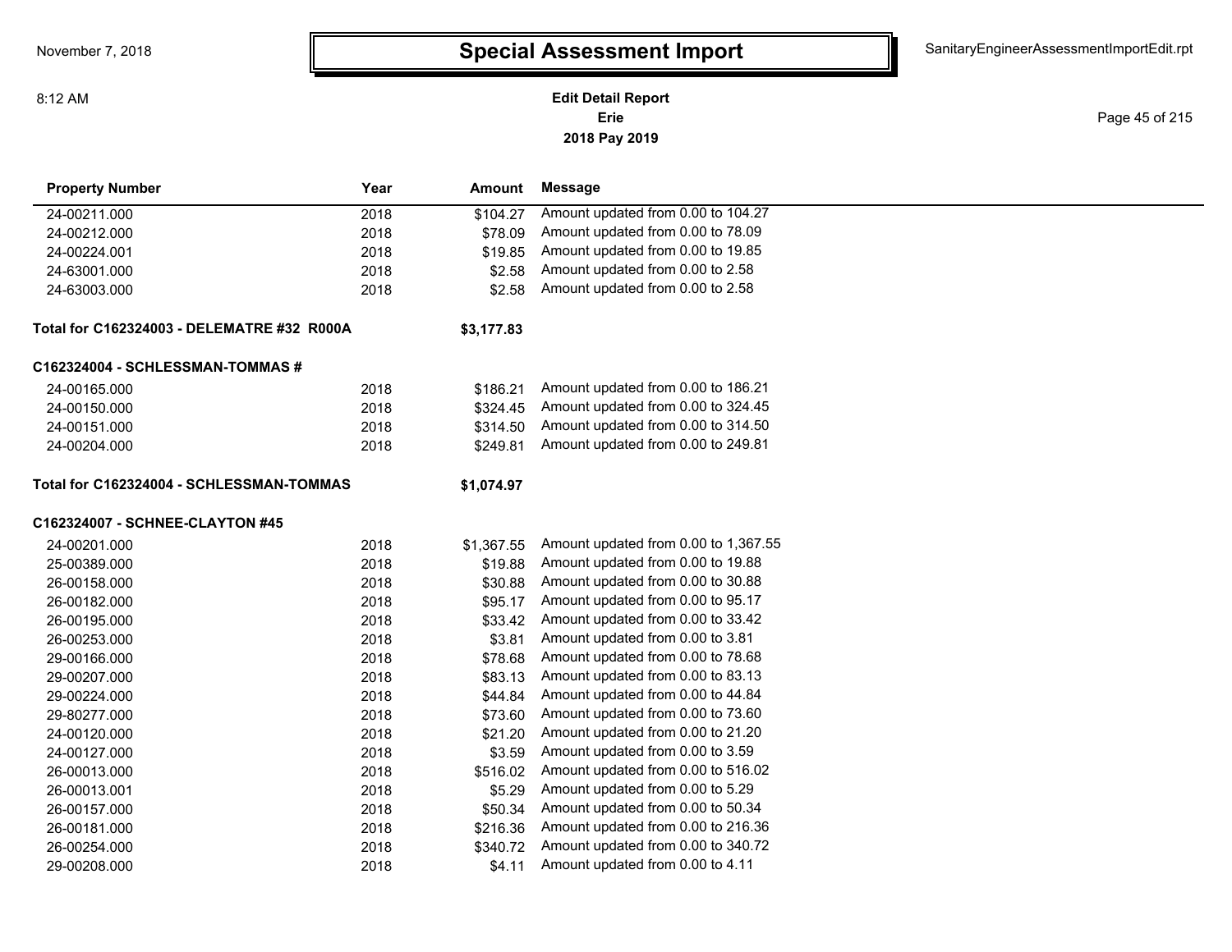# Special Assessment Import

**Edit Detail Report**
**Erie**
**2018 Pay 2019**

| Property Number | Year | Amount | Message |
|---|---|---|---|
| 24-00211.000 | 2018 | $104.27 | Amount updated from 0.00 to 104.27 |
| 24-00212.000 | 2018 | $78.09 | Amount updated from 0.00 to 78.09 |
| 24-00224.001 | 2018 | $19.85 | Amount updated from 0.00 to 19.85 |
| 24-63001.000 | 2018 | $2.58 | Amount updated from 0.00 to 2.58 |
| 24-63003.000 | 2018 | $2.58 | Amount updated from 0.00 to 2.58 |
| **Total for C162324003 - DELEMATRE #32 R000A** | | **$3,177.83** | |
| **C162324004 - SCHLESSMAN-TOMMAS #** | | | |
| 24-00165.000 | 2018 | $186.21 | Amount updated from 0.00 to 186.21 |
| 24-00150.000 | 2018 | $324.45 | Amount updated from 0.00 to 324.45 |
| 24-00151.000 | 2018 | $314.50 | Amount updated from 0.00 to 314.50 |
| 24-00204.000 | 2018 | $249.81 | Amount updated from 0.00 to 249.81 |
| **Total for C162324004 - SCHLESSMAN-TOMMAS** | | **$1,074.97** | |
| **C162324007 - SCHNEE-CLAYTON #45** | | | |
| 24-00201.000 | 2018 | $1,367.55 | Amount updated from 0.00 to 1,367.55 |
| 25-00389.000 | 2018 | $19.88 | Amount updated from 0.00 to 19.88 |
| 26-00158.000 | 2018 | $30.88 | Amount updated from 0.00 to 30.88 |
| 26-00182.000 | 2018 | $95.17 | Amount updated from 0.00 to 95.17 |
| 26-00195.000 | 2018 | $33.42 | Amount updated from 0.00 to 33.42 |
| 26-00253.000 | 2018 | $3.81 | Amount updated from 0.00 to 3.81 |
| 29-00166.000 | 2018 | $78.68 | Amount updated from 0.00 to 78.68 |
| 29-00207.000 | 2018 | $83.13 | Amount updated from 0.00 to 83.13 |
| 29-00224.000 | 2018 | $44.84 | Amount updated from 0.00 to 44.84 |
| 29-80277.000 | 2018 | $73.60 | Amount updated from 0.00 to 73.60 |
| 24-00120.000 | 2018 | $21.20 | Amount updated from 0.00 to 21.20 |
| 24-00127.000 | 2018 | $3.59 | Amount updated from 0.00 to 3.59 |
| 26-00013.000 | 2018 | $516.02 | Amount updated from 0.00 to 516.02 |
| 26-00013.001 | 2018 | $5.29 | Amount updated from 0.00 to 5.29 |
| 26-00157.000 | 2018 | $50.34 | Amount updated from 0.00 to 50.34 |
| 26-00181.000 | 2018 | $216.36 | Amount updated from 0.00 to 216.36 |
| 26-00254.000 | 2018 | $340.72 | Amount updated from 0.00 to 340.72 |
| 29-00208.000 | 2018 | $4.11 | Amount updated from 0.00 to 4.11 |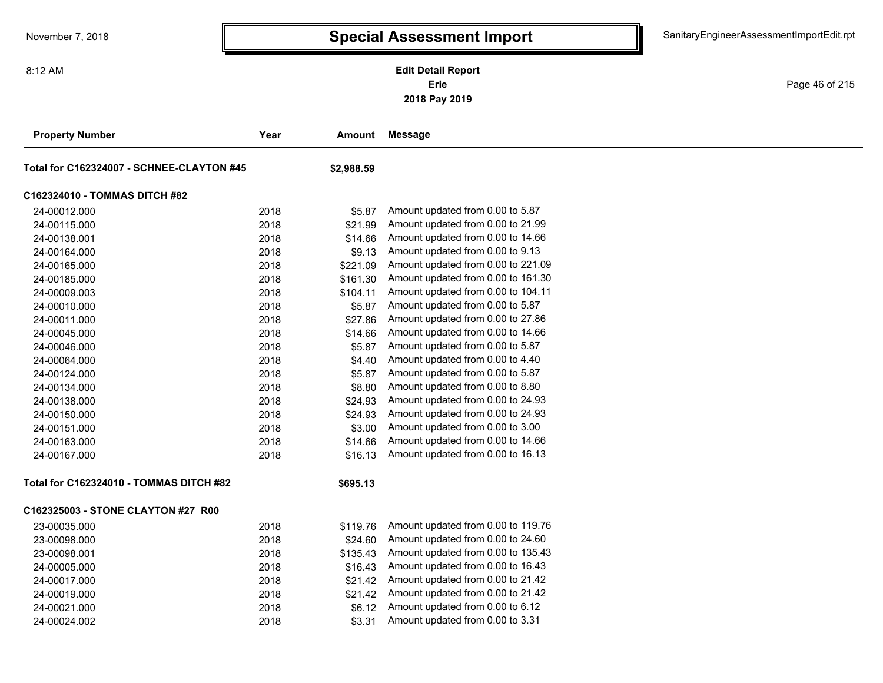# Special Assessment Import

**Edit Detail Report**
**Erie**
**2018 Pay 2019**

| Property Number | Year | Amount | Message |
|---|---|---|---|
| **Total for C162324007 - SCHNEE-CLAYTON #45** | | **$2,988.59** | |
| **C162324010 - TOMMAS DITCH #82** | | | |
| 24-00012.000 | 2018 | $5.87 | Amount updated from 0.00 to 5.87 |
| 24-00115.000 | 2018 | $21.99 | Amount updated from 0.00 to 21.99 |
| 24-00138.001 | 2018 | $14.66 | Amount updated from 0.00 to 14.66 |
| 24-00164.000 | 2018 | $9.13 | Amount updated from 0.00 to 9.13 |
| 24-00165.000 | 2018 | $221.09 | Amount updated from 0.00 to 221.09 |
| 24-00185.000 | 2018 | $161.30 | Amount updated from 0.00 to 161.30 |
| 24-00009.003 | 2018 | $104.11 | Amount updated from 0.00 to 104.11 |
| 24-00010.000 | 2018 | $5.87 | Amount updated from 0.00 to 5.87 |
| 24-00011.000 | 2018 | $27.86 | Amount updated from 0.00 to 27.86 |
| 24-00045.000 | 2018 | $14.66 | Amount updated from 0.00 to 14.66 |
| 24-00046.000 | 2018 | $5.87 | Amount updated from 0.00 to 5.87 |
| 24-00064.000 | 2018 | $4.40 | Amount updated from 0.00 to 4.40 |
| 24-00124.000 | 2018 | $5.87 | Amount updated from 0.00 to 5.87 |
| 24-00134.000 | 2018 | $8.80 | Amount updated from 0.00 to 8.80 |
| 24-00138.000 | 2018 | $24.93 | Amount updated from 0.00 to 24.93 |
| 24-00150.000 | 2018 | $24.93 | Amount updated from 0.00 to 24.93 |
| 24-00151.000 | 2018 | $3.00 | Amount updated from 0.00 to 3.00 |
| 24-00163.000 | 2018 | $14.66 | Amount updated from 0.00 to 14.66 |
| 24-00167.000 | 2018 | $16.13 | Amount updated from 0.00 to 16.13 |
| **Total for C162324010 - TOMMAS DITCH #82** | | **$695.13** | |
| **C162325003 - STONE CLAYTON #27 R00** | | | |
| 23-00035.000 | 2018 | $119.76 | Amount updated from 0.00 to 119.76 |
| 23-00098.000 | 2018 | $24.60 | Amount updated from 0.00 to 24.60 |
| 23-00098.001 | 2018 | $135.43 | Amount updated from 0.00 to 135.43 |
| 24-00005.000 | 2018 | $16.43 | Amount updated from 0.00 to 16.43 |
| 24-00017.000 | 2018 | $21.42 | Amount updated from 0.00 to 21.42 |
| 24-00019.000 | 2018 | $21.42 | Amount updated from 0.00 to 21.42 |
| 24-00021.000 | 2018 | $6.12 | Amount updated from 0.00 to 6.12 |
| 24-00024.002 | 2018 | $3.31 | Amount updated from 0.00 to 3.31 |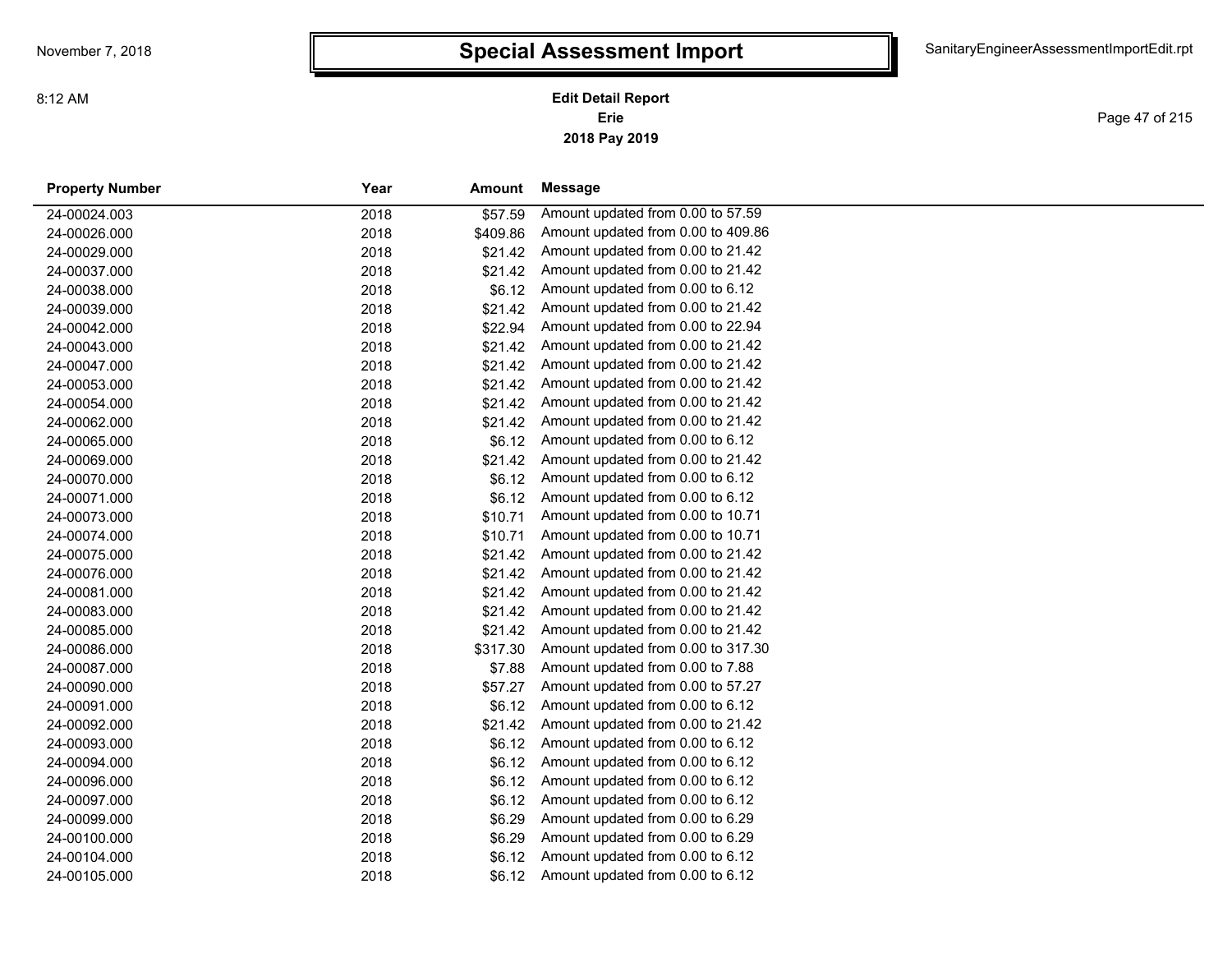# Special Assessment Import

**Edit Detail Report**
**Erie**
**2018 Pay 2019**

| Property Number | Year | Amount | Message |
|---|---|---|---|
| 24-00024.003 | 2018 | $57.59 | Amount updated from 0.00 to 57.59 |
| 24-00026.000 | 2018 | $409.86 | Amount updated from 0.00 to 409.86 |
| 24-00029.000 | 2018 | $21.42 | Amount updated from 0.00 to 21.42 |
| 24-00037.000 | 2018 | $21.42 | Amount updated from 0.00 to 21.42 |
| 24-00038.000 | 2018 | $6.12 | Amount updated from 0.00 to 6.12 |
| 24-00039.000 | 2018 | $21.42 | Amount updated from 0.00 to 21.42 |
| 24-00042.000 | 2018 | $22.94 | Amount updated from 0.00 to 22.94 |
| 24-00043.000 | 2018 | $21.42 | Amount updated from 0.00 to 21.42 |
| 24-00047.000 | 2018 | $21.42 | Amount updated from 0.00 to 21.42 |
| 24-00053.000 | 2018 | $21.42 | Amount updated from 0.00 to 21.42 |
| 24-00054.000 | 2018 | $21.42 | Amount updated from 0.00 to 21.42 |
| 24-00062.000 | 2018 | $21.42 | Amount updated from 0.00 to 21.42 |
| 24-00065.000 | 2018 | $6.12 | Amount updated from 0.00 to 6.12 |
| 24-00069.000 | 2018 | $21.42 | Amount updated from 0.00 to 21.42 |
| 24-00070.000 | 2018 | $6.12 | Amount updated from 0.00 to 6.12 |
| 24-00071.000 | 2018 | $6.12 | Amount updated from 0.00 to 6.12 |
| 24-00073.000 | 2018 | $10.71 | Amount updated from 0.00 to 10.71 |
| 24-00074.000 | 2018 | $10.71 | Amount updated from 0.00 to 10.71 |
| 24-00075.000 | 2018 | $21.42 | Amount updated from 0.00 to 21.42 |
| 24-00076.000 | 2018 | $21.42 | Amount updated from 0.00 to 21.42 |
| 24-00081.000 | 2018 | $21.42 | Amount updated from 0.00 to 21.42 |
| 24-00083.000 | 2018 | $21.42 | Amount updated from 0.00 to 21.42 |
| 24-00085.000 | 2018 | $21.42 | Amount updated from 0.00 to 21.42 |
| 24-00086.000 | 2018 | $317.30 | Amount updated from 0.00 to 317.30 |
| 24-00087.000 | 2018 | $7.88 | Amount updated from 0.00 to 7.88 |
| 24-00090.000 | 2018 | $57.27 | Amount updated from 0.00 to 57.27 |
| 24-00091.000 | 2018 | $6.12 | Amount updated from 0.00 to 6.12 |
| 24-00092.000 | 2018 | $21.42 | Amount updated from 0.00 to 21.42 |
| 24-00093.000 | 2018 | $6.12 | Amount updated from 0.00 to 6.12 |
| 24-00094.000 | 2018 | $6.12 | Amount updated from 0.00 to 6.12 |
| 24-00096.000 | 2018 | $6.12 | Amount updated from 0.00 to 6.12 |
| 24-00097.000 | 2018 | $6.12 | Amount updated from 0.00 to 6.12 |
| 24-00099.000 | 2018 | $6.29 | Amount updated from 0.00 to 6.29 |
| 24-00100.000 | 2018 | $6.29 | Amount updated from 0.00 to 6.29 |
| 24-00104.000 | 2018 | $6.12 | Amount updated from 0.00 to 6.12 |
| 24-00105.000 | 2018 | $6.12 | Amount updated from 0.00 to 6.12 |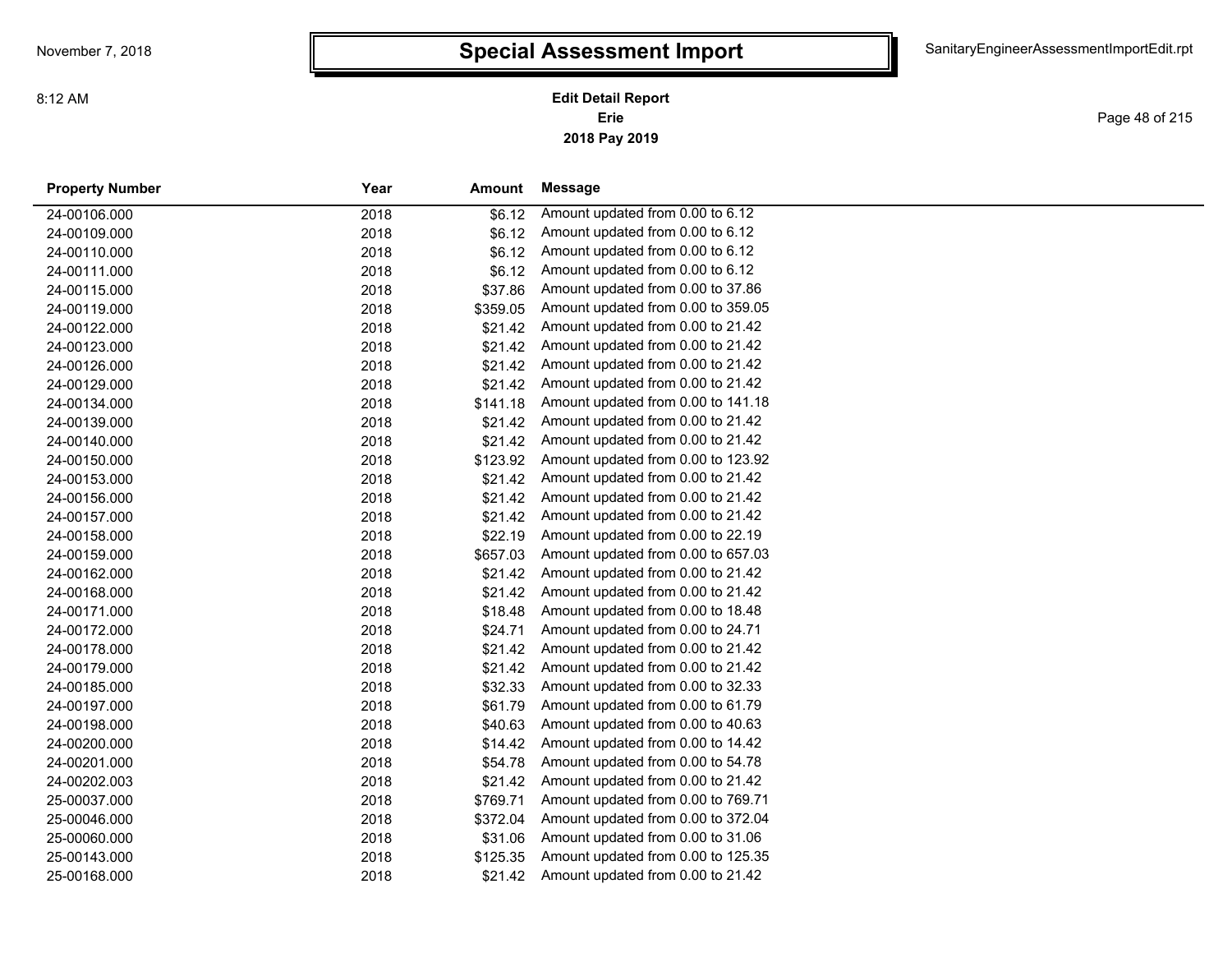# Special Assessment Import

**Edit Detail Report**
**Erie**
**2018 Pay 2019**

| Property Number | Year | Amount | Message |
|---|---|---|---|
| 24-00106.000 | 2018 | $6.12 | Amount updated from 0.00 to 6.12 |
| 24-00109.000 | 2018 | $6.12 | Amount updated from 0.00 to 6.12 |
| 24-00110.000 | 2018 | $6.12 | Amount updated from 0.00 to 6.12 |
| 24-00111.000 | 2018 | $6.12 | Amount updated from 0.00 to 6.12 |
| 24-00115.000 | 2018 | $37.86 | Amount updated from 0.00 to 37.86 |
| 24-00119.000 | 2018 | $359.05 | Amount updated from 0.00 to 359.05 |
| 24-00122.000 | 2018 | $21.42 | Amount updated from 0.00 to 21.42 |
| 24-00123.000 | 2018 | $21.42 | Amount updated from 0.00 to 21.42 |
| 24-00126.000 | 2018 | $21.42 | Amount updated from 0.00 to 21.42 |
| 24-00129.000 | 2018 | $21.42 | Amount updated from 0.00 to 21.42 |
| 24-00134.000 | 2018 | $141.18 | Amount updated from 0.00 to 141.18 |
| 24-00139.000 | 2018 | $21.42 | Amount updated from 0.00 to 21.42 |
| 24-00140.000 | 2018 | $21.42 | Amount updated from 0.00 to 21.42 |
| 24-00150.000 | 2018 | $123.92 | Amount updated from 0.00 to 123.92 |
| 24-00153.000 | 2018 | $21.42 | Amount updated from 0.00 to 21.42 |
| 24-00156.000 | 2018 | $21.42 | Amount updated from 0.00 to 21.42 |
| 24-00157.000 | 2018 | $21.42 | Amount updated from 0.00 to 21.42 |
| 24-00158.000 | 2018 | $22.19 | Amount updated from 0.00 to 22.19 |
| 24-00159.000 | 2018 | $657.03 | Amount updated from 0.00 to 657.03 |
| 24-00162.000 | 2018 | $21.42 | Amount updated from 0.00 to 21.42 |
| 24-00168.000 | 2018 | $21.42 | Amount updated from 0.00 to 21.42 |
| 24-00171.000 | 2018 | $18.48 | Amount updated from 0.00 to 18.48 |
| 24-00172.000 | 2018 | $24.71 | Amount updated from 0.00 to 24.71 |
| 24-00178.000 | 2018 | $21.42 | Amount updated from 0.00 to 21.42 |
| 24-00179.000 | 2018 | $21.42 | Amount updated from 0.00 to 21.42 |
| 24-00185.000 | 2018 | $32.33 | Amount updated from 0.00 to 32.33 |
| 24-00197.000 | 2018 | $61.79 | Amount updated from 0.00 to 61.79 |
| 24-00198.000 | 2018 | $40.63 | Amount updated from 0.00 to 40.63 |
| 24-00200.000 | 2018 | $14.42 | Amount updated from 0.00 to 14.42 |
| 24-00201.000 | 2018 | $54.78 | Amount updated from 0.00 to 54.78 |
| 24-00202.003 | 2018 | $21.42 | Amount updated from 0.00 to 21.42 |
| 25-00037.000 | 2018 | $769.71 | Amount updated from 0.00 to 769.71 |
| 25-00046.000 | 2018 | $372.04 | Amount updated from 0.00 to 372.04 |
| 25-00060.000 | 2018 | $31.06 | Amount updated from 0.00 to 31.06 |
| 25-00143.000 | 2018 | $125.35 | Amount updated from 0.00 to 125.35 |
| 25-00168.000 | 2018 | $21.42 | Amount updated from 0.00 to 21.42 |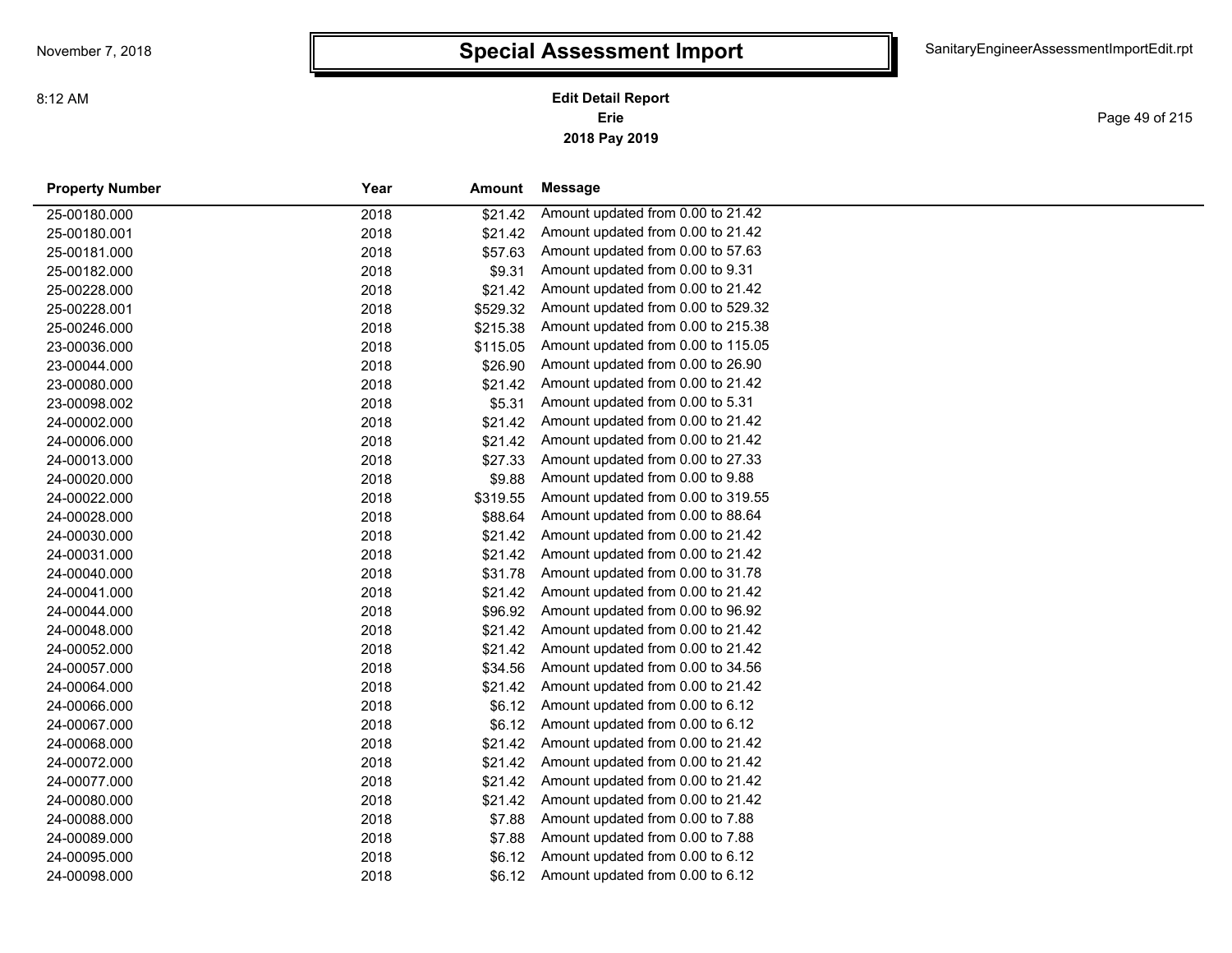# Special Assessment Import

**Edit Detail Report**
**Erie**
**2018 Pay 2019**

| Property Number | Year | Amount | Message |
|---|---|---|---|
| 25-00180.000 | 2018 | $21.42 | Amount updated from 0.00 to 21.42 |
| 25-00180.001 | 2018 | $21.42 | Amount updated from 0.00 to 21.42 |
| 25-00181.000 | 2018 | $57.63 | Amount updated from 0.00 to 57.63 |
| 25-00182.000 | 2018 | $9.31 | Amount updated from 0.00 to 9.31 |
| 25-00228.000 | 2018 | $21.42 | Amount updated from 0.00 to 21.42 |
| 25-00228.001 | 2018 | $529.32 | Amount updated from 0.00 to 529.32 |
| 25-00246.000 | 2018 | $215.38 | Amount updated from 0.00 to 215.38 |
| 23-00036.000 | 2018 | $115.05 | Amount updated from 0.00 to 115.05 |
| 23-00044.000 | 2018 | $26.90 | Amount updated from 0.00 to 26.90 |
| 23-00080.000 | 2018 | $21.42 | Amount updated from 0.00 to 21.42 |
| 23-00098.002 | 2018 | $5.31 | Amount updated from 0.00 to 5.31 |
| 24-00002.000 | 2018 | $21.42 | Amount updated from 0.00 to 21.42 |
| 24-00006.000 | 2018 | $21.42 | Amount updated from 0.00 to 21.42 |
| 24-00013.000 | 2018 | $27.33 | Amount updated from 0.00 to 27.33 |
| 24-00020.000 | 2018 | $9.88 | Amount updated from 0.00 to 9.88 |
| 24-00022.000 | 2018 | $319.55 | Amount updated from 0.00 to 319.55 |
| 24-00028.000 | 2018 | $88.64 | Amount updated from 0.00 to 88.64 |
| 24-00030.000 | 2018 | $21.42 | Amount updated from 0.00 to 21.42 |
| 24-00031.000 | 2018 | $21.42 | Amount updated from 0.00 to 21.42 |
| 24-00040.000 | 2018 | $31.78 | Amount updated from 0.00 to 31.78 |
| 24-00041.000 | 2018 | $21.42 | Amount updated from 0.00 to 21.42 |
| 24-00044.000 | 2018 | $96.92 | Amount updated from 0.00 to 96.92 |
| 24-00048.000 | 2018 | $21.42 | Amount updated from 0.00 to 21.42 |
| 24-00052.000 | 2018 | $21.42 | Amount updated from 0.00 to 21.42 |
| 24-00057.000 | 2018 | $34.56 | Amount updated from 0.00 to 34.56 |
| 24-00064.000 | 2018 | $21.42 | Amount updated from 0.00 to 21.42 |
| 24-00066.000 | 2018 | $6.12 | Amount updated from 0.00 to 6.12 |
| 24-00067.000 | 2018 | $6.12 | Amount updated from 0.00 to 6.12 |
| 24-00068.000 | 2018 | $21.42 | Amount updated from 0.00 to 21.42 |
| 24-00072.000 | 2018 | $21.42 | Amount updated from 0.00 to 21.42 |
| 24-00077.000 | 2018 | $21.42 | Amount updated from 0.00 to 21.42 |
| 24-00080.000 | 2018 | $21.42 | Amount updated from 0.00 to 21.42 |
| 24-00088.000 | 2018 | $7.88 | Amount updated from 0.00 to 7.88 |
| 24-00089.000 | 2018 | $7.88 | Amount updated from 0.00 to 7.88 |
| 24-00095.000 | 2018 | $6.12 | Amount updated from 0.00 to 6.12 |
| 24-00098.000 | 2018 | $6.12 | Amount updated from 0.00 to 6.12 |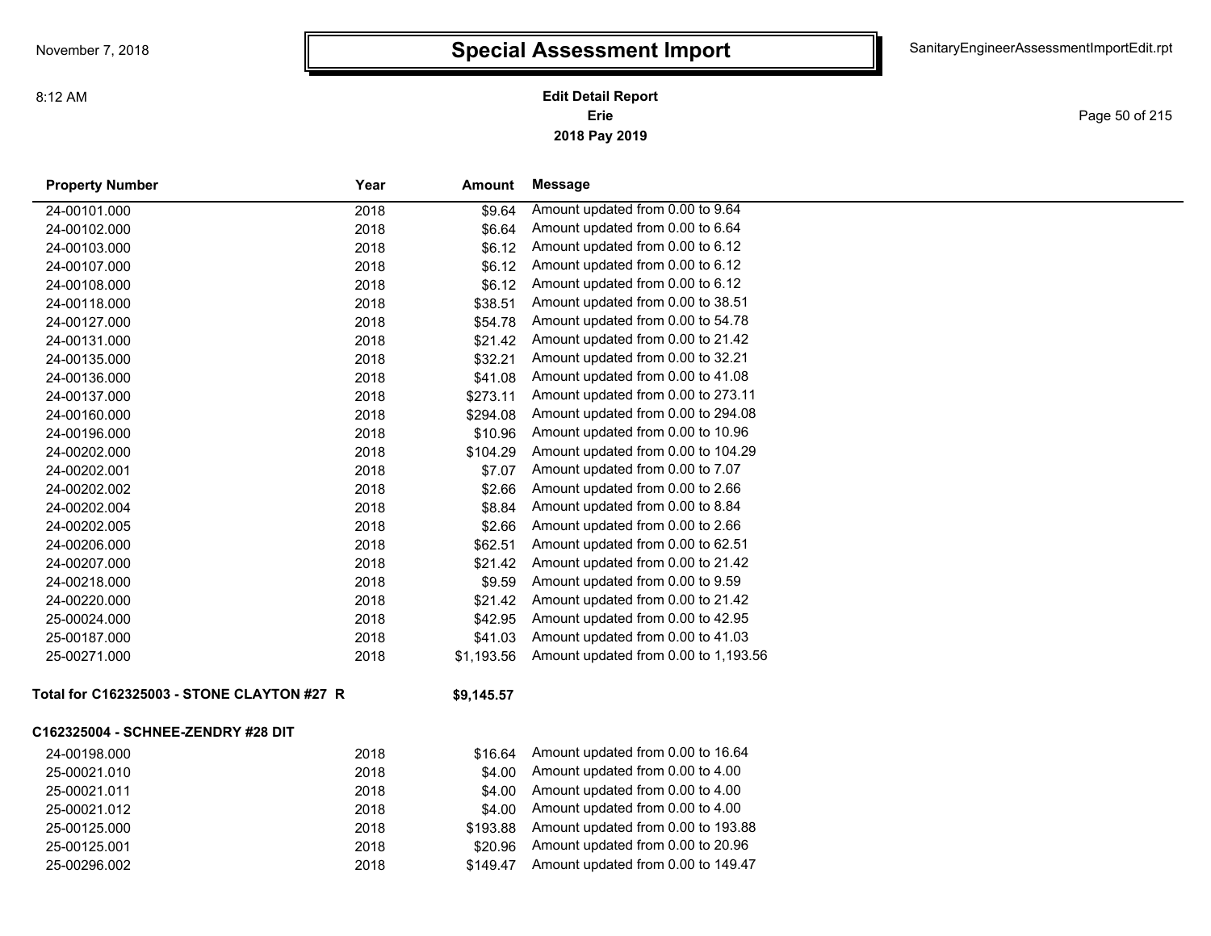# Special Assessment Import

**Edit Detail Report**
**Erie**
**2018 Pay 2019**

| Property Number | Year | Amount | Message |
|---|---|---|---|
| 24-00101.000 | 2018 | $9.64 | Amount updated from 0.00 to 9.64 |
| 24-00102.000 | 2018 | $6.64 | Amount updated from 0.00 to 6.64 |
| 24-00103.000 | 2018 | $6.12 | Amount updated from 0.00 to 6.12 |
| 24-00107.000 | 2018 | $6.12 | Amount updated from 0.00 to 6.12 |
| 24-00108.000 | 2018 | $6.12 | Amount updated from 0.00 to 6.12 |
| 24-00118.000 | 2018 | $38.51 | Amount updated from 0.00 to 38.51 |
| 24-00127.000 | 2018 | $54.78 | Amount updated from 0.00 to 54.78 |
| 24-00131.000 | 2018 | $21.42 | Amount updated from 0.00 to 21.42 |
| 24-00135.000 | 2018 | $32.21 | Amount updated from 0.00 to 32.21 |
| 24-00136.000 | 2018 | $41.08 | Amount updated from 0.00 to 41.08 |
| 24-00137.000 | 2018 | $273.11 | Amount updated from 0.00 to 273.11 |
| 24-00160.000 | 2018 | $294.08 | Amount updated from 0.00 to 294.08 |
| 24-00196.000 | 2018 | $10.96 | Amount updated from 0.00 to 10.96 |
| 24-00202.000 | 2018 | $104.29 | Amount updated from 0.00 to 104.29 |
| 24-00202.001 | 2018 | $7.07 | Amount updated from 0.00 to 7.07 |
| 24-00202.002 | 2018 | $2.66 | Amount updated from 0.00 to 2.66 |
| 24-00202.004 | 2018 | $8.84 | Amount updated from 0.00 to 8.84 |
| 24-00202.005 | 2018 | $2.66 | Amount updated from 0.00 to 2.66 |
| 24-00206.000 | 2018 | $62.51 | Amount updated from 0.00 to 62.51 |
| 24-00207.000 | 2018 | $21.42 | Amount updated from 0.00 to 21.42 |
| 24-00218.000 | 2018 | $9.59 | Amount updated from 0.00 to 9.59 |
| 24-00220.000 | 2018 | $21.42 | Amount updated from 0.00 to 21.42 |
| 25-00024.000 | 2018 | $42.95 | Amount updated from 0.00 to 42.95 |
| 25-00187.000 | 2018 | $41.03 | Amount updated from 0.00 to 41.03 |
| 25-00271.000 | 2018 | $1,193.56 | Amount updated from 0.00 to 1,193.56 |
| **Total for C162325003 - STONE CLAYTON #27 R** | | **$9,145.57** | |

**C162325004 - SCHNEE-ZENDRY #28 DIT**

| Property Number | Year | Amount | Message |
|---|---|---|---|
| 24-00198.000 | 2018 | $16.64 | Amount updated from 0.00 to 16.64 |
| 25-00021.010 | 2018 | $4.00 | Amount updated from 0.00 to 4.00 |
| 25-00021.011 | 2018 | $4.00 | Amount updated from 0.00 to 4.00 |
| 25-00021.012 | 2018 | $4.00 | Amount updated from 0.00 to 4.00 |
| 25-00125.000 | 2018 | $193.88 | Amount updated from 0.00 to 193.88 |
| 25-00125.001 | 2018 | $20.96 | Amount updated from 0.00 to 20.96 |
| 25-00296.002 | 2018 | $149.47 | Amount updated from 0.00 to 149.47 |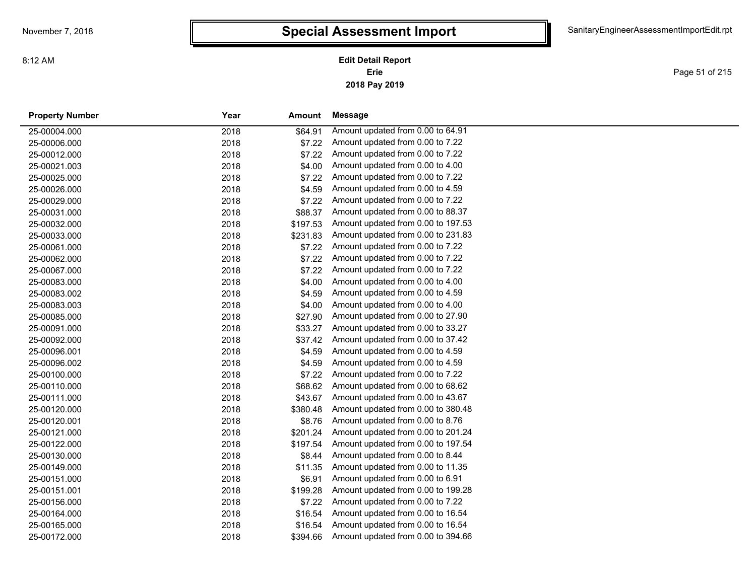# Special Assessment Import

November 7, 2018

8:12 AM

SanitaryEngineerAssessmentImportEdit.rpt

**Edit Detail Report**
**Erie**
**2018 Pay 2019**

| Property Number | Year | Amount | Message |
|---|---|---|---|
| 25-00004.000 | 2018 | $64.91 | Amount updated from 0.00 to 64.91 |
| 25-00006.000 | 2018 | $7.22 | Amount updated from 0.00 to 7.22 |
| 25-00012.000 | 2018 | $7.22 | Amount updated from 0.00 to 7.22 |
| 25-00021.003 | 2018 | $4.00 | Amount updated from 0.00 to 4.00 |
| 25-00025.000 | 2018 | $7.22 | Amount updated from 0.00 to 7.22 |
| 25-00026.000 | 2018 | $4.59 | Amount updated from 0.00 to 4.59 |
| 25-00029.000 | 2018 | $7.22 | Amount updated from 0.00 to 7.22 |
| 25-00031.000 | 2018 | $88.37 | Amount updated from 0.00 to 88.37 |
| 25-00032.000 | 2018 | $197.53 | Amount updated from 0.00 to 197.53 |
| 25-00033.000 | 2018 | $231.83 | Amount updated from 0.00 to 231.83 |
| 25-00061.000 | 2018 | $7.22 | Amount updated from 0.00 to 7.22 |
| 25-00062.000 | 2018 | $7.22 | Amount updated from 0.00 to 7.22 |
| 25-00067.000 | 2018 | $7.22 | Amount updated from 0.00 to 7.22 |
| 25-00083.000 | 2018 | $4.00 | Amount updated from 0.00 to 4.00 |
| 25-00083.002 | 2018 | $4.59 | Amount updated from 0.00 to 4.59 |
| 25-00083.003 | 2018 | $4.00 | Amount updated from 0.00 to 4.00 |
| 25-00085.000 | 2018 | $27.90 | Amount updated from 0.00 to 27.90 |
| 25-00091.000 | 2018 | $33.27 | Amount updated from 0.00 to 33.27 |
| 25-00092.000 | 2018 | $37.42 | Amount updated from 0.00 to 37.42 |
| 25-00096.001 | 2018 | $4.59 | Amount updated from 0.00 to 4.59 |
| 25-00096.002 | 2018 | $4.59 | Amount updated from 0.00 to 4.59 |
| 25-00100.000 | 2018 | $7.22 | Amount updated from 0.00 to 7.22 |
| 25-00110.000 | 2018 | $68.62 | Amount updated from 0.00 to 68.62 |
| 25-00111.000 | 2018 | $43.67 | Amount updated from 0.00 to 43.67 |
| 25-00120.000 | 2018 | $380.48 | Amount updated from 0.00 to 380.48 |
| 25-00120.001 | 2018 | $8.76 | Amount updated from 0.00 to 8.76 |
| 25-00121.000 | 2018 | $201.24 | Amount updated from 0.00 to 201.24 |
| 25-00122.000 | 2018 | $197.54 | Amount updated from 0.00 to 197.54 |
| 25-00130.000 | 2018 | $8.44 | Amount updated from 0.00 to 8.44 |
| 25-00149.000 | 2018 | $11.35 | Amount updated from 0.00 to 11.35 |
| 25-00151.000 | 2018 | $6.91 | Amount updated from 0.00 to 6.91 |
| 25-00151.001 | 2018 | $199.28 | Amount updated from 0.00 to 199.28 |
| 25-00156.000 | 2018 | $7.22 | Amount updated from 0.00 to 7.22 |
| 25-00164.000 | 2018 | $16.54 | Amount updated from 0.00 to 16.54 |
| 25-00165.000 | 2018 | $16.54 | Amount updated from 0.00 to 16.54 |
| 25-00172.000 | 2018 | $394.66 | Amount updated from 0.00 to 394.66 |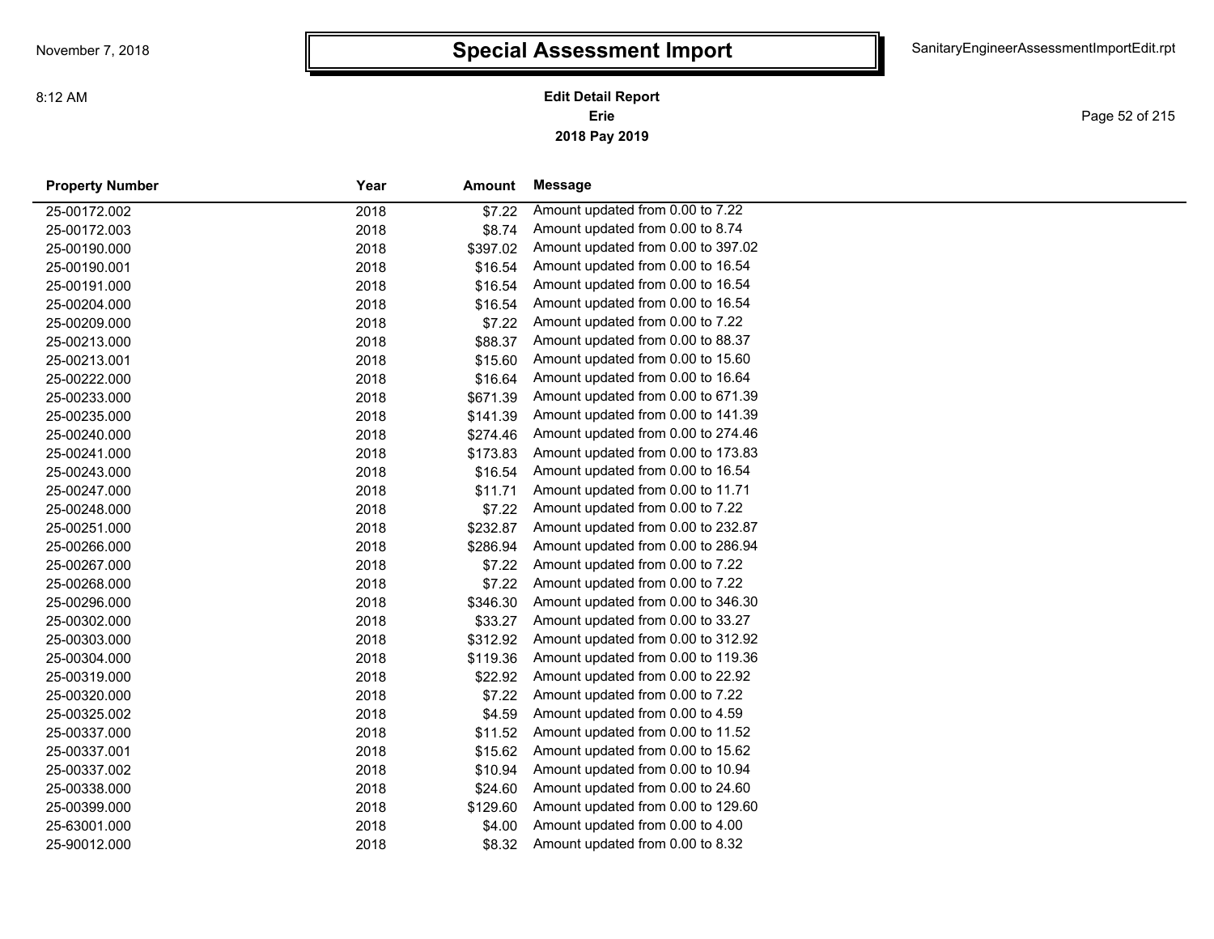# Special Assessment Import

**Edit Detail Report**
**Erie**
**2018 Pay 2019**

| Property Number | Year | Amount | Message |
|---|---|---|---|
| 25-00172.002 | 2018 | $7.22 | Amount updated from 0.00 to 7.22 |
| 25-00172.003 | 2018 | $8.74 | Amount updated from 0.00 to 8.74 |
| 25-00190.000 | 2018 | $397.02 | Amount updated from 0.00 to 397.02 |
| 25-00190.001 | 2018 | $16.54 | Amount updated from 0.00 to 16.54 |
| 25-00191.000 | 2018 | $16.54 | Amount updated from 0.00 to 16.54 |
| 25-00204.000 | 2018 | $16.54 | Amount updated from 0.00 to 16.54 |
| 25-00209.000 | 2018 | $7.22 | Amount updated from 0.00 to 7.22 |
| 25-00213.000 | 2018 | $88.37 | Amount updated from 0.00 to 88.37 |
| 25-00213.001 | 2018 | $15.60 | Amount updated from 0.00 to 15.60 |
| 25-00222.000 | 2018 | $16.64 | Amount updated from 0.00 to 16.64 |
| 25-00233.000 | 2018 | $671.39 | Amount updated from 0.00 to 671.39 |
| 25-00235.000 | 2018 | $141.39 | Amount updated from 0.00 to 141.39 |
| 25-00240.000 | 2018 | $274.46 | Amount updated from 0.00 to 274.46 |
| 25-00241.000 | 2018 | $173.83 | Amount updated from 0.00 to 173.83 |
| 25-00243.000 | 2018 | $16.54 | Amount updated from 0.00 to 16.54 |
| 25-00247.000 | 2018 | $11.71 | Amount updated from 0.00 to 11.71 |
| 25-00248.000 | 2018 | $7.22 | Amount updated from 0.00 to 7.22 |
| 25-00251.000 | 2018 | $232.87 | Amount updated from 0.00 to 232.87 |
| 25-00266.000 | 2018 | $286.94 | Amount updated from 0.00 to 286.94 |
| 25-00267.000 | 2018 | $7.22 | Amount updated from 0.00 to 7.22 |
| 25-00268.000 | 2018 | $7.22 | Amount updated from 0.00 to 7.22 |
| 25-00296.000 | 2018 | $346.30 | Amount updated from 0.00 to 346.30 |
| 25-00302.000 | 2018 | $33.27 | Amount updated from 0.00 to 33.27 |
| 25-00303.000 | 2018 | $312.92 | Amount updated from 0.00 to 312.92 |
| 25-00304.000 | 2018 | $119.36 | Amount updated from 0.00 to 119.36 |
| 25-00319.000 | 2018 | $22.92 | Amount updated from 0.00 to 22.92 |
| 25-00320.000 | 2018 | $7.22 | Amount updated from 0.00 to 7.22 |
| 25-00325.002 | 2018 | $4.59 | Amount updated from 0.00 to 4.59 |
| 25-00337.000 | 2018 | $11.52 | Amount updated from 0.00 to 11.52 |
| 25-00337.001 | 2018 | $15.62 | Amount updated from 0.00 to 15.62 |
| 25-00337.002 | 2018 | $10.94 | Amount updated from 0.00 to 10.94 |
| 25-00338.000 | 2018 | $24.60 | Amount updated from 0.00 to 24.60 |
| 25-00399.000 | 2018 | $129.60 | Amount updated from 0.00 to 129.60 |
| 25-63001.000 | 2018 | $4.00 | Amount updated from 0.00 to 4.00 |
| 25-90012.000 | 2018 | $8.32 | Amount updated from 0.00 to 8.32 |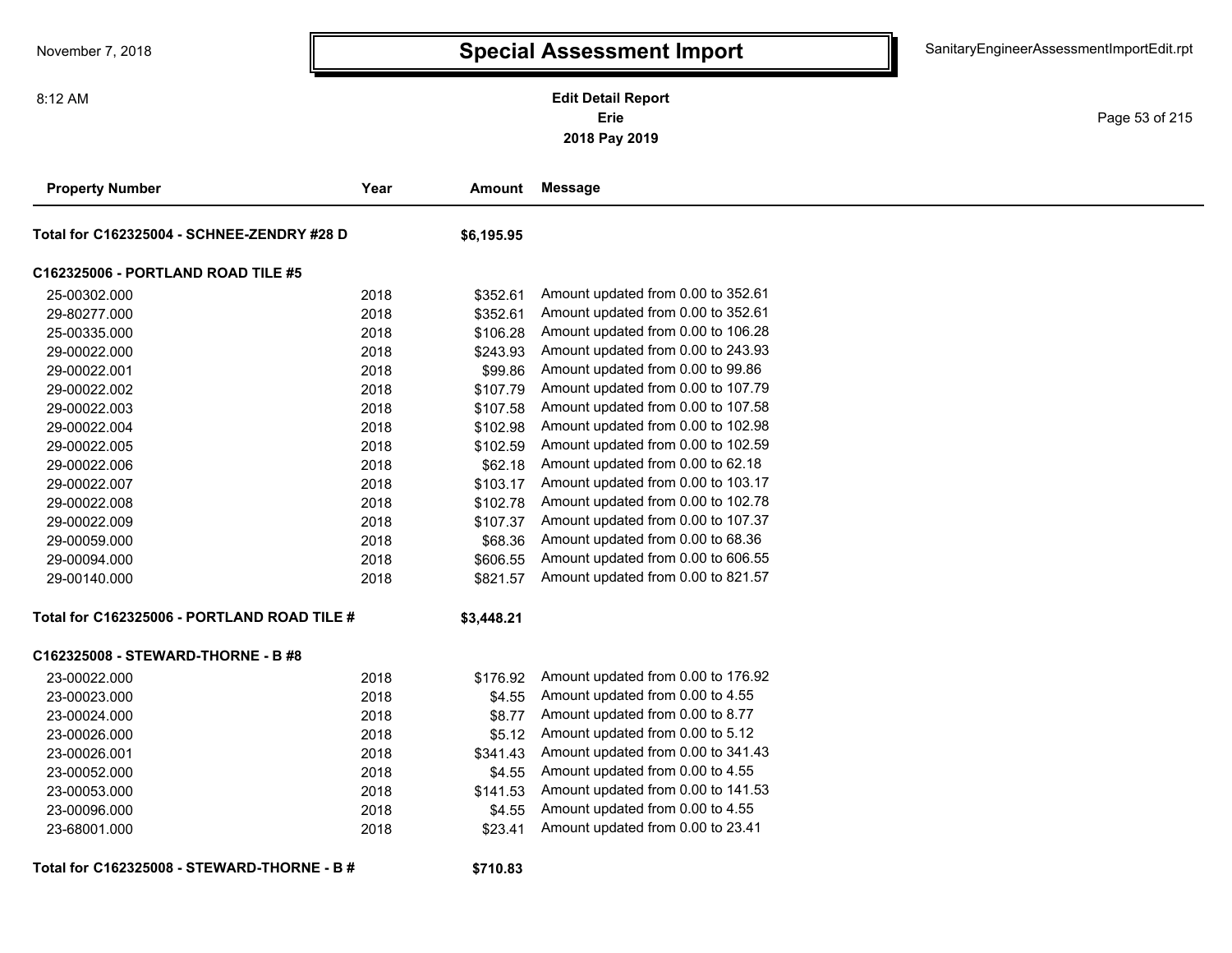# Special Assessment Import

**Edit Detail Report**
**Erie**
**2018 Pay 2019**

| Property Number | Year | Amount | Message |
|---|---|---|---|
| **Total for C162325004 - SCHNEE-ZENDRY #28 D** | | **$6,195.95** | |
| **C162325006 - PORTLAND ROAD TILE #5** | | | |
| 25-00302.000 | 2018 | $352.61 | Amount updated from 0.00 to 352.61 |
| 29-80277.000 | 2018 | $352.61 | Amount updated from 0.00 to 352.61 |
| 25-00335.000 | 2018 | $106.28 | Amount updated from 0.00 to 106.28 |
| 29-00022.000 | 2018 | $243.93 | Amount updated from 0.00 to 243.93 |
| 29-00022.001 | 2018 | $99.86 | Amount updated from 0.00 to 99.86 |
| 29-00022.002 | 2018 | $107.79 | Amount updated from 0.00 to 107.79 |
| 29-00022.003 | 2018 | $107.58 | Amount updated from 0.00 to 107.58 |
| 29-00022.004 | 2018 | $102.98 | Amount updated from 0.00 to 102.98 |
| 29-00022.005 | 2018 | $102.59 | Amount updated from 0.00 to 102.59 |
| 29-00022.006 | 2018 | $62.18 | Amount updated from 0.00 to 62.18 |
| 29-00022.007 | 2018 | $103.17 | Amount updated from 0.00 to 103.17 |
| 29-00022.008 | 2018 | $102.78 | Amount updated from 0.00 to 102.78 |
| 29-00022.009 | 2018 | $107.37 | Amount updated from 0.00 to 107.37 |
| 29-00059.000 | 2018 | $68.36 | Amount updated from 0.00 to 68.36 |
| 29-00094.000 | 2018 | $606.55 | Amount updated from 0.00 to 606.55 |
| 29-00140.000 | 2018 | $821.57 | Amount updated from 0.00 to 821.57 |
| **Total for C162325006 - PORTLAND ROAD TILE #** | | **$3,448.21** | |
| **C162325008 - STEWARD-THORNE - B #8** | | | |
| 23-00022.000 | 2018 | $176.92 | Amount updated from 0.00 to 176.92 |
| 23-00023.000 | 2018 | $4.55 | Amount updated from 0.00 to 4.55 |
| 23-00024.000 | 2018 | $8.77 | Amount updated from 0.00 to 8.77 |
| 23-00026.000 | 2018 | $5.12 | Amount updated from 0.00 to 5.12 |
| 23-00026.001 | 2018 | $341.43 | Amount updated from 0.00 to 341.43 |
| 23-00052.000 | 2018 | $4.55 | Amount updated from 0.00 to 4.55 |
| 23-00053.000 | 2018 | $141.53 | Amount updated from 0.00 to 141.53 |
| 23-00096.000 | 2018 | $4.55 | Amount updated from 0.00 to 4.55 |
| 23-68001.000 | 2018 | $23.41 | Amount updated from 0.00 to 23.41 |
| **Total for C162325008 - STEWARD-THORNE - B #** | | **$710.83** | |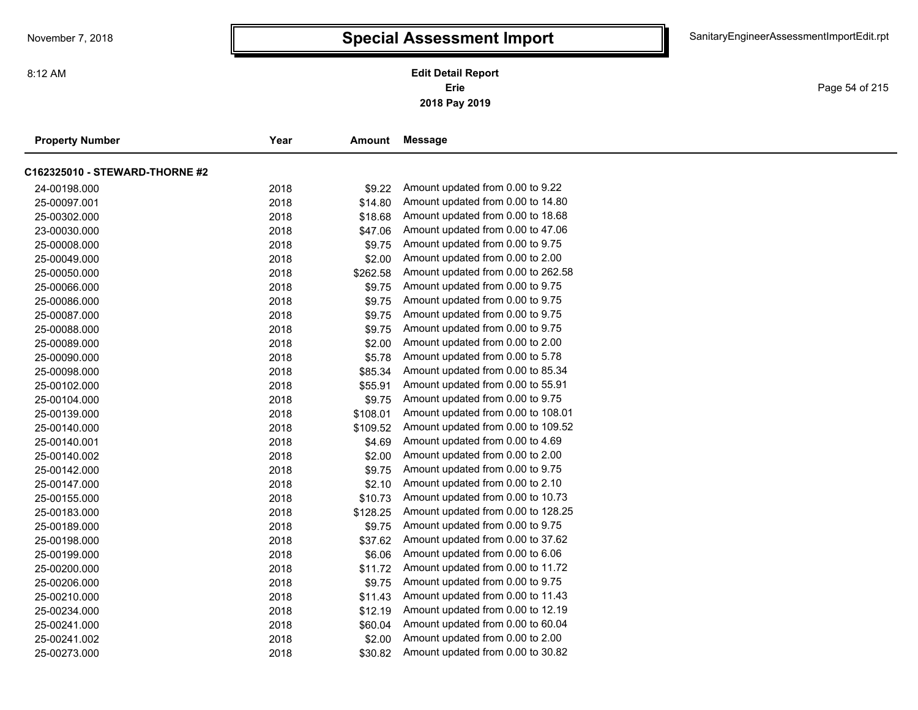# Special Assessment Import

**Edit Detail Report**
**Erie**
**2018 Pay 2019**

| Property Number | Year | Amount | Message |
|---|---|---|---|
| **C162325010 - STEWARD-THORNE #2** | | | |
| 24-00198.000 | 2018 | $9.22 | Amount updated from 0.00 to 9.22 |
| 25-00097.001 | 2018 | $14.80 | Amount updated from 0.00 to 14.80 |
| 25-00302.000 | 2018 | $18.68 | Amount updated from 0.00 to 18.68 |
| 23-00030.000 | 2018 | $47.06 | Amount updated from 0.00 to 47.06 |
| 25-00008.000 | 2018 | $9.75 | Amount updated from 0.00 to 9.75 |
| 25-00049.000 | 2018 | $2.00 | Amount updated from 0.00 to 2.00 |
| 25-00050.000 | 2018 | $262.58 | Amount updated from 0.00 to 262.58 |
| 25-00066.000 | 2018 | $9.75 | Amount updated from 0.00 to 9.75 |
| 25-00086.000 | 2018 | $9.75 | Amount updated from 0.00 to 9.75 |
| 25-00087.000 | 2018 | $9.75 | Amount updated from 0.00 to 9.75 |
| 25-00088.000 | 2018 | $9.75 | Amount updated from 0.00 to 9.75 |
| 25-00089.000 | 2018 | $2.00 | Amount updated from 0.00 to 2.00 |
| 25-00090.000 | 2018 | $5.78 | Amount updated from 0.00 to 5.78 |
| 25-00098.000 | 2018 | $85.34 | Amount updated from 0.00 to 85.34 |
| 25-00102.000 | 2018 | $55.91 | Amount updated from 0.00 to 55.91 |
| 25-00104.000 | 2018 | $9.75 | Amount updated from 0.00 to 9.75 |
| 25-00139.000 | 2018 | $108.01 | Amount updated from 0.00 to 108.01 |
| 25-00140.000 | 2018 | $109.52 | Amount updated from 0.00 to 109.52 |
| 25-00140.001 | 2018 | $4.69 | Amount updated from 0.00 to 4.69 |
| 25-00140.002 | 2018 | $2.00 | Amount updated from 0.00 to 2.00 |
| 25-00142.000 | 2018 | $9.75 | Amount updated from 0.00 to 9.75 |
| 25-00147.000 | 2018 | $2.10 | Amount updated from 0.00 to 2.10 |
| 25-00155.000 | 2018 | $10.73 | Amount updated from 0.00 to 10.73 |
| 25-00183.000 | 2018 | $128.25 | Amount updated from 0.00 to 128.25 |
| 25-00189.000 | 2018 | $9.75 | Amount updated from 0.00 to 9.75 |
| 25-00198.000 | 2018 | $37.62 | Amount updated from 0.00 to 37.62 |
| 25-00199.000 | 2018 | $6.06 | Amount updated from 0.00 to 6.06 |
| 25-00200.000 | 2018 | $11.72 | Amount updated from 0.00 to 11.72 |
| 25-00206.000 | 2018 | $9.75 | Amount updated from 0.00 to 9.75 |
| 25-00210.000 | 2018 | $11.43 | Amount updated from 0.00 to 11.43 |
| 25-00234.000 | 2018 | $12.19 | Amount updated from 0.00 to 12.19 |
| 25-00241.000 | 2018 | $60.04 | Amount updated from 0.00 to 60.04 |
| 25-00241.002 | 2018 | $2.00 | Amount updated from 0.00 to 2.00 |
| 25-00273.000 | 2018 | $30.82 | Amount updated from 0.00 to 30.82 |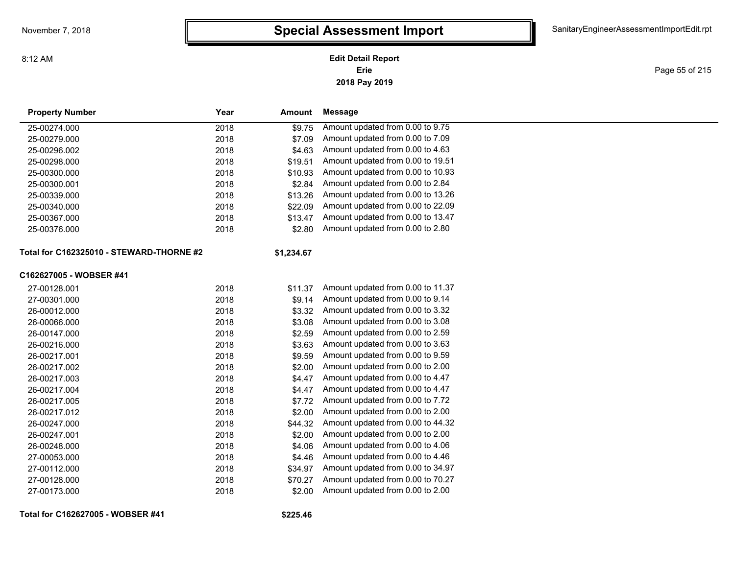# Special Assessment Import

November 7, 2018

8:12 AM

SanitaryEngineerAssessmentImportEdit.rpt

**Edit Detail Report**
**Erie**
**2018 Pay 2019**

| Property Number | Year | Amount | Message |
|---|---|---|---|
| 25-00274.000 | 2018 | $9.75 | Amount updated from 0.00 to 9.75 |
| 25-00279.000 | 2018 | $7.09 | Amount updated from 0.00 to 7.09 |
| 25-00296.002 | 2018 | $4.63 | Amount updated from 0.00 to 4.63 |
| 25-00298.000 | 2018 | $19.51 | Amount updated from 0.00 to 19.51 |
| 25-00300.000 | 2018 | $10.93 | Amount updated from 0.00 to 10.93 |
| 25-00300.001 | 2018 | $2.84 | Amount updated from 0.00 to 2.84 |
| 25-00339.000 | 2018 | $13.26 | Amount updated from 0.00 to 13.26 |
| 25-00340.000 | 2018 | $22.09 | Amount updated from 0.00 to 22.09 |
| 25-00367.000 | 2018 | $13.47 | Amount updated from 0.00 to 13.47 |
| 25-00376.000 | 2018 | $2.80 | Amount updated from 0.00 to 2.80 |
| **Total for C162325010 - STEWARD-THORNE #2** | | **$1,234.67** | |
| **C162627005 - WOBSER #41** | | | |
| 27-00128.001 | 2018 | $11.37 | Amount updated from 0.00 to 11.37 |
| 27-00301.000 | 2018 | $9.14 | Amount updated from 0.00 to 9.14 |
| 26-00012.000 | 2018 | $3.32 | Amount updated from 0.00 to 3.32 |
| 26-00066.000 | 2018 | $3.08 | Amount updated from 0.00 to 3.08 |
| 26-00147.000 | 2018 | $2.59 | Amount updated from 0.00 to 2.59 |
| 26-00216.000 | 2018 | $3.63 | Amount updated from 0.00 to 3.63 |
| 26-00217.001 | 2018 | $9.59 | Amount updated from 0.00 to 9.59 |
| 26-00217.002 | 2018 | $2.00 | Amount updated from 0.00 to 2.00 |
| 26-00217.003 | 2018 | $4.47 | Amount updated from 0.00 to 4.47 |
| 26-00217.004 | 2018 | $4.47 | Amount updated from 0.00 to 4.47 |
| 26-00217.005 | 2018 | $7.72 | Amount updated from 0.00 to 7.72 |
| 26-00217.012 | 2018 | $2.00 | Amount updated from 0.00 to 2.00 |
| 26-00247.000 | 2018 | $44.32 | Amount updated from 0.00 to 44.32 |
| 26-00247.001 | 2018 | $2.00 | Amount updated from 0.00 to 2.00 |
| 26-00248.000 | 2018 | $4.06 | Amount updated from 0.00 to 4.06 |
| 27-00053.000 | 2018 | $4.46 | Amount updated from 0.00 to 4.46 |
| 27-00112.000 | 2018 | $34.97 | Amount updated from 0.00 to 34.97 |
| 27-00128.000 | 2018 | $70.27 | Amount updated from 0.00 to 70.27 |
| 27-00173.000 | 2018 | $2.00 | Amount updated from 0.00 to 2.00 |
| **Total for C162627005 - WOBSER #41** | | **$225.46** | |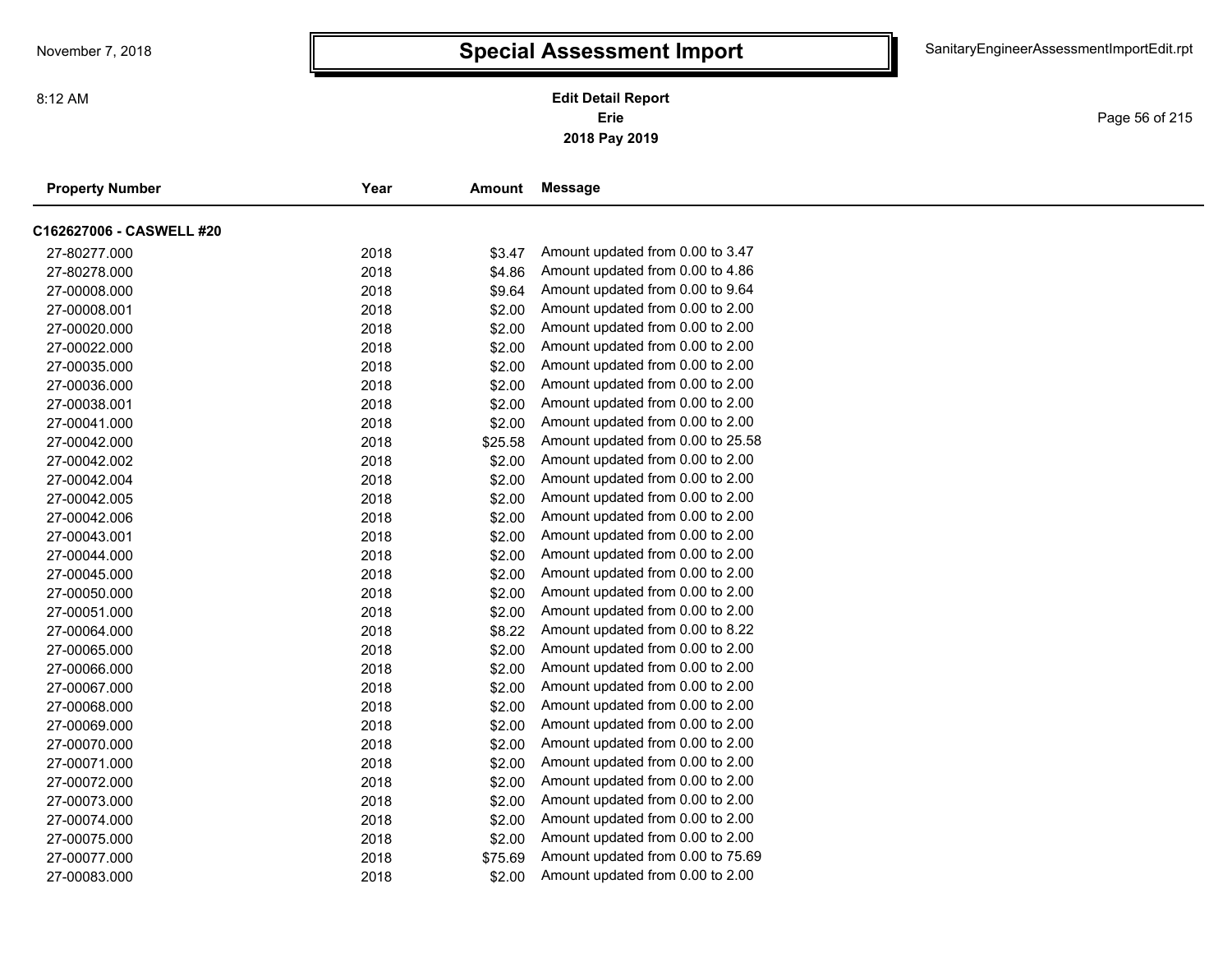# Special Assessment Import

**Edit Detail Report**
**Erie**
**2018 Pay 2019**

| Property Number | Year | Amount | Message |
|---|---|---|---|
| **C162627006 - CASWELL #20** | | | |
| 27-80277.000 | 2018 | $3.47 | Amount updated from 0.00 to 3.47 |
| 27-80278.000 | 2018 | $4.86 | Amount updated from 0.00 to 4.86 |
| 27-00008.000 | 2018 | $9.64 | Amount updated from 0.00 to 9.64 |
| 27-00008.001 | 2018 | $2.00 | Amount updated from 0.00 to 2.00 |
| 27-00020.000 | 2018 | $2.00 | Amount updated from 0.00 to 2.00 |
| 27-00022.000 | 2018 | $2.00 | Amount updated from 0.00 to 2.00 |
| 27-00035.000 | 2018 | $2.00 | Amount updated from 0.00 to 2.00 |
| 27-00036.000 | 2018 | $2.00 | Amount updated from 0.00 to 2.00 |
| 27-00038.001 | 2018 | $2.00 | Amount updated from 0.00 to 2.00 |
| 27-00041.000 | 2018 | $2.00 | Amount updated from 0.00 to 2.00 |
| 27-00042.000 | 2018 | $25.58 | Amount updated from 0.00 to 25.58 |
| 27-00042.002 | 2018 | $2.00 | Amount updated from 0.00 to 2.00 |
| 27-00042.004 | 2018 | $2.00 | Amount updated from 0.00 to 2.00 |
| 27-00042.005 | 2018 | $2.00 | Amount updated from 0.00 to 2.00 |
| 27-00042.006 | 2018 | $2.00 | Amount updated from 0.00 to 2.00 |
| 27-00043.001 | 2018 | $2.00 | Amount updated from 0.00 to 2.00 |
| 27-00044.000 | 2018 | $2.00 | Amount updated from 0.00 to 2.00 |
| 27-00045.000 | 2018 | $2.00 | Amount updated from 0.00 to 2.00 |
| 27-00050.000 | 2018 | $2.00 | Amount updated from 0.00 to 2.00 |
| 27-00051.000 | 2018 | $2.00 | Amount updated from 0.00 to 2.00 |
| 27-00064.000 | 2018 | $8.22 | Amount updated from 0.00 to 8.22 |
| 27-00065.000 | 2018 | $2.00 | Amount updated from 0.00 to 2.00 |
| 27-00066.000 | 2018 | $2.00 | Amount updated from 0.00 to 2.00 |
| 27-00067.000 | 2018 | $2.00 | Amount updated from 0.00 to 2.00 |
| 27-00068.000 | 2018 | $2.00 | Amount updated from 0.00 to 2.00 |
| 27-00069.000 | 2018 | $2.00 | Amount updated from 0.00 to 2.00 |
| 27-00070.000 | 2018 | $2.00 | Amount updated from 0.00 to 2.00 |
| 27-00071.000 | 2018 | $2.00 | Amount updated from 0.00 to 2.00 |
| 27-00072.000 | 2018 | $2.00 | Amount updated from 0.00 to 2.00 |
| 27-00073.000 | 2018 | $2.00 | Amount updated from 0.00 to 2.00 |
| 27-00074.000 | 2018 | $2.00 | Amount updated from 0.00 to 2.00 |
| 27-00075.000 | 2018 | $2.00 | Amount updated from 0.00 to 2.00 |
| 27-00077.000 | 2018 | $75.69 | Amount updated from 0.00 to 75.69 |
| 27-00083.000 | 2018 | $2.00 | Amount updated from 0.00 to 2.00 |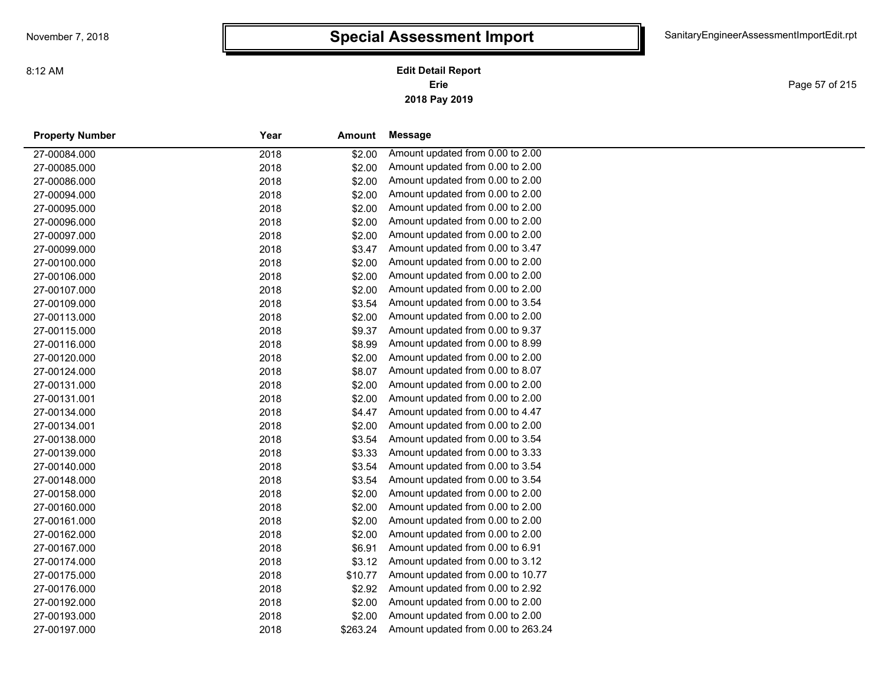# Special Assessment Import

**Edit Detail Report**
**Erie**
**2018 Pay 2019**

| Property Number | Year | Amount | Message |
|---|---|---|---|
| 27-00084.000 | 2018 | $2.00 | Amount updated from 0.00 to 2.00 |
| 27-00085.000 | 2018 | $2.00 | Amount updated from 0.00 to 2.00 |
| 27-00086.000 | 2018 | $2.00 | Amount updated from 0.00 to 2.00 |
| 27-00094.000 | 2018 | $2.00 | Amount updated from 0.00 to 2.00 |
| 27-00095.000 | 2018 | $2.00 | Amount updated from 0.00 to 2.00 |
| 27-00096.000 | 2018 | $2.00 | Amount updated from 0.00 to 2.00 |
| 27-00097.000 | 2018 | $2.00 | Amount updated from 0.00 to 2.00 |
| 27-00099.000 | 2018 | $3.47 | Amount updated from 0.00 to 3.47 |
| 27-00100.000 | 2018 | $2.00 | Amount updated from 0.00 to 2.00 |
| 27-00106.000 | 2018 | $2.00 | Amount updated from 0.00 to 2.00 |
| 27-00107.000 | 2018 | $2.00 | Amount updated from 0.00 to 2.00 |
| 27-00109.000 | 2018 | $3.54 | Amount updated from 0.00 to 3.54 |
| 27-00113.000 | 2018 | $2.00 | Amount updated from 0.00 to 2.00 |
| 27-00115.000 | 2018 | $9.37 | Amount updated from 0.00 to 9.37 |
| 27-00116.000 | 2018 | $8.99 | Amount updated from 0.00 to 8.99 |
| 27-00120.000 | 2018 | $2.00 | Amount updated from 0.00 to 2.00 |
| 27-00124.000 | 2018 | $8.07 | Amount updated from 0.00 to 8.07 |
| 27-00131.000 | 2018 | $2.00 | Amount updated from 0.00 to 2.00 |
| 27-00131.001 | 2018 | $2.00 | Amount updated from 0.00 to 2.00 |
| 27-00134.000 | 2018 | $4.47 | Amount updated from 0.00 to 4.47 |
| 27-00134.001 | 2018 | $2.00 | Amount updated from 0.00 to 2.00 |
| 27-00138.000 | 2018 | $3.54 | Amount updated from 0.00 to 3.54 |
| 27-00139.000 | 2018 | $3.33 | Amount updated from 0.00 to 3.33 |
| 27-00140.000 | 2018 | $3.54 | Amount updated from 0.00 to 3.54 |
| 27-00148.000 | 2018 | $3.54 | Amount updated from 0.00 to 3.54 |
| 27-00158.000 | 2018 | $2.00 | Amount updated from 0.00 to 2.00 |
| 27-00160.000 | 2018 | $2.00 | Amount updated from 0.00 to 2.00 |
| 27-00161.000 | 2018 | $2.00 | Amount updated from 0.00 to 2.00 |
| 27-00162.000 | 2018 | $2.00 | Amount updated from 0.00 to 2.00 |
| 27-00167.000 | 2018 | $6.91 | Amount updated from 0.00 to 6.91 |
| 27-00174.000 | 2018 | $3.12 | Amount updated from 0.00 to 3.12 |
| 27-00175.000 | 2018 | $10.77 | Amount updated from 0.00 to 10.77 |
| 27-00176.000 | 2018 | $2.92 | Amount updated from 0.00 to 2.92 |
| 27-00192.000 | 2018 | $2.00 | Amount updated from 0.00 to 2.00 |
| 27-00193.000 | 2018 | $2.00 | Amount updated from 0.00 to 2.00 |
| 27-00197.000 | 2018 | $263.24 | Amount updated from 0.00 to 263.24 |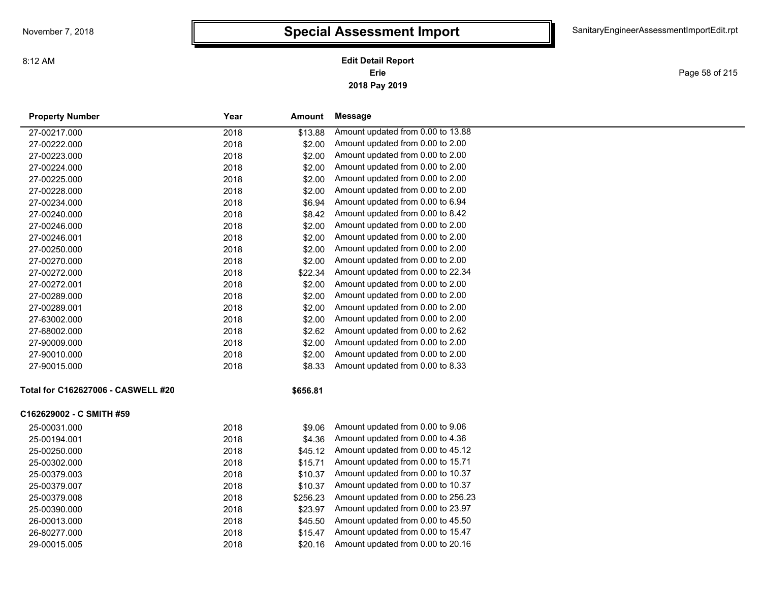# Special Assessment Import

**Edit Detail Report**
**Erie**
**2018 Pay 2019**

| Property Number | Year | Amount | Message |
|---|---|---|---|
| 27-00217.000 | 2018 | $13.88 | Amount updated from 0.00 to 13.88 |
| 27-00222.000 | 2018 | $2.00 | Amount updated from 0.00 to 2.00 |
| 27-00223.000 | 2018 | $2.00 | Amount updated from 0.00 to 2.00 |
| 27-00224.000 | 2018 | $2.00 | Amount updated from 0.00 to 2.00 |
| 27-00225.000 | 2018 | $2.00 | Amount updated from 0.00 to 2.00 |
| 27-00228.000 | 2018 | $2.00 | Amount updated from 0.00 to 2.00 |
| 27-00234.000 | 2018 | $6.94 | Amount updated from 0.00 to 6.94 |
| 27-00240.000 | 2018 | $8.42 | Amount updated from 0.00 to 8.42 |
| 27-00246.000 | 2018 | $2.00 | Amount updated from 0.00 to 2.00 |
| 27-00246.001 | 2018 | $2.00 | Amount updated from 0.00 to 2.00 |
| 27-00250.000 | 2018 | $2.00 | Amount updated from 0.00 to 2.00 |
| 27-00270.000 | 2018 | $2.00 | Amount updated from 0.00 to 2.00 |
| 27-00272.000 | 2018 | $22.34 | Amount updated from 0.00 to 22.34 |
| 27-00272.001 | 2018 | $2.00 | Amount updated from 0.00 to 2.00 |
| 27-00289.000 | 2018 | $2.00 | Amount updated from 0.00 to 2.00 |
| 27-00289.001 | 2018 | $2.00 | Amount updated from 0.00 to 2.00 |
| 27-63002.000 | 2018 | $2.00 | Amount updated from 0.00 to 2.00 |
| 27-68002.000 | 2018 | $2.62 | Amount updated from 0.00 to 2.62 |
| 27-90009.000 | 2018 | $2.00 | Amount updated from 0.00 to 2.00 |
| 27-90010.000 | 2018 | $2.00 | Amount updated from 0.00 to 2.00 |
| 27-90015.000 | 2018 | $8.33 | Amount updated from 0.00 to 8.33 |
| **Total for C162627006 - CASWELL #20** | | **$656.81** | |
| **C162629002 - C SMITH #59** | | | |
| 25-00031.000 | 2018 | $9.06 | Amount updated from 0.00 to 9.06 |
| 25-00194.001 | 2018 | $4.36 | Amount updated from 0.00 to 4.36 |
| 25-00250.000 | 2018 | $45.12 | Amount updated from 0.00 to 45.12 |
| 25-00302.000 | 2018 | $15.71 | Amount updated from 0.00 to 15.71 |
| 25-00379.003 | 2018 | $10.37 | Amount updated from 0.00 to 10.37 |
| 25-00379.007 | 2018 | $10.37 | Amount updated from 0.00 to 10.37 |
| 25-00379.008 | 2018 | $256.23 | Amount updated from 0.00 to 256.23 |
| 25-00390.000 | 2018 | $23.97 | Amount updated from 0.00 to 23.97 |
| 26-00013.000 | 2018 | $45.50 | Amount updated from 0.00 to 45.50 |
| 26-80277.000 | 2018 | $15.47 | Amount updated from 0.00 to 15.47 |
| 29-00015.005 | 2018 | $20.16 | Amount updated from 0.00 to 20.16 |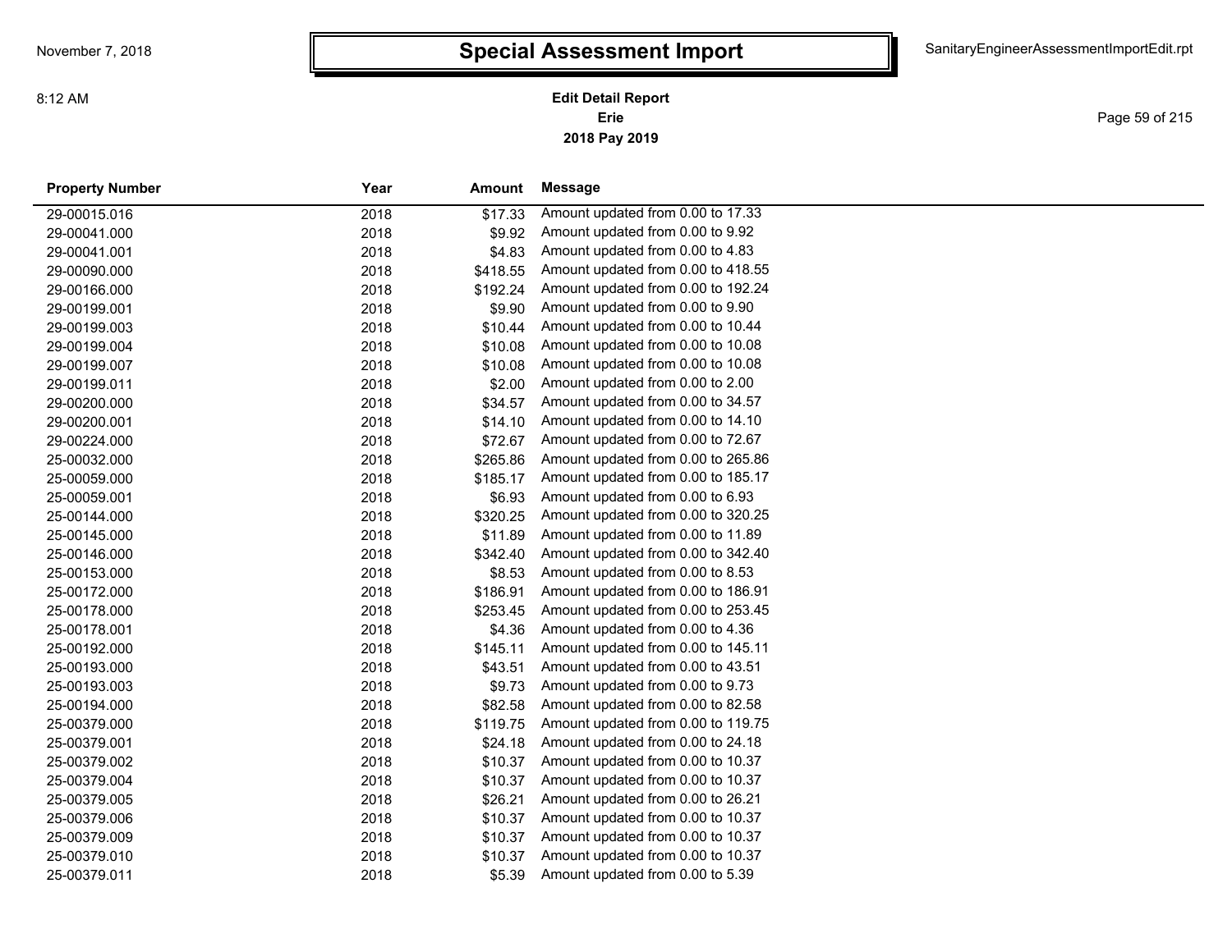# Special Assessment Import

November 7, 2018

8:12 AM

SanitaryEngineerAssessmentImportEdit.rpt

**Edit Detail Report**
**Erie**
**2018 Pay 2019**

| Property Number | Year | Amount | Message |
|---|---|---|---|
| 29-00015.016 | 2018 | $17.33 | Amount updated from 0.00 to 17.33 |
| 29-00041.000 | 2018 | $9.92 | Amount updated from 0.00 to 9.92 |
| 29-00041.001 | 2018 | $4.83 | Amount updated from 0.00 to 4.83 |
| 29-00090.000 | 2018 | $418.55 | Amount updated from 0.00 to 418.55 |
| 29-00166.000 | 2018 | $192.24 | Amount updated from 0.00 to 192.24 |
| 29-00199.001 | 2018 | $9.90 | Amount updated from 0.00 to 9.90 |
| 29-00199.003 | 2018 | $10.44 | Amount updated from 0.00 to 10.44 |
| 29-00199.004 | 2018 | $10.08 | Amount updated from 0.00 to 10.08 |
| 29-00199.007 | 2018 | $10.08 | Amount updated from 0.00 to 10.08 |
| 29-00199.011 | 2018 | $2.00 | Amount updated from 0.00 to 2.00 |
| 29-00200.000 | 2018 | $34.57 | Amount updated from 0.00 to 34.57 |
| 29-00200.001 | 2018 | $14.10 | Amount updated from 0.00 to 14.10 |
| 29-00224.000 | 2018 | $72.67 | Amount updated from 0.00 to 72.67 |
| 25-00032.000 | 2018 | $265.86 | Amount updated from 0.00 to 265.86 |
| 25-00059.000 | 2018 | $185.17 | Amount updated from 0.00 to 185.17 |
| 25-00059.001 | 2018 | $6.93 | Amount updated from 0.00 to 6.93 |
| 25-00144.000 | 2018 | $320.25 | Amount updated from 0.00 to 320.25 |
| 25-00145.000 | 2018 | $11.89 | Amount updated from 0.00 to 11.89 |
| 25-00146.000 | 2018 | $342.40 | Amount updated from 0.00 to 342.40 |
| 25-00153.000 | 2018 | $8.53 | Amount updated from 0.00 to 8.53 |
| 25-00172.000 | 2018 | $186.91 | Amount updated from 0.00 to 186.91 |
| 25-00178.000 | 2018 | $253.45 | Amount updated from 0.00 to 253.45 |
| 25-00178.001 | 2018 | $4.36 | Amount updated from 0.00 to 4.36 |
| 25-00192.000 | 2018 | $145.11 | Amount updated from 0.00 to 145.11 |
| 25-00193.000 | 2018 | $43.51 | Amount updated from 0.00 to 43.51 |
| 25-00193.003 | 2018 | $9.73 | Amount updated from 0.00 to 9.73 |
| 25-00194.000 | 2018 | $82.58 | Amount updated from 0.00 to 82.58 |
| 25-00379.000 | 2018 | $119.75 | Amount updated from 0.00 to 119.75 |
| 25-00379.001 | 2018 | $24.18 | Amount updated from 0.00 to 24.18 |
| 25-00379.002 | 2018 | $10.37 | Amount updated from 0.00 to 10.37 |
| 25-00379.004 | 2018 | $10.37 | Amount updated from 0.00 to 10.37 |
| 25-00379.005 | 2018 | $26.21 | Amount updated from 0.00 to 26.21 |
| 25-00379.006 | 2018 | $10.37 | Amount updated from 0.00 to 10.37 |
| 25-00379.009 | 2018 | $10.37 | Amount updated from 0.00 to 10.37 |
| 25-00379.010 | 2018 | $10.37 | Amount updated from 0.00 to 10.37 |
| 25-00379.011 | 2018 | $5.39 | Amount updated from 0.00 to 5.39 |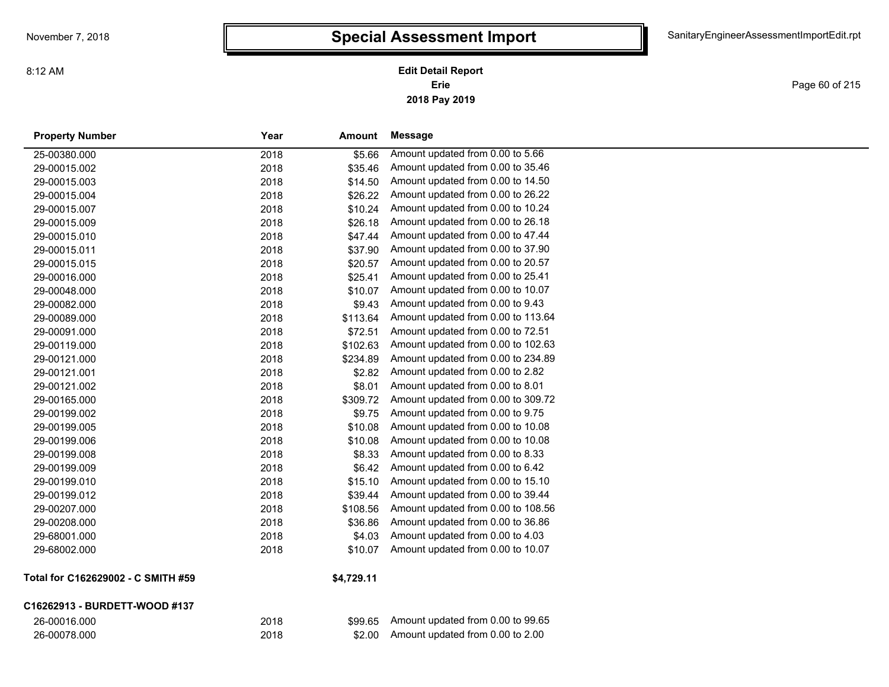# Special Assessment Import

**Edit Detail Report**
**Erie**
**2018 Pay 2019**

| Property Number | Year | Amount | Message |
|---|---|---|---|
| 25-00380.000 | 2018 | $5.66 | Amount updated from 0.00 to 5.66 |
| 29-00015.002 | 2018 | $35.46 | Amount updated from 0.00 to 35.46 |
| 29-00015.003 | 2018 | $14.50 | Amount updated from 0.00 to 14.50 |
| 29-00015.004 | 2018 | $26.22 | Amount updated from 0.00 to 26.22 |
| 29-00015.007 | 2018 | $10.24 | Amount updated from 0.00 to 10.24 |
| 29-00015.009 | 2018 | $26.18 | Amount updated from 0.00 to 26.18 |
| 29-00015.010 | 2018 | $47.44 | Amount updated from 0.00 to 47.44 |
| 29-00015.011 | 2018 | $37.90 | Amount updated from 0.00 to 37.90 |
| 29-00015.015 | 2018 | $20.57 | Amount updated from 0.00 to 20.57 |
| 29-00016.000 | 2018 | $25.41 | Amount updated from 0.00 to 25.41 |
| 29-00048.000 | 2018 | $10.07 | Amount updated from 0.00 to 10.07 |
| 29-00082.000 | 2018 | $9.43 | Amount updated from 0.00 to 9.43 |
| 29-00089.000 | 2018 | $113.64 | Amount updated from 0.00 to 113.64 |
| 29-00091.000 | 2018 | $72.51 | Amount updated from 0.00 to 72.51 |
| 29-00119.000 | 2018 | $102.63 | Amount updated from 0.00 to 102.63 |
| 29-00121.000 | 2018 | $234.89 | Amount updated from 0.00 to 234.89 |
| 29-00121.001 | 2018 | $2.82 | Amount updated from 0.00 to 2.82 |
| 29-00121.002 | 2018 | $8.01 | Amount updated from 0.00 to 8.01 |
| 29-00165.000 | 2018 | $309.72 | Amount updated from 0.00 to 309.72 |
| 29-00199.002 | 2018 | $9.75 | Amount updated from 0.00 to 9.75 |
| 29-00199.005 | 2018 | $10.08 | Amount updated from 0.00 to 10.08 |
| 29-00199.006 | 2018 | $10.08 | Amount updated from 0.00 to 10.08 |
| 29-00199.008 | 2018 | $8.33 | Amount updated from 0.00 to 8.33 |
| 29-00199.009 | 2018 | $6.42 | Amount updated from 0.00 to 6.42 |
| 29-00199.010 | 2018 | $15.10 | Amount updated from 0.00 to 15.10 |
| 29-00199.012 | 2018 | $39.44 | Amount updated from 0.00 to 39.44 |
| 29-00207.000 | 2018 | $108.56 | Amount updated from 0.00 to 108.56 |
| 29-00208.000 | 2018 | $36.86 | Amount updated from 0.00 to 36.86 |
| 29-68001.000 | 2018 | $4.03 | Amount updated from 0.00 to 4.03 |
| 29-68002.000 | 2018 | $10.07 | Amount updated from 0.00 to 10.07 |

**Total for C162629002 - C SMITH #59** **$4,729.11**

**C16262913 - BURDETT-WOOD #137**

| Property Number | Year | Amount | Message |
|---|---|---|---|
| 26-00016.000 | 2018 | $99.65 | Amount updated from 0.00 to 99.65 |
| 26-00078.000 | 2018 | $2.00 | Amount updated from 0.00 to 2.00 |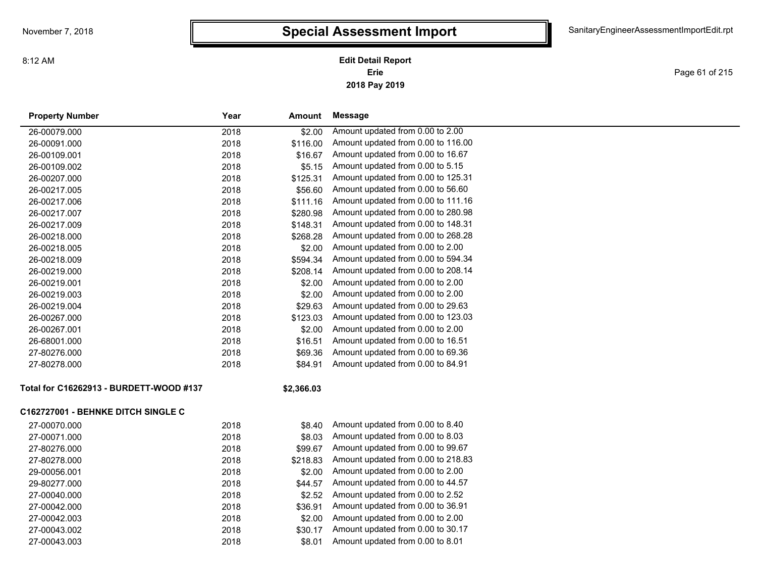# Special Assessment Import

**Edit Detail Report**
**Erie**
**2018 Pay 2019**

| Property Number | Year | Amount | Message |
|---|---|---|---|
| 26-00079.000 | 2018 | $2.00 | Amount updated from 0.00 to 2.00 |
| 26-00091.000 | 2018 | $116.00 | Amount updated from 0.00 to 116.00 |
| 26-00109.001 | 2018 | $16.67 | Amount updated from 0.00 to 16.67 |
| 26-00109.002 | 2018 | $5.15 | Amount updated from 0.00 to 5.15 |
| 26-00207.000 | 2018 | $125.31 | Amount updated from 0.00 to 125.31 |
| 26-00217.005 | 2018 | $56.60 | Amount updated from 0.00 to 56.60 |
| 26-00217.006 | 2018 | $111.16 | Amount updated from 0.00 to 111.16 |
| 26-00217.007 | 2018 | $280.98 | Amount updated from 0.00 to 280.98 |
| 26-00217.009 | 2018 | $148.31 | Amount updated from 0.00 to 148.31 |
| 26-00218.000 | 2018 | $268.28 | Amount updated from 0.00 to 268.28 |
| 26-00218.005 | 2018 | $2.00 | Amount updated from 0.00 to 2.00 |
| 26-00218.009 | 2018 | $594.34 | Amount updated from 0.00 to 594.34 |
| 26-00219.000 | 2018 | $208.14 | Amount updated from 0.00 to 208.14 |
| 26-00219.001 | 2018 | $2.00 | Amount updated from 0.00 to 2.00 |
| 26-00219.003 | 2018 | $2.00 | Amount updated from 0.00 to 2.00 |
| 26-00219.004 | 2018 | $29.63 | Amount updated from 0.00 to 29.63 |
| 26-00267.000 | 2018 | $123.03 | Amount updated from 0.00 to 123.03 |
| 26-00267.001 | 2018 | $2.00 | Amount updated from 0.00 to 2.00 |
| 26-68001.000 | 2018 | $16.51 | Amount updated from 0.00 to 16.51 |
| 27-80276.000 | 2018 | $69.36 | Amount updated from 0.00 to 69.36 |
| 27-80278.000 | 2018 | $84.91 | Amount updated from 0.00 to 84.91 |
| **Total for C16262913 - BURDETT-WOOD #137** | | **$2,366.03** | |
| **C162727001 - BEHNKE DITCH SINGLE C** | | | |
| 27-00070.000 | 2018 | $8.40 | Amount updated from 0.00 to 8.40 |
| 27-00071.000 | 2018 | $8.03 | Amount updated from 0.00 to 8.03 |
| 27-80276.000 | 2018 | $99.67 | Amount updated from 0.00 to 99.67 |
| 27-80278.000 | 2018 | $218.83 | Amount updated from 0.00 to 218.83 |
| 29-00056.001 | 2018 | $2.00 | Amount updated from 0.00 to 2.00 |
| 29-80277.000 | 2018 | $44.57 | Amount updated from 0.00 to 44.57 |
| 27-00040.000 | 2018 | $2.52 | Amount updated from 0.00 to 2.52 |
| 27-00042.000 | 2018 | $36.91 | Amount updated from 0.00 to 36.91 |
| 27-00042.003 | 2018 | $2.00 | Amount updated from 0.00 to 2.00 |
| 27-00043.002 | 2018 | $30.17 | Amount updated from 0.00 to 30.17 |
| 27-00043.003 | 2018 | $8.01 | Amount updated from 0.00 to 8.01 |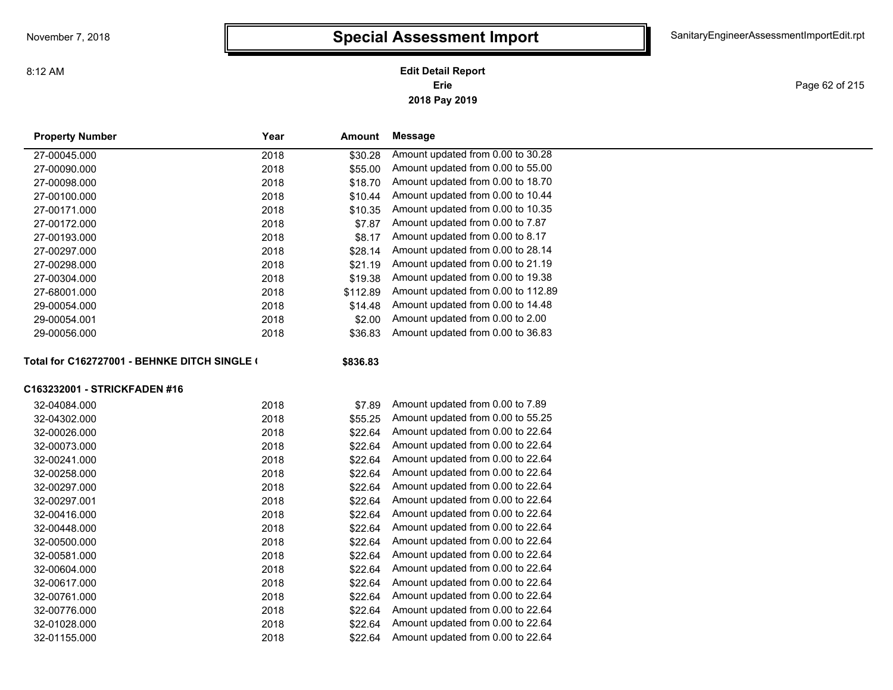# Special Assessment Import

**Edit Detail Report**
**Erie**
**2018 Pay 2019**

| Property Number | Year | Amount | Message |
|---|---|---|---|
| 27-00045.000 | 2018 | $30.28 | Amount updated from 0.00 to 30.28 |
| 27-00090.000 | 2018 | $55.00 | Amount updated from 0.00 to 55.00 |
| 27-00098.000 | 2018 | $18.70 | Amount updated from 0.00 to 18.70 |
| 27-00100.000 | 2018 | $10.44 | Amount updated from 0.00 to 10.44 |
| 27-00171.000 | 2018 | $10.35 | Amount updated from 0.00 to 10.35 |
| 27-00172.000 | 2018 | $7.87 | Amount updated from 0.00 to 7.87 |
| 27-00193.000 | 2018 | $8.17 | Amount updated from 0.00 to 8.17 |
| 27-00297.000 | 2018 | $28.14 | Amount updated from 0.00 to 28.14 |
| 27-00298.000 | 2018 | $21.19 | Amount updated from 0.00 to 21.19 |
| 27-00304.000 | 2018 | $19.38 | Amount updated from 0.00 to 19.38 |
| 27-68001.000 | 2018 | $112.89 | Amount updated from 0.00 to 112.89 |
| 29-00054.000 | 2018 | $14.48 | Amount updated from 0.00 to 14.48 |
| 29-00054.001 | 2018 | $2.00 | Amount updated from 0.00 to 2.00 |
| 29-00056.000 | 2018 | $36.83 | Amount updated from 0.00 to 36.83 |
| **Total for C162727001 - BEHNKE DITCH SINGLE (** | | **$836.83** | |
| **C163232001 - STRICKFADEN #16** | | | |
| 32-04084.000 | 2018 | $7.89 | Amount updated from 0.00 to 7.89 |
| 32-04302.000 | 2018 | $55.25 | Amount updated from 0.00 to 55.25 |
| 32-00026.000 | 2018 | $22.64 | Amount updated from 0.00 to 22.64 |
| 32-00073.000 | 2018 | $22.64 | Amount updated from 0.00 to 22.64 |
| 32-00241.000 | 2018 | $22.64 | Amount updated from 0.00 to 22.64 |
| 32-00258.000 | 2018 | $22.64 | Amount updated from 0.00 to 22.64 |
| 32-00297.000 | 2018 | $22.64 | Amount updated from 0.00 to 22.64 |
| 32-00297.001 | 2018 | $22.64 | Amount updated from 0.00 to 22.64 |
| 32-00416.000 | 2018 | $22.64 | Amount updated from 0.00 to 22.64 |
| 32-00448.000 | 2018 | $22.64 | Amount updated from 0.00 to 22.64 |
| 32-00500.000 | 2018 | $22.64 | Amount updated from 0.00 to 22.64 |
| 32-00581.000 | 2018 | $22.64 | Amount updated from 0.00 to 22.64 |
| 32-00604.000 | 2018 | $22.64 | Amount updated from 0.00 to 22.64 |
| 32-00617.000 | 2018 | $22.64 | Amount updated from 0.00 to 22.64 |
| 32-00761.000 | 2018 | $22.64 | Amount updated from 0.00 to 22.64 |
| 32-00776.000 | 2018 | $22.64 | Amount updated from 0.00 to 22.64 |
| 32-01028.000 | 2018 | $22.64 | Amount updated from 0.00 to 22.64 |
| 32-01155.000 | 2018 | $22.64 | Amount updated from 0.00 to 22.64 |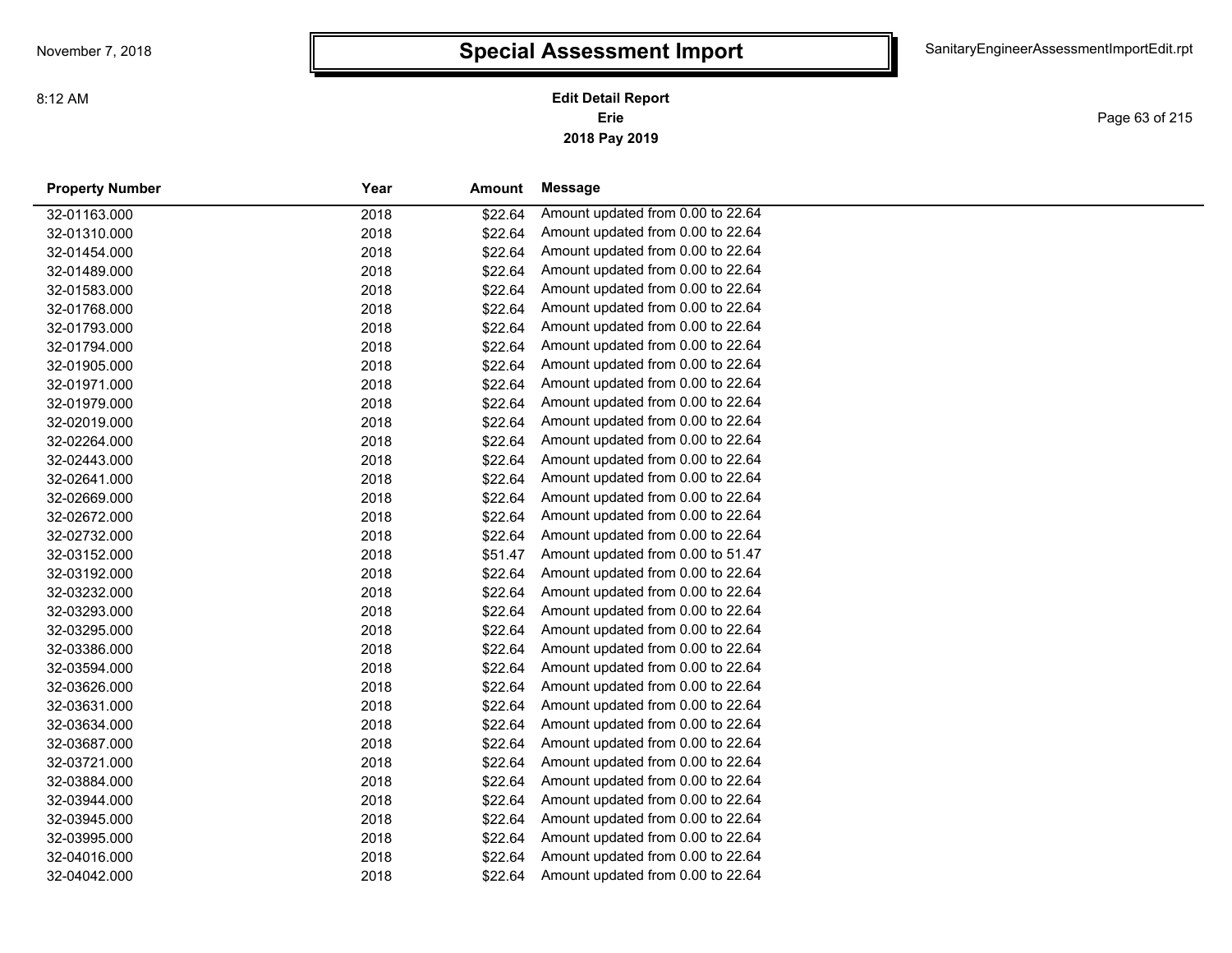# Special Assessment Import

**Edit Detail Report**
**Erie**
**2018 Pay 2019**

| Property Number | Year | Amount | Message |
|---|---|---|---|
| 32-01163.000 | 2018 | $22.64 | Amount updated from 0.00 to 22.64 |
| 32-01310.000 | 2018 | $22.64 | Amount updated from 0.00 to 22.64 |
| 32-01454.000 | 2018 | $22.64 | Amount updated from 0.00 to 22.64 |
| 32-01489.000 | 2018 | $22.64 | Amount updated from 0.00 to 22.64 |
| 32-01583.000 | 2018 | $22.64 | Amount updated from 0.00 to 22.64 |
| 32-01768.000 | 2018 | $22.64 | Amount updated from 0.00 to 22.64 |
| 32-01793.000 | 2018 | $22.64 | Amount updated from 0.00 to 22.64 |
| 32-01794.000 | 2018 | $22.64 | Amount updated from 0.00 to 22.64 |
| 32-01905.000 | 2018 | $22.64 | Amount updated from 0.00 to 22.64 |
| 32-01971.000 | 2018 | $22.64 | Amount updated from 0.00 to 22.64 |
| 32-01979.000 | 2018 | $22.64 | Amount updated from 0.00 to 22.64 |
| 32-02019.000 | 2018 | $22.64 | Amount updated from 0.00 to 22.64 |
| 32-02264.000 | 2018 | $22.64 | Amount updated from 0.00 to 22.64 |
| 32-02443.000 | 2018 | $22.64 | Amount updated from 0.00 to 22.64 |
| 32-02641.000 | 2018 | $22.64 | Amount updated from 0.00 to 22.64 |
| 32-02669.000 | 2018 | $22.64 | Amount updated from 0.00 to 22.64 |
| 32-02672.000 | 2018 | $22.64 | Amount updated from 0.00 to 22.64 |
| 32-02732.000 | 2018 | $22.64 | Amount updated from 0.00 to 22.64 |
| 32-03152.000 | 2018 | $51.47 | Amount updated from 0.00 to 51.47 |
| 32-03192.000 | 2018 | $22.64 | Amount updated from 0.00 to 22.64 |
| 32-03232.000 | 2018 | $22.64 | Amount updated from 0.00 to 22.64 |
| 32-03293.000 | 2018 | $22.64 | Amount updated from 0.00 to 22.64 |
| 32-03295.000 | 2018 | $22.64 | Amount updated from 0.00 to 22.64 |
| 32-03386.000 | 2018 | $22.64 | Amount updated from 0.00 to 22.64 |
| 32-03594.000 | 2018 | $22.64 | Amount updated from 0.00 to 22.64 |
| 32-03626.000 | 2018 | $22.64 | Amount updated from 0.00 to 22.64 |
| 32-03631.000 | 2018 | $22.64 | Amount updated from 0.00 to 22.64 |
| 32-03634.000 | 2018 | $22.64 | Amount updated from 0.00 to 22.64 |
| 32-03687.000 | 2018 | $22.64 | Amount updated from 0.00 to 22.64 |
| 32-03721.000 | 2018 | $22.64 | Amount updated from 0.00 to 22.64 |
| 32-03884.000 | 2018 | $22.64 | Amount updated from 0.00 to 22.64 |
| 32-03944.000 | 2018 | $22.64 | Amount updated from 0.00 to 22.64 |
| 32-03945.000 | 2018 | $22.64 | Amount updated from 0.00 to 22.64 |
| 32-03995.000 | 2018 | $22.64 | Amount updated from 0.00 to 22.64 |
| 32-04016.000 | 2018 | $22.64 | Amount updated from 0.00 to 22.64 |
| 32-04042.000 | 2018 | $22.64 | Amount updated from 0.00 to 22.64 |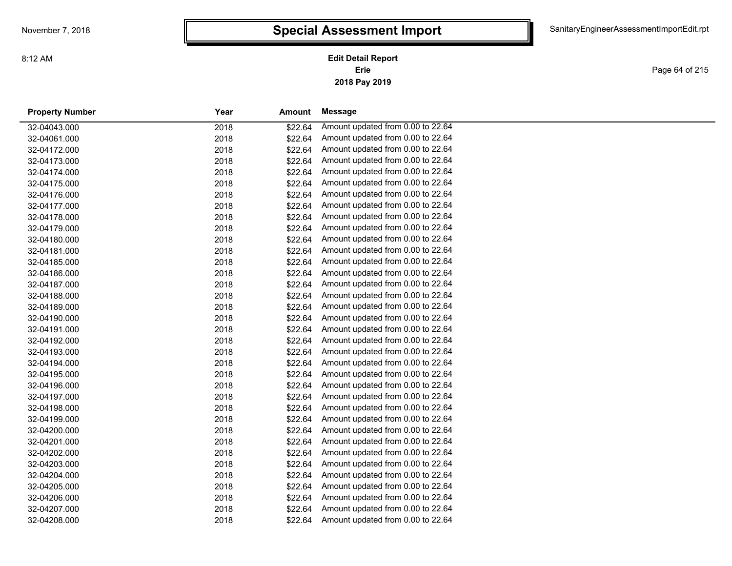# Special Assessment Import

November 7, 2018 — 8:12 AM — SanitaryEngineerAssessmentImportEdit.rpt

**Edit Detail Report**
**Erie**
**2018 Pay 2019**

| Property Number | Year | Amount | Message |
|---|---|---|---|
| 32-04043.000 | 2018 | $22.64 | Amount updated from 0.00 to 22.64 |
| 32-04061.000 | 2018 | $22.64 | Amount updated from 0.00 to 22.64 |
| 32-04172.000 | 2018 | $22.64 | Amount updated from 0.00 to 22.64 |
| 32-04173.000 | 2018 | $22.64 | Amount updated from 0.00 to 22.64 |
| 32-04174.000 | 2018 | $22.64 | Amount updated from 0.00 to 22.64 |
| 32-04175.000 | 2018 | $22.64 | Amount updated from 0.00 to 22.64 |
| 32-04176.000 | 2018 | $22.64 | Amount updated from 0.00 to 22.64 |
| 32-04177.000 | 2018 | $22.64 | Amount updated from 0.00 to 22.64 |
| 32-04178.000 | 2018 | $22.64 | Amount updated from 0.00 to 22.64 |
| 32-04179.000 | 2018 | $22.64 | Amount updated from 0.00 to 22.64 |
| 32-04180.000 | 2018 | $22.64 | Amount updated from 0.00 to 22.64 |
| 32-04181.000 | 2018 | $22.64 | Amount updated from 0.00 to 22.64 |
| 32-04185.000 | 2018 | $22.64 | Amount updated from 0.00 to 22.64 |
| 32-04186.000 | 2018 | $22.64 | Amount updated from 0.00 to 22.64 |
| 32-04187.000 | 2018 | $22.64 | Amount updated from 0.00 to 22.64 |
| 32-04188.000 | 2018 | $22.64 | Amount updated from 0.00 to 22.64 |
| 32-04189.000 | 2018 | $22.64 | Amount updated from 0.00 to 22.64 |
| 32-04190.000 | 2018 | $22.64 | Amount updated from 0.00 to 22.64 |
| 32-04191.000 | 2018 | $22.64 | Amount updated from 0.00 to 22.64 |
| 32-04192.000 | 2018 | $22.64 | Amount updated from 0.00 to 22.64 |
| 32-04193.000 | 2018 | $22.64 | Amount updated from 0.00 to 22.64 |
| 32-04194.000 | 2018 | $22.64 | Amount updated from 0.00 to 22.64 |
| 32-04195.000 | 2018 | $22.64 | Amount updated from 0.00 to 22.64 |
| 32-04196.000 | 2018 | $22.64 | Amount updated from 0.00 to 22.64 |
| 32-04197.000 | 2018 | $22.64 | Amount updated from 0.00 to 22.64 |
| 32-04198.000 | 2018 | $22.64 | Amount updated from 0.00 to 22.64 |
| 32-04199.000 | 2018 | $22.64 | Amount updated from 0.00 to 22.64 |
| 32-04200.000 | 2018 | $22.64 | Amount updated from 0.00 to 22.64 |
| 32-04201.000 | 2018 | $22.64 | Amount updated from 0.00 to 22.64 |
| 32-04202.000 | 2018 | $22.64 | Amount updated from 0.00 to 22.64 |
| 32-04203.000 | 2018 | $22.64 | Amount updated from 0.00 to 22.64 |
| 32-04204.000 | 2018 | $22.64 | Amount updated from 0.00 to 22.64 |
| 32-04205.000 | 2018 | $22.64 | Amount updated from 0.00 to 22.64 |
| 32-04206.000 | 2018 | $22.64 | Amount updated from 0.00 to 22.64 |
| 32-04207.000 | 2018 | $22.64 | Amount updated from 0.00 to 22.64 |
| 32-04208.000 | 2018 | $22.64 | Amount updated from 0.00 to 22.64 |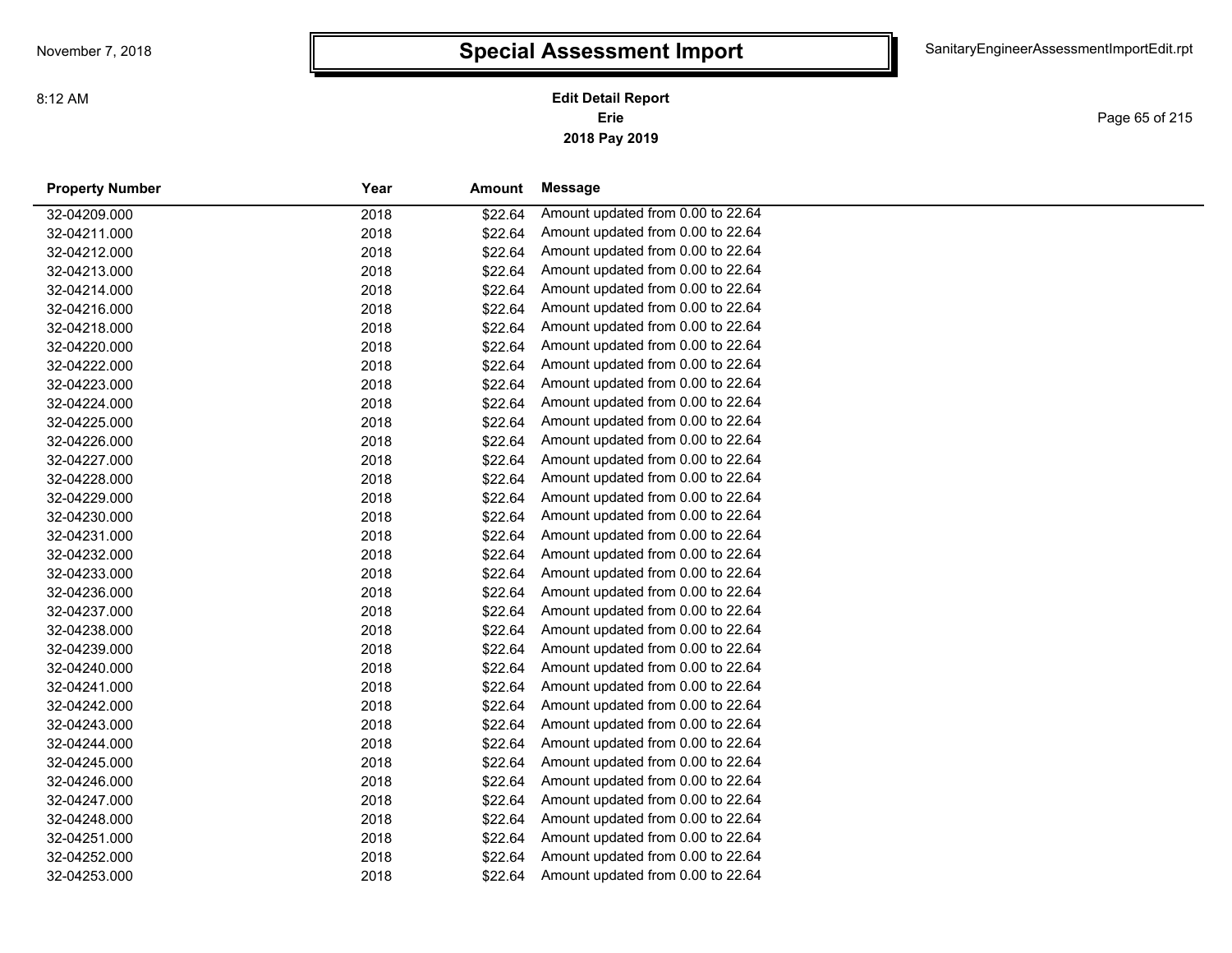# Special Assessment Import

**Edit Detail Report**
**Erie**
**2018 Pay 2019**

| Property Number | Year | Amount | Message |
|---|---|---|---|
| 32-04209.000 | 2018 | $22.64 | Amount updated from 0.00 to 22.64 |
| 32-04211.000 | 2018 | $22.64 | Amount updated from 0.00 to 22.64 |
| 32-04212.000 | 2018 | $22.64 | Amount updated from 0.00 to 22.64 |
| 32-04213.000 | 2018 | $22.64 | Amount updated from 0.00 to 22.64 |
| 32-04214.000 | 2018 | $22.64 | Amount updated from 0.00 to 22.64 |
| 32-04216.000 | 2018 | $22.64 | Amount updated from 0.00 to 22.64 |
| 32-04218.000 | 2018 | $22.64 | Amount updated from 0.00 to 22.64 |
| 32-04220.000 | 2018 | $22.64 | Amount updated from 0.00 to 22.64 |
| 32-04222.000 | 2018 | $22.64 | Amount updated from 0.00 to 22.64 |
| 32-04223.000 | 2018 | $22.64 | Amount updated from 0.00 to 22.64 |
| 32-04224.000 | 2018 | $22.64 | Amount updated from 0.00 to 22.64 |
| 32-04225.000 | 2018 | $22.64 | Amount updated from 0.00 to 22.64 |
| 32-04226.000 | 2018 | $22.64 | Amount updated from 0.00 to 22.64 |
| 32-04227.000 | 2018 | $22.64 | Amount updated from 0.00 to 22.64 |
| 32-04228.000 | 2018 | $22.64 | Amount updated from 0.00 to 22.64 |
| 32-04229.000 | 2018 | $22.64 | Amount updated from 0.00 to 22.64 |
| 32-04230.000 | 2018 | $22.64 | Amount updated from 0.00 to 22.64 |
| 32-04231.000 | 2018 | $22.64 | Amount updated from 0.00 to 22.64 |
| 32-04232.000 | 2018 | $22.64 | Amount updated from 0.00 to 22.64 |
| 32-04233.000 | 2018 | $22.64 | Amount updated from 0.00 to 22.64 |
| 32-04236.000 | 2018 | $22.64 | Amount updated from 0.00 to 22.64 |
| 32-04237.000 | 2018 | $22.64 | Amount updated from 0.00 to 22.64 |
| 32-04238.000 | 2018 | $22.64 | Amount updated from 0.00 to 22.64 |
| 32-04239.000 | 2018 | $22.64 | Amount updated from 0.00 to 22.64 |
| 32-04240.000 | 2018 | $22.64 | Amount updated from 0.00 to 22.64 |
| 32-04241.000 | 2018 | $22.64 | Amount updated from 0.00 to 22.64 |
| 32-04242.000 | 2018 | $22.64 | Amount updated from 0.00 to 22.64 |
| 32-04243.000 | 2018 | $22.64 | Amount updated from 0.00 to 22.64 |
| 32-04244.000 | 2018 | $22.64 | Amount updated from 0.00 to 22.64 |
| 32-04245.000 | 2018 | $22.64 | Amount updated from 0.00 to 22.64 |
| 32-04246.000 | 2018 | $22.64 | Amount updated from 0.00 to 22.64 |
| 32-04247.000 | 2018 | $22.64 | Amount updated from 0.00 to 22.64 |
| 32-04248.000 | 2018 | $22.64 | Amount updated from 0.00 to 22.64 |
| 32-04251.000 | 2018 | $22.64 | Amount updated from 0.00 to 22.64 |
| 32-04252.000 | 2018 | $22.64 | Amount updated from 0.00 to 22.64 |
| 32-04253.000 | 2018 | $22.64 | Amount updated from 0.00 to 22.64 |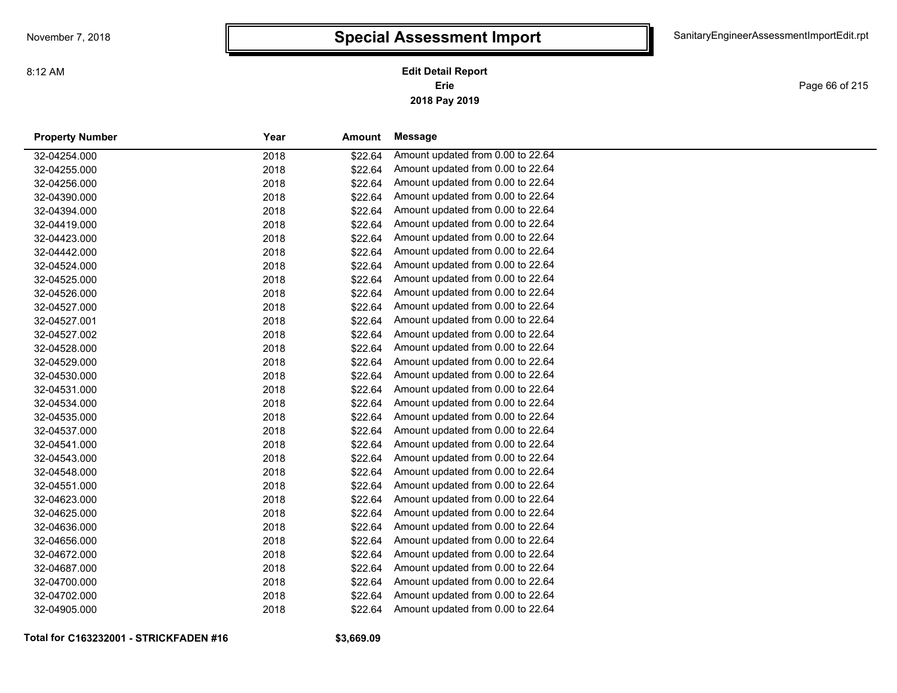# Special Assessment Import

**Edit Detail Report**
**Erie**
**2018 Pay 2019**

| Property Number | Year | Amount | Message |
|---|---|---|---|
| 32-04254.000 | 2018 | $22.64 | Amount updated from 0.00 to 22.64 |
| 32-04255.000 | 2018 | $22.64 | Amount updated from 0.00 to 22.64 |
| 32-04256.000 | 2018 | $22.64 | Amount updated from 0.00 to 22.64 |
| 32-04390.000 | 2018 | $22.64 | Amount updated from 0.00 to 22.64 |
| 32-04394.000 | 2018 | $22.64 | Amount updated from 0.00 to 22.64 |
| 32-04419.000 | 2018 | $22.64 | Amount updated from 0.00 to 22.64 |
| 32-04423.000 | 2018 | $22.64 | Amount updated from 0.00 to 22.64 |
| 32-04442.000 | 2018 | $22.64 | Amount updated from 0.00 to 22.64 |
| 32-04524.000 | 2018 | $22.64 | Amount updated from 0.00 to 22.64 |
| 32-04525.000 | 2018 | $22.64 | Amount updated from 0.00 to 22.64 |
| 32-04526.000 | 2018 | $22.64 | Amount updated from 0.00 to 22.64 |
| 32-04527.000 | 2018 | $22.64 | Amount updated from 0.00 to 22.64 |
| 32-04527.001 | 2018 | $22.64 | Amount updated from 0.00 to 22.64 |
| 32-04527.002 | 2018 | $22.64 | Amount updated from 0.00 to 22.64 |
| 32-04528.000 | 2018 | $22.64 | Amount updated from 0.00 to 22.64 |
| 32-04529.000 | 2018 | $22.64 | Amount updated from 0.00 to 22.64 |
| 32-04530.000 | 2018 | $22.64 | Amount updated from 0.00 to 22.64 |
| 32-04531.000 | 2018 | $22.64 | Amount updated from 0.00 to 22.64 |
| 32-04534.000 | 2018 | $22.64 | Amount updated from 0.00 to 22.64 |
| 32-04535.000 | 2018 | $22.64 | Amount updated from 0.00 to 22.64 |
| 32-04537.000 | 2018 | $22.64 | Amount updated from 0.00 to 22.64 |
| 32-04541.000 | 2018 | $22.64 | Amount updated from 0.00 to 22.64 |
| 32-04543.000 | 2018 | $22.64 | Amount updated from 0.00 to 22.64 |
| 32-04548.000 | 2018 | $22.64 | Amount updated from 0.00 to 22.64 |
| 32-04551.000 | 2018 | $22.64 | Amount updated from 0.00 to 22.64 |
| 32-04623.000 | 2018 | $22.64 | Amount updated from 0.00 to 22.64 |
| 32-04625.000 | 2018 | $22.64 | Amount updated from 0.00 to 22.64 |
| 32-04636.000 | 2018 | $22.64 | Amount updated from 0.00 to 22.64 |
| 32-04656.000 | 2018 | $22.64 | Amount updated from 0.00 to 22.64 |
| 32-04672.000 | 2018 | $22.64 | Amount updated from 0.00 to 22.64 |
| 32-04687.000 | 2018 | $22.64 | Amount updated from 0.00 to 22.64 |
| 32-04700.000 | 2018 | $22.64 | Amount updated from 0.00 to 22.64 |
| 32-04702.000 | 2018 | $22.64 | Amount updated from 0.00 to 22.64 |
| 32-04905.000 | 2018 | $22.64 | Amount updated from 0.00 to 22.64 |

**Total for C163232001 - STRICKFADEN #16** **$3,669.09**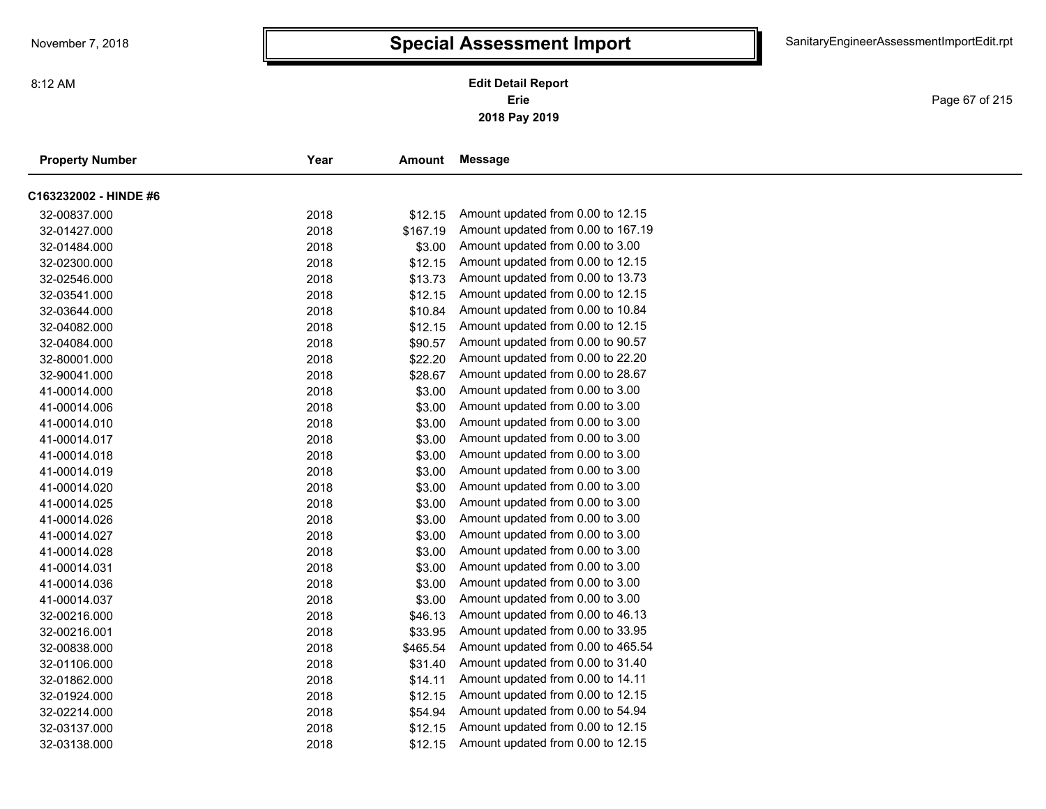# Special Assessment Import

November 7, 2018 8:12 AM — SanitaryEngineerAssessmentImportEdit.rpt

**Edit Detail Report**
**Erie**
**2018 Pay 2019**

| Property Number | Year | Amount | Message |
|---|---|---|---|
| **C163232002 - HINDE #6** | | | |
| 32-00837.000 | 2018 | $12.15 | Amount updated from 0.00 to 12.15 |
| 32-01427.000 | 2018 | $167.19 | Amount updated from 0.00 to 167.19 |
| 32-01484.000 | 2018 | $3.00 | Amount updated from 0.00 to 3.00 |
| 32-02300.000 | 2018 | $12.15 | Amount updated from 0.00 to 12.15 |
| 32-02546.000 | 2018 | $13.73 | Amount updated from 0.00 to 13.73 |
| 32-03541.000 | 2018 | $12.15 | Amount updated from 0.00 to 12.15 |
| 32-03644.000 | 2018 | $10.84 | Amount updated from 0.00 to 10.84 |
| 32-04082.000 | 2018 | $12.15 | Amount updated from 0.00 to 12.15 |
| 32-04084.000 | 2018 | $90.57 | Amount updated from 0.00 to 90.57 |
| 32-80001.000 | 2018 | $22.20 | Amount updated from 0.00 to 22.20 |
| 32-90041.000 | 2018 | $28.67 | Amount updated from 0.00 to 28.67 |
| 41-00014.000 | 2018 | $3.00 | Amount updated from 0.00 to 3.00 |
| 41-00014.006 | 2018 | $3.00 | Amount updated from 0.00 to 3.00 |
| 41-00014.010 | 2018 | $3.00 | Amount updated from 0.00 to 3.00 |
| 41-00014.017 | 2018 | $3.00 | Amount updated from 0.00 to 3.00 |
| 41-00014.018 | 2018 | $3.00 | Amount updated from 0.00 to 3.00 |
| 41-00014.019 | 2018 | $3.00 | Amount updated from 0.00 to 3.00 |
| 41-00014.020 | 2018 | $3.00 | Amount updated from 0.00 to 3.00 |
| 41-00014.025 | 2018 | $3.00 | Amount updated from 0.00 to 3.00 |
| 41-00014.026 | 2018 | $3.00 | Amount updated from 0.00 to 3.00 |
| 41-00014.027 | 2018 | $3.00 | Amount updated from 0.00 to 3.00 |
| 41-00014.028 | 2018 | $3.00 | Amount updated from 0.00 to 3.00 |
| 41-00014.031 | 2018 | $3.00 | Amount updated from 0.00 to 3.00 |
| 41-00014.036 | 2018 | $3.00 | Amount updated from 0.00 to 3.00 |
| 41-00014.037 | 2018 | $3.00 | Amount updated from 0.00 to 3.00 |
| 32-00216.000 | 2018 | $46.13 | Amount updated from 0.00 to 46.13 |
| 32-00216.001 | 2018 | $33.95 | Amount updated from 0.00 to 33.95 |
| 32-00838.000 | 2018 | $465.54 | Amount updated from 0.00 to 465.54 |
| 32-01106.000 | 2018 | $31.40 | Amount updated from 0.00 to 31.40 |
| 32-01862.000 | 2018 | $14.11 | Amount updated from 0.00 to 14.11 |
| 32-01924.000 | 2018 | $12.15 | Amount updated from 0.00 to 12.15 |
| 32-02214.000 | 2018 | $54.94 | Amount updated from 0.00 to 54.94 |
| 32-03137.000 | 2018 | $12.15 | Amount updated from 0.00 to 12.15 |
| 32-03138.000 | 2018 | $12.15 | Amount updated from 0.00 to 12.15 |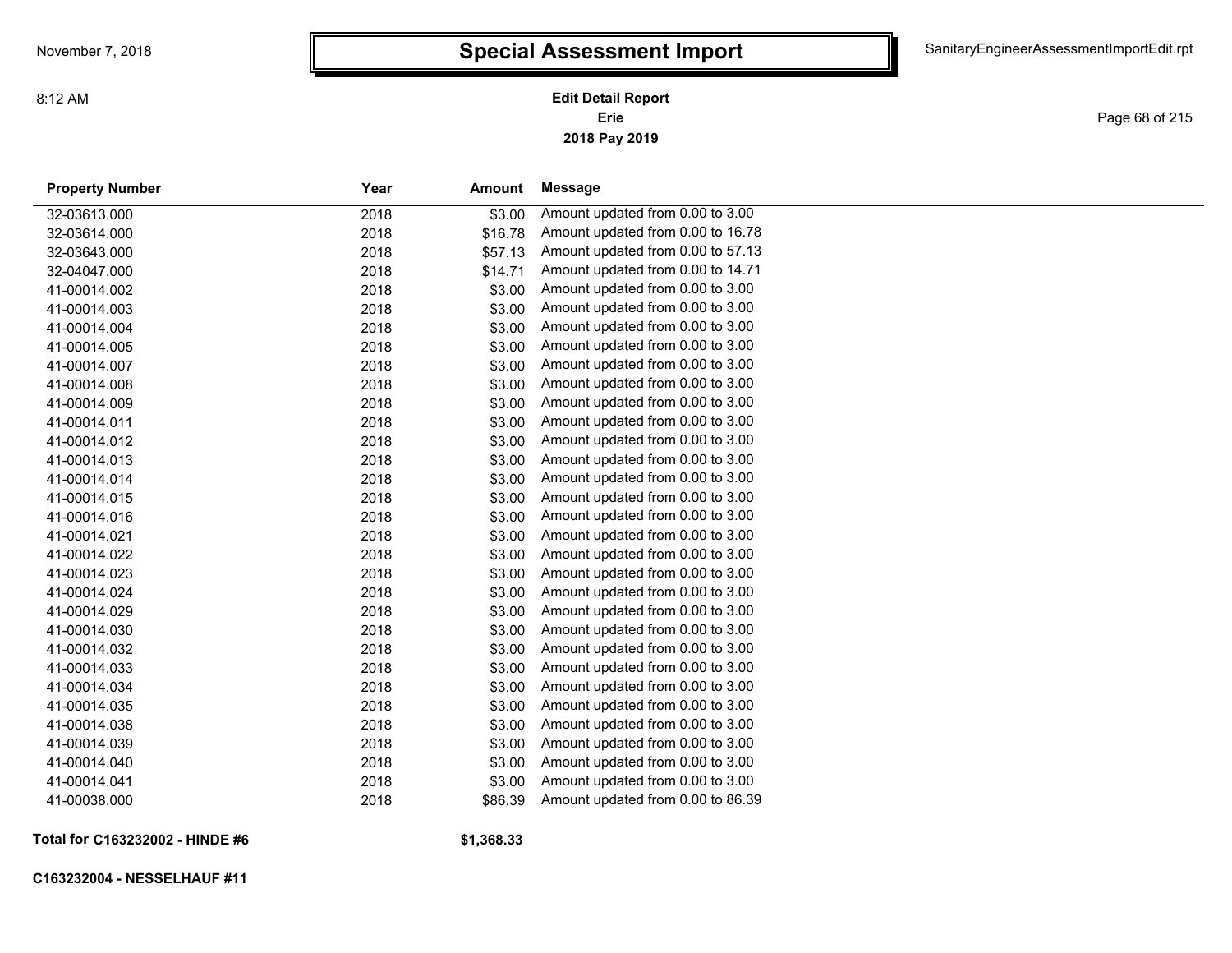# Special Assessment Import

**Edit Detail Report**
**Erie**
**2018 Pay 2019**

| Property Number | Year | Amount | Message |
|---|---|---|---|
| 32-03613.000 | 2018 | $3.00 | Amount updated from 0.00 to 3.00 |
| 32-03614.000 | 2018 | $16.78 | Amount updated from 0.00 to 16.78 |
| 32-03643.000 | 2018 | $57.13 | Amount updated from 0.00 to 57.13 |
| 32-04047.000 | 2018 | $14.71 | Amount updated from 0.00 to 14.71 |
| 41-00014.002 | 2018 | $3.00 | Amount updated from 0.00 to 3.00 |
| 41-00014.003 | 2018 | $3.00 | Amount updated from 0.00 to 3.00 |
| 41-00014.004 | 2018 | $3.00 | Amount updated from 0.00 to 3.00 |
| 41-00014.005 | 2018 | $3.00 | Amount updated from 0.00 to 3.00 |
| 41-00014.007 | 2018 | $3.00 | Amount updated from 0.00 to 3.00 |
| 41-00014.008 | 2018 | $3.00 | Amount updated from 0.00 to 3.00 |
| 41-00014.009 | 2018 | $3.00 | Amount updated from 0.00 to 3.00 |
| 41-00014.011 | 2018 | $3.00 | Amount updated from 0.00 to 3.00 |
| 41-00014.012 | 2018 | $3.00 | Amount updated from 0.00 to 3.00 |
| 41-00014.013 | 2018 | $3.00 | Amount updated from 0.00 to 3.00 |
| 41-00014.014 | 2018 | $3.00 | Amount updated from 0.00 to 3.00 |
| 41-00014.015 | 2018 | $3.00 | Amount updated from 0.00 to 3.00 |
| 41-00014.016 | 2018 | $3.00 | Amount updated from 0.00 to 3.00 |
| 41-00014.021 | 2018 | $3.00 | Amount updated from 0.00 to 3.00 |
| 41-00014.022 | 2018 | $3.00 | Amount updated from 0.00 to 3.00 |
| 41-00014.023 | 2018 | $3.00 | Amount updated from 0.00 to 3.00 |
| 41-00014.024 | 2018 | $3.00 | Amount updated from 0.00 to 3.00 |
| 41-00014.029 | 2018 | $3.00 | Amount updated from 0.00 to 3.00 |
| 41-00014.030 | 2018 | $3.00 | Amount updated from 0.00 to 3.00 |
| 41-00014.032 | 2018 | $3.00 | Amount updated from 0.00 to 3.00 |
| 41-00014.033 | 2018 | $3.00 | Amount updated from 0.00 to 3.00 |
| 41-00014.034 | 2018 | $3.00 | Amount updated from 0.00 to 3.00 |
| 41-00014.035 | 2018 | $3.00 | Amount updated from 0.00 to 3.00 |
| 41-00014.038 | 2018 | $3.00 | Amount updated from 0.00 to 3.00 |
| 41-00014.039 | 2018 | $3.00 | Amount updated from 0.00 to 3.00 |
| 41-00014.040 | 2018 | $3.00 | Amount updated from 0.00 to 3.00 |
| 41-00014.041 | 2018 | $3.00 | Amount updated from 0.00 to 3.00 |
| 41-00038.000 | 2018 | $86.39 | Amount updated from 0.00 to 86.39 |

**Total for C163232002 - HINDE #6** **$1,368.33**

**C163232004 - NESSELHAUF #11**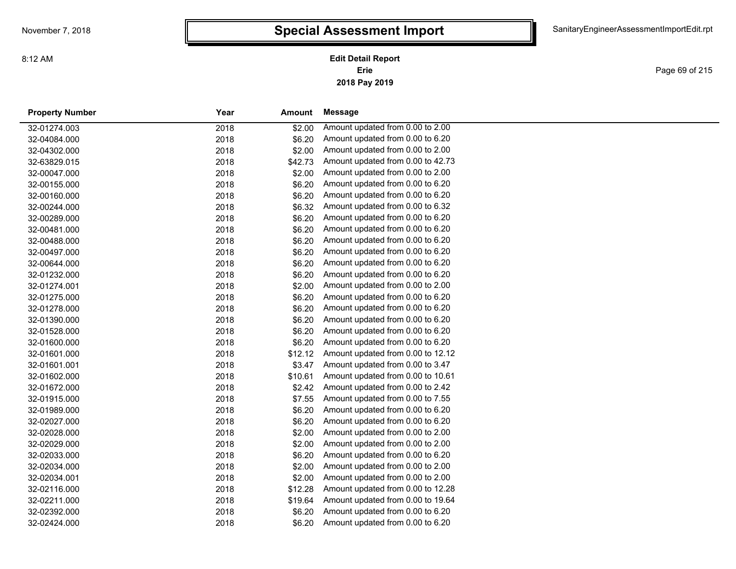# Special Assessment Import

**Edit Detail Report**
**Erie**
**2018 Pay 2019**

| Property Number | Year | Amount | Message |
|---|---|---|---|
| 32-01274.003 | 2018 | $2.00 | Amount updated from 0.00 to 2.00 |
| 32-04084.000 | 2018 | $6.20 | Amount updated from 0.00 to 6.20 |
| 32-04302.000 | 2018 | $2.00 | Amount updated from 0.00 to 2.00 |
| 32-63829.015 | 2018 | $42.73 | Amount updated from 0.00 to 42.73 |
| 32-00047.000 | 2018 | $2.00 | Amount updated from 0.00 to 2.00 |
| 32-00155.000 | 2018 | $6.20 | Amount updated from 0.00 to 6.20 |
| 32-00160.000 | 2018 | $6.20 | Amount updated from 0.00 to 6.20 |
| 32-00244.000 | 2018 | $6.32 | Amount updated from 0.00 to 6.32 |
| 32-00289.000 | 2018 | $6.20 | Amount updated from 0.00 to 6.20 |
| 32-00481.000 | 2018 | $6.20 | Amount updated from 0.00 to 6.20 |
| 32-00488.000 | 2018 | $6.20 | Amount updated from 0.00 to 6.20 |
| 32-00497.000 | 2018 | $6.20 | Amount updated from 0.00 to 6.20 |
| 32-00644.000 | 2018 | $6.20 | Amount updated from 0.00 to 6.20 |
| 32-01232.000 | 2018 | $6.20 | Amount updated from 0.00 to 6.20 |
| 32-01274.001 | 2018 | $2.00 | Amount updated from 0.00 to 2.00 |
| 32-01275.000 | 2018 | $6.20 | Amount updated from 0.00 to 6.20 |
| 32-01278.000 | 2018 | $6.20 | Amount updated from 0.00 to 6.20 |
| 32-01390.000 | 2018 | $6.20 | Amount updated from 0.00 to 6.20 |
| 32-01528.000 | 2018 | $6.20 | Amount updated from 0.00 to 6.20 |
| 32-01600.000 | 2018 | $6.20 | Amount updated from 0.00 to 6.20 |
| 32-01601.000 | 2018 | $12.12 | Amount updated from 0.00 to 12.12 |
| 32-01601.001 | 2018 | $3.47 | Amount updated from 0.00 to 3.47 |
| 32-01602.000 | 2018 | $10.61 | Amount updated from 0.00 to 10.61 |
| 32-01672.000 | 2018 | $2.42 | Amount updated from 0.00 to 2.42 |
| 32-01915.000 | 2018 | $7.55 | Amount updated from 0.00 to 7.55 |
| 32-01989.000 | 2018 | $6.20 | Amount updated from 0.00 to 6.20 |
| 32-02027.000 | 2018 | $6.20 | Amount updated from 0.00 to 6.20 |
| 32-02028.000 | 2018 | $2.00 | Amount updated from 0.00 to 2.00 |
| 32-02029.000 | 2018 | $2.00 | Amount updated from 0.00 to 2.00 |
| 32-02033.000 | 2018 | $6.20 | Amount updated from 0.00 to 6.20 |
| 32-02034.000 | 2018 | $2.00 | Amount updated from 0.00 to 2.00 |
| 32-02034.001 | 2018 | $2.00 | Amount updated from 0.00 to 2.00 |
| 32-02116.000 | 2018 | $12.28 | Amount updated from 0.00 to 12.28 |
| 32-02211.000 | 2018 | $19.64 | Amount updated from 0.00 to 19.64 |
| 32-02392.000 | 2018 | $6.20 | Amount updated from 0.00 to 6.20 |
| 32-02424.000 | 2018 | $6.20 | Amount updated from 0.00 to 6.20 |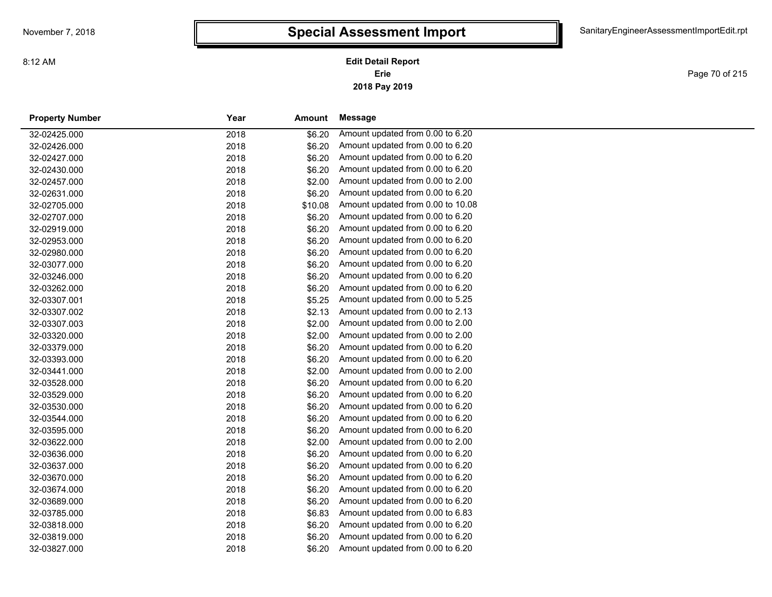# Special Assessment Import

**Edit Detail Report**
**Erie**
**2018 Pay 2019**

| Property Number | Year | Amount | Message |
|---|---|---|---|
| 32-02425.000 | 2018 | $6.20 | Amount updated from 0.00 to 6.20 |
| 32-02426.000 | 2018 | $6.20 | Amount updated from 0.00 to 6.20 |
| 32-02427.000 | 2018 | $6.20 | Amount updated from 0.00 to 6.20 |
| 32-02430.000 | 2018 | $6.20 | Amount updated from 0.00 to 6.20 |
| 32-02457.000 | 2018 | $2.00 | Amount updated from 0.00 to 2.00 |
| 32-02631.000 | 2018 | $6.20 | Amount updated from 0.00 to 6.20 |
| 32-02705.000 | 2018 | $10.08 | Amount updated from 0.00 to 10.08 |
| 32-02707.000 | 2018 | $6.20 | Amount updated from 0.00 to 6.20 |
| 32-02919.000 | 2018 | $6.20 | Amount updated from 0.00 to 6.20 |
| 32-02953.000 | 2018 | $6.20 | Amount updated from 0.00 to 6.20 |
| 32-02980.000 | 2018 | $6.20 | Amount updated from 0.00 to 6.20 |
| 32-03077.000 | 2018 | $6.20 | Amount updated from 0.00 to 6.20 |
| 32-03246.000 | 2018 | $6.20 | Amount updated from 0.00 to 6.20 |
| 32-03262.000 | 2018 | $6.20 | Amount updated from 0.00 to 6.20 |
| 32-03307.001 | 2018 | $5.25 | Amount updated from 0.00 to 5.25 |
| 32-03307.002 | 2018 | $2.13 | Amount updated from 0.00 to 2.13 |
| 32-03307.003 | 2018 | $2.00 | Amount updated from 0.00 to 2.00 |
| 32-03320.000 | 2018 | $2.00 | Amount updated from 0.00 to 2.00 |
| 32-03379.000 | 2018 | $6.20 | Amount updated from 0.00 to 6.20 |
| 32-03393.000 | 2018 | $6.20 | Amount updated from 0.00 to 6.20 |
| 32-03441.000 | 2018 | $2.00 | Amount updated from 0.00 to 2.00 |
| 32-03528.000 | 2018 | $6.20 | Amount updated from 0.00 to 6.20 |
| 32-03529.000 | 2018 | $6.20 | Amount updated from 0.00 to 6.20 |
| 32-03530.000 | 2018 | $6.20 | Amount updated from 0.00 to 6.20 |
| 32-03544.000 | 2018 | $6.20 | Amount updated from 0.00 to 6.20 |
| 32-03595.000 | 2018 | $6.20 | Amount updated from 0.00 to 6.20 |
| 32-03622.000 | 2018 | $2.00 | Amount updated from 0.00 to 2.00 |
| 32-03636.000 | 2018 | $6.20 | Amount updated from 0.00 to 6.20 |
| 32-03637.000 | 2018 | $6.20 | Amount updated from 0.00 to 6.20 |
| 32-03670.000 | 2018 | $6.20 | Amount updated from 0.00 to 6.20 |
| 32-03674.000 | 2018 | $6.20 | Amount updated from 0.00 to 6.20 |
| 32-03689.000 | 2018 | $6.20 | Amount updated from 0.00 to 6.20 |
| 32-03785.000 | 2018 | $6.83 | Amount updated from 0.00 to 6.83 |
| 32-03818.000 | 2018 | $6.20 | Amount updated from 0.00 to 6.20 |
| 32-03819.000 | 2018 | $6.20 | Amount updated from 0.00 to 6.20 |
| 32-03827.000 | 2018 | $6.20 | Amount updated from 0.00 to 6.20 |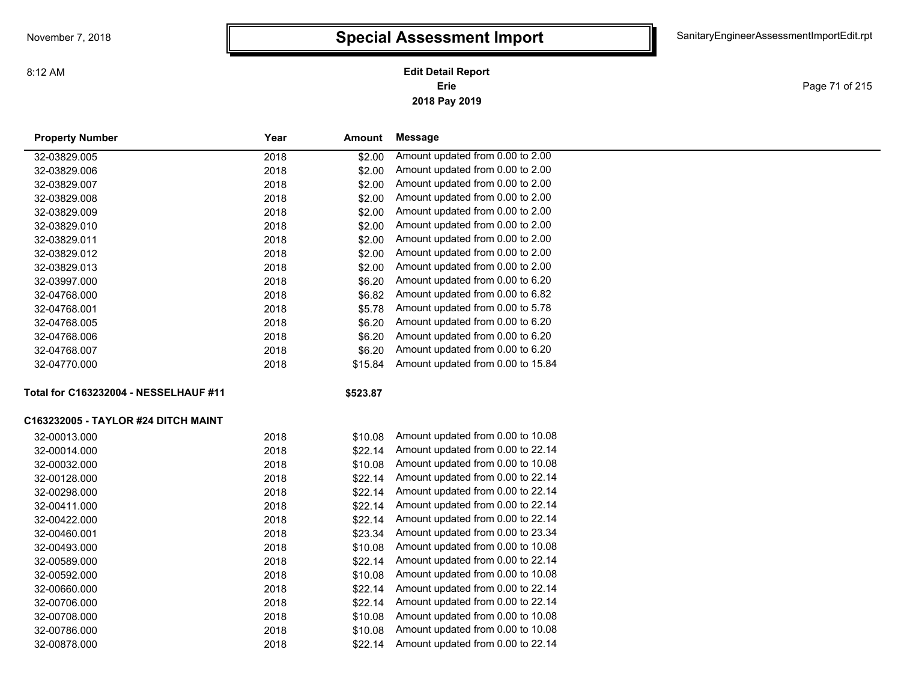# Special Assessment Import

**Edit Detail Report**
**Erie**
**2018 Pay 2019**

| Property Number | Year | Amount | Message |
|---|---|---|---|
| 32-03829.005 | 2018 | $2.00 | Amount updated from 0.00 to 2.00 |
| 32-03829.006 | 2018 | $2.00 | Amount updated from 0.00 to 2.00 |
| 32-03829.007 | 2018 | $2.00 | Amount updated from 0.00 to 2.00 |
| 32-03829.008 | 2018 | $2.00 | Amount updated from 0.00 to 2.00 |
| 32-03829.009 | 2018 | $2.00 | Amount updated from 0.00 to 2.00 |
| 32-03829.010 | 2018 | $2.00 | Amount updated from 0.00 to 2.00 |
| 32-03829.011 | 2018 | $2.00 | Amount updated from 0.00 to 2.00 |
| 32-03829.012 | 2018 | $2.00 | Amount updated from 0.00 to 2.00 |
| 32-03829.013 | 2018 | $2.00 | Amount updated from 0.00 to 2.00 |
| 32-03997.000 | 2018 | $6.20 | Amount updated from 0.00 to 6.20 |
| 32-04768.000 | 2018 | $6.82 | Amount updated from 0.00 to 6.82 |
| 32-04768.001 | 2018 | $5.78 | Amount updated from 0.00 to 5.78 |
| 32-04768.005 | 2018 | $6.20 | Amount updated from 0.00 to 6.20 |
| 32-04768.006 | 2018 | $6.20 | Amount updated from 0.00 to 6.20 |
| 32-04768.007 | 2018 | $6.20 | Amount updated from 0.00 to 6.20 |
| 32-04770.000 | 2018 | $15.84 | Amount updated from 0.00 to 15.84 |

**Total for C163232004 - NESSELHAUF #11** **$523.87**

**C163232005 - TAYLOR #24 DITCH MAINT**

| Property Number | Year | Amount | Message |
|---|---|---|---|
| 32-00013.000 | 2018 | $10.08 | Amount updated from 0.00 to 10.08 |
| 32-00014.000 | 2018 | $22.14 | Amount updated from 0.00 to 22.14 |
| 32-00032.000 | 2018 | $10.08 | Amount updated from 0.00 to 10.08 |
| 32-00128.000 | 2018 | $22.14 | Amount updated from 0.00 to 22.14 |
| 32-00298.000 | 2018 | $22.14 | Amount updated from 0.00 to 22.14 |
| 32-00411.000 | 2018 | $22.14 | Amount updated from 0.00 to 22.14 |
| 32-00422.000 | 2018 | $22.14 | Amount updated from 0.00 to 22.14 |
| 32-00460.001 | 2018 | $23.34 | Amount updated from 0.00 to 23.34 |
| 32-00493.000 | 2018 | $10.08 | Amount updated from 0.00 to 10.08 |
| 32-00589.000 | 2018 | $22.14 | Amount updated from 0.00 to 22.14 |
| 32-00592.000 | 2018 | $10.08 | Amount updated from 0.00 to 10.08 |
| 32-00660.000 | 2018 | $22.14 | Amount updated from 0.00 to 22.14 |
| 32-00706.000 | 2018 | $22.14 | Amount updated from 0.00 to 22.14 |
| 32-00708.000 | 2018 | $10.08 | Amount updated from 0.00 to 10.08 |
| 32-00786.000 | 2018 | $10.08 | Amount updated from 0.00 to 10.08 |
| 32-00878.000 | 2018 | $22.14 | Amount updated from 0.00 to 22.14 |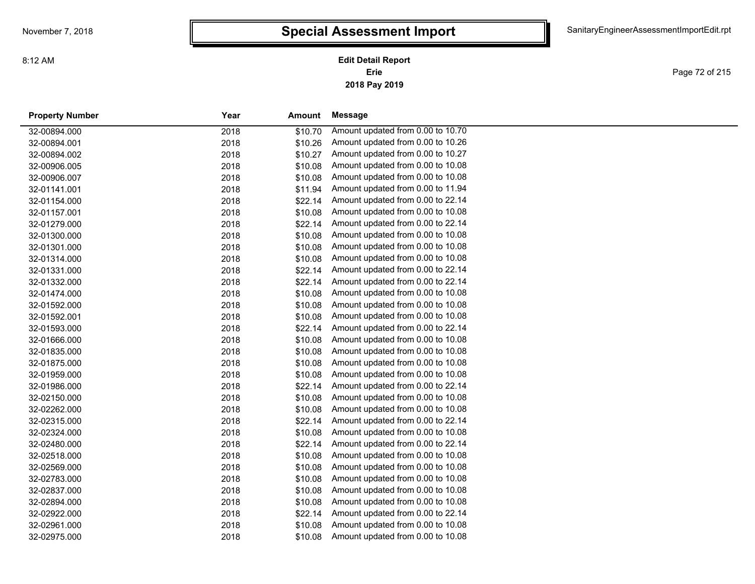# Special Assessment Import

**Edit Detail Report**
**Erie**
**2018 Pay 2019**

| Property Number | Year | Amount | Message |
|---|---|---|---|
| 32-00894.000 | 2018 | $10.70 | Amount updated from 0.00 to 10.70 |
| 32-00894.001 | 2018 | $10.26 | Amount updated from 0.00 to 10.26 |
| 32-00894.002 | 2018 | $10.27 | Amount updated from 0.00 to 10.27 |
| 32-00906.005 | 2018 | $10.08 | Amount updated from 0.00 to 10.08 |
| 32-00906.007 | 2018 | $10.08 | Amount updated from 0.00 to 10.08 |
| 32-01141.001 | 2018 | $11.94 | Amount updated from 0.00 to 11.94 |
| 32-01154.000 | 2018 | $22.14 | Amount updated from 0.00 to 22.14 |
| 32-01157.001 | 2018 | $10.08 | Amount updated from 0.00 to 10.08 |
| 32-01279.000 | 2018 | $22.14 | Amount updated from 0.00 to 22.14 |
| 32-01300.000 | 2018 | $10.08 | Amount updated from 0.00 to 10.08 |
| 32-01301.000 | 2018 | $10.08 | Amount updated from 0.00 to 10.08 |
| 32-01314.000 | 2018 | $10.08 | Amount updated from 0.00 to 10.08 |
| 32-01331.000 | 2018 | $22.14 | Amount updated from 0.00 to 22.14 |
| 32-01332.000 | 2018 | $22.14 | Amount updated from 0.00 to 22.14 |
| 32-01474.000 | 2018 | $10.08 | Amount updated from 0.00 to 10.08 |
| 32-01592.000 | 2018 | $10.08 | Amount updated from 0.00 to 10.08 |
| 32-01592.001 | 2018 | $10.08 | Amount updated from 0.00 to 10.08 |
| 32-01593.000 | 2018 | $22.14 | Amount updated from 0.00 to 22.14 |
| 32-01666.000 | 2018 | $10.08 | Amount updated from 0.00 to 10.08 |
| 32-01835.000 | 2018 | $10.08 | Amount updated from 0.00 to 10.08 |
| 32-01875.000 | 2018 | $10.08 | Amount updated from 0.00 to 10.08 |
| 32-01959.000 | 2018 | $10.08 | Amount updated from 0.00 to 10.08 |
| 32-01986.000 | 2018 | $22.14 | Amount updated from 0.00 to 22.14 |
| 32-02150.000 | 2018 | $10.08 | Amount updated from 0.00 to 10.08 |
| 32-02262.000 | 2018 | $10.08 | Amount updated from 0.00 to 10.08 |
| 32-02315.000 | 2018 | $22.14 | Amount updated from 0.00 to 22.14 |
| 32-02324.000 | 2018 | $10.08 | Amount updated from 0.00 to 10.08 |
| 32-02480.000 | 2018 | $22.14 | Amount updated from 0.00 to 22.14 |
| 32-02518.000 | 2018 | $10.08 | Amount updated from 0.00 to 10.08 |
| 32-02569.000 | 2018 | $10.08 | Amount updated from 0.00 to 10.08 |
| 32-02783.000 | 2018 | $10.08 | Amount updated from 0.00 to 10.08 |
| 32-02837.000 | 2018 | $10.08 | Amount updated from 0.00 to 10.08 |
| 32-02894.000 | 2018 | $10.08 | Amount updated from 0.00 to 10.08 |
| 32-02922.000 | 2018 | $22.14 | Amount updated from 0.00 to 22.14 |
| 32-02961.000 | 2018 | $10.08 | Amount updated from 0.00 to 10.08 |
| 32-02975.000 | 2018 | $10.08 | Amount updated from 0.00 to 10.08 |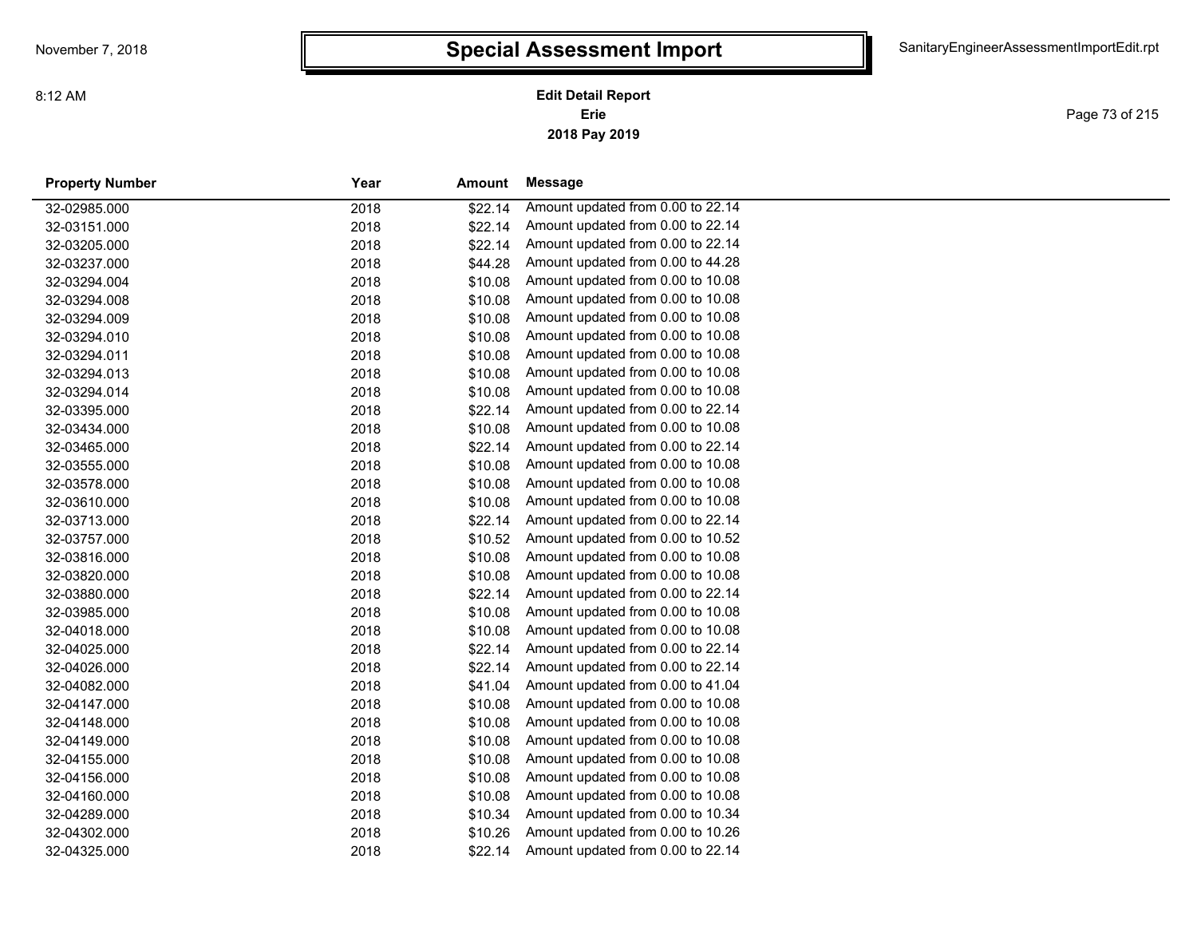# Special Assessment Import

**Edit Detail Report**
**Erie**
**2018 Pay 2019**

| Property Number | Year | Amount | Message |
|---|---|---|---|
| 32-02985.000 | 2018 | $22.14 | Amount updated from 0.00 to 22.14 |
| 32-03151.000 | 2018 | $22.14 | Amount updated from 0.00 to 22.14 |
| 32-03205.000 | 2018 | $22.14 | Amount updated from 0.00 to 22.14 |
| 32-03237.000 | 2018 | $44.28 | Amount updated from 0.00 to 44.28 |
| 32-03294.004 | 2018 | $10.08 | Amount updated from 0.00 to 10.08 |
| 32-03294.008 | 2018 | $10.08 | Amount updated from 0.00 to 10.08 |
| 32-03294.009 | 2018 | $10.08 | Amount updated from 0.00 to 10.08 |
| 32-03294.010 | 2018 | $10.08 | Amount updated from 0.00 to 10.08 |
| 32-03294.011 | 2018 | $10.08 | Amount updated from 0.00 to 10.08 |
| 32-03294.013 | 2018 | $10.08 | Amount updated from 0.00 to 10.08 |
| 32-03294.014 | 2018 | $10.08 | Amount updated from 0.00 to 10.08 |
| 32-03395.000 | 2018 | $22.14 | Amount updated from 0.00 to 22.14 |
| 32-03434.000 | 2018 | $10.08 | Amount updated from 0.00 to 10.08 |
| 32-03465.000 | 2018 | $22.14 | Amount updated from 0.00 to 22.14 |
| 32-03555.000 | 2018 | $10.08 | Amount updated from 0.00 to 10.08 |
| 32-03578.000 | 2018 | $10.08 | Amount updated from 0.00 to 10.08 |
| 32-03610.000 | 2018 | $10.08 | Amount updated from 0.00 to 10.08 |
| 32-03713.000 | 2018 | $22.14 | Amount updated from 0.00 to 22.14 |
| 32-03757.000 | 2018 | $10.52 | Amount updated from 0.00 to 10.52 |
| 32-03816.000 | 2018 | $10.08 | Amount updated from 0.00 to 10.08 |
| 32-03820.000 | 2018 | $10.08 | Amount updated from 0.00 to 10.08 |
| 32-03880.000 | 2018 | $22.14 | Amount updated from 0.00 to 22.14 |
| 32-03985.000 | 2018 | $10.08 | Amount updated from 0.00 to 10.08 |
| 32-04018.000 | 2018 | $10.08 | Amount updated from 0.00 to 10.08 |
| 32-04025.000 | 2018 | $22.14 | Amount updated from 0.00 to 22.14 |
| 32-04026.000 | 2018 | $22.14 | Amount updated from 0.00 to 22.14 |
| 32-04082.000 | 2018 | $41.04 | Amount updated from 0.00 to 41.04 |
| 32-04147.000 | 2018 | $10.08 | Amount updated from 0.00 to 10.08 |
| 32-04148.000 | 2018 | $10.08 | Amount updated from 0.00 to 10.08 |
| 32-04149.000 | 2018 | $10.08 | Amount updated from 0.00 to 10.08 |
| 32-04155.000 | 2018 | $10.08 | Amount updated from 0.00 to 10.08 |
| 32-04156.000 | 2018 | $10.08 | Amount updated from 0.00 to 10.08 |
| 32-04160.000 | 2018 | $10.08 | Amount updated from 0.00 to 10.08 |
| 32-04289.000 | 2018 | $10.34 | Amount updated from 0.00 to 10.34 |
| 32-04302.000 | 2018 | $10.26 | Amount updated from 0.00 to 10.26 |
| 32-04325.000 | 2018 | $22.14 | Amount updated from 0.00 to 22.14 |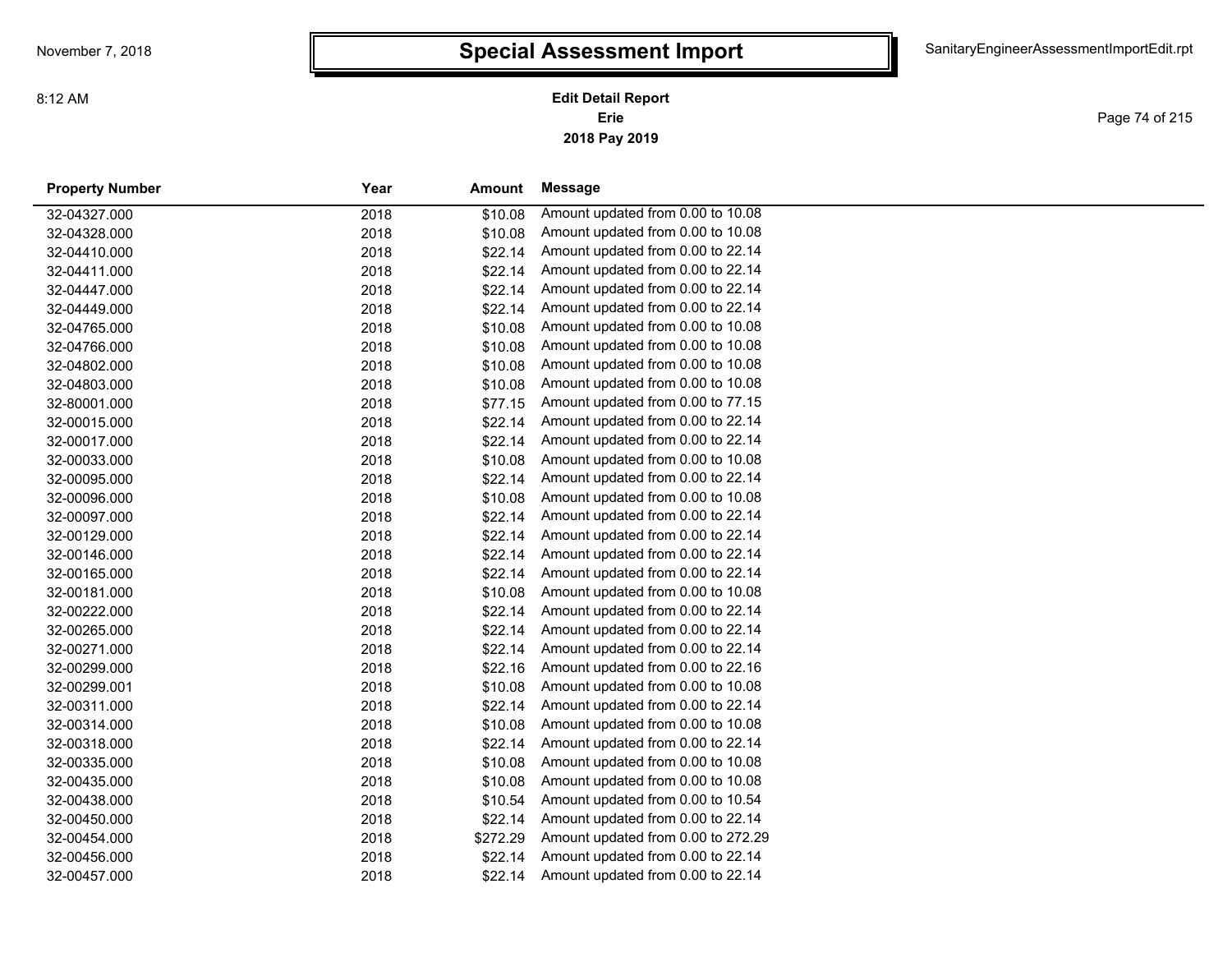# Special Assessment Import

**Edit Detail Report**
**Erie**
**2018 Pay 2019**

| Property Number | Year | Amount | Message |
|---|---|---|---|
| 32-04327.000 | 2018 | $10.08 | Amount updated from 0.00 to 10.08 |
| 32-04328.000 | 2018 | $10.08 | Amount updated from 0.00 to 10.08 |
| 32-04410.000 | 2018 | $22.14 | Amount updated from 0.00 to 22.14 |
| 32-04411.000 | 2018 | $22.14 | Amount updated from 0.00 to 22.14 |
| 32-04447.000 | 2018 | $22.14 | Amount updated from 0.00 to 22.14 |
| 32-04449.000 | 2018 | $22.14 | Amount updated from 0.00 to 22.14 |
| 32-04765.000 | 2018 | $10.08 | Amount updated from 0.00 to 10.08 |
| 32-04766.000 | 2018 | $10.08 | Amount updated from 0.00 to 10.08 |
| 32-04802.000 | 2018 | $10.08 | Amount updated from 0.00 to 10.08 |
| 32-04803.000 | 2018 | $10.08 | Amount updated from 0.00 to 10.08 |
| 32-80001.000 | 2018 | $77.15 | Amount updated from 0.00 to 77.15 |
| 32-00015.000 | 2018 | $22.14 | Amount updated from 0.00 to 22.14 |
| 32-00017.000 | 2018 | $22.14 | Amount updated from 0.00 to 22.14 |
| 32-00033.000 | 2018 | $10.08 | Amount updated from 0.00 to 10.08 |
| 32-00095.000 | 2018 | $22.14 | Amount updated from 0.00 to 22.14 |
| 32-00096.000 | 2018 | $10.08 | Amount updated from 0.00 to 10.08 |
| 32-00097.000 | 2018 | $22.14 | Amount updated from 0.00 to 22.14 |
| 32-00129.000 | 2018 | $22.14 | Amount updated from 0.00 to 22.14 |
| 32-00146.000 | 2018 | $22.14 | Amount updated from 0.00 to 22.14 |
| 32-00165.000 | 2018 | $22.14 | Amount updated from 0.00 to 22.14 |
| 32-00181.000 | 2018 | $10.08 | Amount updated from 0.00 to 10.08 |
| 32-00222.000 | 2018 | $22.14 | Amount updated from 0.00 to 22.14 |
| 32-00265.000 | 2018 | $22.14 | Amount updated from 0.00 to 22.14 |
| 32-00271.000 | 2018 | $22.14 | Amount updated from 0.00 to 22.14 |
| 32-00299.000 | 2018 | $22.16 | Amount updated from 0.00 to 22.16 |
| 32-00299.001 | 2018 | $10.08 | Amount updated from 0.00 to 10.08 |
| 32-00311.000 | 2018 | $22.14 | Amount updated from 0.00 to 22.14 |
| 32-00314.000 | 2018 | $10.08 | Amount updated from 0.00 to 10.08 |
| 32-00318.000 | 2018 | $22.14 | Amount updated from 0.00 to 22.14 |
| 32-00335.000 | 2018 | $10.08 | Amount updated from 0.00 to 10.08 |
| 32-00435.000 | 2018 | $10.08 | Amount updated from 0.00 to 10.08 |
| 32-00438.000 | 2018 | $10.54 | Amount updated from 0.00 to 10.54 |
| 32-00450.000 | 2018 | $22.14 | Amount updated from 0.00 to 22.14 |
| 32-00454.000 | 2018 | $272.29 | Amount updated from 0.00 to 272.29 |
| 32-00456.000 | 2018 | $22.14 | Amount updated from 0.00 to 22.14 |
| 32-00457.000 | 2018 | $22.14 | Amount updated from 0.00 to 22.14 |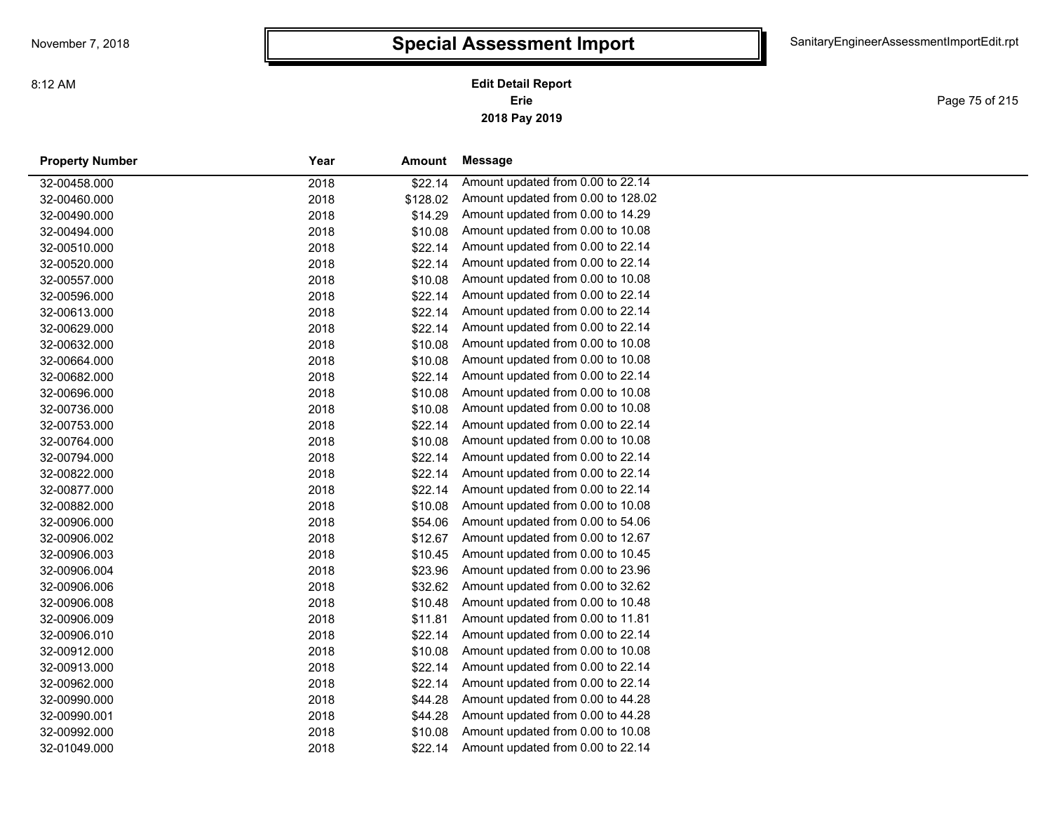# Special Assessment Import

**Edit Detail Report**
**Erie**
**2018 Pay 2019**

| Property Number | Year | Amount | Message |
|---|---|---|---|
| 32-00458.000 | 2018 | $22.14 | Amount updated from 0.00 to 22.14 |
| 32-00460.000 | 2018 | $128.02 | Amount updated from 0.00 to 128.02 |
| 32-00490.000 | 2018 | $14.29 | Amount updated from 0.00 to 14.29 |
| 32-00494.000 | 2018 | $10.08 | Amount updated from 0.00 to 10.08 |
| 32-00510.000 | 2018 | $22.14 | Amount updated from 0.00 to 22.14 |
| 32-00520.000 | 2018 | $22.14 | Amount updated from 0.00 to 22.14 |
| 32-00557.000 | 2018 | $10.08 | Amount updated from 0.00 to 10.08 |
| 32-00596.000 | 2018 | $22.14 | Amount updated from 0.00 to 22.14 |
| 32-00613.000 | 2018 | $22.14 | Amount updated from 0.00 to 22.14 |
| 32-00629.000 | 2018 | $22.14 | Amount updated from 0.00 to 22.14 |
| 32-00632.000 | 2018 | $10.08 | Amount updated from 0.00 to 10.08 |
| 32-00664.000 | 2018 | $10.08 | Amount updated from 0.00 to 10.08 |
| 32-00682.000 | 2018 | $22.14 | Amount updated from 0.00 to 22.14 |
| 32-00696.000 | 2018 | $10.08 | Amount updated from 0.00 to 10.08 |
| 32-00736.000 | 2018 | $10.08 | Amount updated from 0.00 to 10.08 |
| 32-00753.000 | 2018 | $22.14 | Amount updated from 0.00 to 22.14 |
| 32-00764.000 | 2018 | $10.08 | Amount updated from 0.00 to 10.08 |
| 32-00794.000 | 2018 | $22.14 | Amount updated from 0.00 to 22.14 |
| 32-00822.000 | 2018 | $22.14 | Amount updated from 0.00 to 22.14 |
| 32-00877.000 | 2018 | $22.14 | Amount updated from 0.00 to 22.14 |
| 32-00882.000 | 2018 | $10.08 | Amount updated from 0.00 to 10.08 |
| 32-00906.000 | 2018 | $54.06 | Amount updated from 0.00 to 54.06 |
| 32-00906.002 | 2018 | $12.67 | Amount updated from 0.00 to 12.67 |
| 32-00906.003 | 2018 | $10.45 | Amount updated from 0.00 to 10.45 |
| 32-00906.004 | 2018 | $23.96 | Amount updated from 0.00 to 23.96 |
| 32-00906.006 | 2018 | $32.62 | Amount updated from 0.00 to 32.62 |
| 32-00906.008 | 2018 | $10.48 | Amount updated from 0.00 to 10.48 |
| 32-00906.009 | 2018 | $11.81 | Amount updated from 0.00 to 11.81 |
| 32-00906.010 | 2018 | $22.14 | Amount updated from 0.00 to 22.14 |
| 32-00912.000 | 2018 | $10.08 | Amount updated from 0.00 to 10.08 |
| 32-00913.000 | 2018 | $22.14 | Amount updated from 0.00 to 22.14 |
| 32-00962.000 | 2018 | $22.14 | Amount updated from 0.00 to 22.14 |
| 32-00990.000 | 2018 | $44.28 | Amount updated from 0.00 to 44.28 |
| 32-00990.001 | 2018 | $44.28 | Amount updated from 0.00 to 44.28 |
| 32-00992.000 | 2018 | $10.08 | Amount updated from 0.00 to 10.08 |
| 32-01049.000 | 2018 | $22.14 | Amount updated from 0.00 to 22.14 |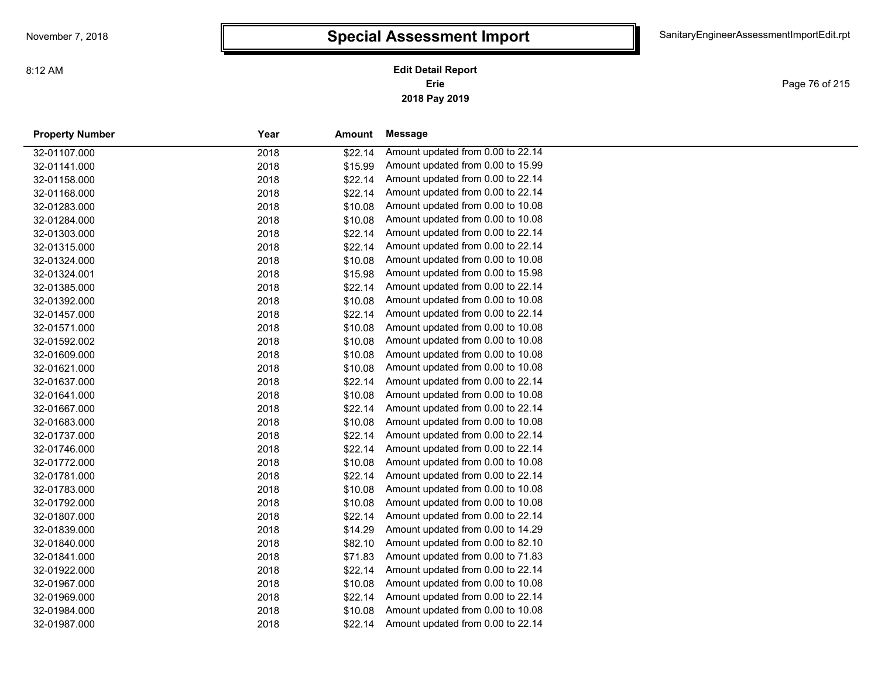# Special Assessment Import

**Edit Detail Report**
**Erie**
**2018 Pay 2019**

| Property Number | Year | Amount | Message |
|---|---|---|---|
| 32-01107.000 | 2018 | $22.14 | Amount updated from 0.00 to 22.14 |
| 32-01141.000 | 2018 | $15.99 | Amount updated from 0.00 to 15.99 |
| 32-01158.000 | 2018 | $22.14 | Amount updated from 0.00 to 22.14 |
| 32-01168.000 | 2018 | $22.14 | Amount updated from 0.00 to 22.14 |
| 32-01283.000 | 2018 | $10.08 | Amount updated from 0.00 to 10.08 |
| 32-01284.000 | 2018 | $10.08 | Amount updated from 0.00 to 10.08 |
| 32-01303.000 | 2018 | $22.14 | Amount updated from 0.00 to 22.14 |
| 32-01315.000 | 2018 | $22.14 | Amount updated from 0.00 to 22.14 |
| 32-01324.000 | 2018 | $10.08 | Amount updated from 0.00 to 10.08 |
| 32-01324.001 | 2018 | $15.98 | Amount updated from 0.00 to 15.98 |
| 32-01385.000 | 2018 | $22.14 | Amount updated from 0.00 to 22.14 |
| 32-01392.000 | 2018 | $10.08 | Amount updated from 0.00 to 10.08 |
| 32-01457.000 | 2018 | $22.14 | Amount updated from 0.00 to 22.14 |
| 32-01571.000 | 2018 | $10.08 | Amount updated from 0.00 to 10.08 |
| 32-01592.002 | 2018 | $10.08 | Amount updated from 0.00 to 10.08 |
| 32-01609.000 | 2018 | $10.08 | Amount updated from 0.00 to 10.08 |
| 32-01621.000 | 2018 | $10.08 | Amount updated from 0.00 to 10.08 |
| 32-01637.000 | 2018 | $22.14 | Amount updated from 0.00 to 22.14 |
| 32-01641.000 | 2018 | $10.08 | Amount updated from 0.00 to 10.08 |
| 32-01667.000 | 2018 | $22.14 | Amount updated from 0.00 to 22.14 |
| 32-01683.000 | 2018 | $10.08 | Amount updated from 0.00 to 10.08 |
| 32-01737.000 | 2018 | $22.14 | Amount updated from 0.00 to 22.14 |
| 32-01746.000 | 2018 | $22.14 | Amount updated from 0.00 to 22.14 |
| 32-01772.000 | 2018 | $10.08 | Amount updated from 0.00 to 10.08 |
| 32-01781.000 | 2018 | $22.14 | Amount updated from 0.00 to 22.14 |
| 32-01783.000 | 2018 | $10.08 | Amount updated from 0.00 to 10.08 |
| 32-01792.000 | 2018 | $10.08 | Amount updated from 0.00 to 10.08 |
| 32-01807.000 | 2018 | $22.14 | Amount updated from 0.00 to 22.14 |
| 32-01839.000 | 2018 | $14.29 | Amount updated from 0.00 to 14.29 |
| 32-01840.000 | 2018 | $82.10 | Amount updated from 0.00 to 82.10 |
| 32-01841.000 | 2018 | $71.83 | Amount updated from 0.00 to 71.83 |
| 32-01922.000 | 2018 | $22.14 | Amount updated from 0.00 to 22.14 |
| 32-01967.000 | 2018 | $10.08 | Amount updated from 0.00 to 10.08 |
| 32-01969.000 | 2018 | $22.14 | Amount updated from 0.00 to 22.14 |
| 32-01984.000 | 2018 | $10.08 | Amount updated from 0.00 to 10.08 |
| 32-01987.000 | 2018 | $22.14 | Amount updated from 0.00 to 22.14 |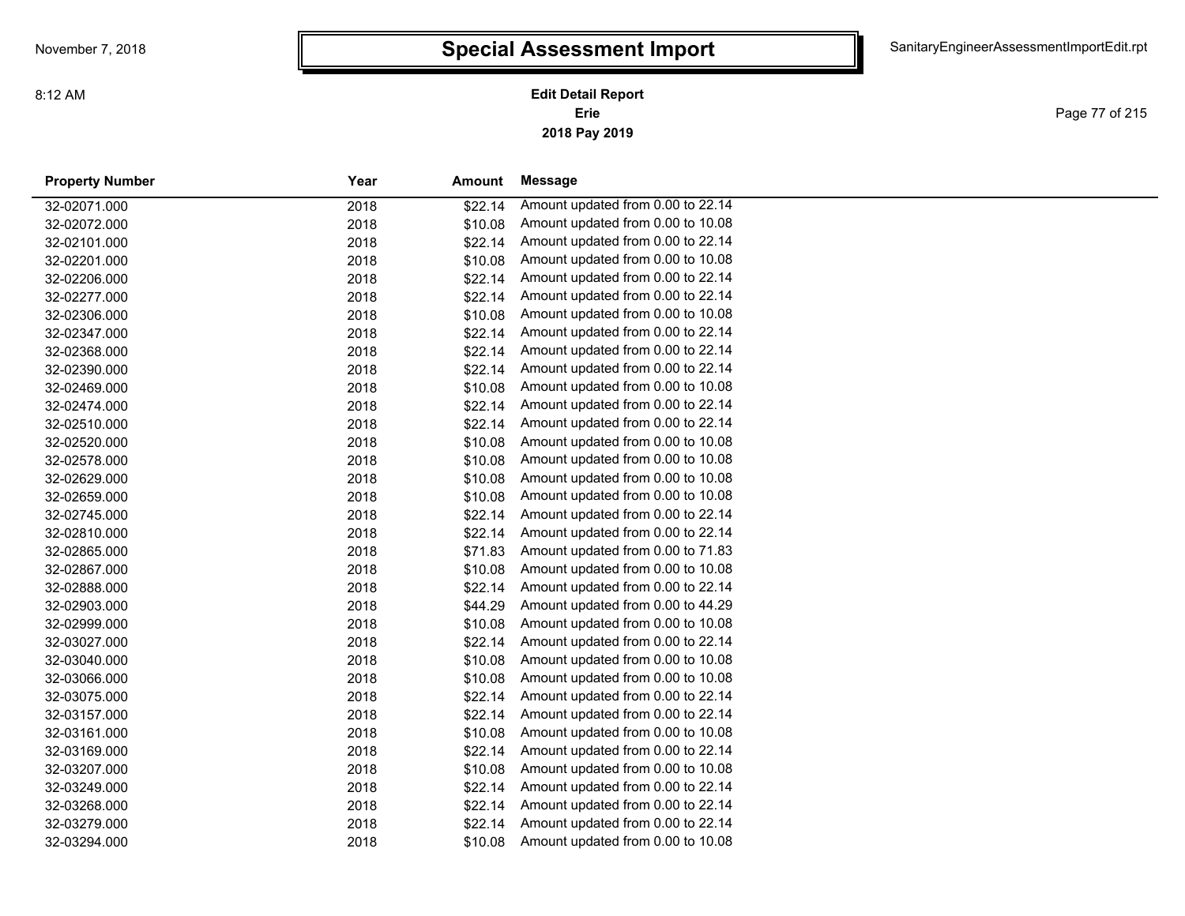# Special Assessment Import

**Edit Detail Report**
**Erie**
**2018 Pay 2019**

| Property Number | Year | Amount | Message |
|---|---|---|---|
| 32-02071.000 | 2018 | $22.14 | Amount updated from 0.00 to 22.14 |
| 32-02072.000 | 2018 | $10.08 | Amount updated from 0.00 to 10.08 |
| 32-02101.000 | 2018 | $22.14 | Amount updated from 0.00 to 22.14 |
| 32-02201.000 | 2018 | $10.08 | Amount updated from 0.00 to 10.08 |
| 32-02206.000 | 2018 | $22.14 | Amount updated from 0.00 to 22.14 |
| 32-02277.000 | 2018 | $22.14 | Amount updated from 0.00 to 22.14 |
| 32-02306.000 | 2018 | $10.08 | Amount updated from 0.00 to 10.08 |
| 32-02347.000 | 2018 | $22.14 | Amount updated from 0.00 to 22.14 |
| 32-02368.000 | 2018 | $22.14 | Amount updated from 0.00 to 22.14 |
| 32-02390.000 | 2018 | $22.14 | Amount updated from 0.00 to 22.14 |
| 32-02469.000 | 2018 | $10.08 | Amount updated from 0.00 to 10.08 |
| 32-02474.000 | 2018 | $22.14 | Amount updated from 0.00 to 22.14 |
| 32-02510.000 | 2018 | $22.14 | Amount updated from 0.00 to 22.14 |
| 32-02520.000 | 2018 | $10.08 | Amount updated from 0.00 to 10.08 |
| 32-02578.000 | 2018 | $10.08 | Amount updated from 0.00 to 10.08 |
| 32-02629.000 | 2018 | $10.08 | Amount updated from 0.00 to 10.08 |
| 32-02659.000 | 2018 | $10.08 | Amount updated from 0.00 to 10.08 |
| 32-02745.000 | 2018 | $22.14 | Amount updated from 0.00 to 22.14 |
| 32-02810.000 | 2018 | $22.14 | Amount updated from 0.00 to 22.14 |
| 32-02865.000 | 2018 | $71.83 | Amount updated from 0.00 to 71.83 |
| 32-02867.000 | 2018 | $10.08 | Amount updated from 0.00 to 10.08 |
| 32-02888.000 | 2018 | $22.14 | Amount updated from 0.00 to 22.14 |
| 32-02903.000 | 2018 | $44.29 | Amount updated from 0.00 to 44.29 |
| 32-02999.000 | 2018 | $10.08 | Amount updated from 0.00 to 10.08 |
| 32-03027.000 | 2018 | $22.14 | Amount updated from 0.00 to 22.14 |
| 32-03040.000 | 2018 | $10.08 | Amount updated from 0.00 to 10.08 |
| 32-03066.000 | 2018 | $10.08 | Amount updated from 0.00 to 10.08 |
| 32-03075.000 | 2018 | $22.14 | Amount updated from 0.00 to 22.14 |
| 32-03157.000 | 2018 | $22.14 | Amount updated from 0.00 to 22.14 |
| 32-03161.000 | 2018 | $10.08 | Amount updated from 0.00 to 10.08 |
| 32-03169.000 | 2018 | $22.14 | Amount updated from 0.00 to 22.14 |
| 32-03207.000 | 2018 | $10.08 | Amount updated from 0.00 to 10.08 |
| 32-03249.000 | 2018 | $22.14 | Amount updated from 0.00 to 22.14 |
| 32-03268.000 | 2018 | $22.14 | Amount updated from 0.00 to 22.14 |
| 32-03279.000 | 2018 | $22.14 | Amount updated from 0.00 to 22.14 |
| 32-03294.000 | 2018 | $10.08 | Amount updated from 0.00 to 10.08 |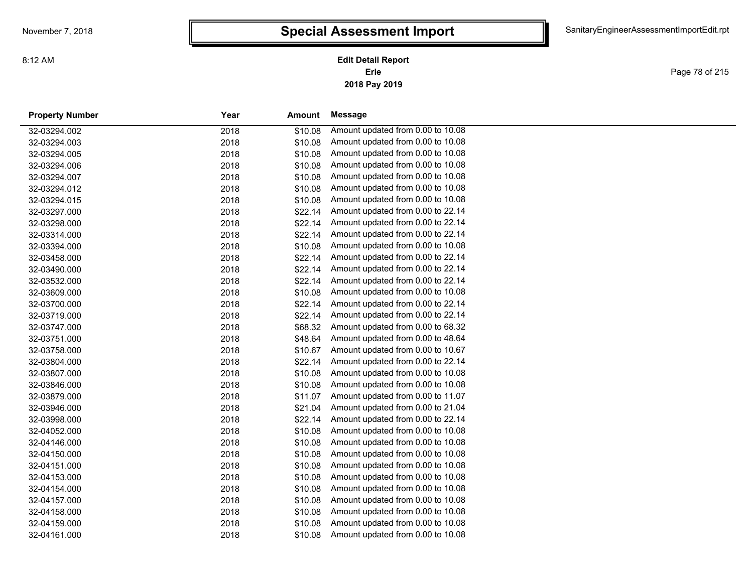# Special Assessment Import

**Edit Detail Report**
**Erie**
**2018 Pay 2019**

| Property Number | Year | Amount | Message |
|---|---|---|---|
| 32-03294.002 | 2018 | $10.08 | Amount updated from 0.00 to 10.08 |
| 32-03294.003 | 2018 | $10.08 | Amount updated from 0.00 to 10.08 |
| 32-03294.005 | 2018 | $10.08 | Amount updated from 0.00 to 10.08 |
| 32-03294.006 | 2018 | $10.08 | Amount updated from 0.00 to 10.08 |
| 32-03294.007 | 2018 | $10.08 | Amount updated from 0.00 to 10.08 |
| 32-03294.012 | 2018 | $10.08 | Amount updated from 0.00 to 10.08 |
| 32-03294.015 | 2018 | $10.08 | Amount updated from 0.00 to 10.08 |
| 32-03297.000 | 2018 | $22.14 | Amount updated from 0.00 to 22.14 |
| 32-03298.000 | 2018 | $22.14 | Amount updated from 0.00 to 22.14 |
| 32-03314.000 | 2018 | $22.14 | Amount updated from 0.00 to 22.14 |
| 32-03394.000 | 2018 | $10.08 | Amount updated from 0.00 to 10.08 |
| 32-03458.000 | 2018 | $22.14 | Amount updated from 0.00 to 22.14 |
| 32-03490.000 | 2018 | $22.14 | Amount updated from 0.00 to 22.14 |
| 32-03532.000 | 2018 | $22.14 | Amount updated from 0.00 to 22.14 |
| 32-03609.000 | 2018 | $10.08 | Amount updated from 0.00 to 10.08 |
| 32-03700.000 | 2018 | $22.14 | Amount updated from 0.00 to 22.14 |
| 32-03719.000 | 2018 | $22.14 | Amount updated from 0.00 to 22.14 |
| 32-03747.000 | 2018 | $68.32 | Amount updated from 0.00 to 68.32 |
| 32-03751.000 | 2018 | $48.64 | Amount updated from 0.00 to 48.64 |
| 32-03758.000 | 2018 | $10.67 | Amount updated from 0.00 to 10.67 |
| 32-03804.000 | 2018 | $22.14 | Amount updated from 0.00 to 22.14 |
| 32-03807.000 | 2018 | $10.08 | Amount updated from 0.00 to 10.08 |
| 32-03846.000 | 2018 | $10.08 | Amount updated from 0.00 to 10.08 |
| 32-03879.000 | 2018 | $11.07 | Amount updated from 0.00 to 11.07 |
| 32-03946.000 | 2018 | $21.04 | Amount updated from 0.00 to 21.04 |
| 32-03998.000 | 2018 | $22.14 | Amount updated from 0.00 to 22.14 |
| 32-04052.000 | 2018 | $10.08 | Amount updated from 0.00 to 10.08 |
| 32-04146.000 | 2018 | $10.08 | Amount updated from 0.00 to 10.08 |
| 32-04150.000 | 2018 | $10.08 | Amount updated from 0.00 to 10.08 |
| 32-04151.000 | 2018 | $10.08 | Amount updated from 0.00 to 10.08 |
| 32-04153.000 | 2018 | $10.08 | Amount updated from 0.00 to 10.08 |
| 32-04154.000 | 2018 | $10.08 | Amount updated from 0.00 to 10.08 |
| 32-04157.000 | 2018 | $10.08 | Amount updated from 0.00 to 10.08 |
| 32-04158.000 | 2018 | $10.08 | Amount updated from 0.00 to 10.08 |
| 32-04159.000 | 2018 | $10.08 | Amount updated from 0.00 to 10.08 |
| 32-04161.000 | 2018 | $10.08 | Amount updated from 0.00 to 10.08 |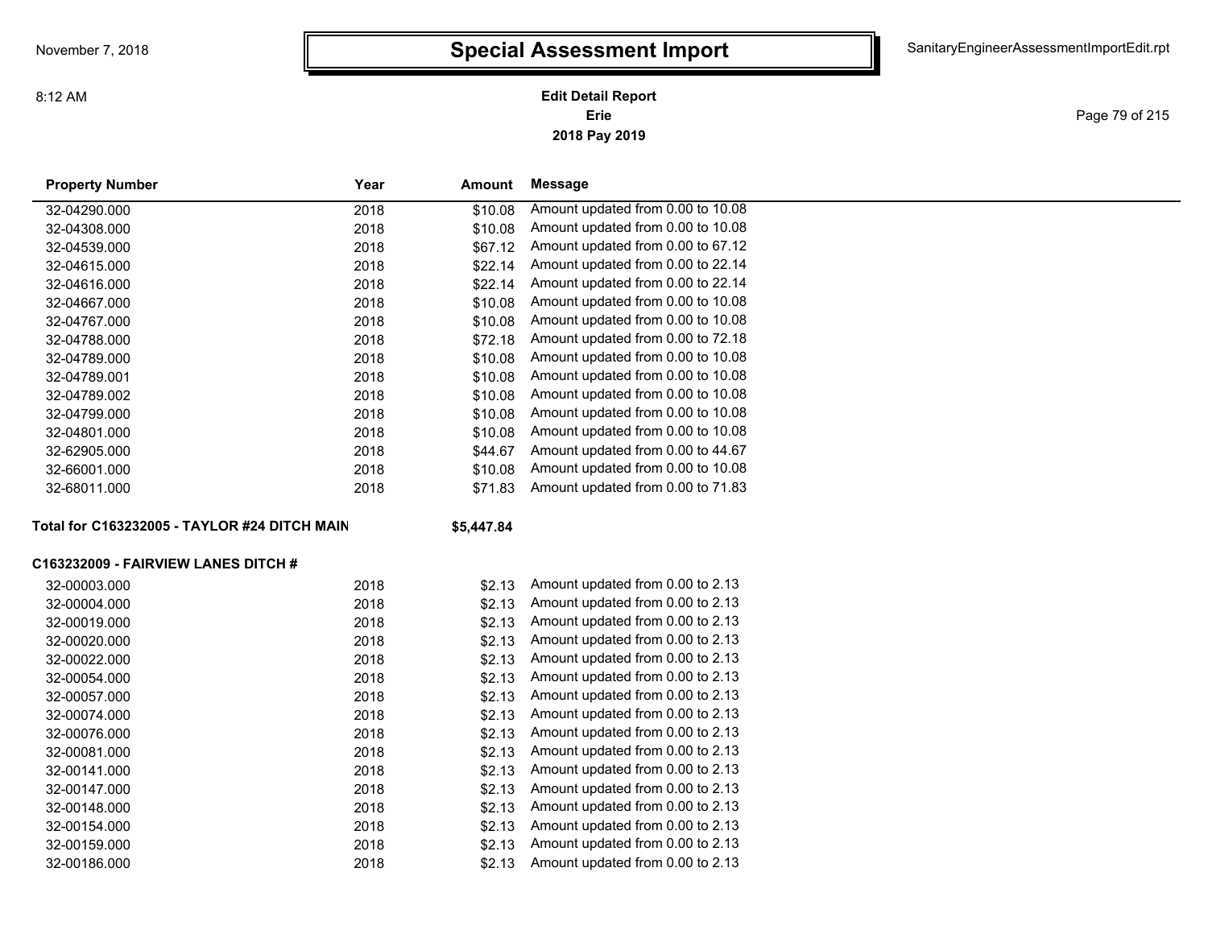# Special Assessment Import

**Edit Detail Report**
**Erie**
**2018 Pay 2019**

November 7, 2018
8:12 AM
SanitaryEngineerAssessmentImportEdit.rpt

| Property Number | Year | Amount | Message |
|---|---|---|---|
| 32-04290.000 | 2018 | $10.08 | Amount updated from 0.00 to 10.08 |
| 32-04308.000 | 2018 | $10.08 | Amount updated from 0.00 to 10.08 |
| 32-04539.000 | 2018 | $67.12 | Amount updated from 0.00 to 67.12 |
| 32-04615.000 | 2018 | $22.14 | Amount updated from 0.00 to 22.14 |
| 32-04616.000 | 2018 | $22.14 | Amount updated from 0.00 to 22.14 |
| 32-04667.000 | 2018 | $10.08 | Amount updated from 0.00 to 10.08 |
| 32-04767.000 | 2018 | $10.08 | Amount updated from 0.00 to 10.08 |
| 32-04788.000 | 2018 | $72.18 | Amount updated from 0.00 to 72.18 |
| 32-04789.000 | 2018 | $10.08 | Amount updated from 0.00 to 10.08 |
| 32-04789.001 | 2018 | $10.08 | Amount updated from 0.00 to 10.08 |
| 32-04789.002 | 2018 | $10.08 | Amount updated from 0.00 to 10.08 |
| 32-04799.000 | 2018 | $10.08 | Amount updated from 0.00 to 10.08 |
| 32-04801.000 | 2018 | $10.08 | Amount updated from 0.00 to 10.08 |
| 32-62905.000 | 2018 | $44.67 | Amount updated from 0.00 to 44.67 |
| 32-66001.000 | 2018 | $10.08 | Amount updated from 0.00 to 10.08 |
| 32-68011.000 | 2018 | $71.83 | Amount updated from 0.00 to 71.83 |

**Total for C163232005 - TAYLOR #24 DITCH MAIN** **$5,447.84**

**C163232009 - FAIRVIEW LANES DITCH #**

| Property Number | Year | Amount | Message |
|---|---|---|---|
| 32-00003.000 | 2018 | $2.13 | Amount updated from 0.00 to 2.13 |
| 32-00004.000 | 2018 | $2.13 | Amount updated from 0.00 to 2.13 |
| 32-00019.000 | 2018 | $2.13 | Amount updated from 0.00 to 2.13 |
| 32-00020.000 | 2018 | $2.13 | Amount updated from 0.00 to 2.13 |
| 32-00022.000 | 2018 | $2.13 | Amount updated from 0.00 to 2.13 |
| 32-00054.000 | 2018 | $2.13 | Amount updated from 0.00 to 2.13 |
| 32-00057.000 | 2018 | $2.13 | Amount updated from 0.00 to 2.13 |
| 32-00074.000 | 2018 | $2.13 | Amount updated from 0.00 to 2.13 |
| 32-00076.000 | 2018 | $2.13 | Amount updated from 0.00 to 2.13 |
| 32-00081.000 | 2018 | $2.13 | Amount updated from 0.00 to 2.13 |
| 32-00141.000 | 2018 | $2.13 | Amount updated from 0.00 to 2.13 |
| 32-00147.000 | 2018 | $2.13 | Amount updated from 0.00 to 2.13 |
| 32-00148.000 | 2018 | $2.13 | Amount updated from 0.00 to 2.13 |
| 32-00154.000 | 2018 | $2.13 | Amount updated from 0.00 to 2.13 |
| 32-00159.000 | 2018 | $2.13 | Amount updated from 0.00 to 2.13 |
| 32-00186.000 | 2018 | $2.13 | Amount updated from 0.00 to 2.13 |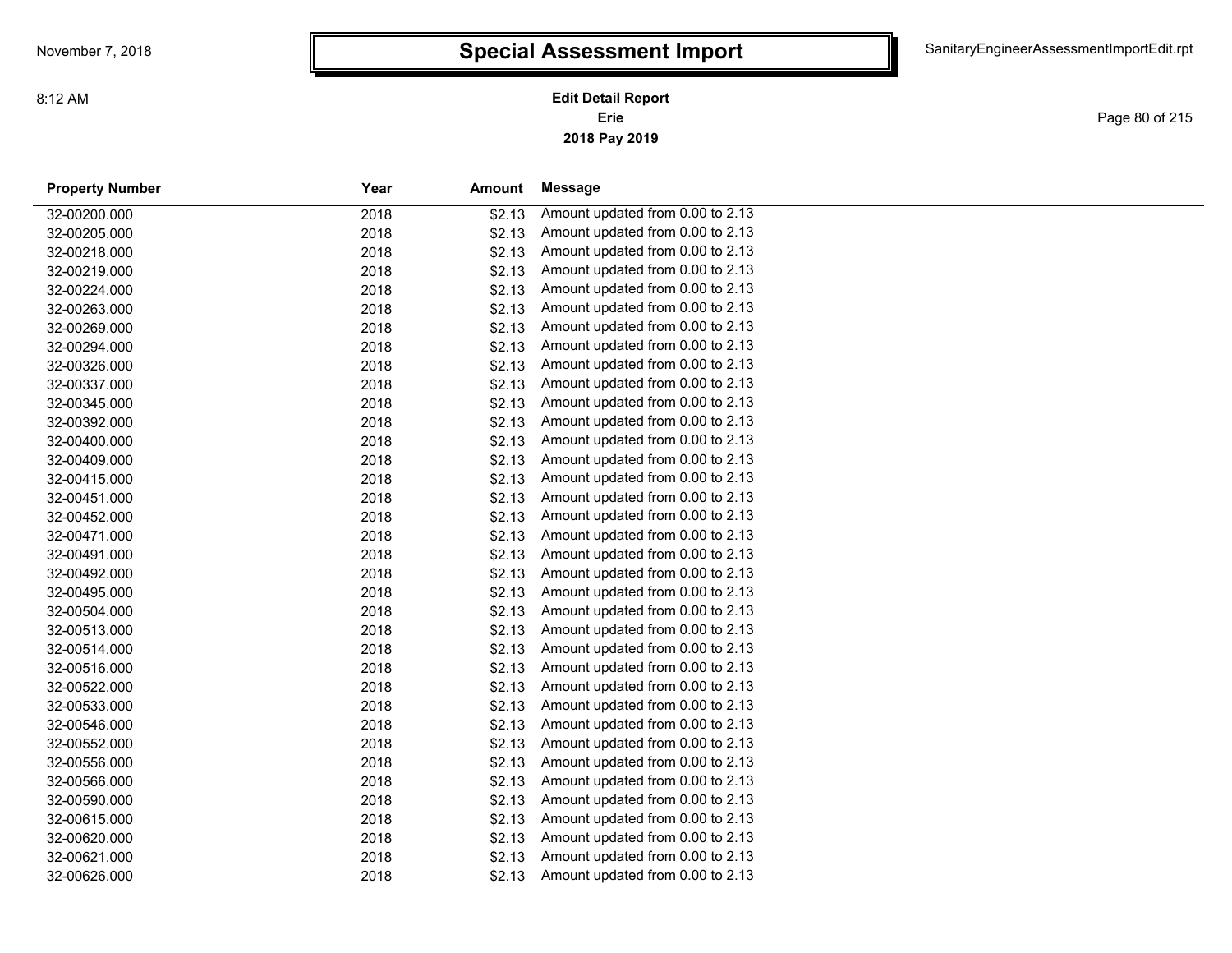# Special Assessment Import

**Edit Detail Report**
**Erie**
**2018 Pay 2019**

| Property Number | Year | Amount | Message |
|---|---|---|---|
| 32-00200.000 | 2018 | $2.13 | Amount updated from 0.00 to 2.13 |
| 32-00205.000 | 2018 | $2.13 | Amount updated from 0.00 to 2.13 |
| 32-00218.000 | 2018 | $2.13 | Amount updated from 0.00 to 2.13 |
| 32-00219.000 | 2018 | $2.13 | Amount updated from 0.00 to 2.13 |
| 32-00224.000 | 2018 | $2.13 | Amount updated from 0.00 to 2.13 |
| 32-00263.000 | 2018 | $2.13 | Amount updated from 0.00 to 2.13 |
| 32-00269.000 | 2018 | $2.13 | Amount updated from 0.00 to 2.13 |
| 32-00294.000 | 2018 | $2.13 | Amount updated from 0.00 to 2.13 |
| 32-00326.000 | 2018 | $2.13 | Amount updated from 0.00 to 2.13 |
| 32-00337.000 | 2018 | $2.13 | Amount updated from 0.00 to 2.13 |
| 32-00345.000 | 2018 | $2.13 | Amount updated from 0.00 to 2.13 |
| 32-00392.000 | 2018 | $2.13 | Amount updated from 0.00 to 2.13 |
| 32-00400.000 | 2018 | $2.13 | Amount updated from 0.00 to 2.13 |
| 32-00409.000 | 2018 | $2.13 | Amount updated from 0.00 to 2.13 |
| 32-00415.000 | 2018 | $2.13 | Amount updated from 0.00 to 2.13 |
| 32-00451.000 | 2018 | $2.13 | Amount updated from 0.00 to 2.13 |
| 32-00452.000 | 2018 | $2.13 | Amount updated from 0.00 to 2.13 |
| 32-00471.000 | 2018 | $2.13 | Amount updated from 0.00 to 2.13 |
| 32-00491.000 | 2018 | $2.13 | Amount updated from 0.00 to 2.13 |
| 32-00492.000 | 2018 | $2.13 | Amount updated from 0.00 to 2.13 |
| 32-00495.000 | 2018 | $2.13 | Amount updated from 0.00 to 2.13 |
| 32-00504.000 | 2018 | $2.13 | Amount updated from 0.00 to 2.13 |
| 32-00513.000 | 2018 | $2.13 | Amount updated from 0.00 to 2.13 |
| 32-00514.000 | 2018 | $2.13 | Amount updated from 0.00 to 2.13 |
| 32-00516.000 | 2018 | $2.13 | Amount updated from 0.00 to 2.13 |
| 32-00522.000 | 2018 | $2.13 | Amount updated from 0.00 to 2.13 |
| 32-00533.000 | 2018 | $2.13 | Amount updated from 0.00 to 2.13 |
| 32-00546.000 | 2018 | $2.13 | Amount updated from 0.00 to 2.13 |
| 32-00552.000 | 2018 | $2.13 | Amount updated from 0.00 to 2.13 |
| 32-00556.000 | 2018 | $2.13 | Amount updated from 0.00 to 2.13 |
| 32-00566.000 | 2018 | $2.13 | Amount updated from 0.00 to 2.13 |
| 32-00590.000 | 2018 | $2.13 | Amount updated from 0.00 to 2.13 |
| 32-00615.000 | 2018 | $2.13 | Amount updated from 0.00 to 2.13 |
| 32-00620.000 | 2018 | $2.13 | Amount updated from 0.00 to 2.13 |
| 32-00621.000 | 2018 | $2.13 | Amount updated from 0.00 to 2.13 |
| 32-00626.000 | 2018 | $2.13 | Amount updated from 0.00 to 2.13 |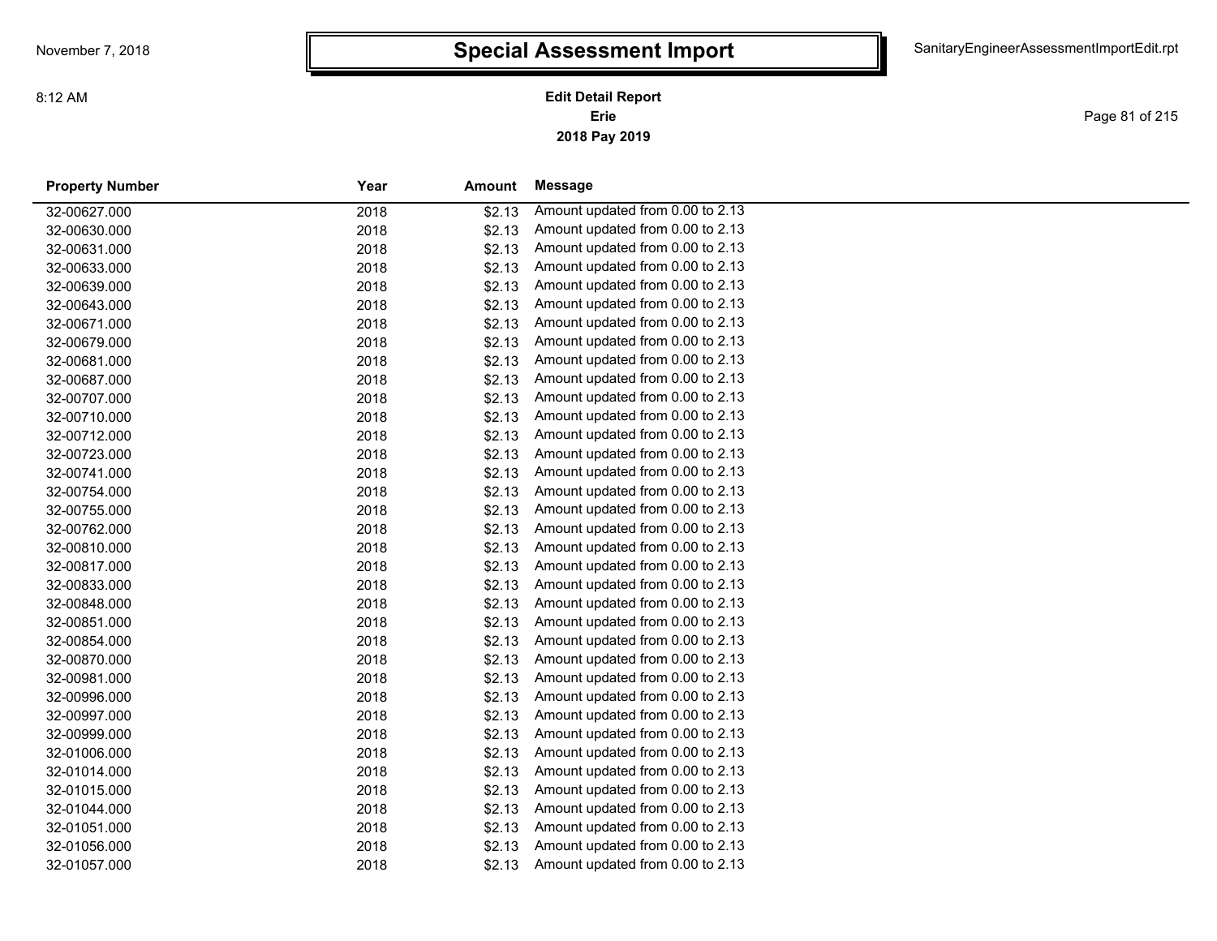# Special Assessment Import

**Edit Detail Report**
**Erie**
**2018 Pay 2019**

| Property Number | Year | Amount | Message |
|---|---|---|---|
| 32-00627.000 | 2018 | $2.13 | Amount updated from 0.00 to 2.13 |
| 32-00630.000 | 2018 | $2.13 | Amount updated from 0.00 to 2.13 |
| 32-00631.000 | 2018 | $2.13 | Amount updated from 0.00 to 2.13 |
| 32-00633.000 | 2018 | $2.13 | Amount updated from 0.00 to 2.13 |
| 32-00639.000 | 2018 | $2.13 | Amount updated from 0.00 to 2.13 |
| 32-00643.000 | 2018 | $2.13 | Amount updated from 0.00 to 2.13 |
| 32-00671.000 | 2018 | $2.13 | Amount updated from 0.00 to 2.13 |
| 32-00679.000 | 2018 | $2.13 | Amount updated from 0.00 to 2.13 |
| 32-00681.000 | 2018 | $2.13 | Amount updated from 0.00 to 2.13 |
| 32-00687.000 | 2018 | $2.13 | Amount updated from 0.00 to 2.13 |
| 32-00707.000 | 2018 | $2.13 | Amount updated from 0.00 to 2.13 |
| 32-00710.000 | 2018 | $2.13 | Amount updated from 0.00 to 2.13 |
| 32-00712.000 | 2018 | $2.13 | Amount updated from 0.00 to 2.13 |
| 32-00723.000 | 2018 | $2.13 | Amount updated from 0.00 to 2.13 |
| 32-00741.000 | 2018 | $2.13 | Amount updated from 0.00 to 2.13 |
| 32-00754.000 | 2018 | $2.13 | Amount updated from 0.00 to 2.13 |
| 32-00755.000 | 2018 | $2.13 | Amount updated from 0.00 to 2.13 |
| 32-00762.000 | 2018 | $2.13 | Amount updated from 0.00 to 2.13 |
| 32-00810.000 | 2018 | $2.13 | Amount updated from 0.00 to 2.13 |
| 32-00817.000 | 2018 | $2.13 | Amount updated from 0.00 to 2.13 |
| 32-00833.000 | 2018 | $2.13 | Amount updated from 0.00 to 2.13 |
| 32-00848.000 | 2018 | $2.13 | Amount updated from 0.00 to 2.13 |
| 32-00851.000 | 2018 | $2.13 | Amount updated from 0.00 to 2.13 |
| 32-00854.000 | 2018 | $2.13 | Amount updated from 0.00 to 2.13 |
| 32-00870.000 | 2018 | $2.13 | Amount updated from 0.00 to 2.13 |
| 32-00981.000 | 2018 | $2.13 | Amount updated from 0.00 to 2.13 |
| 32-00996.000 | 2018 | $2.13 | Amount updated from 0.00 to 2.13 |
| 32-00997.000 | 2018 | $2.13 | Amount updated from 0.00 to 2.13 |
| 32-00999.000 | 2018 | $2.13 | Amount updated from 0.00 to 2.13 |
| 32-01006.000 | 2018 | $2.13 | Amount updated from 0.00 to 2.13 |
| 32-01014.000 | 2018 | $2.13 | Amount updated from 0.00 to 2.13 |
| 32-01015.000 | 2018 | $2.13 | Amount updated from 0.00 to 2.13 |
| 32-01044.000 | 2018 | $2.13 | Amount updated from 0.00 to 2.13 |
| 32-01051.000 | 2018 | $2.13 | Amount updated from 0.00 to 2.13 |
| 32-01056.000 | 2018 | $2.13 | Amount updated from 0.00 to 2.13 |
| 32-01057.000 | 2018 | $2.13 | Amount updated from 0.00 to 2.13 |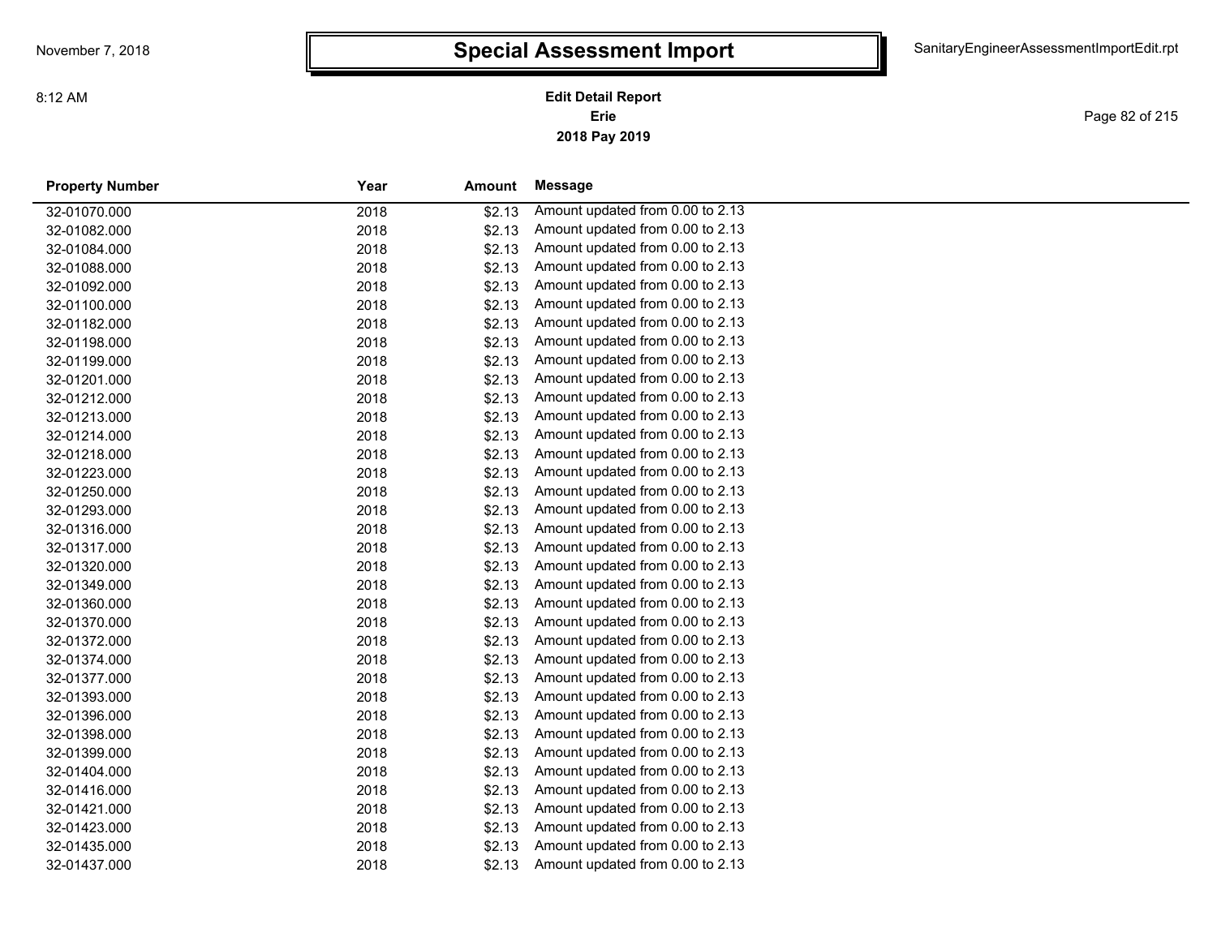# Special Assessment Import

**Edit Detail Report**
**Erie**
**2018 Pay 2019**

| Property Number | Year | Amount | Message |
|---|---|---|---|
| 32-01070.000 | 2018 | $2.13 | Amount updated from 0.00 to 2.13 |
| 32-01082.000 | 2018 | $2.13 | Amount updated from 0.00 to 2.13 |
| 32-01084.000 | 2018 | $2.13 | Amount updated from 0.00 to 2.13 |
| 32-01088.000 | 2018 | $2.13 | Amount updated from 0.00 to 2.13 |
| 32-01092.000 | 2018 | $2.13 | Amount updated from 0.00 to 2.13 |
| 32-01100.000 | 2018 | $2.13 | Amount updated from 0.00 to 2.13 |
| 32-01182.000 | 2018 | $2.13 | Amount updated from 0.00 to 2.13 |
| 32-01198.000 | 2018 | $2.13 | Amount updated from 0.00 to 2.13 |
| 32-01199.000 | 2018 | $2.13 | Amount updated from 0.00 to 2.13 |
| 32-01201.000 | 2018 | $2.13 | Amount updated from 0.00 to 2.13 |
| 32-01212.000 | 2018 | $2.13 | Amount updated from 0.00 to 2.13 |
| 32-01213.000 | 2018 | $2.13 | Amount updated from 0.00 to 2.13 |
| 32-01214.000 | 2018 | $2.13 | Amount updated from 0.00 to 2.13 |
| 32-01218.000 | 2018 | $2.13 | Amount updated from 0.00 to 2.13 |
| 32-01223.000 | 2018 | $2.13 | Amount updated from 0.00 to 2.13 |
| 32-01250.000 | 2018 | $2.13 | Amount updated from 0.00 to 2.13 |
| 32-01293.000 | 2018 | $2.13 | Amount updated from 0.00 to 2.13 |
| 32-01316.000 | 2018 | $2.13 | Amount updated from 0.00 to 2.13 |
| 32-01317.000 | 2018 | $2.13 | Amount updated from 0.00 to 2.13 |
| 32-01320.000 | 2018 | $2.13 | Amount updated from 0.00 to 2.13 |
| 32-01349.000 | 2018 | $2.13 | Amount updated from 0.00 to 2.13 |
| 32-01360.000 | 2018 | $2.13 | Amount updated from 0.00 to 2.13 |
| 32-01370.000 | 2018 | $2.13 | Amount updated from 0.00 to 2.13 |
| 32-01372.000 | 2018 | $2.13 | Amount updated from 0.00 to 2.13 |
| 32-01374.000 | 2018 | $2.13 | Amount updated from 0.00 to 2.13 |
| 32-01377.000 | 2018 | $2.13 | Amount updated from 0.00 to 2.13 |
| 32-01393.000 | 2018 | $2.13 | Amount updated from 0.00 to 2.13 |
| 32-01396.000 | 2018 | $2.13 | Amount updated from 0.00 to 2.13 |
| 32-01398.000 | 2018 | $2.13 | Amount updated from 0.00 to 2.13 |
| 32-01399.000 | 2018 | $2.13 | Amount updated from 0.00 to 2.13 |
| 32-01404.000 | 2018 | $2.13 | Amount updated from 0.00 to 2.13 |
| 32-01416.000 | 2018 | $2.13 | Amount updated from 0.00 to 2.13 |
| 32-01421.000 | 2018 | $2.13 | Amount updated from 0.00 to 2.13 |
| 32-01423.000 | 2018 | $2.13 | Amount updated from 0.00 to 2.13 |
| 32-01435.000 | 2018 | $2.13 | Amount updated from 0.00 to 2.13 |
| 32-01437.000 | 2018 | $2.13 | Amount updated from 0.00 to 2.13 |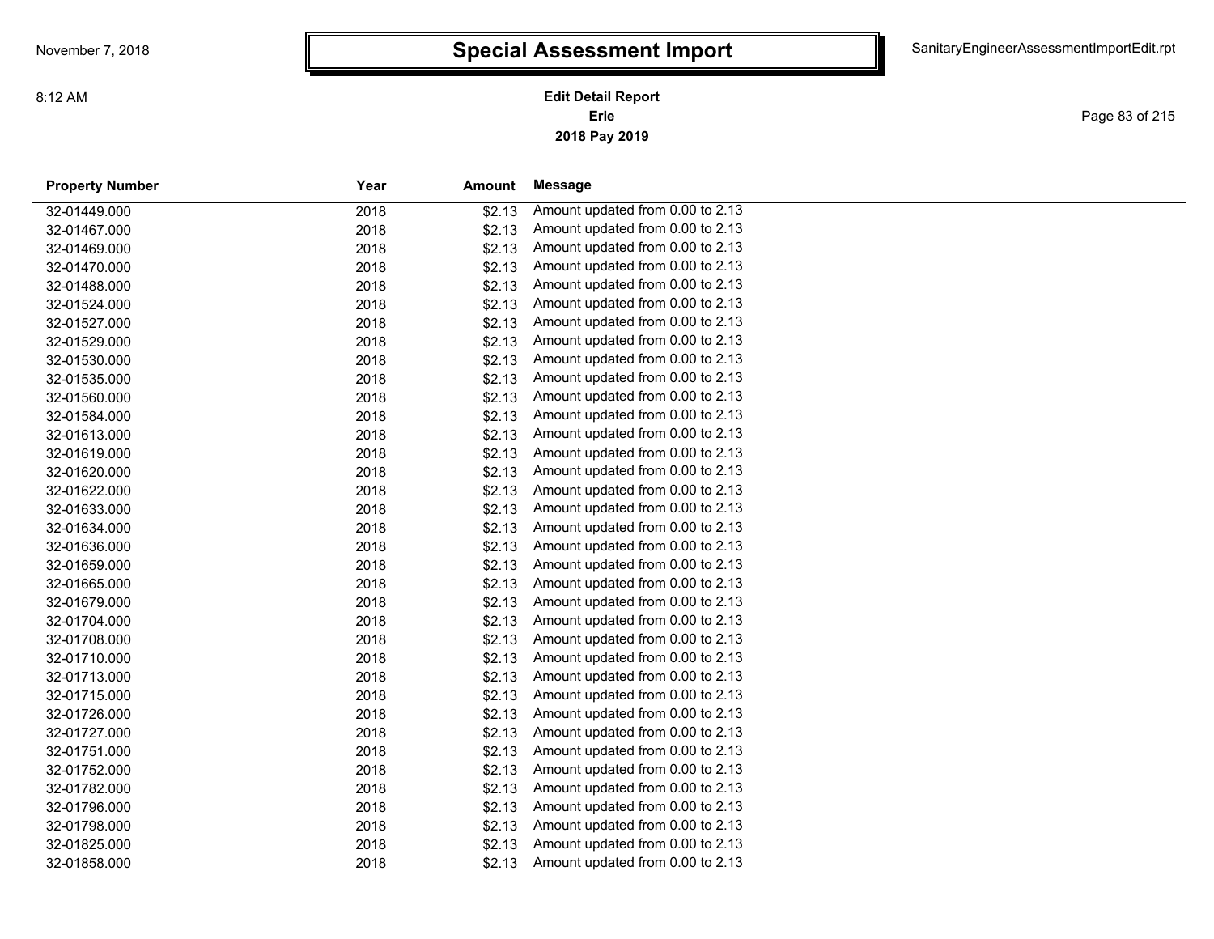# Special Assessment Import

**Edit Detail Report**
**Erie**
**2018 Pay 2019**

| Property Number | Year | Amount | Message |
|---|---|---|---|
| 32-01449.000 | 2018 | $2.13 | Amount updated from 0.00 to 2.13 |
| 32-01467.000 | 2018 | $2.13 | Amount updated from 0.00 to 2.13 |
| 32-01469.000 | 2018 | $2.13 | Amount updated from 0.00 to 2.13 |
| 32-01470.000 | 2018 | $2.13 | Amount updated from 0.00 to 2.13 |
| 32-01488.000 | 2018 | $2.13 | Amount updated from 0.00 to 2.13 |
| 32-01524.000 | 2018 | $2.13 | Amount updated from 0.00 to 2.13 |
| 32-01527.000 | 2018 | $2.13 | Amount updated from 0.00 to 2.13 |
| 32-01529.000 | 2018 | $2.13 | Amount updated from 0.00 to 2.13 |
| 32-01530.000 | 2018 | $2.13 | Amount updated from 0.00 to 2.13 |
| 32-01535.000 | 2018 | $2.13 | Amount updated from 0.00 to 2.13 |
| 32-01560.000 | 2018 | $2.13 | Amount updated from 0.00 to 2.13 |
| 32-01584.000 | 2018 | $2.13 | Amount updated from 0.00 to 2.13 |
| 32-01613.000 | 2018 | $2.13 | Amount updated from 0.00 to 2.13 |
| 32-01619.000 | 2018 | $2.13 | Amount updated from 0.00 to 2.13 |
| 32-01620.000 | 2018 | $2.13 | Amount updated from 0.00 to 2.13 |
| 32-01622.000 | 2018 | $2.13 | Amount updated from 0.00 to 2.13 |
| 32-01633.000 | 2018 | $2.13 | Amount updated from 0.00 to 2.13 |
| 32-01634.000 | 2018 | $2.13 | Amount updated from 0.00 to 2.13 |
| 32-01636.000 | 2018 | $2.13 | Amount updated from 0.00 to 2.13 |
| 32-01659.000 | 2018 | $2.13 | Amount updated from 0.00 to 2.13 |
| 32-01665.000 | 2018 | $2.13 | Amount updated from 0.00 to 2.13 |
| 32-01679.000 | 2018 | $2.13 | Amount updated from 0.00 to 2.13 |
| 32-01704.000 | 2018 | $2.13 | Amount updated from 0.00 to 2.13 |
| 32-01708.000 | 2018 | $2.13 | Amount updated from 0.00 to 2.13 |
| 32-01710.000 | 2018 | $2.13 | Amount updated from 0.00 to 2.13 |
| 32-01713.000 | 2018 | $2.13 | Amount updated from 0.00 to 2.13 |
| 32-01715.000 | 2018 | $2.13 | Amount updated from 0.00 to 2.13 |
| 32-01726.000 | 2018 | $2.13 | Amount updated from 0.00 to 2.13 |
| 32-01727.000 | 2018 | $2.13 | Amount updated from 0.00 to 2.13 |
| 32-01751.000 | 2018 | $2.13 | Amount updated from 0.00 to 2.13 |
| 32-01752.000 | 2018 | $2.13 | Amount updated from 0.00 to 2.13 |
| 32-01782.000 | 2018 | $2.13 | Amount updated from 0.00 to 2.13 |
| 32-01796.000 | 2018 | $2.13 | Amount updated from 0.00 to 2.13 |
| 32-01798.000 | 2018 | $2.13 | Amount updated from 0.00 to 2.13 |
| 32-01825.000 | 2018 | $2.13 | Amount updated from 0.00 to 2.13 |
| 32-01858.000 | 2018 | $2.13 | Amount updated from 0.00 to 2.13 |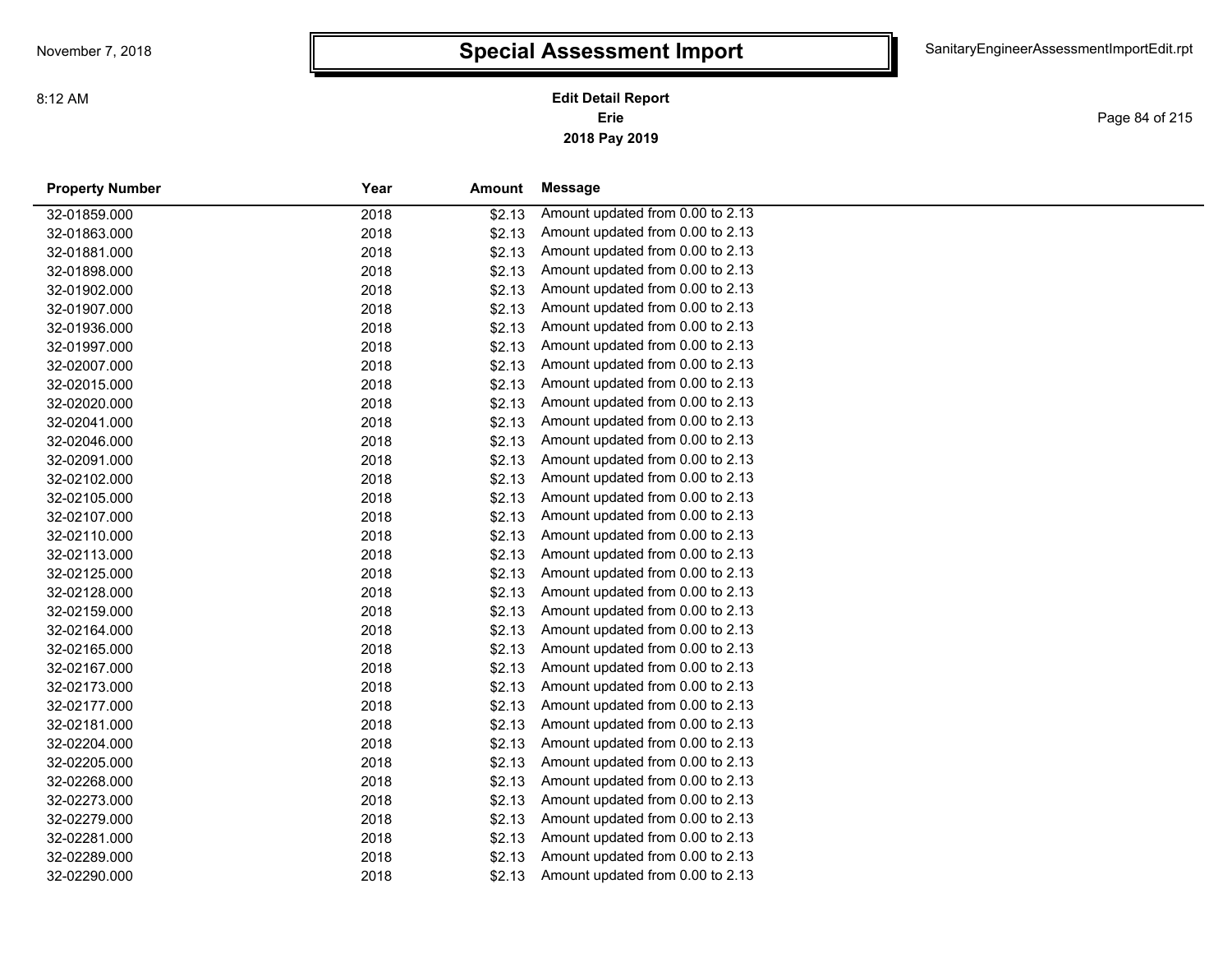# Special Assessment Import

**Edit Detail Report**
**Erie**
**2018 Pay 2019**

| Property Number | Year | Amount | Message |
|---|---|---|---|
| 32-01859.000 | 2018 | $2.13 | Amount updated from 0.00 to 2.13 |
| 32-01863.000 | 2018 | $2.13 | Amount updated from 0.00 to 2.13 |
| 32-01881.000 | 2018 | $2.13 | Amount updated from 0.00 to 2.13 |
| 32-01898.000 | 2018 | $2.13 | Amount updated from 0.00 to 2.13 |
| 32-01902.000 | 2018 | $2.13 | Amount updated from 0.00 to 2.13 |
| 32-01907.000 | 2018 | $2.13 | Amount updated from 0.00 to 2.13 |
| 32-01936.000 | 2018 | $2.13 | Amount updated from 0.00 to 2.13 |
| 32-01997.000 | 2018 | $2.13 | Amount updated from 0.00 to 2.13 |
| 32-02007.000 | 2018 | $2.13 | Amount updated from 0.00 to 2.13 |
| 32-02015.000 | 2018 | $2.13 | Amount updated from 0.00 to 2.13 |
| 32-02020.000 | 2018 | $2.13 | Amount updated from 0.00 to 2.13 |
| 32-02041.000 | 2018 | $2.13 | Amount updated from 0.00 to 2.13 |
| 32-02046.000 | 2018 | $2.13 | Amount updated from 0.00 to 2.13 |
| 32-02091.000 | 2018 | $2.13 | Amount updated from 0.00 to 2.13 |
| 32-02102.000 | 2018 | $2.13 | Amount updated from 0.00 to 2.13 |
| 32-02105.000 | 2018 | $2.13 | Amount updated from 0.00 to 2.13 |
| 32-02107.000 | 2018 | $2.13 | Amount updated from 0.00 to 2.13 |
| 32-02110.000 | 2018 | $2.13 | Amount updated from 0.00 to 2.13 |
| 32-02113.000 | 2018 | $2.13 | Amount updated from 0.00 to 2.13 |
| 32-02125.000 | 2018 | $2.13 | Amount updated from 0.00 to 2.13 |
| 32-02128.000 | 2018 | $2.13 | Amount updated from 0.00 to 2.13 |
| 32-02159.000 | 2018 | $2.13 | Amount updated from 0.00 to 2.13 |
| 32-02164.000 | 2018 | $2.13 | Amount updated from 0.00 to 2.13 |
| 32-02165.000 | 2018 | $2.13 | Amount updated from 0.00 to 2.13 |
| 32-02167.000 | 2018 | $2.13 | Amount updated from 0.00 to 2.13 |
| 32-02173.000 | 2018 | $2.13 | Amount updated from 0.00 to 2.13 |
| 32-02177.000 | 2018 | $2.13 | Amount updated from 0.00 to 2.13 |
| 32-02181.000 | 2018 | $2.13 | Amount updated from 0.00 to 2.13 |
| 32-02204.000 | 2018 | $2.13 | Amount updated from 0.00 to 2.13 |
| 32-02205.000 | 2018 | $2.13 | Amount updated from 0.00 to 2.13 |
| 32-02268.000 | 2018 | $2.13 | Amount updated from 0.00 to 2.13 |
| 32-02273.000 | 2018 | $2.13 | Amount updated from 0.00 to 2.13 |
| 32-02279.000 | 2018 | $2.13 | Amount updated from 0.00 to 2.13 |
| 32-02281.000 | 2018 | $2.13 | Amount updated from 0.00 to 2.13 |
| 32-02289.000 | 2018 | $2.13 | Amount updated from 0.00 to 2.13 |
| 32-02290.000 | 2018 | $2.13 | Amount updated from 0.00 to 2.13 |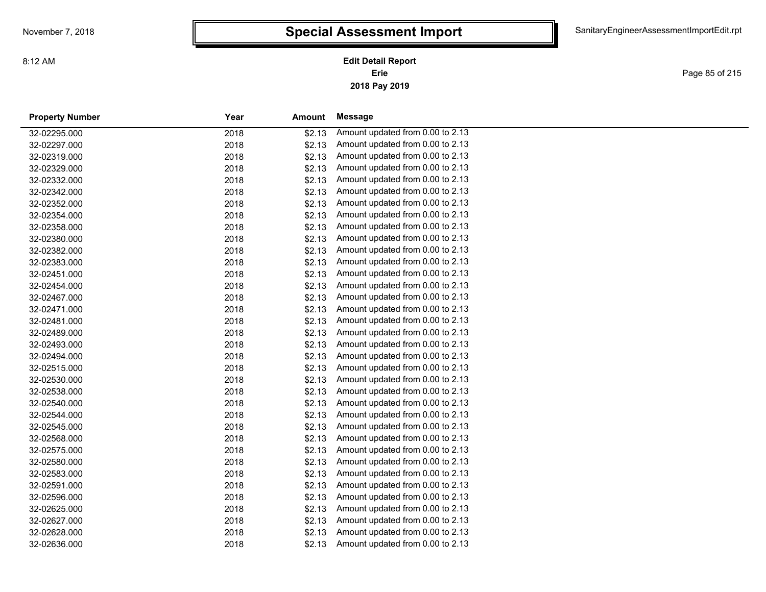# Special Assessment Import

**Edit Detail Report**
**Erie**
**2018 Pay 2019**

| Property Number | Year | Amount | Message |
|---|---|---|---|
| 32-02295.000 | 2018 | $2.13 | Amount updated from 0.00 to 2.13 |
| 32-02297.000 | 2018 | $2.13 | Amount updated from 0.00 to 2.13 |
| 32-02319.000 | 2018 | $2.13 | Amount updated from 0.00 to 2.13 |
| 32-02329.000 | 2018 | $2.13 | Amount updated from 0.00 to 2.13 |
| 32-02332.000 | 2018 | $2.13 | Amount updated from 0.00 to 2.13 |
| 32-02342.000 | 2018 | $2.13 | Amount updated from 0.00 to 2.13 |
| 32-02352.000 | 2018 | $2.13 | Amount updated from 0.00 to 2.13 |
| 32-02354.000 | 2018 | $2.13 | Amount updated from 0.00 to 2.13 |
| 32-02358.000 | 2018 | $2.13 | Amount updated from 0.00 to 2.13 |
| 32-02380.000 | 2018 | $2.13 | Amount updated from 0.00 to 2.13 |
| 32-02382.000 | 2018 | $2.13 | Amount updated from 0.00 to 2.13 |
| 32-02383.000 | 2018 | $2.13 | Amount updated from 0.00 to 2.13 |
| 32-02451.000 | 2018 | $2.13 | Amount updated from 0.00 to 2.13 |
| 32-02454.000 | 2018 | $2.13 | Amount updated from 0.00 to 2.13 |
| 32-02467.000 | 2018 | $2.13 | Amount updated from 0.00 to 2.13 |
| 32-02471.000 | 2018 | $2.13 | Amount updated from 0.00 to 2.13 |
| 32-02481.000 | 2018 | $2.13 | Amount updated from 0.00 to 2.13 |
| 32-02489.000 | 2018 | $2.13 | Amount updated from 0.00 to 2.13 |
| 32-02493.000 | 2018 | $2.13 | Amount updated from 0.00 to 2.13 |
| 32-02494.000 | 2018 | $2.13 | Amount updated from 0.00 to 2.13 |
| 32-02515.000 | 2018 | $2.13 | Amount updated from 0.00 to 2.13 |
| 32-02530.000 | 2018 | $2.13 | Amount updated from 0.00 to 2.13 |
| 32-02538.000 | 2018 | $2.13 | Amount updated from 0.00 to 2.13 |
| 32-02540.000 | 2018 | $2.13 | Amount updated from 0.00 to 2.13 |
| 32-02544.000 | 2018 | $2.13 | Amount updated from 0.00 to 2.13 |
| 32-02545.000 | 2018 | $2.13 | Amount updated from 0.00 to 2.13 |
| 32-02568.000 | 2018 | $2.13 | Amount updated from 0.00 to 2.13 |
| 32-02575.000 | 2018 | $2.13 | Amount updated from 0.00 to 2.13 |
| 32-02580.000 | 2018 | $2.13 | Amount updated from 0.00 to 2.13 |
| 32-02583.000 | 2018 | $2.13 | Amount updated from 0.00 to 2.13 |
| 32-02591.000 | 2018 | $2.13 | Amount updated from 0.00 to 2.13 |
| 32-02596.000 | 2018 | $2.13 | Amount updated from 0.00 to 2.13 |
| 32-02625.000 | 2018 | $2.13 | Amount updated from 0.00 to 2.13 |
| 32-02627.000 | 2018 | $2.13 | Amount updated from 0.00 to 2.13 |
| 32-02628.000 | 2018 | $2.13 | Amount updated from 0.00 to 2.13 |
| 32-02636.000 | 2018 | $2.13 | Amount updated from 0.00 to 2.13 |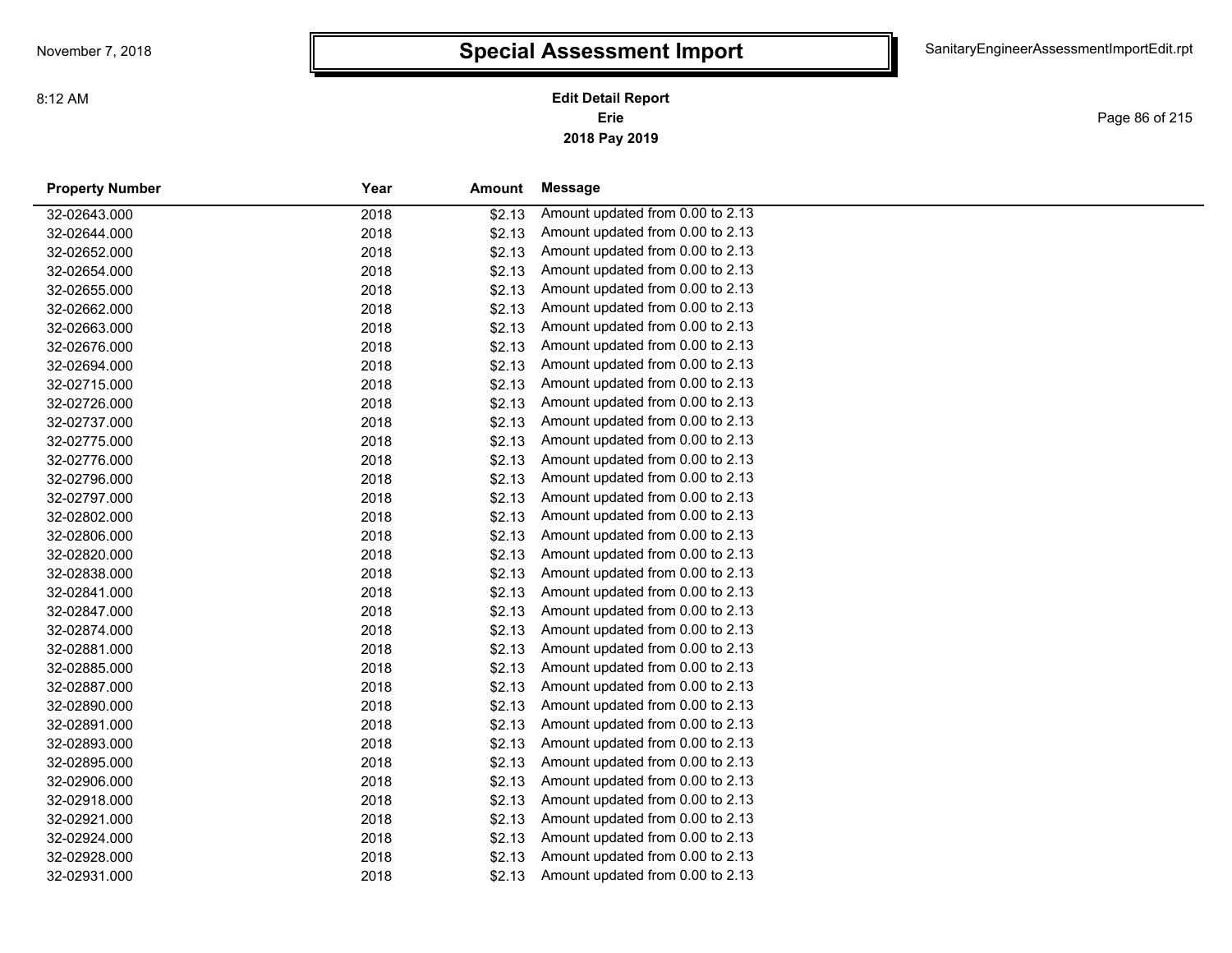# Special Assessment Import

**Edit Detail Report**
**Erie**
**2018 Pay 2019**

| Property Number | Year | Amount | Message |
|---|---|---|---|
| 32-02643.000 | 2018 | $2.13 | Amount updated from 0.00 to 2.13 |
| 32-02644.000 | 2018 | $2.13 | Amount updated from 0.00 to 2.13 |
| 32-02652.000 | 2018 | $2.13 | Amount updated from 0.00 to 2.13 |
| 32-02654.000 | 2018 | $2.13 | Amount updated from 0.00 to 2.13 |
| 32-02655.000 | 2018 | $2.13 | Amount updated from 0.00 to 2.13 |
| 32-02662.000 | 2018 | $2.13 | Amount updated from 0.00 to 2.13 |
| 32-02663.000 | 2018 | $2.13 | Amount updated from 0.00 to 2.13 |
| 32-02676.000 | 2018 | $2.13 | Amount updated from 0.00 to 2.13 |
| 32-02694.000 | 2018 | $2.13 | Amount updated from 0.00 to 2.13 |
| 32-02715.000 | 2018 | $2.13 | Amount updated from 0.00 to 2.13 |
| 32-02726.000 | 2018 | $2.13 | Amount updated from 0.00 to 2.13 |
| 32-02737.000 | 2018 | $2.13 | Amount updated from 0.00 to 2.13 |
| 32-02775.000 | 2018 | $2.13 | Amount updated from 0.00 to 2.13 |
| 32-02776.000 | 2018 | $2.13 | Amount updated from 0.00 to 2.13 |
| 32-02796.000 | 2018 | $2.13 | Amount updated from 0.00 to 2.13 |
| 32-02797.000 | 2018 | $2.13 | Amount updated from 0.00 to 2.13 |
| 32-02802.000 | 2018 | $2.13 | Amount updated from 0.00 to 2.13 |
| 32-02806.000 | 2018 | $2.13 | Amount updated from 0.00 to 2.13 |
| 32-02820.000 | 2018 | $2.13 | Amount updated from 0.00 to 2.13 |
| 32-02838.000 | 2018 | $2.13 | Amount updated from 0.00 to 2.13 |
| 32-02841.000 | 2018 | $2.13 | Amount updated from 0.00 to 2.13 |
| 32-02847.000 | 2018 | $2.13 | Amount updated from 0.00 to 2.13 |
| 32-02874.000 | 2018 | $2.13 | Amount updated from 0.00 to 2.13 |
| 32-02881.000 | 2018 | $2.13 | Amount updated from 0.00 to 2.13 |
| 32-02885.000 | 2018 | $2.13 | Amount updated from 0.00 to 2.13 |
| 32-02887.000 | 2018 | $2.13 | Amount updated from 0.00 to 2.13 |
| 32-02890.000 | 2018 | $2.13 | Amount updated from 0.00 to 2.13 |
| 32-02891.000 | 2018 | $2.13 | Amount updated from 0.00 to 2.13 |
| 32-02893.000 | 2018 | $2.13 | Amount updated from 0.00 to 2.13 |
| 32-02895.000 | 2018 | $2.13 | Amount updated from 0.00 to 2.13 |
| 32-02906.000 | 2018 | $2.13 | Amount updated from 0.00 to 2.13 |
| 32-02918.000 | 2018 | $2.13 | Amount updated from 0.00 to 2.13 |
| 32-02921.000 | 2018 | $2.13 | Amount updated from 0.00 to 2.13 |
| 32-02924.000 | 2018 | $2.13 | Amount updated from 0.00 to 2.13 |
| 32-02928.000 | 2018 | $2.13 | Amount updated from 0.00 to 2.13 |
| 32-02931.000 | 2018 | $2.13 | Amount updated from 0.00 to 2.13 |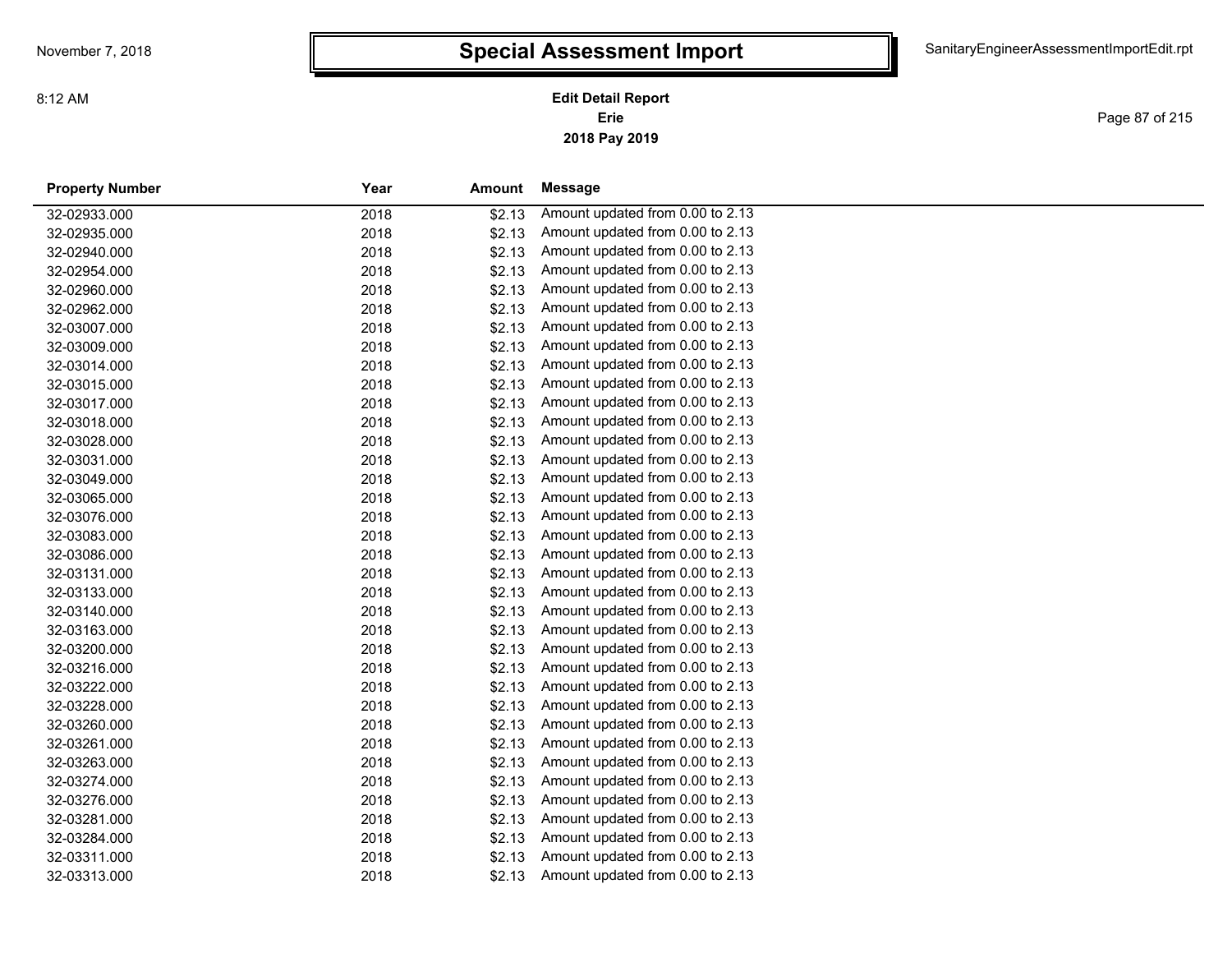# Special Assessment Import

**Edit Detail Report**
**Erie**
**2018 Pay 2019**

| Property Number | Year | Amount | Message |
|---|---|---|---|
| 32-02933.000 | 2018 | $2.13 | Amount updated from 0.00 to 2.13 |
| 32-02935.000 | 2018 | $2.13 | Amount updated from 0.00 to 2.13 |
| 32-02940.000 | 2018 | $2.13 | Amount updated from 0.00 to 2.13 |
| 32-02954.000 | 2018 | $2.13 | Amount updated from 0.00 to 2.13 |
| 32-02960.000 | 2018 | $2.13 | Amount updated from 0.00 to 2.13 |
| 32-02962.000 | 2018 | $2.13 | Amount updated from 0.00 to 2.13 |
| 32-03007.000 | 2018 | $2.13 | Amount updated from 0.00 to 2.13 |
| 32-03009.000 | 2018 | $2.13 | Amount updated from 0.00 to 2.13 |
| 32-03014.000 | 2018 | $2.13 | Amount updated from 0.00 to 2.13 |
| 32-03015.000 | 2018 | $2.13 | Amount updated from 0.00 to 2.13 |
| 32-03017.000 | 2018 | $2.13 | Amount updated from 0.00 to 2.13 |
| 32-03018.000 | 2018 | $2.13 | Amount updated from 0.00 to 2.13 |
| 32-03028.000 | 2018 | $2.13 | Amount updated from 0.00 to 2.13 |
| 32-03031.000 | 2018 | $2.13 | Amount updated from 0.00 to 2.13 |
| 32-03049.000 | 2018 | $2.13 | Amount updated from 0.00 to 2.13 |
| 32-03065.000 | 2018 | $2.13 | Amount updated from 0.00 to 2.13 |
| 32-03076.000 | 2018 | $2.13 | Amount updated from 0.00 to 2.13 |
| 32-03083.000 | 2018 | $2.13 | Amount updated from 0.00 to 2.13 |
| 32-03086.000 | 2018 | $2.13 | Amount updated from 0.00 to 2.13 |
| 32-03131.000 | 2018 | $2.13 | Amount updated from 0.00 to 2.13 |
| 32-03133.000 | 2018 | $2.13 | Amount updated from 0.00 to 2.13 |
| 32-03140.000 | 2018 | $2.13 | Amount updated from 0.00 to 2.13 |
| 32-03163.000 | 2018 | $2.13 | Amount updated from 0.00 to 2.13 |
| 32-03200.000 | 2018 | $2.13 | Amount updated from 0.00 to 2.13 |
| 32-03216.000 | 2018 | $2.13 | Amount updated from 0.00 to 2.13 |
| 32-03222.000 | 2018 | $2.13 | Amount updated from 0.00 to 2.13 |
| 32-03228.000 | 2018 | $2.13 | Amount updated from 0.00 to 2.13 |
| 32-03260.000 | 2018 | $2.13 | Amount updated from 0.00 to 2.13 |
| 32-03261.000 | 2018 | $2.13 | Amount updated from 0.00 to 2.13 |
| 32-03263.000 | 2018 | $2.13 | Amount updated from 0.00 to 2.13 |
| 32-03274.000 | 2018 | $2.13 | Amount updated from 0.00 to 2.13 |
| 32-03276.000 | 2018 | $2.13 | Amount updated from 0.00 to 2.13 |
| 32-03281.000 | 2018 | $2.13 | Amount updated from 0.00 to 2.13 |
| 32-03284.000 | 2018 | $2.13 | Amount updated from 0.00 to 2.13 |
| 32-03311.000 | 2018 | $2.13 | Amount updated from 0.00 to 2.13 |
| 32-03313.000 | 2018 | $2.13 | Amount updated from 0.00 to 2.13 |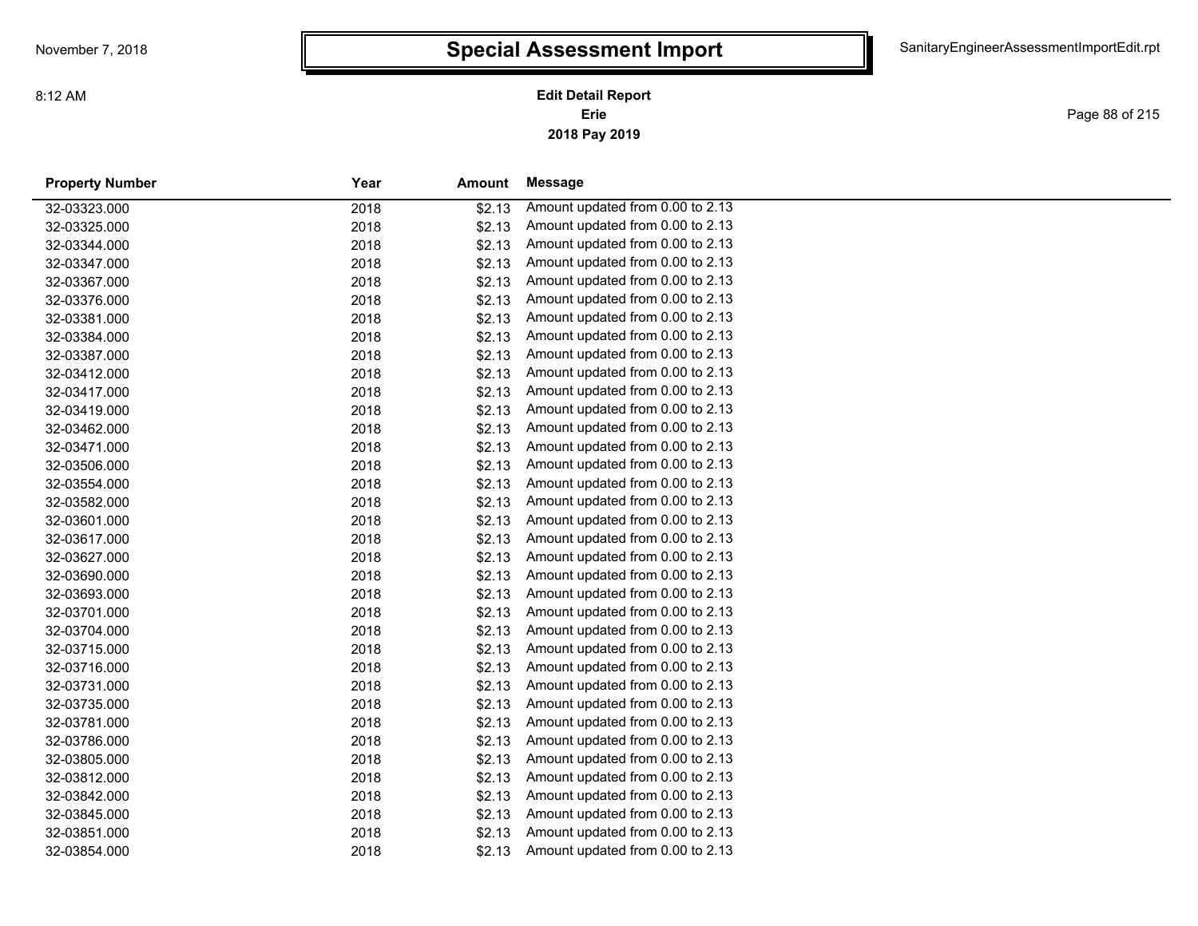# Special Assessment Import

**Edit Detail Report**
**Erie**
**2018 Pay 2019**

| Property Number | Year | Amount | Message |
|---|---|---|---|
| 32-03323.000 | 2018 | $2.13 | Amount updated from 0.00 to 2.13 |
| 32-03325.000 | 2018 | $2.13 | Amount updated from 0.00 to 2.13 |
| 32-03344.000 | 2018 | $2.13 | Amount updated from 0.00 to 2.13 |
| 32-03347.000 | 2018 | $2.13 | Amount updated from 0.00 to 2.13 |
| 32-03367.000 | 2018 | $2.13 | Amount updated from 0.00 to 2.13 |
| 32-03376.000 | 2018 | $2.13 | Amount updated from 0.00 to 2.13 |
| 32-03381.000 | 2018 | $2.13 | Amount updated from 0.00 to 2.13 |
| 32-03384.000 | 2018 | $2.13 | Amount updated from 0.00 to 2.13 |
| 32-03387.000 | 2018 | $2.13 | Amount updated from 0.00 to 2.13 |
| 32-03412.000 | 2018 | $2.13 | Amount updated from 0.00 to 2.13 |
| 32-03417.000 | 2018 | $2.13 | Amount updated from 0.00 to 2.13 |
| 32-03419.000 | 2018 | $2.13 | Amount updated from 0.00 to 2.13 |
| 32-03462.000 | 2018 | $2.13 | Amount updated from 0.00 to 2.13 |
| 32-03471.000 | 2018 | $2.13 | Amount updated from 0.00 to 2.13 |
| 32-03506.000 | 2018 | $2.13 | Amount updated from 0.00 to 2.13 |
| 32-03554.000 | 2018 | $2.13 | Amount updated from 0.00 to 2.13 |
| 32-03582.000 | 2018 | $2.13 | Amount updated from 0.00 to 2.13 |
| 32-03601.000 | 2018 | $2.13 | Amount updated from 0.00 to 2.13 |
| 32-03617.000 | 2018 | $2.13 | Amount updated from 0.00 to 2.13 |
| 32-03627.000 | 2018 | $2.13 | Amount updated from 0.00 to 2.13 |
| 32-03690.000 | 2018 | $2.13 | Amount updated from 0.00 to 2.13 |
| 32-03693.000 | 2018 | $2.13 | Amount updated from 0.00 to 2.13 |
| 32-03701.000 | 2018 | $2.13 | Amount updated from 0.00 to 2.13 |
| 32-03704.000 | 2018 | $2.13 | Amount updated from 0.00 to 2.13 |
| 32-03715.000 | 2018 | $2.13 | Amount updated from 0.00 to 2.13 |
| 32-03716.000 | 2018 | $2.13 | Amount updated from 0.00 to 2.13 |
| 32-03731.000 | 2018 | $2.13 | Amount updated from 0.00 to 2.13 |
| 32-03735.000 | 2018 | $2.13 | Amount updated from 0.00 to 2.13 |
| 32-03781.000 | 2018 | $2.13 | Amount updated from 0.00 to 2.13 |
| 32-03786.000 | 2018 | $2.13 | Amount updated from 0.00 to 2.13 |
| 32-03805.000 | 2018 | $2.13 | Amount updated from 0.00 to 2.13 |
| 32-03812.000 | 2018 | $2.13 | Amount updated from 0.00 to 2.13 |
| 32-03842.000 | 2018 | $2.13 | Amount updated from 0.00 to 2.13 |
| 32-03845.000 | 2018 | $2.13 | Amount updated from 0.00 to 2.13 |
| 32-03851.000 | 2018 | $2.13 | Amount updated from 0.00 to 2.13 |
| 32-03854.000 | 2018 | $2.13 | Amount updated from 0.00 to 2.13 |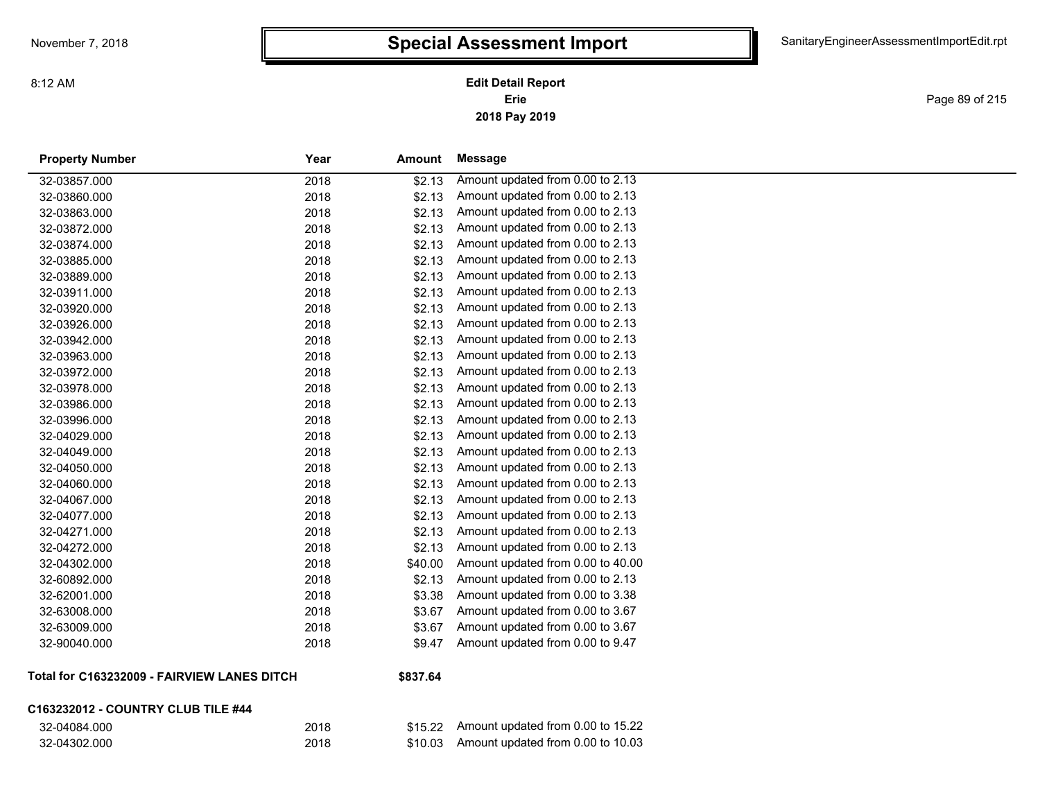# Special Assessment Import

**Edit Detail Report**
**Erie**
**2018 Pay 2019**

| Property Number | Year | Amount | Message |
|---|---|---|---|
| 32-03857.000 | 2018 | $2.13 | Amount updated from 0.00 to 2.13 |
| 32-03860.000 | 2018 | $2.13 | Amount updated from 0.00 to 2.13 |
| 32-03863.000 | 2018 | $2.13 | Amount updated from 0.00 to 2.13 |
| 32-03872.000 | 2018 | $2.13 | Amount updated from 0.00 to 2.13 |
| 32-03874.000 | 2018 | $2.13 | Amount updated from 0.00 to 2.13 |
| 32-03885.000 | 2018 | $2.13 | Amount updated from 0.00 to 2.13 |
| 32-03889.000 | 2018 | $2.13 | Amount updated from 0.00 to 2.13 |
| 32-03911.000 | 2018 | $2.13 | Amount updated from 0.00 to 2.13 |
| 32-03920.000 | 2018 | $2.13 | Amount updated from 0.00 to 2.13 |
| 32-03926.000 | 2018 | $2.13 | Amount updated from 0.00 to 2.13 |
| 32-03942.000 | 2018 | $2.13 | Amount updated from 0.00 to 2.13 |
| 32-03963.000 | 2018 | $2.13 | Amount updated from 0.00 to 2.13 |
| 32-03972.000 | 2018 | $2.13 | Amount updated from 0.00 to 2.13 |
| 32-03978.000 | 2018 | $2.13 | Amount updated from 0.00 to 2.13 |
| 32-03986.000 | 2018 | $2.13 | Amount updated from 0.00 to 2.13 |
| 32-03996.000 | 2018 | $2.13 | Amount updated from 0.00 to 2.13 |
| 32-04029.000 | 2018 | $2.13 | Amount updated from 0.00 to 2.13 |
| 32-04049.000 | 2018 | $2.13 | Amount updated from 0.00 to 2.13 |
| 32-04050.000 | 2018 | $2.13 | Amount updated from 0.00 to 2.13 |
| 32-04060.000 | 2018 | $2.13 | Amount updated from 0.00 to 2.13 |
| 32-04067.000 | 2018 | $2.13 | Amount updated from 0.00 to 2.13 |
| 32-04077.000 | 2018 | $2.13 | Amount updated from 0.00 to 2.13 |
| 32-04271.000 | 2018 | $2.13 | Amount updated from 0.00 to 2.13 |
| 32-04272.000 | 2018 | $2.13 | Amount updated from 0.00 to 2.13 |
| 32-04302.000 | 2018 | $40.00 | Amount updated from 0.00 to 40.00 |
| 32-60892.000 | 2018 | $2.13 | Amount updated from 0.00 to 2.13 |
| 32-62001.000 | 2018 | $3.38 | Amount updated from 0.00 to 3.38 |
| 32-63008.000 | 2018 | $3.67 | Amount updated from 0.00 to 3.67 |
| 32-63009.000 | 2018 | $3.67 | Amount updated from 0.00 to 3.67 |
| 32-90040.000 | 2018 | $9.47 | Amount updated from 0.00 to 9.47 |

**Total for C163232009 - FAIRVIEW LANES DITCH** **$837.64**

**C163232012 - COUNTRY CLUB TILE #44**

| Property Number | Year | Amount | Message |
|---|---|---|---|
| 32-04084.000 | 2018 | $15.22 | Amount updated from 0.00 to 15.22 |
| 32-04302.000 | 2018 | $10.03 | Amount updated from 0.00 to 10.03 |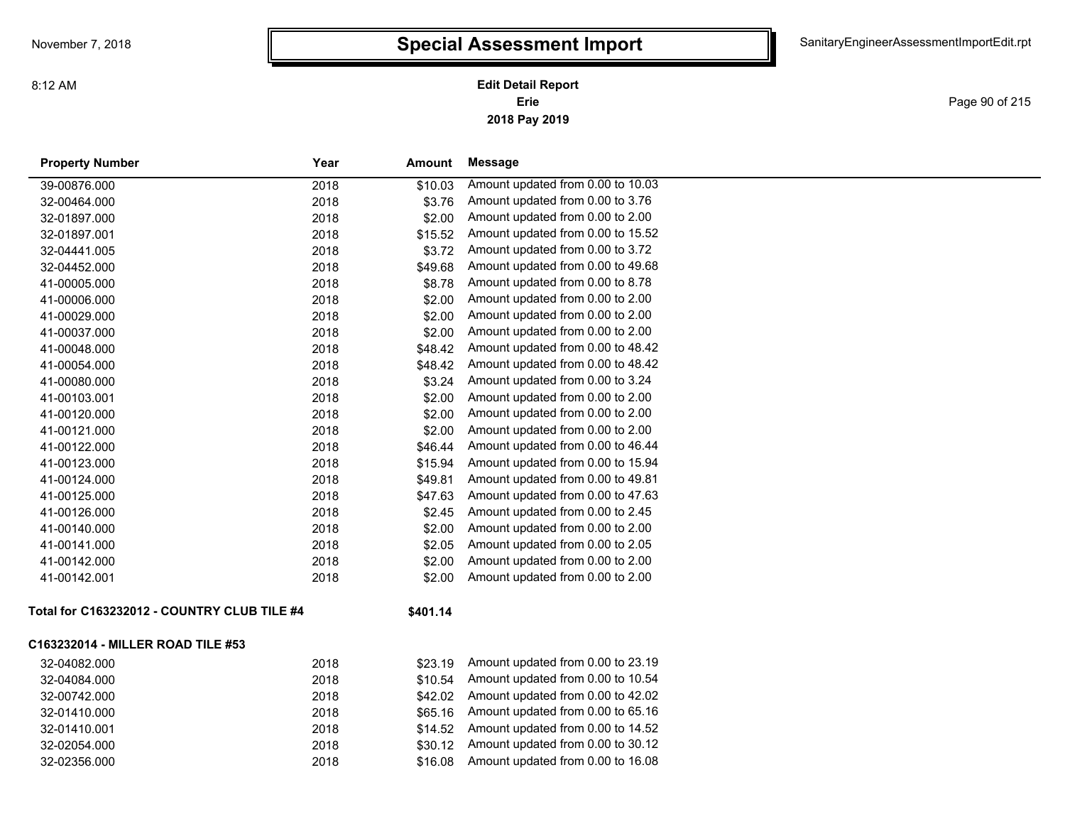# Special Assessment Import

**Edit Detail Report**
**Erie**
**2018 Pay 2019**

| Property Number | Year | Amount | Message |
|---|---|---|---|
| 39-00876.000 | 2018 | $10.03 | Amount updated from 0.00 to 10.03 |
| 32-00464.000 | 2018 | $3.76 | Amount updated from 0.00 to 3.76 |
| 32-01897.000 | 2018 | $2.00 | Amount updated from 0.00 to 2.00 |
| 32-01897.001 | 2018 | $15.52 | Amount updated from 0.00 to 15.52 |
| 32-04441.005 | 2018 | $3.72 | Amount updated from 0.00 to 3.72 |
| 32-04452.000 | 2018 | $49.68 | Amount updated from 0.00 to 49.68 |
| 41-00005.000 | 2018 | $8.78 | Amount updated from 0.00 to 8.78 |
| 41-00006.000 | 2018 | $2.00 | Amount updated from 0.00 to 2.00 |
| 41-00029.000 | 2018 | $2.00 | Amount updated from 0.00 to 2.00 |
| 41-00037.000 | 2018 | $2.00 | Amount updated from 0.00 to 2.00 |
| 41-00048.000 | 2018 | $48.42 | Amount updated from 0.00 to 48.42 |
| 41-00054.000 | 2018 | $48.42 | Amount updated from 0.00 to 48.42 |
| 41-00080.000 | 2018 | $3.24 | Amount updated from 0.00 to 3.24 |
| 41-00103.001 | 2018 | $2.00 | Amount updated from 0.00 to 2.00 |
| 41-00120.000 | 2018 | $2.00 | Amount updated from 0.00 to 2.00 |
| 41-00121.000 | 2018 | $2.00 | Amount updated from 0.00 to 2.00 |
| 41-00122.000 | 2018 | $46.44 | Amount updated from 0.00 to 46.44 |
| 41-00123.000 | 2018 | $15.94 | Amount updated from 0.00 to 15.94 |
| 41-00124.000 | 2018 | $49.81 | Amount updated from 0.00 to 49.81 |
| 41-00125.000 | 2018 | $47.63 | Amount updated from 0.00 to 47.63 |
| 41-00126.000 | 2018 | $2.45 | Amount updated from 0.00 to 2.45 |
| 41-00140.000 | 2018 | $2.00 | Amount updated from 0.00 to 2.00 |
| 41-00141.000 | 2018 | $2.05 | Amount updated from 0.00 to 2.05 |
| 41-00142.000 | 2018 | $2.00 | Amount updated from 0.00 to 2.00 |
| 41-00142.001 | 2018 | $2.00 | Amount updated from 0.00 to 2.00 |

**Total for C163232012 - COUNTRY CLUB TILE #4** **$401.14**

**C163232014 - MILLER ROAD TILE #53**

| Property Number | Year | Amount | Message |
|---|---|---|---|
| 32-04082.000 | 2018 | $23.19 | Amount updated from 0.00 to 23.19 |
| 32-04084.000 | 2018 | $10.54 | Amount updated from 0.00 to 10.54 |
| 32-00742.000 | 2018 | $42.02 | Amount updated from 0.00 to 42.02 |
| 32-01410.000 | 2018 | $65.16 | Amount updated from 0.00 to 65.16 |
| 32-01410.001 | 2018 | $14.52 | Amount updated from 0.00 to 14.52 |
| 32-02054.000 | 2018 | $30.12 | Amount updated from 0.00 to 30.12 |
| 32-02356.000 | 2018 | $16.08 | Amount updated from 0.00 to 16.08 |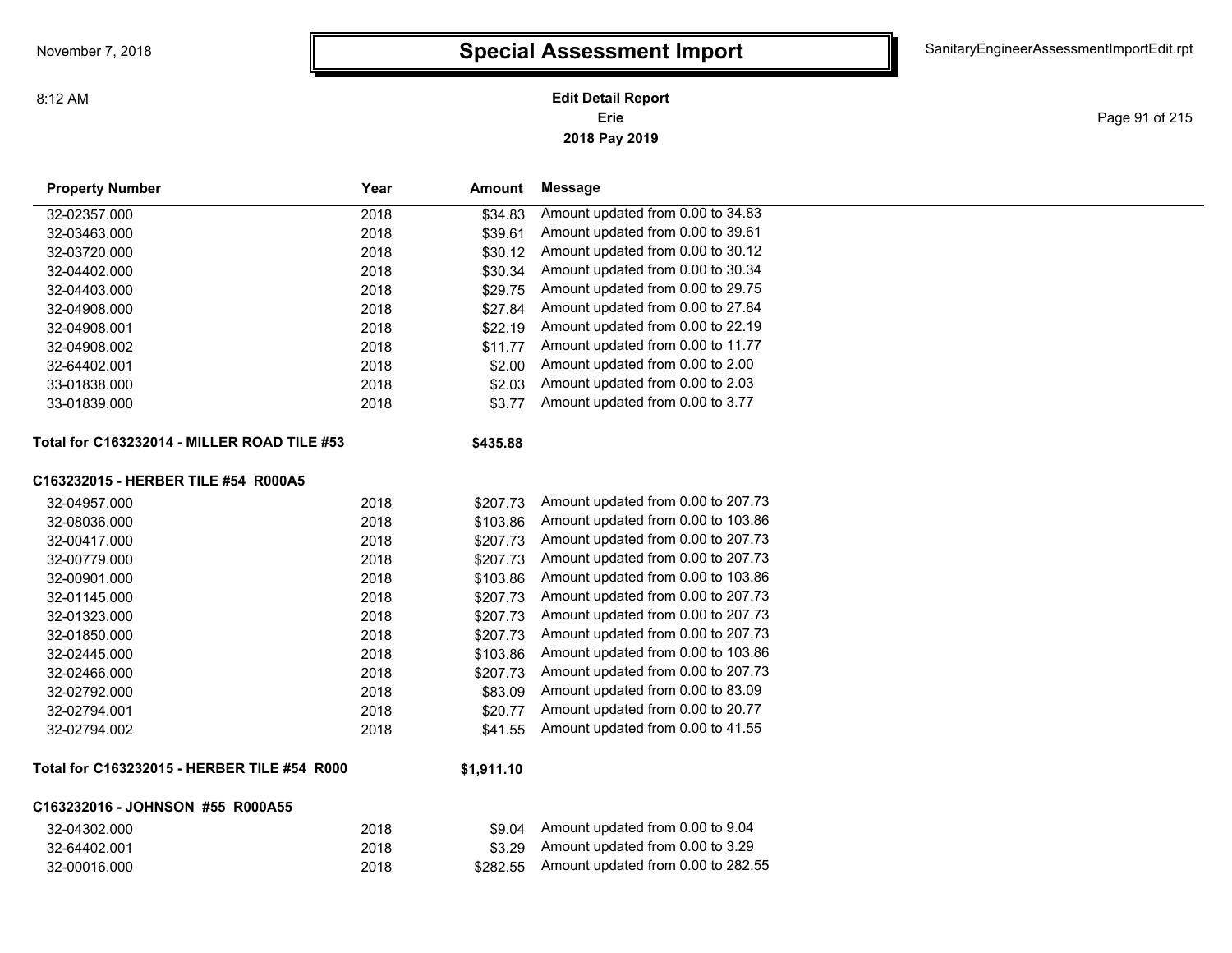# Special Assessment Import

8:12 AM

**Edit Detail Report**
**Erie**
**2018 Pay 2019**

| Property Number | Year | Amount | Message |
|---|---|---|---|
| 32-02357.000 | 2018 | $34.83 | Amount updated from 0.00 to 34.83 |
| 32-03463.000 | 2018 | $39.61 | Amount updated from 0.00 to 39.61 |
| 32-03720.000 | 2018 | $30.12 | Amount updated from 0.00 to 30.12 |
| 32-04402.000 | 2018 | $30.34 | Amount updated from 0.00 to 30.34 |
| 32-04403.000 | 2018 | $29.75 | Amount updated from 0.00 to 29.75 |
| 32-04908.000 | 2018 | $27.84 | Amount updated from 0.00 to 27.84 |
| 32-04908.001 | 2018 | $22.19 | Amount updated from 0.00 to 22.19 |
| 32-04908.002 | 2018 | $11.77 | Amount updated from 0.00 to 11.77 |
| 32-64402.001 | 2018 | $2.00 | Amount updated from 0.00 to 2.00 |
| 33-01838.000 | 2018 | $2.03 | Amount updated from 0.00 to 2.03 |
| 33-01839.000 | 2018 | $3.77 | Amount updated from 0.00 to 3.77 |
| **Total for C163232014 - MILLER ROAD TILE #53** | | **$435.88** | |
| **C163232015 - HERBER TILE #54 R000A5** | | | |
| 32-04957.000 | 2018 | $207.73 | Amount updated from 0.00 to 207.73 |
| 32-08036.000 | 2018 | $103.86 | Amount updated from 0.00 to 103.86 |
| 32-00417.000 | 2018 | $207.73 | Amount updated from 0.00 to 207.73 |
| 32-00779.000 | 2018 | $207.73 | Amount updated from 0.00 to 207.73 |
| 32-00901.000 | 2018 | $103.86 | Amount updated from 0.00 to 103.86 |
| 32-01145.000 | 2018 | $207.73 | Amount updated from 0.00 to 207.73 |
| 32-01323.000 | 2018 | $207.73 | Amount updated from 0.00 to 207.73 |
| 32-01850.000 | 2018 | $207.73 | Amount updated from 0.00 to 207.73 |
| 32-02445.000 | 2018 | $103.86 | Amount updated from 0.00 to 103.86 |
| 32-02466.000 | 2018 | $207.73 | Amount updated from 0.00 to 207.73 |
| 32-02792.000 | 2018 | $83.09 | Amount updated from 0.00 to 83.09 |
| 32-02794.001 | 2018 | $20.77 | Amount updated from 0.00 to 20.77 |
| 32-02794.002 | 2018 | $41.55 | Amount updated from 0.00 to 41.55 |
| **Total for C163232015 - HERBER TILE #54 R000** | | **$1,911.10** | |
| **C163232016 - JOHNSON #55 R000A55** | | | |
| 32-04302.000 | 2018 | $9.04 | Amount updated from 0.00 to 9.04 |
| 32-64402.001 | 2018 | $3.29 | Amount updated from 0.00 to 3.29 |
| 32-00016.000 | 2018 | $282.55 | Amount updated from 0.00 to 282.55 |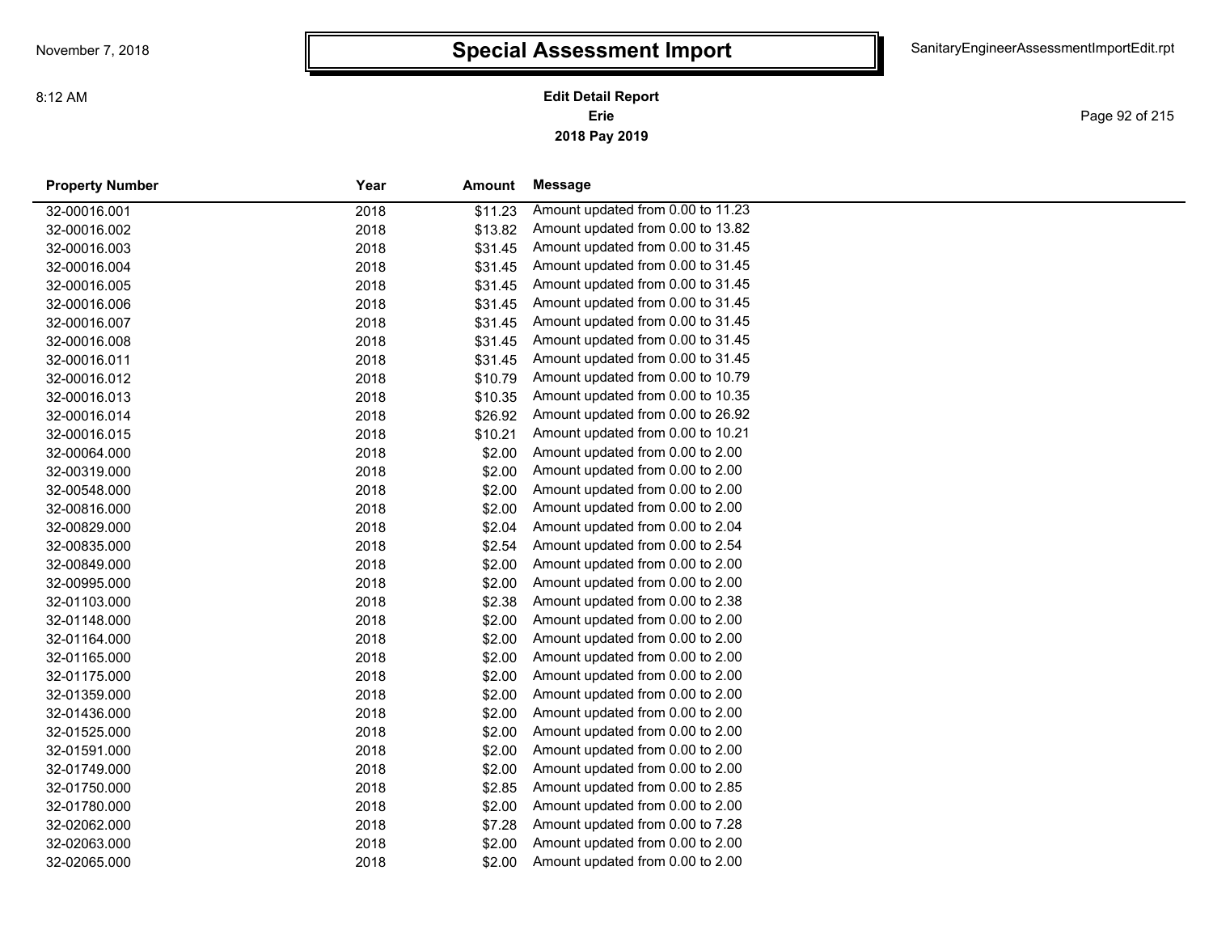# Special Assessment Import

**Edit Detail Report**
**Erie**
**2018 Pay 2019**

| Property Number | Year | Amount | Message |
|---|---|---|---|
| 32-00016.001 | 2018 | $11.23 | Amount updated from 0.00 to 11.23 |
| 32-00016.002 | 2018 | $13.82 | Amount updated from 0.00 to 13.82 |
| 32-00016.003 | 2018 | $31.45 | Amount updated from 0.00 to 31.45 |
| 32-00016.004 | 2018 | $31.45 | Amount updated from 0.00 to 31.45 |
| 32-00016.005 | 2018 | $31.45 | Amount updated from 0.00 to 31.45 |
| 32-00016.006 | 2018 | $31.45 | Amount updated from 0.00 to 31.45 |
| 32-00016.007 | 2018 | $31.45 | Amount updated from 0.00 to 31.45 |
| 32-00016.008 | 2018 | $31.45 | Amount updated from 0.00 to 31.45 |
| 32-00016.011 | 2018 | $31.45 | Amount updated from 0.00 to 31.45 |
| 32-00016.012 | 2018 | $10.79 | Amount updated from 0.00 to 10.79 |
| 32-00016.013 | 2018 | $10.35 | Amount updated from 0.00 to 10.35 |
| 32-00016.014 | 2018 | $26.92 | Amount updated from 0.00 to 26.92 |
| 32-00016.015 | 2018 | $10.21 | Amount updated from 0.00 to 10.21 |
| 32-00064.000 | 2018 | $2.00 | Amount updated from 0.00 to 2.00 |
| 32-00319.000 | 2018 | $2.00 | Amount updated from 0.00 to 2.00 |
| 32-00548.000 | 2018 | $2.00 | Amount updated from 0.00 to 2.00 |
| 32-00816.000 | 2018 | $2.00 | Amount updated from 0.00 to 2.00 |
| 32-00829.000 | 2018 | $2.04 | Amount updated from 0.00 to 2.04 |
| 32-00835.000 | 2018 | $2.54 | Amount updated from 0.00 to 2.54 |
| 32-00849.000 | 2018 | $2.00 | Amount updated from 0.00 to 2.00 |
| 32-00995.000 | 2018 | $2.00 | Amount updated from 0.00 to 2.00 |
| 32-01103.000 | 2018 | $2.38 | Amount updated from 0.00 to 2.38 |
| 32-01148.000 | 2018 | $2.00 | Amount updated from 0.00 to 2.00 |
| 32-01164.000 | 2018 | $2.00 | Amount updated from 0.00 to 2.00 |
| 32-01165.000 | 2018 | $2.00 | Amount updated from 0.00 to 2.00 |
| 32-01175.000 | 2018 | $2.00 | Amount updated from 0.00 to 2.00 |
| 32-01359.000 | 2018 | $2.00 | Amount updated from 0.00 to 2.00 |
| 32-01436.000 | 2018 | $2.00 | Amount updated from 0.00 to 2.00 |
| 32-01525.000 | 2018 | $2.00 | Amount updated from 0.00 to 2.00 |
| 32-01591.000 | 2018 | $2.00 | Amount updated from 0.00 to 2.00 |
| 32-01749.000 | 2018 | $2.00 | Amount updated from 0.00 to 2.00 |
| 32-01750.000 | 2018 | $2.85 | Amount updated from 0.00 to 2.85 |
| 32-01780.000 | 2018 | $2.00 | Amount updated from 0.00 to 2.00 |
| 32-02062.000 | 2018 | $7.28 | Amount updated from 0.00 to 7.28 |
| 32-02063.000 | 2018 | $2.00 | Amount updated from 0.00 to 2.00 |
| 32-02065.000 | 2018 | $2.00 | Amount updated from 0.00 to 2.00 |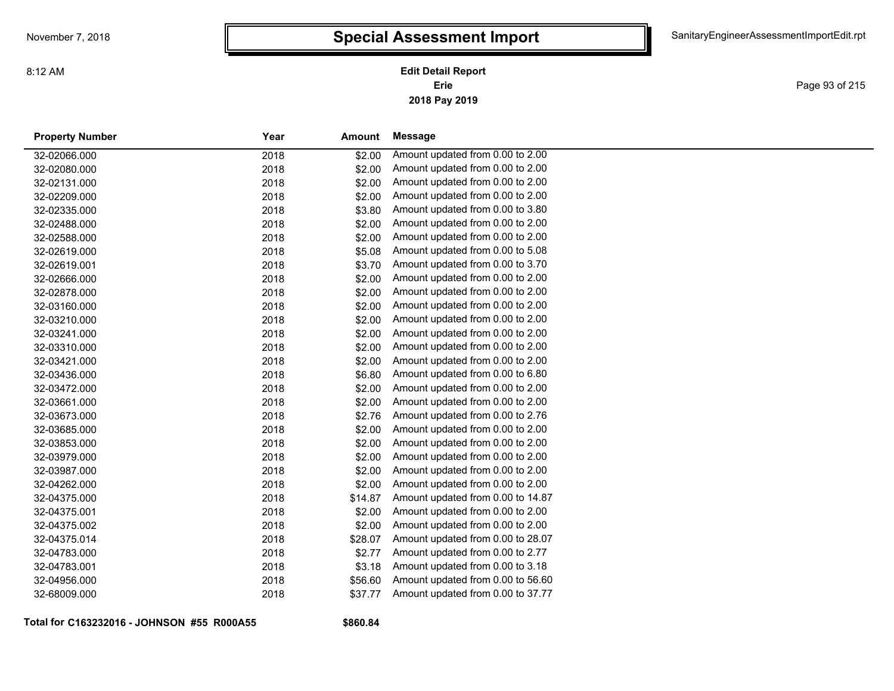# Special Assessment Import

**Edit Detail Report**
**Erie**
**2018 Pay 2019**

| Property Number | Year | Amount | Message |
|---|---|---|---|
| 32-02066.000 | 2018 | $2.00 | Amount updated from 0.00 to 2.00 |
| 32-02080.000 | 2018 | $2.00 | Amount updated from 0.00 to 2.00 |
| 32-02131.000 | 2018 | $2.00 | Amount updated from 0.00 to 2.00 |
| 32-02209.000 | 2018 | $2.00 | Amount updated from 0.00 to 2.00 |
| 32-02335.000 | 2018 | $3.80 | Amount updated from 0.00 to 3.80 |
| 32-02488.000 | 2018 | $2.00 | Amount updated from 0.00 to 2.00 |
| 32-02588.000 | 2018 | $2.00 | Amount updated from 0.00 to 2.00 |
| 32-02619.000 | 2018 | $5.08 | Amount updated from 0.00 to 5.08 |
| 32-02619.001 | 2018 | $3.70 | Amount updated from 0.00 to 3.70 |
| 32-02666.000 | 2018 | $2.00 | Amount updated from 0.00 to 2.00 |
| 32-02878.000 | 2018 | $2.00 | Amount updated from 0.00 to 2.00 |
| 32-03160.000 | 2018 | $2.00 | Amount updated from 0.00 to 2.00 |
| 32-03210.000 | 2018 | $2.00 | Amount updated from 0.00 to 2.00 |
| 32-03241.000 | 2018 | $2.00 | Amount updated from 0.00 to 2.00 |
| 32-03310.000 | 2018 | $2.00 | Amount updated from 0.00 to 2.00 |
| 32-03421.000 | 2018 | $2.00 | Amount updated from 0.00 to 2.00 |
| 32-03436.000 | 2018 | $6.80 | Amount updated from 0.00 to 6.80 |
| 32-03472.000 | 2018 | $2.00 | Amount updated from 0.00 to 2.00 |
| 32-03661.000 | 2018 | $2.00 | Amount updated from 0.00 to 2.00 |
| 32-03673.000 | 2018 | $2.76 | Amount updated from 0.00 to 2.76 |
| 32-03685.000 | 2018 | $2.00 | Amount updated from 0.00 to 2.00 |
| 32-03853.000 | 2018 | $2.00 | Amount updated from 0.00 to 2.00 |
| 32-03979.000 | 2018 | $2.00 | Amount updated from 0.00 to 2.00 |
| 32-03987.000 | 2018 | $2.00 | Amount updated from 0.00 to 2.00 |
| 32-04262.000 | 2018 | $2.00 | Amount updated from 0.00 to 2.00 |
| 32-04375.000 | 2018 | $14.87 | Amount updated from 0.00 to 14.87 |
| 32-04375.001 | 2018 | $2.00 | Amount updated from 0.00 to 2.00 |
| 32-04375.002 | 2018 | $2.00 | Amount updated from 0.00 to 2.00 |
| 32-04375.014 | 2018 | $28.07 | Amount updated from 0.00 to 28.07 |
| 32-04783.000 | 2018 | $2.77 | Amount updated from 0.00 to 2.77 |
| 32-04783.001 | 2018 | $3.18 | Amount updated from 0.00 to 3.18 |
| 32-04956.000 | 2018 | $56.60 | Amount updated from 0.00 to 56.60 |
| 32-68009.000 | 2018 | $37.77 | Amount updated from 0.00 to 37.77 |

**Total for C163232016 - JOHNSON #55 R000A55** **$860.84**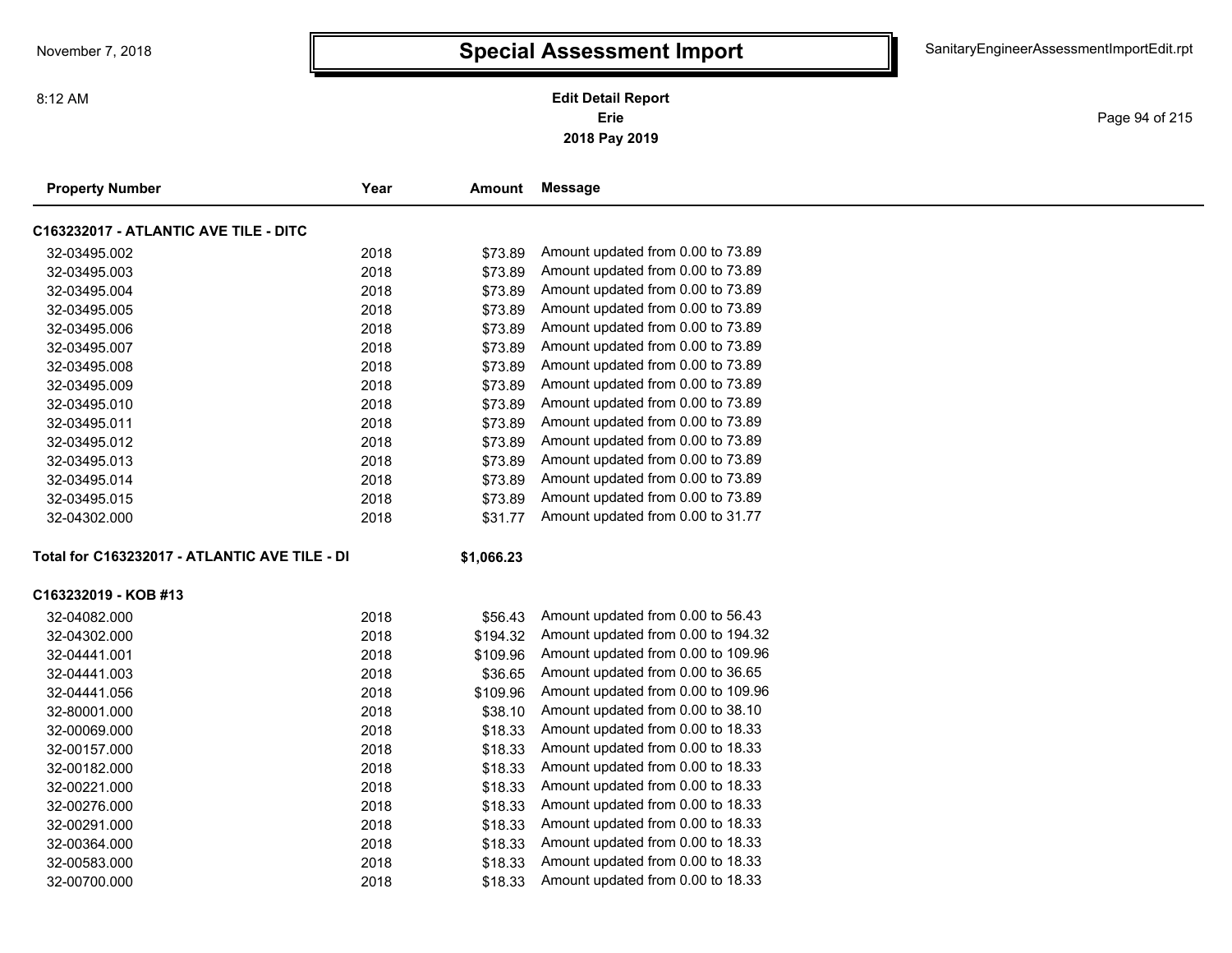# Special Assessment Import

**Edit Detail Report**
**Erie**
**2018 Pay 2019**

| Property Number | Year | Amount | Message |
|---|---|---|---|
| **C163232017 - ATLANTIC AVE TILE - DITC** | | | |
| 32-03495.002 | 2018 | $73.89 | Amount updated from 0.00 to 73.89 |
| 32-03495.003 | 2018 | $73.89 | Amount updated from 0.00 to 73.89 |
| 32-03495.004 | 2018 | $73.89 | Amount updated from 0.00 to 73.89 |
| 32-03495.005 | 2018 | $73.89 | Amount updated from 0.00 to 73.89 |
| 32-03495.006 | 2018 | $73.89 | Amount updated from 0.00 to 73.89 |
| 32-03495.007 | 2018 | $73.89 | Amount updated from 0.00 to 73.89 |
| 32-03495.008 | 2018 | $73.89 | Amount updated from 0.00 to 73.89 |
| 32-03495.009 | 2018 | $73.89 | Amount updated from 0.00 to 73.89 |
| 32-03495.010 | 2018 | $73.89 | Amount updated from 0.00 to 73.89 |
| 32-03495.011 | 2018 | $73.89 | Amount updated from 0.00 to 73.89 |
| 32-03495.012 | 2018 | $73.89 | Amount updated from 0.00 to 73.89 |
| 32-03495.013 | 2018 | $73.89 | Amount updated from 0.00 to 73.89 |
| 32-03495.014 | 2018 | $73.89 | Amount updated from 0.00 to 73.89 |
| 32-03495.015 | 2018 | $73.89 | Amount updated from 0.00 to 73.89 |
| 32-04302.000 | 2018 | $31.77 | Amount updated from 0.00 to 31.77 |
| **Total for C163232017 - ATLANTIC AVE TILE - DI** | | **$1,066.23** | |
| **C163232019 - KOB #13** | | | |
| 32-04082.000 | 2018 | $56.43 | Amount updated from 0.00 to 56.43 |
| 32-04302.000 | 2018 | $194.32 | Amount updated from 0.00 to 194.32 |
| 32-04441.001 | 2018 | $109.96 | Amount updated from 0.00 to 109.96 |
| 32-04441.003 | 2018 | $36.65 | Amount updated from 0.00 to 36.65 |
| 32-04441.056 | 2018 | $109.96 | Amount updated from 0.00 to 109.96 |
| 32-80001.000 | 2018 | $38.10 | Amount updated from 0.00 to 38.10 |
| 32-00069.000 | 2018 | $18.33 | Amount updated from 0.00 to 18.33 |
| 32-00157.000 | 2018 | $18.33 | Amount updated from 0.00 to 18.33 |
| 32-00182.000 | 2018 | $18.33 | Amount updated from 0.00 to 18.33 |
| 32-00221.000 | 2018 | $18.33 | Amount updated from 0.00 to 18.33 |
| 32-00276.000 | 2018 | $18.33 | Amount updated from 0.00 to 18.33 |
| 32-00291.000 | 2018 | $18.33 | Amount updated from 0.00 to 18.33 |
| 32-00364.000 | 2018 | $18.33 | Amount updated from 0.00 to 18.33 |
| 32-00583.000 | 2018 | $18.33 | Amount updated from 0.00 to 18.33 |
| 32-00700.000 | 2018 | $18.33 | Amount updated from 0.00 to 18.33 |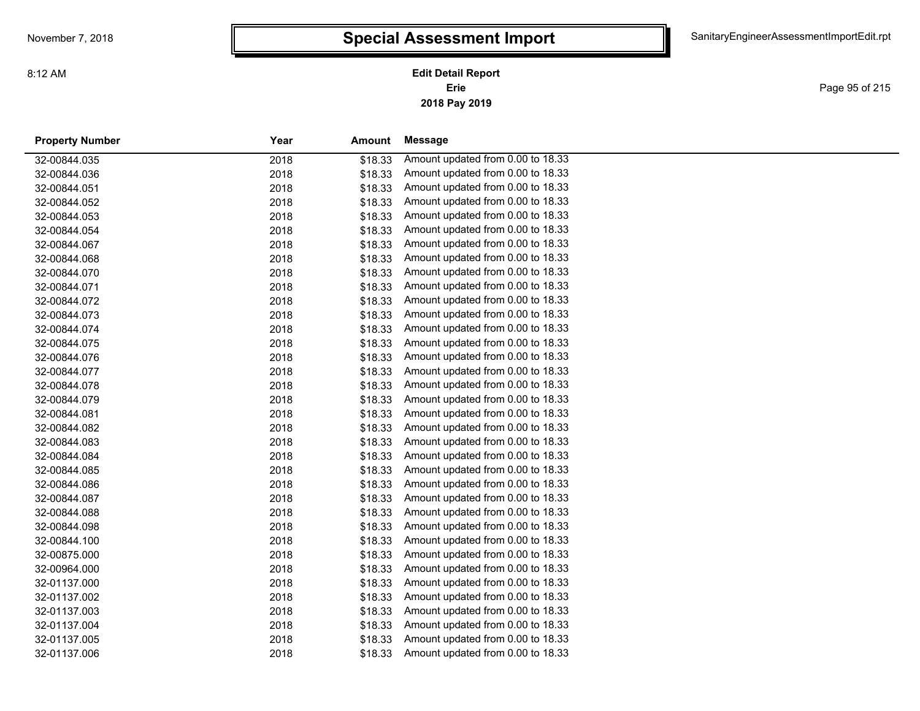# Special Assessment Import

**Edit Detail Report**
**Erie**
**2018 Pay 2019**

| Property Number | Year | Amount | Message |
|---|---|---|---|
| 32-00844.035 | 2018 | $18.33 | Amount updated from 0.00 to 18.33 |
| 32-00844.036 | 2018 | $18.33 | Amount updated from 0.00 to 18.33 |
| 32-00844.051 | 2018 | $18.33 | Amount updated from 0.00 to 18.33 |
| 32-00844.052 | 2018 | $18.33 | Amount updated from 0.00 to 18.33 |
| 32-00844.053 | 2018 | $18.33 | Amount updated from 0.00 to 18.33 |
| 32-00844.054 | 2018 | $18.33 | Amount updated from 0.00 to 18.33 |
| 32-00844.067 | 2018 | $18.33 | Amount updated from 0.00 to 18.33 |
| 32-00844.068 | 2018 | $18.33 | Amount updated from 0.00 to 18.33 |
| 32-00844.070 | 2018 | $18.33 | Amount updated from 0.00 to 18.33 |
| 32-00844.071 | 2018 | $18.33 | Amount updated from 0.00 to 18.33 |
| 32-00844.072 | 2018 | $18.33 | Amount updated from 0.00 to 18.33 |
| 32-00844.073 | 2018 | $18.33 | Amount updated from 0.00 to 18.33 |
| 32-00844.074 | 2018 | $18.33 | Amount updated from 0.00 to 18.33 |
| 32-00844.075 | 2018 | $18.33 | Amount updated from 0.00 to 18.33 |
| 32-00844.076 | 2018 | $18.33 | Amount updated from 0.00 to 18.33 |
| 32-00844.077 | 2018 | $18.33 | Amount updated from 0.00 to 18.33 |
| 32-00844.078 | 2018 | $18.33 | Amount updated from 0.00 to 18.33 |
| 32-00844.079 | 2018 | $18.33 | Amount updated from 0.00 to 18.33 |
| 32-00844.081 | 2018 | $18.33 | Amount updated from 0.00 to 18.33 |
| 32-00844.082 | 2018 | $18.33 | Amount updated from 0.00 to 18.33 |
| 32-00844.083 | 2018 | $18.33 | Amount updated from 0.00 to 18.33 |
| 32-00844.084 | 2018 | $18.33 | Amount updated from 0.00 to 18.33 |
| 32-00844.085 | 2018 | $18.33 | Amount updated from 0.00 to 18.33 |
| 32-00844.086 | 2018 | $18.33 | Amount updated from 0.00 to 18.33 |
| 32-00844.087 | 2018 | $18.33 | Amount updated from 0.00 to 18.33 |
| 32-00844.088 | 2018 | $18.33 | Amount updated from 0.00 to 18.33 |
| 32-00844.098 | 2018 | $18.33 | Amount updated from 0.00 to 18.33 |
| 32-00844.100 | 2018 | $18.33 | Amount updated from 0.00 to 18.33 |
| 32-00875.000 | 2018 | $18.33 | Amount updated from 0.00 to 18.33 |
| 32-00964.000 | 2018 | $18.33 | Amount updated from 0.00 to 18.33 |
| 32-01137.000 | 2018 | $18.33 | Amount updated from 0.00 to 18.33 |
| 32-01137.002 | 2018 | $18.33 | Amount updated from 0.00 to 18.33 |
| 32-01137.003 | 2018 | $18.33 | Amount updated from 0.00 to 18.33 |
| 32-01137.004 | 2018 | $18.33 | Amount updated from 0.00 to 18.33 |
| 32-01137.005 | 2018 | $18.33 | Amount updated from 0.00 to 18.33 |
| 32-01137.006 | 2018 | $18.33 | Amount updated from 0.00 to 18.33 |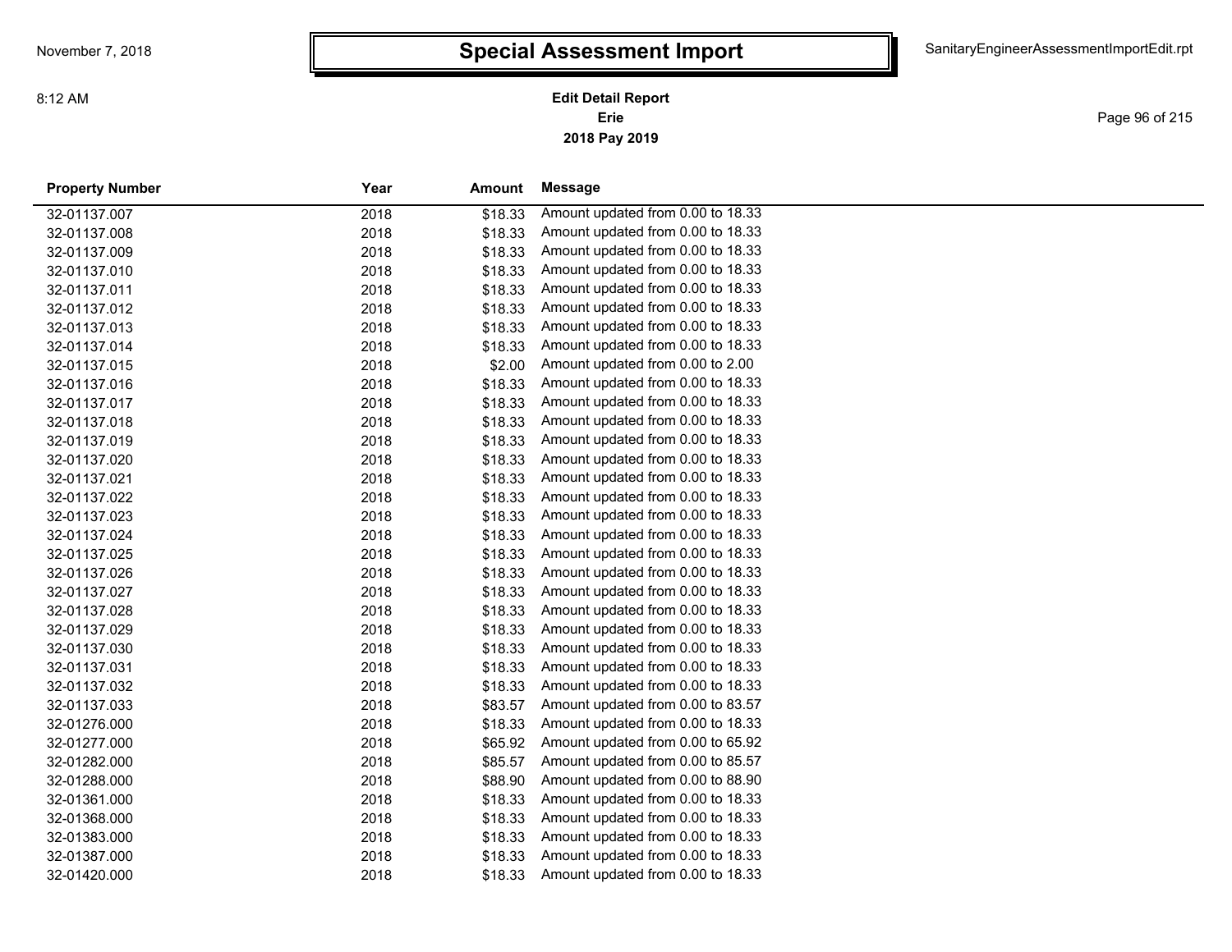# Special Assessment Import

November 7, 2018

8:12 AM

SanitaryEngineerAssessmentImportEdit.rpt

**Edit Detail Report**
**Erie**
**2018 Pay 2019**

| Property Number | Year | Amount | Message |
|---|---|---|---|
| 32-01137.007 | 2018 | $18.33 | Amount updated from 0.00 to 18.33 |
| 32-01137.008 | 2018 | $18.33 | Amount updated from 0.00 to 18.33 |
| 32-01137.009 | 2018 | $18.33 | Amount updated from 0.00 to 18.33 |
| 32-01137.010 | 2018 | $18.33 | Amount updated from 0.00 to 18.33 |
| 32-01137.011 | 2018 | $18.33 | Amount updated from 0.00 to 18.33 |
| 32-01137.012 | 2018 | $18.33 | Amount updated from 0.00 to 18.33 |
| 32-01137.013 | 2018 | $18.33 | Amount updated from 0.00 to 18.33 |
| 32-01137.014 | 2018 | $18.33 | Amount updated from 0.00 to 18.33 |
| 32-01137.015 | 2018 | $2.00 | Amount updated from 0.00 to 2.00 |
| 32-01137.016 | 2018 | $18.33 | Amount updated from 0.00 to 18.33 |
| 32-01137.017 | 2018 | $18.33 | Amount updated from 0.00 to 18.33 |
| 32-01137.018 | 2018 | $18.33 | Amount updated from 0.00 to 18.33 |
| 32-01137.019 | 2018 | $18.33 | Amount updated from 0.00 to 18.33 |
| 32-01137.020 | 2018 | $18.33 | Amount updated from 0.00 to 18.33 |
| 32-01137.021 | 2018 | $18.33 | Amount updated from 0.00 to 18.33 |
| 32-01137.022 | 2018 | $18.33 | Amount updated from 0.00 to 18.33 |
| 32-01137.023 | 2018 | $18.33 | Amount updated from 0.00 to 18.33 |
| 32-01137.024 | 2018 | $18.33 | Amount updated from 0.00 to 18.33 |
| 32-01137.025 | 2018 | $18.33 | Amount updated from 0.00 to 18.33 |
| 32-01137.026 | 2018 | $18.33 | Amount updated from 0.00 to 18.33 |
| 32-01137.027 | 2018 | $18.33 | Amount updated from 0.00 to 18.33 |
| 32-01137.028 | 2018 | $18.33 | Amount updated from 0.00 to 18.33 |
| 32-01137.029 | 2018 | $18.33 | Amount updated from 0.00 to 18.33 |
| 32-01137.030 | 2018 | $18.33 | Amount updated from 0.00 to 18.33 |
| 32-01137.031 | 2018 | $18.33 | Amount updated from 0.00 to 18.33 |
| 32-01137.032 | 2018 | $18.33 | Amount updated from 0.00 to 18.33 |
| 32-01137.033 | 2018 | $83.57 | Amount updated from 0.00 to 83.57 |
| 32-01276.000 | 2018 | $18.33 | Amount updated from 0.00 to 18.33 |
| 32-01277.000 | 2018 | $65.92 | Amount updated from 0.00 to 65.92 |
| 32-01282.000 | 2018 | $85.57 | Amount updated from 0.00 to 85.57 |
| 32-01288.000 | 2018 | $88.90 | Amount updated from 0.00 to 88.90 |
| 32-01361.000 | 2018 | $18.33 | Amount updated from 0.00 to 18.33 |
| 32-01368.000 | 2018 | $18.33 | Amount updated from 0.00 to 18.33 |
| 32-01383.000 | 2018 | $18.33 | Amount updated from 0.00 to 18.33 |
| 32-01387.000 | 2018 | $18.33 | Amount updated from 0.00 to 18.33 |
| 32-01420.000 | 2018 | $18.33 | Amount updated from 0.00 to 18.33 |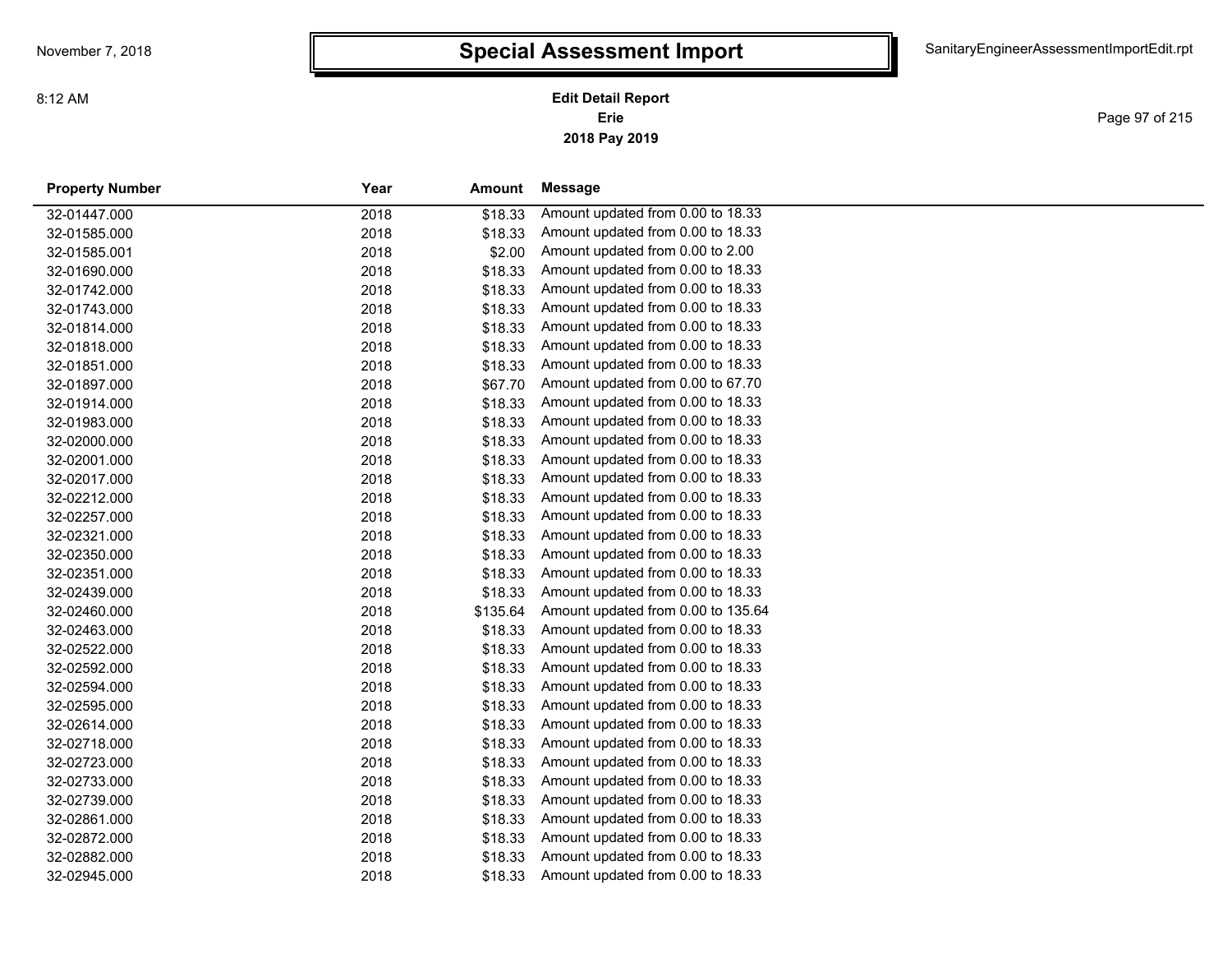# Special Assessment Import

**Edit Detail Report**
**Erie**
**2018 Pay 2019**

| Property Number | Year | Amount | Message |
|---|---|---|---|
| 32-01447.000 | 2018 | $18.33 | Amount updated from 0.00 to 18.33 |
| 32-01585.000 | 2018 | $18.33 | Amount updated from 0.00 to 18.33 |
| 32-01585.001 | 2018 | $2.00 | Amount updated from 0.00 to 2.00 |
| 32-01690.000 | 2018 | $18.33 | Amount updated from 0.00 to 18.33 |
| 32-01742.000 | 2018 | $18.33 | Amount updated from 0.00 to 18.33 |
| 32-01743.000 | 2018 | $18.33 | Amount updated from 0.00 to 18.33 |
| 32-01814.000 | 2018 | $18.33 | Amount updated from 0.00 to 18.33 |
| 32-01818.000 | 2018 | $18.33 | Amount updated from 0.00 to 18.33 |
| 32-01851.000 | 2018 | $18.33 | Amount updated from 0.00 to 18.33 |
| 32-01897.000 | 2018 | $67.70 | Amount updated from 0.00 to 67.70 |
| 32-01914.000 | 2018 | $18.33 | Amount updated from 0.00 to 18.33 |
| 32-01983.000 | 2018 | $18.33 | Amount updated from 0.00 to 18.33 |
| 32-02000.000 | 2018 | $18.33 | Amount updated from 0.00 to 18.33 |
| 32-02001.000 | 2018 | $18.33 | Amount updated from 0.00 to 18.33 |
| 32-02017.000 | 2018 | $18.33 | Amount updated from 0.00 to 18.33 |
| 32-02212.000 | 2018 | $18.33 | Amount updated from 0.00 to 18.33 |
| 32-02257.000 | 2018 | $18.33 | Amount updated from 0.00 to 18.33 |
| 32-02321.000 | 2018 | $18.33 | Amount updated from 0.00 to 18.33 |
| 32-02350.000 | 2018 | $18.33 | Amount updated from 0.00 to 18.33 |
| 32-02351.000 | 2018 | $18.33 | Amount updated from 0.00 to 18.33 |
| 32-02439.000 | 2018 | $18.33 | Amount updated from 0.00 to 18.33 |
| 32-02460.000 | 2018 | $135.64 | Amount updated from 0.00 to 135.64 |
| 32-02463.000 | 2018 | $18.33 | Amount updated from 0.00 to 18.33 |
| 32-02522.000 | 2018 | $18.33 | Amount updated from 0.00 to 18.33 |
| 32-02592.000 | 2018 | $18.33 | Amount updated from 0.00 to 18.33 |
| 32-02594.000 | 2018 | $18.33 | Amount updated from 0.00 to 18.33 |
| 32-02595.000 | 2018 | $18.33 | Amount updated from 0.00 to 18.33 |
| 32-02614.000 | 2018 | $18.33 | Amount updated from 0.00 to 18.33 |
| 32-02718.000 | 2018 | $18.33 | Amount updated from 0.00 to 18.33 |
| 32-02723.000 | 2018 | $18.33 | Amount updated from 0.00 to 18.33 |
| 32-02733.000 | 2018 | $18.33 | Amount updated from 0.00 to 18.33 |
| 32-02739.000 | 2018 | $18.33 | Amount updated from 0.00 to 18.33 |
| 32-02861.000 | 2018 | $18.33 | Amount updated from 0.00 to 18.33 |
| 32-02872.000 | 2018 | $18.33 | Amount updated from 0.00 to 18.33 |
| 32-02882.000 | 2018 | $18.33 | Amount updated from 0.00 to 18.33 |
| 32-02945.000 | 2018 | $18.33 | Amount updated from 0.00 to 18.33 |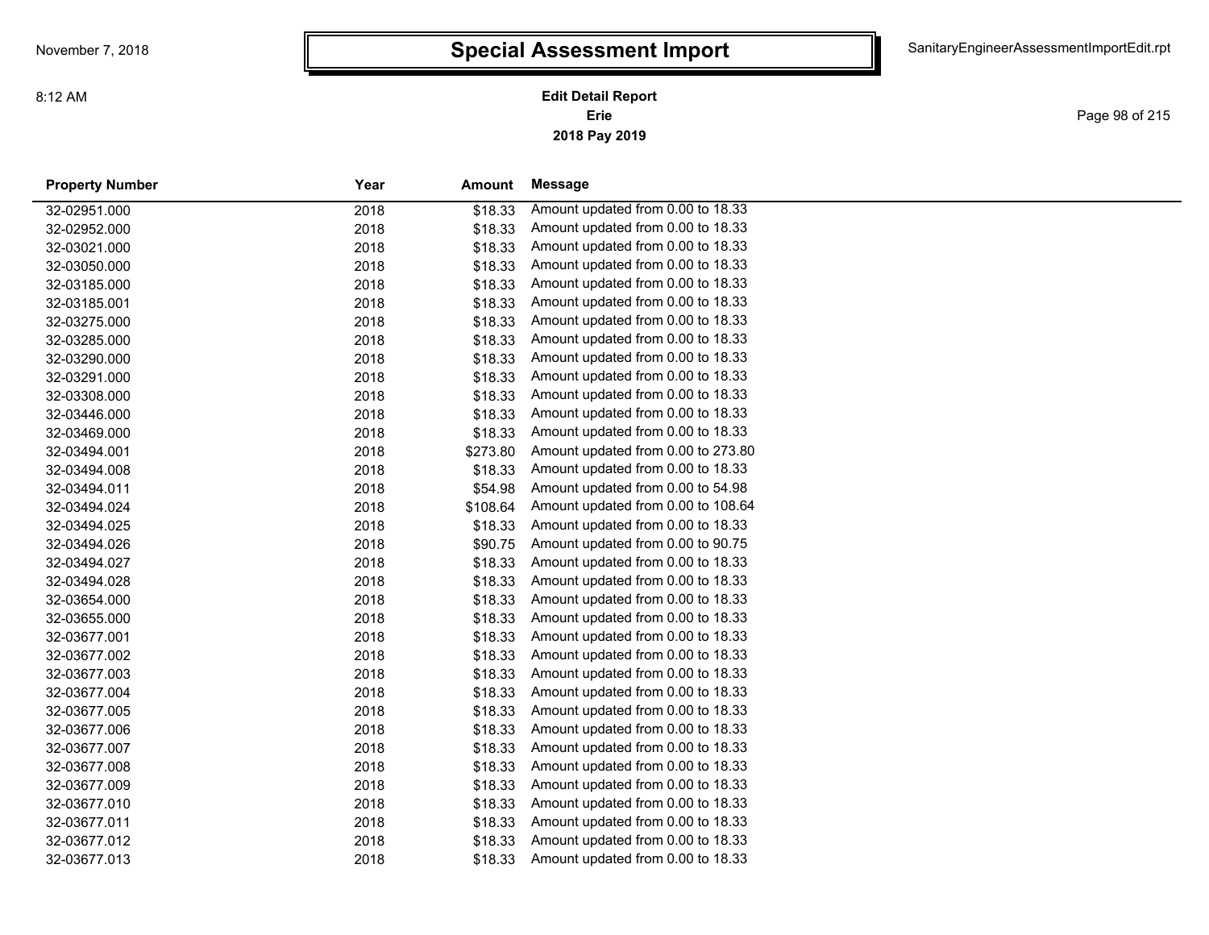# Special Assessment Import

**Edit Detail Report**
**Erie**
**2018 Pay 2019**

| Property Number | Year | Amount | Message |
|---|---|---|---|
| 32-02951.000 | 2018 | $18.33 | Amount updated from 0.00 to 18.33 |
| 32-02952.000 | 2018 | $18.33 | Amount updated from 0.00 to 18.33 |
| 32-03021.000 | 2018 | $18.33 | Amount updated from 0.00 to 18.33 |
| 32-03050.000 | 2018 | $18.33 | Amount updated from 0.00 to 18.33 |
| 32-03185.000 | 2018 | $18.33 | Amount updated from 0.00 to 18.33 |
| 32-03185.001 | 2018 | $18.33 | Amount updated from 0.00 to 18.33 |
| 32-03275.000 | 2018 | $18.33 | Amount updated from 0.00 to 18.33 |
| 32-03285.000 | 2018 | $18.33 | Amount updated from 0.00 to 18.33 |
| 32-03290.000 | 2018 | $18.33 | Amount updated from 0.00 to 18.33 |
| 32-03291.000 | 2018 | $18.33 | Amount updated from 0.00 to 18.33 |
| 32-03308.000 | 2018 | $18.33 | Amount updated from 0.00 to 18.33 |
| 32-03446.000 | 2018 | $18.33 | Amount updated from 0.00 to 18.33 |
| 32-03469.000 | 2018 | $18.33 | Amount updated from 0.00 to 18.33 |
| 32-03494.001 | 2018 | $273.80 | Amount updated from 0.00 to 273.80 |
| 32-03494.008 | 2018 | $18.33 | Amount updated from 0.00 to 18.33 |
| 32-03494.011 | 2018 | $54.98 | Amount updated from 0.00 to 54.98 |
| 32-03494.024 | 2018 | $108.64 | Amount updated from 0.00 to 108.64 |
| 32-03494.025 | 2018 | $18.33 | Amount updated from 0.00 to 18.33 |
| 32-03494.026 | 2018 | $90.75 | Amount updated from 0.00 to 90.75 |
| 32-03494.027 | 2018 | $18.33 | Amount updated from 0.00 to 18.33 |
| 32-03494.028 | 2018 | $18.33 | Amount updated from 0.00 to 18.33 |
| 32-03654.000 | 2018 | $18.33 | Amount updated from 0.00 to 18.33 |
| 32-03655.000 | 2018 | $18.33 | Amount updated from 0.00 to 18.33 |
| 32-03677.001 | 2018 | $18.33 | Amount updated from 0.00 to 18.33 |
| 32-03677.002 | 2018 | $18.33 | Amount updated from 0.00 to 18.33 |
| 32-03677.003 | 2018 | $18.33 | Amount updated from 0.00 to 18.33 |
| 32-03677.004 | 2018 | $18.33 | Amount updated from 0.00 to 18.33 |
| 32-03677.005 | 2018 | $18.33 | Amount updated from 0.00 to 18.33 |
| 32-03677.006 | 2018 | $18.33 | Amount updated from 0.00 to 18.33 |
| 32-03677.007 | 2018 | $18.33 | Amount updated from 0.00 to 18.33 |
| 32-03677.008 | 2018 | $18.33 | Amount updated from 0.00 to 18.33 |
| 32-03677.009 | 2018 | $18.33 | Amount updated from 0.00 to 18.33 |
| 32-03677.010 | 2018 | $18.33 | Amount updated from 0.00 to 18.33 |
| 32-03677.011 | 2018 | $18.33 | Amount updated from 0.00 to 18.33 |
| 32-03677.012 | 2018 | $18.33 | Amount updated from 0.00 to 18.33 |
| 32-03677.013 | 2018 | $18.33 | Amount updated from 0.00 to 18.33 |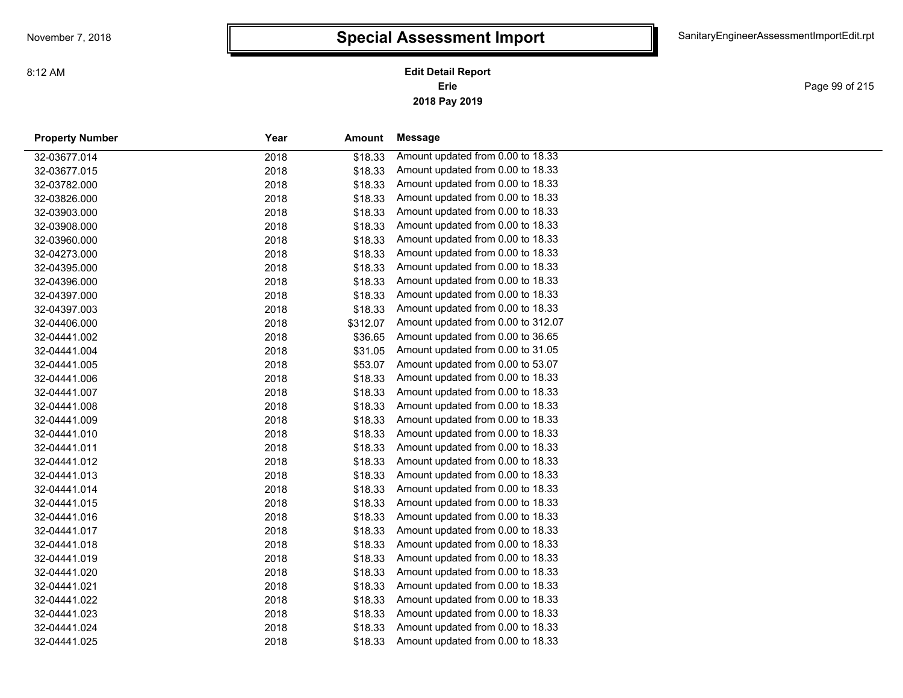# Special Assessment Import

**Edit Detail Report**
**Erie**
**2018 Pay 2019**

| Property Number | Year | Amount | Message |
|---|---|---|---|
| 32-03677.014 | 2018 | $18.33 | Amount updated from 0.00 to 18.33 |
| 32-03677.015 | 2018 | $18.33 | Amount updated from 0.00 to 18.33 |
| 32-03782.000 | 2018 | $18.33 | Amount updated from 0.00 to 18.33 |
| 32-03826.000 | 2018 | $18.33 | Amount updated from 0.00 to 18.33 |
| 32-03903.000 | 2018 | $18.33 | Amount updated from 0.00 to 18.33 |
| 32-03908.000 | 2018 | $18.33 | Amount updated from 0.00 to 18.33 |
| 32-03960.000 | 2018 | $18.33 | Amount updated from 0.00 to 18.33 |
| 32-04273.000 | 2018 | $18.33 | Amount updated from 0.00 to 18.33 |
| 32-04395.000 | 2018 | $18.33 | Amount updated from 0.00 to 18.33 |
| 32-04396.000 | 2018 | $18.33 | Amount updated from 0.00 to 18.33 |
| 32-04397.000 | 2018 | $18.33 | Amount updated from 0.00 to 18.33 |
| 32-04397.003 | 2018 | $18.33 | Amount updated from 0.00 to 18.33 |
| 32-04406.000 | 2018 | $312.07 | Amount updated from 0.00 to 312.07 |
| 32-04441.002 | 2018 | $36.65 | Amount updated from 0.00 to 36.65 |
| 32-04441.004 | 2018 | $31.05 | Amount updated from 0.00 to 31.05 |
| 32-04441.005 | 2018 | $53.07 | Amount updated from 0.00 to 53.07 |
| 32-04441.006 | 2018 | $18.33 | Amount updated from 0.00 to 18.33 |
| 32-04441.007 | 2018 | $18.33 | Amount updated from 0.00 to 18.33 |
| 32-04441.008 | 2018 | $18.33 | Amount updated from 0.00 to 18.33 |
| 32-04441.009 | 2018 | $18.33 | Amount updated from 0.00 to 18.33 |
| 32-04441.010 | 2018 | $18.33 | Amount updated from 0.00 to 18.33 |
| 32-04441.011 | 2018 | $18.33 | Amount updated from 0.00 to 18.33 |
| 32-04441.012 | 2018 | $18.33 | Amount updated from 0.00 to 18.33 |
| 32-04441.013 | 2018 | $18.33 | Amount updated from 0.00 to 18.33 |
| 32-04441.014 | 2018 | $18.33 | Amount updated from 0.00 to 18.33 |
| 32-04441.015 | 2018 | $18.33 | Amount updated from 0.00 to 18.33 |
| 32-04441.016 | 2018 | $18.33 | Amount updated from 0.00 to 18.33 |
| 32-04441.017 | 2018 | $18.33 | Amount updated from 0.00 to 18.33 |
| 32-04441.018 | 2018 | $18.33 | Amount updated from 0.00 to 18.33 |
| 32-04441.019 | 2018 | $18.33 | Amount updated from 0.00 to 18.33 |
| 32-04441.020 | 2018 | $18.33 | Amount updated from 0.00 to 18.33 |
| 32-04441.021 | 2018 | $18.33 | Amount updated from 0.00 to 18.33 |
| 32-04441.022 | 2018 | $18.33 | Amount updated from 0.00 to 18.33 |
| 32-04441.023 | 2018 | $18.33 | Amount updated from 0.00 to 18.33 |
| 32-04441.024 | 2018 | $18.33 | Amount updated from 0.00 to 18.33 |
| 32-04441.025 | 2018 | $18.33 | Amount updated from 0.00 to 18.33 |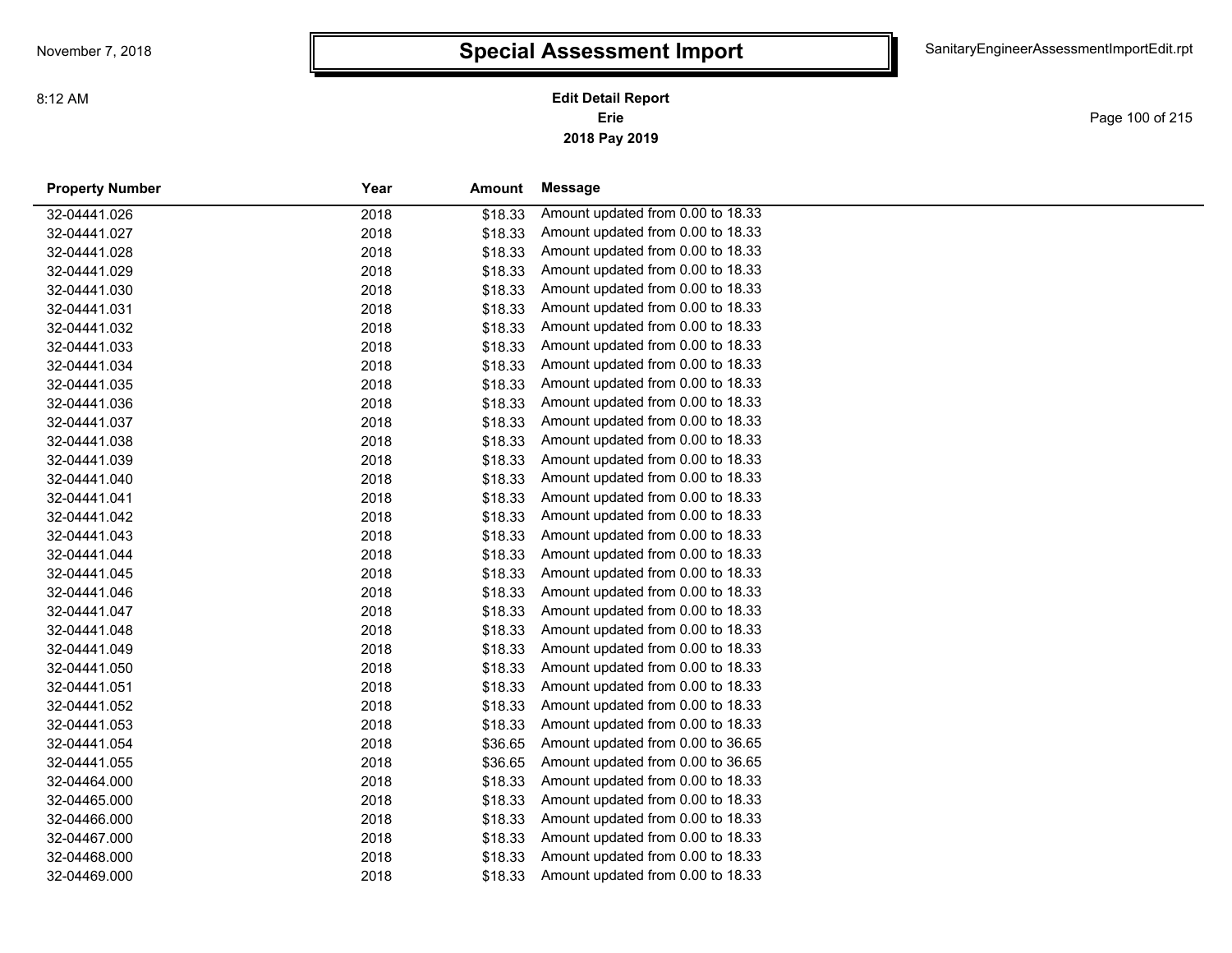# Special Assessment Import

**Edit Detail Report**
**Erie**
**2018 Pay 2019**

| Property Number | Year | Amount | Message |
|---|---|---|---|
| 32-04441.026 | 2018 | $18.33 | Amount updated from 0.00 to 18.33 |
| 32-04441.027 | 2018 | $18.33 | Amount updated from 0.00 to 18.33 |
| 32-04441.028 | 2018 | $18.33 | Amount updated from 0.00 to 18.33 |
| 32-04441.029 | 2018 | $18.33 | Amount updated from 0.00 to 18.33 |
| 32-04441.030 | 2018 | $18.33 | Amount updated from 0.00 to 18.33 |
| 32-04441.031 | 2018 | $18.33 | Amount updated from 0.00 to 18.33 |
| 32-04441.032 | 2018 | $18.33 | Amount updated from 0.00 to 18.33 |
| 32-04441.033 | 2018 | $18.33 | Amount updated from 0.00 to 18.33 |
| 32-04441.034 | 2018 | $18.33 | Amount updated from 0.00 to 18.33 |
| 32-04441.035 | 2018 | $18.33 | Amount updated from 0.00 to 18.33 |
| 32-04441.036 | 2018 | $18.33 | Amount updated from 0.00 to 18.33 |
| 32-04441.037 | 2018 | $18.33 | Amount updated from 0.00 to 18.33 |
| 32-04441.038 | 2018 | $18.33 | Amount updated from 0.00 to 18.33 |
| 32-04441.039 | 2018 | $18.33 | Amount updated from 0.00 to 18.33 |
| 32-04441.040 | 2018 | $18.33 | Amount updated from 0.00 to 18.33 |
| 32-04441.041 | 2018 | $18.33 | Amount updated from 0.00 to 18.33 |
| 32-04441.042 | 2018 | $18.33 | Amount updated from 0.00 to 18.33 |
| 32-04441.043 | 2018 | $18.33 | Amount updated from 0.00 to 18.33 |
| 32-04441.044 | 2018 | $18.33 | Amount updated from 0.00 to 18.33 |
| 32-04441.045 | 2018 | $18.33 | Amount updated from 0.00 to 18.33 |
| 32-04441.046 | 2018 | $18.33 | Amount updated from 0.00 to 18.33 |
| 32-04441.047 | 2018 | $18.33 | Amount updated from 0.00 to 18.33 |
| 32-04441.048 | 2018 | $18.33 | Amount updated from 0.00 to 18.33 |
| 32-04441.049 | 2018 | $18.33 | Amount updated from 0.00 to 18.33 |
| 32-04441.050 | 2018 | $18.33 | Amount updated from 0.00 to 18.33 |
| 32-04441.051 | 2018 | $18.33 | Amount updated from 0.00 to 18.33 |
| 32-04441.052 | 2018 | $18.33 | Amount updated from 0.00 to 18.33 |
| 32-04441.053 | 2018 | $18.33 | Amount updated from 0.00 to 18.33 |
| 32-04441.054 | 2018 | $36.65 | Amount updated from 0.00 to 36.65 |
| 32-04441.055 | 2018 | $36.65 | Amount updated from 0.00 to 36.65 |
| 32-04464.000 | 2018 | $18.33 | Amount updated from 0.00 to 18.33 |
| 32-04465.000 | 2018 | $18.33 | Amount updated from 0.00 to 18.33 |
| 32-04466.000 | 2018 | $18.33 | Amount updated from 0.00 to 18.33 |
| 32-04467.000 | 2018 | $18.33 | Amount updated from 0.00 to 18.33 |
| 32-04468.000 | 2018 | $18.33 | Amount updated from 0.00 to 18.33 |
| 32-04469.000 | 2018 | $18.33 | Amount updated from 0.00 to 18.33 |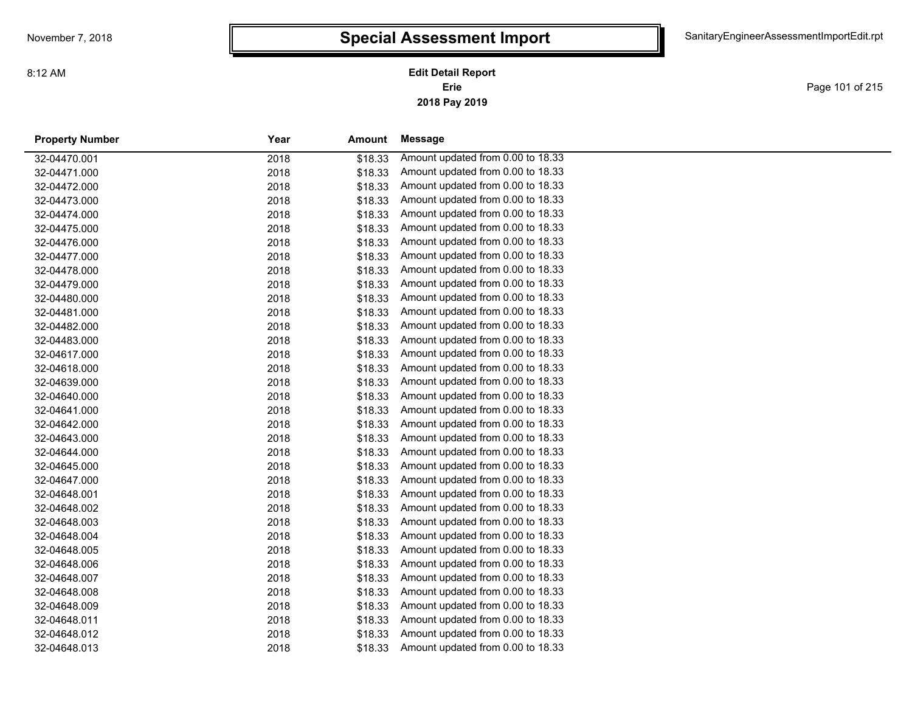# Special Assessment Import

**Edit Detail Report**
**Erie**
**2018 Pay 2019**

| Property Number | Year | Amount | Message |
|---|---|---|---|
| 32-04470.001 | 2018 | $18.33 | Amount updated from 0.00 to 18.33 |
| 32-04471.000 | 2018 | $18.33 | Amount updated from 0.00 to 18.33 |
| 32-04472.000 | 2018 | $18.33 | Amount updated from 0.00 to 18.33 |
| 32-04473.000 | 2018 | $18.33 | Amount updated from 0.00 to 18.33 |
| 32-04474.000 | 2018 | $18.33 | Amount updated from 0.00 to 18.33 |
| 32-04475.000 | 2018 | $18.33 | Amount updated from 0.00 to 18.33 |
| 32-04476.000 | 2018 | $18.33 | Amount updated from 0.00 to 18.33 |
| 32-04477.000 | 2018 | $18.33 | Amount updated from 0.00 to 18.33 |
| 32-04478.000 | 2018 | $18.33 | Amount updated from 0.00 to 18.33 |
| 32-04479.000 | 2018 | $18.33 | Amount updated from 0.00 to 18.33 |
| 32-04480.000 | 2018 | $18.33 | Amount updated from 0.00 to 18.33 |
| 32-04481.000 | 2018 | $18.33 | Amount updated from 0.00 to 18.33 |
| 32-04482.000 | 2018 | $18.33 | Amount updated from 0.00 to 18.33 |
| 32-04483.000 | 2018 | $18.33 | Amount updated from 0.00 to 18.33 |
| 32-04617.000 | 2018 | $18.33 | Amount updated from 0.00 to 18.33 |
| 32-04618.000 | 2018 | $18.33 | Amount updated from 0.00 to 18.33 |
| 32-04639.000 | 2018 | $18.33 | Amount updated from 0.00 to 18.33 |
| 32-04640.000 | 2018 | $18.33 | Amount updated from 0.00 to 18.33 |
| 32-04641.000 | 2018 | $18.33 | Amount updated from 0.00 to 18.33 |
| 32-04642.000 | 2018 | $18.33 | Amount updated from 0.00 to 18.33 |
| 32-04643.000 | 2018 | $18.33 | Amount updated from 0.00 to 18.33 |
| 32-04644.000 | 2018 | $18.33 | Amount updated from 0.00 to 18.33 |
| 32-04645.000 | 2018 | $18.33 | Amount updated from 0.00 to 18.33 |
| 32-04647.000 | 2018 | $18.33 | Amount updated from 0.00 to 18.33 |
| 32-04648.001 | 2018 | $18.33 | Amount updated from 0.00 to 18.33 |
| 32-04648.002 | 2018 | $18.33 | Amount updated from 0.00 to 18.33 |
| 32-04648.003 | 2018 | $18.33 | Amount updated from 0.00 to 18.33 |
| 32-04648.004 | 2018 | $18.33 | Amount updated from 0.00 to 18.33 |
| 32-04648.005 | 2018 | $18.33 | Amount updated from 0.00 to 18.33 |
| 32-04648.006 | 2018 | $18.33 | Amount updated from 0.00 to 18.33 |
| 32-04648.007 | 2018 | $18.33 | Amount updated from 0.00 to 18.33 |
| 32-04648.008 | 2018 | $18.33 | Amount updated from 0.00 to 18.33 |
| 32-04648.009 | 2018 | $18.33 | Amount updated from 0.00 to 18.33 |
| 32-04648.011 | 2018 | $18.33 | Amount updated from 0.00 to 18.33 |
| 32-04648.012 | 2018 | $18.33 | Amount updated from 0.00 to 18.33 |
| 32-04648.013 | 2018 | $18.33 | Amount updated from 0.00 to 18.33 |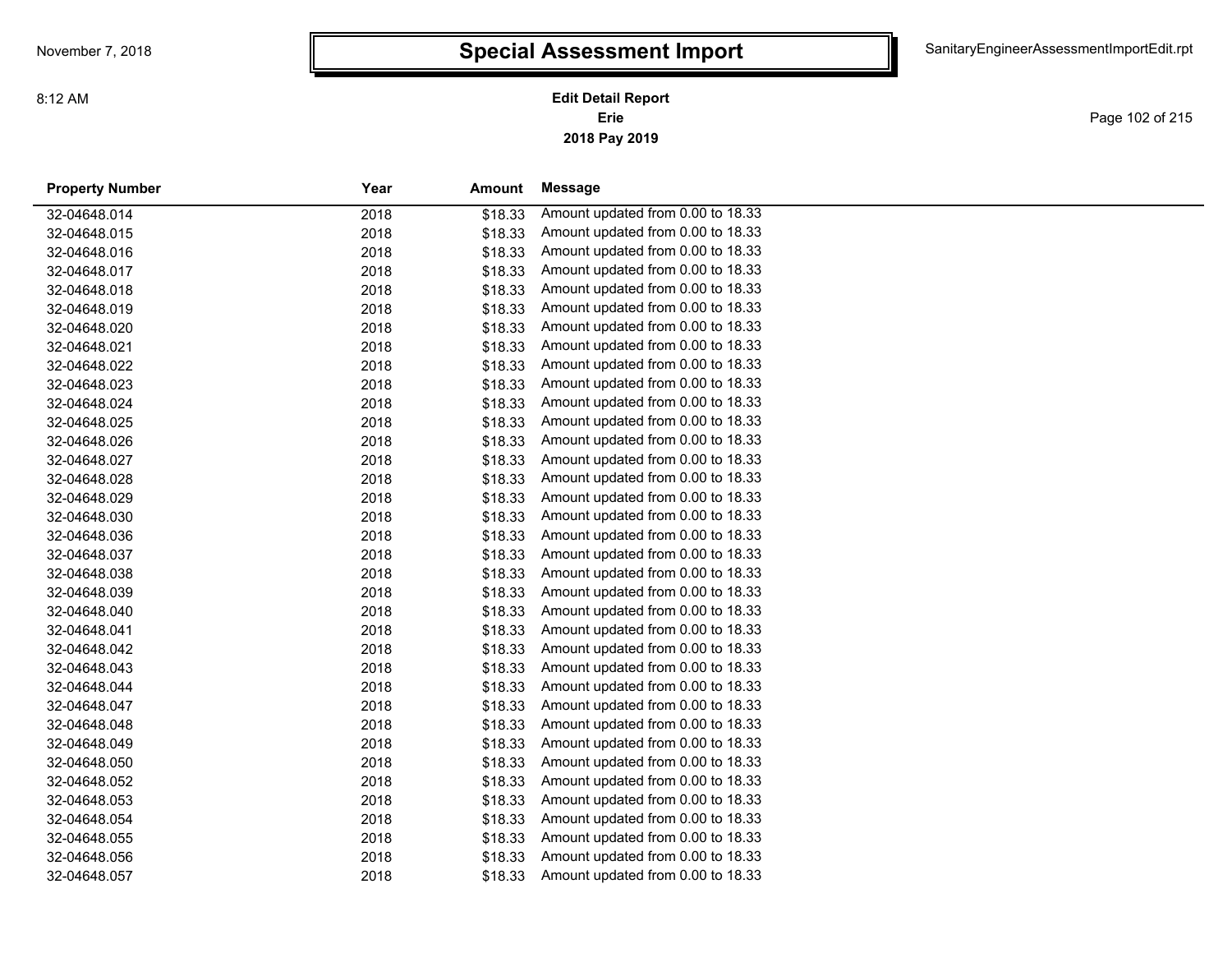# Special Assessment Import

**Edit Detail Report**
**Erie**
**2018 Pay 2019**

| Property Number | Year | Amount | Message |
|---|---|---|---|
| 32-04648.014 | 2018 | $18.33 | Amount updated from 0.00 to 18.33 |
| 32-04648.015 | 2018 | $18.33 | Amount updated from 0.00 to 18.33 |
| 32-04648.016 | 2018 | $18.33 | Amount updated from 0.00 to 18.33 |
| 32-04648.017 | 2018 | $18.33 | Amount updated from 0.00 to 18.33 |
| 32-04648.018 | 2018 | $18.33 | Amount updated from 0.00 to 18.33 |
| 32-04648.019 | 2018 | $18.33 | Amount updated from 0.00 to 18.33 |
| 32-04648.020 | 2018 | $18.33 | Amount updated from 0.00 to 18.33 |
| 32-04648.021 | 2018 | $18.33 | Amount updated from 0.00 to 18.33 |
| 32-04648.022 | 2018 | $18.33 | Amount updated from 0.00 to 18.33 |
| 32-04648.023 | 2018 | $18.33 | Amount updated from 0.00 to 18.33 |
| 32-04648.024 | 2018 | $18.33 | Amount updated from 0.00 to 18.33 |
| 32-04648.025 | 2018 | $18.33 | Amount updated from 0.00 to 18.33 |
| 32-04648.026 | 2018 | $18.33 | Amount updated from 0.00 to 18.33 |
| 32-04648.027 | 2018 | $18.33 | Amount updated from 0.00 to 18.33 |
| 32-04648.028 | 2018 | $18.33 | Amount updated from 0.00 to 18.33 |
| 32-04648.029 | 2018 | $18.33 | Amount updated from 0.00 to 18.33 |
| 32-04648.030 | 2018 | $18.33 | Amount updated from 0.00 to 18.33 |
| 32-04648.036 | 2018 | $18.33 | Amount updated from 0.00 to 18.33 |
| 32-04648.037 | 2018 | $18.33 | Amount updated from 0.00 to 18.33 |
| 32-04648.038 | 2018 | $18.33 | Amount updated from 0.00 to 18.33 |
| 32-04648.039 | 2018 | $18.33 | Amount updated from 0.00 to 18.33 |
| 32-04648.040 | 2018 | $18.33 | Amount updated from 0.00 to 18.33 |
| 32-04648.041 | 2018 | $18.33 | Amount updated from 0.00 to 18.33 |
| 32-04648.042 | 2018 | $18.33 | Amount updated from 0.00 to 18.33 |
| 32-04648.043 | 2018 | $18.33 | Amount updated from 0.00 to 18.33 |
| 32-04648.044 | 2018 | $18.33 | Amount updated from 0.00 to 18.33 |
| 32-04648.047 | 2018 | $18.33 | Amount updated from 0.00 to 18.33 |
| 32-04648.048 | 2018 | $18.33 | Amount updated from 0.00 to 18.33 |
| 32-04648.049 | 2018 | $18.33 | Amount updated from 0.00 to 18.33 |
| 32-04648.050 | 2018 | $18.33 | Amount updated from 0.00 to 18.33 |
| 32-04648.052 | 2018 | $18.33 | Amount updated from 0.00 to 18.33 |
| 32-04648.053 | 2018 | $18.33 | Amount updated from 0.00 to 18.33 |
| 32-04648.054 | 2018 | $18.33 | Amount updated from 0.00 to 18.33 |
| 32-04648.055 | 2018 | $18.33 | Amount updated from 0.00 to 18.33 |
| 32-04648.056 | 2018 | $18.33 | Amount updated from 0.00 to 18.33 |
| 32-04648.057 | 2018 | $18.33 | Amount updated from 0.00 to 18.33 |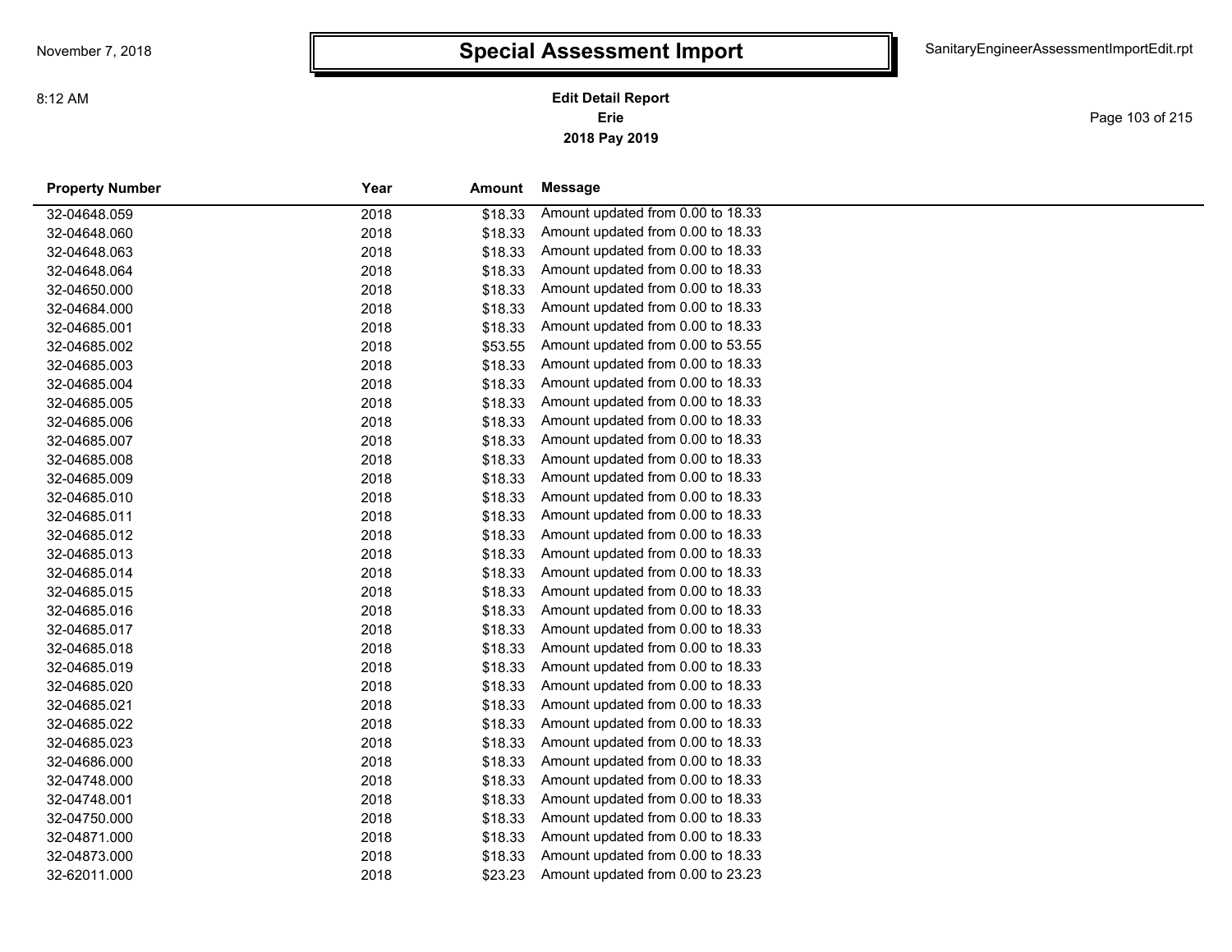# Special Assessment Import

**Edit Detail Report**
**Erie**
**2018 Pay 2019**

| Property Number | Year | Amount | Message |
|---|---|---|---|
| 32-04648.059 | 2018 | $18.33 | Amount updated from 0.00 to 18.33 |
| 32-04648.060 | 2018 | $18.33 | Amount updated from 0.00 to 18.33 |
| 32-04648.063 | 2018 | $18.33 | Amount updated from 0.00 to 18.33 |
| 32-04648.064 | 2018 | $18.33 | Amount updated from 0.00 to 18.33 |
| 32-04650.000 | 2018 | $18.33 | Amount updated from 0.00 to 18.33 |
| 32-04684.000 | 2018 | $18.33 | Amount updated from 0.00 to 18.33 |
| 32-04685.001 | 2018 | $18.33 | Amount updated from 0.00 to 18.33 |
| 32-04685.002 | 2018 | $53.55 | Amount updated from 0.00 to 53.55 |
| 32-04685.003 | 2018 | $18.33 | Amount updated from 0.00 to 18.33 |
| 32-04685.004 | 2018 | $18.33 | Amount updated from 0.00 to 18.33 |
| 32-04685.005 | 2018 | $18.33 | Amount updated from 0.00 to 18.33 |
| 32-04685.006 | 2018 | $18.33 | Amount updated from 0.00 to 18.33 |
| 32-04685.007 | 2018 | $18.33 | Amount updated from 0.00 to 18.33 |
| 32-04685.008 | 2018 | $18.33 | Amount updated from 0.00 to 18.33 |
| 32-04685.009 | 2018 | $18.33 | Amount updated from 0.00 to 18.33 |
| 32-04685.010 | 2018 | $18.33 | Amount updated from 0.00 to 18.33 |
| 32-04685.011 | 2018 | $18.33 | Amount updated from 0.00 to 18.33 |
| 32-04685.012 | 2018 | $18.33 | Amount updated from 0.00 to 18.33 |
| 32-04685.013 | 2018 | $18.33 | Amount updated from 0.00 to 18.33 |
| 32-04685.014 | 2018 | $18.33 | Amount updated from 0.00 to 18.33 |
| 32-04685.015 | 2018 | $18.33 | Amount updated from 0.00 to 18.33 |
| 32-04685.016 | 2018 | $18.33 | Amount updated from 0.00 to 18.33 |
| 32-04685.017 | 2018 | $18.33 | Amount updated from 0.00 to 18.33 |
| 32-04685.018 | 2018 | $18.33 | Amount updated from 0.00 to 18.33 |
| 32-04685.019 | 2018 | $18.33 | Amount updated from 0.00 to 18.33 |
| 32-04685.020 | 2018 | $18.33 | Amount updated from 0.00 to 18.33 |
| 32-04685.021 | 2018 | $18.33 | Amount updated from 0.00 to 18.33 |
| 32-04685.022 | 2018 | $18.33 | Amount updated from 0.00 to 18.33 |
| 32-04685.023 | 2018 | $18.33 | Amount updated from 0.00 to 18.33 |
| 32-04686.000 | 2018 | $18.33 | Amount updated from 0.00 to 18.33 |
| 32-04748.000 | 2018 | $18.33 | Amount updated from 0.00 to 18.33 |
| 32-04748.001 | 2018 | $18.33 | Amount updated from 0.00 to 18.33 |
| 32-04750.000 | 2018 | $18.33 | Amount updated from 0.00 to 18.33 |
| 32-04871.000 | 2018 | $18.33 | Amount updated from 0.00 to 18.33 |
| 32-04873.000 | 2018 | $18.33 | Amount updated from 0.00 to 18.33 |
| 32-62011.000 | 2018 | $23.23 | Amount updated from 0.00 to 23.23 |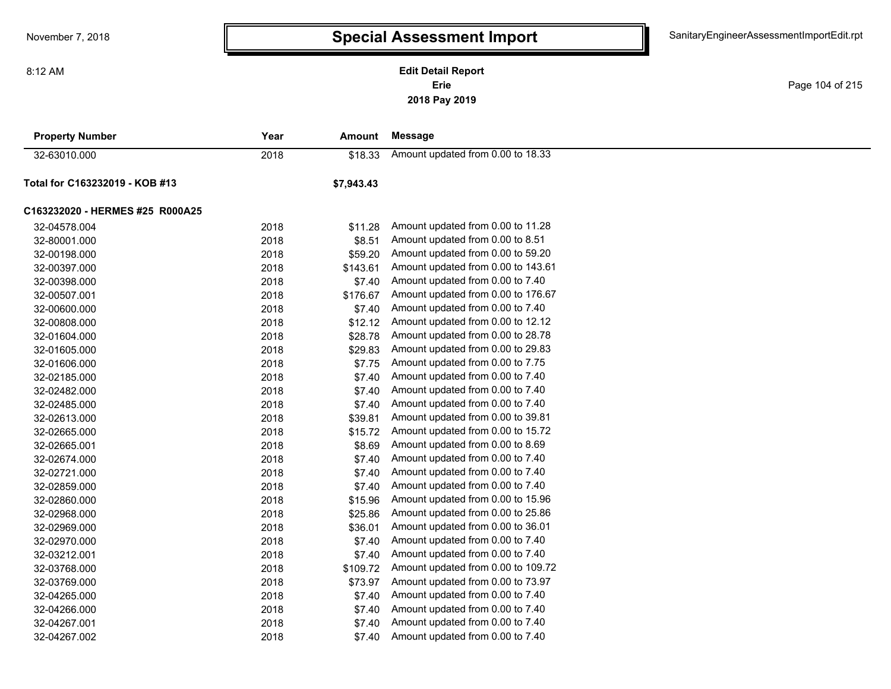# Special Assessment Import

**Edit Detail Report**
**Erie**
**2018 Pay 2019**

| Property Number | Year | Amount | Message |
|---|---|---|---|
| 32-63010.000 | 2018 | $18.33 | Amount updated from 0.00 to 18.33 |
| **Total for C163232019 - KOB #13** | | **$7,943.43** | |
| **C163232020 - HERMES #25 R000A25** | | | |
| 32-04578.004 | 2018 | $11.28 | Amount updated from 0.00 to 11.28 |
| 32-80001.000 | 2018 | $8.51 | Amount updated from 0.00 to 8.51 |
| 32-00198.000 | 2018 | $59.20 | Amount updated from 0.00 to 59.20 |
| 32-00397.000 | 2018 | $143.61 | Amount updated from 0.00 to 143.61 |
| 32-00398.000 | 2018 | $7.40 | Amount updated from 0.00 to 7.40 |
| 32-00507.001 | 2018 | $176.67 | Amount updated from 0.00 to 176.67 |
| 32-00600.000 | 2018 | $7.40 | Amount updated from 0.00 to 7.40 |
| 32-00808.000 | 2018 | $12.12 | Amount updated from 0.00 to 12.12 |
| 32-01604.000 | 2018 | $28.78 | Amount updated from 0.00 to 28.78 |
| 32-01605.000 | 2018 | $29.83 | Amount updated from 0.00 to 29.83 |
| 32-01606.000 | 2018 | $7.75 | Amount updated from 0.00 to 7.75 |
| 32-02185.000 | 2018 | $7.40 | Amount updated from 0.00 to 7.40 |
| 32-02482.000 | 2018 | $7.40 | Amount updated from 0.00 to 7.40 |
| 32-02485.000 | 2018 | $7.40 | Amount updated from 0.00 to 7.40 |
| 32-02613.000 | 2018 | $39.81 | Amount updated from 0.00 to 39.81 |
| 32-02665.000 | 2018 | $15.72 | Amount updated from 0.00 to 15.72 |
| 32-02665.001 | 2018 | $8.69 | Amount updated from 0.00 to 8.69 |
| 32-02674.000 | 2018 | $7.40 | Amount updated from 0.00 to 7.40 |
| 32-02721.000 | 2018 | $7.40 | Amount updated from 0.00 to 7.40 |
| 32-02859.000 | 2018 | $7.40 | Amount updated from 0.00 to 7.40 |
| 32-02860.000 | 2018 | $15.96 | Amount updated from 0.00 to 15.96 |
| 32-02968.000 | 2018 | $25.86 | Amount updated from 0.00 to 25.86 |
| 32-02969.000 | 2018 | $36.01 | Amount updated from 0.00 to 36.01 |
| 32-02970.000 | 2018 | $7.40 | Amount updated from 0.00 to 7.40 |
| 32-03212.001 | 2018 | $7.40 | Amount updated from 0.00 to 7.40 |
| 32-03768.000 | 2018 | $109.72 | Amount updated from 0.00 to 109.72 |
| 32-03769.000 | 2018 | $73.97 | Amount updated from 0.00 to 73.97 |
| 32-04265.000 | 2018 | $7.40 | Amount updated from 0.00 to 7.40 |
| 32-04266.000 | 2018 | $7.40 | Amount updated from 0.00 to 7.40 |
| 32-04267.001 | 2018 | $7.40 | Amount updated from 0.00 to 7.40 |
| 32-04267.002 | 2018 | $7.40 | Amount updated from 0.00 to 7.40 |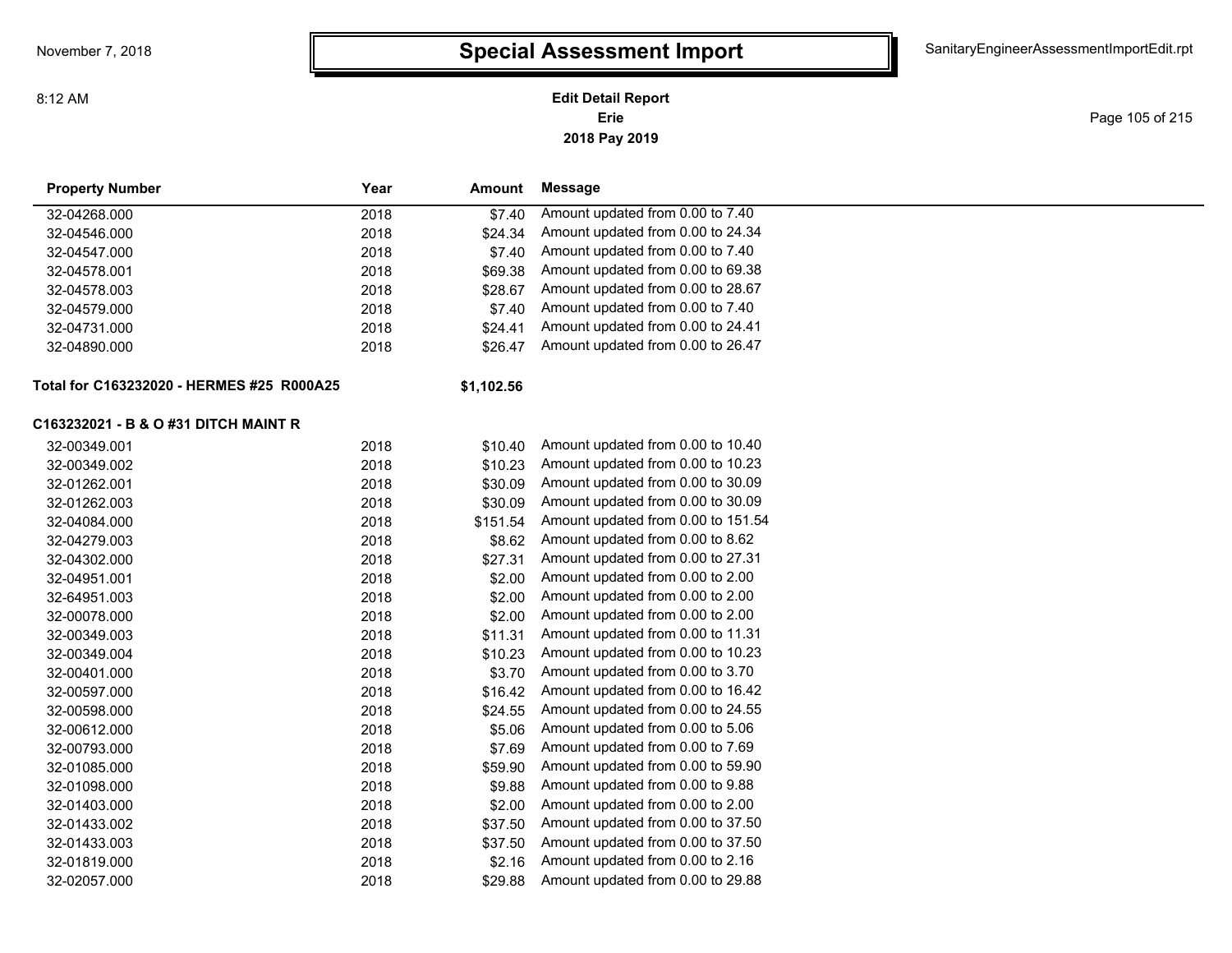# Special Assessment Import

**Edit Detail Report**
**Erie**
**2018 Pay 2019**

| Property Number | Year | Amount | Message |
|---|---|---|---|
| 32-04268.000 | 2018 | $7.40 | Amount updated from 0.00 to 7.40 |
| 32-04546.000 | 2018 | $24.34 | Amount updated from 0.00 to 24.34 |
| 32-04547.000 | 2018 | $7.40 | Amount updated from 0.00 to 7.40 |
| 32-04578.001 | 2018 | $69.38 | Amount updated from 0.00 to 69.38 |
| 32-04578.003 | 2018 | $28.67 | Amount updated from 0.00 to 28.67 |
| 32-04579.000 | 2018 | $7.40 | Amount updated from 0.00 to 7.40 |
| 32-04731.000 | 2018 | $24.41 | Amount updated from 0.00 to 24.41 |
| 32-04890.000 | 2018 | $26.47 | Amount updated from 0.00 to 26.47 |

**Total for C163232020 - HERMES #25 R000A25** **$1,102.56**

**C163232021 - B & O #31 DITCH MAINT R**

| Property Number | Year | Amount | Message |
|---|---|---|---|
| 32-00349.001 | 2018 | $10.40 | Amount updated from 0.00 to 10.40 |
| 32-00349.002 | 2018 | $10.23 | Amount updated from 0.00 to 10.23 |
| 32-01262.001 | 2018 | $30.09 | Amount updated from 0.00 to 30.09 |
| 32-01262.003 | 2018 | $30.09 | Amount updated from 0.00 to 30.09 |
| 32-04084.000 | 2018 | $151.54 | Amount updated from 0.00 to 151.54 |
| 32-04279.003 | 2018 | $8.62 | Amount updated from 0.00 to 8.62 |
| 32-04302.000 | 2018 | $27.31 | Amount updated from 0.00 to 27.31 |
| 32-04951.001 | 2018 | $2.00 | Amount updated from 0.00 to 2.00 |
| 32-64951.003 | 2018 | $2.00 | Amount updated from 0.00 to 2.00 |
| 32-00078.000 | 2018 | $2.00 | Amount updated from 0.00 to 2.00 |
| 32-00349.003 | 2018 | $11.31 | Amount updated from 0.00 to 11.31 |
| 32-00349.004 | 2018 | $10.23 | Amount updated from 0.00 to 10.23 |
| 32-00401.000 | 2018 | $3.70 | Amount updated from 0.00 to 3.70 |
| 32-00597.000 | 2018 | $16.42 | Amount updated from 0.00 to 16.42 |
| 32-00598.000 | 2018 | $24.55 | Amount updated from 0.00 to 24.55 |
| 32-00612.000 | 2018 | $5.06 | Amount updated from 0.00 to 5.06 |
| 32-00793.000 | 2018 | $7.69 | Amount updated from 0.00 to 7.69 |
| 32-01085.000 | 2018 | $59.90 | Amount updated from 0.00 to 59.90 |
| 32-01098.000 | 2018 | $9.88 | Amount updated from 0.00 to 9.88 |
| 32-01403.000 | 2018 | $2.00 | Amount updated from 0.00 to 2.00 |
| 32-01433.002 | 2018 | $37.50 | Amount updated from 0.00 to 37.50 |
| 32-01433.003 | 2018 | $37.50 | Amount updated from 0.00 to 37.50 |
| 32-01819.000 | 2018 | $2.16 | Amount updated from 0.00 to 2.16 |
| 32-02057.000 | 2018 | $29.88 | Amount updated from 0.00 to 29.88 |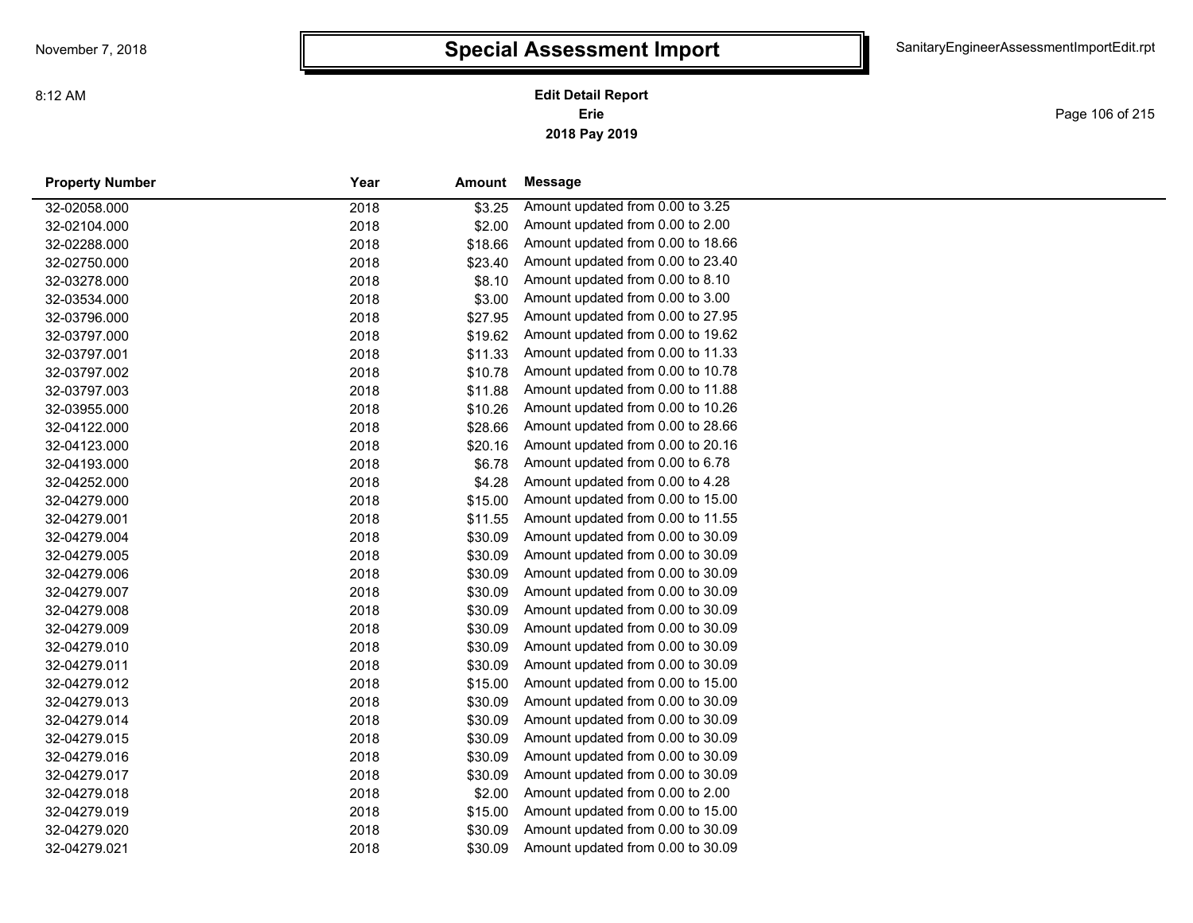# Special Assessment Import

**Edit Detail Report**
**Erie**
**2018 Pay 2019**

| Property Number | Year | Amount | Message |
|---|---|---|---|
| 32-02058.000 | 2018 | $3.25 | Amount updated from 0.00 to 3.25 |
| 32-02104.000 | 2018 | $2.00 | Amount updated from 0.00 to 2.00 |
| 32-02288.000 | 2018 | $18.66 | Amount updated from 0.00 to 18.66 |
| 32-02750.000 | 2018 | $23.40 | Amount updated from 0.00 to 23.40 |
| 32-03278.000 | 2018 | $8.10 | Amount updated from 0.00 to 8.10 |
| 32-03534.000 | 2018 | $3.00 | Amount updated from 0.00 to 3.00 |
| 32-03796.000 | 2018 | $27.95 | Amount updated from 0.00 to 27.95 |
| 32-03797.000 | 2018 | $19.62 | Amount updated from 0.00 to 19.62 |
| 32-03797.001 | 2018 | $11.33 | Amount updated from 0.00 to 11.33 |
| 32-03797.002 | 2018 | $10.78 | Amount updated from 0.00 to 10.78 |
| 32-03797.003 | 2018 | $11.88 | Amount updated from 0.00 to 11.88 |
| 32-03955.000 | 2018 | $10.26 | Amount updated from 0.00 to 10.26 |
| 32-04122.000 | 2018 | $28.66 | Amount updated from 0.00 to 28.66 |
| 32-04123.000 | 2018 | $20.16 | Amount updated from 0.00 to 20.16 |
| 32-04193.000 | 2018 | $6.78 | Amount updated from 0.00 to 6.78 |
| 32-04252.000 | 2018 | $4.28 | Amount updated from 0.00 to 4.28 |
| 32-04279.000 | 2018 | $15.00 | Amount updated from 0.00 to 15.00 |
| 32-04279.001 | 2018 | $11.55 | Amount updated from 0.00 to 11.55 |
| 32-04279.004 | 2018 | $30.09 | Amount updated from 0.00 to 30.09 |
| 32-04279.005 | 2018 | $30.09 | Amount updated from 0.00 to 30.09 |
| 32-04279.006 | 2018 | $30.09 | Amount updated from 0.00 to 30.09 |
| 32-04279.007 | 2018 | $30.09 | Amount updated from 0.00 to 30.09 |
| 32-04279.008 | 2018 | $30.09 | Amount updated from 0.00 to 30.09 |
| 32-04279.009 | 2018 | $30.09 | Amount updated from 0.00 to 30.09 |
| 32-04279.010 | 2018 | $30.09 | Amount updated from 0.00 to 30.09 |
| 32-04279.011 | 2018 | $30.09 | Amount updated from 0.00 to 30.09 |
| 32-04279.012 | 2018 | $15.00 | Amount updated from 0.00 to 15.00 |
| 32-04279.013 | 2018 | $30.09 | Amount updated from 0.00 to 30.09 |
| 32-04279.014 | 2018 | $30.09 | Amount updated from 0.00 to 30.09 |
| 32-04279.015 | 2018 | $30.09 | Amount updated from 0.00 to 30.09 |
| 32-04279.016 | 2018 | $30.09 | Amount updated from 0.00 to 30.09 |
| 32-04279.017 | 2018 | $30.09 | Amount updated from 0.00 to 30.09 |
| 32-04279.018 | 2018 | $2.00 | Amount updated from 0.00 to 2.00 |
| 32-04279.019 | 2018 | $15.00 | Amount updated from 0.00 to 15.00 |
| 32-04279.020 | 2018 | $30.09 | Amount updated from 0.00 to 30.09 |
| 32-04279.021 | 2018 | $30.09 | Amount updated from 0.00 to 30.09 |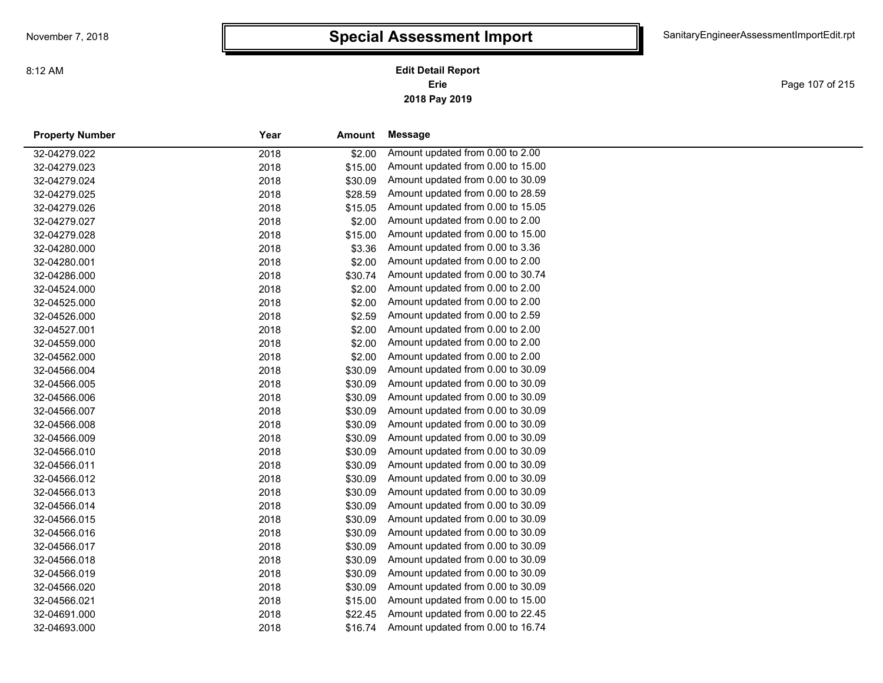# Special Assessment Import

**Edit Detail Report**
**Erie**
**2018 Pay 2019**

| Property Number | Year | Amount | Message |
|---|---|---|---|
| 32-04279.022 | 2018 | $2.00 | Amount updated from 0.00 to 2.00 |
| 32-04279.023 | 2018 | $15.00 | Amount updated from 0.00 to 15.00 |
| 32-04279.024 | 2018 | $30.09 | Amount updated from 0.00 to 30.09 |
| 32-04279.025 | 2018 | $28.59 | Amount updated from 0.00 to 28.59 |
| 32-04279.026 | 2018 | $15.05 | Amount updated from 0.00 to 15.05 |
| 32-04279.027 | 2018 | $2.00 | Amount updated from 0.00 to 2.00 |
| 32-04279.028 | 2018 | $15.00 | Amount updated from 0.00 to 15.00 |
| 32-04280.000 | 2018 | $3.36 | Amount updated from 0.00 to 3.36 |
| 32-04280.001 | 2018 | $2.00 | Amount updated from 0.00 to 2.00 |
| 32-04286.000 | 2018 | $30.74 | Amount updated from 0.00 to 30.74 |
| 32-04524.000 | 2018 | $2.00 | Amount updated from 0.00 to 2.00 |
| 32-04525.000 | 2018 | $2.00 | Amount updated from 0.00 to 2.00 |
| 32-04526.000 | 2018 | $2.59 | Amount updated from 0.00 to 2.59 |
| 32-04527.001 | 2018 | $2.00 | Amount updated from 0.00 to 2.00 |
| 32-04559.000 | 2018 | $2.00 | Amount updated from 0.00 to 2.00 |
| 32-04562.000 | 2018 | $2.00 | Amount updated from 0.00 to 2.00 |
| 32-04566.004 | 2018 | $30.09 | Amount updated from 0.00 to 30.09 |
| 32-04566.005 | 2018 | $30.09 | Amount updated from 0.00 to 30.09 |
| 32-04566.006 | 2018 | $30.09 | Amount updated from 0.00 to 30.09 |
| 32-04566.007 | 2018 | $30.09 | Amount updated from 0.00 to 30.09 |
| 32-04566.008 | 2018 | $30.09 | Amount updated from 0.00 to 30.09 |
| 32-04566.009 | 2018 | $30.09 | Amount updated from 0.00 to 30.09 |
| 32-04566.010 | 2018 | $30.09 | Amount updated from 0.00 to 30.09 |
| 32-04566.011 | 2018 | $30.09 | Amount updated from 0.00 to 30.09 |
| 32-04566.012 | 2018 | $30.09 | Amount updated from 0.00 to 30.09 |
| 32-04566.013 | 2018 | $30.09 | Amount updated from 0.00 to 30.09 |
| 32-04566.014 | 2018 | $30.09 | Amount updated from 0.00 to 30.09 |
| 32-04566.015 | 2018 | $30.09 | Amount updated from 0.00 to 30.09 |
| 32-04566.016 | 2018 | $30.09 | Amount updated from 0.00 to 30.09 |
| 32-04566.017 | 2018 | $30.09 | Amount updated from 0.00 to 30.09 |
| 32-04566.018 | 2018 | $30.09 | Amount updated from 0.00 to 30.09 |
| 32-04566.019 | 2018 | $30.09 | Amount updated from 0.00 to 30.09 |
| 32-04566.020 | 2018 | $30.09 | Amount updated from 0.00 to 30.09 |
| 32-04566.021 | 2018 | $15.00 | Amount updated from 0.00 to 15.00 |
| 32-04691.000 | 2018 | $22.45 | Amount updated from 0.00 to 22.45 |
| 32-04693.000 | 2018 | $16.74 | Amount updated from 0.00 to 16.74 |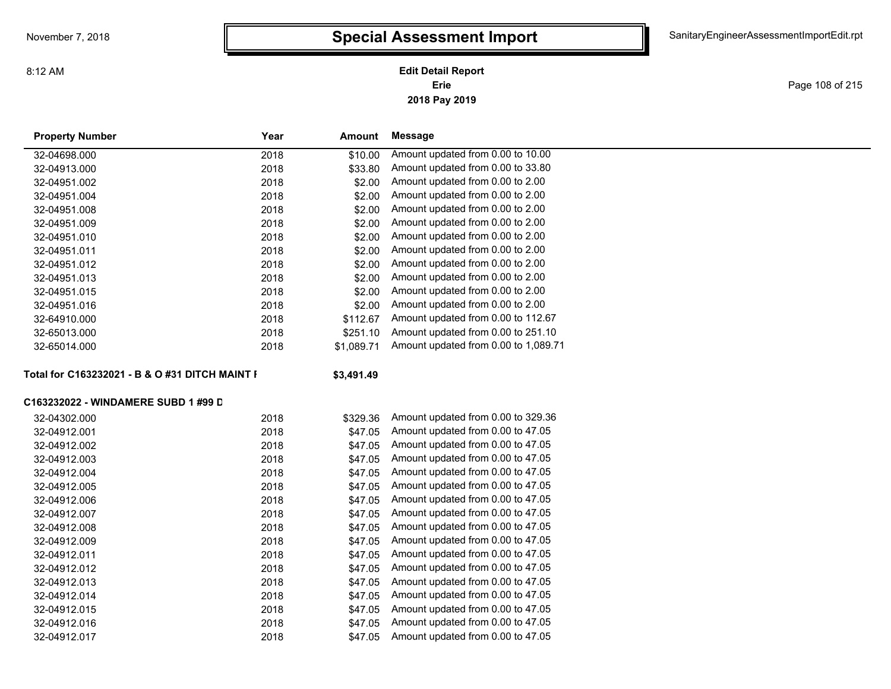# Special Assessment Import

**Edit Detail Report**
**Erie**
**2018 Pay 2019**

| Property Number | Year | Amount | Message |
|---|---|---|---|
| 32-04698.000 | 2018 | $10.00 | Amount updated from 0.00 to 10.00 |
| 32-04913.000 | 2018 | $33.80 | Amount updated from 0.00 to 33.80 |
| 32-04951.002 | 2018 | $2.00 | Amount updated from 0.00 to 2.00 |
| 32-04951.004 | 2018 | $2.00 | Amount updated from 0.00 to 2.00 |
| 32-04951.008 | 2018 | $2.00 | Amount updated from 0.00 to 2.00 |
| 32-04951.009 | 2018 | $2.00 | Amount updated from 0.00 to 2.00 |
| 32-04951.010 | 2018 | $2.00 | Amount updated from 0.00 to 2.00 |
| 32-04951.011 | 2018 | $2.00 | Amount updated from 0.00 to 2.00 |
| 32-04951.012 | 2018 | $2.00 | Amount updated from 0.00 to 2.00 |
| 32-04951.013 | 2018 | $2.00 | Amount updated from 0.00 to 2.00 |
| 32-04951.015 | 2018 | $2.00 | Amount updated from 0.00 to 2.00 |
| 32-04951.016 | 2018 | $2.00 | Amount updated from 0.00 to 2.00 |
| 32-64910.000 | 2018 | $112.67 | Amount updated from 0.00 to 112.67 |
| 32-65013.000 | 2018 | $251.10 | Amount updated from 0.00 to 251.10 |
| 32-65014.000 | 2018 | $1,089.71 | Amount updated from 0.00 to 1,089.71 |

**Total for C163232021 - B & O #31 DITCH MAINT F** **$3,491.49**

**C163232022 - WINDAMERE SUBD 1 #99 D**

| Property Number | Year | Amount | Message |
|---|---|---|---|
| 32-04302.000 | 2018 | $329.36 | Amount updated from 0.00 to 329.36 |
| 32-04912.001 | 2018 | $47.05 | Amount updated from 0.00 to 47.05 |
| 32-04912.002 | 2018 | $47.05 | Amount updated from 0.00 to 47.05 |
| 32-04912.003 | 2018 | $47.05 | Amount updated from 0.00 to 47.05 |
| 32-04912.004 | 2018 | $47.05 | Amount updated from 0.00 to 47.05 |
| 32-04912.005 | 2018 | $47.05 | Amount updated from 0.00 to 47.05 |
| 32-04912.006 | 2018 | $47.05 | Amount updated from 0.00 to 47.05 |
| 32-04912.007 | 2018 | $47.05 | Amount updated from 0.00 to 47.05 |
| 32-04912.008 | 2018 | $47.05 | Amount updated from 0.00 to 47.05 |
| 32-04912.009 | 2018 | $47.05 | Amount updated from 0.00 to 47.05 |
| 32-04912.011 | 2018 | $47.05 | Amount updated from 0.00 to 47.05 |
| 32-04912.012 | 2018 | $47.05 | Amount updated from 0.00 to 47.05 |
| 32-04912.013 | 2018 | $47.05 | Amount updated from 0.00 to 47.05 |
| 32-04912.014 | 2018 | $47.05 | Amount updated from 0.00 to 47.05 |
| 32-04912.015 | 2018 | $47.05 | Amount updated from 0.00 to 47.05 |
| 32-04912.016 | 2018 | $47.05 | Amount updated from 0.00 to 47.05 |
| 32-04912.017 | 2018 | $47.05 | Amount updated from 0.00 to 47.05 |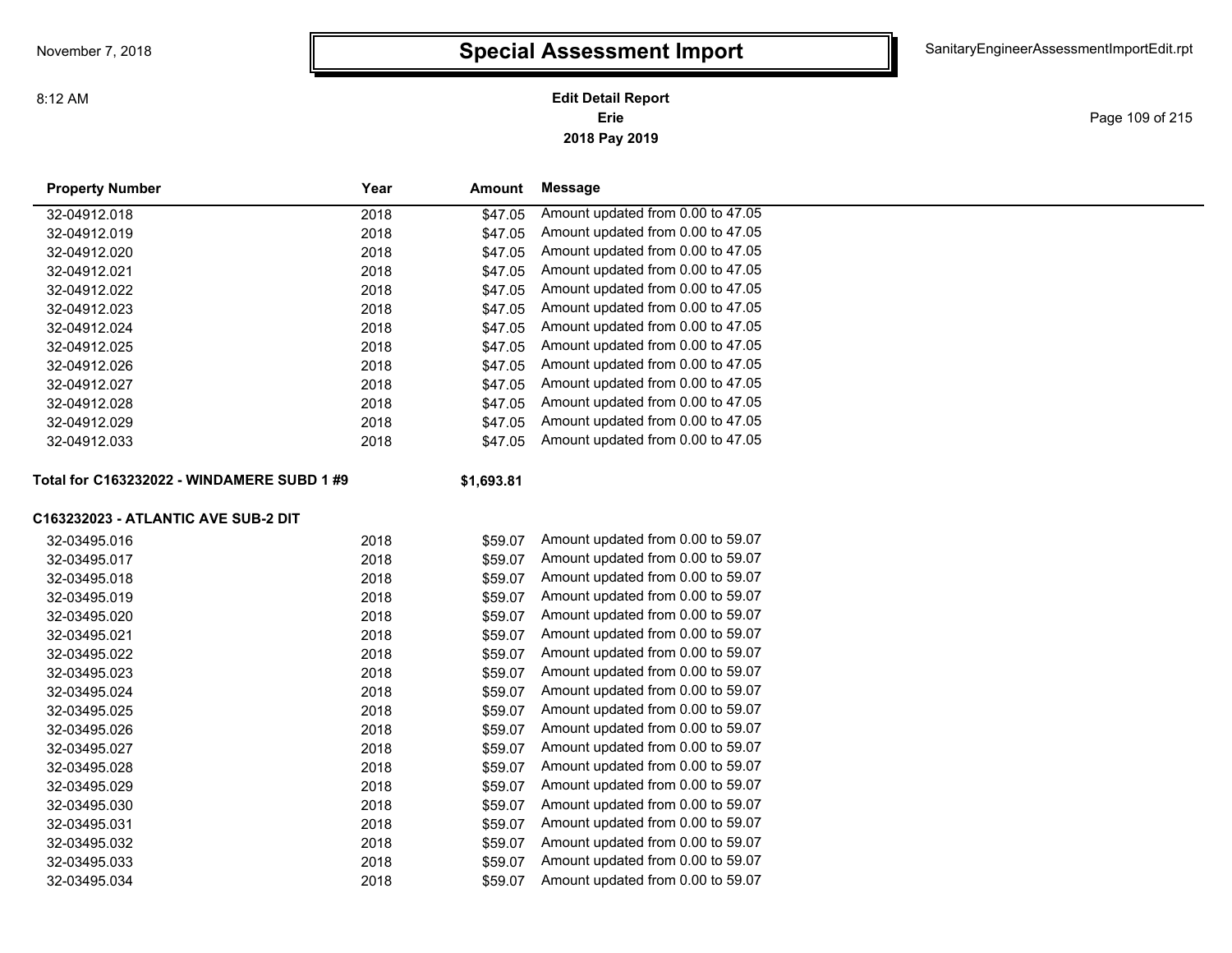# Special Assessment Import

**Edit Detail Report**
**Erie**
**2018 Pay 2019**

| Property Number | Year | Amount | Message |
|---|---|---|---|
| 32-04912.018 | 2018 | $47.05 | Amount updated from 0.00 to 47.05 |
| 32-04912.019 | 2018 | $47.05 | Amount updated from 0.00 to 47.05 |
| 32-04912.020 | 2018 | $47.05 | Amount updated from 0.00 to 47.05 |
| 32-04912.021 | 2018 | $47.05 | Amount updated from 0.00 to 47.05 |
| 32-04912.022 | 2018 | $47.05 | Amount updated from 0.00 to 47.05 |
| 32-04912.023 | 2018 | $47.05 | Amount updated from 0.00 to 47.05 |
| 32-04912.024 | 2018 | $47.05 | Amount updated from 0.00 to 47.05 |
| 32-04912.025 | 2018 | $47.05 | Amount updated from 0.00 to 47.05 |
| 32-04912.026 | 2018 | $47.05 | Amount updated from 0.00 to 47.05 |
| 32-04912.027 | 2018 | $47.05 | Amount updated from 0.00 to 47.05 |
| 32-04912.028 | 2018 | $47.05 | Amount updated from 0.00 to 47.05 |
| 32-04912.029 | 2018 | $47.05 | Amount updated from 0.00 to 47.05 |
| 32-04912.033 | 2018 | $47.05 | Amount updated from 0.00 to 47.05 |
| **Total for C163232022 - WINDAMERE SUBD 1 #9** | | **$1,693.81** | |
| **C163232023 - ATLANTIC AVE SUB-2 DIT** | | | |
| 32-03495.016 | 2018 | $59.07 | Amount updated from 0.00 to 59.07 |
| 32-03495.017 | 2018 | $59.07 | Amount updated from 0.00 to 59.07 |
| 32-03495.018 | 2018 | $59.07 | Amount updated from 0.00 to 59.07 |
| 32-03495.019 | 2018 | $59.07 | Amount updated from 0.00 to 59.07 |
| 32-03495.020 | 2018 | $59.07 | Amount updated from 0.00 to 59.07 |
| 32-03495.021 | 2018 | $59.07 | Amount updated from 0.00 to 59.07 |
| 32-03495.022 | 2018 | $59.07 | Amount updated from 0.00 to 59.07 |
| 32-03495.023 | 2018 | $59.07 | Amount updated from 0.00 to 59.07 |
| 32-03495.024 | 2018 | $59.07 | Amount updated from 0.00 to 59.07 |
| 32-03495.025 | 2018 | $59.07 | Amount updated from 0.00 to 59.07 |
| 32-03495.026 | 2018 | $59.07 | Amount updated from 0.00 to 59.07 |
| 32-03495.027 | 2018 | $59.07 | Amount updated from 0.00 to 59.07 |
| 32-03495.028 | 2018 | $59.07 | Amount updated from 0.00 to 59.07 |
| 32-03495.029 | 2018 | $59.07 | Amount updated from 0.00 to 59.07 |
| 32-03495.030 | 2018 | $59.07 | Amount updated from 0.00 to 59.07 |
| 32-03495.031 | 2018 | $59.07 | Amount updated from 0.00 to 59.07 |
| 32-03495.032 | 2018 | $59.07 | Amount updated from 0.00 to 59.07 |
| 32-03495.033 | 2018 | $59.07 | Amount updated from 0.00 to 59.07 |
| 32-03495.034 | 2018 | $59.07 | Amount updated from 0.00 to 59.07 |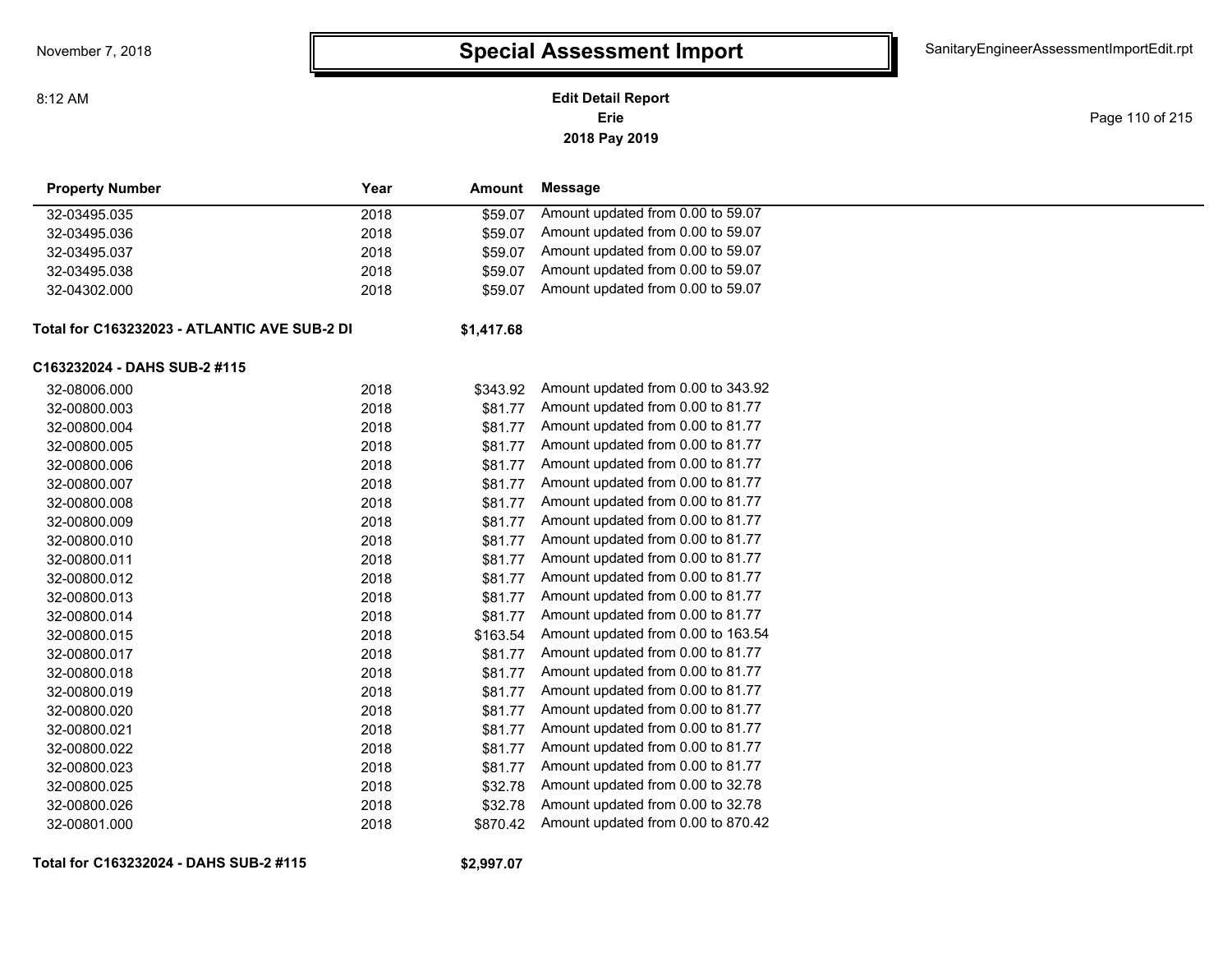# Special Assessment Import

**Edit Detail Report**
**Erie**
**2018 Pay 2019**

November 7, 2018
8:12 AM

SanitaryEngineerAssessmentImportEdit.rpt

| Property Number | Year | Amount | Message |
|---|---|---|---|
| 32-03495.035 | 2018 | $59.07 | Amount updated from 0.00 to 59.07 |
| 32-03495.036 | 2018 | $59.07 | Amount updated from 0.00 to 59.07 |
| 32-03495.037 | 2018 | $59.07 | Amount updated from 0.00 to 59.07 |
| 32-03495.038 | 2018 | $59.07 | Amount updated from 0.00 to 59.07 |
| 32-04302.000 | 2018 | $59.07 | Amount updated from 0.00 to 59.07 |
| **Total for C163232023 - ATLANTIC AVE SUB-2 DI** | | **$1,417.68** | |
| **C163232024 - DAHS SUB-2 #115** | | | |
| 32-08006.000 | 2018 | $343.92 | Amount updated from 0.00 to 343.92 |
| 32-00800.003 | 2018 | $81.77 | Amount updated from 0.00 to 81.77 |
| 32-00800.004 | 2018 | $81.77 | Amount updated from 0.00 to 81.77 |
| 32-00800.005 | 2018 | $81.77 | Amount updated from 0.00 to 81.77 |
| 32-00800.006 | 2018 | $81.77 | Amount updated from 0.00 to 81.77 |
| 32-00800.007 | 2018 | $81.77 | Amount updated from 0.00 to 81.77 |
| 32-00800.008 | 2018 | $81.77 | Amount updated from 0.00 to 81.77 |
| 32-00800.009 | 2018 | $81.77 | Amount updated from 0.00 to 81.77 |
| 32-00800.010 | 2018 | $81.77 | Amount updated from 0.00 to 81.77 |
| 32-00800.011 | 2018 | $81.77 | Amount updated from 0.00 to 81.77 |
| 32-00800.012 | 2018 | $81.77 | Amount updated from 0.00 to 81.77 |
| 32-00800.013 | 2018 | $81.77 | Amount updated from 0.00 to 81.77 |
| 32-00800.014 | 2018 | $81.77 | Amount updated from 0.00 to 81.77 |
| 32-00800.015 | 2018 | $163.54 | Amount updated from 0.00 to 163.54 |
| 32-00800.017 | 2018 | $81.77 | Amount updated from 0.00 to 81.77 |
| 32-00800.018 | 2018 | $81.77 | Amount updated from 0.00 to 81.77 |
| 32-00800.019 | 2018 | $81.77 | Amount updated from 0.00 to 81.77 |
| 32-00800.020 | 2018 | $81.77 | Amount updated from 0.00 to 81.77 |
| 32-00800.021 | 2018 | $81.77 | Amount updated from 0.00 to 81.77 |
| 32-00800.022 | 2018 | $81.77 | Amount updated from 0.00 to 81.77 |
| 32-00800.023 | 2018 | $81.77 | Amount updated from 0.00 to 81.77 |
| 32-00800.025 | 2018 | $32.78 | Amount updated from 0.00 to 32.78 |
| 32-00800.026 | 2018 | $32.78 | Amount updated from 0.00 to 32.78 |
| 32-00801.000 | 2018 | $870.42 | Amount updated from 0.00 to 870.42 |
| **Total for C163232024 - DAHS SUB-2 #115** | | **$2,997.07** | |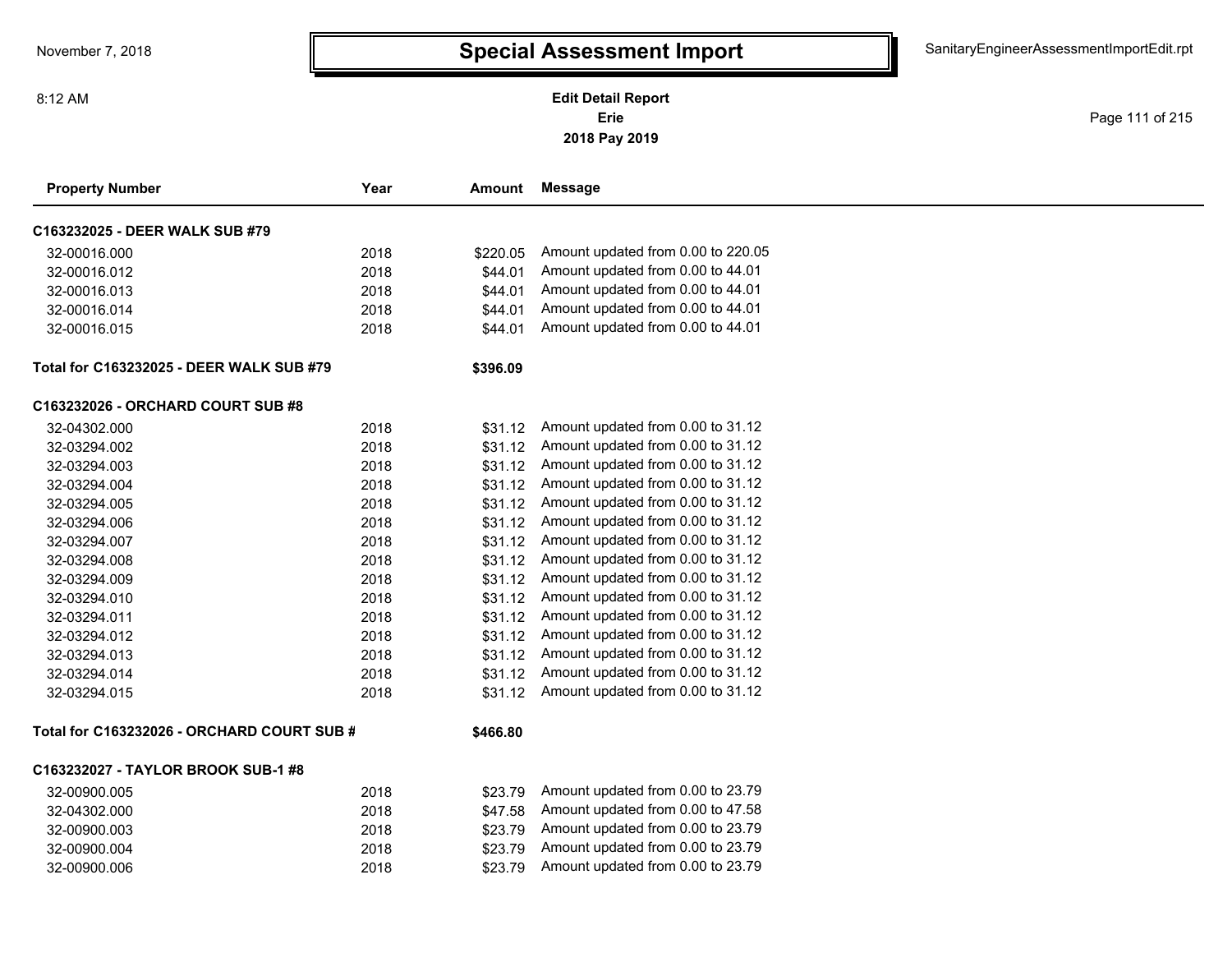# Special Assessment Import

**Edit Detail Report**
**Erie**
**2018 Pay 2019**

| Property Number | Year | Amount | Message |
|---|---|---|---|
| **C163232025 - DEER WALK SUB #79** | | | |
| 32-00016.000 | 2018 | $220.05 | Amount updated from 0.00 to 220.05 |
| 32-00016.012 | 2018 | $44.01 | Amount updated from 0.00 to 44.01 |
| 32-00016.013 | 2018 | $44.01 | Amount updated from 0.00 to 44.01 |
| 32-00016.014 | 2018 | $44.01 | Amount updated from 0.00 to 44.01 |
| 32-00016.015 | 2018 | $44.01 | Amount updated from 0.00 to 44.01 |
| **Total for C163232025 - DEER WALK SUB #79** | | **$396.09** | |
| **C163232026 - ORCHARD COURT SUB #8** | | | |
| 32-04302.000 | 2018 | $31.12 | Amount updated from 0.00 to 31.12 |
| 32-03294.002 | 2018 | $31.12 | Amount updated from 0.00 to 31.12 |
| 32-03294.003 | 2018 | $31.12 | Amount updated from 0.00 to 31.12 |
| 32-03294.004 | 2018 | $31.12 | Amount updated from 0.00 to 31.12 |
| 32-03294.005 | 2018 | $31.12 | Amount updated from 0.00 to 31.12 |
| 32-03294.006 | 2018 | $31.12 | Amount updated from 0.00 to 31.12 |
| 32-03294.007 | 2018 | $31.12 | Amount updated from 0.00 to 31.12 |
| 32-03294.008 | 2018 | $31.12 | Amount updated from 0.00 to 31.12 |
| 32-03294.009 | 2018 | $31.12 | Amount updated from 0.00 to 31.12 |
| 32-03294.010 | 2018 | $31.12 | Amount updated from 0.00 to 31.12 |
| 32-03294.011 | 2018 | $31.12 | Amount updated from 0.00 to 31.12 |
| 32-03294.012 | 2018 | $31.12 | Amount updated from 0.00 to 31.12 |
| 32-03294.013 | 2018 | $31.12 | Amount updated from 0.00 to 31.12 |
| 32-03294.014 | 2018 | $31.12 | Amount updated from 0.00 to 31.12 |
| 32-03294.015 | 2018 | $31.12 | Amount updated from 0.00 to 31.12 |
| **Total for C163232026 - ORCHARD COURT SUB #** | | **$466.80** | |
| **C163232027 - TAYLOR BROOK SUB-1 #8** | | | |
| 32-00900.005 | 2018 | $23.79 | Amount updated from 0.00 to 23.79 |
| 32-04302.000 | 2018 | $47.58 | Amount updated from 0.00 to 47.58 |
| 32-00900.003 | 2018 | $23.79 | Amount updated from 0.00 to 23.79 |
| 32-00900.004 | 2018 | $23.79 | Amount updated from 0.00 to 23.79 |
| 32-00900.006 | 2018 | $23.79 | Amount updated from 0.00 to 23.79 |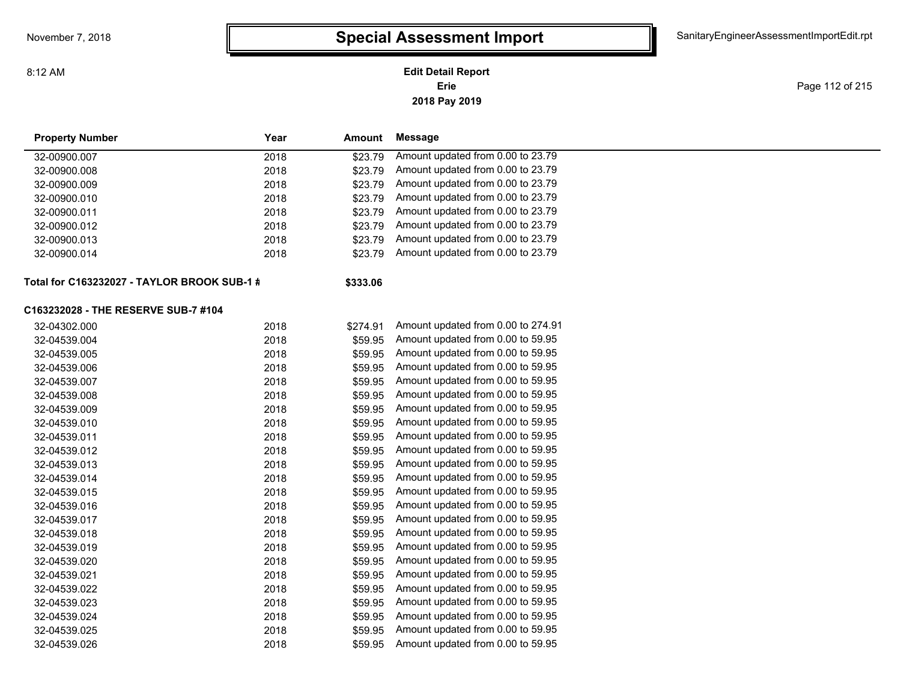# Special Assessment Import

**Edit Detail Report**
**Erie**
**2018 Pay 2019**

| Property Number | Year | Amount | Message |
|---|---|---|---|
| 32-00900.007 | 2018 | $23.79 | Amount updated from 0.00 to 23.79 |
| 32-00900.008 | 2018 | $23.79 | Amount updated from 0.00 to 23.79 |
| 32-00900.009 | 2018 | $23.79 | Amount updated from 0.00 to 23.79 |
| 32-00900.010 | 2018 | $23.79 | Amount updated from 0.00 to 23.79 |
| 32-00900.011 | 2018 | $23.79 | Amount updated from 0.00 to 23.79 |
| 32-00900.012 | 2018 | $23.79 | Amount updated from 0.00 to 23.79 |
| 32-00900.013 | 2018 | $23.79 | Amount updated from 0.00 to 23.79 |
| 32-00900.014 | 2018 | $23.79 | Amount updated from 0.00 to 23.79 |
| **Total for C163232027 - TAYLOR BROOK SUB-1 #** | | **$333.06** | |
| **C163232028 - THE RESERVE SUB-7 #104** | | | |
| 32-04302.000 | 2018 | $274.91 | Amount updated from 0.00 to 274.91 |
| 32-04539.004 | 2018 | $59.95 | Amount updated from 0.00 to 59.95 |
| 32-04539.005 | 2018 | $59.95 | Amount updated from 0.00 to 59.95 |
| 32-04539.006 | 2018 | $59.95 | Amount updated from 0.00 to 59.95 |
| 32-04539.007 | 2018 | $59.95 | Amount updated from 0.00 to 59.95 |
| 32-04539.008 | 2018 | $59.95 | Amount updated from 0.00 to 59.95 |
| 32-04539.009 | 2018 | $59.95 | Amount updated from 0.00 to 59.95 |
| 32-04539.010 | 2018 | $59.95 | Amount updated from 0.00 to 59.95 |
| 32-04539.011 | 2018 | $59.95 | Amount updated from 0.00 to 59.95 |
| 32-04539.012 | 2018 | $59.95 | Amount updated from 0.00 to 59.95 |
| 32-04539.013 | 2018 | $59.95 | Amount updated from 0.00 to 59.95 |
| 32-04539.014 | 2018 | $59.95 | Amount updated from 0.00 to 59.95 |
| 32-04539.015 | 2018 | $59.95 | Amount updated from 0.00 to 59.95 |
| 32-04539.016 | 2018 | $59.95 | Amount updated from 0.00 to 59.95 |
| 32-04539.017 | 2018 | $59.95 | Amount updated from 0.00 to 59.95 |
| 32-04539.018 | 2018 | $59.95 | Amount updated from 0.00 to 59.95 |
| 32-04539.019 | 2018 | $59.95 | Amount updated from 0.00 to 59.95 |
| 32-04539.020 | 2018 | $59.95 | Amount updated from 0.00 to 59.95 |
| 32-04539.021 | 2018 | $59.95 | Amount updated from 0.00 to 59.95 |
| 32-04539.022 | 2018 | $59.95 | Amount updated from 0.00 to 59.95 |
| 32-04539.023 | 2018 | $59.95 | Amount updated from 0.00 to 59.95 |
| 32-04539.024 | 2018 | $59.95 | Amount updated from 0.00 to 59.95 |
| 32-04539.025 | 2018 | $59.95 | Amount updated from 0.00 to 59.95 |
| 32-04539.026 | 2018 | $59.95 | Amount updated from 0.00 to 59.95 |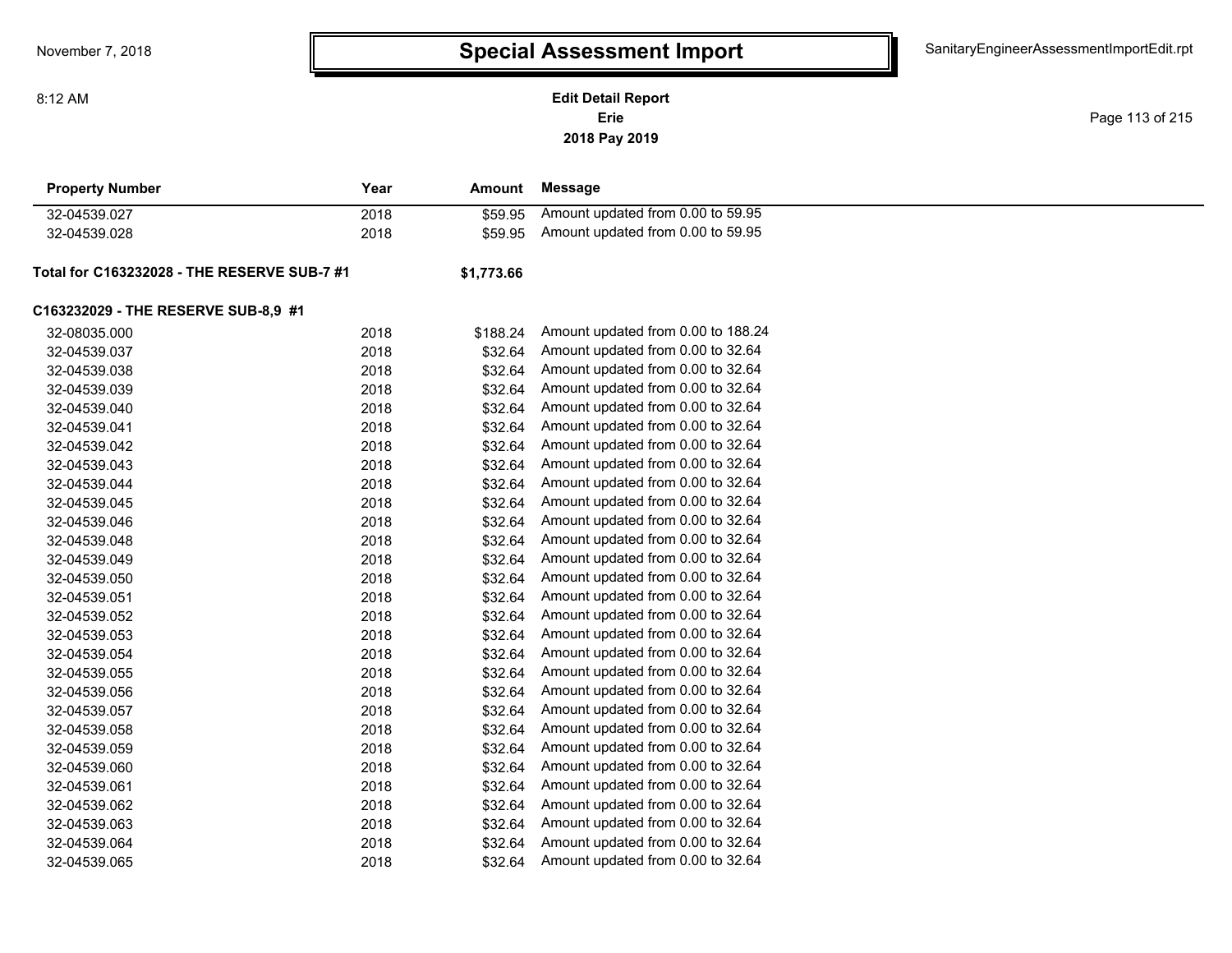# Special Assessment Import

**Edit Detail Report**
**Erie**
**2018 Pay 2019**

November 7, 2018
8:12 AM
SanitaryEngineerAssessmentImportEdit.rpt

| Property Number | Year | Amount | Message |
|---|---|---|---|
| 32-04539.027 | 2018 | $59.95 | Amount updated from 0.00 to 59.95 |
| 32-04539.028 | 2018 | $59.95 | Amount updated from 0.00 to 59.95 |
| **Total for C163232028 - THE RESERVE SUB-7 #1** | | **$1,773.66** | |
| **C163232029 - THE RESERVE SUB-8,9 #1** | | | |
| 32-08035.000 | 2018 | $188.24 | Amount updated from 0.00 to 188.24 |
| 32-04539.037 | 2018 | $32.64 | Amount updated from 0.00 to 32.64 |
| 32-04539.038 | 2018 | $32.64 | Amount updated from 0.00 to 32.64 |
| 32-04539.039 | 2018 | $32.64 | Amount updated from 0.00 to 32.64 |
| 32-04539.040 | 2018 | $32.64 | Amount updated from 0.00 to 32.64 |
| 32-04539.041 | 2018 | $32.64 | Amount updated from 0.00 to 32.64 |
| 32-04539.042 | 2018 | $32.64 | Amount updated from 0.00 to 32.64 |
| 32-04539.043 | 2018 | $32.64 | Amount updated from 0.00 to 32.64 |
| 32-04539.044 | 2018 | $32.64 | Amount updated from 0.00 to 32.64 |
| 32-04539.045 | 2018 | $32.64 | Amount updated from 0.00 to 32.64 |
| 32-04539.046 | 2018 | $32.64 | Amount updated from 0.00 to 32.64 |
| 32-04539.048 | 2018 | $32.64 | Amount updated from 0.00 to 32.64 |
| 32-04539.049 | 2018 | $32.64 | Amount updated from 0.00 to 32.64 |
| 32-04539.050 | 2018 | $32.64 | Amount updated from 0.00 to 32.64 |
| 32-04539.051 | 2018 | $32.64 | Amount updated from 0.00 to 32.64 |
| 32-04539.052 | 2018 | $32.64 | Amount updated from 0.00 to 32.64 |
| 32-04539.053 | 2018 | $32.64 | Amount updated from 0.00 to 32.64 |
| 32-04539.054 | 2018 | $32.64 | Amount updated from 0.00 to 32.64 |
| 32-04539.055 | 2018 | $32.64 | Amount updated from 0.00 to 32.64 |
| 32-04539.056 | 2018 | $32.64 | Amount updated from 0.00 to 32.64 |
| 32-04539.057 | 2018 | $32.64 | Amount updated from 0.00 to 32.64 |
| 32-04539.058 | 2018 | $32.64 | Amount updated from 0.00 to 32.64 |
| 32-04539.059 | 2018 | $32.64 | Amount updated from 0.00 to 32.64 |
| 32-04539.060 | 2018 | $32.64 | Amount updated from 0.00 to 32.64 |
| 32-04539.061 | 2018 | $32.64 | Amount updated from 0.00 to 32.64 |
| 32-04539.062 | 2018 | $32.64 | Amount updated from 0.00 to 32.64 |
| 32-04539.063 | 2018 | $32.64 | Amount updated from 0.00 to 32.64 |
| 32-04539.064 | 2018 | $32.64 | Amount updated from 0.00 to 32.64 |
| 32-04539.065 | 2018 | $32.64 | Amount updated from 0.00 to 32.64 |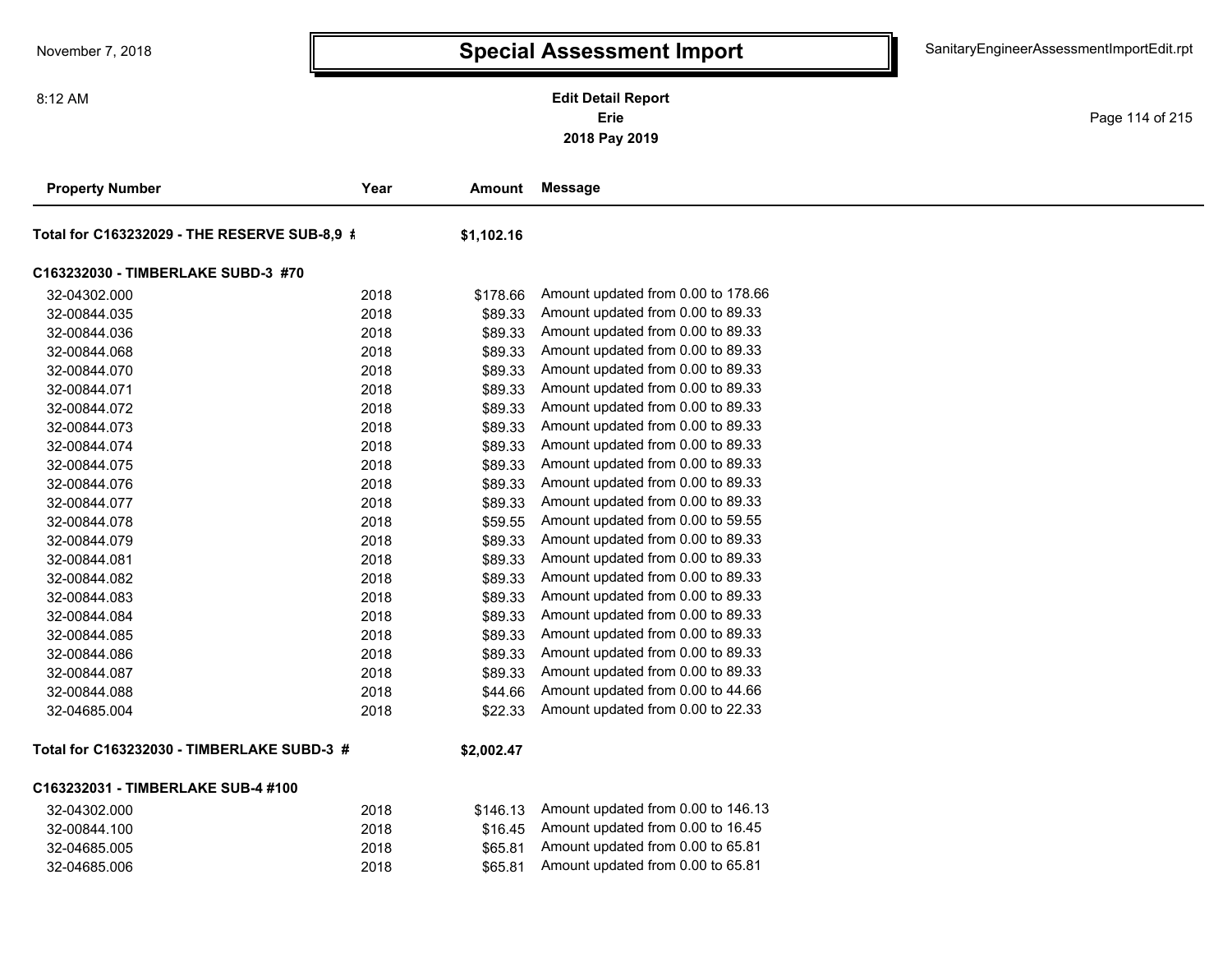# Special Assessment Import

**Edit Detail Report**
**Erie**
**2018 Pay 2019**

November 7, 2018
8:12 AM
SanitaryEngineerAssessmentImportEdit.rpt

| Property Number | Year | Amount | Message |
|---|---|---|---|
| **Total for C163232029 - THE RESERVE SUB-8,9 #** | | **$1,102.16** | |
| **C163232030 - TIMBERLAKE SUBD-3 #70** | | | |
| 32-04302.000 | 2018 | $178.66 | Amount updated from 0.00 to 178.66 |
| 32-00844.035 | 2018 | $89.33 | Amount updated from 0.00 to 89.33 |
| 32-00844.036 | 2018 | $89.33 | Amount updated from 0.00 to 89.33 |
| 32-00844.068 | 2018 | $89.33 | Amount updated from 0.00 to 89.33 |
| 32-00844.070 | 2018 | $89.33 | Amount updated from 0.00 to 89.33 |
| 32-00844.071 | 2018 | $89.33 | Amount updated from 0.00 to 89.33 |
| 32-00844.072 | 2018 | $89.33 | Amount updated from 0.00 to 89.33 |
| 32-00844.073 | 2018 | $89.33 | Amount updated from 0.00 to 89.33 |
| 32-00844.074 | 2018 | $89.33 | Amount updated from 0.00 to 89.33 |
| 32-00844.075 | 2018 | $89.33 | Amount updated from 0.00 to 89.33 |
| 32-00844.076 | 2018 | $89.33 | Amount updated from 0.00 to 89.33 |
| 32-00844.077 | 2018 | $89.33 | Amount updated from 0.00 to 89.33 |
| 32-00844.078 | 2018 | $59.55 | Amount updated from 0.00 to 59.55 |
| 32-00844.079 | 2018 | $89.33 | Amount updated from 0.00 to 89.33 |
| 32-00844.081 | 2018 | $89.33 | Amount updated from 0.00 to 89.33 |
| 32-00844.082 | 2018 | $89.33 | Amount updated from 0.00 to 89.33 |
| 32-00844.083 | 2018 | $89.33 | Amount updated from 0.00 to 89.33 |
| 32-00844.084 | 2018 | $89.33 | Amount updated from 0.00 to 89.33 |
| 32-00844.085 | 2018 | $89.33 | Amount updated from 0.00 to 89.33 |
| 32-00844.086 | 2018 | $89.33 | Amount updated from 0.00 to 89.33 |
| 32-00844.087 | 2018 | $89.33 | Amount updated from 0.00 to 89.33 |
| 32-00844.088 | 2018 | $44.66 | Amount updated from 0.00 to 44.66 |
| 32-04685.004 | 2018 | $22.33 | Amount updated from 0.00 to 22.33 |
| **Total for C163232030 - TIMBERLAKE SUBD-3 #** | | **$2,002.47** | |
| **C163232031 - TIMBERLAKE SUB-4 #100** | | | |
| 32-04302.000 | 2018 | $146.13 | Amount updated from 0.00 to 146.13 |
| 32-00844.100 | 2018 | $16.45 | Amount updated from 0.00 to 16.45 |
| 32-04685.005 | 2018 | $65.81 | Amount updated from 0.00 to 65.81 |
| 32-04685.006 | 2018 | $65.81 | Amount updated from 0.00 to 65.81 |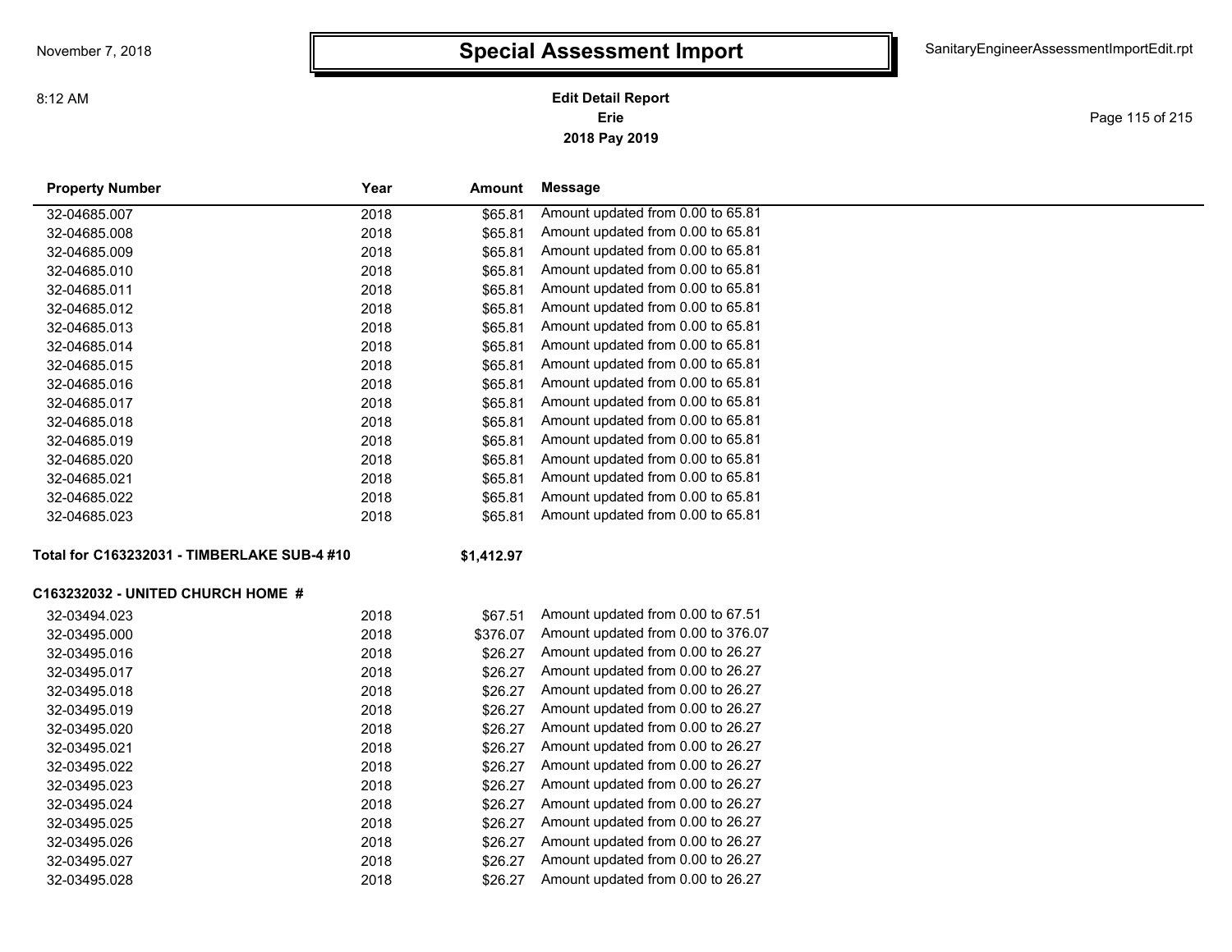# Special Assessment Import

**Edit Detail Report**
**Erie**
**2018 Pay 2019**

| Property Number | Year | Amount | Message |
|---|---|---|---|
| 32-04685.007 | 2018 | $65.81 | Amount updated from 0.00 to 65.81 |
| 32-04685.008 | 2018 | $65.81 | Amount updated from 0.00 to 65.81 |
| 32-04685.009 | 2018 | $65.81 | Amount updated from 0.00 to 65.81 |
| 32-04685.010 | 2018 | $65.81 | Amount updated from 0.00 to 65.81 |
| 32-04685.011 | 2018 | $65.81 | Amount updated from 0.00 to 65.81 |
| 32-04685.012 | 2018 | $65.81 | Amount updated from 0.00 to 65.81 |
| 32-04685.013 | 2018 | $65.81 | Amount updated from 0.00 to 65.81 |
| 32-04685.014 | 2018 | $65.81 | Amount updated from 0.00 to 65.81 |
| 32-04685.015 | 2018 | $65.81 | Amount updated from 0.00 to 65.81 |
| 32-04685.016 | 2018 | $65.81 | Amount updated from 0.00 to 65.81 |
| 32-04685.017 | 2018 | $65.81 | Amount updated from 0.00 to 65.81 |
| 32-04685.018 | 2018 | $65.81 | Amount updated from 0.00 to 65.81 |
| 32-04685.019 | 2018 | $65.81 | Amount updated from 0.00 to 65.81 |
| 32-04685.020 | 2018 | $65.81 | Amount updated from 0.00 to 65.81 |
| 32-04685.021 | 2018 | $65.81 | Amount updated from 0.00 to 65.81 |
| 32-04685.022 | 2018 | $65.81 | Amount updated from 0.00 to 65.81 |
| 32-04685.023 | 2018 | $65.81 | Amount updated from 0.00 to 65.81 |
| **Total for C163232031 - TIMBERLAKE SUB-4 #10** | | **$1,412.97** | |
| **C163232032 - UNITED CHURCH HOME #** | | | |
| 32-03494.023 | 2018 | $67.51 | Amount updated from 0.00 to 67.51 |
| 32-03495.000 | 2018 | $376.07 | Amount updated from 0.00 to 376.07 |
| 32-03495.016 | 2018 | $26.27 | Amount updated from 0.00 to 26.27 |
| 32-03495.017 | 2018 | $26.27 | Amount updated from 0.00 to 26.27 |
| 32-03495.018 | 2018 | $26.27 | Amount updated from 0.00 to 26.27 |
| 32-03495.019 | 2018 | $26.27 | Amount updated from 0.00 to 26.27 |
| 32-03495.020 | 2018 | $26.27 | Amount updated from 0.00 to 26.27 |
| 32-03495.021 | 2018 | $26.27 | Amount updated from 0.00 to 26.27 |
| 32-03495.022 | 2018 | $26.27 | Amount updated from 0.00 to 26.27 |
| 32-03495.023 | 2018 | $26.27 | Amount updated from 0.00 to 26.27 |
| 32-03495.024 | 2018 | $26.27 | Amount updated from 0.00 to 26.27 |
| 32-03495.025 | 2018 | $26.27 | Amount updated from 0.00 to 26.27 |
| 32-03495.026 | 2018 | $26.27 | Amount updated from 0.00 to 26.27 |
| 32-03495.027 | 2018 | $26.27 | Amount updated from 0.00 to 26.27 |
| 32-03495.028 | 2018 | $26.27 | Amount updated from 0.00 to 26.27 |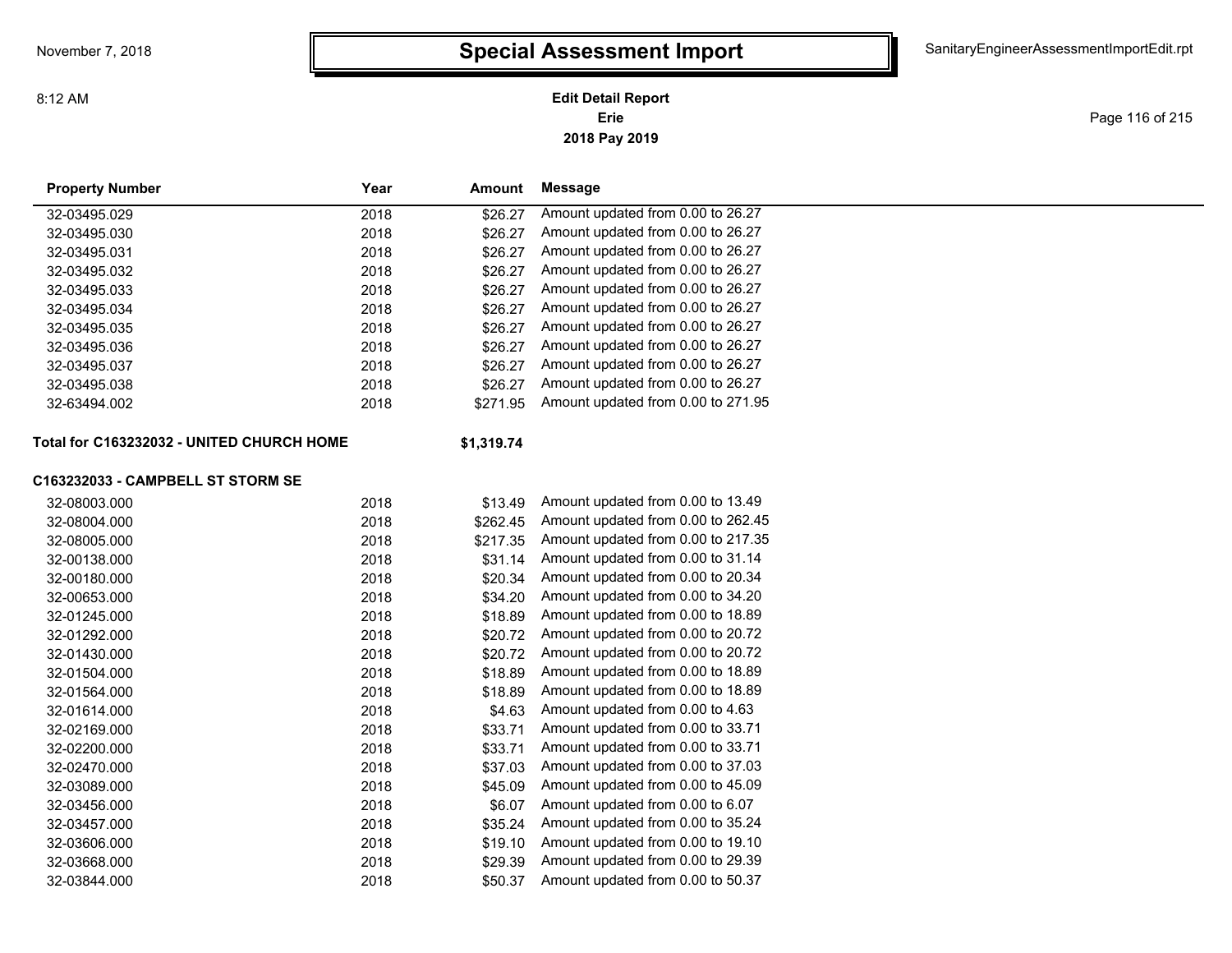# Special Assessment Import

November 7, 2018

8:12 AM

SanitaryEngineerAssessmentImportEdit.rpt

**Edit Detail Report**
**Erie**
**2018 Pay 2019**

| Property Number | Year | Amount | Message |
|---|---|---|---|
| 32-03495.029 | 2018 | $26.27 | Amount updated from 0.00 to 26.27 |
| 32-03495.030 | 2018 | $26.27 | Amount updated from 0.00 to 26.27 |
| 32-03495.031 | 2018 | $26.27 | Amount updated from 0.00 to 26.27 |
| 32-03495.032 | 2018 | $26.27 | Amount updated from 0.00 to 26.27 |
| 32-03495.033 | 2018 | $26.27 | Amount updated from 0.00 to 26.27 |
| 32-03495.034 | 2018 | $26.27 | Amount updated from 0.00 to 26.27 |
| 32-03495.035 | 2018 | $26.27 | Amount updated from 0.00 to 26.27 |
| 32-03495.036 | 2018 | $26.27 | Amount updated from 0.00 to 26.27 |
| 32-03495.037 | 2018 | $26.27 | Amount updated from 0.00 to 26.27 |
| 32-03495.038 | 2018 | $26.27 | Amount updated from 0.00 to 26.27 |
| 32-63494.002 | 2018 | $271.95 | Amount updated from 0.00 to 271.95 |

**Total for C163232032 - UNITED CHURCH HOME** **$1,319.74**

**C163232033 - CAMPBELL ST STORM SE**

| Property Number | Year | Amount | Message |
|---|---|---|---|
| 32-08003.000 | 2018 | $13.49 | Amount updated from 0.00 to 13.49 |
| 32-08004.000 | 2018 | $262.45 | Amount updated from 0.00 to 262.45 |
| 32-08005.000 | 2018 | $217.35 | Amount updated from 0.00 to 217.35 |
| 32-00138.000 | 2018 | $31.14 | Amount updated from 0.00 to 31.14 |
| 32-00180.000 | 2018 | $20.34 | Amount updated from 0.00 to 20.34 |
| 32-00653.000 | 2018 | $34.20 | Amount updated from 0.00 to 34.20 |
| 32-01245.000 | 2018 | $18.89 | Amount updated from 0.00 to 18.89 |
| 32-01292.000 | 2018 | $20.72 | Amount updated from 0.00 to 20.72 |
| 32-01430.000 | 2018 | $20.72 | Amount updated from 0.00 to 20.72 |
| 32-01504.000 | 2018 | $18.89 | Amount updated from 0.00 to 18.89 |
| 32-01564.000 | 2018 | $18.89 | Amount updated from 0.00 to 18.89 |
| 32-01614.000 | 2018 | $4.63 | Amount updated from 0.00 to 4.63 |
| 32-02169.000 | 2018 | $33.71 | Amount updated from 0.00 to 33.71 |
| 32-02200.000 | 2018 | $33.71 | Amount updated from 0.00 to 33.71 |
| 32-02470.000 | 2018 | $37.03 | Amount updated from 0.00 to 37.03 |
| 32-03089.000 | 2018 | $45.09 | Amount updated from 0.00 to 45.09 |
| 32-03456.000 | 2018 | $6.07 | Amount updated from 0.00 to 6.07 |
| 32-03457.000 | 2018 | $35.24 | Amount updated from 0.00 to 35.24 |
| 32-03606.000 | 2018 | $19.10 | Amount updated from 0.00 to 19.10 |
| 32-03668.000 | 2018 | $29.39 | Amount updated from 0.00 to 29.39 |
| 32-03844.000 | 2018 | $50.37 | Amount updated from 0.00 to 50.37 |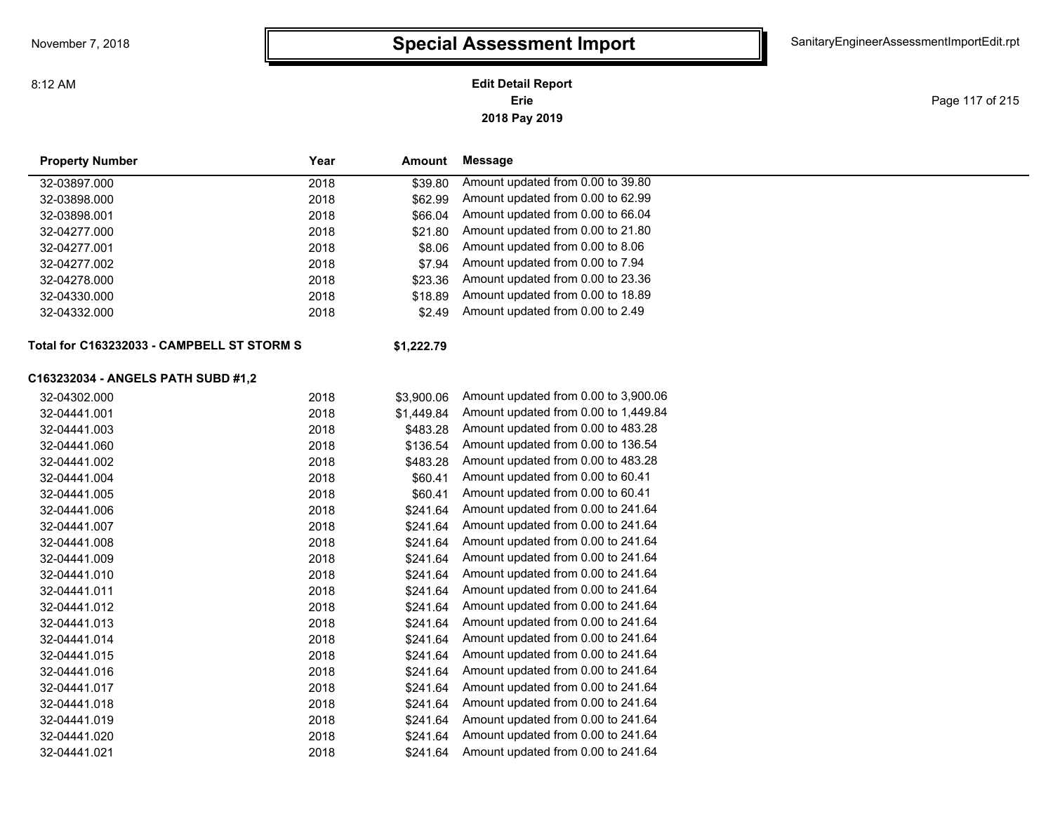# Special Assessment Import

**Edit Detail Report**
**Erie**
**2018 Pay 2019**

| Property Number | Year | Amount | Message |
|---|---|---|---|
| 32-03897.000 | 2018 | $39.80 | Amount updated from 0.00 to 39.80 |
| 32-03898.000 | 2018 | $62.99 | Amount updated from 0.00 to 62.99 |
| 32-03898.001 | 2018 | $66.04 | Amount updated from 0.00 to 66.04 |
| 32-04277.000 | 2018 | $21.80 | Amount updated from 0.00 to 21.80 |
| 32-04277.001 | 2018 | $8.06 | Amount updated from 0.00 to 8.06 |
| 32-04277.002 | 2018 | $7.94 | Amount updated from 0.00 to 7.94 |
| 32-04278.000 | 2018 | $23.36 | Amount updated from 0.00 to 23.36 |
| 32-04330.000 | 2018 | $18.89 | Amount updated from 0.00 to 18.89 |
| 32-04332.000 | 2018 | $2.49 | Amount updated from 0.00 to 2.49 |

**Total for C163232033 - CAMPBELL ST STORM S** **$1,222.79**

**C163232034 - ANGELS PATH SUBD #1,2**

| Property Number | Year | Amount | Message |
|---|---|---|---|
| 32-04302.000 | 2018 | $3,900.06 | Amount updated from 0.00 to 3,900.06 |
| 32-04441.001 | 2018 | $1,449.84 | Amount updated from 0.00 to 1,449.84 |
| 32-04441.003 | 2018 | $483.28 | Amount updated from 0.00 to 483.28 |
| 32-04441.060 | 2018 | $136.54 | Amount updated from 0.00 to 136.54 |
| 32-04441.002 | 2018 | $483.28 | Amount updated from 0.00 to 483.28 |
| 32-04441.004 | 2018 | $60.41 | Amount updated from 0.00 to 60.41 |
| 32-04441.005 | 2018 | $60.41 | Amount updated from 0.00 to 60.41 |
| 32-04441.006 | 2018 | $241.64 | Amount updated from 0.00 to 241.64 |
| 32-04441.007 | 2018 | $241.64 | Amount updated from 0.00 to 241.64 |
| 32-04441.008 | 2018 | $241.64 | Amount updated from 0.00 to 241.64 |
| 32-04441.009 | 2018 | $241.64 | Amount updated from 0.00 to 241.64 |
| 32-04441.010 | 2018 | $241.64 | Amount updated from 0.00 to 241.64 |
| 32-04441.011 | 2018 | $241.64 | Amount updated from 0.00 to 241.64 |
| 32-04441.012 | 2018 | $241.64 | Amount updated from 0.00 to 241.64 |
| 32-04441.013 | 2018 | $241.64 | Amount updated from 0.00 to 241.64 |
| 32-04441.014 | 2018 | $241.64 | Amount updated from 0.00 to 241.64 |
| 32-04441.015 | 2018 | $241.64 | Amount updated from 0.00 to 241.64 |
| 32-04441.016 | 2018 | $241.64 | Amount updated from 0.00 to 241.64 |
| 32-04441.017 | 2018 | $241.64 | Amount updated from 0.00 to 241.64 |
| 32-04441.018 | 2018 | $241.64 | Amount updated from 0.00 to 241.64 |
| 32-04441.019 | 2018 | $241.64 | Amount updated from 0.00 to 241.64 |
| 32-04441.020 | 2018 | $241.64 | Amount updated from 0.00 to 241.64 |
| 32-04441.021 | 2018 | $241.64 | Amount updated from 0.00 to 241.64 |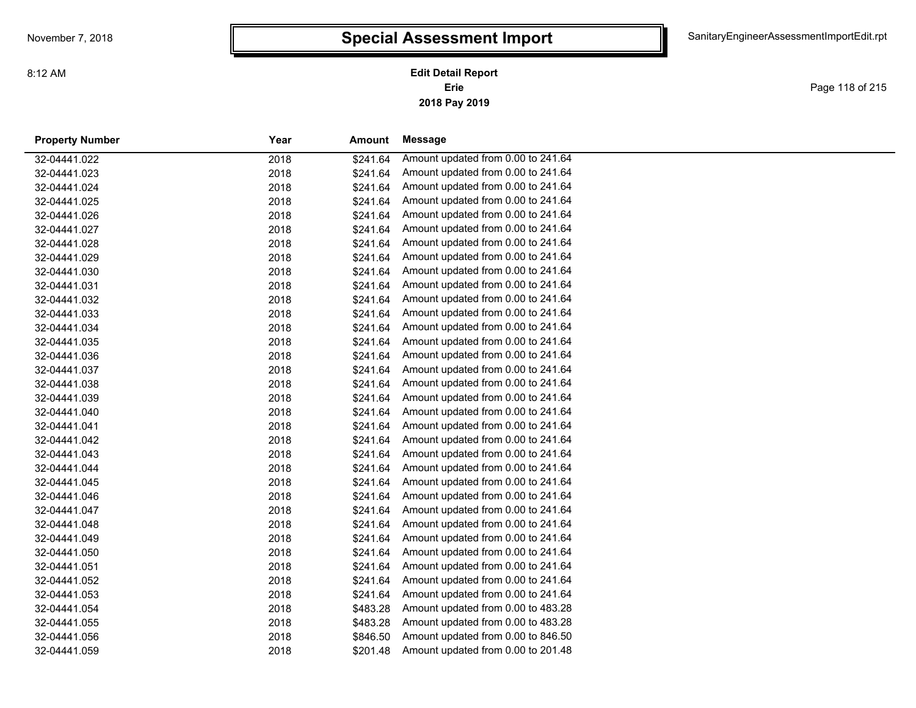# Special Assessment Import

**Edit Detail Report**
**Erie**
**2018 Pay 2019**

| Property Number | Year | Amount | Message |
|---|---|---|---|
| 32-04441.022 | 2018 | $241.64 | Amount updated from 0.00 to 241.64 |
| 32-04441.023 | 2018 | $241.64 | Amount updated from 0.00 to 241.64 |
| 32-04441.024 | 2018 | $241.64 | Amount updated from 0.00 to 241.64 |
| 32-04441.025 | 2018 | $241.64 | Amount updated from 0.00 to 241.64 |
| 32-04441.026 | 2018 | $241.64 | Amount updated from 0.00 to 241.64 |
| 32-04441.027 | 2018 | $241.64 | Amount updated from 0.00 to 241.64 |
| 32-04441.028 | 2018 | $241.64 | Amount updated from 0.00 to 241.64 |
| 32-04441.029 | 2018 | $241.64 | Amount updated from 0.00 to 241.64 |
| 32-04441.030 | 2018 | $241.64 | Amount updated from 0.00 to 241.64 |
| 32-04441.031 | 2018 | $241.64 | Amount updated from 0.00 to 241.64 |
| 32-04441.032 | 2018 | $241.64 | Amount updated from 0.00 to 241.64 |
| 32-04441.033 | 2018 | $241.64 | Amount updated from 0.00 to 241.64 |
| 32-04441.034 | 2018 | $241.64 | Amount updated from 0.00 to 241.64 |
| 32-04441.035 | 2018 | $241.64 | Amount updated from 0.00 to 241.64 |
| 32-04441.036 | 2018 | $241.64 | Amount updated from 0.00 to 241.64 |
| 32-04441.037 | 2018 | $241.64 | Amount updated from 0.00 to 241.64 |
| 32-04441.038 | 2018 | $241.64 | Amount updated from 0.00 to 241.64 |
| 32-04441.039 | 2018 | $241.64 | Amount updated from 0.00 to 241.64 |
| 32-04441.040 | 2018 | $241.64 | Amount updated from 0.00 to 241.64 |
| 32-04441.041 | 2018 | $241.64 | Amount updated from 0.00 to 241.64 |
| 32-04441.042 | 2018 | $241.64 | Amount updated from 0.00 to 241.64 |
| 32-04441.043 | 2018 | $241.64 | Amount updated from 0.00 to 241.64 |
| 32-04441.044 | 2018 | $241.64 | Amount updated from 0.00 to 241.64 |
| 32-04441.045 | 2018 | $241.64 | Amount updated from 0.00 to 241.64 |
| 32-04441.046 | 2018 | $241.64 | Amount updated from 0.00 to 241.64 |
| 32-04441.047 | 2018 | $241.64 | Amount updated from 0.00 to 241.64 |
| 32-04441.048 | 2018 | $241.64 | Amount updated from 0.00 to 241.64 |
| 32-04441.049 | 2018 | $241.64 | Amount updated from 0.00 to 241.64 |
| 32-04441.050 | 2018 | $241.64 | Amount updated from 0.00 to 241.64 |
| 32-04441.051 | 2018 | $241.64 | Amount updated from 0.00 to 241.64 |
| 32-04441.052 | 2018 | $241.64 | Amount updated from 0.00 to 241.64 |
| 32-04441.053 | 2018 | $241.64 | Amount updated from 0.00 to 241.64 |
| 32-04441.054 | 2018 | $483.28 | Amount updated from 0.00 to 483.28 |
| 32-04441.055 | 2018 | $483.28 | Amount updated from 0.00 to 483.28 |
| 32-04441.056 | 2018 | $846.50 | Amount updated from 0.00 to 846.50 |
| 32-04441.059 | 2018 | $201.48 | Amount updated from 0.00 to 201.48 |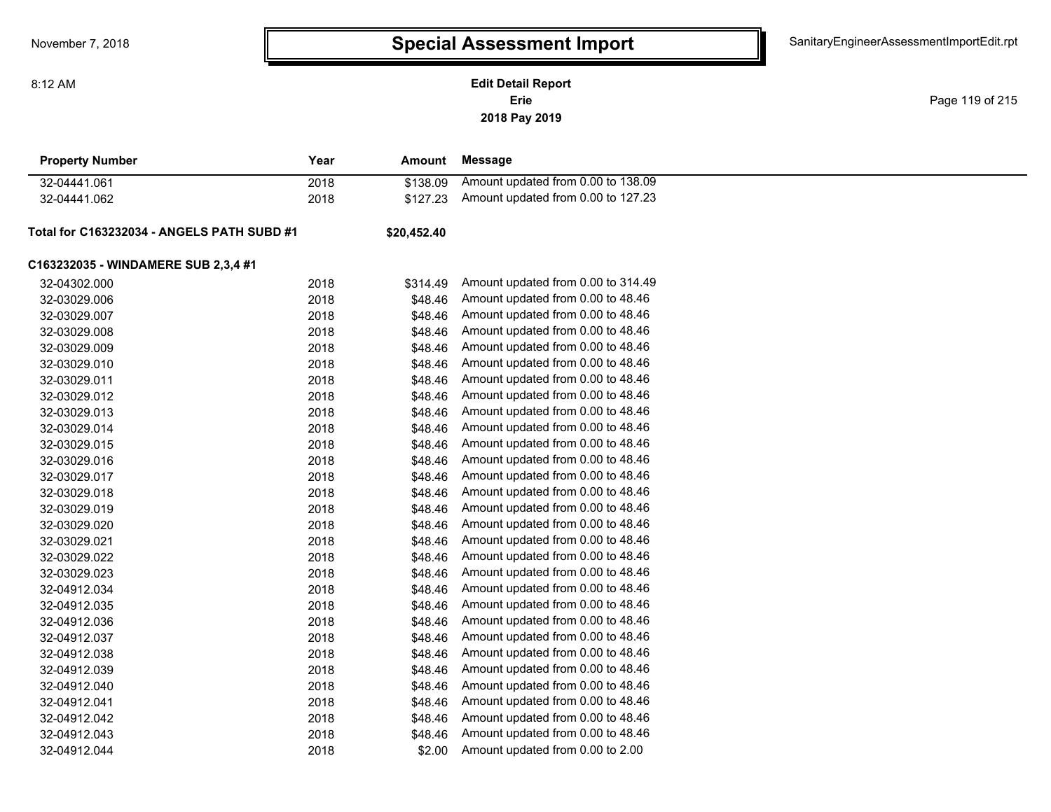# Special Assessment Import

**Edit Detail Report**
**Erie**
**2018 Pay 2019**

| Property Number | Year | Amount | Message |
|---|---|---|---|
| 32-04441.061 | 2018 | $138.09 | Amount updated from 0.00 to 138.09 |
| 32-04441.062 | 2018 | $127.23 | Amount updated from 0.00 to 127.23 |
| **Total for C163232034 - ANGELS PATH SUBD #1** | | **$20,452.40** | |
| **C163232035 - WINDAMERE SUB 2,3,4 #1** | | | |
| 32-04302.000 | 2018 | $314.49 | Amount updated from 0.00 to 314.49 |
| 32-03029.006 | 2018 | $48.46 | Amount updated from 0.00 to 48.46 |
| 32-03029.007 | 2018 | $48.46 | Amount updated from 0.00 to 48.46 |
| 32-03029.008 | 2018 | $48.46 | Amount updated from 0.00 to 48.46 |
| 32-03029.009 | 2018 | $48.46 | Amount updated from 0.00 to 48.46 |
| 32-03029.010 | 2018 | $48.46 | Amount updated from 0.00 to 48.46 |
| 32-03029.011 | 2018 | $48.46 | Amount updated from 0.00 to 48.46 |
| 32-03029.012 | 2018 | $48.46 | Amount updated from 0.00 to 48.46 |
| 32-03029.013 | 2018 | $48.46 | Amount updated from 0.00 to 48.46 |
| 32-03029.014 | 2018 | $48.46 | Amount updated from 0.00 to 48.46 |
| 32-03029.015 | 2018 | $48.46 | Amount updated from 0.00 to 48.46 |
| 32-03029.016 | 2018 | $48.46 | Amount updated from 0.00 to 48.46 |
| 32-03029.017 | 2018 | $48.46 | Amount updated from 0.00 to 48.46 |
| 32-03029.018 | 2018 | $48.46 | Amount updated from 0.00 to 48.46 |
| 32-03029.019 | 2018 | $48.46 | Amount updated from 0.00 to 48.46 |
| 32-03029.020 | 2018 | $48.46 | Amount updated from 0.00 to 48.46 |
| 32-03029.021 | 2018 | $48.46 | Amount updated from 0.00 to 48.46 |
| 32-03029.022 | 2018 | $48.46 | Amount updated from 0.00 to 48.46 |
| 32-03029.023 | 2018 | $48.46 | Amount updated from 0.00 to 48.46 |
| 32-04912.034 | 2018 | $48.46 | Amount updated from 0.00 to 48.46 |
| 32-04912.035 | 2018 | $48.46 | Amount updated from 0.00 to 48.46 |
| 32-04912.036 | 2018 | $48.46 | Amount updated from 0.00 to 48.46 |
| 32-04912.037 | 2018 | $48.46 | Amount updated from 0.00 to 48.46 |
| 32-04912.038 | 2018 | $48.46 | Amount updated from 0.00 to 48.46 |
| 32-04912.039 | 2018 | $48.46 | Amount updated from 0.00 to 48.46 |
| 32-04912.040 | 2018 | $48.46 | Amount updated from 0.00 to 48.46 |
| 32-04912.041 | 2018 | $48.46 | Amount updated from 0.00 to 48.46 |
| 32-04912.042 | 2018 | $48.46 | Amount updated from 0.00 to 48.46 |
| 32-04912.043 | 2018 | $48.46 | Amount updated from 0.00 to 48.46 |
| 32-04912.044 | 2018 | $2.00 | Amount updated from 0.00 to 2.00 |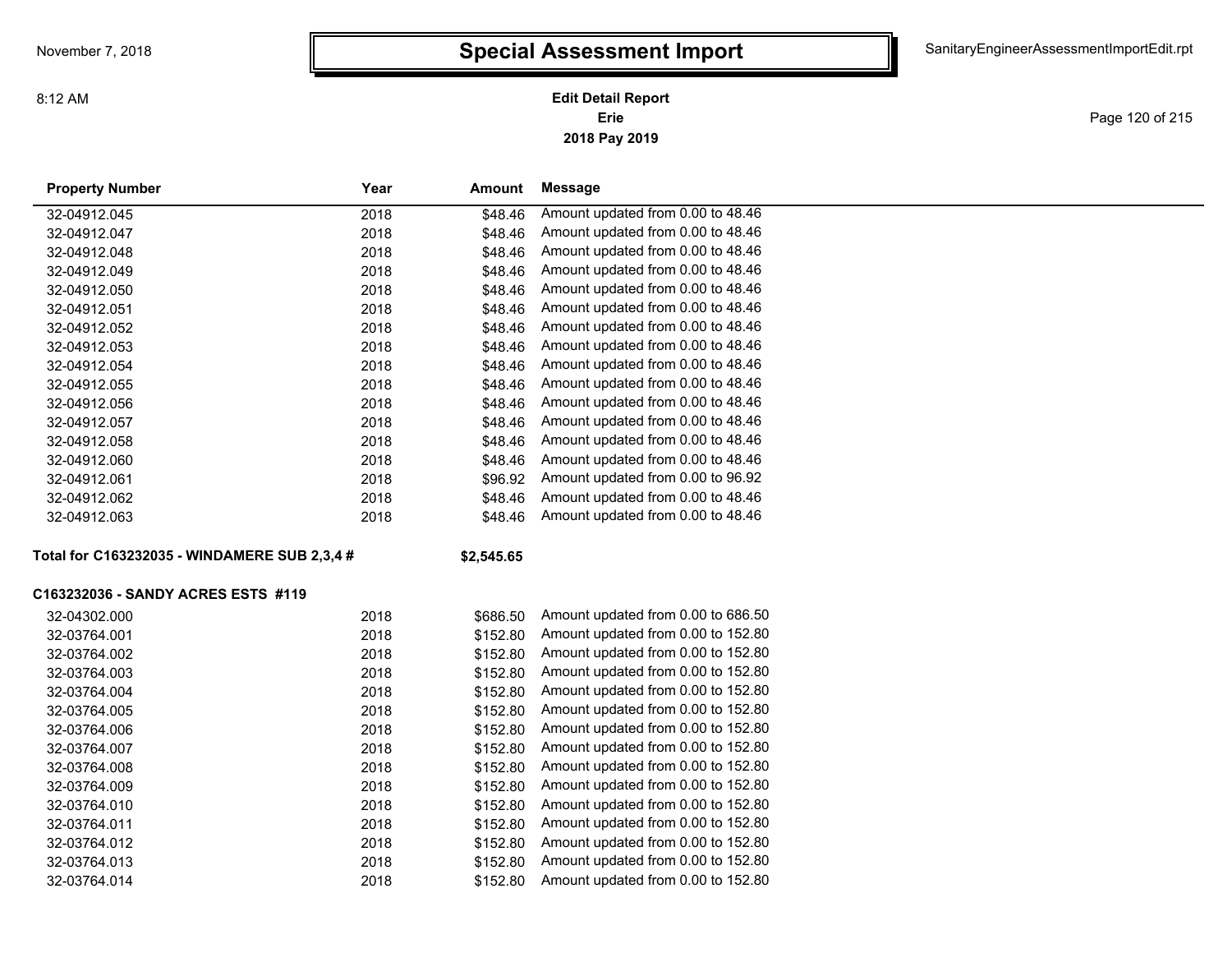# Special Assessment Import

**Edit Detail Report**
**Erie**
**2018 Pay 2019**

| Property Number | Year | Amount | Message |
|---|---|---|---|
| 32-04912.045 | 2018 | $48.46 | Amount updated from 0.00 to 48.46 |
| 32-04912.047 | 2018 | $48.46 | Amount updated from 0.00 to 48.46 |
| 32-04912.048 | 2018 | $48.46 | Amount updated from 0.00 to 48.46 |
| 32-04912.049 | 2018 | $48.46 | Amount updated from 0.00 to 48.46 |
| 32-04912.050 | 2018 | $48.46 | Amount updated from 0.00 to 48.46 |
| 32-04912.051 | 2018 | $48.46 | Amount updated from 0.00 to 48.46 |
| 32-04912.052 | 2018 | $48.46 | Amount updated from 0.00 to 48.46 |
| 32-04912.053 | 2018 | $48.46 | Amount updated from 0.00 to 48.46 |
| 32-04912.054 | 2018 | $48.46 | Amount updated from 0.00 to 48.46 |
| 32-04912.055 | 2018 | $48.46 | Amount updated from 0.00 to 48.46 |
| 32-04912.056 | 2018 | $48.46 | Amount updated from 0.00 to 48.46 |
| 32-04912.057 | 2018 | $48.46 | Amount updated from 0.00 to 48.46 |
| 32-04912.058 | 2018 | $48.46 | Amount updated from 0.00 to 48.46 |
| 32-04912.060 | 2018 | $48.46 | Amount updated from 0.00 to 48.46 |
| 32-04912.061 | 2018 | $96.92 | Amount updated from 0.00 to 96.92 |
| 32-04912.062 | 2018 | $48.46 | Amount updated from 0.00 to 48.46 |
| 32-04912.063 | 2018 | $48.46 | Amount updated from 0.00 to 48.46 |
| **Total for C163232035 - WINDAMERE SUB 2,3,4 #** | | **$2,545.65** | |
| **C163232036 - SANDY ACRES ESTS #119** | | | |
| 32-04302.000 | 2018 | $686.50 | Amount updated from 0.00 to 686.50 |
| 32-03764.001 | 2018 | $152.80 | Amount updated from 0.00 to 152.80 |
| 32-03764.002 | 2018 | $152.80 | Amount updated from 0.00 to 152.80 |
| 32-03764.003 | 2018 | $152.80 | Amount updated from 0.00 to 152.80 |
| 32-03764.004 | 2018 | $152.80 | Amount updated from 0.00 to 152.80 |
| 32-03764.005 | 2018 | $152.80 | Amount updated from 0.00 to 152.80 |
| 32-03764.006 | 2018 | $152.80 | Amount updated from 0.00 to 152.80 |
| 32-03764.007 | 2018 | $152.80 | Amount updated from 0.00 to 152.80 |
| 32-03764.008 | 2018 | $152.80 | Amount updated from 0.00 to 152.80 |
| 32-03764.009 | 2018 | $152.80 | Amount updated from 0.00 to 152.80 |
| 32-03764.010 | 2018 | $152.80 | Amount updated from 0.00 to 152.80 |
| 32-03764.011 | 2018 | $152.80 | Amount updated from 0.00 to 152.80 |
| 32-03764.012 | 2018 | $152.80 | Amount updated from 0.00 to 152.80 |
| 32-03764.013 | 2018 | $152.80 | Amount updated from 0.00 to 152.80 |
| 32-03764.014 | 2018 | $152.80 | Amount updated from 0.00 to 152.80 |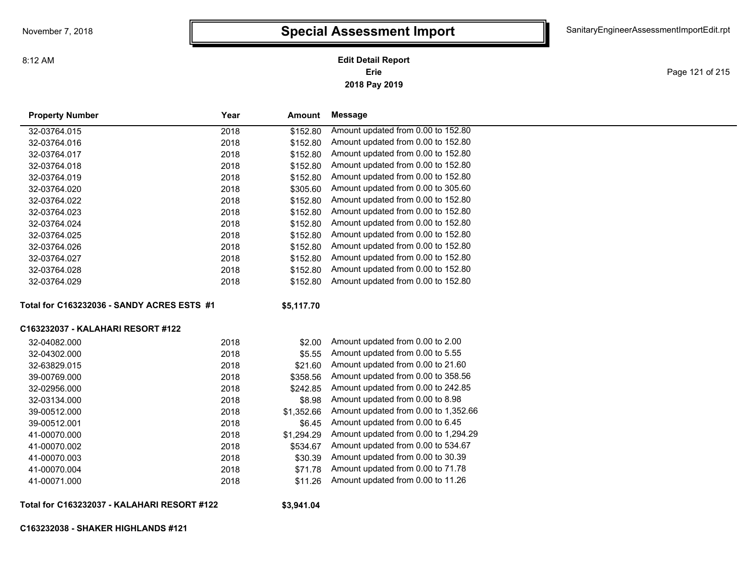# Special Assessment Import

**Edit Detail Report**
**Erie**
**2018 Pay 2019**

| Property Number | Year | Amount | Message |
|---|---|---|---|
| 32-03764.015 | 2018 | $152.80 | Amount updated from 0.00 to 152.80 |
| 32-03764.016 | 2018 | $152.80 | Amount updated from 0.00 to 152.80 |
| 32-03764.017 | 2018 | $152.80 | Amount updated from 0.00 to 152.80 |
| 32-03764.018 | 2018 | $152.80 | Amount updated from 0.00 to 152.80 |
| 32-03764.019 | 2018 | $152.80 | Amount updated from 0.00 to 152.80 |
| 32-03764.020 | 2018 | $305.60 | Amount updated from 0.00 to 305.60 |
| 32-03764.022 | 2018 | $152.80 | Amount updated from 0.00 to 152.80 |
| 32-03764.023 | 2018 | $152.80 | Amount updated from 0.00 to 152.80 |
| 32-03764.024 | 2018 | $152.80 | Amount updated from 0.00 to 152.80 |
| 32-03764.025 | 2018 | $152.80 | Amount updated from 0.00 to 152.80 |
| 32-03764.026 | 2018 | $152.80 | Amount updated from 0.00 to 152.80 |
| 32-03764.027 | 2018 | $152.80 | Amount updated from 0.00 to 152.80 |
| 32-03764.028 | 2018 | $152.80 | Amount updated from 0.00 to 152.80 |
| 32-03764.029 | 2018 | $152.80 | Amount updated from 0.00 to 152.80 |
| **Total for C163232036 - SANDY ACRES ESTS #1** | | **$5,117.70** | |

**C163232037 - KALAHARI RESORT #122**

| Property Number | Year | Amount | Message |
|---|---|---|---|
| 32-04082.000 | 2018 | $2.00 | Amount updated from 0.00 to 2.00 |
| 32-04302.000 | 2018 | $5.55 | Amount updated from 0.00 to 5.55 |
| 32-63829.015 | 2018 | $21.60 | Amount updated from 0.00 to 21.60 |
| 39-00769.000 | 2018 | $358.56 | Amount updated from 0.00 to 358.56 |
| 32-02956.000 | 2018 | $242.85 | Amount updated from 0.00 to 242.85 |
| 32-03134.000 | 2018 | $8.98 | Amount updated from 0.00 to 8.98 |
| 39-00512.000 | 2018 | $1,352.66 | Amount updated from 0.00 to 1,352.66 |
| 39-00512.001 | 2018 | $6.45 | Amount updated from 0.00 to 6.45 |
| 41-00070.000 | 2018 | $1,294.29 | Amount updated from 0.00 to 1,294.29 |
| 41-00070.002 | 2018 | $534.67 | Amount updated from 0.00 to 534.67 |
| 41-00070.003 | 2018 | $30.39 | Amount updated from 0.00 to 30.39 |
| 41-00070.004 | 2018 | $71.78 | Amount updated from 0.00 to 71.78 |
| 41-00071.000 | 2018 | $11.26 | Amount updated from 0.00 to 11.26 |
| **Total for C163232037 - KALAHARI RESORT #122** | | **$3,941.04** | |

**C163232038 - SHAKER HIGHLANDS #121**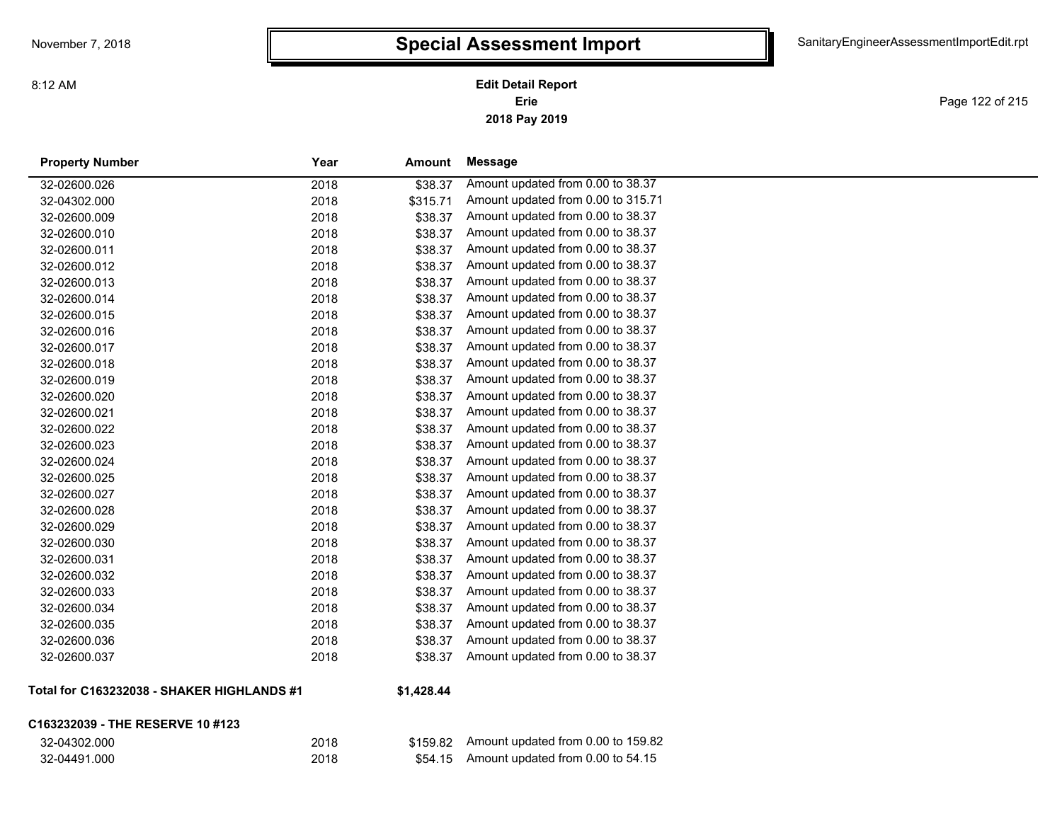# Special Assessment Import

**Edit Detail Report**
**Erie**
**2018 Pay 2019**

| Property Number | Year | Amount | Message |
|---|---|---|---|
| 32-02600.026 | 2018 | $38.37 | Amount updated from 0.00 to 38.37 |
| 32-04302.000 | 2018 | $315.71 | Amount updated from 0.00 to 315.71 |
| 32-02600.009 | 2018 | $38.37 | Amount updated from 0.00 to 38.37 |
| 32-02600.010 | 2018 | $38.37 | Amount updated from 0.00 to 38.37 |
| 32-02600.011 | 2018 | $38.37 | Amount updated from 0.00 to 38.37 |
| 32-02600.012 | 2018 | $38.37 | Amount updated from 0.00 to 38.37 |
| 32-02600.013 | 2018 | $38.37 | Amount updated from 0.00 to 38.37 |
| 32-02600.014 | 2018 | $38.37 | Amount updated from 0.00 to 38.37 |
| 32-02600.015 | 2018 | $38.37 | Amount updated from 0.00 to 38.37 |
| 32-02600.016 | 2018 | $38.37 | Amount updated from 0.00 to 38.37 |
| 32-02600.017 | 2018 | $38.37 | Amount updated from 0.00 to 38.37 |
| 32-02600.018 | 2018 | $38.37 | Amount updated from 0.00 to 38.37 |
| 32-02600.019 | 2018 | $38.37 | Amount updated from 0.00 to 38.37 |
| 32-02600.020 | 2018 | $38.37 | Amount updated from 0.00 to 38.37 |
| 32-02600.021 | 2018 | $38.37 | Amount updated from 0.00 to 38.37 |
| 32-02600.022 | 2018 | $38.37 | Amount updated from 0.00 to 38.37 |
| 32-02600.023 | 2018 | $38.37 | Amount updated from 0.00 to 38.37 |
| 32-02600.024 | 2018 | $38.37 | Amount updated from 0.00 to 38.37 |
| 32-02600.025 | 2018 | $38.37 | Amount updated from 0.00 to 38.37 |
| 32-02600.027 | 2018 | $38.37 | Amount updated from 0.00 to 38.37 |
| 32-02600.028 | 2018 | $38.37 | Amount updated from 0.00 to 38.37 |
| 32-02600.029 | 2018 | $38.37 | Amount updated from 0.00 to 38.37 |
| 32-02600.030 | 2018 | $38.37 | Amount updated from 0.00 to 38.37 |
| 32-02600.031 | 2018 | $38.37 | Amount updated from 0.00 to 38.37 |
| 32-02600.032 | 2018 | $38.37 | Amount updated from 0.00 to 38.37 |
| 32-02600.033 | 2018 | $38.37 | Amount updated from 0.00 to 38.37 |
| 32-02600.034 | 2018 | $38.37 | Amount updated from 0.00 to 38.37 |
| 32-02600.035 | 2018 | $38.37 | Amount updated from 0.00 to 38.37 |
| 32-02600.036 | 2018 | $38.37 | Amount updated from 0.00 to 38.37 |
| 32-02600.037 | 2018 | $38.37 | Amount updated from 0.00 to 38.37 |

**Total for C163232038 - SHAKER HIGHLANDS #1** **$1,428.44**

**C163232039 - THE RESERVE 10 #123**

| Property Number | Year | Amount | Message |
|---|---|---|---|
| 32-04302.000 | 2018 | $159.82 | Amount updated from 0.00 to 159.82 |
| 32-04491.000 | 2018 | $54.15 | Amount updated from 0.00 to 54.15 |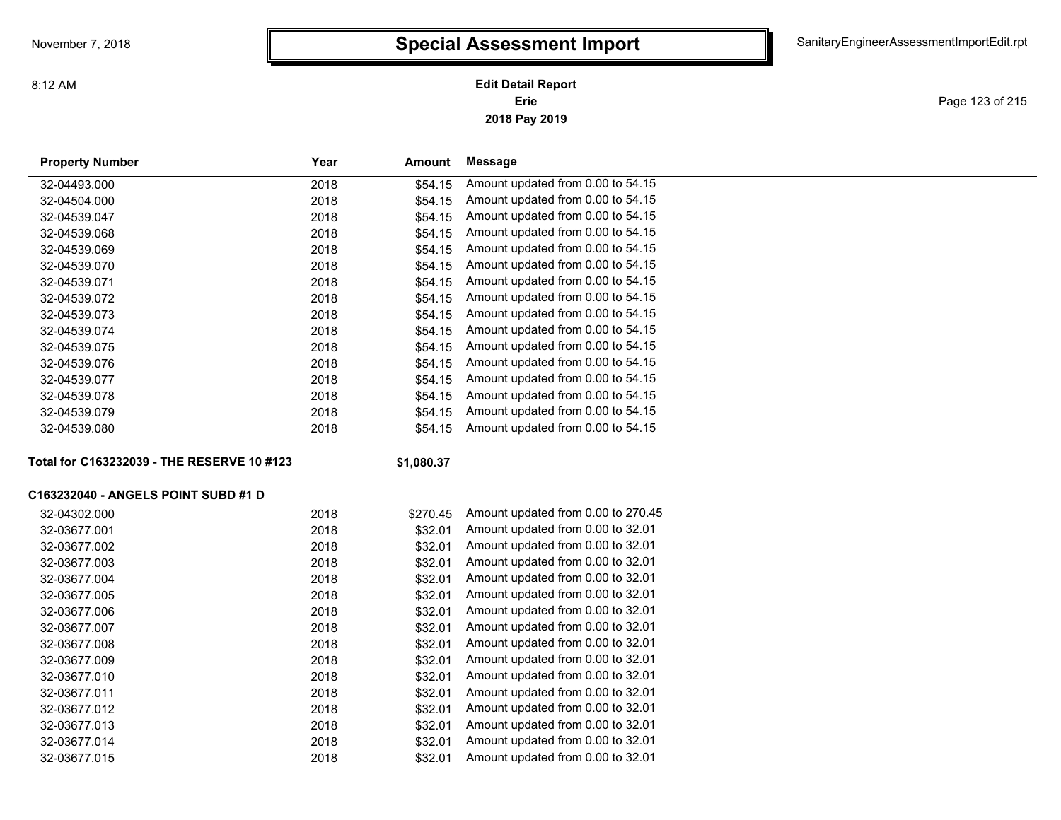# Special Assessment Import

**Edit Detail Report**
**Erie**
**2018 Pay 2019**

| Property Number | Year | Amount | Message |
|---|---|---|---|
| 32-04493.000 | 2018 | $54.15 | Amount updated from 0.00 to 54.15 |
| 32-04504.000 | 2018 | $54.15 | Amount updated from 0.00 to 54.15 |
| 32-04539.047 | 2018 | $54.15 | Amount updated from 0.00 to 54.15 |
| 32-04539.068 | 2018 | $54.15 | Amount updated from 0.00 to 54.15 |
| 32-04539.069 | 2018 | $54.15 | Amount updated from 0.00 to 54.15 |
| 32-04539.070 | 2018 | $54.15 | Amount updated from 0.00 to 54.15 |
| 32-04539.071 | 2018 | $54.15 | Amount updated from 0.00 to 54.15 |
| 32-04539.072 | 2018 | $54.15 | Amount updated from 0.00 to 54.15 |
| 32-04539.073 | 2018 | $54.15 | Amount updated from 0.00 to 54.15 |
| 32-04539.074 | 2018 | $54.15 | Amount updated from 0.00 to 54.15 |
| 32-04539.075 | 2018 | $54.15 | Amount updated from 0.00 to 54.15 |
| 32-04539.076 | 2018 | $54.15 | Amount updated from 0.00 to 54.15 |
| 32-04539.077 | 2018 | $54.15 | Amount updated from 0.00 to 54.15 |
| 32-04539.078 | 2018 | $54.15 | Amount updated from 0.00 to 54.15 |
| 32-04539.079 | 2018 | $54.15 | Amount updated from 0.00 to 54.15 |
| 32-04539.080 | 2018 | $54.15 | Amount updated from 0.00 to 54.15 |
| **Total for C163232039 - THE RESERVE 10 #123** | | **$1,080.37** | |

**C163232040 - ANGELS POINT SUBD #1 D**

| Property Number | Year | Amount | Message |
|---|---|---|---|
| 32-04302.000 | 2018 | $270.45 | Amount updated from 0.00 to 270.45 |
| 32-03677.001 | 2018 | $32.01 | Amount updated from 0.00 to 32.01 |
| 32-03677.002 | 2018 | $32.01 | Amount updated from 0.00 to 32.01 |
| 32-03677.003 | 2018 | $32.01 | Amount updated from 0.00 to 32.01 |
| 32-03677.004 | 2018 | $32.01 | Amount updated from 0.00 to 32.01 |
| 32-03677.005 | 2018 | $32.01 | Amount updated from 0.00 to 32.01 |
| 32-03677.006 | 2018 | $32.01 | Amount updated from 0.00 to 32.01 |
| 32-03677.007 | 2018 | $32.01 | Amount updated from 0.00 to 32.01 |
| 32-03677.008 | 2018 | $32.01 | Amount updated from 0.00 to 32.01 |
| 32-03677.009 | 2018 | $32.01 | Amount updated from 0.00 to 32.01 |
| 32-03677.010 | 2018 | $32.01 | Amount updated from 0.00 to 32.01 |
| 32-03677.011 | 2018 | $32.01 | Amount updated from 0.00 to 32.01 |
| 32-03677.012 | 2018 | $32.01 | Amount updated from 0.00 to 32.01 |
| 32-03677.013 | 2018 | $32.01 | Amount updated from 0.00 to 32.01 |
| 32-03677.014 | 2018 | $32.01 | Amount updated from 0.00 to 32.01 |
| 32-03677.015 | 2018 | $32.01 | Amount updated from 0.00 to 32.01 |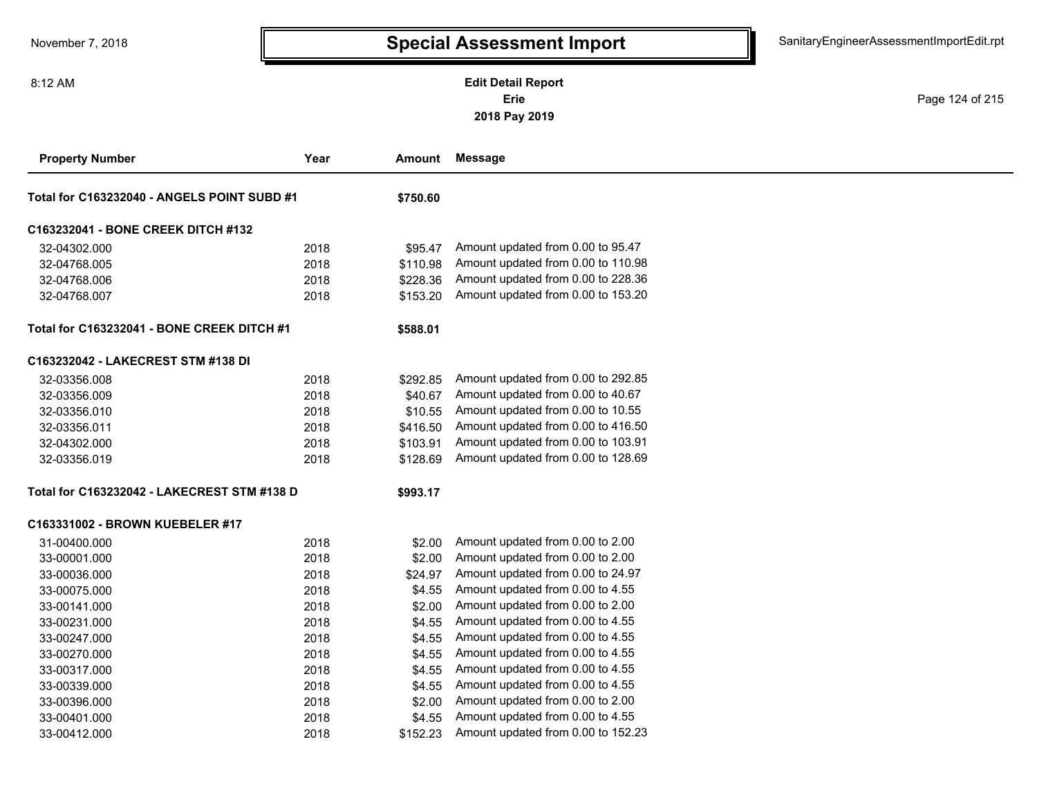# Special Assessment Import

**Edit Detail Report**
**Erie**
**2018 Pay 2019**

| Property Number | Year | Amount | Message |
|---|---|---|---|
| **Total for C163232040 - ANGELS POINT SUBD #1** | | **$750.60** | |
| **C163232041 - BONE CREEK DITCH #132** | | | |
| 32-04302.000 | 2018 | $95.47 | Amount updated from 0.00 to 95.47 |
| 32-04768.005 | 2018 | $110.98 | Amount updated from 0.00 to 110.98 |
| 32-04768.006 | 2018 | $228.36 | Amount updated from 0.00 to 228.36 |
| 32-04768.007 | 2018 | $153.20 | Amount updated from 0.00 to 153.20 |
| **Total for C163232041 - BONE CREEK DITCH #1** | | **$588.01** | |
| **C163232042 - LAKECREST STM #138 DI** | | | |
| 32-03356.008 | 2018 | $292.85 | Amount updated from 0.00 to 292.85 |
| 32-03356.009 | 2018 | $40.67 | Amount updated from 0.00 to 40.67 |
| 32-03356.010 | 2018 | $10.55 | Amount updated from 0.00 to 10.55 |
| 32-03356.011 | 2018 | $416.50 | Amount updated from 0.00 to 416.50 |
| 32-04302.000 | 2018 | $103.91 | Amount updated from 0.00 to 103.91 |
| 32-03356.019 | 2018 | $128.69 | Amount updated from 0.00 to 128.69 |
| **Total for C163232042 - LAKECREST STM #138 D** | | **$993.17** | |
| **C163331002 - BROWN KUEBELER #17** | | | |
| 31-00400.000 | 2018 | $2.00 | Amount updated from 0.00 to 2.00 |
| 33-00001.000 | 2018 | $2.00 | Amount updated from 0.00 to 2.00 |
| 33-00036.000 | 2018 | $24.97 | Amount updated from 0.00 to 24.97 |
| 33-00075.000 | 2018 | $4.55 | Amount updated from 0.00 to 4.55 |
| 33-00141.000 | 2018 | $2.00 | Amount updated from 0.00 to 2.00 |
| 33-00231.000 | 2018 | $4.55 | Amount updated from 0.00 to 4.55 |
| 33-00247.000 | 2018 | $4.55 | Amount updated from 0.00 to 4.55 |
| 33-00270.000 | 2018 | $4.55 | Amount updated from 0.00 to 4.55 |
| 33-00317.000 | 2018 | $4.55 | Amount updated from 0.00 to 4.55 |
| 33-00339.000 | 2018 | $4.55 | Amount updated from 0.00 to 4.55 |
| 33-00396.000 | 2018 | $2.00 | Amount updated from 0.00 to 2.00 |
| 33-00401.000 | 2018 | $4.55 | Amount updated from 0.00 to 4.55 |
| 33-00412.000 | 2018 | $152.23 | Amount updated from 0.00 to 152.23 |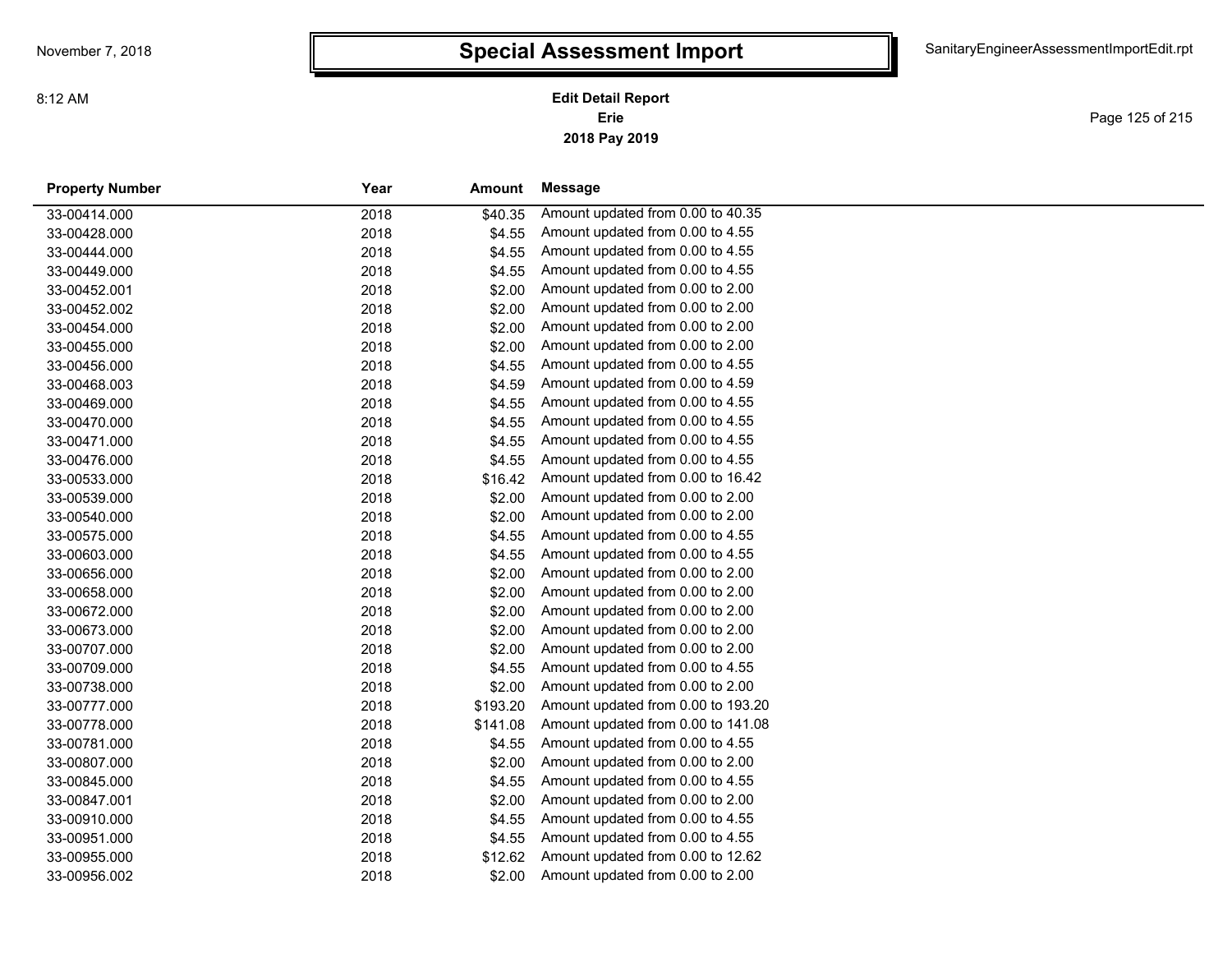# Special Assessment Import

**Edit Detail Report**
**Erie**
**2018 Pay 2019**

| Property Number | Year | Amount | Message |
|---|---|---|---|
| 33-00414.000 | 2018 | $40.35 | Amount updated from 0.00 to 40.35 |
| 33-00428.000 | 2018 | $4.55 | Amount updated from 0.00 to 4.55 |
| 33-00444.000 | 2018 | $4.55 | Amount updated from 0.00 to 4.55 |
| 33-00449.000 | 2018 | $4.55 | Amount updated from 0.00 to 4.55 |
| 33-00452.001 | 2018 | $2.00 | Amount updated from 0.00 to 2.00 |
| 33-00452.002 | 2018 | $2.00 | Amount updated from 0.00 to 2.00 |
| 33-00454.000 | 2018 | $2.00 | Amount updated from 0.00 to 2.00 |
| 33-00455.000 | 2018 | $2.00 | Amount updated from 0.00 to 2.00 |
| 33-00456.000 | 2018 | $4.55 | Amount updated from 0.00 to 4.55 |
| 33-00468.003 | 2018 | $4.59 | Amount updated from 0.00 to 4.59 |
| 33-00469.000 | 2018 | $4.55 | Amount updated from 0.00 to 4.55 |
| 33-00470.000 | 2018 | $4.55 | Amount updated from 0.00 to 4.55 |
| 33-00471.000 | 2018 | $4.55 | Amount updated from 0.00 to 4.55 |
| 33-00476.000 | 2018 | $4.55 | Amount updated from 0.00 to 4.55 |
| 33-00533.000 | 2018 | $16.42 | Amount updated from 0.00 to 16.42 |
| 33-00539.000 | 2018 | $2.00 | Amount updated from 0.00 to 2.00 |
| 33-00540.000 | 2018 | $2.00 | Amount updated from 0.00 to 2.00 |
| 33-00575.000 | 2018 | $4.55 | Amount updated from 0.00 to 4.55 |
| 33-00603.000 | 2018 | $4.55 | Amount updated from 0.00 to 4.55 |
| 33-00656.000 | 2018 | $2.00 | Amount updated from 0.00 to 2.00 |
| 33-00658.000 | 2018 | $2.00 | Amount updated from 0.00 to 2.00 |
| 33-00672.000 | 2018 | $2.00 | Amount updated from 0.00 to 2.00 |
| 33-00673.000 | 2018 | $2.00 | Amount updated from 0.00 to 2.00 |
| 33-00707.000 | 2018 | $2.00 | Amount updated from 0.00 to 2.00 |
| 33-00709.000 | 2018 | $4.55 | Amount updated from 0.00 to 4.55 |
| 33-00738.000 | 2018 | $2.00 | Amount updated from 0.00 to 2.00 |
| 33-00777.000 | 2018 | $193.20 | Amount updated from 0.00 to 193.20 |
| 33-00778.000 | 2018 | $141.08 | Amount updated from 0.00 to 141.08 |
| 33-00781.000 | 2018 | $4.55 | Amount updated from 0.00 to 4.55 |
| 33-00807.000 | 2018 | $2.00 | Amount updated from 0.00 to 2.00 |
| 33-00845.000 | 2018 | $4.55 | Amount updated from 0.00 to 4.55 |
| 33-00847.001 | 2018 | $2.00 | Amount updated from 0.00 to 2.00 |
| 33-00910.000 | 2018 | $4.55 | Amount updated from 0.00 to 4.55 |
| 33-00951.000 | 2018 | $4.55 | Amount updated from 0.00 to 4.55 |
| 33-00955.000 | 2018 | $12.62 | Amount updated from 0.00 to 12.62 |
| 33-00956.002 | 2018 | $2.00 | Amount updated from 0.00 to 2.00 |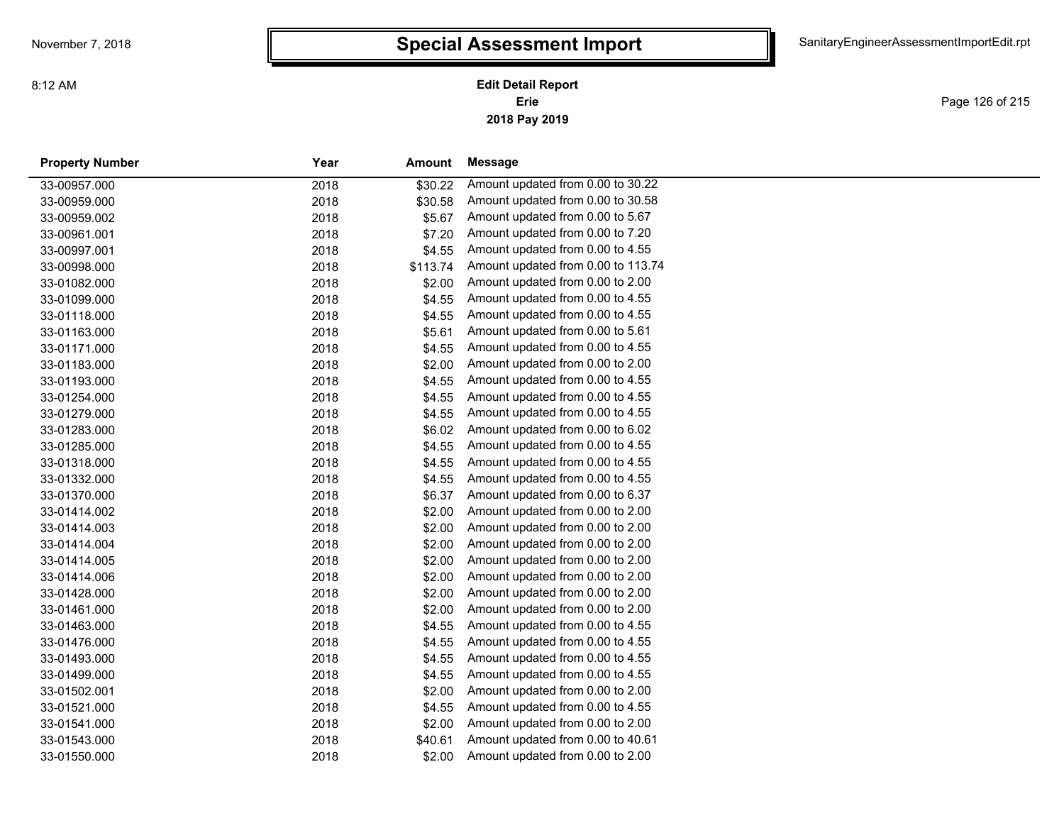# Special Assessment Import

**Edit Detail Report**
**Erie**
**2018 Pay 2019**

| Property Number | Year | Amount | Message |
|---|---|---|---|
| 33-00957.000 | 2018 | $30.22 | Amount updated from 0.00 to 30.22 |
| 33-00959.000 | 2018 | $30.58 | Amount updated from 0.00 to 30.58 |
| 33-00959.002 | 2018 | $5.67 | Amount updated from 0.00 to 5.67 |
| 33-00961.001 | 2018 | $7.20 | Amount updated from 0.00 to 7.20 |
| 33-00997.001 | 2018 | $4.55 | Amount updated from 0.00 to 4.55 |
| 33-00998.000 | 2018 | $113.74 | Amount updated from 0.00 to 113.74 |
| 33-01082.000 | 2018 | $2.00 | Amount updated from 0.00 to 2.00 |
| 33-01099.000 | 2018 | $4.55 | Amount updated from 0.00 to 4.55 |
| 33-01118.000 | 2018 | $4.55 | Amount updated from 0.00 to 4.55 |
| 33-01163.000 | 2018 | $5.61 | Amount updated from 0.00 to 5.61 |
| 33-01171.000 | 2018 | $4.55 | Amount updated from 0.00 to 4.55 |
| 33-01183.000 | 2018 | $2.00 | Amount updated from 0.00 to 2.00 |
| 33-01193.000 | 2018 | $4.55 | Amount updated from 0.00 to 4.55 |
| 33-01254.000 | 2018 | $4.55 | Amount updated from 0.00 to 4.55 |
| 33-01279.000 | 2018 | $4.55 | Amount updated from 0.00 to 4.55 |
| 33-01283.000 | 2018 | $6.02 | Amount updated from 0.00 to 6.02 |
| 33-01285.000 | 2018 | $4.55 | Amount updated from 0.00 to 4.55 |
| 33-01318.000 | 2018 | $4.55 | Amount updated from 0.00 to 4.55 |
| 33-01332.000 | 2018 | $4.55 | Amount updated from 0.00 to 4.55 |
| 33-01370.000 | 2018 | $6.37 | Amount updated from 0.00 to 6.37 |
| 33-01414.002 | 2018 | $2.00 | Amount updated from 0.00 to 2.00 |
| 33-01414.003 | 2018 | $2.00 | Amount updated from 0.00 to 2.00 |
| 33-01414.004 | 2018 | $2.00 | Amount updated from 0.00 to 2.00 |
| 33-01414.005 | 2018 | $2.00 | Amount updated from 0.00 to 2.00 |
| 33-01414.006 | 2018 | $2.00 | Amount updated from 0.00 to 2.00 |
| 33-01428.000 | 2018 | $2.00 | Amount updated from 0.00 to 2.00 |
| 33-01461.000 | 2018 | $2.00 | Amount updated from 0.00 to 2.00 |
| 33-01463.000 | 2018 | $4.55 | Amount updated from 0.00 to 4.55 |
| 33-01476.000 | 2018 | $4.55 | Amount updated from 0.00 to 4.55 |
| 33-01493.000 | 2018 | $4.55 | Amount updated from 0.00 to 4.55 |
| 33-01499.000 | 2018 | $4.55 | Amount updated from 0.00 to 4.55 |
| 33-01502.001 | 2018 | $2.00 | Amount updated from 0.00 to 2.00 |
| 33-01521.000 | 2018 | $4.55 | Amount updated from 0.00 to 4.55 |
| 33-01541.000 | 2018 | $2.00 | Amount updated from 0.00 to 2.00 |
| 33-01543.000 | 2018 | $40.61 | Amount updated from 0.00 to 40.61 |
| 33-01550.000 | 2018 | $2.00 | Amount updated from 0.00 to 2.00 |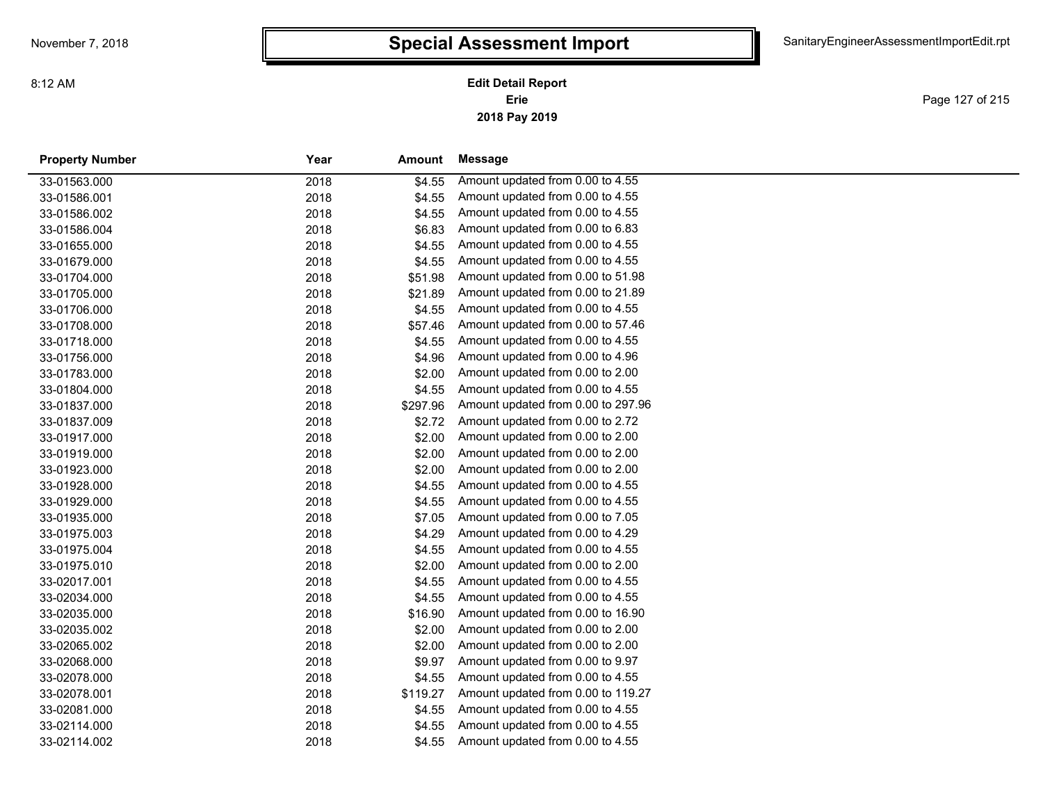# Special Assessment Import

**Edit Detail Report**
**Erie**
**2018 Pay 2019**

| Property Number | Year | Amount | Message |
|---|---|---|---|
| 33-01563.000 | 2018 | $4.55 | Amount updated from 0.00 to 4.55 |
| 33-01586.001 | 2018 | $4.55 | Amount updated from 0.00 to 4.55 |
| 33-01586.002 | 2018 | $4.55 | Amount updated from 0.00 to 4.55 |
| 33-01586.004 | 2018 | $6.83 | Amount updated from 0.00 to 6.83 |
| 33-01655.000 | 2018 | $4.55 | Amount updated from 0.00 to 4.55 |
| 33-01679.000 | 2018 | $4.55 | Amount updated from 0.00 to 4.55 |
| 33-01704.000 | 2018 | $51.98 | Amount updated from 0.00 to 51.98 |
| 33-01705.000 | 2018 | $21.89 | Amount updated from 0.00 to 21.89 |
| 33-01706.000 | 2018 | $4.55 | Amount updated from 0.00 to 4.55 |
| 33-01708.000 | 2018 | $57.46 | Amount updated from 0.00 to 57.46 |
| 33-01718.000 | 2018 | $4.55 | Amount updated from 0.00 to 4.55 |
| 33-01756.000 | 2018 | $4.96 | Amount updated from 0.00 to 4.96 |
| 33-01783.000 | 2018 | $2.00 | Amount updated from 0.00 to 2.00 |
| 33-01804.000 | 2018 | $4.55 | Amount updated from 0.00 to 4.55 |
| 33-01837.000 | 2018 | $297.96 | Amount updated from 0.00 to 297.96 |
| 33-01837.009 | 2018 | $2.72 | Amount updated from 0.00 to 2.72 |
| 33-01917.000 | 2018 | $2.00 | Amount updated from 0.00 to 2.00 |
| 33-01919.000 | 2018 | $2.00 | Amount updated from 0.00 to 2.00 |
| 33-01923.000 | 2018 | $2.00 | Amount updated from 0.00 to 2.00 |
| 33-01928.000 | 2018 | $4.55 | Amount updated from 0.00 to 4.55 |
| 33-01929.000 | 2018 | $4.55 | Amount updated from 0.00 to 4.55 |
| 33-01935.000 | 2018 | $7.05 | Amount updated from 0.00 to 7.05 |
| 33-01975.003 | 2018 | $4.29 | Amount updated from 0.00 to 4.29 |
| 33-01975.004 | 2018 | $4.55 | Amount updated from 0.00 to 4.55 |
| 33-01975.010 | 2018 | $2.00 | Amount updated from 0.00 to 2.00 |
| 33-02017.001 | 2018 | $4.55 | Amount updated from 0.00 to 4.55 |
| 33-02034.000 | 2018 | $4.55 | Amount updated from 0.00 to 4.55 |
| 33-02035.000 | 2018 | $16.90 | Amount updated from 0.00 to 16.90 |
| 33-02035.002 | 2018 | $2.00 | Amount updated from 0.00 to 2.00 |
| 33-02065.002 | 2018 | $2.00 | Amount updated from 0.00 to 2.00 |
| 33-02068.000 | 2018 | $9.97 | Amount updated from 0.00 to 9.97 |
| 33-02078.000 | 2018 | $4.55 | Amount updated from 0.00 to 4.55 |
| 33-02078.001 | 2018 | $119.27 | Amount updated from 0.00 to 119.27 |
| 33-02081.000 | 2018 | $4.55 | Amount updated from 0.00 to 4.55 |
| 33-02114.000 | 2018 | $4.55 | Amount updated from 0.00 to 4.55 |
| 33-02114.002 | 2018 | $4.55 | Amount updated from 0.00 to 4.55 |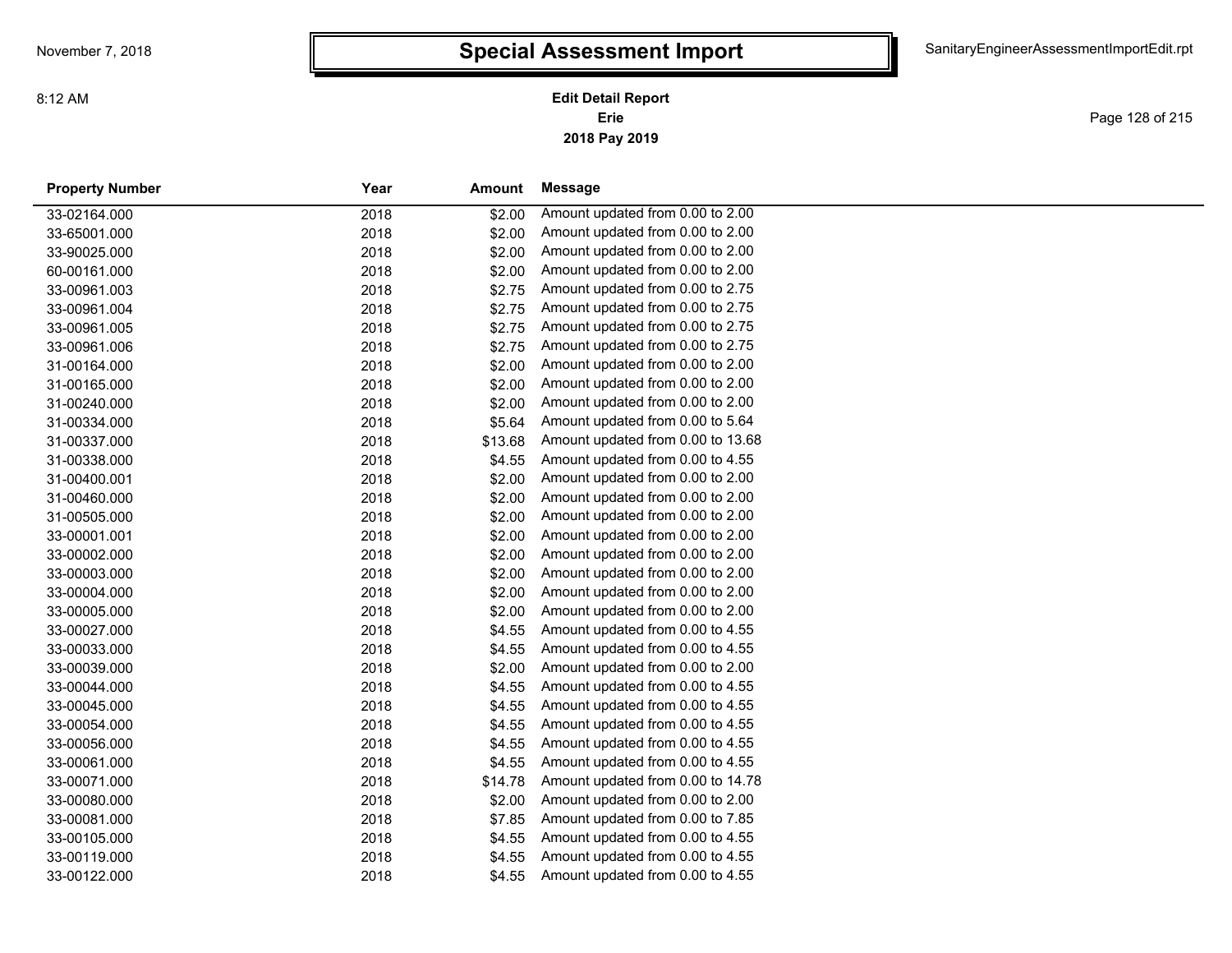# Special Assessment Import

**Edit Detail Report**
**Erie**
**2018 Pay 2019**

| Property Number | Year | Amount | Message |
|---|---|---|---|
| 33-02164.000 | 2018 | $2.00 | Amount updated from 0.00 to 2.00 |
| 33-65001.000 | 2018 | $2.00 | Amount updated from 0.00 to 2.00 |
| 33-90025.000 | 2018 | $2.00 | Amount updated from 0.00 to 2.00 |
| 60-00161.000 | 2018 | $2.00 | Amount updated from 0.00 to 2.00 |
| 33-00961.003 | 2018 | $2.75 | Amount updated from 0.00 to 2.75 |
| 33-00961.004 | 2018 | $2.75 | Amount updated from 0.00 to 2.75 |
| 33-00961.005 | 2018 | $2.75 | Amount updated from 0.00 to 2.75 |
| 33-00961.006 | 2018 | $2.75 | Amount updated from 0.00 to 2.75 |
| 31-00164.000 | 2018 | $2.00 | Amount updated from 0.00 to 2.00 |
| 31-00165.000 | 2018 | $2.00 | Amount updated from 0.00 to 2.00 |
| 31-00240.000 | 2018 | $2.00 | Amount updated from 0.00 to 2.00 |
| 31-00334.000 | 2018 | $5.64 | Amount updated from 0.00 to 5.64 |
| 31-00337.000 | 2018 | $13.68 | Amount updated from 0.00 to 13.68 |
| 31-00338.000 | 2018 | $4.55 | Amount updated from 0.00 to 4.55 |
| 31-00400.001 | 2018 | $2.00 | Amount updated from 0.00 to 2.00 |
| 31-00460.000 | 2018 | $2.00 | Amount updated from 0.00 to 2.00 |
| 31-00505.000 | 2018 | $2.00 | Amount updated from 0.00 to 2.00 |
| 33-00001.001 | 2018 | $2.00 | Amount updated from 0.00 to 2.00 |
| 33-00002.000 | 2018 | $2.00 | Amount updated from 0.00 to 2.00 |
| 33-00003.000 | 2018 | $2.00 | Amount updated from 0.00 to 2.00 |
| 33-00004.000 | 2018 | $2.00 | Amount updated from 0.00 to 2.00 |
| 33-00005.000 | 2018 | $2.00 | Amount updated from 0.00 to 2.00 |
| 33-00027.000 | 2018 | $4.55 | Amount updated from 0.00 to 4.55 |
| 33-00033.000 | 2018 | $4.55 | Amount updated from 0.00 to 4.55 |
| 33-00039.000 | 2018 | $2.00 | Amount updated from 0.00 to 2.00 |
| 33-00044.000 | 2018 | $4.55 | Amount updated from 0.00 to 4.55 |
| 33-00045.000 | 2018 | $4.55 | Amount updated from 0.00 to 4.55 |
| 33-00054.000 | 2018 | $4.55 | Amount updated from 0.00 to 4.55 |
| 33-00056.000 | 2018 | $4.55 | Amount updated from 0.00 to 4.55 |
| 33-00061.000 | 2018 | $4.55 | Amount updated from 0.00 to 4.55 |
| 33-00071.000 | 2018 | $14.78 | Amount updated from 0.00 to 14.78 |
| 33-00080.000 | 2018 | $2.00 | Amount updated from 0.00 to 2.00 |
| 33-00081.000 | 2018 | $7.85 | Amount updated from 0.00 to 7.85 |
| 33-00105.000 | 2018 | $4.55 | Amount updated from 0.00 to 4.55 |
| 33-00119.000 | 2018 | $4.55 | Amount updated from 0.00 to 4.55 |
| 33-00122.000 | 2018 | $4.55 | Amount updated from 0.00 to 4.55 |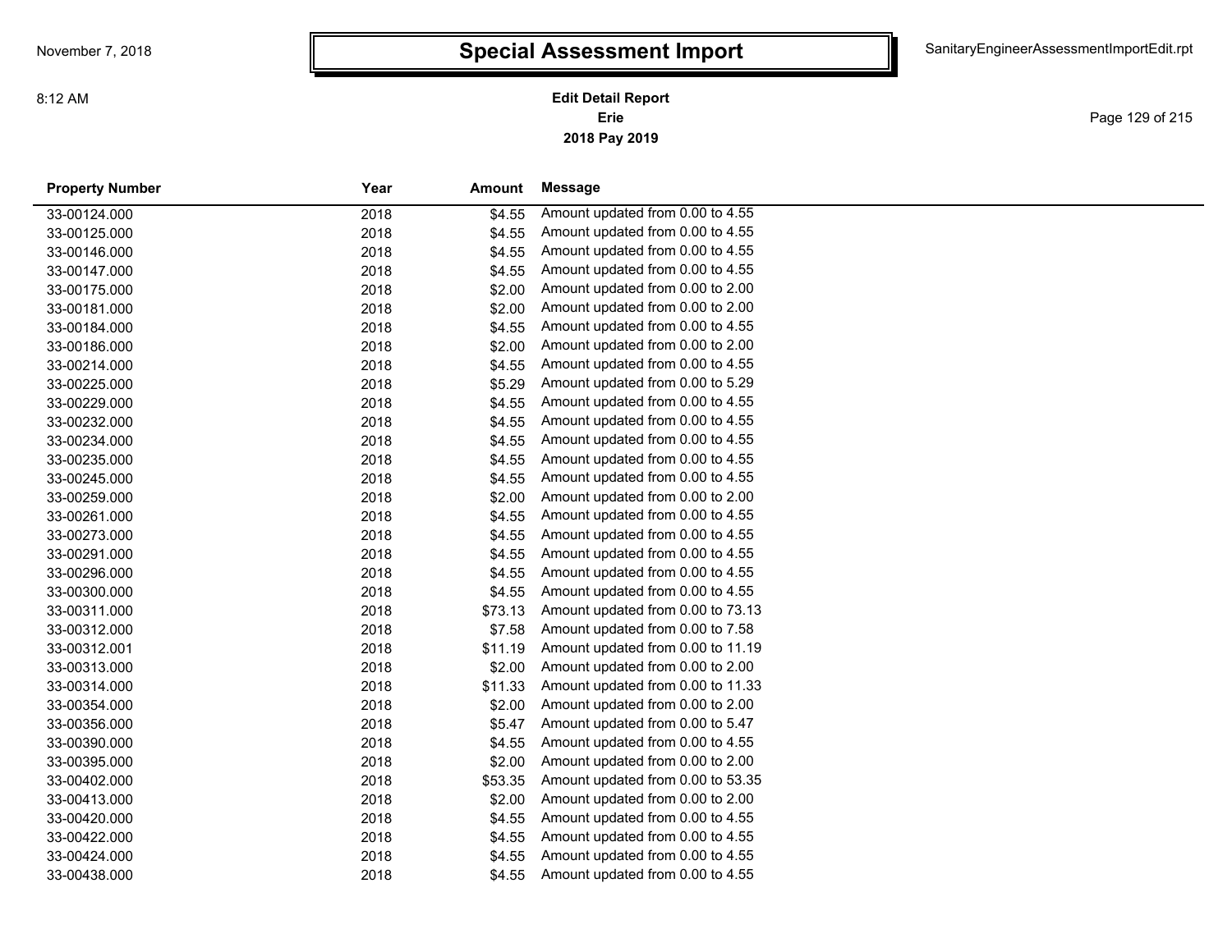# Special Assessment Import

**Edit Detail Report**
**Erie**
**2018 Pay 2019**

| Property Number | Year | Amount | Message |
|---|---|---|---|
| 33-00124.000 | 2018 | $4.55 | Amount updated from 0.00 to 4.55 |
| 33-00125.000 | 2018 | $4.55 | Amount updated from 0.00 to 4.55 |
| 33-00146.000 | 2018 | $4.55 | Amount updated from 0.00 to 4.55 |
| 33-00147.000 | 2018 | $4.55 | Amount updated from 0.00 to 4.55 |
| 33-00175.000 | 2018 | $2.00 | Amount updated from 0.00 to 2.00 |
| 33-00181.000 | 2018 | $2.00 | Amount updated from 0.00 to 2.00 |
| 33-00184.000 | 2018 | $4.55 | Amount updated from 0.00 to 4.55 |
| 33-00186.000 | 2018 | $2.00 | Amount updated from 0.00 to 2.00 |
| 33-00214.000 | 2018 | $4.55 | Amount updated from 0.00 to 4.55 |
| 33-00225.000 | 2018 | $5.29 | Amount updated from 0.00 to 5.29 |
| 33-00229.000 | 2018 | $4.55 | Amount updated from 0.00 to 4.55 |
| 33-00232.000 | 2018 | $4.55 | Amount updated from 0.00 to 4.55 |
| 33-00234.000 | 2018 | $4.55 | Amount updated from 0.00 to 4.55 |
| 33-00235.000 | 2018 | $4.55 | Amount updated from 0.00 to 4.55 |
| 33-00245.000 | 2018 | $4.55 | Amount updated from 0.00 to 4.55 |
| 33-00259.000 | 2018 | $2.00 | Amount updated from 0.00 to 2.00 |
| 33-00261.000 | 2018 | $4.55 | Amount updated from 0.00 to 4.55 |
| 33-00273.000 | 2018 | $4.55 | Amount updated from 0.00 to 4.55 |
| 33-00291.000 | 2018 | $4.55 | Amount updated from 0.00 to 4.55 |
| 33-00296.000 | 2018 | $4.55 | Amount updated from 0.00 to 4.55 |
| 33-00300.000 | 2018 | $4.55 | Amount updated from 0.00 to 4.55 |
| 33-00311.000 | 2018 | $73.13 | Amount updated from 0.00 to 73.13 |
| 33-00312.000 | 2018 | $7.58 | Amount updated from 0.00 to 7.58 |
| 33-00312.001 | 2018 | $11.19 | Amount updated from 0.00 to 11.19 |
| 33-00313.000 | 2018 | $2.00 | Amount updated from 0.00 to 2.00 |
| 33-00314.000 | 2018 | $11.33 | Amount updated from 0.00 to 11.33 |
| 33-00354.000 | 2018 | $2.00 | Amount updated from 0.00 to 2.00 |
| 33-00356.000 | 2018 | $5.47 | Amount updated from 0.00 to 5.47 |
| 33-00390.000 | 2018 | $4.55 | Amount updated from 0.00 to 4.55 |
| 33-00395.000 | 2018 | $2.00 | Amount updated from 0.00 to 2.00 |
| 33-00402.000 | 2018 | $53.35 | Amount updated from 0.00 to 53.35 |
| 33-00413.000 | 2018 | $2.00 | Amount updated from 0.00 to 2.00 |
| 33-00420.000 | 2018 | $4.55 | Amount updated from 0.00 to 4.55 |
| 33-00422.000 | 2018 | $4.55 | Amount updated from 0.00 to 4.55 |
| 33-00424.000 | 2018 | $4.55 | Amount updated from 0.00 to 4.55 |
| 33-00438.000 | 2018 | $4.55 | Amount updated from 0.00 to 4.55 |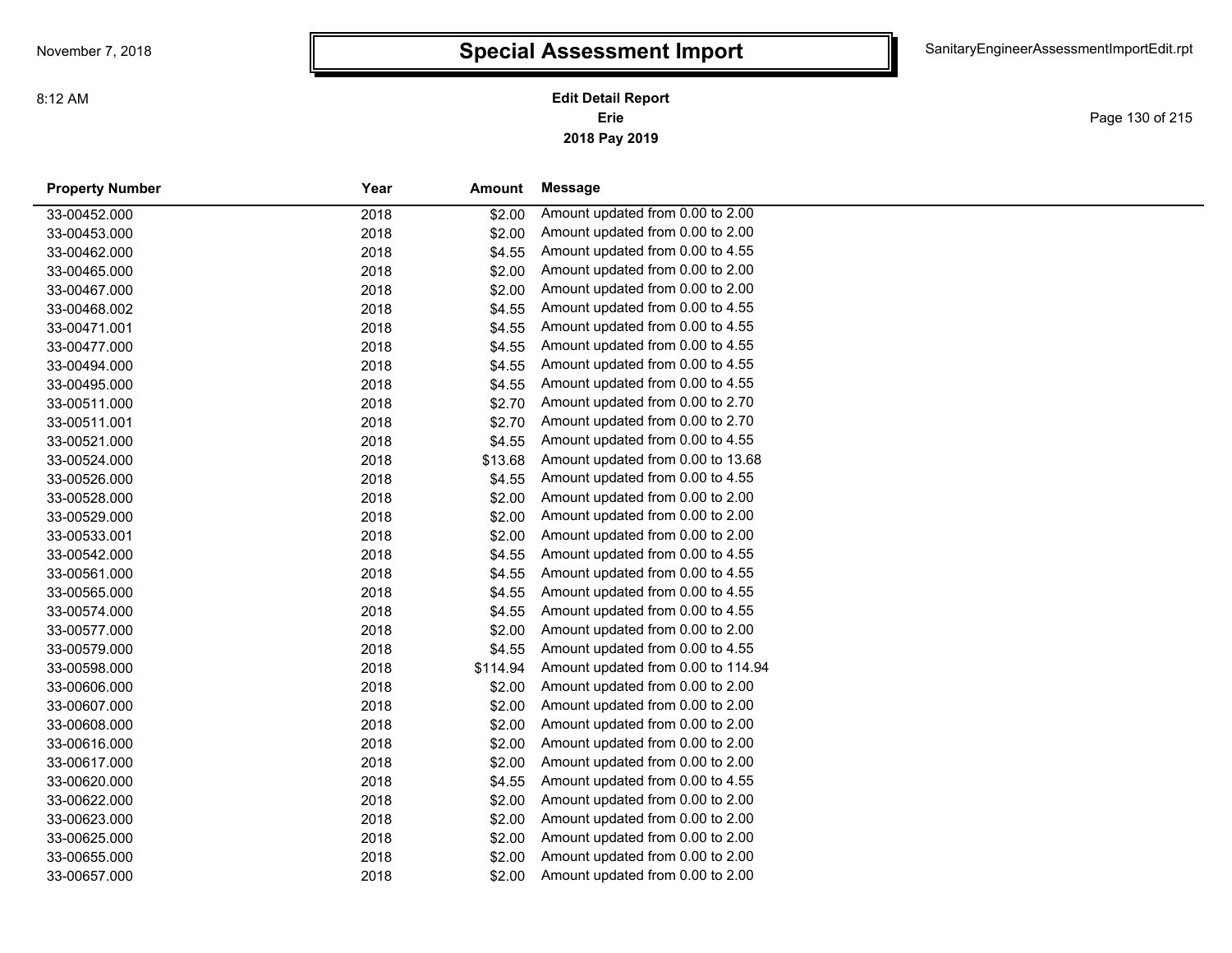# Special Assessment Import

**Edit Detail Report**
**Erie**
**2018 Pay 2019**

| Property Number | Year | Amount | Message |
|---|---|---|---|
| 33-00452.000 | 2018 | $2.00 | Amount updated from 0.00 to 2.00 |
| 33-00453.000 | 2018 | $2.00 | Amount updated from 0.00 to 2.00 |
| 33-00462.000 | 2018 | $4.55 | Amount updated from 0.00 to 4.55 |
| 33-00465.000 | 2018 | $2.00 | Amount updated from 0.00 to 2.00 |
| 33-00467.000 | 2018 | $2.00 | Amount updated from 0.00 to 2.00 |
| 33-00468.002 | 2018 | $4.55 | Amount updated from 0.00 to 4.55 |
| 33-00471.001 | 2018 | $4.55 | Amount updated from 0.00 to 4.55 |
| 33-00477.000 | 2018 | $4.55 | Amount updated from 0.00 to 4.55 |
| 33-00494.000 | 2018 | $4.55 | Amount updated from 0.00 to 4.55 |
| 33-00495.000 | 2018 | $4.55 | Amount updated from 0.00 to 4.55 |
| 33-00511.000 | 2018 | $2.70 | Amount updated from 0.00 to 2.70 |
| 33-00511.001 | 2018 | $2.70 | Amount updated from 0.00 to 2.70 |
| 33-00521.000 | 2018 | $4.55 | Amount updated from 0.00 to 4.55 |
| 33-00524.000 | 2018 | $13.68 | Amount updated from 0.00 to 13.68 |
| 33-00526.000 | 2018 | $4.55 | Amount updated from 0.00 to 4.55 |
| 33-00528.000 | 2018 | $2.00 | Amount updated from 0.00 to 2.00 |
| 33-00529.000 | 2018 | $2.00 | Amount updated from 0.00 to 2.00 |
| 33-00533.001 | 2018 | $2.00 | Amount updated from 0.00 to 2.00 |
| 33-00542.000 | 2018 | $4.55 | Amount updated from 0.00 to 4.55 |
| 33-00561.000 | 2018 | $4.55 | Amount updated from 0.00 to 4.55 |
| 33-00565.000 | 2018 | $4.55 | Amount updated from 0.00 to 4.55 |
| 33-00574.000 | 2018 | $4.55 | Amount updated from 0.00 to 4.55 |
| 33-00577.000 | 2018 | $2.00 | Amount updated from 0.00 to 2.00 |
| 33-00579.000 | 2018 | $4.55 | Amount updated from 0.00 to 4.55 |
| 33-00598.000 | 2018 | $114.94 | Amount updated from 0.00 to 114.94 |
| 33-00606.000 | 2018 | $2.00 | Amount updated from 0.00 to 2.00 |
| 33-00607.000 | 2018 | $2.00 | Amount updated from 0.00 to 2.00 |
| 33-00608.000 | 2018 | $2.00 | Amount updated from 0.00 to 2.00 |
| 33-00616.000 | 2018 | $2.00 | Amount updated from 0.00 to 2.00 |
| 33-00617.000 | 2018 | $2.00 | Amount updated from 0.00 to 2.00 |
| 33-00620.000 | 2018 | $4.55 | Amount updated from 0.00 to 4.55 |
| 33-00622.000 | 2018 | $2.00 | Amount updated from 0.00 to 2.00 |
| 33-00623.000 | 2018 | $2.00 | Amount updated from 0.00 to 2.00 |
| 33-00625.000 | 2018 | $2.00 | Amount updated from 0.00 to 2.00 |
| 33-00655.000 | 2018 | $2.00 | Amount updated from 0.00 to 2.00 |
| 33-00657.000 | 2018 | $2.00 | Amount updated from 0.00 to 2.00 |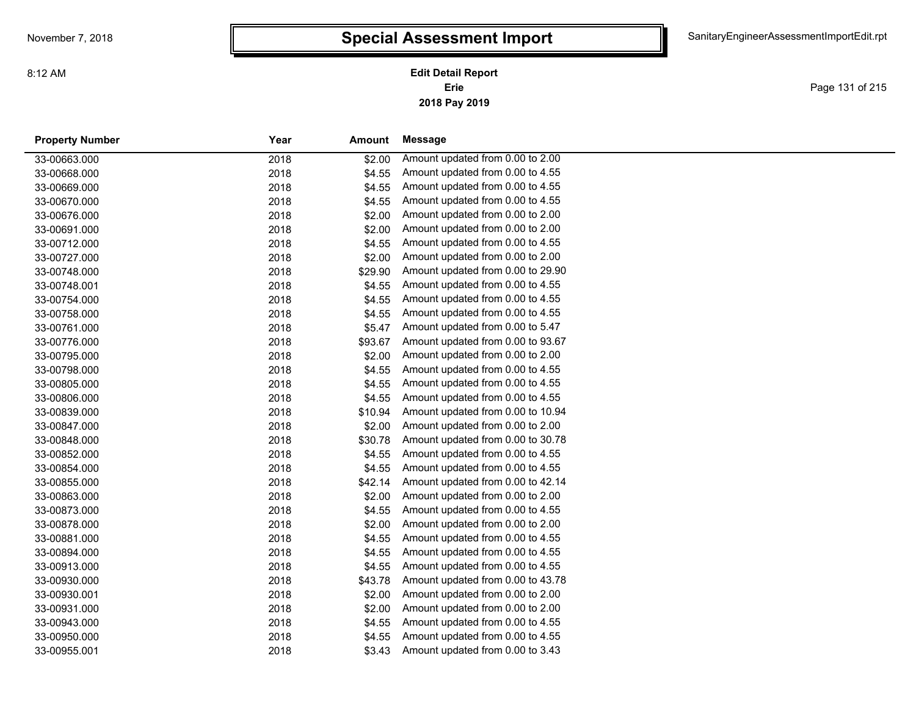# Special Assessment Import

**Edit Detail Report**
**Erie**
**2018 Pay 2019**

| Property Number | Year | Amount | Message |
|---|---|---|---|
| 33-00663.000 | 2018 | $2.00 | Amount updated from 0.00 to 2.00 |
| 33-00668.000 | 2018 | $4.55 | Amount updated from 0.00 to 4.55 |
| 33-00669.000 | 2018 | $4.55 | Amount updated from 0.00 to 4.55 |
| 33-00670.000 | 2018 | $4.55 | Amount updated from 0.00 to 4.55 |
| 33-00676.000 | 2018 | $2.00 | Amount updated from 0.00 to 2.00 |
| 33-00691.000 | 2018 | $2.00 | Amount updated from 0.00 to 2.00 |
| 33-00712.000 | 2018 | $4.55 | Amount updated from 0.00 to 4.55 |
| 33-00727.000 | 2018 | $2.00 | Amount updated from 0.00 to 2.00 |
| 33-00748.000 | 2018 | $29.90 | Amount updated from 0.00 to 29.90 |
| 33-00748.001 | 2018 | $4.55 | Amount updated from 0.00 to 4.55 |
| 33-00754.000 | 2018 | $4.55 | Amount updated from 0.00 to 4.55 |
| 33-00758.000 | 2018 | $4.55 | Amount updated from 0.00 to 4.55 |
| 33-00761.000 | 2018 | $5.47 | Amount updated from 0.00 to 5.47 |
| 33-00776.000 | 2018 | $93.67 | Amount updated from 0.00 to 93.67 |
| 33-00795.000 | 2018 | $2.00 | Amount updated from 0.00 to 2.00 |
| 33-00798.000 | 2018 | $4.55 | Amount updated from 0.00 to 4.55 |
| 33-00805.000 | 2018 | $4.55 | Amount updated from 0.00 to 4.55 |
| 33-00806.000 | 2018 | $4.55 | Amount updated from 0.00 to 4.55 |
| 33-00839.000 | 2018 | $10.94 | Amount updated from 0.00 to 10.94 |
| 33-00847.000 | 2018 | $2.00 | Amount updated from 0.00 to 2.00 |
| 33-00848.000 | 2018 | $30.78 | Amount updated from 0.00 to 30.78 |
| 33-00852.000 | 2018 | $4.55 | Amount updated from 0.00 to 4.55 |
| 33-00854.000 | 2018 | $4.55 | Amount updated from 0.00 to 4.55 |
| 33-00855.000 | 2018 | $42.14 | Amount updated from 0.00 to 42.14 |
| 33-00863.000 | 2018 | $2.00 | Amount updated from 0.00 to 2.00 |
| 33-00873.000 | 2018 | $4.55 | Amount updated from 0.00 to 4.55 |
| 33-00878.000 | 2018 | $2.00 | Amount updated from 0.00 to 2.00 |
| 33-00881.000 | 2018 | $4.55 | Amount updated from 0.00 to 4.55 |
| 33-00894.000 | 2018 | $4.55 | Amount updated from 0.00 to 4.55 |
| 33-00913.000 | 2018 | $4.55 | Amount updated from 0.00 to 4.55 |
| 33-00930.000 | 2018 | $43.78 | Amount updated from 0.00 to 43.78 |
| 33-00930.001 | 2018 | $2.00 | Amount updated from 0.00 to 2.00 |
| 33-00931.000 | 2018 | $2.00 | Amount updated from 0.00 to 2.00 |
| 33-00943.000 | 2018 | $4.55 | Amount updated from 0.00 to 4.55 |
| 33-00950.000 | 2018 | $4.55 | Amount updated from 0.00 to 4.55 |
| 33-00955.001 | 2018 | $3.43 | Amount updated from 0.00 to 3.43 |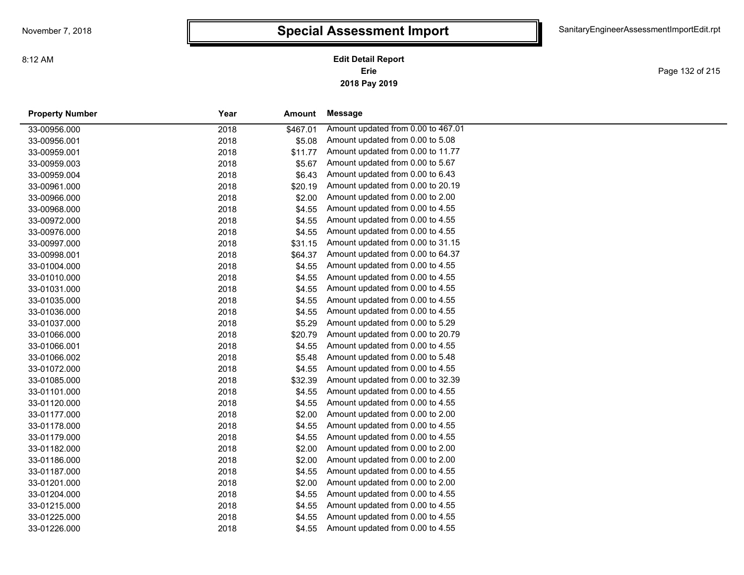# Special Assessment Import

**Edit Detail Report**
**Erie**
**2018 Pay 2019**

| Property Number | Year | Amount | Message |
|---|---|---|---|
| 33-00956.000 | 2018 | $467.01 | Amount updated from 0.00 to 467.01 |
| 33-00956.001 | 2018 | $5.08 | Amount updated from 0.00 to 5.08 |
| 33-00959.001 | 2018 | $11.77 | Amount updated from 0.00 to 11.77 |
| 33-00959.003 | 2018 | $5.67 | Amount updated from 0.00 to 5.67 |
| 33-00959.004 | 2018 | $6.43 | Amount updated from 0.00 to 6.43 |
| 33-00961.000 | 2018 | $20.19 | Amount updated from 0.00 to 20.19 |
| 33-00966.000 | 2018 | $2.00 | Amount updated from 0.00 to 2.00 |
| 33-00968.000 | 2018 | $4.55 | Amount updated from 0.00 to 4.55 |
| 33-00972.000 | 2018 | $4.55 | Amount updated from 0.00 to 4.55 |
| 33-00976.000 | 2018 | $4.55 | Amount updated from 0.00 to 4.55 |
| 33-00997.000 | 2018 | $31.15 | Amount updated from 0.00 to 31.15 |
| 33-00998.001 | 2018 | $64.37 | Amount updated from 0.00 to 64.37 |
| 33-01004.000 | 2018 | $4.55 | Amount updated from 0.00 to 4.55 |
| 33-01010.000 | 2018 | $4.55 | Amount updated from 0.00 to 4.55 |
| 33-01031.000 | 2018 | $4.55 | Amount updated from 0.00 to 4.55 |
| 33-01035.000 | 2018 | $4.55 | Amount updated from 0.00 to 4.55 |
| 33-01036.000 | 2018 | $4.55 | Amount updated from 0.00 to 4.55 |
| 33-01037.000 | 2018 | $5.29 | Amount updated from 0.00 to 5.29 |
| 33-01066.000 | 2018 | $20.79 | Amount updated from 0.00 to 20.79 |
| 33-01066.001 | 2018 | $4.55 | Amount updated from 0.00 to 4.55 |
| 33-01066.002 | 2018 | $5.48 | Amount updated from 0.00 to 5.48 |
| 33-01072.000 | 2018 | $4.55 | Amount updated from 0.00 to 4.55 |
| 33-01085.000 | 2018 | $32.39 | Amount updated from 0.00 to 32.39 |
| 33-01101.000 | 2018 | $4.55 | Amount updated from 0.00 to 4.55 |
| 33-01120.000 | 2018 | $4.55 | Amount updated from 0.00 to 4.55 |
| 33-01177.000 | 2018 | $2.00 | Amount updated from 0.00 to 2.00 |
| 33-01178.000 | 2018 | $4.55 | Amount updated from 0.00 to 4.55 |
| 33-01179.000 | 2018 | $4.55 | Amount updated from 0.00 to 4.55 |
| 33-01182.000 | 2018 | $2.00 | Amount updated from 0.00 to 2.00 |
| 33-01186.000 | 2018 | $2.00 | Amount updated from 0.00 to 2.00 |
| 33-01187.000 | 2018 | $4.55 | Amount updated from 0.00 to 4.55 |
| 33-01201.000 | 2018 | $2.00 | Amount updated from 0.00 to 2.00 |
| 33-01204.000 | 2018 | $4.55 | Amount updated from 0.00 to 4.55 |
| 33-01215.000 | 2018 | $4.55 | Amount updated from 0.00 to 4.55 |
| 33-01225.000 | 2018 | $4.55 | Amount updated from 0.00 to 4.55 |
| 33-01226.000 | 2018 | $4.55 | Amount updated from 0.00 to 4.55 |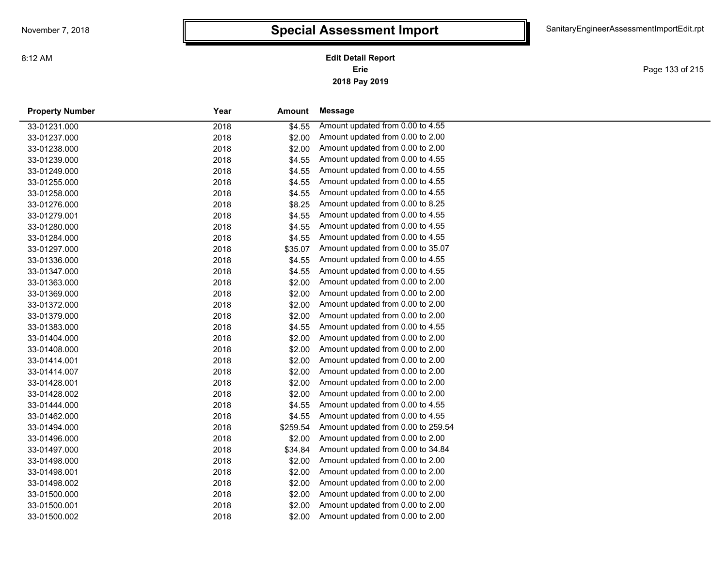# Special Assessment Import

**Edit Detail Report**
**Erie**
**2018 Pay 2019**

| Property Number | Year | Amount | Message |
|---|---|---|---|
| 33-01231.000 | 2018 | $4.55 | Amount updated from 0.00 to 4.55 |
| 33-01237.000 | 2018 | $2.00 | Amount updated from 0.00 to 2.00 |
| 33-01238.000 | 2018 | $2.00 | Amount updated from 0.00 to 2.00 |
| 33-01239.000 | 2018 | $4.55 | Amount updated from 0.00 to 4.55 |
| 33-01249.000 | 2018 | $4.55 | Amount updated from 0.00 to 4.55 |
| 33-01255.000 | 2018 | $4.55 | Amount updated from 0.00 to 4.55 |
| 33-01258.000 | 2018 | $4.55 | Amount updated from 0.00 to 4.55 |
| 33-01276.000 | 2018 | $8.25 | Amount updated from 0.00 to 8.25 |
| 33-01279.001 | 2018 | $4.55 | Amount updated from 0.00 to 4.55 |
| 33-01280.000 | 2018 | $4.55 | Amount updated from 0.00 to 4.55 |
| 33-01284.000 | 2018 | $4.55 | Amount updated from 0.00 to 4.55 |
| 33-01297.000 | 2018 | $35.07 | Amount updated from 0.00 to 35.07 |
| 33-01336.000 | 2018 | $4.55 | Amount updated from 0.00 to 4.55 |
| 33-01347.000 | 2018 | $4.55 | Amount updated from 0.00 to 4.55 |
| 33-01363.000 | 2018 | $2.00 | Amount updated from 0.00 to 2.00 |
| 33-01369.000 | 2018 | $2.00 | Amount updated from 0.00 to 2.00 |
| 33-01372.000 | 2018 | $2.00 | Amount updated from 0.00 to 2.00 |
| 33-01379.000 | 2018 | $2.00 | Amount updated from 0.00 to 2.00 |
| 33-01383.000 | 2018 | $4.55 | Amount updated from 0.00 to 4.55 |
| 33-01404.000 | 2018 | $2.00 | Amount updated from 0.00 to 2.00 |
| 33-01408.000 | 2018 | $2.00 | Amount updated from 0.00 to 2.00 |
| 33-01414.001 | 2018 | $2.00 | Amount updated from 0.00 to 2.00 |
| 33-01414.007 | 2018 | $2.00 | Amount updated from 0.00 to 2.00 |
| 33-01428.001 | 2018 | $2.00 | Amount updated from 0.00 to 2.00 |
| 33-01428.002 | 2018 | $2.00 | Amount updated from 0.00 to 2.00 |
| 33-01444.000 | 2018 | $4.55 | Amount updated from 0.00 to 4.55 |
| 33-01462.000 | 2018 | $4.55 | Amount updated from 0.00 to 4.55 |
| 33-01494.000 | 2018 | $259.54 | Amount updated from 0.00 to 259.54 |
| 33-01496.000 | 2018 | $2.00 | Amount updated from 0.00 to 2.00 |
| 33-01497.000 | 2018 | $34.84 | Amount updated from 0.00 to 34.84 |
| 33-01498.000 | 2018 | $2.00 | Amount updated from 0.00 to 2.00 |
| 33-01498.001 | 2018 | $2.00 | Amount updated from 0.00 to 2.00 |
| 33-01498.002 | 2018 | $2.00 | Amount updated from 0.00 to 2.00 |
| 33-01500.000 | 2018 | $2.00 | Amount updated from 0.00 to 2.00 |
| 33-01500.001 | 2018 | $2.00 | Amount updated from 0.00 to 2.00 |
| 33-01500.002 | 2018 | $2.00 | Amount updated from 0.00 to 2.00 |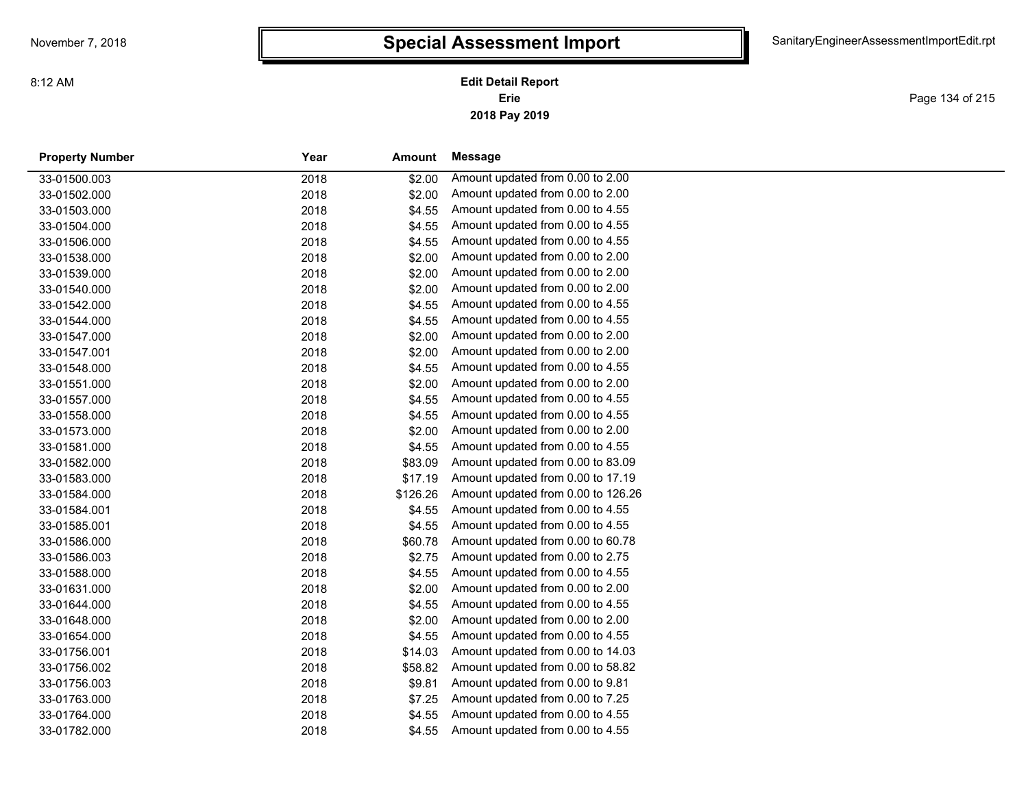# Special Assessment Import

**Edit Detail Report**
**Erie**
**2018 Pay 2019**

| Property Number | Year | Amount | Message |
|---|---|---|---|
| 33-01500.003 | 2018 | $2.00 | Amount updated from 0.00 to 2.00 |
| 33-01502.000 | 2018 | $2.00 | Amount updated from 0.00 to 2.00 |
| 33-01503.000 | 2018 | $4.55 | Amount updated from 0.00 to 4.55 |
| 33-01504.000 | 2018 | $4.55 | Amount updated from 0.00 to 4.55 |
| 33-01506.000 | 2018 | $4.55 | Amount updated from 0.00 to 4.55 |
| 33-01538.000 | 2018 | $2.00 | Amount updated from 0.00 to 2.00 |
| 33-01539.000 | 2018 | $2.00 | Amount updated from 0.00 to 2.00 |
| 33-01540.000 | 2018 | $2.00 | Amount updated from 0.00 to 2.00 |
| 33-01542.000 | 2018 | $4.55 | Amount updated from 0.00 to 4.55 |
| 33-01544.000 | 2018 | $4.55 | Amount updated from 0.00 to 4.55 |
| 33-01547.000 | 2018 | $2.00 | Amount updated from 0.00 to 2.00 |
| 33-01547.001 | 2018 | $2.00 | Amount updated from 0.00 to 2.00 |
| 33-01548.000 | 2018 | $4.55 | Amount updated from 0.00 to 4.55 |
| 33-01551.000 | 2018 | $2.00 | Amount updated from 0.00 to 2.00 |
| 33-01557.000 | 2018 | $4.55 | Amount updated from 0.00 to 4.55 |
| 33-01558.000 | 2018 | $4.55 | Amount updated from 0.00 to 4.55 |
| 33-01573.000 | 2018 | $2.00 | Amount updated from 0.00 to 2.00 |
| 33-01581.000 | 2018 | $4.55 | Amount updated from 0.00 to 4.55 |
| 33-01582.000 | 2018 | $83.09 | Amount updated from 0.00 to 83.09 |
| 33-01583.000 | 2018 | $17.19 | Amount updated from 0.00 to 17.19 |
| 33-01584.000 | 2018 | $126.26 | Amount updated from 0.00 to 126.26 |
| 33-01584.001 | 2018 | $4.55 | Amount updated from 0.00 to 4.55 |
| 33-01585.001 | 2018 | $4.55 | Amount updated from 0.00 to 4.55 |
| 33-01586.000 | 2018 | $60.78 | Amount updated from 0.00 to 60.78 |
| 33-01586.003 | 2018 | $2.75 | Amount updated from 0.00 to 2.75 |
| 33-01588.000 | 2018 | $4.55 | Amount updated from 0.00 to 4.55 |
| 33-01631.000 | 2018 | $2.00 | Amount updated from 0.00 to 2.00 |
| 33-01644.000 | 2018 | $4.55 | Amount updated from 0.00 to 4.55 |
| 33-01648.000 | 2018 | $2.00 | Amount updated from 0.00 to 2.00 |
| 33-01654.000 | 2018 | $4.55 | Amount updated from 0.00 to 4.55 |
| 33-01756.001 | 2018 | $14.03 | Amount updated from 0.00 to 14.03 |
| 33-01756.002 | 2018 | $58.82 | Amount updated from 0.00 to 58.82 |
| 33-01756.003 | 2018 | $9.81 | Amount updated from 0.00 to 9.81 |
| 33-01763.000 | 2018 | $7.25 | Amount updated from 0.00 to 7.25 |
| 33-01764.000 | 2018 | $4.55 | Amount updated from 0.00 to 4.55 |
| 33-01782.000 | 2018 | $4.55 | Amount updated from 0.00 to 4.55 |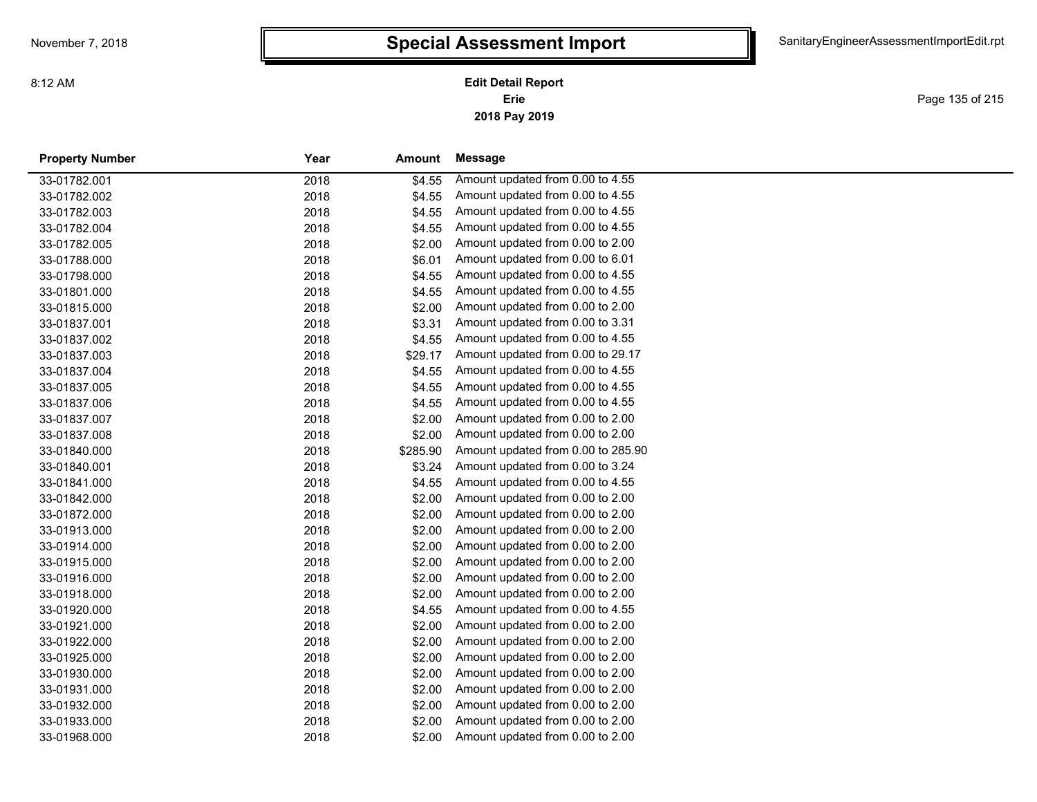# Special Assessment Import

**Edit Detail Report**
**Erie**
**2018 Pay 2019**

| Property Number | Year | Amount | Message |
|---|---|---|---|
| 33-01782.001 | 2018 | $4.55 | Amount updated from 0.00 to 4.55 |
| 33-01782.002 | 2018 | $4.55 | Amount updated from 0.00 to 4.55 |
| 33-01782.003 | 2018 | $4.55 | Amount updated from 0.00 to 4.55 |
| 33-01782.004 | 2018 | $4.55 | Amount updated from 0.00 to 4.55 |
| 33-01782.005 | 2018 | $2.00 | Amount updated from 0.00 to 2.00 |
| 33-01788.000 | 2018 | $6.01 | Amount updated from 0.00 to 6.01 |
| 33-01798.000 | 2018 | $4.55 | Amount updated from 0.00 to 4.55 |
| 33-01801.000 | 2018 | $4.55 | Amount updated from 0.00 to 4.55 |
| 33-01815.000 | 2018 | $2.00 | Amount updated from 0.00 to 2.00 |
| 33-01837.001 | 2018 | $3.31 | Amount updated from 0.00 to 3.31 |
| 33-01837.002 | 2018 | $4.55 | Amount updated from 0.00 to 4.55 |
| 33-01837.003 | 2018 | $29.17 | Amount updated from 0.00 to 29.17 |
| 33-01837.004 | 2018 | $4.55 | Amount updated from 0.00 to 4.55 |
| 33-01837.005 | 2018 | $4.55 | Amount updated from 0.00 to 4.55 |
| 33-01837.006 | 2018 | $4.55 | Amount updated from 0.00 to 4.55 |
| 33-01837.007 | 2018 | $2.00 | Amount updated from 0.00 to 2.00 |
| 33-01837.008 | 2018 | $2.00 | Amount updated from 0.00 to 2.00 |
| 33-01840.000 | 2018 | $285.90 | Amount updated from 0.00 to 285.90 |
| 33-01840.001 | 2018 | $3.24 | Amount updated from 0.00 to 3.24 |
| 33-01841.000 | 2018 | $4.55 | Amount updated from 0.00 to 4.55 |
| 33-01842.000 | 2018 | $2.00 | Amount updated from 0.00 to 2.00 |
| 33-01872.000 | 2018 | $2.00 | Amount updated from 0.00 to 2.00 |
| 33-01913.000 | 2018 | $2.00 | Amount updated from 0.00 to 2.00 |
| 33-01914.000 | 2018 | $2.00 | Amount updated from 0.00 to 2.00 |
| 33-01915.000 | 2018 | $2.00 | Amount updated from 0.00 to 2.00 |
| 33-01916.000 | 2018 | $2.00 | Amount updated from 0.00 to 2.00 |
| 33-01918.000 | 2018 | $2.00 | Amount updated from 0.00 to 2.00 |
| 33-01920.000 | 2018 | $4.55 | Amount updated from 0.00 to 4.55 |
| 33-01921.000 | 2018 | $2.00 | Amount updated from 0.00 to 2.00 |
| 33-01922.000 | 2018 | $2.00 | Amount updated from 0.00 to 2.00 |
| 33-01925.000 | 2018 | $2.00 | Amount updated from 0.00 to 2.00 |
| 33-01930.000 | 2018 | $2.00 | Amount updated from 0.00 to 2.00 |
| 33-01931.000 | 2018 | $2.00 | Amount updated from 0.00 to 2.00 |
| 33-01932.000 | 2018 | $2.00 | Amount updated from 0.00 to 2.00 |
| 33-01933.000 | 2018 | $2.00 | Amount updated from 0.00 to 2.00 |
| 33-01968.000 | 2018 | $2.00 | Amount updated from 0.00 to 2.00 |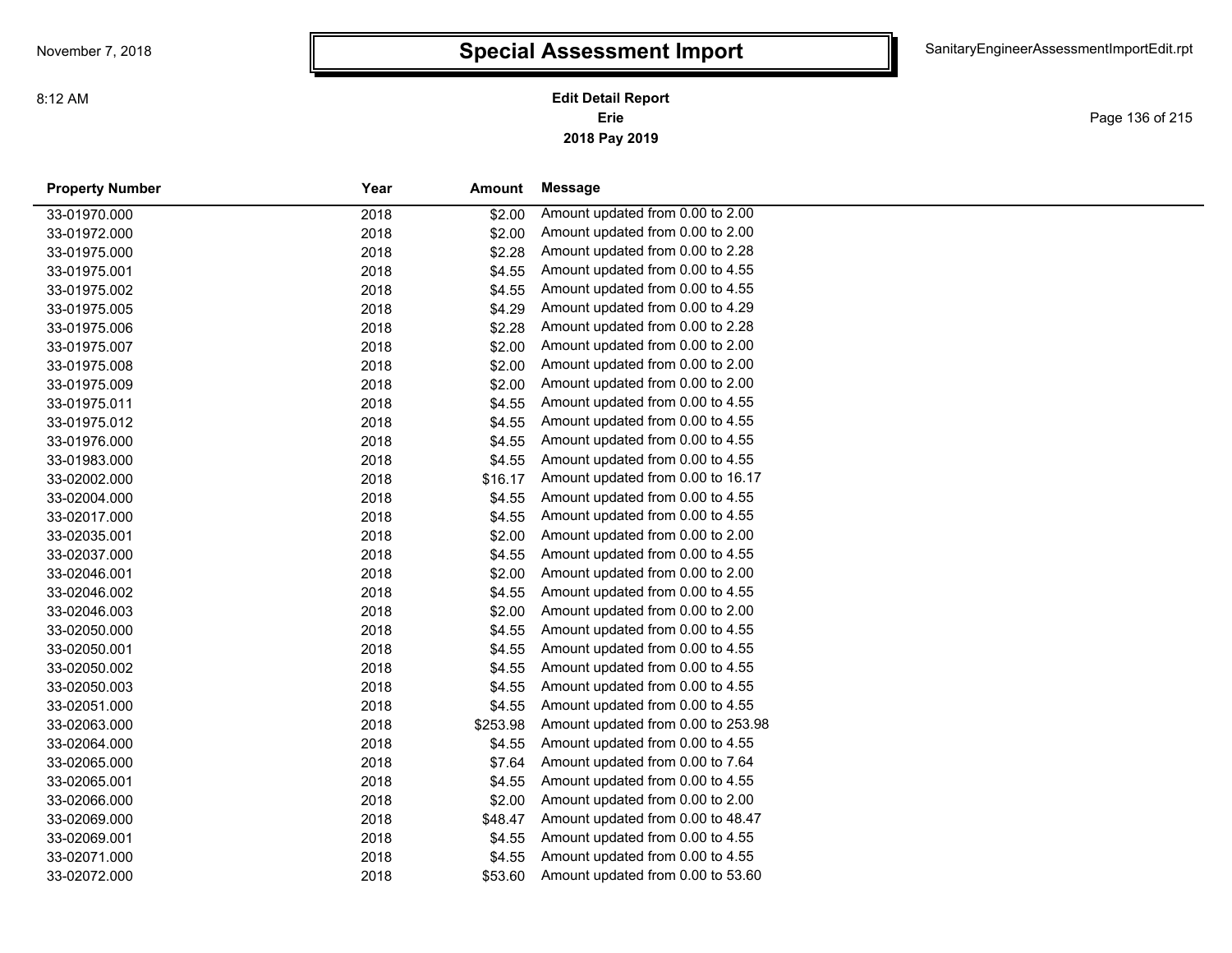# Special Assessment Import

**Edit Detail Report**
**Erie**
**2018 Pay 2019**

| Property Number | Year | Amount | Message |
|---|---|---|---|
| 33-01970.000 | 2018 | $2.00 | Amount updated from 0.00 to 2.00 |
| 33-01972.000 | 2018 | $2.00 | Amount updated from 0.00 to 2.00 |
| 33-01975.000 | 2018 | $2.28 | Amount updated from 0.00 to 2.28 |
| 33-01975.001 | 2018 | $4.55 | Amount updated from 0.00 to 4.55 |
| 33-01975.002 | 2018 | $4.55 | Amount updated from 0.00 to 4.55 |
| 33-01975.005 | 2018 | $4.29 | Amount updated from 0.00 to 4.29 |
| 33-01975.006 | 2018 | $2.28 | Amount updated from 0.00 to 2.28 |
| 33-01975.007 | 2018 | $2.00 | Amount updated from 0.00 to 2.00 |
| 33-01975.008 | 2018 | $2.00 | Amount updated from 0.00 to 2.00 |
| 33-01975.009 | 2018 | $2.00 | Amount updated from 0.00 to 2.00 |
| 33-01975.011 | 2018 | $4.55 | Amount updated from 0.00 to 4.55 |
| 33-01975.012 | 2018 | $4.55 | Amount updated from 0.00 to 4.55 |
| 33-01976.000 | 2018 | $4.55 | Amount updated from 0.00 to 4.55 |
| 33-01983.000 | 2018 | $4.55 | Amount updated from 0.00 to 4.55 |
| 33-02002.000 | 2018 | $16.17 | Amount updated from 0.00 to 16.17 |
| 33-02004.000 | 2018 | $4.55 | Amount updated from 0.00 to 4.55 |
| 33-02017.000 | 2018 | $4.55 | Amount updated from 0.00 to 4.55 |
| 33-02035.001 | 2018 | $2.00 | Amount updated from 0.00 to 2.00 |
| 33-02037.000 | 2018 | $4.55 | Amount updated from 0.00 to 4.55 |
| 33-02046.001 | 2018 | $2.00 | Amount updated from 0.00 to 2.00 |
| 33-02046.002 | 2018 | $4.55 | Amount updated from 0.00 to 4.55 |
| 33-02046.003 | 2018 | $2.00 | Amount updated from 0.00 to 2.00 |
| 33-02050.000 | 2018 | $4.55 | Amount updated from 0.00 to 4.55 |
| 33-02050.001 | 2018 | $4.55 | Amount updated from 0.00 to 4.55 |
| 33-02050.002 | 2018 | $4.55 | Amount updated from 0.00 to 4.55 |
| 33-02050.003 | 2018 | $4.55 | Amount updated from 0.00 to 4.55 |
| 33-02051.000 | 2018 | $4.55 | Amount updated from 0.00 to 4.55 |
| 33-02063.000 | 2018 | $253.98 | Amount updated from 0.00 to 253.98 |
| 33-02064.000 | 2018 | $4.55 | Amount updated from 0.00 to 4.55 |
| 33-02065.000 | 2018 | $7.64 | Amount updated from 0.00 to 7.64 |
| 33-02065.001 | 2018 | $4.55 | Amount updated from 0.00 to 4.55 |
| 33-02066.000 | 2018 | $2.00 | Amount updated from 0.00 to 2.00 |
| 33-02069.000 | 2018 | $48.47 | Amount updated from 0.00 to 48.47 |
| 33-02069.001 | 2018 | $4.55 | Amount updated from 0.00 to 4.55 |
| 33-02071.000 | 2018 | $4.55 | Amount updated from 0.00 to 4.55 |
| 33-02072.000 | 2018 | $53.60 | Amount updated from 0.00 to 53.60 |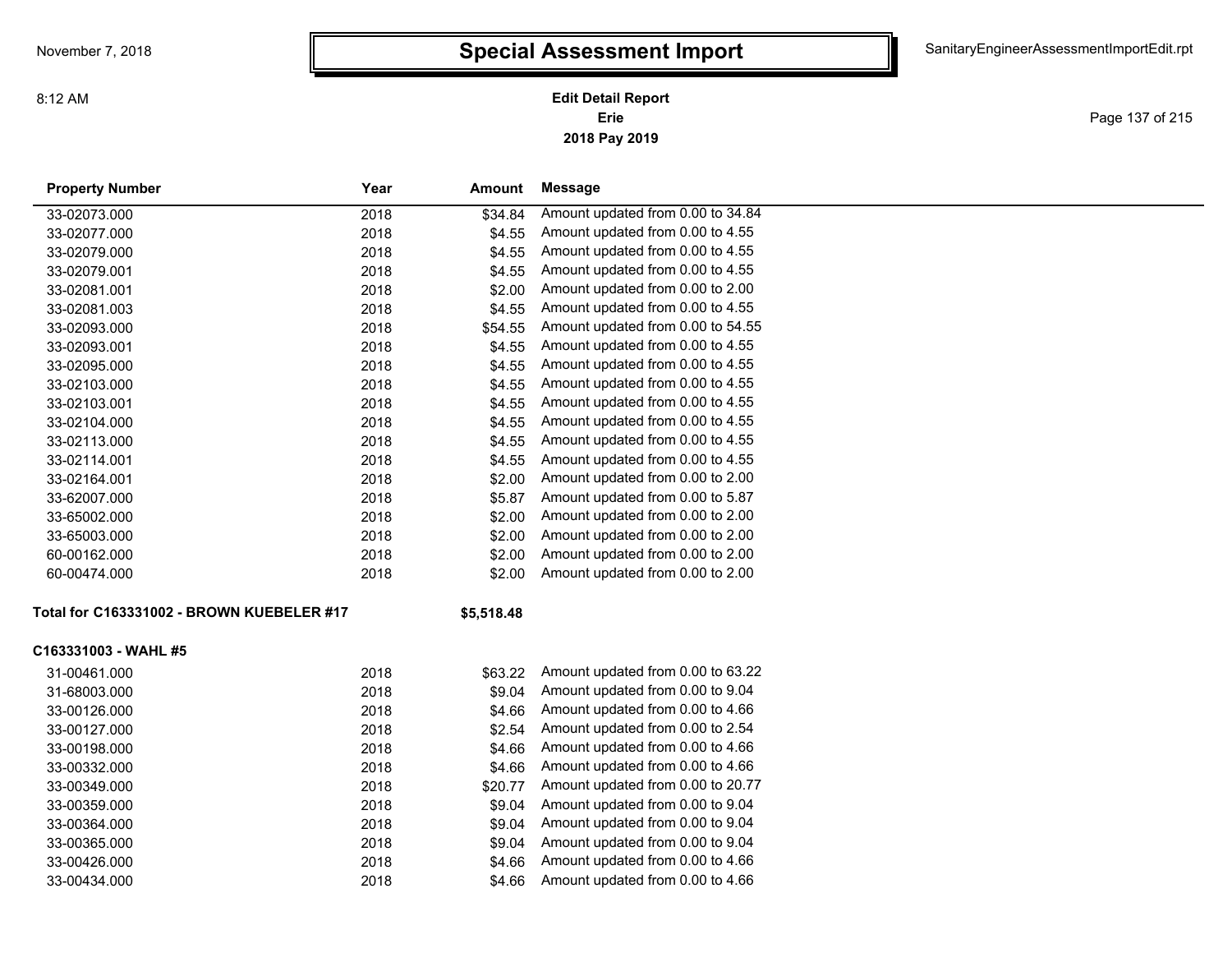# Special Assessment Import

**Edit Detail Report**
**Erie**
**2018 Pay 2019**

| Property Number | Year | Amount | Message |
|---|---|---|---|
| 33-02073.000 | 2018 | $34.84 | Amount updated from 0.00 to 34.84 |
| 33-02077.000 | 2018 | $4.55 | Amount updated from 0.00 to 4.55 |
| 33-02079.000 | 2018 | $4.55 | Amount updated from 0.00 to 4.55 |
| 33-02079.001 | 2018 | $4.55 | Amount updated from 0.00 to 4.55 |
| 33-02081.001 | 2018 | $2.00 | Amount updated from 0.00 to 2.00 |
| 33-02081.003 | 2018 | $4.55 | Amount updated from 0.00 to 4.55 |
| 33-02093.000 | 2018 | $54.55 | Amount updated from 0.00 to 54.55 |
| 33-02093.001 | 2018 | $4.55 | Amount updated from 0.00 to 4.55 |
| 33-02095.000 | 2018 | $4.55 | Amount updated from 0.00 to 4.55 |
| 33-02103.000 | 2018 | $4.55 | Amount updated from 0.00 to 4.55 |
| 33-02103.001 | 2018 | $4.55 | Amount updated from 0.00 to 4.55 |
| 33-02104.000 | 2018 | $4.55 | Amount updated from 0.00 to 4.55 |
| 33-02113.000 | 2018 | $4.55 | Amount updated from 0.00 to 4.55 |
| 33-02114.001 | 2018 | $4.55 | Amount updated from 0.00 to 4.55 |
| 33-02164.001 | 2018 | $2.00 | Amount updated from 0.00 to 2.00 |
| 33-62007.000 | 2018 | $5.87 | Amount updated from 0.00 to 5.87 |
| 33-65002.000 | 2018 | $2.00 | Amount updated from 0.00 to 2.00 |
| 33-65003.000 | 2018 | $2.00 | Amount updated from 0.00 to 2.00 |
| 60-00162.000 | 2018 | $2.00 | Amount updated from 0.00 to 2.00 |
| 60-00474.000 | 2018 | $2.00 | Amount updated from 0.00 to 2.00 |

**Total for C163331002 - BROWN KUEBELER #17** **$5,518.48**

**C163331003 - WAHL #5**

| Property Number | Year | Amount | Message |
|---|---|---|---|
| 31-00461.000 | 2018 | $63.22 | Amount updated from 0.00 to 63.22 |
| 31-68003.000 | 2018 | $9.04 | Amount updated from 0.00 to 9.04 |
| 33-00126.000 | 2018 | $4.66 | Amount updated from 0.00 to 4.66 |
| 33-00127.000 | 2018 | $2.54 | Amount updated from 0.00 to 2.54 |
| 33-00198.000 | 2018 | $4.66 | Amount updated from 0.00 to 4.66 |
| 33-00332.000 | 2018 | $4.66 | Amount updated from 0.00 to 4.66 |
| 33-00349.000 | 2018 | $20.77 | Amount updated from 0.00 to 20.77 |
| 33-00359.000 | 2018 | $9.04 | Amount updated from 0.00 to 9.04 |
| 33-00364.000 | 2018 | $9.04 | Amount updated from 0.00 to 9.04 |
| 33-00365.000 | 2018 | $9.04 | Amount updated from 0.00 to 9.04 |
| 33-00426.000 | 2018 | $4.66 | Amount updated from 0.00 to 4.66 |
| 33-00434.000 | 2018 | $4.66 | Amount updated from 0.00 to 4.66 |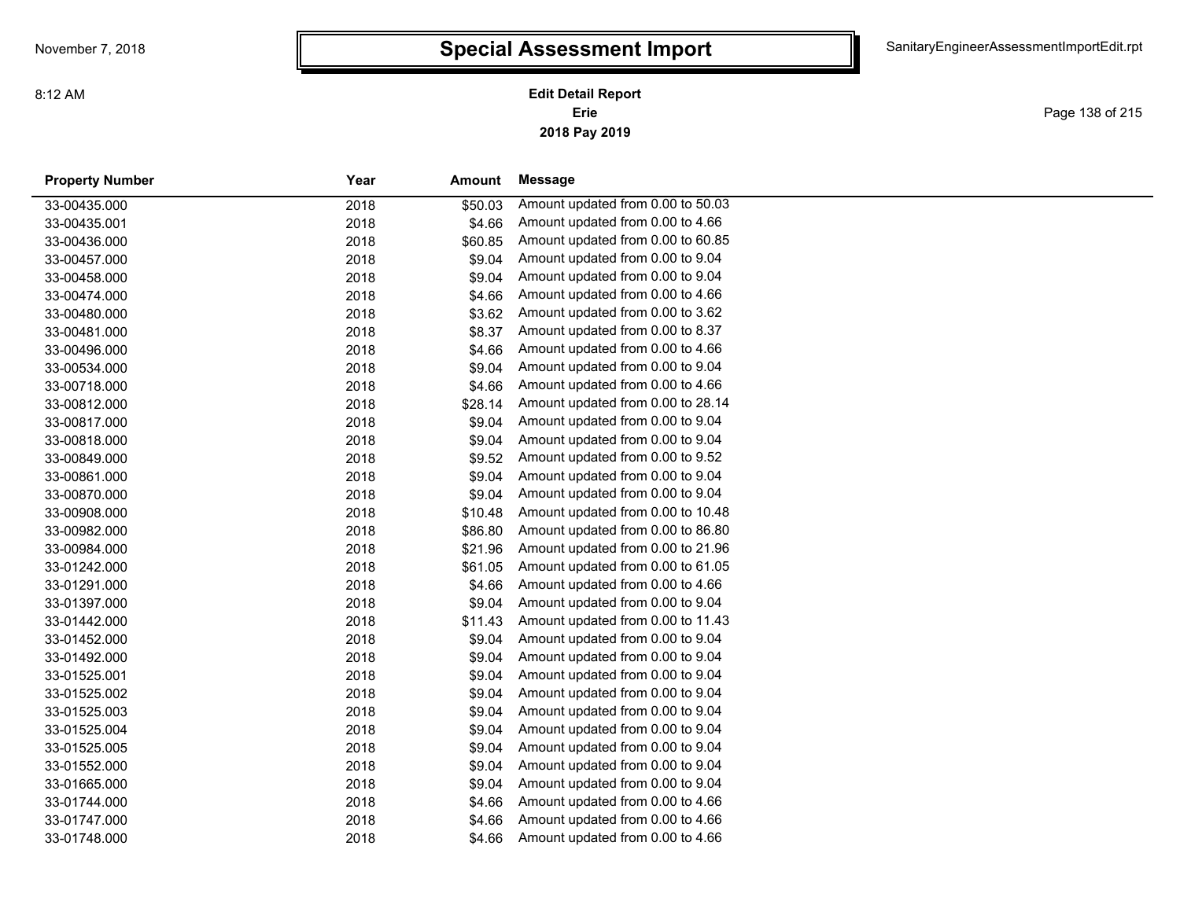# Special Assessment Import

**Edit Detail Report**
**Erie**
**2018 Pay 2019**

| Property Number | Year | Amount | Message |
|---|---|---|---|
| 33-00435.000 | 2018 | $50.03 | Amount updated from 0.00 to 50.03 |
| 33-00435.001 | 2018 | $4.66 | Amount updated from 0.00 to 4.66 |
| 33-00436.000 | 2018 | $60.85 | Amount updated from 0.00 to 60.85 |
| 33-00457.000 | 2018 | $9.04 | Amount updated from 0.00 to 9.04 |
| 33-00458.000 | 2018 | $9.04 | Amount updated from 0.00 to 9.04 |
| 33-00474.000 | 2018 | $4.66 | Amount updated from 0.00 to 4.66 |
| 33-00480.000 | 2018 | $3.62 | Amount updated from 0.00 to 3.62 |
| 33-00481.000 | 2018 | $8.37 | Amount updated from 0.00 to 8.37 |
| 33-00496.000 | 2018 | $4.66 | Amount updated from 0.00 to 4.66 |
| 33-00534.000 | 2018 | $9.04 | Amount updated from 0.00 to 9.04 |
| 33-00718.000 | 2018 | $4.66 | Amount updated from 0.00 to 4.66 |
| 33-00812.000 | 2018 | $28.14 | Amount updated from 0.00 to 28.14 |
| 33-00817.000 | 2018 | $9.04 | Amount updated from 0.00 to 9.04 |
| 33-00818.000 | 2018 | $9.04 | Amount updated from 0.00 to 9.04 |
| 33-00849.000 | 2018 | $9.52 | Amount updated from 0.00 to 9.52 |
| 33-00861.000 | 2018 | $9.04 | Amount updated from 0.00 to 9.04 |
| 33-00870.000 | 2018 | $9.04 | Amount updated from 0.00 to 9.04 |
| 33-00908.000 | 2018 | $10.48 | Amount updated from 0.00 to 10.48 |
| 33-00982.000 | 2018 | $86.80 | Amount updated from 0.00 to 86.80 |
| 33-00984.000 | 2018 | $21.96 | Amount updated from 0.00 to 21.96 |
| 33-01242.000 | 2018 | $61.05 | Amount updated from 0.00 to 61.05 |
| 33-01291.000 | 2018 | $4.66 | Amount updated from 0.00 to 4.66 |
| 33-01397.000 | 2018 | $9.04 | Amount updated from 0.00 to 9.04 |
| 33-01442.000 | 2018 | $11.43 | Amount updated from 0.00 to 11.43 |
| 33-01452.000 | 2018 | $9.04 | Amount updated from 0.00 to 9.04 |
| 33-01492.000 | 2018 | $9.04 | Amount updated from 0.00 to 9.04 |
| 33-01525.001 | 2018 | $9.04 | Amount updated from 0.00 to 9.04 |
| 33-01525.002 | 2018 | $9.04 | Amount updated from 0.00 to 9.04 |
| 33-01525.003 | 2018 | $9.04 | Amount updated from 0.00 to 9.04 |
| 33-01525.004 | 2018 | $9.04 | Amount updated from 0.00 to 9.04 |
| 33-01525.005 | 2018 | $9.04 | Amount updated from 0.00 to 9.04 |
| 33-01552.000 | 2018 | $9.04 | Amount updated from 0.00 to 9.04 |
| 33-01665.000 | 2018 | $9.04 | Amount updated from 0.00 to 9.04 |
| 33-01744.000 | 2018 | $4.66 | Amount updated from 0.00 to 4.66 |
| 33-01747.000 | 2018 | $4.66 | Amount updated from 0.00 to 4.66 |
| 33-01748.000 | 2018 | $4.66 | Amount updated from 0.00 to 4.66 |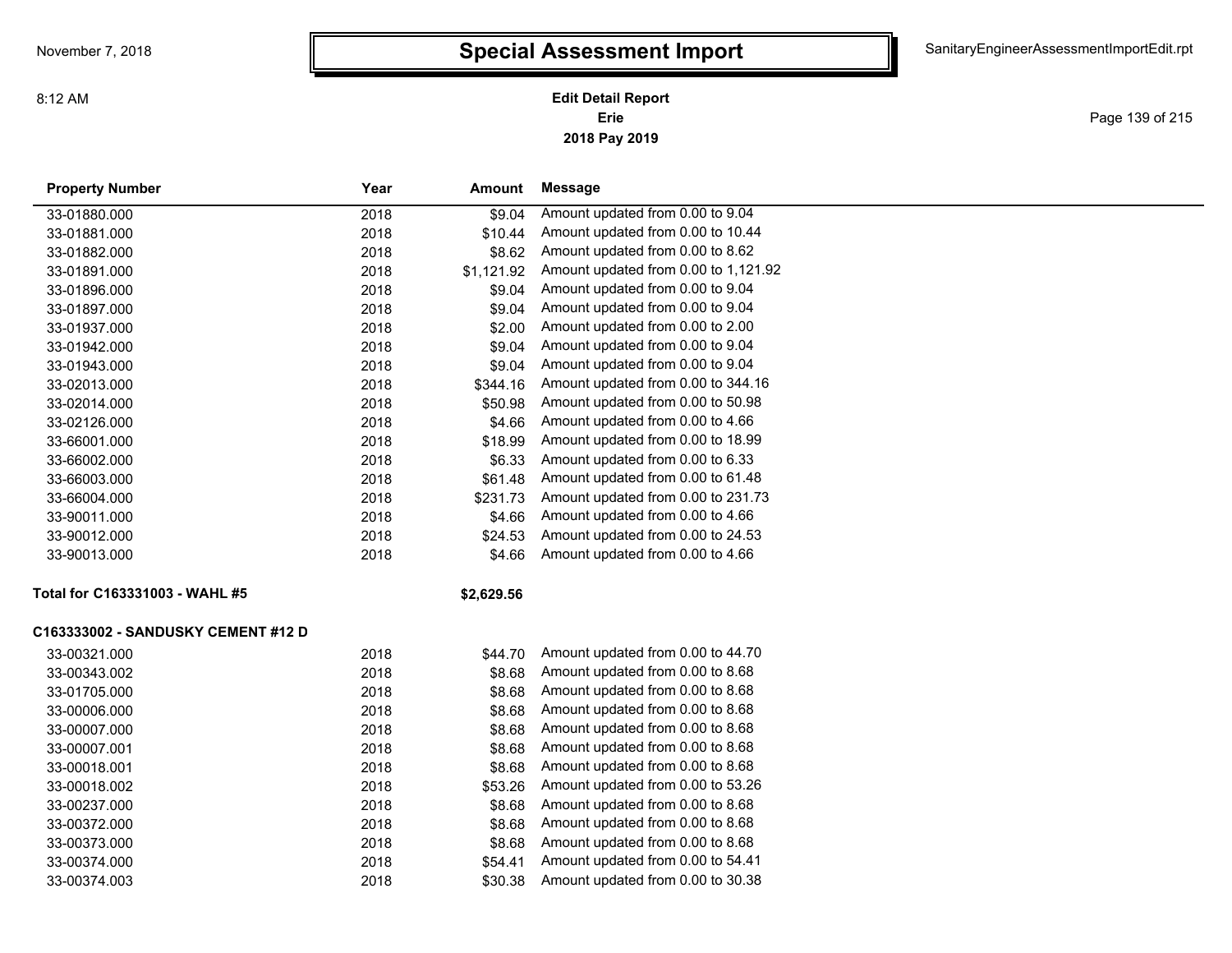# Special Assessment Import

**Edit Detail Report**
**Erie**
**2018 Pay 2019**

| Property Number | Year | Amount | Message |
|---|---|---|---|
| 33-01880.000 | 2018 | $9.04 | Amount updated from 0.00 to 9.04 |
| 33-01881.000 | 2018 | $10.44 | Amount updated from 0.00 to 10.44 |
| 33-01882.000 | 2018 | $8.62 | Amount updated from 0.00 to 8.62 |
| 33-01891.000 | 2018 | $1,121.92 | Amount updated from 0.00 to 1,121.92 |
| 33-01896.000 | 2018 | $9.04 | Amount updated from 0.00 to 9.04 |
| 33-01897.000 | 2018 | $9.04 | Amount updated from 0.00 to 9.04 |
| 33-01937.000 | 2018 | $2.00 | Amount updated from 0.00 to 2.00 |
| 33-01942.000 | 2018 | $9.04 | Amount updated from 0.00 to 9.04 |
| 33-01943.000 | 2018 | $9.04 | Amount updated from 0.00 to 9.04 |
| 33-02013.000 | 2018 | $344.16 | Amount updated from 0.00 to 344.16 |
| 33-02014.000 | 2018 | $50.98 | Amount updated from 0.00 to 50.98 |
| 33-02126.000 | 2018 | $4.66 | Amount updated from 0.00 to 4.66 |
| 33-66001.000 | 2018 | $18.99 | Amount updated from 0.00 to 18.99 |
| 33-66002.000 | 2018 | $6.33 | Amount updated from 0.00 to 6.33 |
| 33-66003.000 | 2018 | $61.48 | Amount updated from 0.00 to 61.48 |
| 33-66004.000 | 2018 | $231.73 | Amount updated from 0.00 to 231.73 |
| 33-90011.000 | 2018 | $4.66 | Amount updated from 0.00 to 4.66 |
| 33-90012.000 | 2018 | $24.53 | Amount updated from 0.00 to 24.53 |
| 33-90013.000 | 2018 | $4.66 | Amount updated from 0.00 to 4.66 |
| **Total for C163331003 - WAHL #5** | | **$2,629.56** | |

**C163333002 - SANDUSKY CEMENT #12 D**

| Property Number | Year | Amount | Message |
|---|---|---|---|
| 33-00321.000 | 2018 | $44.70 | Amount updated from 0.00 to 44.70 |
| 33-00343.002 | 2018 | $8.68 | Amount updated from 0.00 to 8.68 |
| 33-01705.000 | 2018 | $8.68 | Amount updated from 0.00 to 8.68 |
| 33-00006.000 | 2018 | $8.68 | Amount updated from 0.00 to 8.68 |
| 33-00007.000 | 2018 | $8.68 | Amount updated from 0.00 to 8.68 |
| 33-00007.001 | 2018 | $8.68 | Amount updated from 0.00 to 8.68 |
| 33-00018.001 | 2018 | $8.68 | Amount updated from 0.00 to 8.68 |
| 33-00018.002 | 2018 | $53.26 | Amount updated from 0.00 to 53.26 |
| 33-00237.000 | 2018 | $8.68 | Amount updated from 0.00 to 8.68 |
| 33-00372.000 | 2018 | $8.68 | Amount updated from 0.00 to 8.68 |
| 33-00373.000 | 2018 | $8.68 | Amount updated from 0.00 to 8.68 |
| 33-00374.000 | 2018 | $54.41 | Amount updated from 0.00 to 54.41 |
| 33-00374.003 | 2018 | $30.38 | Amount updated from 0.00 to 30.38 |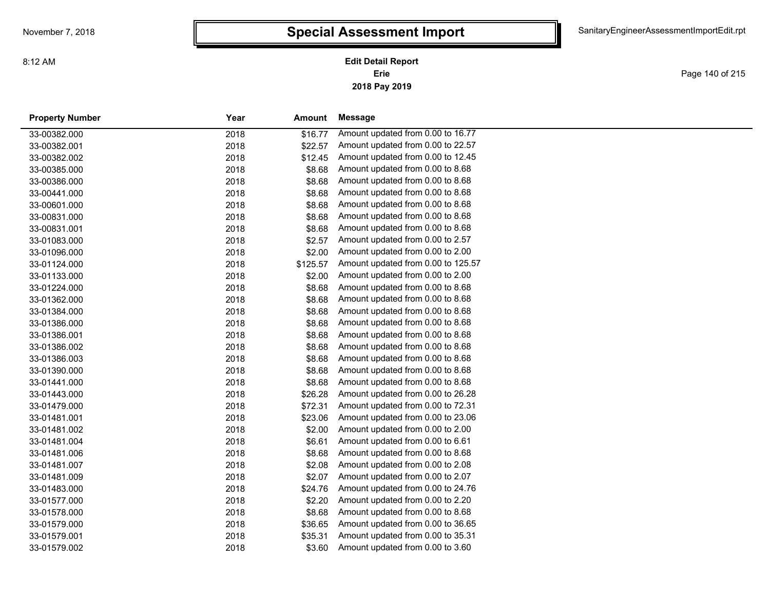# Special Assessment Import

**Edit Detail Report**
**Erie**
**2018 Pay 2019**

| Property Number | Year | Amount | Message |
|---|---|---|---|
| 33-00382.000 | 2018 | $16.77 | Amount updated from 0.00 to 16.77 |
| 33-00382.001 | 2018 | $22.57 | Amount updated from 0.00 to 22.57 |
| 33-00382.002 | 2018 | $12.45 | Amount updated from 0.00 to 12.45 |
| 33-00385.000 | 2018 | $8.68 | Amount updated from 0.00 to 8.68 |
| 33-00386.000 | 2018 | $8.68 | Amount updated from 0.00 to 8.68 |
| 33-00441.000 | 2018 | $8.68 | Amount updated from 0.00 to 8.68 |
| 33-00601.000 | 2018 | $8.68 | Amount updated from 0.00 to 8.68 |
| 33-00831.000 | 2018 | $8.68 | Amount updated from 0.00 to 8.68 |
| 33-00831.001 | 2018 | $8.68 | Amount updated from 0.00 to 8.68 |
| 33-01083.000 | 2018 | $2.57 | Amount updated from 0.00 to 2.57 |
| 33-01096.000 | 2018 | $2.00 | Amount updated from 0.00 to 2.00 |
| 33-01124.000 | 2018 | $125.57 | Amount updated from 0.00 to 125.57 |
| 33-01133.000 | 2018 | $2.00 | Amount updated from 0.00 to 2.00 |
| 33-01224.000 | 2018 | $8.68 | Amount updated from 0.00 to 8.68 |
| 33-01362.000 | 2018 | $8.68 | Amount updated from 0.00 to 8.68 |
| 33-01384.000 | 2018 | $8.68 | Amount updated from 0.00 to 8.68 |
| 33-01386.000 | 2018 | $8.68 | Amount updated from 0.00 to 8.68 |
| 33-01386.001 | 2018 | $8.68 | Amount updated from 0.00 to 8.68 |
| 33-01386.002 | 2018 | $8.68 | Amount updated from 0.00 to 8.68 |
| 33-01386.003 | 2018 | $8.68 | Amount updated from 0.00 to 8.68 |
| 33-01390.000 | 2018 | $8.68 | Amount updated from 0.00 to 8.68 |
| 33-01441.000 | 2018 | $8.68 | Amount updated from 0.00 to 8.68 |
| 33-01443.000 | 2018 | $26.28 | Amount updated from 0.00 to 26.28 |
| 33-01479.000 | 2018 | $72.31 | Amount updated from 0.00 to 72.31 |
| 33-01481.001 | 2018 | $23.06 | Amount updated from 0.00 to 23.06 |
| 33-01481.002 | 2018 | $2.00 | Amount updated from 0.00 to 2.00 |
| 33-01481.004 | 2018 | $6.61 | Amount updated from 0.00 to 6.61 |
| 33-01481.006 | 2018 | $8.68 | Amount updated from 0.00 to 8.68 |
| 33-01481.007 | 2018 | $2.08 | Amount updated from 0.00 to 2.08 |
| 33-01481.009 | 2018 | $2.07 | Amount updated from 0.00 to 2.07 |
| 33-01483.000 | 2018 | $24.76 | Amount updated from 0.00 to 24.76 |
| 33-01577.000 | 2018 | $2.20 | Amount updated from 0.00 to 2.20 |
| 33-01578.000 | 2018 | $8.68 | Amount updated from 0.00 to 8.68 |
| 33-01579.000 | 2018 | $36.65 | Amount updated from 0.00 to 36.65 |
| 33-01579.001 | 2018 | $35.31 | Amount updated from 0.00 to 35.31 |
| 33-01579.002 | 2018 | $3.60 | Amount updated from 0.00 to 3.60 |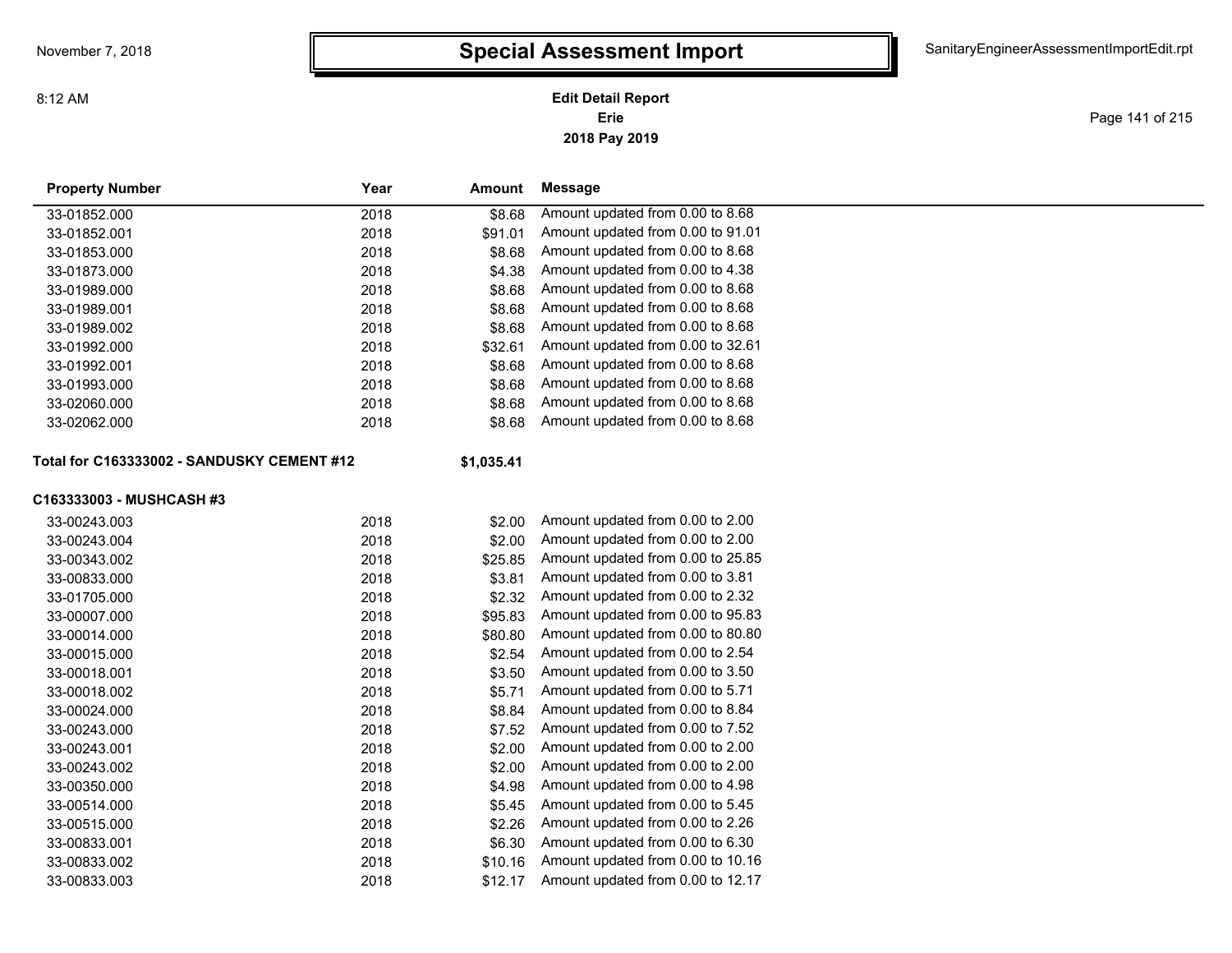# Special Assessment Import

**Edit Detail Report**
**Erie**
**2018 Pay 2019**

| Property Number | Year | Amount | Message |
|---|---|---|---|
| 33-01852.000 | 2018 | $8.68 | Amount updated from 0.00 to 8.68 |
| 33-01852.001 | 2018 | $91.01 | Amount updated from 0.00 to 91.01 |
| 33-01853.000 | 2018 | $8.68 | Amount updated from 0.00 to 8.68 |
| 33-01873.000 | 2018 | $4.38 | Amount updated from 0.00 to 4.38 |
| 33-01989.000 | 2018 | $8.68 | Amount updated from 0.00 to 8.68 |
| 33-01989.001 | 2018 | $8.68 | Amount updated from 0.00 to 8.68 |
| 33-01989.002 | 2018 | $8.68 | Amount updated from 0.00 to 8.68 |
| 33-01992.000 | 2018 | $32.61 | Amount updated from 0.00 to 32.61 |
| 33-01992.001 | 2018 | $8.68 | Amount updated from 0.00 to 8.68 |
| 33-01993.000 | 2018 | $8.68 | Amount updated from 0.00 to 8.68 |
| 33-02060.000 | 2018 | $8.68 | Amount updated from 0.00 to 8.68 |
| 33-02062.000 | 2018 | $8.68 | Amount updated from 0.00 to 8.68 |
| **Total for C163333002 - SANDUSKY CEMENT #12** | | **$1,035.41** | |

**C163333003 - MUSHCASH #3**

| Property Number | Year | Amount | Message |
|---|---|---|---|
| 33-00243.003 | 2018 | $2.00 | Amount updated from 0.00 to 2.00 |
| 33-00243.004 | 2018 | $2.00 | Amount updated from 0.00 to 2.00 |
| 33-00343.002 | 2018 | $25.85 | Amount updated from 0.00 to 25.85 |
| 33-00833.000 | 2018 | $3.81 | Amount updated from 0.00 to 3.81 |
| 33-01705.000 | 2018 | $2.32 | Amount updated from 0.00 to 2.32 |
| 33-00007.000 | 2018 | $95.83 | Amount updated from 0.00 to 95.83 |
| 33-00014.000 | 2018 | $80.80 | Amount updated from 0.00 to 80.80 |
| 33-00015.000 | 2018 | $2.54 | Amount updated from 0.00 to 2.54 |
| 33-00018.001 | 2018 | $3.50 | Amount updated from 0.00 to 3.50 |
| 33-00018.002 | 2018 | $5.71 | Amount updated from 0.00 to 5.71 |
| 33-00024.000 | 2018 | $8.84 | Amount updated from 0.00 to 8.84 |
| 33-00243.000 | 2018 | $7.52 | Amount updated from 0.00 to 7.52 |
| 33-00243.001 | 2018 | $2.00 | Amount updated from 0.00 to 2.00 |
| 33-00243.002 | 2018 | $2.00 | Amount updated from 0.00 to 2.00 |
| 33-00350.000 | 2018 | $4.98 | Amount updated from 0.00 to 4.98 |
| 33-00514.000 | 2018 | $5.45 | Amount updated from 0.00 to 5.45 |
| 33-00515.000 | 2018 | $2.26 | Amount updated from 0.00 to 2.26 |
| 33-00833.001 | 2018 | $6.30 | Amount updated from 0.00 to 6.30 |
| 33-00833.002 | 2018 | $10.16 | Amount updated from 0.00 to 10.16 |
| 33-00833.003 | 2018 | $12.17 | Amount updated from 0.00 to 12.17 |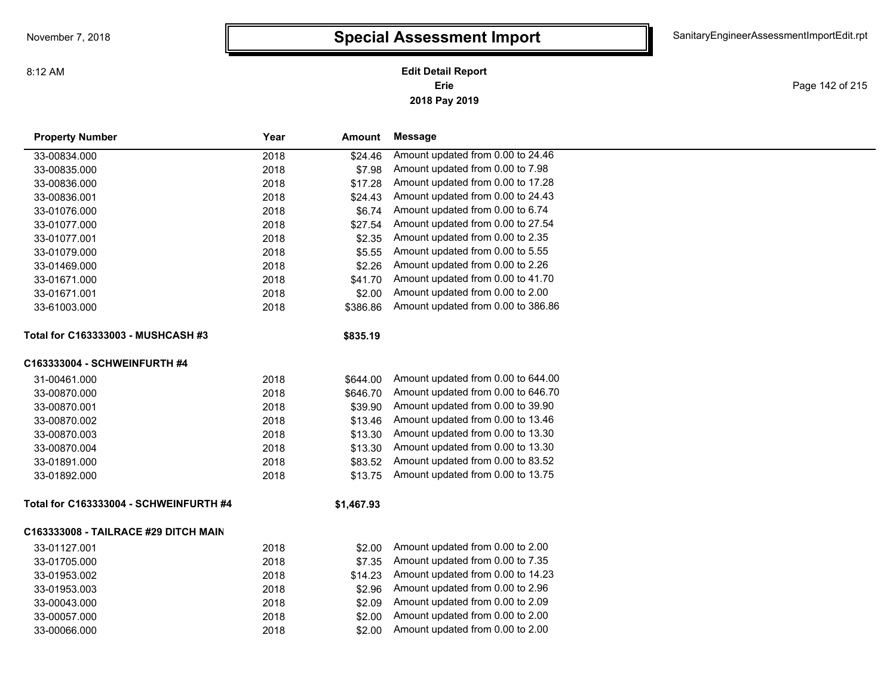# Special Assessment Import

November 7, 2018

8:12 AM

SanitaryEngineerAssessmentImportEdit.rpt

**Edit Detail Report**
**Erie**
**2018 Pay 2019**

| Property Number | Year | Amount | Message |
|---|---|---|---|
| 33-00834.000 | 2018 | $24.46 | Amount updated from 0.00 to 24.46 |
| 33-00835.000 | 2018 | $7.98 | Amount updated from 0.00 to 7.98 |
| 33-00836.000 | 2018 | $17.28 | Amount updated from 0.00 to 17.28 |
| 33-00836.001 | 2018 | $24.43 | Amount updated from 0.00 to 24.43 |
| 33-01076.000 | 2018 | $6.74 | Amount updated from 0.00 to 6.74 |
| 33-01077.000 | 2018 | $27.54 | Amount updated from 0.00 to 27.54 |
| 33-01077.001 | 2018 | $2.35 | Amount updated from 0.00 to 2.35 |
| 33-01079.000 | 2018 | $5.55 | Amount updated from 0.00 to 5.55 |
| 33-01469.000 | 2018 | $2.26 | Amount updated from 0.00 to 2.26 |
| 33-01671.000 | 2018 | $41.70 | Amount updated from 0.00 to 41.70 |
| 33-01671.001 | 2018 | $2.00 | Amount updated from 0.00 to 2.00 |
| 33-61003.000 | 2018 | $386.86 | Amount updated from 0.00 to 386.86 |
| **Total for C163333003 - MUSHCASH #3** | | **$835.19** | |
| **C163333004 - SCHWEINFURTH #4** | | | |
| 31-00461.000 | 2018 | $644.00 | Amount updated from 0.00 to 644.00 |
| 33-00870.000 | 2018 | $646.70 | Amount updated from 0.00 to 646.70 |
| 33-00870.001 | 2018 | $39.90 | Amount updated from 0.00 to 39.90 |
| 33-00870.002 | 2018 | $13.46 | Amount updated from 0.00 to 13.46 |
| 33-00870.003 | 2018 | $13.30 | Amount updated from 0.00 to 13.30 |
| 33-00870.004 | 2018 | $13.30 | Amount updated from 0.00 to 13.30 |
| 33-01891.000 | 2018 | $83.52 | Amount updated from 0.00 to 83.52 |
| 33-01892.000 | 2018 | $13.75 | Amount updated from 0.00 to 13.75 |
| **Total for C163333004 - SCHWEINFURTH #4** | | **$1,467.93** | |
| **C163333008 - TAILRACE #29 DITCH MAIN** | | | |
| 33-01127.001 | 2018 | $2.00 | Amount updated from 0.00 to 2.00 |
| 33-01705.000 | 2018 | $7.35 | Amount updated from 0.00 to 7.35 |
| 33-01953.002 | 2018 | $14.23 | Amount updated from 0.00 to 14.23 |
| 33-01953.003 | 2018 | $2.96 | Amount updated from 0.00 to 2.96 |
| 33-00043.000 | 2018 | $2.09 | Amount updated from 0.00 to 2.09 |
| 33-00057.000 | 2018 | $2.00 | Amount updated from 0.00 to 2.00 |
| 33-00066.000 | 2018 | $2.00 | Amount updated from 0.00 to 2.00 |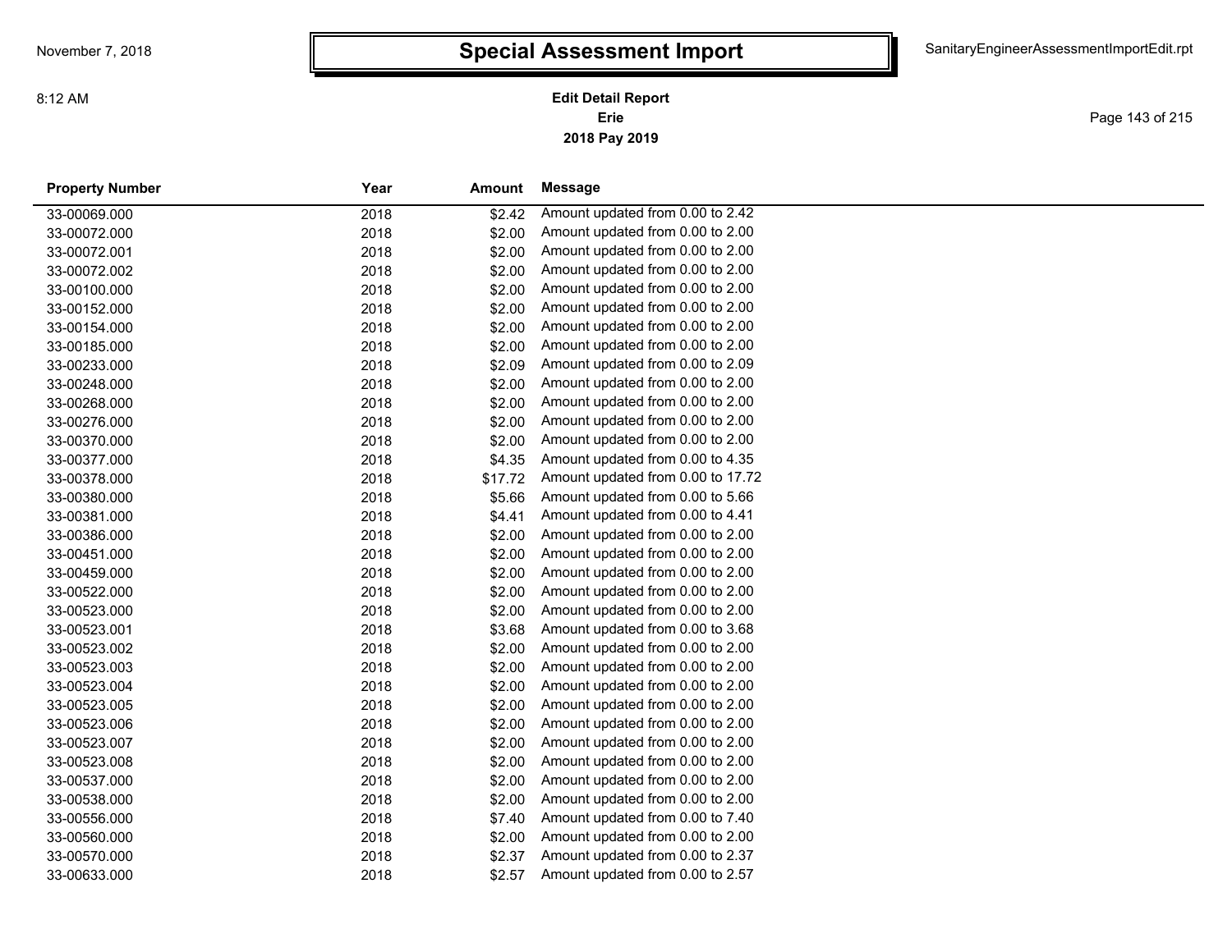# Special Assessment Import

November 7, 2018
8:12 AM

SanitaryEngineerAssessmentImportEdit.rpt

**Edit Detail Report**
**Erie**
**2018 Pay 2019**

| Property Number | Year | Amount | Message |
|---|---|---|---|
| 33-00069.000 | 2018 | $2.42 | Amount updated from 0.00 to 2.42 |
| 33-00072.000 | 2018 | $2.00 | Amount updated from 0.00 to 2.00 |
| 33-00072.001 | 2018 | $2.00 | Amount updated from 0.00 to 2.00 |
| 33-00072.002 | 2018 | $2.00 | Amount updated from 0.00 to 2.00 |
| 33-00100.000 | 2018 | $2.00 | Amount updated from 0.00 to 2.00 |
| 33-00152.000 | 2018 | $2.00 | Amount updated from 0.00 to 2.00 |
| 33-00154.000 | 2018 | $2.00 | Amount updated from 0.00 to 2.00 |
| 33-00185.000 | 2018 | $2.00 | Amount updated from 0.00 to 2.00 |
| 33-00233.000 | 2018 | $2.09 | Amount updated from 0.00 to 2.09 |
| 33-00248.000 | 2018 | $2.00 | Amount updated from 0.00 to 2.00 |
| 33-00268.000 | 2018 | $2.00 | Amount updated from 0.00 to 2.00 |
| 33-00276.000 | 2018 | $2.00 | Amount updated from 0.00 to 2.00 |
| 33-00370.000 | 2018 | $2.00 | Amount updated from 0.00 to 2.00 |
| 33-00377.000 | 2018 | $4.35 | Amount updated from 0.00 to 4.35 |
| 33-00378.000 | 2018 | $17.72 | Amount updated from 0.00 to 17.72 |
| 33-00380.000 | 2018 | $5.66 | Amount updated from 0.00 to 5.66 |
| 33-00381.000 | 2018 | $4.41 | Amount updated from 0.00 to 4.41 |
| 33-00386.000 | 2018 | $2.00 | Amount updated from 0.00 to 2.00 |
| 33-00451.000 | 2018 | $2.00 | Amount updated from 0.00 to 2.00 |
| 33-00459.000 | 2018 | $2.00 | Amount updated from 0.00 to 2.00 |
| 33-00522.000 | 2018 | $2.00 | Amount updated from 0.00 to 2.00 |
| 33-00523.000 | 2018 | $2.00 | Amount updated from 0.00 to 2.00 |
| 33-00523.001 | 2018 | $3.68 | Amount updated from 0.00 to 3.68 |
| 33-00523.002 | 2018 | $2.00 | Amount updated from 0.00 to 2.00 |
| 33-00523.003 | 2018 | $2.00 | Amount updated from 0.00 to 2.00 |
| 33-00523.004 | 2018 | $2.00 | Amount updated from 0.00 to 2.00 |
| 33-00523.005 | 2018 | $2.00 | Amount updated from 0.00 to 2.00 |
| 33-00523.006 | 2018 | $2.00 | Amount updated from 0.00 to 2.00 |
| 33-00523.007 | 2018 | $2.00 | Amount updated from 0.00 to 2.00 |
| 33-00523.008 | 2018 | $2.00 | Amount updated from 0.00 to 2.00 |
| 33-00537.000 | 2018 | $2.00 | Amount updated from 0.00 to 2.00 |
| 33-00538.000 | 2018 | $2.00 | Amount updated from 0.00 to 2.00 |
| 33-00556.000 | 2018 | $7.40 | Amount updated from 0.00 to 7.40 |
| 33-00560.000 | 2018 | $2.00 | Amount updated from 0.00 to 2.00 |
| 33-00570.000 | 2018 | $2.37 | Amount updated from 0.00 to 2.37 |
| 33-00633.000 | 2018 | $2.57 | Amount updated from 0.00 to 2.57 |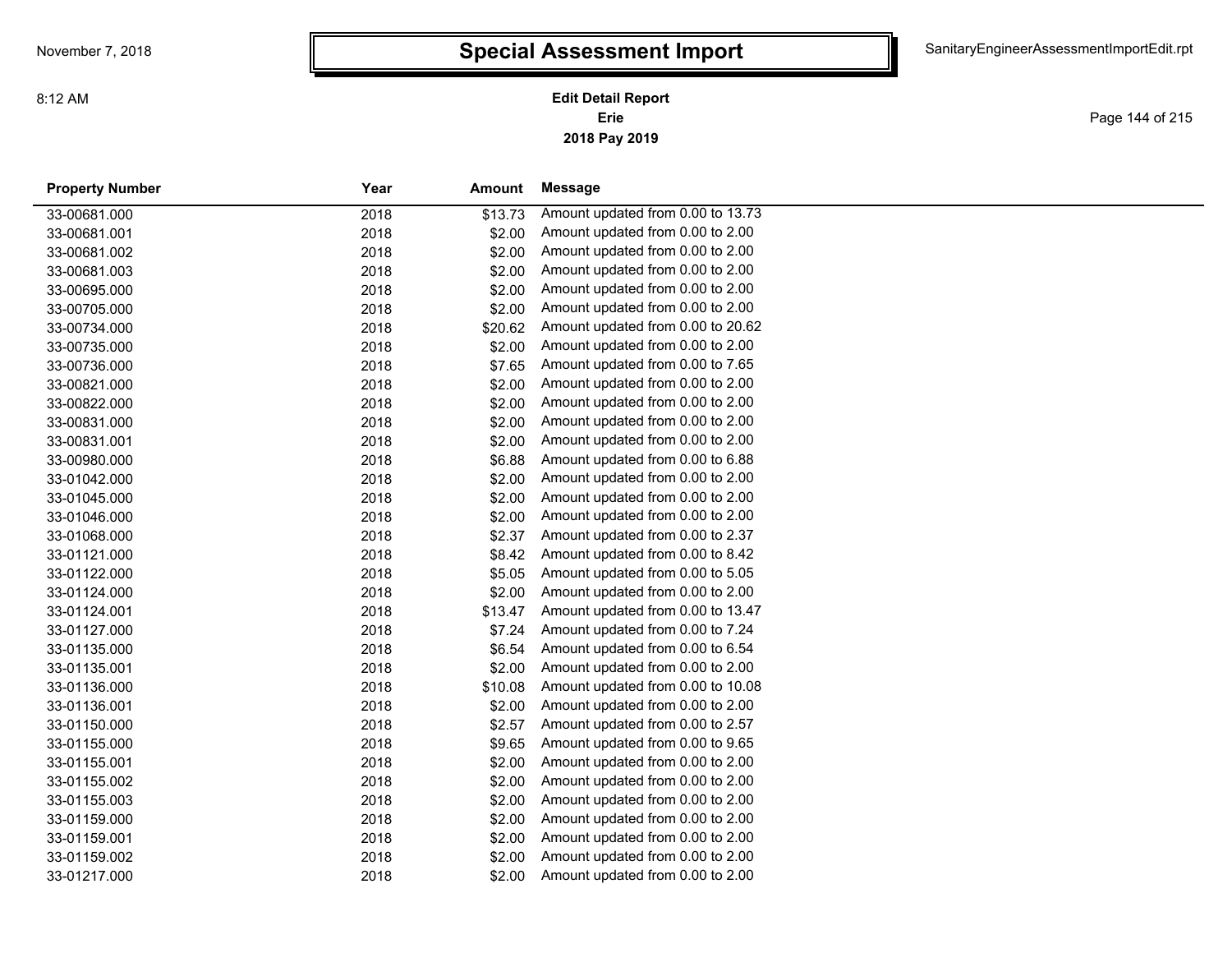# Special Assessment Import

**Edit Detail Report**
**Erie**
**2018 Pay 2019**

| Property Number | Year | Amount | Message |
|---|---|---|---|
| 33-00681.000 | 2018 | $13.73 | Amount updated from 0.00 to 13.73 |
| 33-00681.001 | 2018 | $2.00 | Amount updated from 0.00 to 2.00 |
| 33-00681.002 | 2018 | $2.00 | Amount updated from 0.00 to 2.00 |
| 33-00681.003 | 2018 | $2.00 | Amount updated from 0.00 to 2.00 |
| 33-00695.000 | 2018 | $2.00 | Amount updated from 0.00 to 2.00 |
| 33-00705.000 | 2018 | $2.00 | Amount updated from 0.00 to 2.00 |
| 33-00734.000 | 2018 | $20.62 | Amount updated from 0.00 to 20.62 |
| 33-00735.000 | 2018 | $2.00 | Amount updated from 0.00 to 2.00 |
| 33-00736.000 | 2018 | $7.65 | Amount updated from 0.00 to 7.65 |
| 33-00821.000 | 2018 | $2.00 | Amount updated from 0.00 to 2.00 |
| 33-00822.000 | 2018 | $2.00 | Amount updated from 0.00 to 2.00 |
| 33-00831.000 | 2018 | $2.00 | Amount updated from 0.00 to 2.00 |
| 33-00831.001 | 2018 | $2.00 | Amount updated from 0.00 to 2.00 |
| 33-00980.000 | 2018 | $6.88 | Amount updated from 0.00 to 6.88 |
| 33-01042.000 | 2018 | $2.00 | Amount updated from 0.00 to 2.00 |
| 33-01045.000 | 2018 | $2.00 | Amount updated from 0.00 to 2.00 |
| 33-01046.000 | 2018 | $2.00 | Amount updated from 0.00 to 2.00 |
| 33-01068.000 | 2018 | $2.37 | Amount updated from 0.00 to 2.37 |
| 33-01121.000 | 2018 | $8.42 | Amount updated from 0.00 to 8.42 |
| 33-01122.000 | 2018 | $5.05 | Amount updated from 0.00 to 5.05 |
| 33-01124.000 | 2018 | $2.00 | Amount updated from 0.00 to 2.00 |
| 33-01124.001 | 2018 | $13.47 | Amount updated from 0.00 to 13.47 |
| 33-01127.000 | 2018 | $7.24 | Amount updated from 0.00 to 7.24 |
| 33-01135.000 | 2018 | $6.54 | Amount updated from 0.00 to 6.54 |
| 33-01135.001 | 2018 | $2.00 | Amount updated from 0.00 to 2.00 |
| 33-01136.000 | 2018 | $10.08 | Amount updated from 0.00 to 10.08 |
| 33-01136.001 | 2018 | $2.00 | Amount updated from 0.00 to 2.00 |
| 33-01150.000 | 2018 | $2.57 | Amount updated from 0.00 to 2.57 |
| 33-01155.000 | 2018 | $9.65 | Amount updated from 0.00 to 9.65 |
| 33-01155.001 | 2018 | $2.00 | Amount updated from 0.00 to 2.00 |
| 33-01155.002 | 2018 | $2.00 | Amount updated from 0.00 to 2.00 |
| 33-01155.003 | 2018 | $2.00 | Amount updated from 0.00 to 2.00 |
| 33-01159.000 | 2018 | $2.00 | Amount updated from 0.00 to 2.00 |
| 33-01159.001 | 2018 | $2.00 | Amount updated from 0.00 to 2.00 |
| 33-01159.002 | 2018 | $2.00 | Amount updated from 0.00 to 2.00 |
| 33-01217.000 | 2018 | $2.00 | Amount updated from 0.00 to 2.00 |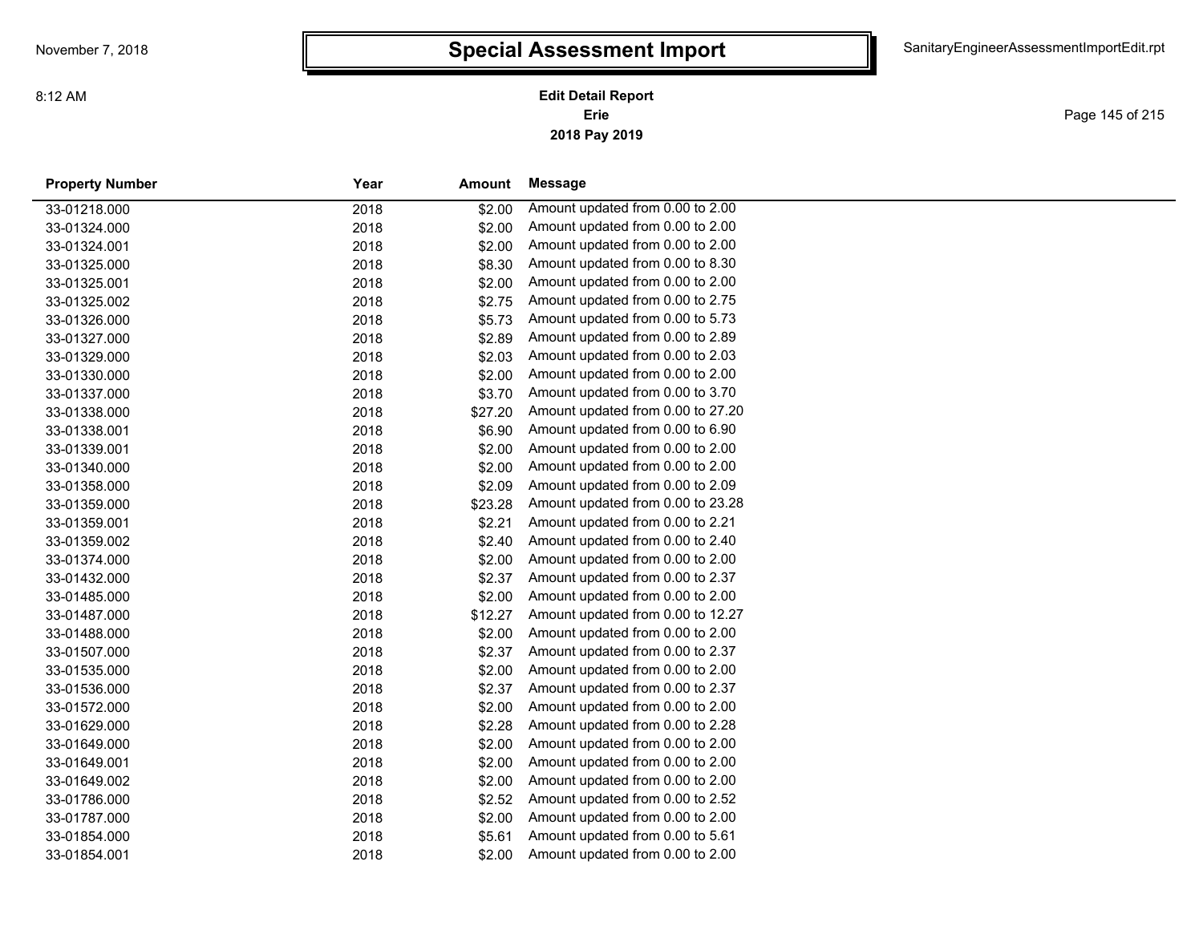# Special Assessment Import

**Edit Detail Report**
**Erie**
**2018 Pay 2019**

| Property Number | Year | Amount | Message |
|---|---|---|---|
| 33-01218.000 | 2018 | $2.00 | Amount updated from 0.00 to 2.00 |
| 33-01324.000 | 2018 | $2.00 | Amount updated from 0.00 to 2.00 |
| 33-01324.001 | 2018 | $2.00 | Amount updated from 0.00 to 2.00 |
| 33-01325.000 | 2018 | $8.30 | Amount updated from 0.00 to 8.30 |
| 33-01325.001 | 2018 | $2.00 | Amount updated from 0.00 to 2.00 |
| 33-01325.002 | 2018 | $2.75 | Amount updated from 0.00 to 2.75 |
| 33-01326.000 | 2018 | $5.73 | Amount updated from 0.00 to 5.73 |
| 33-01327.000 | 2018 | $2.89 | Amount updated from 0.00 to 2.89 |
| 33-01329.000 | 2018 | $2.03 | Amount updated from 0.00 to 2.03 |
| 33-01330.000 | 2018 | $2.00 | Amount updated from 0.00 to 2.00 |
| 33-01337.000 | 2018 | $3.70 | Amount updated from 0.00 to 3.70 |
| 33-01338.000 | 2018 | $27.20 | Amount updated from 0.00 to 27.20 |
| 33-01338.001 | 2018 | $6.90 | Amount updated from 0.00 to 6.90 |
| 33-01339.001 | 2018 | $2.00 | Amount updated from 0.00 to 2.00 |
| 33-01340.000 | 2018 | $2.00 | Amount updated from 0.00 to 2.00 |
| 33-01358.000 | 2018 | $2.09 | Amount updated from 0.00 to 2.09 |
| 33-01359.000 | 2018 | $23.28 | Amount updated from 0.00 to 23.28 |
| 33-01359.001 | 2018 | $2.21 | Amount updated from 0.00 to 2.21 |
| 33-01359.002 | 2018 | $2.40 | Amount updated from 0.00 to 2.40 |
| 33-01374.000 | 2018 | $2.00 | Amount updated from 0.00 to 2.00 |
| 33-01432.000 | 2018 | $2.37 | Amount updated from 0.00 to 2.37 |
| 33-01485.000 | 2018 | $2.00 | Amount updated from 0.00 to 2.00 |
| 33-01487.000 | 2018 | $12.27 | Amount updated from 0.00 to 12.27 |
| 33-01488.000 | 2018 | $2.00 | Amount updated from 0.00 to 2.00 |
| 33-01507.000 | 2018 | $2.37 | Amount updated from 0.00 to 2.37 |
| 33-01535.000 | 2018 | $2.00 | Amount updated from 0.00 to 2.00 |
| 33-01536.000 | 2018 | $2.37 | Amount updated from 0.00 to 2.37 |
| 33-01572.000 | 2018 | $2.00 | Amount updated from 0.00 to 2.00 |
| 33-01629.000 | 2018 | $2.28 | Amount updated from 0.00 to 2.28 |
| 33-01649.000 | 2018 | $2.00 | Amount updated from 0.00 to 2.00 |
| 33-01649.001 | 2018 | $2.00 | Amount updated from 0.00 to 2.00 |
| 33-01649.002 | 2018 | $2.00 | Amount updated from 0.00 to 2.00 |
| 33-01786.000 | 2018 | $2.52 | Amount updated from 0.00 to 2.52 |
| 33-01787.000 | 2018 | $2.00 | Amount updated from 0.00 to 2.00 |
| 33-01854.000 | 2018 | $5.61 | Amount updated from 0.00 to 5.61 |
| 33-01854.001 | 2018 | $2.00 | Amount updated from 0.00 to 2.00 |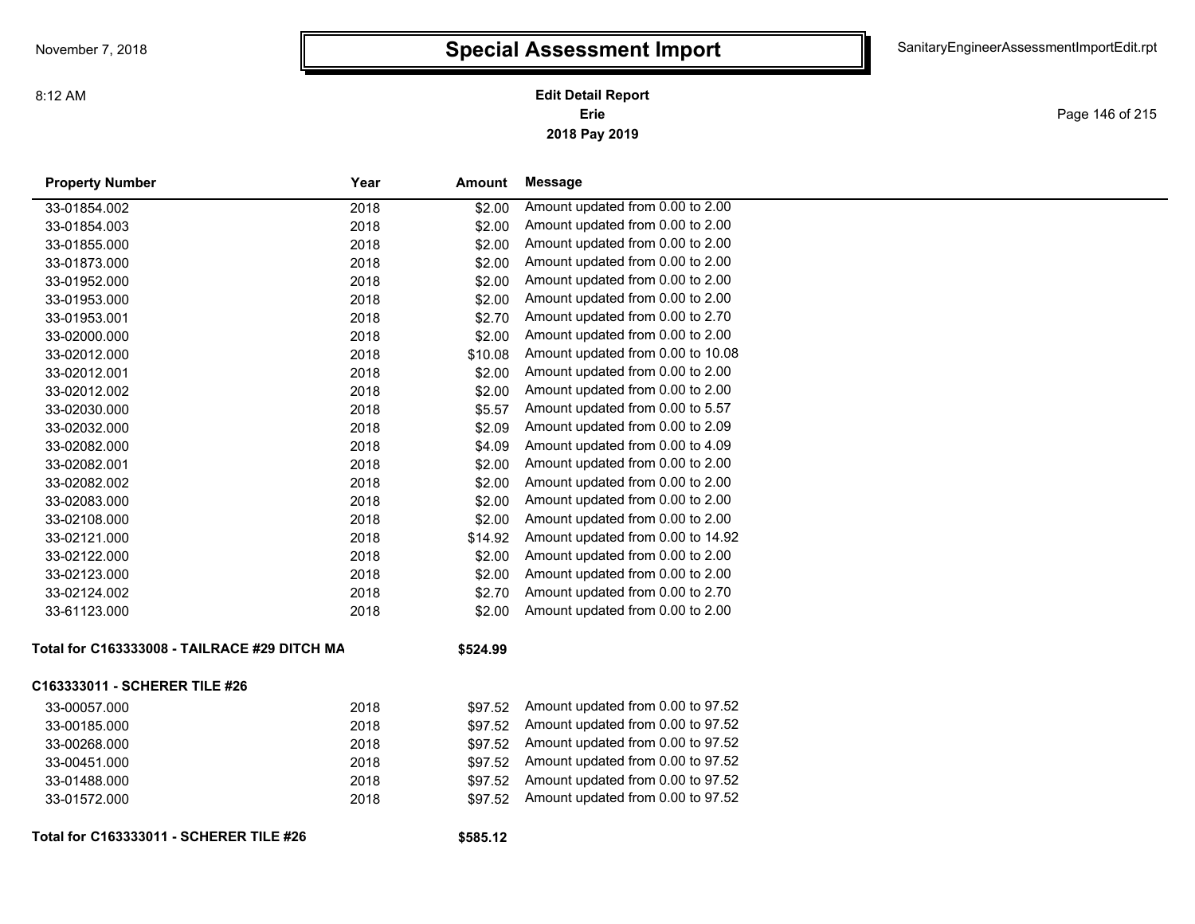# Special Assessment Import

**Edit Detail Report**
**Erie**
**2018 Pay 2019**

| Property Number | Year | Amount | Message |
|---|---|---|---|
| 33-01854.002 | 2018 | $2.00 | Amount updated from 0.00 to 2.00 |
| 33-01854.003 | 2018 | $2.00 | Amount updated from 0.00 to 2.00 |
| 33-01855.000 | 2018 | $2.00 | Amount updated from 0.00 to 2.00 |
| 33-01873.000 | 2018 | $2.00 | Amount updated from 0.00 to 2.00 |
| 33-01952.000 | 2018 | $2.00 | Amount updated from 0.00 to 2.00 |
| 33-01953.000 | 2018 | $2.00 | Amount updated from 0.00 to 2.00 |
| 33-01953.001 | 2018 | $2.70 | Amount updated from 0.00 to 2.70 |
| 33-02000.000 | 2018 | $2.00 | Amount updated from 0.00 to 2.00 |
| 33-02012.000 | 2018 | $10.08 | Amount updated from 0.00 to 10.08 |
| 33-02012.001 | 2018 | $2.00 | Amount updated from 0.00 to 2.00 |
| 33-02012.002 | 2018 | $2.00 | Amount updated from 0.00 to 2.00 |
| 33-02030.000 | 2018 | $5.57 | Amount updated from 0.00 to 5.57 |
| 33-02032.000 | 2018 | $2.09 | Amount updated from 0.00 to 2.09 |
| 33-02082.000 | 2018 | $4.09 | Amount updated from 0.00 to 4.09 |
| 33-02082.001 | 2018 | $2.00 | Amount updated from 0.00 to 2.00 |
| 33-02082.002 | 2018 | $2.00 | Amount updated from 0.00 to 2.00 |
| 33-02083.000 | 2018 | $2.00 | Amount updated from 0.00 to 2.00 |
| 33-02108.000 | 2018 | $2.00 | Amount updated from 0.00 to 2.00 |
| 33-02121.000 | 2018 | $14.92 | Amount updated from 0.00 to 14.92 |
| 33-02122.000 | 2018 | $2.00 | Amount updated from 0.00 to 2.00 |
| 33-02123.000 | 2018 | $2.00 | Amount updated from 0.00 to 2.00 |
| 33-02124.002 | 2018 | $2.70 | Amount updated from 0.00 to 2.70 |
| 33-61123.000 | 2018 | $2.00 | Amount updated from 0.00 to 2.00 |

**Total for C163333008 - TAILRACE #29 DITCH MA** **$524.99**

**C163333011 - SCHERER TILE #26**

| Property Number | Year | Amount | Message |
|---|---|---|---|
| 33-00057.000 | 2018 | $97.52 | Amount updated from 0.00 to 97.52 |
| 33-00185.000 | 2018 | $97.52 | Amount updated from 0.00 to 97.52 |
| 33-00268.000 | 2018 | $97.52 | Amount updated from 0.00 to 97.52 |
| 33-00451.000 | 2018 | $97.52 | Amount updated from 0.00 to 97.52 |
| 33-01488.000 | 2018 | $97.52 | Amount updated from 0.00 to 97.52 |
| 33-01572.000 | 2018 | $97.52 | Amount updated from 0.00 to 97.52 |

**Total for C163333011 - SCHERER TILE #26** **$585.12**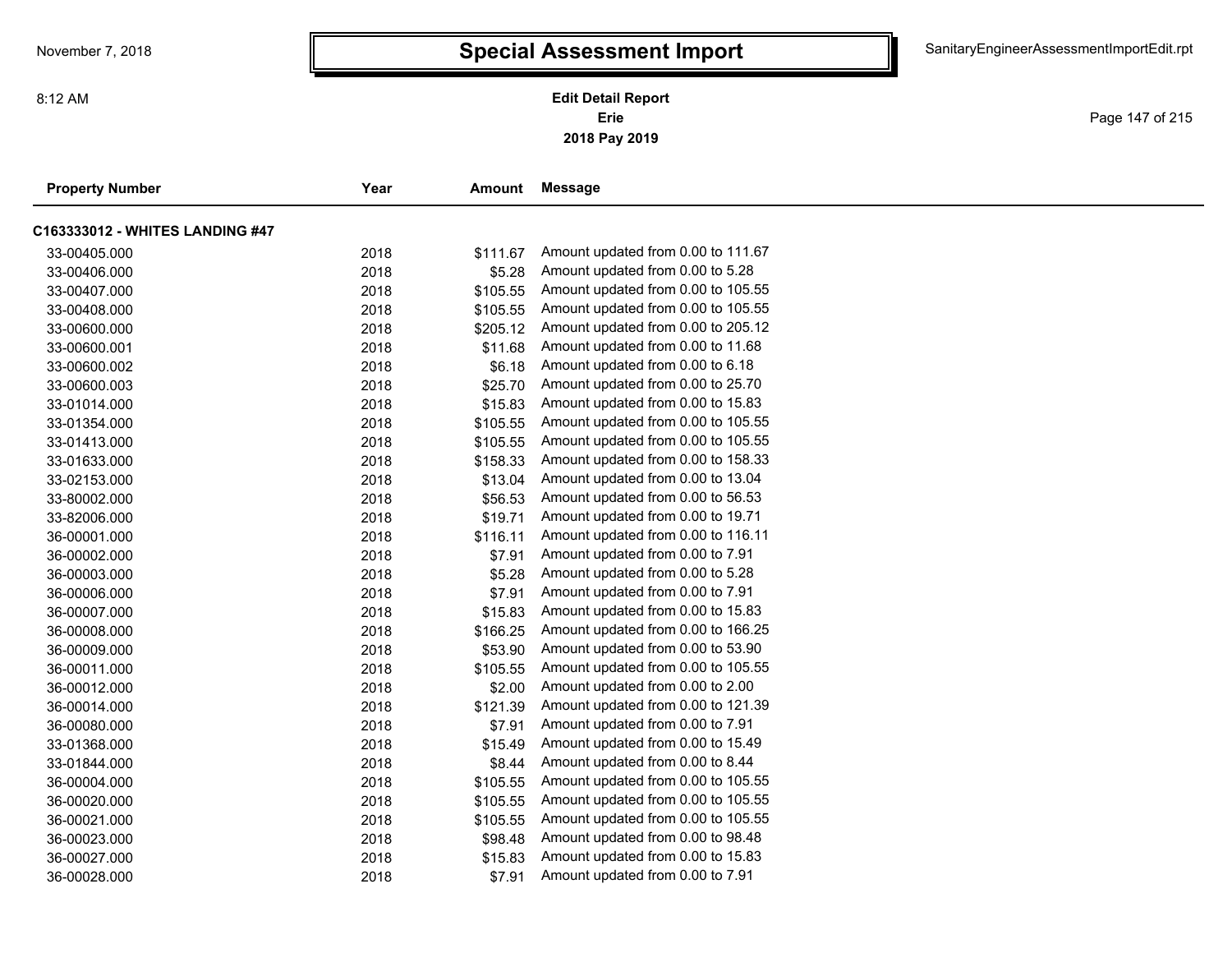# Special Assessment Import

**Edit Detail Report**
**Erie**
**2018 Pay 2019**

| Property Number | Year | Amount | Message |
|---|---|---|---|
| **C163333012 - WHITES LANDING #47** | | | |
| 33-00405.000 | 2018 | $111.67 | Amount updated from 0.00 to 111.67 |
| 33-00406.000 | 2018 | $5.28 | Amount updated from 0.00 to 5.28 |
| 33-00407.000 | 2018 | $105.55 | Amount updated from 0.00 to 105.55 |
| 33-00408.000 | 2018 | $105.55 | Amount updated from 0.00 to 105.55 |
| 33-00600.000 | 2018 | $205.12 | Amount updated from 0.00 to 205.12 |
| 33-00600.001 | 2018 | $11.68 | Amount updated from 0.00 to 11.68 |
| 33-00600.002 | 2018 | $6.18 | Amount updated from 0.00 to 6.18 |
| 33-00600.003 | 2018 | $25.70 | Amount updated from 0.00 to 25.70 |
| 33-01014.000 | 2018 | $15.83 | Amount updated from 0.00 to 15.83 |
| 33-01354.000 | 2018 | $105.55 | Amount updated from 0.00 to 105.55 |
| 33-01413.000 | 2018 | $105.55 | Amount updated from 0.00 to 105.55 |
| 33-01633.000 | 2018 | $158.33 | Amount updated from 0.00 to 158.33 |
| 33-02153.000 | 2018 | $13.04 | Amount updated from 0.00 to 13.04 |
| 33-80002.000 | 2018 | $56.53 | Amount updated from 0.00 to 56.53 |
| 33-82006.000 | 2018 | $19.71 | Amount updated from 0.00 to 19.71 |
| 36-00001.000 | 2018 | $116.11 | Amount updated from 0.00 to 116.11 |
| 36-00002.000 | 2018 | $7.91 | Amount updated from 0.00 to 7.91 |
| 36-00003.000 | 2018 | $5.28 | Amount updated from 0.00 to 5.28 |
| 36-00006.000 | 2018 | $7.91 | Amount updated from 0.00 to 7.91 |
| 36-00007.000 | 2018 | $15.83 | Amount updated from 0.00 to 15.83 |
| 36-00008.000 | 2018 | $166.25 | Amount updated from 0.00 to 166.25 |
| 36-00009.000 | 2018 | $53.90 | Amount updated from 0.00 to 53.90 |
| 36-00011.000 | 2018 | $105.55 | Amount updated from 0.00 to 105.55 |
| 36-00012.000 | 2018 | $2.00 | Amount updated from 0.00 to 2.00 |
| 36-00014.000 | 2018 | $121.39 | Amount updated from 0.00 to 121.39 |
| 36-00080.000 | 2018 | $7.91 | Amount updated from 0.00 to 7.91 |
| 33-01368.000 | 2018 | $15.49 | Amount updated from 0.00 to 15.49 |
| 33-01844.000 | 2018 | $8.44 | Amount updated from 0.00 to 8.44 |
| 36-00004.000 | 2018 | $105.55 | Amount updated from 0.00 to 105.55 |
| 36-00020.000 | 2018 | $105.55 | Amount updated from 0.00 to 105.55 |
| 36-00021.000 | 2018 | $105.55 | Amount updated from 0.00 to 105.55 |
| 36-00023.000 | 2018 | $98.48 | Amount updated from 0.00 to 98.48 |
| 36-00027.000 | 2018 | $15.83 | Amount updated from 0.00 to 15.83 |
| 36-00028.000 | 2018 | $7.91 | Amount updated from 0.00 to 7.91 |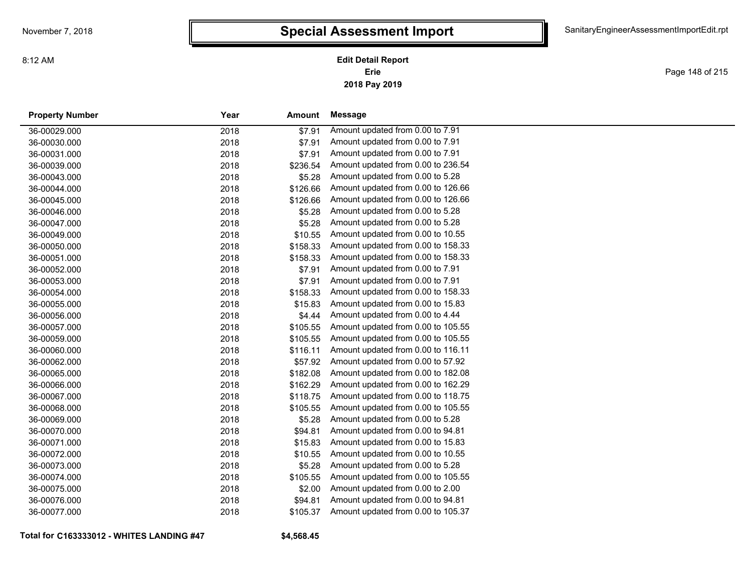# Special Assessment Import

**Edit Detail Report**
**Erie**
**2018 Pay 2019**

| Property Number | Year | Amount | Message |
|---|---|---|---|
| 36-00029.000 | 2018 | $7.91 | Amount updated from 0.00 to 7.91 |
| 36-00030.000 | 2018 | $7.91 | Amount updated from 0.00 to 7.91 |
| 36-00031.000 | 2018 | $7.91 | Amount updated from 0.00 to 7.91 |
| 36-00039.000 | 2018 | $236.54 | Amount updated from 0.00 to 236.54 |
| 36-00043.000 | 2018 | $5.28 | Amount updated from 0.00 to 5.28 |
| 36-00044.000 | 2018 | $126.66 | Amount updated from 0.00 to 126.66 |
| 36-00045.000 | 2018 | $126.66 | Amount updated from 0.00 to 126.66 |
| 36-00046.000 | 2018 | $5.28 | Amount updated from 0.00 to 5.28 |
| 36-00047.000 | 2018 | $5.28 | Amount updated from 0.00 to 5.28 |
| 36-00049.000 | 2018 | $10.55 | Amount updated from 0.00 to 10.55 |
| 36-00050.000 | 2018 | $158.33 | Amount updated from 0.00 to 158.33 |
| 36-00051.000 | 2018 | $158.33 | Amount updated from 0.00 to 158.33 |
| 36-00052.000 | 2018 | $7.91 | Amount updated from 0.00 to 7.91 |
| 36-00053.000 | 2018 | $7.91 | Amount updated from 0.00 to 7.91 |
| 36-00054.000 | 2018 | $158.33 | Amount updated from 0.00 to 158.33 |
| 36-00055.000 | 2018 | $15.83 | Amount updated from 0.00 to 15.83 |
| 36-00056.000 | 2018 | $4.44 | Amount updated from 0.00 to 4.44 |
| 36-00057.000 | 2018 | $105.55 | Amount updated from 0.00 to 105.55 |
| 36-00059.000 | 2018 | $105.55 | Amount updated from 0.00 to 105.55 |
| 36-00060.000 | 2018 | $116.11 | Amount updated from 0.00 to 116.11 |
| 36-00062.000 | 2018 | $57.92 | Amount updated from 0.00 to 57.92 |
| 36-00065.000 | 2018 | $182.08 | Amount updated from 0.00 to 182.08 |
| 36-00066.000 | 2018 | $162.29 | Amount updated from 0.00 to 162.29 |
| 36-00067.000 | 2018 | $118.75 | Amount updated from 0.00 to 118.75 |
| 36-00068.000 | 2018 | $105.55 | Amount updated from 0.00 to 105.55 |
| 36-00069.000 | 2018 | $5.28 | Amount updated from 0.00 to 5.28 |
| 36-00070.000 | 2018 | $94.81 | Amount updated from 0.00 to 94.81 |
| 36-00071.000 | 2018 | $15.83 | Amount updated from 0.00 to 15.83 |
| 36-00072.000 | 2018 | $10.55 | Amount updated from 0.00 to 10.55 |
| 36-00073.000 | 2018 | $5.28 | Amount updated from 0.00 to 5.28 |
| 36-00074.000 | 2018 | $105.55 | Amount updated from 0.00 to 105.55 |
| 36-00075.000 | 2018 | $2.00 | Amount updated from 0.00 to 2.00 |
| 36-00076.000 | 2018 | $94.81 | Amount updated from 0.00 to 94.81 |
| 36-00077.000 | 2018 | $105.37 | Amount updated from 0.00 to 105.37 |

**Total for C163333012 - WHITES LANDING #47** **$4,568.45**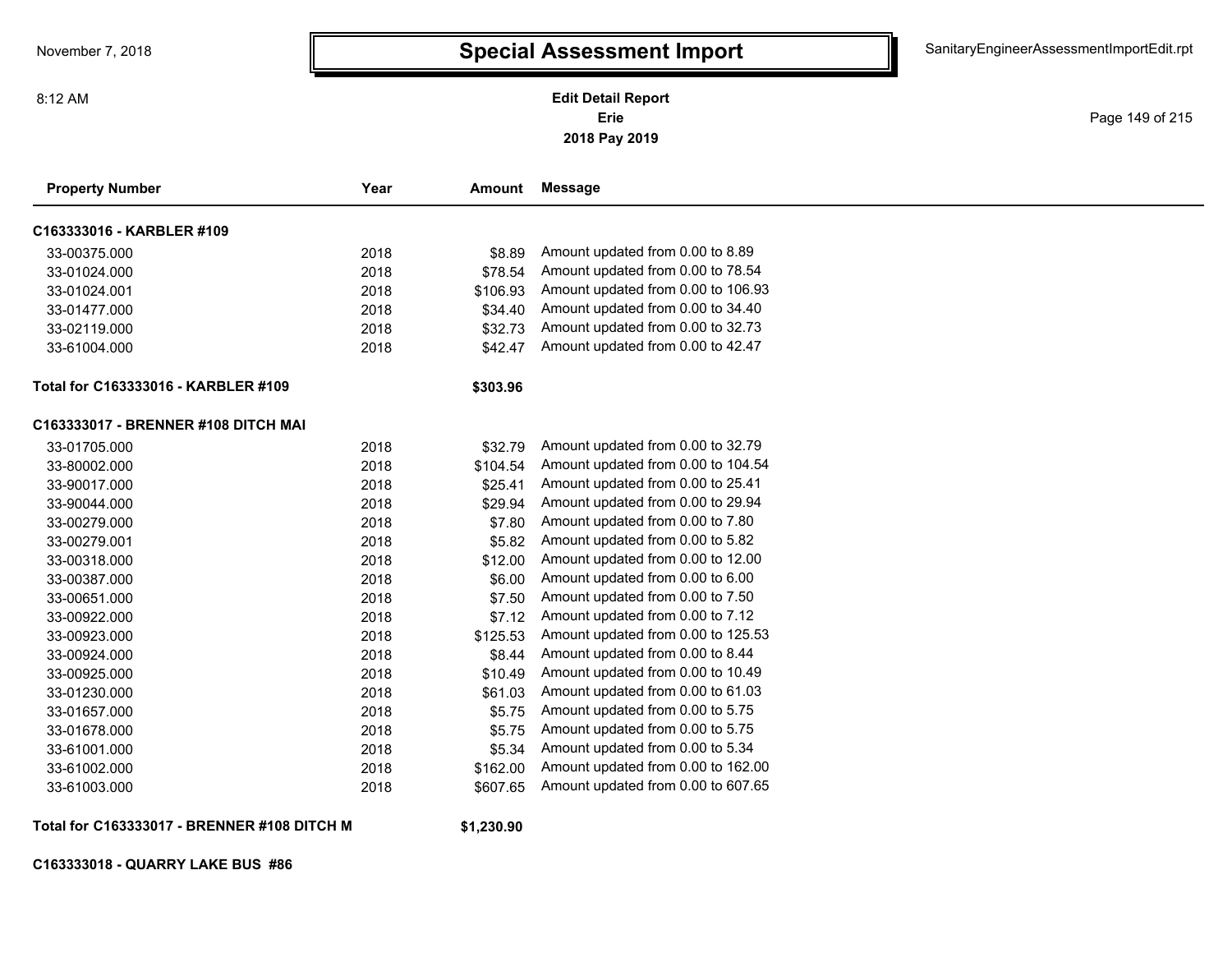# Special Assessment Import

**Edit Detail Report**
**Erie**
**2018 Pay 2019**

| Property Number | Year | Amount | Message |
|---|---|---|---|
| **C163333016 - KARBLER #109** | | | |
| 33-00375.000 | 2018 | $8.89 | Amount updated from 0.00 to 8.89 |
| 33-01024.000 | 2018 | $78.54 | Amount updated from 0.00 to 78.54 |
| 33-01024.001 | 2018 | $106.93 | Amount updated from 0.00 to 106.93 |
| 33-01477.000 | 2018 | $34.40 | Amount updated from 0.00 to 34.40 |
| 33-02119.000 | 2018 | $32.73 | Amount updated from 0.00 to 32.73 |
| 33-61004.000 | 2018 | $42.47 | Amount updated from 0.00 to 42.47 |
| **Total for C163333016 - KARBLER #109** | | **$303.96** | |
| **C163333017 - BRENNER #108 DITCH MAI** | | | |
| 33-01705.000 | 2018 | $32.79 | Amount updated from 0.00 to 32.79 |
| 33-80002.000 | 2018 | $104.54 | Amount updated from 0.00 to 104.54 |
| 33-90017.000 | 2018 | $25.41 | Amount updated from 0.00 to 25.41 |
| 33-90044.000 | 2018 | $29.94 | Amount updated from 0.00 to 29.94 |
| 33-00279.000 | 2018 | $7.80 | Amount updated from 0.00 to 7.80 |
| 33-00279.001 | 2018 | $5.82 | Amount updated from 0.00 to 5.82 |
| 33-00318.000 | 2018 | $12.00 | Amount updated from 0.00 to 12.00 |
| 33-00387.000 | 2018 | $6.00 | Amount updated from 0.00 to 6.00 |
| 33-00651.000 | 2018 | $7.50 | Amount updated from 0.00 to 7.50 |
| 33-00922.000 | 2018 | $7.12 | Amount updated from 0.00 to 7.12 |
| 33-00923.000 | 2018 | $125.53 | Amount updated from 0.00 to 125.53 |
| 33-00924.000 | 2018 | $8.44 | Amount updated from 0.00 to 8.44 |
| 33-00925.000 | 2018 | $10.49 | Amount updated from 0.00 to 10.49 |
| 33-01230.000 | 2018 | $61.03 | Amount updated from 0.00 to 61.03 |
| 33-01657.000 | 2018 | $5.75 | Amount updated from 0.00 to 5.75 |
| 33-01678.000 | 2018 | $5.75 | Amount updated from 0.00 to 5.75 |
| 33-61001.000 | 2018 | $5.34 | Amount updated from 0.00 to 5.34 |
| 33-61002.000 | 2018 | $162.00 | Amount updated from 0.00 to 162.00 |
| 33-61003.000 | 2018 | $607.65 | Amount updated from 0.00 to 607.65 |
| **Total for C163333017 - BRENNER #108 DITCH M** | | **$1,230.90** | |
| **C163333018 - QUARRY LAKE BUS #86** | | | |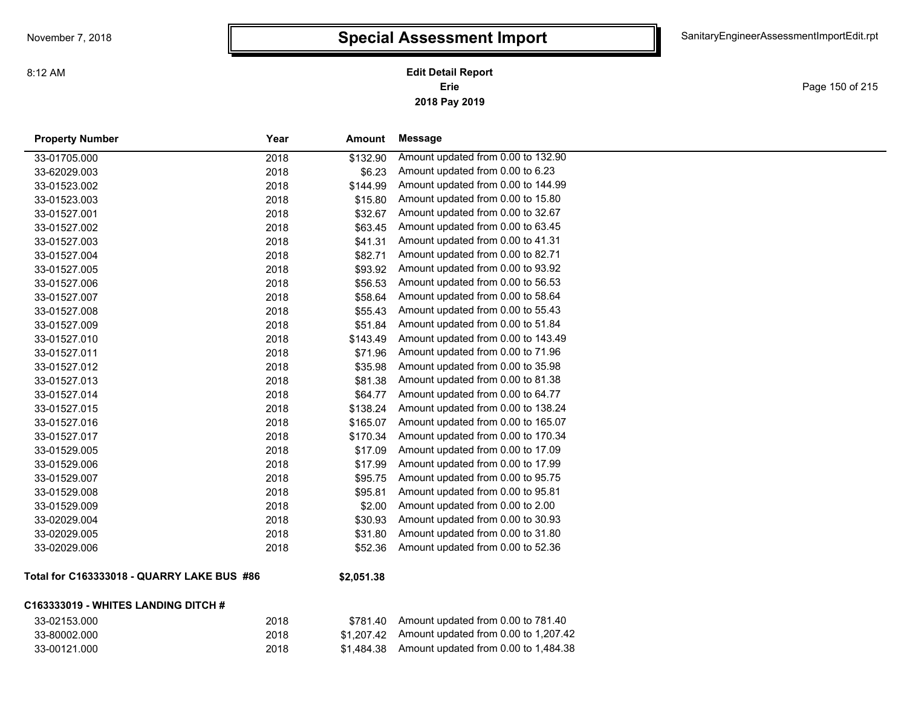# Special Assessment Import

**Edit Detail Report**
**Erie**
**2018 Pay 2019**

| Property Number | Year | Amount | Message |
|---|---|---|---|
| 33-01705.000 | 2018 | $132.90 | Amount updated from 0.00 to 132.90 |
| 33-62029.003 | 2018 | $6.23 | Amount updated from 0.00 to 6.23 |
| 33-01523.002 | 2018 | $144.99 | Amount updated from 0.00 to 144.99 |
| 33-01523.003 | 2018 | $15.80 | Amount updated from 0.00 to 15.80 |
| 33-01527.001 | 2018 | $32.67 | Amount updated from 0.00 to 32.67 |
| 33-01527.002 | 2018 | $63.45 | Amount updated from 0.00 to 63.45 |
| 33-01527.003 | 2018 | $41.31 | Amount updated from 0.00 to 41.31 |
| 33-01527.004 | 2018 | $82.71 | Amount updated from 0.00 to 82.71 |
| 33-01527.005 | 2018 | $93.92 | Amount updated from 0.00 to 93.92 |
| 33-01527.006 | 2018 | $56.53 | Amount updated from 0.00 to 56.53 |
| 33-01527.007 | 2018 | $58.64 | Amount updated from 0.00 to 58.64 |
| 33-01527.008 | 2018 | $55.43 | Amount updated from 0.00 to 55.43 |
| 33-01527.009 | 2018 | $51.84 | Amount updated from 0.00 to 51.84 |
| 33-01527.010 | 2018 | $143.49 | Amount updated from 0.00 to 143.49 |
| 33-01527.011 | 2018 | $71.96 | Amount updated from 0.00 to 71.96 |
| 33-01527.012 | 2018 | $35.98 | Amount updated from 0.00 to 35.98 |
| 33-01527.013 | 2018 | $81.38 | Amount updated from 0.00 to 81.38 |
| 33-01527.014 | 2018 | $64.77 | Amount updated from 0.00 to 64.77 |
| 33-01527.015 | 2018 | $138.24 | Amount updated from 0.00 to 138.24 |
| 33-01527.016 | 2018 | $165.07 | Amount updated from 0.00 to 165.07 |
| 33-01527.017 | 2018 | $170.34 | Amount updated from 0.00 to 170.34 |
| 33-01529.005 | 2018 | $17.09 | Amount updated from 0.00 to 17.09 |
| 33-01529.006 | 2018 | $17.99 | Amount updated from 0.00 to 17.99 |
| 33-01529.007 | 2018 | $95.75 | Amount updated from 0.00 to 95.75 |
| 33-01529.008 | 2018 | $95.81 | Amount updated from 0.00 to 95.81 |
| 33-01529.009 | 2018 | $2.00 | Amount updated from 0.00 to 2.00 |
| 33-02029.004 | 2018 | $30.93 | Amount updated from 0.00 to 30.93 |
| 33-02029.005 | 2018 | $31.80 | Amount updated from 0.00 to 31.80 |
| 33-02029.006 | 2018 | $52.36 | Amount updated from 0.00 to 52.36 |

**Total for C163333018 - QUARRY LAKE BUS #86** **$2,051.38**

**C163333019 - WHITES LANDING DITCH #**

| Property Number | Year | Amount | Message |
|---|---|---|---|
| 33-02153.000 | 2018 | $781.40 | Amount updated from 0.00 to 781.40 |
| 33-80002.000 | 2018 | $1,207.42 | Amount updated from 0.00 to 1,207.42 |
| 33-00121.000 | 2018 | $1,484.38 | Amount updated from 0.00 to 1,484.38 |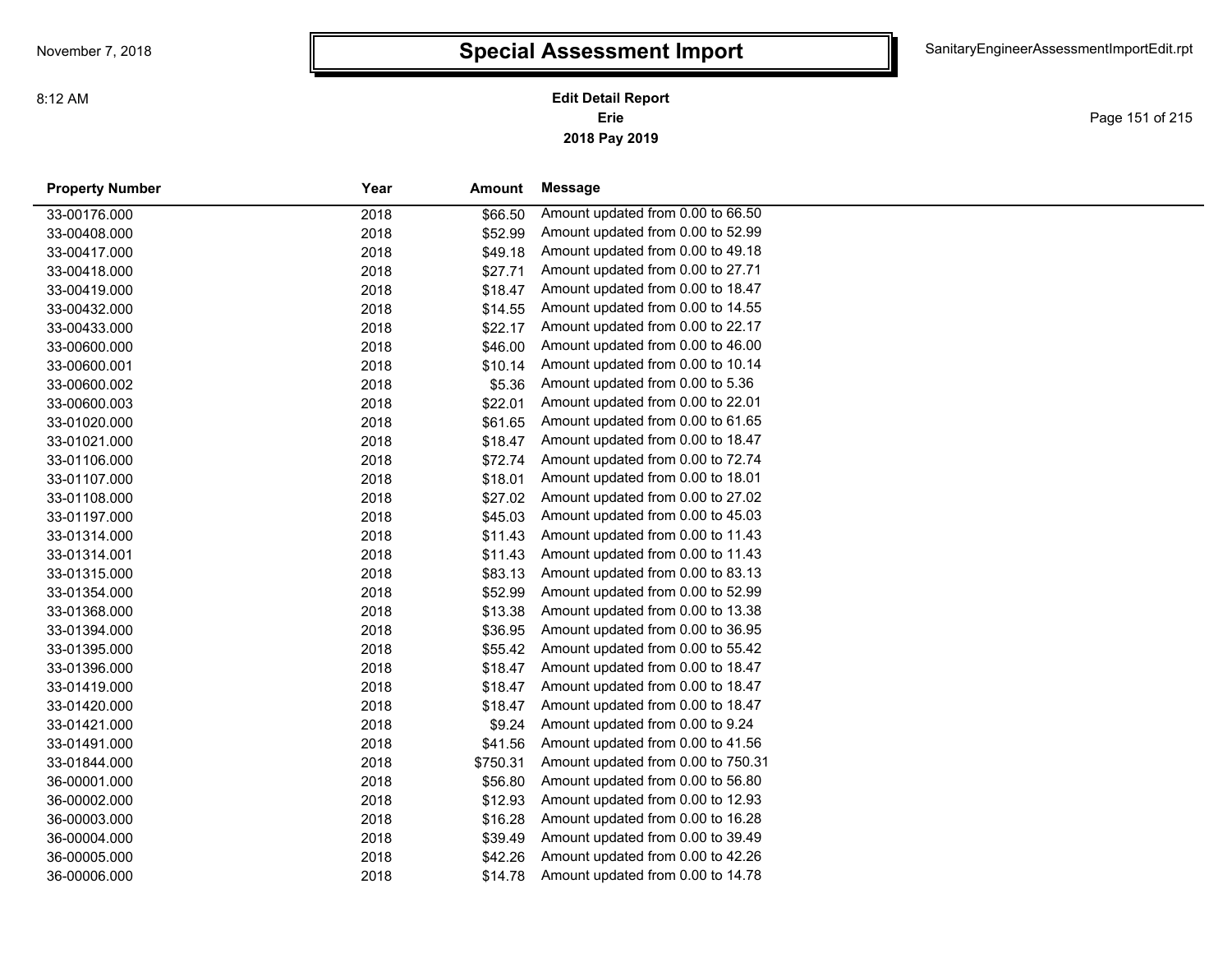# Special Assessment Import

November 7, 2018

8:12 AM

SanitaryEngineerAssessmentImportEdit.rpt

**Edit Detail Report**
**Erie**
**2018 Pay 2019**

| Property Number | Year | Amount | Message |
|---|---|---|---|
| 33-00176.000 | 2018 | $66.50 | Amount updated from 0.00 to 66.50 |
| 33-00408.000 | 2018 | $52.99 | Amount updated from 0.00 to 52.99 |
| 33-00417.000 | 2018 | $49.18 | Amount updated from 0.00 to 49.18 |
| 33-00418.000 | 2018 | $27.71 | Amount updated from 0.00 to 27.71 |
| 33-00419.000 | 2018 | $18.47 | Amount updated from 0.00 to 18.47 |
| 33-00432.000 | 2018 | $14.55 | Amount updated from 0.00 to 14.55 |
| 33-00433.000 | 2018 | $22.17 | Amount updated from 0.00 to 22.17 |
| 33-00600.000 | 2018 | $46.00 | Amount updated from 0.00 to 46.00 |
| 33-00600.001 | 2018 | $10.14 | Amount updated from 0.00 to 10.14 |
| 33-00600.002 | 2018 | $5.36 | Amount updated from 0.00 to 5.36 |
| 33-00600.003 | 2018 | $22.01 | Amount updated from 0.00 to 22.01 |
| 33-01020.000 | 2018 | $61.65 | Amount updated from 0.00 to 61.65 |
| 33-01021.000 | 2018 | $18.47 | Amount updated from 0.00 to 18.47 |
| 33-01106.000 | 2018 | $72.74 | Amount updated from 0.00 to 72.74 |
| 33-01107.000 | 2018 | $18.01 | Amount updated from 0.00 to 18.01 |
| 33-01108.000 | 2018 | $27.02 | Amount updated from 0.00 to 27.02 |
| 33-01197.000 | 2018 | $45.03 | Amount updated from 0.00 to 45.03 |
| 33-01314.000 | 2018 | $11.43 | Amount updated from 0.00 to 11.43 |
| 33-01314.001 | 2018 | $11.43 | Amount updated from 0.00 to 11.43 |
| 33-01315.000 | 2018 | $83.13 | Amount updated from 0.00 to 83.13 |
| 33-01354.000 | 2018 | $52.99 | Amount updated from 0.00 to 52.99 |
| 33-01368.000 | 2018 | $13.38 | Amount updated from 0.00 to 13.38 |
| 33-01394.000 | 2018 | $36.95 | Amount updated from 0.00 to 36.95 |
| 33-01395.000 | 2018 | $55.42 | Amount updated from 0.00 to 55.42 |
| 33-01396.000 | 2018 | $18.47 | Amount updated from 0.00 to 18.47 |
| 33-01419.000 | 2018 | $18.47 | Amount updated from 0.00 to 18.47 |
| 33-01420.000 | 2018 | $18.47 | Amount updated from 0.00 to 18.47 |
| 33-01421.000 | 2018 | $9.24 | Amount updated from 0.00 to 9.24 |
| 33-01491.000 | 2018 | $41.56 | Amount updated from 0.00 to 41.56 |
| 33-01844.000 | 2018 | $750.31 | Amount updated from 0.00 to 750.31 |
| 36-00001.000 | 2018 | $56.80 | Amount updated from 0.00 to 56.80 |
| 36-00002.000 | 2018 | $12.93 | Amount updated from 0.00 to 12.93 |
| 36-00003.000 | 2018 | $16.28 | Amount updated from 0.00 to 16.28 |
| 36-00004.000 | 2018 | $39.49 | Amount updated from 0.00 to 39.49 |
| 36-00005.000 | 2018 | $42.26 | Amount updated from 0.00 to 42.26 |
| 36-00006.000 | 2018 | $14.78 | Amount updated from 0.00 to 14.78 |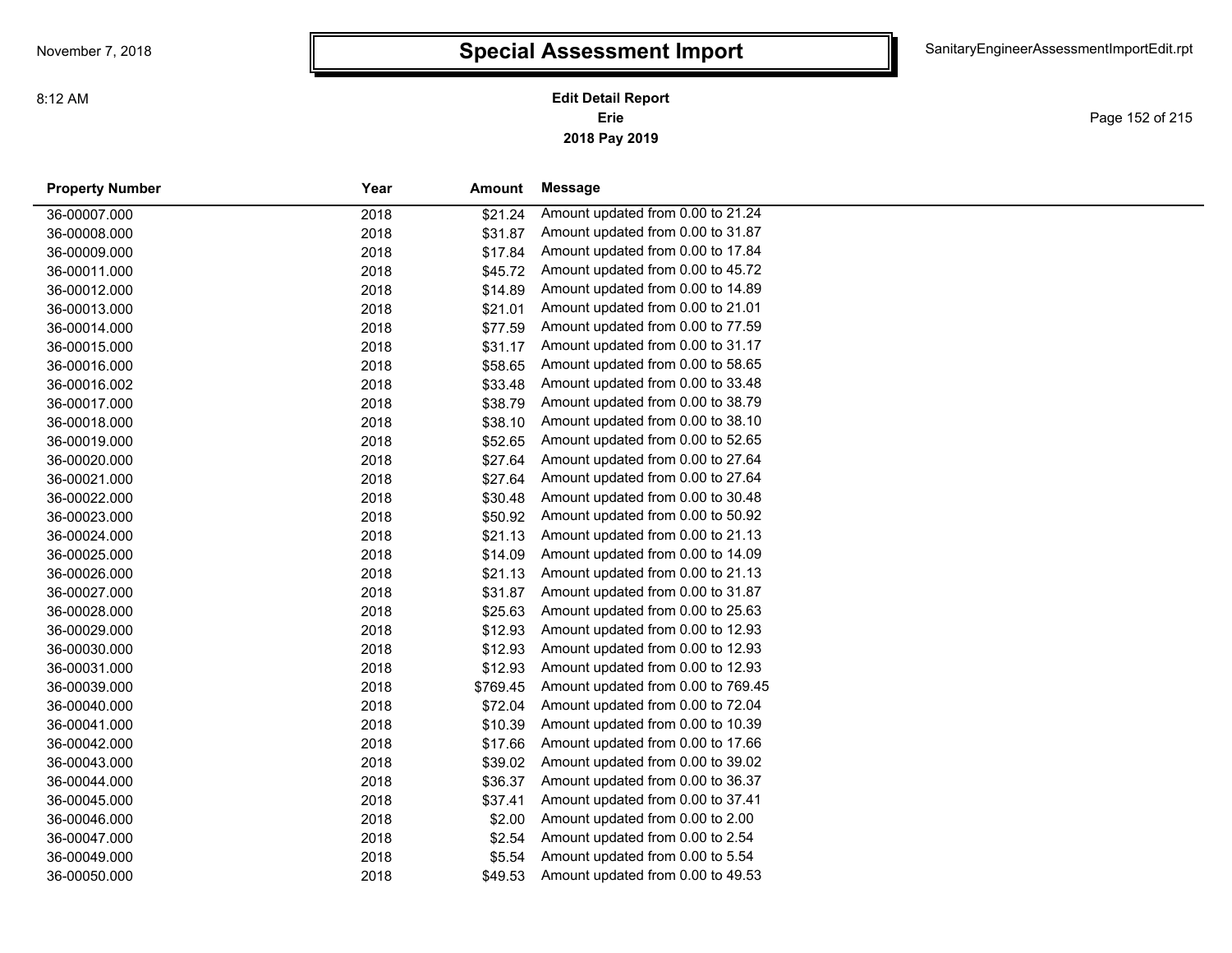# Special Assessment Import

**Edit Detail Report**
**Erie**
**2018 Pay 2019**

| Property Number | Year | Amount | Message |
|---|---|---|---|
| 36-00007.000 | 2018 | $21.24 | Amount updated from 0.00 to 21.24 |
| 36-00008.000 | 2018 | $31.87 | Amount updated from 0.00 to 31.87 |
| 36-00009.000 | 2018 | $17.84 | Amount updated from 0.00 to 17.84 |
| 36-00011.000 | 2018 | $45.72 | Amount updated from 0.00 to 45.72 |
| 36-00012.000 | 2018 | $14.89 | Amount updated from 0.00 to 14.89 |
| 36-00013.000 | 2018 | $21.01 | Amount updated from 0.00 to 21.01 |
| 36-00014.000 | 2018 | $77.59 | Amount updated from 0.00 to 77.59 |
| 36-00015.000 | 2018 | $31.17 | Amount updated from 0.00 to 31.17 |
| 36-00016.000 | 2018 | $58.65 | Amount updated from 0.00 to 58.65 |
| 36-00016.002 | 2018 | $33.48 | Amount updated from 0.00 to 33.48 |
| 36-00017.000 | 2018 | $38.79 | Amount updated from 0.00 to 38.79 |
| 36-00018.000 | 2018 | $38.10 | Amount updated from 0.00 to 38.10 |
| 36-00019.000 | 2018 | $52.65 | Amount updated from 0.00 to 52.65 |
| 36-00020.000 | 2018 | $27.64 | Amount updated from 0.00 to 27.64 |
| 36-00021.000 | 2018 | $27.64 | Amount updated from 0.00 to 27.64 |
| 36-00022.000 | 2018 | $30.48 | Amount updated from 0.00 to 30.48 |
| 36-00023.000 | 2018 | $50.92 | Amount updated from 0.00 to 50.92 |
| 36-00024.000 | 2018 | $21.13 | Amount updated from 0.00 to 21.13 |
| 36-00025.000 | 2018 | $14.09 | Amount updated from 0.00 to 14.09 |
| 36-00026.000 | 2018 | $21.13 | Amount updated from 0.00 to 21.13 |
| 36-00027.000 | 2018 | $31.87 | Amount updated from 0.00 to 31.87 |
| 36-00028.000 | 2018 | $25.63 | Amount updated from 0.00 to 25.63 |
| 36-00029.000 | 2018 | $12.93 | Amount updated from 0.00 to 12.93 |
| 36-00030.000 | 2018 | $12.93 | Amount updated from 0.00 to 12.93 |
| 36-00031.000 | 2018 | $12.93 | Amount updated from 0.00 to 12.93 |
| 36-00039.000 | 2018 | $769.45 | Amount updated from 0.00 to 769.45 |
| 36-00040.000 | 2018 | $72.04 | Amount updated from 0.00 to 72.04 |
| 36-00041.000 | 2018 | $10.39 | Amount updated from 0.00 to 10.39 |
| 36-00042.000 | 2018 | $17.66 | Amount updated from 0.00 to 17.66 |
| 36-00043.000 | 2018 | $39.02 | Amount updated from 0.00 to 39.02 |
| 36-00044.000 | 2018 | $36.37 | Amount updated from 0.00 to 36.37 |
| 36-00045.000 | 2018 | $37.41 | Amount updated from 0.00 to 37.41 |
| 36-00046.000 | 2018 | $2.00 | Amount updated from 0.00 to 2.00 |
| 36-00047.000 | 2018 | $2.54 | Amount updated from 0.00 to 2.54 |
| 36-00049.000 | 2018 | $5.54 | Amount updated from 0.00 to 5.54 |
| 36-00050.000 | 2018 | $49.53 | Amount updated from 0.00 to 49.53 |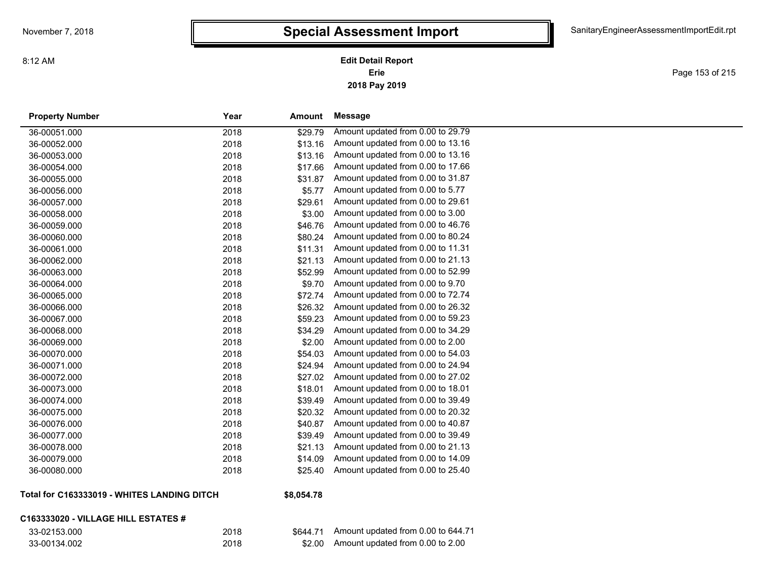# Special Assessment Import

**Edit Detail Report**
**Erie**
**2018 Pay 2019**

| Property Number | Year | Amount | Message |
|---|---|---|---|
| 36-00051.000 | 2018 | $29.79 | Amount updated from 0.00 to 29.79 |
| 36-00052.000 | 2018 | $13.16 | Amount updated from 0.00 to 13.16 |
| 36-00053.000 | 2018 | $13.16 | Amount updated from 0.00 to 13.16 |
| 36-00054.000 | 2018 | $17.66 | Amount updated from 0.00 to 17.66 |
| 36-00055.000 | 2018 | $31.87 | Amount updated from 0.00 to 31.87 |
| 36-00056.000 | 2018 | $5.77 | Amount updated from 0.00 to 5.77 |
| 36-00057.000 | 2018 | $29.61 | Amount updated from 0.00 to 29.61 |
| 36-00058.000 | 2018 | $3.00 | Amount updated from 0.00 to 3.00 |
| 36-00059.000 | 2018 | $46.76 | Amount updated from 0.00 to 46.76 |
| 36-00060.000 | 2018 | $80.24 | Amount updated from 0.00 to 80.24 |
| 36-00061.000 | 2018 | $11.31 | Amount updated from 0.00 to 11.31 |
| 36-00062.000 | 2018 | $21.13 | Amount updated from 0.00 to 21.13 |
| 36-00063.000 | 2018 | $52.99 | Amount updated from 0.00 to 52.99 |
| 36-00064.000 | 2018 | $9.70 | Amount updated from 0.00 to 9.70 |
| 36-00065.000 | 2018 | $72.74 | Amount updated from 0.00 to 72.74 |
| 36-00066.000 | 2018 | $26.32 | Amount updated from 0.00 to 26.32 |
| 36-00067.000 | 2018 | $59.23 | Amount updated from 0.00 to 59.23 |
| 36-00068.000 | 2018 | $34.29 | Amount updated from 0.00 to 34.29 |
| 36-00069.000 | 2018 | $2.00 | Amount updated from 0.00 to 2.00 |
| 36-00070.000 | 2018 | $54.03 | Amount updated from 0.00 to 54.03 |
| 36-00071.000 | 2018 | $24.94 | Amount updated from 0.00 to 24.94 |
| 36-00072.000 | 2018 | $27.02 | Amount updated from 0.00 to 27.02 |
| 36-00073.000 | 2018 | $18.01 | Amount updated from 0.00 to 18.01 |
| 36-00074.000 | 2018 | $39.49 | Amount updated from 0.00 to 39.49 |
| 36-00075.000 | 2018 | $20.32 | Amount updated from 0.00 to 20.32 |
| 36-00076.000 | 2018 | $40.87 | Amount updated from 0.00 to 40.87 |
| 36-00077.000 | 2018 | $39.49 | Amount updated from 0.00 to 39.49 |
| 36-00078.000 | 2018 | $21.13 | Amount updated from 0.00 to 21.13 |
| 36-00079.000 | 2018 | $14.09 | Amount updated from 0.00 to 14.09 |
| 36-00080.000 | 2018 | $25.40 | Amount updated from 0.00 to 25.40 |

**Total for C163333019 - WHITES LANDING DITCH** **$8,054.78**

**C163333020 - VILLAGE HILL ESTATES #**

| Property Number | Year | Amount | Message |
|---|---|---|---|
| 33-02153.000 | 2018 | $644.71 | Amount updated from 0.00 to 644.71 |
| 33-00134.002 | 2018 | $2.00 | Amount updated from 0.00 to 2.00 |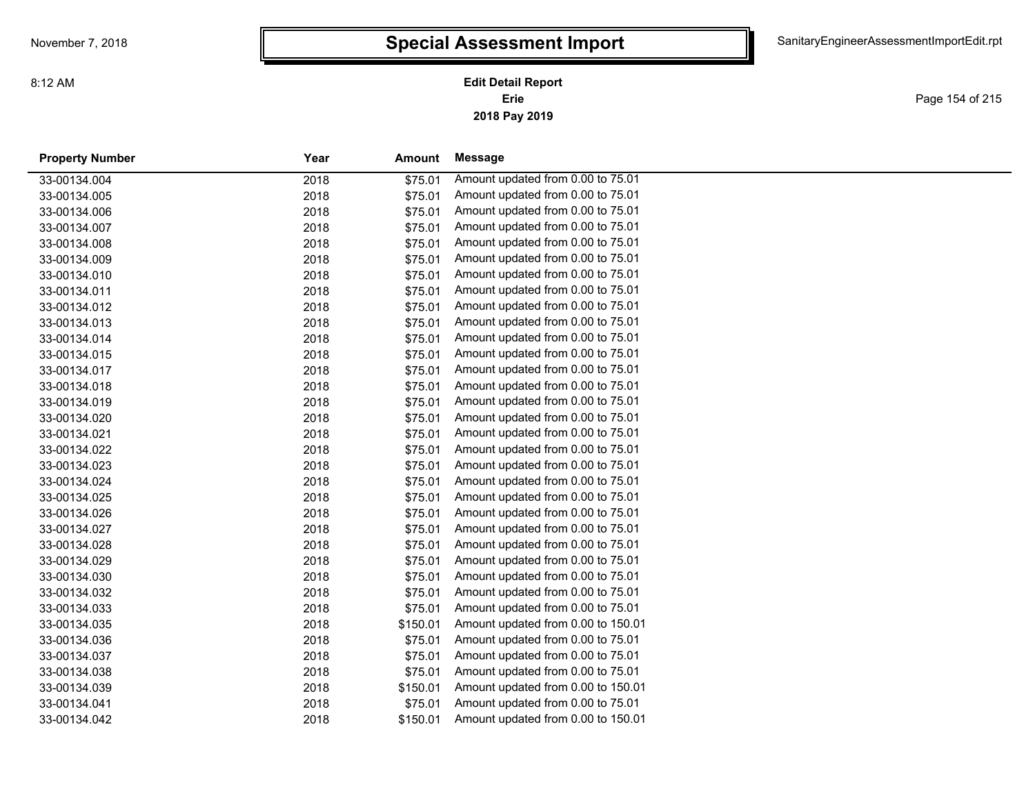# Special Assessment Import

**Edit Detail Report**
**Erie**
**2018 Pay 2019**

| Property Number | Year | Amount | Message |
|---|---|---|---|
| 33-00134.004 | 2018 | $75.01 | Amount updated from 0.00 to 75.01 |
| 33-00134.005 | 2018 | $75.01 | Amount updated from 0.00 to 75.01 |
| 33-00134.006 | 2018 | $75.01 | Amount updated from 0.00 to 75.01 |
| 33-00134.007 | 2018 | $75.01 | Amount updated from 0.00 to 75.01 |
| 33-00134.008 | 2018 | $75.01 | Amount updated from 0.00 to 75.01 |
| 33-00134.009 | 2018 | $75.01 | Amount updated from 0.00 to 75.01 |
| 33-00134.010 | 2018 | $75.01 | Amount updated from 0.00 to 75.01 |
| 33-00134.011 | 2018 | $75.01 | Amount updated from 0.00 to 75.01 |
| 33-00134.012 | 2018 | $75.01 | Amount updated from 0.00 to 75.01 |
| 33-00134.013 | 2018 | $75.01 | Amount updated from 0.00 to 75.01 |
| 33-00134.014 | 2018 | $75.01 | Amount updated from 0.00 to 75.01 |
| 33-00134.015 | 2018 | $75.01 | Amount updated from 0.00 to 75.01 |
| 33-00134.017 | 2018 | $75.01 | Amount updated from 0.00 to 75.01 |
| 33-00134.018 | 2018 | $75.01 | Amount updated from 0.00 to 75.01 |
| 33-00134.019 | 2018 | $75.01 | Amount updated from 0.00 to 75.01 |
| 33-00134.020 | 2018 | $75.01 | Amount updated from 0.00 to 75.01 |
| 33-00134.021 | 2018 | $75.01 | Amount updated from 0.00 to 75.01 |
| 33-00134.022 | 2018 | $75.01 | Amount updated from 0.00 to 75.01 |
| 33-00134.023 | 2018 | $75.01 | Amount updated from 0.00 to 75.01 |
| 33-00134.024 | 2018 | $75.01 | Amount updated from 0.00 to 75.01 |
| 33-00134.025 | 2018 | $75.01 | Amount updated from 0.00 to 75.01 |
| 33-00134.026 | 2018 | $75.01 | Amount updated from 0.00 to 75.01 |
| 33-00134.027 | 2018 | $75.01 | Amount updated from 0.00 to 75.01 |
| 33-00134.028 | 2018 | $75.01 | Amount updated from 0.00 to 75.01 |
| 33-00134.029 | 2018 | $75.01 | Amount updated from 0.00 to 75.01 |
| 33-00134.030 | 2018 | $75.01 | Amount updated from 0.00 to 75.01 |
| 33-00134.032 | 2018 | $75.01 | Amount updated from 0.00 to 75.01 |
| 33-00134.033 | 2018 | $75.01 | Amount updated from 0.00 to 75.01 |
| 33-00134.035 | 2018 | $150.01 | Amount updated from 0.00 to 150.01 |
| 33-00134.036 | 2018 | $75.01 | Amount updated from 0.00 to 75.01 |
| 33-00134.037 | 2018 | $75.01 | Amount updated from 0.00 to 75.01 |
| 33-00134.038 | 2018 | $75.01 | Amount updated from 0.00 to 75.01 |
| 33-00134.039 | 2018 | $150.01 | Amount updated from 0.00 to 150.01 |
| 33-00134.041 | 2018 | $75.01 | Amount updated from 0.00 to 75.01 |
| 33-00134.042 | 2018 | $150.01 | Amount updated from 0.00 to 150.01 |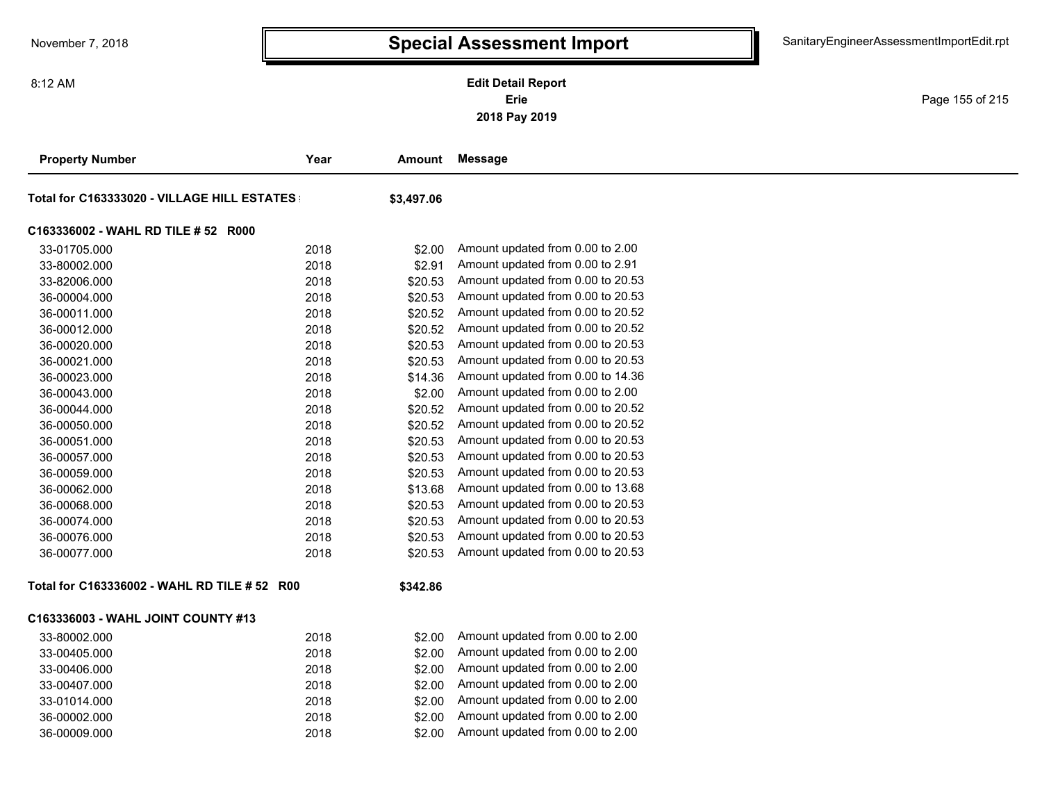# Special Assessment Import

**Edit Detail Report**
**Erie**
**2018 Pay 2019**

| Property Number | Year | Amount | Message |
|---|---|---|---|
| **Total for C163333020 - VILLAGE HILL ESTATES** | | **$3,497.06** | |
| **C163336002 - WAHL RD TILE # 52 R000** | | | |
| 33-01705.000 | 2018 | $2.00 | Amount updated from 0.00 to 2.00 |
| 33-80002.000 | 2018 | $2.91 | Amount updated from 0.00 to 2.91 |
| 33-82006.000 | 2018 | $20.53 | Amount updated from 0.00 to 20.53 |
| 36-00004.000 | 2018 | $20.53 | Amount updated from 0.00 to 20.53 |
| 36-00011.000 | 2018 | $20.52 | Amount updated from 0.00 to 20.52 |
| 36-00012.000 | 2018 | $20.52 | Amount updated from 0.00 to 20.52 |
| 36-00020.000 | 2018 | $20.53 | Amount updated from 0.00 to 20.53 |
| 36-00021.000 | 2018 | $20.53 | Amount updated from 0.00 to 20.53 |
| 36-00023.000 | 2018 | $14.36 | Amount updated from 0.00 to 14.36 |
| 36-00043.000 | 2018 | $2.00 | Amount updated from 0.00 to 2.00 |
| 36-00044.000 | 2018 | $20.52 | Amount updated from 0.00 to 20.52 |
| 36-00050.000 | 2018 | $20.52 | Amount updated from 0.00 to 20.52 |
| 36-00051.000 | 2018 | $20.53 | Amount updated from 0.00 to 20.53 |
| 36-00057.000 | 2018 | $20.53 | Amount updated from 0.00 to 20.53 |
| 36-00059.000 | 2018 | $20.53 | Amount updated from 0.00 to 20.53 |
| 36-00062.000 | 2018 | $13.68 | Amount updated from 0.00 to 13.68 |
| 36-00068.000 | 2018 | $20.53 | Amount updated from 0.00 to 20.53 |
| 36-00074.000 | 2018 | $20.53 | Amount updated from 0.00 to 20.53 |
| 36-00076.000 | 2018 | $20.53 | Amount updated from 0.00 to 20.53 |
| 36-00077.000 | 2018 | $20.53 | Amount updated from 0.00 to 20.53 |
| **Total for C163336002 - WAHL RD TILE # 52 R00** | | **$342.86** | |
| **C163336003 - WAHL JOINT COUNTY #13** | | | |
| 33-80002.000 | 2018 | $2.00 | Amount updated from 0.00 to 2.00 |
| 33-00405.000 | 2018 | $2.00 | Amount updated from 0.00 to 2.00 |
| 33-00406.000 | 2018 | $2.00 | Amount updated from 0.00 to 2.00 |
| 33-00407.000 | 2018 | $2.00 | Amount updated from 0.00 to 2.00 |
| 33-01014.000 | 2018 | $2.00 | Amount updated from 0.00 to 2.00 |
| 36-00002.000 | 2018 | $2.00 | Amount updated from 0.00 to 2.00 |
| 36-00009.000 | 2018 | $2.00 | Amount updated from 0.00 to 2.00 |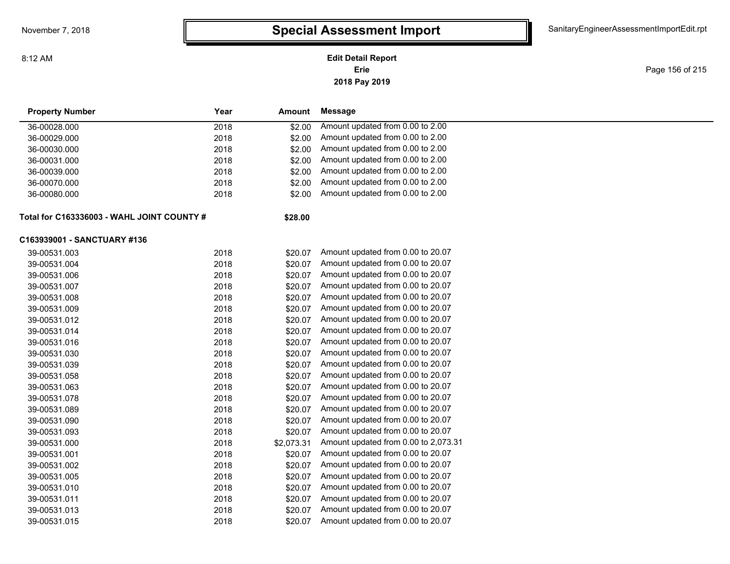| Property Number | Year | Amount | Message |
|---|---|---|---|
| 36-00028.000 | 2018 | $2.00 | Amount updated from 0.00 to 2.00 |
| 36-00029.000 | 2018 | $2.00 | Amount updated from 0.00 to 2.00 |
| 36-00030.000 | 2018 | $2.00 | Amount updated from 0.00 to 2.00 |
| 36-00031.000 | 2018 | $2.00 | Amount updated from 0.00 to 2.00 |
| 36-00039.000 | 2018 | $2.00 | Amount updated from 0.00 to 2.00 |
| 36-00070.000 | 2018 | $2.00 | Amount updated from 0.00 to 2.00 |
| 36-00080.000 | 2018 | $2.00 | Amount updated from 0.00 to 2.00 |
| **Total for C163336003 - WAHL JOINT COUNTY #** | | **$28.00** | |
| **C163939001 - SANCTUARY #136** | | | |
| 39-00531.003 | 2018 | $20.07 | Amount updated from 0.00 to 20.07 |
| 39-00531.004 | 2018 | $20.07 | Amount updated from 0.00 to 20.07 |
| 39-00531.006 | 2018 | $20.07 | Amount updated from 0.00 to 20.07 |
| 39-00531.007 | 2018 | $20.07 | Amount updated from 0.00 to 20.07 |
| 39-00531.008 | 2018 | $20.07 | Amount updated from 0.00 to 20.07 |
| 39-00531.009 | 2018 | $20.07 | Amount updated from 0.00 to 20.07 |
| 39-00531.012 | 2018 | $20.07 | Amount updated from 0.00 to 20.07 |
| 39-00531.014 | 2018 | $20.07 | Amount updated from 0.00 to 20.07 |
| 39-00531.016 | 2018 | $20.07 | Amount updated from 0.00 to 20.07 |
| 39-00531.030 | 2018 | $20.07 | Amount updated from 0.00 to 20.07 |
| 39-00531.039 | 2018 | $20.07 | Amount updated from 0.00 to 20.07 |
| 39-00531.058 | 2018 | $20.07 | Amount updated from 0.00 to 20.07 |
| 39-00531.063 | 2018 | $20.07 | Amount updated from 0.00 to 20.07 |
| 39-00531.078 | 2018 | $20.07 | Amount updated from 0.00 to 20.07 |
| 39-00531.089 | 2018 | $20.07 | Amount updated from 0.00 to 20.07 |
| 39-00531.090 | 2018 | $20.07 | Amount updated from 0.00 to 20.07 |
| 39-00531.093 | 2018 | $20.07 | Amount updated from 0.00 to 20.07 |
| 39-00531.000 | 2018 | $2,073.31 | Amount updated from 0.00 to 2,073.31 |
| 39-00531.001 | 2018 | $20.07 | Amount updated from 0.00 to 20.07 |
| 39-00531.002 | 2018 | $20.07 | Amount updated from 0.00 to 20.07 |
| 39-00531.005 | 2018 | $20.07 | Amount updated from 0.00 to 20.07 |
| 39-00531.010 | 2018 | $20.07 | Amount updated from 0.00 to 20.07 |
| 39-00531.011 | 2018 | $20.07 | Amount updated from 0.00 to 20.07 |
| 39-00531.013 | 2018 | $20.07 | Amount updated from 0.00 to 20.07 |
| 39-00531.015 | 2018 | $20.07 | Amount updated from 0.00 to 20.07 |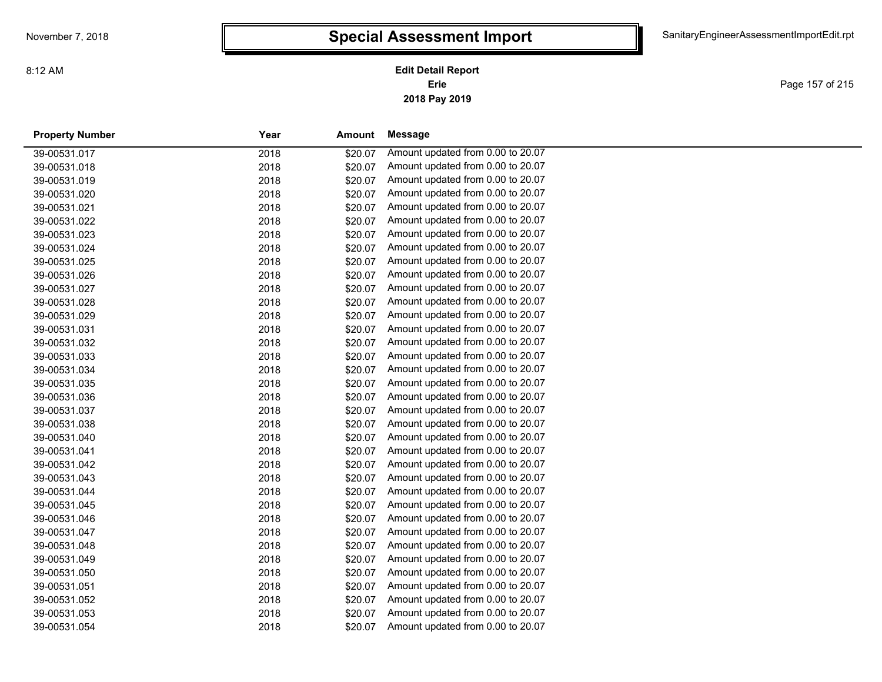# Special Assessment Import

November 7, 2018

8:12 AM

SanitaryEngineerAssessmentImportEdit.rpt

**Edit Detail Report**
**Erie**
**2018 Pay 2019**

| Property Number | Year | Amount | Message |
|---|---|---|---|
| 39-00531.017 | 2018 | $20.07 | Amount updated from 0.00 to 20.07 |
| 39-00531.018 | 2018 | $20.07 | Amount updated from 0.00 to 20.07 |
| 39-00531.019 | 2018 | $20.07 | Amount updated from 0.00 to 20.07 |
| 39-00531.020 | 2018 | $20.07 | Amount updated from 0.00 to 20.07 |
| 39-00531.021 | 2018 | $20.07 | Amount updated from 0.00 to 20.07 |
| 39-00531.022 | 2018 | $20.07 | Amount updated from 0.00 to 20.07 |
| 39-00531.023 | 2018 | $20.07 | Amount updated from 0.00 to 20.07 |
| 39-00531.024 | 2018 | $20.07 | Amount updated from 0.00 to 20.07 |
| 39-00531.025 | 2018 | $20.07 | Amount updated from 0.00 to 20.07 |
| 39-00531.026 | 2018 | $20.07 | Amount updated from 0.00 to 20.07 |
| 39-00531.027 | 2018 | $20.07 | Amount updated from 0.00 to 20.07 |
| 39-00531.028 | 2018 | $20.07 | Amount updated from 0.00 to 20.07 |
| 39-00531.029 | 2018 | $20.07 | Amount updated from 0.00 to 20.07 |
| 39-00531.031 | 2018 | $20.07 | Amount updated from 0.00 to 20.07 |
| 39-00531.032 | 2018 | $20.07 | Amount updated from 0.00 to 20.07 |
| 39-00531.033 | 2018 | $20.07 | Amount updated from 0.00 to 20.07 |
| 39-00531.034 | 2018 | $20.07 | Amount updated from 0.00 to 20.07 |
| 39-00531.035 | 2018 | $20.07 | Amount updated from 0.00 to 20.07 |
| 39-00531.036 | 2018 | $20.07 | Amount updated from 0.00 to 20.07 |
| 39-00531.037 | 2018 | $20.07 | Amount updated from 0.00 to 20.07 |
| 39-00531.038 | 2018 | $20.07 | Amount updated from 0.00 to 20.07 |
| 39-00531.040 | 2018 | $20.07 | Amount updated from 0.00 to 20.07 |
| 39-00531.041 | 2018 | $20.07 | Amount updated from 0.00 to 20.07 |
| 39-00531.042 | 2018 | $20.07 | Amount updated from 0.00 to 20.07 |
| 39-00531.043 | 2018 | $20.07 | Amount updated from 0.00 to 20.07 |
| 39-00531.044 | 2018 | $20.07 | Amount updated from 0.00 to 20.07 |
| 39-00531.045 | 2018 | $20.07 | Amount updated from 0.00 to 20.07 |
| 39-00531.046 | 2018 | $20.07 | Amount updated from 0.00 to 20.07 |
| 39-00531.047 | 2018 | $20.07 | Amount updated from 0.00 to 20.07 |
| 39-00531.048 | 2018 | $20.07 | Amount updated from 0.00 to 20.07 |
| 39-00531.049 | 2018 | $20.07 | Amount updated from 0.00 to 20.07 |
| 39-00531.050 | 2018 | $20.07 | Amount updated from 0.00 to 20.07 |
| 39-00531.051 | 2018 | $20.07 | Amount updated from 0.00 to 20.07 |
| 39-00531.052 | 2018 | $20.07 | Amount updated from 0.00 to 20.07 |
| 39-00531.053 | 2018 | $20.07 | Amount updated from 0.00 to 20.07 |
| 39-00531.054 | 2018 | $20.07 | Amount updated from 0.00 to 20.07 |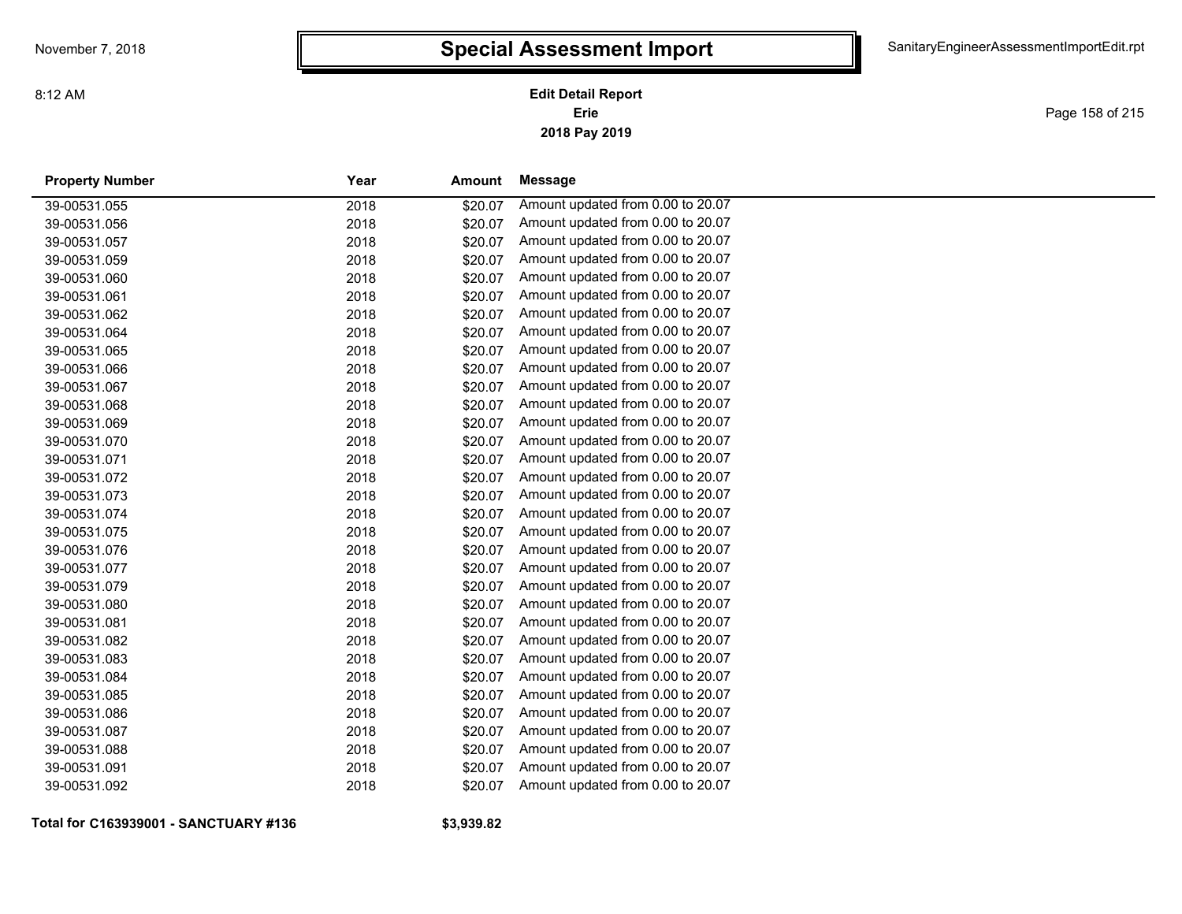# Special Assessment Import

**Edit Detail Report**
**Erie**
**2018 Pay 2019**

| Property Number | Year | Amount | Message |
|---|---|---|---|
| 39-00531.055 | 2018 | $20.07 | Amount updated from 0.00 to 20.07 |
| 39-00531.056 | 2018 | $20.07 | Amount updated from 0.00 to 20.07 |
| 39-00531.057 | 2018 | $20.07 | Amount updated from 0.00 to 20.07 |
| 39-00531.059 | 2018 | $20.07 | Amount updated from 0.00 to 20.07 |
| 39-00531.060 | 2018 | $20.07 | Amount updated from 0.00 to 20.07 |
| 39-00531.061 | 2018 | $20.07 | Amount updated from 0.00 to 20.07 |
| 39-00531.062 | 2018 | $20.07 | Amount updated from 0.00 to 20.07 |
| 39-00531.064 | 2018 | $20.07 | Amount updated from 0.00 to 20.07 |
| 39-00531.065 | 2018 | $20.07 | Amount updated from 0.00 to 20.07 |
| 39-00531.066 | 2018 | $20.07 | Amount updated from 0.00 to 20.07 |
| 39-00531.067 | 2018 | $20.07 | Amount updated from 0.00 to 20.07 |
| 39-00531.068 | 2018 | $20.07 | Amount updated from 0.00 to 20.07 |
| 39-00531.069 | 2018 | $20.07 | Amount updated from 0.00 to 20.07 |
| 39-00531.070 | 2018 | $20.07 | Amount updated from 0.00 to 20.07 |
| 39-00531.071 | 2018 | $20.07 | Amount updated from 0.00 to 20.07 |
| 39-00531.072 | 2018 | $20.07 | Amount updated from 0.00 to 20.07 |
| 39-00531.073 | 2018 | $20.07 | Amount updated from 0.00 to 20.07 |
| 39-00531.074 | 2018 | $20.07 | Amount updated from 0.00 to 20.07 |
| 39-00531.075 | 2018 | $20.07 | Amount updated from 0.00 to 20.07 |
| 39-00531.076 | 2018 | $20.07 | Amount updated from 0.00 to 20.07 |
| 39-00531.077 | 2018 | $20.07 | Amount updated from 0.00 to 20.07 |
| 39-00531.079 | 2018 | $20.07 | Amount updated from 0.00 to 20.07 |
| 39-00531.080 | 2018 | $20.07 | Amount updated from 0.00 to 20.07 |
| 39-00531.081 | 2018 | $20.07 | Amount updated from 0.00 to 20.07 |
| 39-00531.082 | 2018 | $20.07 | Amount updated from 0.00 to 20.07 |
| 39-00531.083 | 2018 | $20.07 | Amount updated from 0.00 to 20.07 |
| 39-00531.084 | 2018 | $20.07 | Amount updated from 0.00 to 20.07 |
| 39-00531.085 | 2018 | $20.07 | Amount updated from 0.00 to 20.07 |
| 39-00531.086 | 2018 | $20.07 | Amount updated from 0.00 to 20.07 |
| 39-00531.087 | 2018 | $20.07 | Amount updated from 0.00 to 20.07 |
| 39-00531.088 | 2018 | $20.07 | Amount updated from 0.00 to 20.07 |
| 39-00531.091 | 2018 | $20.07 | Amount updated from 0.00 to 20.07 |
| 39-00531.092 | 2018 | $20.07 | Amount updated from 0.00 to 20.07 |

**Total for C163939001 - SANCTUARY #136** **$3,939.82**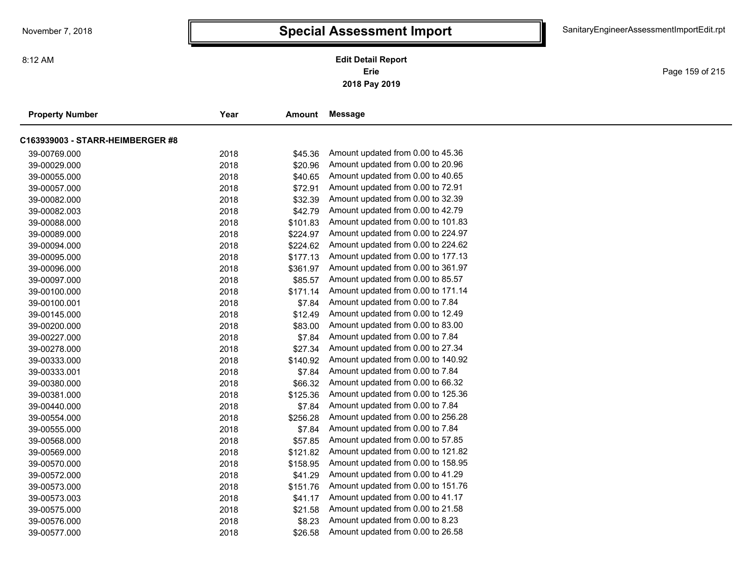# Special Assessment Import

**Edit Detail Report**
**Erie**
**2018 Pay 2019**

| Property Number | Year | Amount | Message |
|---|---|---|---|
| **C163939003 - STARR-HEIMBERGER #8** | | | |
| 39-00769.000 | 2018 | $45.36 | Amount updated from 0.00 to 45.36 |
| 39-00029.000 | 2018 | $20.96 | Amount updated from 0.00 to 20.96 |
| 39-00055.000 | 2018 | $40.65 | Amount updated from 0.00 to 40.65 |
| 39-00057.000 | 2018 | $72.91 | Amount updated from 0.00 to 72.91 |
| 39-00082.000 | 2018 | $32.39 | Amount updated from 0.00 to 32.39 |
| 39-00082.003 | 2018 | $42.79 | Amount updated from 0.00 to 42.79 |
| 39-00088.000 | 2018 | $101.83 | Amount updated from 0.00 to 101.83 |
| 39-00089.000 | 2018 | $224.97 | Amount updated from 0.00 to 224.97 |
| 39-00094.000 | 2018 | $224.62 | Amount updated from 0.00 to 224.62 |
| 39-00095.000 | 2018 | $177.13 | Amount updated from 0.00 to 177.13 |
| 39-00096.000 | 2018 | $361.97 | Amount updated from 0.00 to 361.97 |
| 39-00097.000 | 2018 | $85.57 | Amount updated from 0.00 to 85.57 |
| 39-00100.000 | 2018 | $171.14 | Amount updated from 0.00 to 171.14 |
| 39-00100.001 | 2018 | $7.84 | Amount updated from 0.00 to 7.84 |
| 39-00145.000 | 2018 | $12.49 | Amount updated from 0.00 to 12.49 |
| 39-00200.000 | 2018 | $83.00 | Amount updated from 0.00 to 83.00 |
| 39-00227.000 | 2018 | $7.84 | Amount updated from 0.00 to 7.84 |
| 39-00278.000 | 2018 | $27.34 | Amount updated from 0.00 to 27.34 |
| 39-00333.000 | 2018 | $140.92 | Amount updated from 0.00 to 140.92 |
| 39-00333.001 | 2018 | $7.84 | Amount updated from 0.00 to 7.84 |
| 39-00380.000 | 2018 | $66.32 | Amount updated from 0.00 to 66.32 |
| 39-00381.000 | 2018 | $125.36 | Amount updated from 0.00 to 125.36 |
| 39-00440.000 | 2018 | $7.84 | Amount updated from 0.00 to 7.84 |
| 39-00554.000 | 2018 | $256.28 | Amount updated from 0.00 to 256.28 |
| 39-00555.000 | 2018 | $7.84 | Amount updated from 0.00 to 7.84 |
| 39-00568.000 | 2018 | $57.85 | Amount updated from 0.00 to 57.85 |
| 39-00569.000 | 2018 | $121.82 | Amount updated from 0.00 to 121.82 |
| 39-00570.000 | 2018 | $158.95 | Amount updated from 0.00 to 158.95 |
| 39-00572.000 | 2018 | $41.29 | Amount updated from 0.00 to 41.29 |
| 39-00573.000 | 2018 | $151.76 | Amount updated from 0.00 to 151.76 |
| 39-00573.003 | 2018 | $41.17 | Amount updated from 0.00 to 41.17 |
| 39-00575.000 | 2018 | $21.58 | Amount updated from 0.00 to 21.58 |
| 39-00576.000 | 2018 | $8.23 | Amount updated from 0.00 to 8.23 |
| 39-00577.000 | 2018 | $26.58 | Amount updated from 0.00 to 26.58 |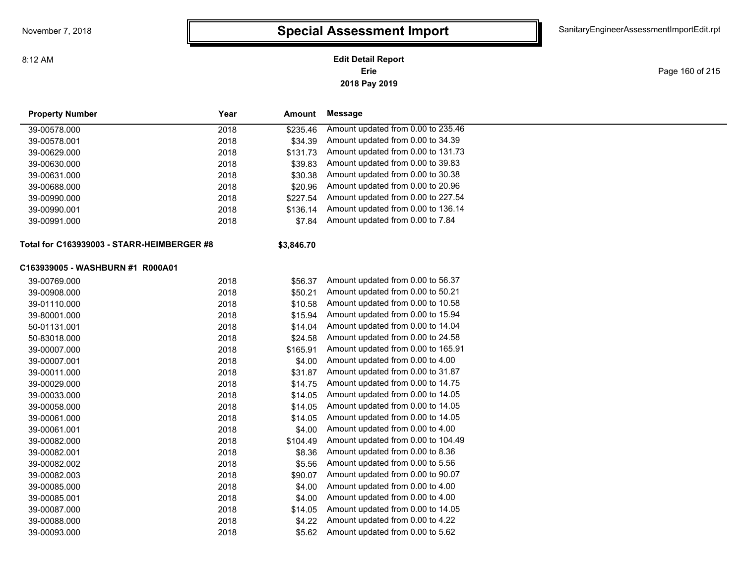# Special Assessment Import

**Edit Detail Report**
**Erie**
**2018 Pay 2019**

| Property Number | Year | Amount | Message |
|---|---|---|---|
| 39-00578.000 | 2018 | $235.46 | Amount updated from 0.00 to 235.46 |
| 39-00578.001 | 2018 | $34.39 | Amount updated from 0.00 to 34.39 |
| 39-00629.000 | 2018 | $131.73 | Amount updated from 0.00 to 131.73 |
| 39-00630.000 | 2018 | $39.83 | Amount updated from 0.00 to 39.83 |
| 39-00631.000 | 2018 | $30.38 | Amount updated from 0.00 to 30.38 |
| 39-00688.000 | 2018 | $20.96 | Amount updated from 0.00 to 20.96 |
| 39-00990.000 | 2018 | $227.54 | Amount updated from 0.00 to 227.54 |
| 39-00990.001 | 2018 | $136.14 | Amount updated from 0.00 to 136.14 |
| 39-00991.000 | 2018 | $7.84 | Amount updated from 0.00 to 7.84 |
| **Total for C163939003 - STARR-HEIMBERGER #8** | | **$3,846.70** | |

**C163939005 - WASHBURN #1 R000A01**

| Property Number | Year | Amount | Message |
|---|---|---|---|
| 39-00769.000 | 2018 | $56.37 | Amount updated from 0.00 to 56.37 |
| 39-00908.000 | 2018 | $50.21 | Amount updated from 0.00 to 50.21 |
| 39-01110.000 | 2018 | $10.58 | Amount updated from 0.00 to 10.58 |
| 39-80001.000 | 2018 | $15.94 | Amount updated from 0.00 to 15.94 |
| 50-01131.001 | 2018 | $14.04 | Amount updated from 0.00 to 14.04 |
| 50-83018.000 | 2018 | $24.58 | Amount updated from 0.00 to 24.58 |
| 39-00007.000 | 2018 | $165.91 | Amount updated from 0.00 to 165.91 |
| 39-00007.001 | 2018 | $4.00 | Amount updated from 0.00 to 4.00 |
| 39-00011.000 | 2018 | $31.87 | Amount updated from 0.00 to 31.87 |
| 39-00029.000 | 2018 | $14.75 | Amount updated from 0.00 to 14.75 |
| 39-00033.000 | 2018 | $14.05 | Amount updated from 0.00 to 14.05 |
| 39-00058.000 | 2018 | $14.05 | Amount updated from 0.00 to 14.05 |
| 39-00061.000 | 2018 | $14.05 | Amount updated from 0.00 to 14.05 |
| 39-00061.001 | 2018 | $4.00 | Amount updated from 0.00 to 4.00 |
| 39-00082.000 | 2018 | $104.49 | Amount updated from 0.00 to 104.49 |
| 39-00082.001 | 2018 | $8.36 | Amount updated from 0.00 to 8.36 |
| 39-00082.002 | 2018 | $5.56 | Amount updated from 0.00 to 5.56 |
| 39-00082.003 | 2018 | $90.07 | Amount updated from 0.00 to 90.07 |
| 39-00085.000 | 2018 | $4.00 | Amount updated from 0.00 to 4.00 |
| 39-00085.001 | 2018 | $4.00 | Amount updated from 0.00 to 4.00 |
| 39-00087.000 | 2018 | $14.05 | Amount updated from 0.00 to 14.05 |
| 39-00088.000 | 2018 | $4.22 | Amount updated from 0.00 to 4.22 |
| 39-00093.000 | 2018 | $5.62 | Amount updated from 0.00 to 5.62 |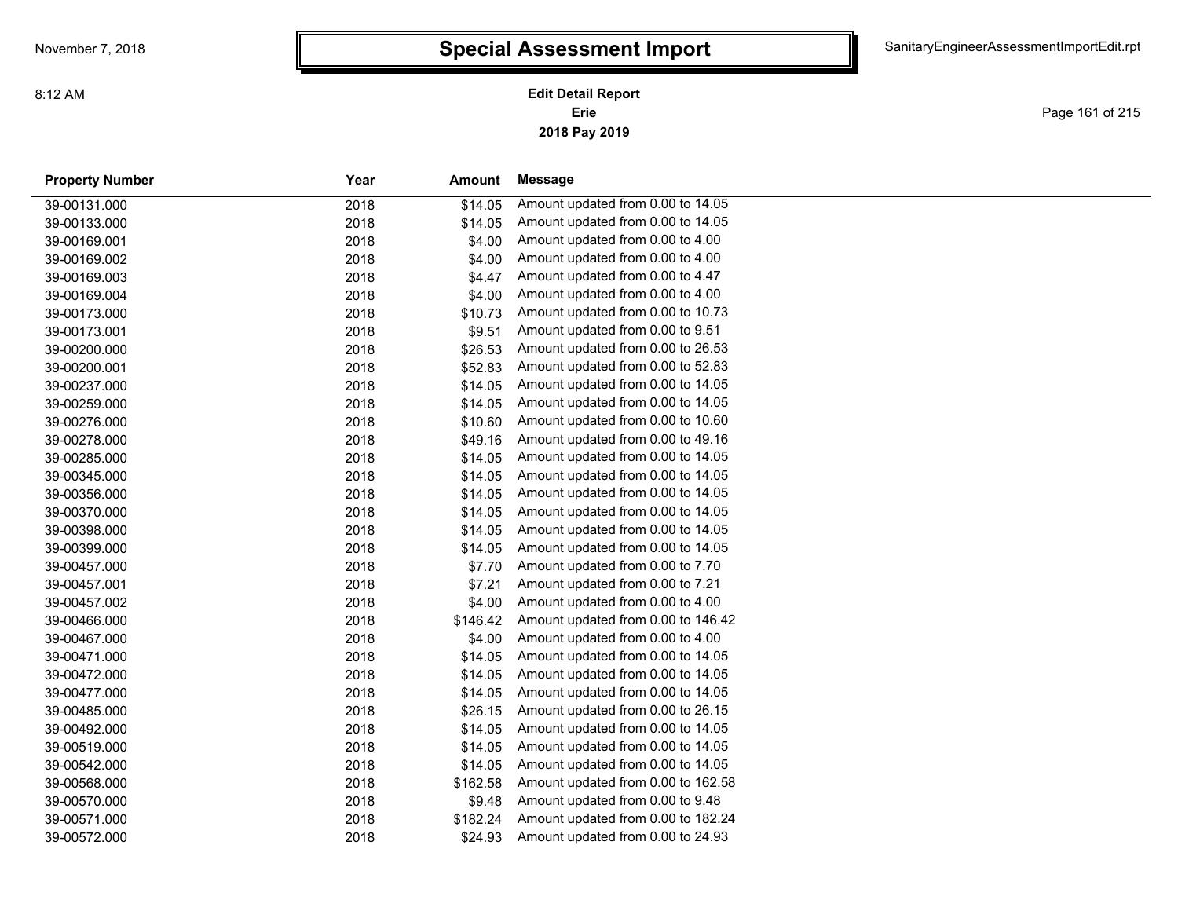# Special Assessment Import

**Edit Detail Report**
**Erie**
**2018 Pay 2019**

| Property Number | Year | Amount | Message |
|---|---|---|---|
| 39-00131.000 | 2018 | $14.05 | Amount updated from 0.00 to 14.05 |
| 39-00133.000 | 2018 | $14.05 | Amount updated from 0.00 to 14.05 |
| 39-00169.001 | 2018 | $4.00 | Amount updated from 0.00 to 4.00 |
| 39-00169.002 | 2018 | $4.00 | Amount updated from 0.00 to 4.00 |
| 39-00169.003 | 2018 | $4.47 | Amount updated from 0.00 to 4.47 |
| 39-00169.004 | 2018 | $4.00 | Amount updated from 0.00 to 4.00 |
| 39-00173.000 | 2018 | $10.73 | Amount updated from 0.00 to 10.73 |
| 39-00173.001 | 2018 | $9.51 | Amount updated from 0.00 to 9.51 |
| 39-00200.000 | 2018 | $26.53 | Amount updated from 0.00 to 26.53 |
| 39-00200.001 | 2018 | $52.83 | Amount updated from 0.00 to 52.83 |
| 39-00237.000 | 2018 | $14.05 | Amount updated from 0.00 to 14.05 |
| 39-00259.000 | 2018 | $14.05 | Amount updated from 0.00 to 14.05 |
| 39-00276.000 | 2018 | $10.60 | Amount updated from 0.00 to 10.60 |
| 39-00278.000 | 2018 | $49.16 | Amount updated from 0.00 to 49.16 |
| 39-00285.000 | 2018 | $14.05 | Amount updated from 0.00 to 14.05 |
| 39-00345.000 | 2018 | $14.05 | Amount updated from 0.00 to 14.05 |
| 39-00356.000 | 2018 | $14.05 | Amount updated from 0.00 to 14.05 |
| 39-00370.000 | 2018 | $14.05 | Amount updated from 0.00 to 14.05 |
| 39-00398.000 | 2018 | $14.05 | Amount updated from 0.00 to 14.05 |
| 39-00399.000 | 2018 | $14.05 | Amount updated from 0.00 to 14.05 |
| 39-00457.000 | 2018 | $7.70 | Amount updated from 0.00 to 7.70 |
| 39-00457.001 | 2018 | $7.21 | Amount updated from 0.00 to 7.21 |
| 39-00457.002 | 2018 | $4.00 | Amount updated from 0.00 to 4.00 |
| 39-00466.000 | 2018 | $146.42 | Amount updated from 0.00 to 146.42 |
| 39-00467.000 | 2018 | $4.00 | Amount updated from 0.00 to 4.00 |
| 39-00471.000 | 2018 | $14.05 | Amount updated from 0.00 to 14.05 |
| 39-00472.000 | 2018 | $14.05 | Amount updated from 0.00 to 14.05 |
| 39-00477.000 | 2018 | $14.05 | Amount updated from 0.00 to 14.05 |
| 39-00485.000 | 2018 | $26.15 | Amount updated from 0.00 to 26.15 |
| 39-00492.000 | 2018 | $14.05 | Amount updated from 0.00 to 14.05 |
| 39-00519.000 | 2018 | $14.05 | Amount updated from 0.00 to 14.05 |
| 39-00542.000 | 2018 | $14.05 | Amount updated from 0.00 to 14.05 |
| 39-00568.000 | 2018 | $162.58 | Amount updated from 0.00 to 162.58 |
| 39-00570.000 | 2018 | $9.48 | Amount updated from 0.00 to 9.48 |
| 39-00571.000 | 2018 | $182.24 | Amount updated from 0.00 to 182.24 |
| 39-00572.000 | 2018 | $24.93 | Amount updated from 0.00 to 24.93 |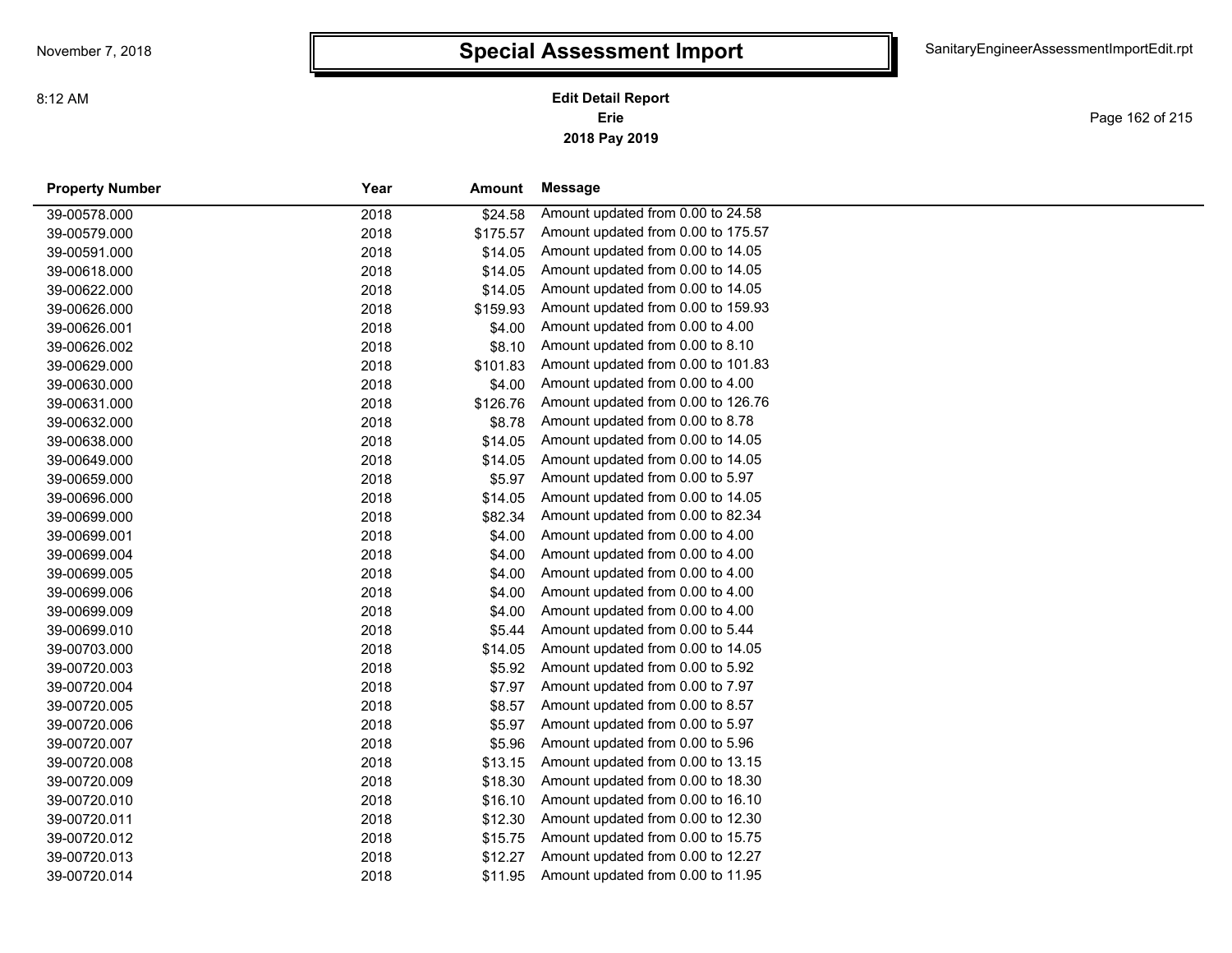# Special Assessment Import

**Edit Detail Report**
**Erie**
**2018 Pay 2019**

| Property Number | Year | Amount | Message |
|---|---|---|---|
| 39-00578.000 | 2018 | $24.58 | Amount updated from 0.00 to 24.58 |
| 39-00579.000 | 2018 | $175.57 | Amount updated from 0.00 to 175.57 |
| 39-00591.000 | 2018 | $14.05 | Amount updated from 0.00 to 14.05 |
| 39-00618.000 | 2018 | $14.05 | Amount updated from 0.00 to 14.05 |
| 39-00622.000 | 2018 | $14.05 | Amount updated from 0.00 to 14.05 |
| 39-00626.000 | 2018 | $159.93 | Amount updated from 0.00 to 159.93 |
| 39-00626.001 | 2018 | $4.00 | Amount updated from 0.00 to 4.00 |
| 39-00626.002 | 2018 | $8.10 | Amount updated from 0.00 to 8.10 |
| 39-00629.000 | 2018 | $101.83 | Amount updated from 0.00 to 101.83 |
| 39-00630.000 | 2018 | $4.00 | Amount updated from 0.00 to 4.00 |
| 39-00631.000 | 2018 | $126.76 | Amount updated from 0.00 to 126.76 |
| 39-00632.000 | 2018 | $8.78 | Amount updated from 0.00 to 8.78 |
| 39-00638.000 | 2018 | $14.05 | Amount updated from 0.00 to 14.05 |
| 39-00649.000 | 2018 | $14.05 | Amount updated from 0.00 to 14.05 |
| 39-00659.000 | 2018 | $5.97 | Amount updated from 0.00 to 5.97 |
| 39-00696.000 | 2018 | $14.05 | Amount updated from 0.00 to 14.05 |
| 39-00699.000 | 2018 | $82.34 | Amount updated from 0.00 to 82.34 |
| 39-00699.001 | 2018 | $4.00 | Amount updated from 0.00 to 4.00 |
| 39-00699.004 | 2018 | $4.00 | Amount updated from 0.00 to 4.00 |
| 39-00699.005 | 2018 | $4.00 | Amount updated from 0.00 to 4.00 |
| 39-00699.006 | 2018 | $4.00 | Amount updated from 0.00 to 4.00 |
| 39-00699.009 | 2018 | $4.00 | Amount updated from 0.00 to 4.00 |
| 39-00699.010 | 2018 | $5.44 | Amount updated from 0.00 to 5.44 |
| 39-00703.000 | 2018 | $14.05 | Amount updated from 0.00 to 14.05 |
| 39-00720.003 | 2018 | $5.92 | Amount updated from 0.00 to 5.92 |
| 39-00720.004 | 2018 | $7.97 | Amount updated from 0.00 to 7.97 |
| 39-00720.005 | 2018 | $8.57 | Amount updated from 0.00 to 8.57 |
| 39-00720.006 | 2018 | $5.97 | Amount updated from 0.00 to 5.97 |
| 39-00720.007 | 2018 | $5.96 | Amount updated from 0.00 to 5.96 |
| 39-00720.008 | 2018 | $13.15 | Amount updated from 0.00 to 13.15 |
| 39-00720.009 | 2018 | $18.30 | Amount updated from 0.00 to 18.30 |
| 39-00720.010 | 2018 | $16.10 | Amount updated from 0.00 to 16.10 |
| 39-00720.011 | 2018 | $12.30 | Amount updated from 0.00 to 12.30 |
| 39-00720.012 | 2018 | $15.75 | Amount updated from 0.00 to 15.75 |
| 39-00720.013 | 2018 | $12.27 | Amount updated from 0.00 to 12.27 |
| 39-00720.014 | 2018 | $11.95 | Amount updated from 0.00 to 11.95 |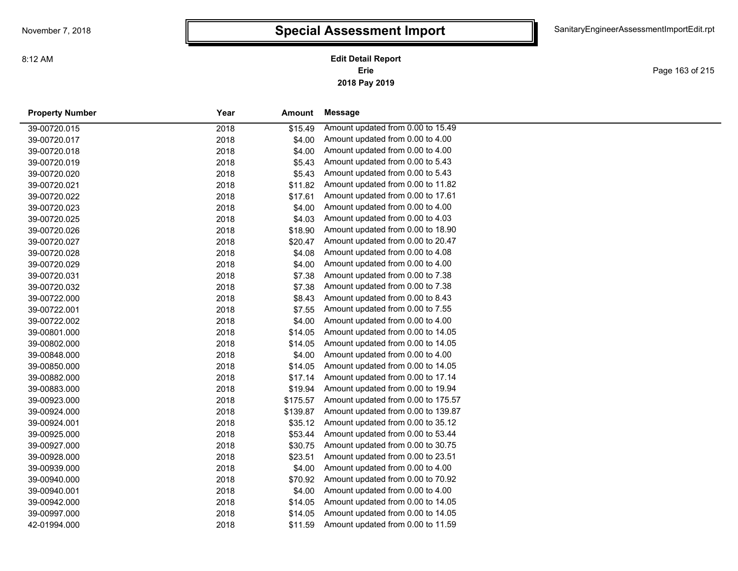# Special Assessment Import

November 7, 2018 — 8:12 AM — SanitaryEngineerAssessmentImportEdit.rpt

**Edit Detail Report**
**Erie**
**2018 Pay 2019**

| Property Number | Year | Amount | Message |
|---|---|---|---|
| 39-00720.015 | 2018 | $15.49 | Amount updated from 0.00 to 15.49 |
| 39-00720.017 | 2018 | $4.00 | Amount updated from 0.00 to 4.00 |
| 39-00720.018 | 2018 | $4.00 | Amount updated from 0.00 to 4.00 |
| 39-00720.019 | 2018 | $5.43 | Amount updated from 0.00 to 5.43 |
| 39-00720.020 | 2018 | $5.43 | Amount updated from 0.00 to 5.43 |
| 39-00720.021 | 2018 | $11.82 | Amount updated from 0.00 to 11.82 |
| 39-00720.022 | 2018 | $17.61 | Amount updated from 0.00 to 17.61 |
| 39-00720.023 | 2018 | $4.00 | Amount updated from 0.00 to 4.00 |
| 39-00720.025 | 2018 | $4.03 | Amount updated from 0.00 to 4.03 |
| 39-00720.026 | 2018 | $18.90 | Amount updated from 0.00 to 18.90 |
| 39-00720.027 | 2018 | $20.47 | Amount updated from 0.00 to 20.47 |
| 39-00720.028 | 2018 | $4.08 | Amount updated from 0.00 to 4.08 |
| 39-00720.029 | 2018 | $4.00 | Amount updated from 0.00 to 4.00 |
| 39-00720.031 | 2018 | $7.38 | Amount updated from 0.00 to 7.38 |
| 39-00720.032 | 2018 | $7.38 | Amount updated from 0.00 to 7.38 |
| 39-00722.000 | 2018 | $8.43 | Amount updated from 0.00 to 8.43 |
| 39-00722.001 | 2018 | $7.55 | Amount updated from 0.00 to 7.55 |
| 39-00722.002 | 2018 | $4.00 | Amount updated from 0.00 to 4.00 |
| 39-00801.000 | 2018 | $14.05 | Amount updated from 0.00 to 14.05 |
| 39-00802.000 | 2018 | $14.05 | Amount updated from 0.00 to 14.05 |
| 39-00848.000 | 2018 | $4.00 | Amount updated from 0.00 to 4.00 |
| 39-00850.000 | 2018 | $14.05 | Amount updated from 0.00 to 14.05 |
| 39-00882.000 | 2018 | $17.14 | Amount updated from 0.00 to 17.14 |
| 39-00883.000 | 2018 | $19.94 | Amount updated from 0.00 to 19.94 |
| 39-00923.000 | 2018 | $175.57 | Amount updated from 0.00 to 175.57 |
| 39-00924.000 | 2018 | $139.87 | Amount updated from 0.00 to 139.87 |
| 39-00924.001 | 2018 | $35.12 | Amount updated from 0.00 to 35.12 |
| 39-00925.000 | 2018 | $53.44 | Amount updated from 0.00 to 53.44 |
| 39-00927.000 | 2018 | $30.75 | Amount updated from 0.00 to 30.75 |
| 39-00928.000 | 2018 | $23.51 | Amount updated from 0.00 to 23.51 |
| 39-00939.000 | 2018 | $4.00 | Amount updated from 0.00 to 4.00 |
| 39-00940.000 | 2018 | $70.92 | Amount updated from 0.00 to 70.92 |
| 39-00940.001 | 2018 | $4.00 | Amount updated from 0.00 to 4.00 |
| 39-00942.000 | 2018 | $14.05 | Amount updated from 0.00 to 14.05 |
| 39-00997.000 | 2018 | $14.05 | Amount updated from 0.00 to 14.05 |
| 42-01994.000 | 2018 | $11.59 | Amount updated from 0.00 to 11.59 |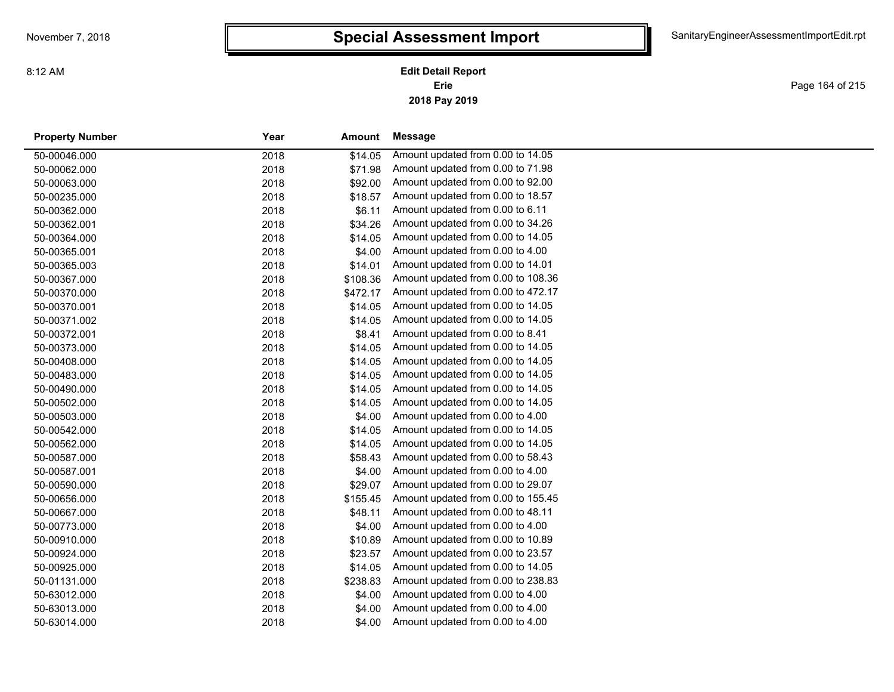# Special Assessment Import

**Edit Detail Report**
**Erie**
**2018 Pay 2019**

| Property Number | Year | Amount | Message |
|---|---|---|---|
| 50-00046.000 | 2018 | $14.05 | Amount updated from 0.00 to 14.05 |
| 50-00062.000 | 2018 | $71.98 | Amount updated from 0.00 to 71.98 |
| 50-00063.000 | 2018 | $92.00 | Amount updated from 0.00 to 92.00 |
| 50-00235.000 | 2018 | $18.57 | Amount updated from 0.00 to 18.57 |
| 50-00362.000 | 2018 | $6.11 | Amount updated from 0.00 to 6.11 |
| 50-00362.001 | 2018 | $34.26 | Amount updated from 0.00 to 34.26 |
| 50-00364.000 | 2018 | $14.05 | Amount updated from 0.00 to 14.05 |
| 50-00365.001 | 2018 | $4.00 | Amount updated from 0.00 to 4.00 |
| 50-00365.003 | 2018 | $14.01 | Amount updated from 0.00 to 14.01 |
| 50-00367.000 | 2018 | $108.36 | Amount updated from 0.00 to 108.36 |
| 50-00370.000 | 2018 | $472.17 | Amount updated from 0.00 to 472.17 |
| 50-00370.001 | 2018 | $14.05 | Amount updated from 0.00 to 14.05 |
| 50-00371.002 | 2018 | $14.05 | Amount updated from 0.00 to 14.05 |
| 50-00372.001 | 2018 | $8.41 | Amount updated from 0.00 to 8.41 |
| 50-00373.000 | 2018 | $14.05 | Amount updated from 0.00 to 14.05 |
| 50-00408.000 | 2018 | $14.05 | Amount updated from 0.00 to 14.05 |
| 50-00483.000 | 2018 | $14.05 | Amount updated from 0.00 to 14.05 |
| 50-00490.000 | 2018 | $14.05 | Amount updated from 0.00 to 14.05 |
| 50-00502.000 | 2018 | $14.05 | Amount updated from 0.00 to 14.05 |
| 50-00503.000 | 2018 | $4.00 | Amount updated from 0.00 to 4.00 |
| 50-00542.000 | 2018 | $14.05 | Amount updated from 0.00 to 14.05 |
| 50-00562.000 | 2018 | $14.05 | Amount updated from 0.00 to 14.05 |
| 50-00587.000 | 2018 | $58.43 | Amount updated from 0.00 to 58.43 |
| 50-00587.001 | 2018 | $4.00 | Amount updated from 0.00 to 4.00 |
| 50-00590.000 | 2018 | $29.07 | Amount updated from 0.00 to 29.07 |
| 50-00656.000 | 2018 | $155.45 | Amount updated from 0.00 to 155.45 |
| 50-00667.000 | 2018 | $48.11 | Amount updated from 0.00 to 48.11 |
| 50-00773.000 | 2018 | $4.00 | Amount updated from 0.00 to 4.00 |
| 50-00910.000 | 2018 | $10.89 | Amount updated from 0.00 to 10.89 |
| 50-00924.000 | 2018 | $23.57 | Amount updated from 0.00 to 23.57 |
| 50-00925.000 | 2018 | $14.05 | Amount updated from 0.00 to 14.05 |
| 50-01131.000 | 2018 | $238.83 | Amount updated from 0.00 to 238.83 |
| 50-63012.000 | 2018 | $4.00 | Amount updated from 0.00 to 4.00 |
| 50-63013.000 | 2018 | $4.00 | Amount updated from 0.00 to 4.00 |
| 50-63014.000 | 2018 | $4.00 | Amount updated from 0.00 to 4.00 |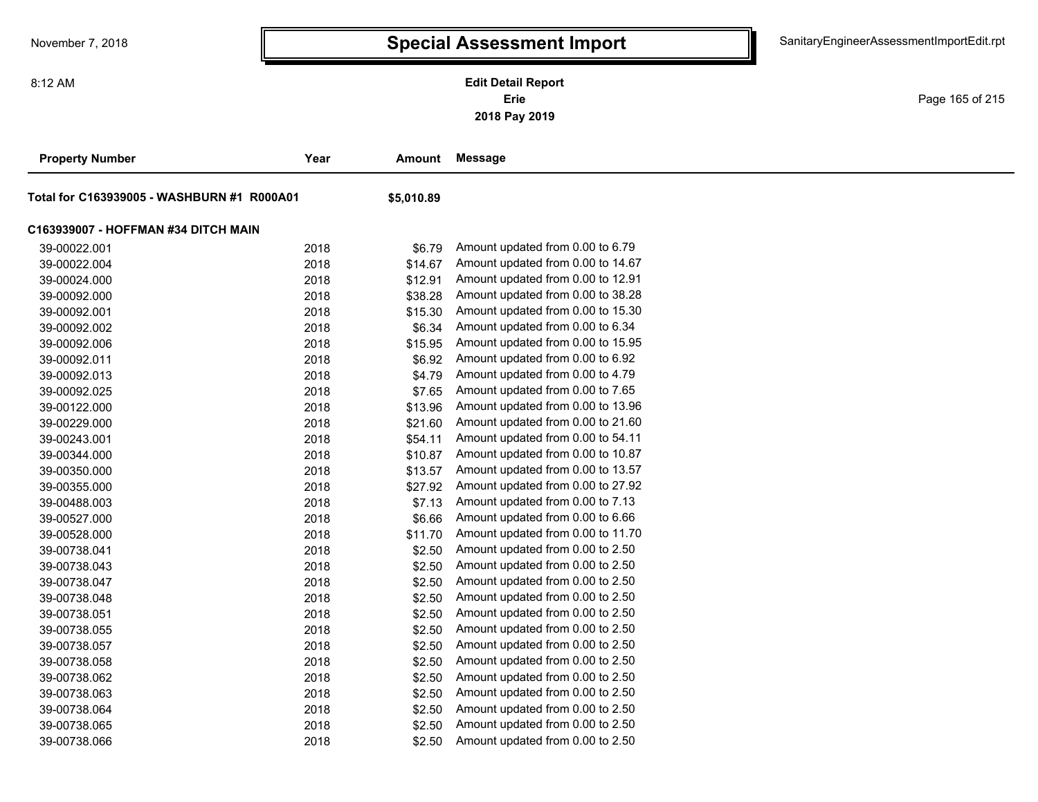# Special Assessment Import

**Edit Detail Report**
**Erie**
**2018 Pay 2019**

| Property Number | Year | Amount | Message |
|---|---|---|---|
| **Total for C163939005 - WASHBURN #1 R000A01** | | **$5,010.89** | |
| **C163939007 - HOFFMAN #34 DITCH MAIN** | | | |
| 39-00022.001 | 2018 | $6.79 | Amount updated from 0.00 to 6.79 |
| 39-00022.004 | 2018 | $14.67 | Amount updated from 0.00 to 14.67 |
| 39-00024.000 | 2018 | $12.91 | Amount updated from 0.00 to 12.91 |
| 39-00092.000 | 2018 | $38.28 | Amount updated from 0.00 to 38.28 |
| 39-00092.001 | 2018 | $15.30 | Amount updated from 0.00 to 15.30 |
| 39-00092.002 | 2018 | $6.34 | Amount updated from 0.00 to 6.34 |
| 39-00092.006 | 2018 | $15.95 | Amount updated from 0.00 to 15.95 |
| 39-00092.011 | 2018 | $6.92 | Amount updated from 0.00 to 6.92 |
| 39-00092.013 | 2018 | $4.79 | Amount updated from 0.00 to 4.79 |
| 39-00092.025 | 2018 | $7.65 | Amount updated from 0.00 to 7.65 |
| 39-00122.000 | 2018 | $13.96 | Amount updated from 0.00 to 13.96 |
| 39-00229.000 | 2018 | $21.60 | Amount updated from 0.00 to 21.60 |
| 39-00243.001 | 2018 | $54.11 | Amount updated from 0.00 to 54.11 |
| 39-00344.000 | 2018 | $10.87 | Amount updated from 0.00 to 10.87 |
| 39-00350.000 | 2018 | $13.57 | Amount updated from 0.00 to 13.57 |
| 39-00355.000 | 2018 | $27.92 | Amount updated from 0.00 to 27.92 |
| 39-00488.003 | 2018 | $7.13 | Amount updated from 0.00 to 7.13 |
| 39-00527.000 | 2018 | $6.66 | Amount updated from 0.00 to 6.66 |
| 39-00528.000 | 2018 | $11.70 | Amount updated from 0.00 to 11.70 |
| 39-00738.041 | 2018 | $2.50 | Amount updated from 0.00 to 2.50 |
| 39-00738.043 | 2018 | $2.50 | Amount updated from 0.00 to 2.50 |
| 39-00738.047 | 2018 | $2.50 | Amount updated from 0.00 to 2.50 |
| 39-00738.048 | 2018 | $2.50 | Amount updated from 0.00 to 2.50 |
| 39-00738.051 | 2018 | $2.50 | Amount updated from 0.00 to 2.50 |
| 39-00738.055 | 2018 | $2.50 | Amount updated from 0.00 to 2.50 |
| 39-00738.057 | 2018 | $2.50 | Amount updated from 0.00 to 2.50 |
| 39-00738.058 | 2018 | $2.50 | Amount updated from 0.00 to 2.50 |
| 39-00738.062 | 2018 | $2.50 | Amount updated from 0.00 to 2.50 |
| 39-00738.063 | 2018 | $2.50 | Amount updated from 0.00 to 2.50 |
| 39-00738.064 | 2018 | $2.50 | Amount updated from 0.00 to 2.50 |
| 39-00738.065 | 2018 | $2.50 | Amount updated from 0.00 to 2.50 |
| 39-00738.066 | 2018 | $2.50 | Amount updated from 0.00 to 2.50 |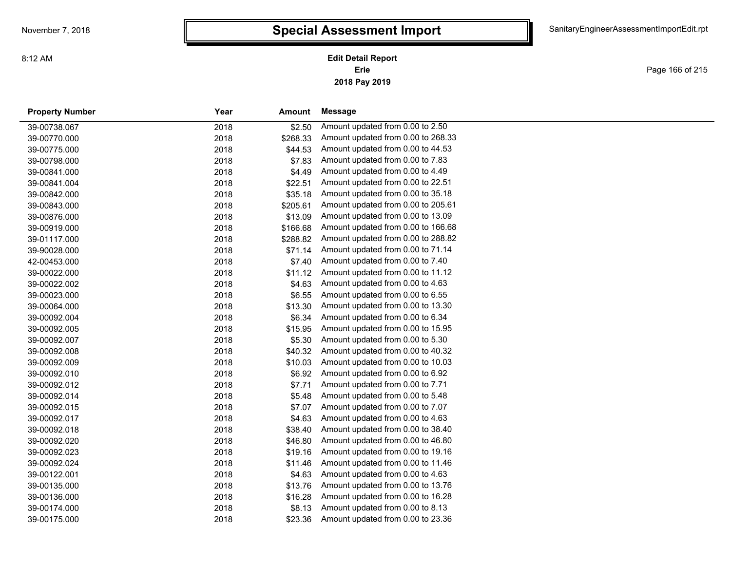# Special Assessment Import

**Edit Detail Report**
**Erie**
**2018 Pay 2019**

| Property Number | Year | Amount | Message |
|---|---|---|---|
| 39-00738.067 | 2018 | $2.50 | Amount updated from 0.00 to 2.50 |
| 39-00770.000 | 2018 | $268.33 | Amount updated from 0.00 to 268.33 |
| 39-00775.000 | 2018 | $44.53 | Amount updated from 0.00 to 44.53 |
| 39-00798.000 | 2018 | $7.83 | Amount updated from 0.00 to 7.83 |
| 39-00841.000 | 2018 | $4.49 | Amount updated from 0.00 to 4.49 |
| 39-00841.004 | 2018 | $22.51 | Amount updated from 0.00 to 22.51 |
| 39-00842.000 | 2018 | $35.18 | Amount updated from 0.00 to 35.18 |
| 39-00843.000 | 2018 | $205.61 | Amount updated from 0.00 to 205.61 |
| 39-00876.000 | 2018 | $13.09 | Amount updated from 0.00 to 13.09 |
| 39-00919.000 | 2018 | $166.68 | Amount updated from 0.00 to 166.68 |
| 39-01117.000 | 2018 | $288.82 | Amount updated from 0.00 to 288.82 |
| 39-90028.000 | 2018 | $71.14 | Amount updated from 0.00 to 71.14 |
| 42-00453.000 | 2018 | $7.40 | Amount updated from 0.00 to 7.40 |
| 39-00022.000 | 2018 | $11.12 | Amount updated from 0.00 to 11.12 |
| 39-00022.002 | 2018 | $4.63 | Amount updated from 0.00 to 4.63 |
| 39-00023.000 | 2018 | $6.55 | Amount updated from 0.00 to 6.55 |
| 39-00064.000 | 2018 | $13.30 | Amount updated from 0.00 to 13.30 |
| 39-00092.004 | 2018 | $6.34 | Amount updated from 0.00 to 6.34 |
| 39-00092.005 | 2018 | $15.95 | Amount updated from 0.00 to 15.95 |
| 39-00092.007 | 2018 | $5.30 | Amount updated from 0.00 to 5.30 |
| 39-00092.008 | 2018 | $40.32 | Amount updated from 0.00 to 40.32 |
| 39-00092.009 | 2018 | $10.03 | Amount updated from 0.00 to 10.03 |
| 39-00092.010 | 2018 | $6.92 | Amount updated from 0.00 to 6.92 |
| 39-00092.012 | 2018 | $7.71 | Amount updated from 0.00 to 7.71 |
| 39-00092.014 | 2018 | $5.48 | Amount updated from 0.00 to 5.48 |
| 39-00092.015 | 2018 | $7.07 | Amount updated from 0.00 to 7.07 |
| 39-00092.017 | 2018 | $4.63 | Amount updated from 0.00 to 4.63 |
| 39-00092.018 | 2018 | $38.40 | Amount updated from 0.00 to 38.40 |
| 39-00092.020 | 2018 | $46.80 | Amount updated from 0.00 to 46.80 |
| 39-00092.023 | 2018 | $19.16 | Amount updated from 0.00 to 19.16 |
| 39-00092.024 | 2018 | $11.46 | Amount updated from 0.00 to 11.46 |
| 39-00122.001 | 2018 | $4.63 | Amount updated from 0.00 to 4.63 |
| 39-00135.000 | 2018 | $13.76 | Amount updated from 0.00 to 13.76 |
| 39-00136.000 | 2018 | $16.28 | Amount updated from 0.00 to 16.28 |
| 39-00174.000 | 2018 | $8.13 | Amount updated from 0.00 to 8.13 |
| 39-00175.000 | 2018 | $23.36 | Amount updated from 0.00 to 23.36 |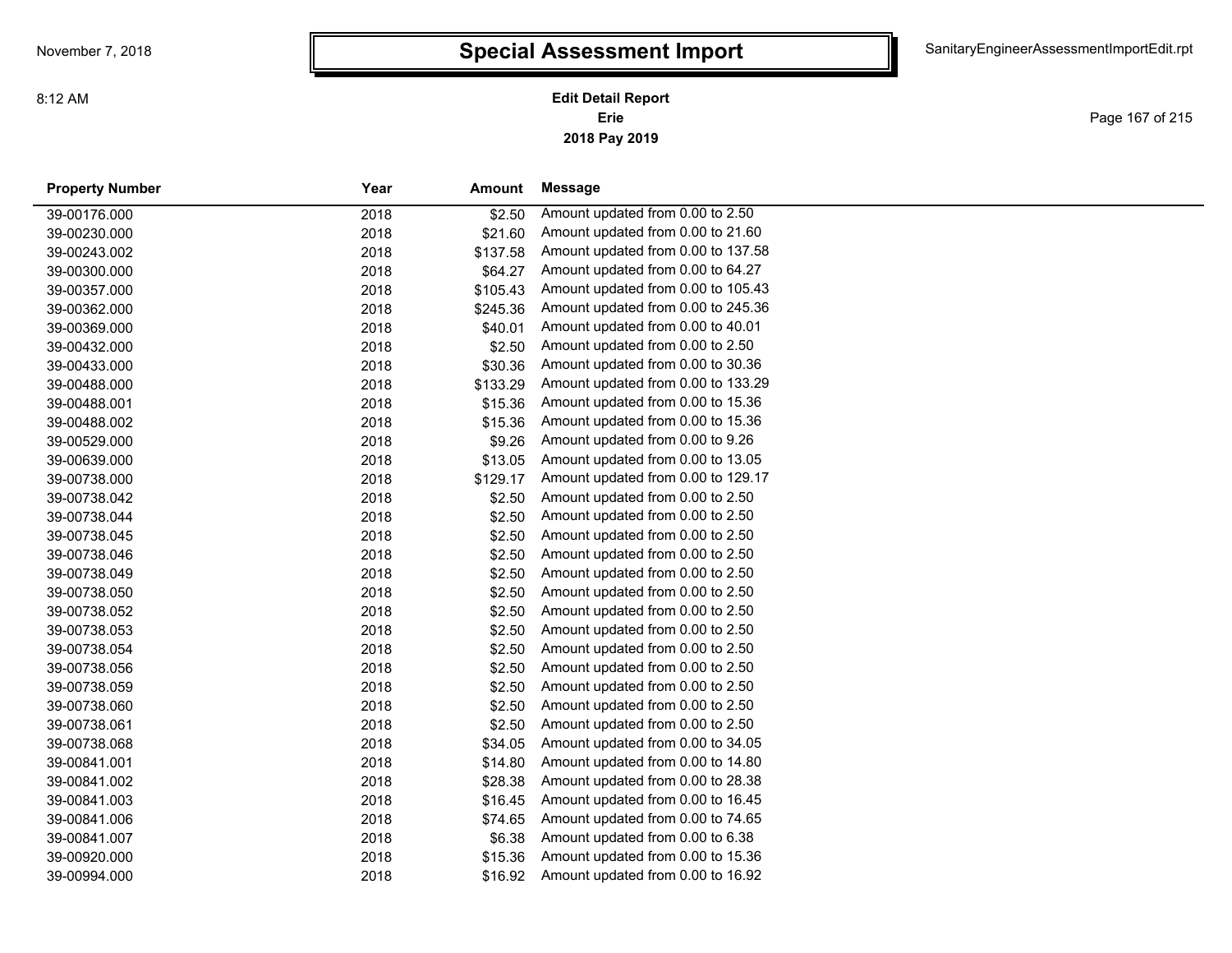# Special Assessment Import

**Edit Detail Report**
**Erie**
**2018 Pay 2019**

| Property Number | Year | Amount | Message |
|---|---|---|---|
| 39-00176.000 | 2018 | $2.50 | Amount updated from 0.00 to 2.50 |
| 39-00230.000 | 2018 | $21.60 | Amount updated from 0.00 to 21.60 |
| 39-00243.002 | 2018 | $137.58 | Amount updated from 0.00 to 137.58 |
| 39-00300.000 | 2018 | $64.27 | Amount updated from 0.00 to 64.27 |
| 39-00357.000 | 2018 | $105.43 | Amount updated from 0.00 to 105.43 |
| 39-00362.000 | 2018 | $245.36 | Amount updated from 0.00 to 245.36 |
| 39-00369.000 | 2018 | $40.01 | Amount updated from 0.00 to 40.01 |
| 39-00432.000 | 2018 | $2.50 | Amount updated from 0.00 to 2.50 |
| 39-00433.000 | 2018 | $30.36 | Amount updated from 0.00 to 30.36 |
| 39-00488.000 | 2018 | $133.29 | Amount updated from 0.00 to 133.29 |
| 39-00488.001 | 2018 | $15.36 | Amount updated from 0.00 to 15.36 |
| 39-00488.002 | 2018 | $15.36 | Amount updated from 0.00 to 15.36 |
| 39-00529.000 | 2018 | $9.26 | Amount updated from 0.00 to 9.26 |
| 39-00639.000 | 2018 | $13.05 | Amount updated from 0.00 to 13.05 |
| 39-00738.000 | 2018 | $129.17 | Amount updated from 0.00 to 129.17 |
| 39-00738.042 | 2018 | $2.50 | Amount updated from 0.00 to 2.50 |
| 39-00738.044 | 2018 | $2.50 | Amount updated from 0.00 to 2.50 |
| 39-00738.045 | 2018 | $2.50 | Amount updated from 0.00 to 2.50 |
| 39-00738.046 | 2018 | $2.50 | Amount updated from 0.00 to 2.50 |
| 39-00738.049 | 2018 | $2.50 | Amount updated from 0.00 to 2.50 |
| 39-00738.050 | 2018 | $2.50 | Amount updated from 0.00 to 2.50 |
| 39-00738.052 | 2018 | $2.50 | Amount updated from 0.00 to 2.50 |
| 39-00738.053 | 2018 | $2.50 | Amount updated from 0.00 to 2.50 |
| 39-00738.054 | 2018 | $2.50 | Amount updated from 0.00 to 2.50 |
| 39-00738.056 | 2018 | $2.50 | Amount updated from 0.00 to 2.50 |
| 39-00738.059 | 2018 | $2.50 | Amount updated from 0.00 to 2.50 |
| 39-00738.060 | 2018 | $2.50 | Amount updated from 0.00 to 2.50 |
| 39-00738.061 | 2018 | $2.50 | Amount updated from 0.00 to 2.50 |
| 39-00738.068 | 2018 | $34.05 | Amount updated from 0.00 to 34.05 |
| 39-00841.001 | 2018 | $14.80 | Amount updated from 0.00 to 14.80 |
| 39-00841.002 | 2018 | $28.38 | Amount updated from 0.00 to 28.38 |
| 39-00841.003 | 2018 | $16.45 | Amount updated from 0.00 to 16.45 |
| 39-00841.006 | 2018 | $74.65 | Amount updated from 0.00 to 74.65 |
| 39-00841.007 | 2018 | $6.38 | Amount updated from 0.00 to 6.38 |
| 39-00920.000 | 2018 | $15.36 | Amount updated from 0.00 to 15.36 |
| 39-00994.000 | 2018 | $16.92 | Amount updated from 0.00 to 16.92 |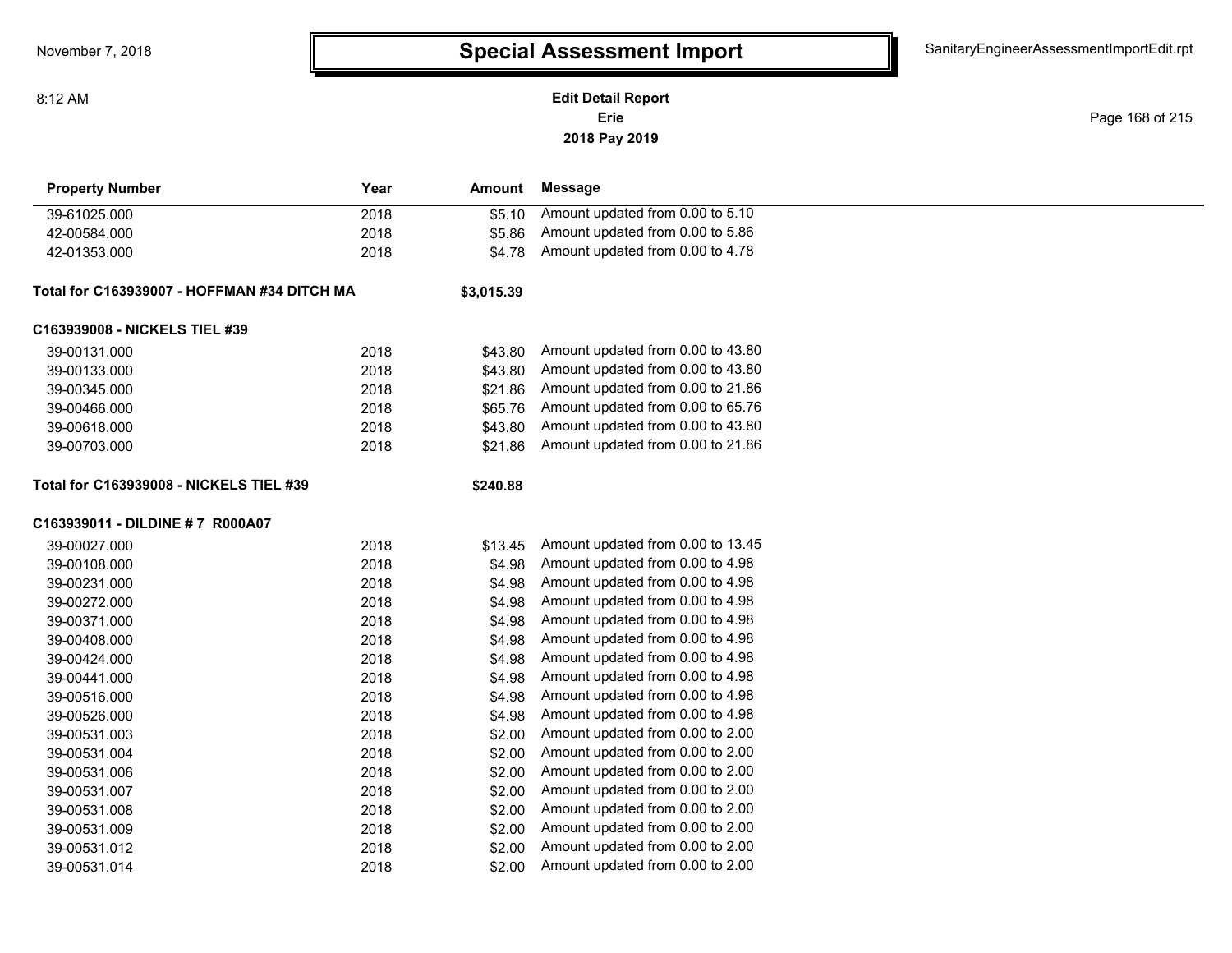# Special Assessment Import

**Edit Detail Report**
**Erie**
**2018 Pay 2019**

November 7, 2018 8:12 AM — SanitaryEngineerAssessmentImportEdit.rpt

| Property Number | Year | Amount | Message |
|---|---|---|---|
| 39-61025.000 | 2018 | $5.10 | Amount updated from 0.00 to 5.10 |
| 42-00584.000 | 2018 | $5.86 | Amount updated from 0.00 to 5.86 |
| 42-01353.000 | 2018 | $4.78 | Amount updated from 0.00 to 4.78 |
| **Total for C163939007 - HOFFMAN #34 DITCH MA** | | **$3,015.39** | |
| **C163939008 - NICKELS TIEL #39** | | | |
| 39-00131.000 | 2018 | $43.80 | Amount updated from 0.00 to 43.80 |
| 39-00133.000 | 2018 | $43.80 | Amount updated from 0.00 to 43.80 |
| 39-00345.000 | 2018 | $21.86 | Amount updated from 0.00 to 21.86 |
| 39-00466.000 | 2018 | $65.76 | Amount updated from 0.00 to 65.76 |
| 39-00618.000 | 2018 | $43.80 | Amount updated from 0.00 to 43.80 |
| 39-00703.000 | 2018 | $21.86 | Amount updated from 0.00 to 21.86 |
| **Total for C163939008 - NICKELS TIEL #39** | | **$240.88** | |
| **C163939011 - DILDINE # 7 R000A07** | | | |
| 39-00027.000 | 2018 | $13.45 | Amount updated from 0.00 to 13.45 |
| 39-00108.000 | 2018 | $4.98 | Amount updated from 0.00 to 4.98 |
| 39-00231.000 | 2018 | $4.98 | Amount updated from 0.00 to 4.98 |
| 39-00272.000 | 2018 | $4.98 | Amount updated from 0.00 to 4.98 |
| 39-00371.000 | 2018 | $4.98 | Amount updated from 0.00 to 4.98 |
| 39-00408.000 | 2018 | $4.98 | Amount updated from 0.00 to 4.98 |
| 39-00424.000 | 2018 | $4.98 | Amount updated from 0.00 to 4.98 |
| 39-00441.000 | 2018 | $4.98 | Amount updated from 0.00 to 4.98 |
| 39-00516.000 | 2018 | $4.98 | Amount updated from 0.00 to 4.98 |
| 39-00526.000 | 2018 | $4.98 | Amount updated from 0.00 to 4.98 |
| 39-00531.003 | 2018 | $2.00 | Amount updated from 0.00 to 2.00 |
| 39-00531.004 | 2018 | $2.00 | Amount updated from 0.00 to 2.00 |
| 39-00531.006 | 2018 | $2.00 | Amount updated from 0.00 to 2.00 |
| 39-00531.007 | 2018 | $2.00 | Amount updated from 0.00 to 2.00 |
| 39-00531.008 | 2018 | $2.00 | Amount updated from 0.00 to 2.00 |
| 39-00531.009 | 2018 | $2.00 | Amount updated from 0.00 to 2.00 |
| 39-00531.012 | 2018 | $2.00 | Amount updated from 0.00 to 2.00 |
| 39-00531.014 | 2018 | $2.00 | Amount updated from 0.00 to 2.00 |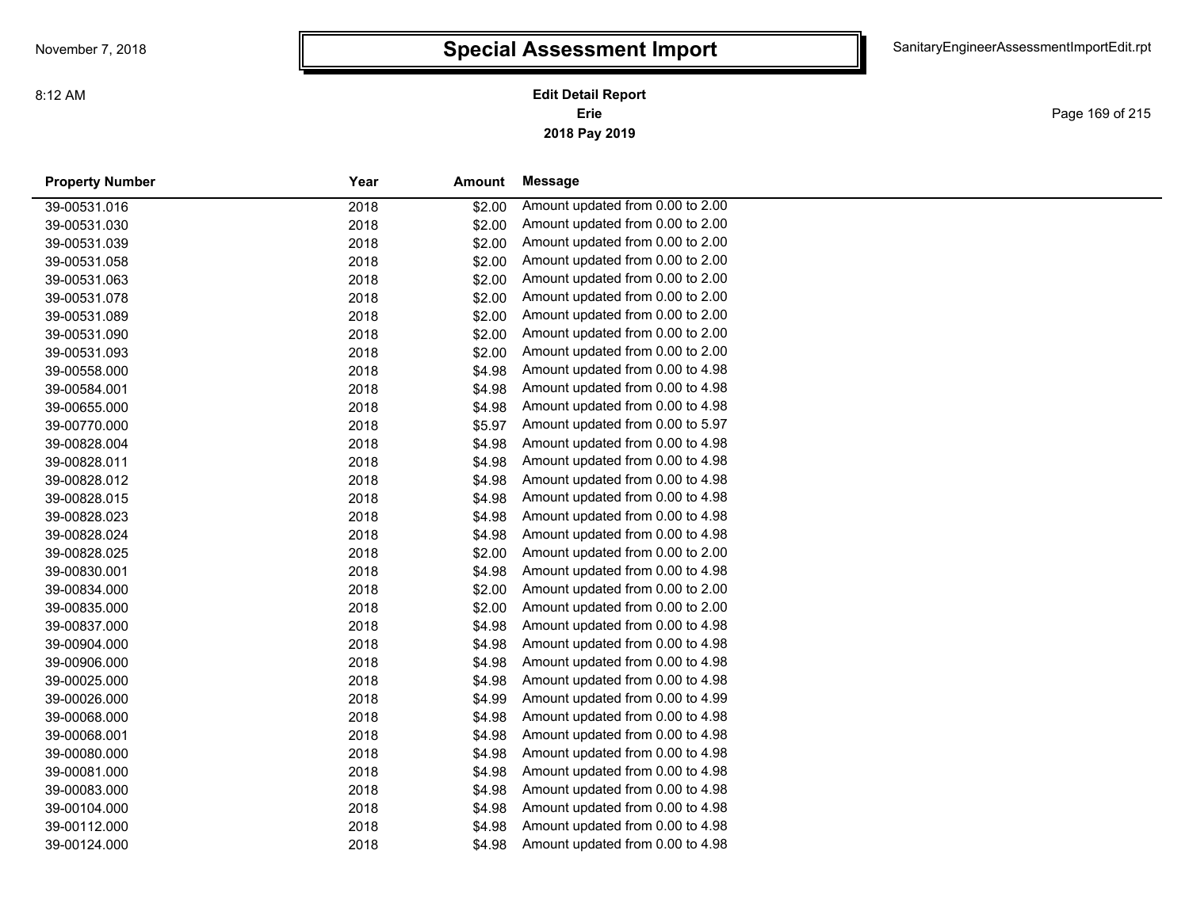# Special Assessment Import

November 7, 2018

8:12 AM

SanitaryEngineerAssessmentImportEdit.rpt

**Edit Detail Report**
**Erie**
**2018 Pay 2019**

| Property Number | Year | Amount | Message |
|---|---|---|---|
| 39-00531.016 | 2018 | $2.00 | Amount updated from 0.00 to 2.00 |
| 39-00531.030 | 2018 | $2.00 | Amount updated from 0.00 to 2.00 |
| 39-00531.039 | 2018 | $2.00 | Amount updated from 0.00 to 2.00 |
| 39-00531.058 | 2018 | $2.00 | Amount updated from 0.00 to 2.00 |
| 39-00531.063 | 2018 | $2.00 | Amount updated from 0.00 to 2.00 |
| 39-00531.078 | 2018 | $2.00 | Amount updated from 0.00 to 2.00 |
| 39-00531.089 | 2018 | $2.00 | Amount updated from 0.00 to 2.00 |
| 39-00531.090 | 2018 | $2.00 | Amount updated from 0.00 to 2.00 |
| 39-00531.093 | 2018 | $2.00 | Amount updated from 0.00 to 2.00 |
| 39-00558.000 | 2018 | $4.98 | Amount updated from 0.00 to 4.98 |
| 39-00584.001 | 2018 | $4.98 | Amount updated from 0.00 to 4.98 |
| 39-00655.000 | 2018 | $4.98 | Amount updated from 0.00 to 4.98 |
| 39-00770.000 | 2018 | $5.97 | Amount updated from 0.00 to 5.97 |
| 39-00828.004 | 2018 | $4.98 | Amount updated from 0.00 to 4.98 |
| 39-00828.011 | 2018 | $4.98 | Amount updated from 0.00 to 4.98 |
| 39-00828.012 | 2018 | $4.98 | Amount updated from 0.00 to 4.98 |
| 39-00828.015 | 2018 | $4.98 | Amount updated from 0.00 to 4.98 |
| 39-00828.023 | 2018 | $4.98 | Amount updated from 0.00 to 4.98 |
| 39-00828.024 | 2018 | $4.98 | Amount updated from 0.00 to 4.98 |
| 39-00828.025 | 2018 | $2.00 | Amount updated from 0.00 to 2.00 |
| 39-00830.001 | 2018 | $4.98 | Amount updated from 0.00 to 4.98 |
| 39-00834.000 | 2018 | $2.00 | Amount updated from 0.00 to 2.00 |
| 39-00835.000 | 2018 | $2.00 | Amount updated from 0.00 to 2.00 |
| 39-00837.000 | 2018 | $4.98 | Amount updated from 0.00 to 4.98 |
| 39-00904.000 | 2018 | $4.98 | Amount updated from 0.00 to 4.98 |
| 39-00906.000 | 2018 | $4.98 | Amount updated from 0.00 to 4.98 |
| 39-00025.000 | 2018 | $4.98 | Amount updated from 0.00 to 4.98 |
| 39-00026.000 | 2018 | $4.99 | Amount updated from 0.00 to 4.99 |
| 39-00068.000 | 2018 | $4.98 | Amount updated from 0.00 to 4.98 |
| 39-00068.001 | 2018 | $4.98 | Amount updated from 0.00 to 4.98 |
| 39-00080.000 | 2018 | $4.98 | Amount updated from 0.00 to 4.98 |
| 39-00081.000 | 2018 | $4.98 | Amount updated from 0.00 to 4.98 |
| 39-00083.000 | 2018 | $4.98 | Amount updated from 0.00 to 4.98 |
| 39-00104.000 | 2018 | $4.98 | Amount updated from 0.00 to 4.98 |
| 39-00112.000 | 2018 | $4.98 | Amount updated from 0.00 to 4.98 |
| 39-00124.000 | 2018 | $4.98 | Amount updated from 0.00 to 4.98 |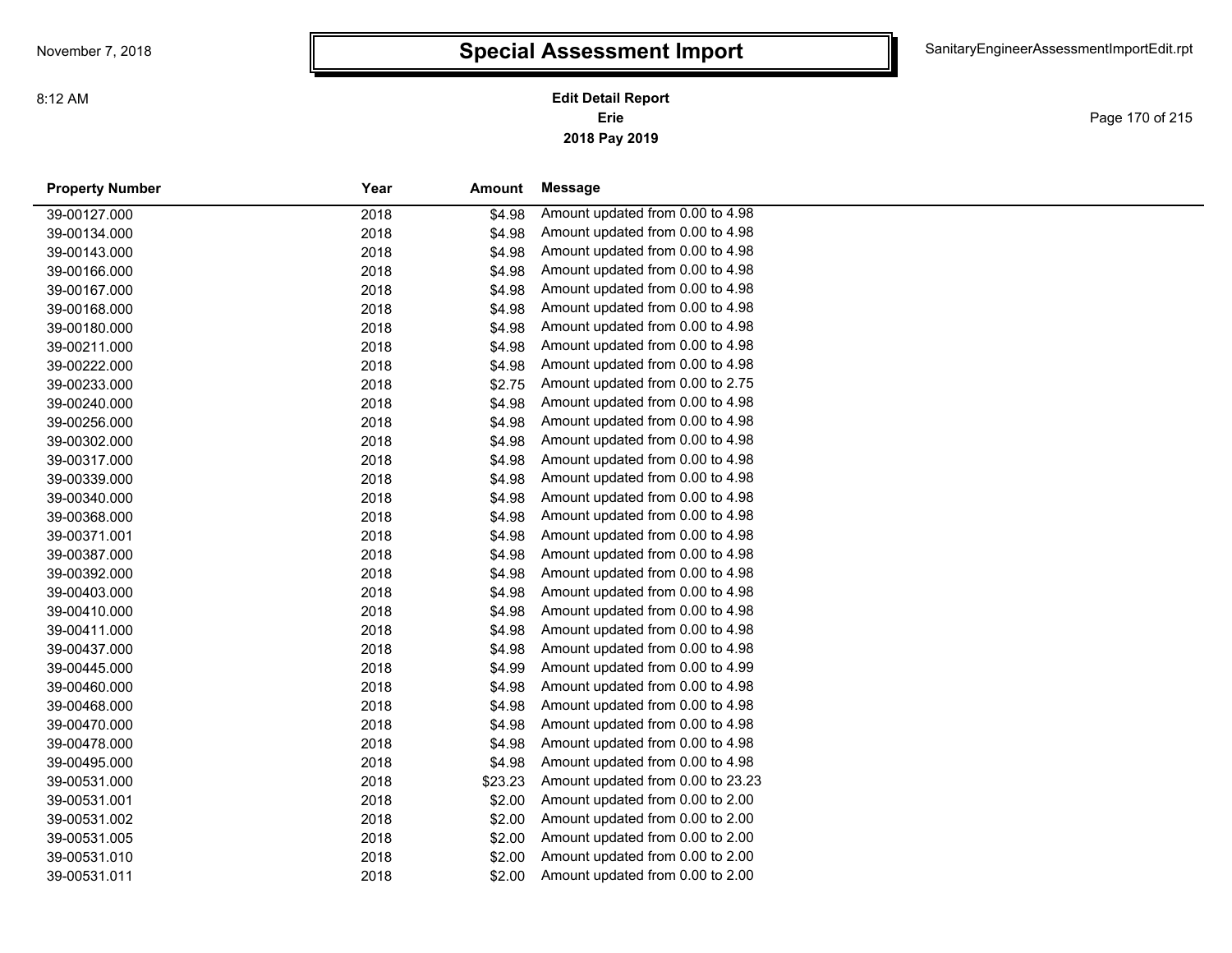# Special Assessment Import

**Edit Detail Report**
**Erie**
**2018 Pay 2019**

| Property Number | Year | Amount | Message |
|---|---|---|---|
| 39-00127.000 | 2018 | $4.98 | Amount updated from 0.00 to 4.98 |
| 39-00134.000 | 2018 | $4.98 | Amount updated from 0.00 to 4.98 |
| 39-00143.000 | 2018 | $4.98 | Amount updated from 0.00 to 4.98 |
| 39-00166.000 | 2018 | $4.98 | Amount updated from 0.00 to 4.98 |
| 39-00167.000 | 2018 | $4.98 | Amount updated from 0.00 to 4.98 |
| 39-00168.000 | 2018 | $4.98 | Amount updated from 0.00 to 4.98 |
| 39-00180.000 | 2018 | $4.98 | Amount updated from 0.00 to 4.98 |
| 39-00211.000 | 2018 | $4.98 | Amount updated from 0.00 to 4.98 |
| 39-00222.000 | 2018 | $4.98 | Amount updated from 0.00 to 4.98 |
| 39-00233.000 | 2018 | $2.75 | Amount updated from 0.00 to 2.75 |
| 39-00240.000 | 2018 | $4.98 | Amount updated from 0.00 to 4.98 |
| 39-00256.000 | 2018 | $4.98 | Amount updated from 0.00 to 4.98 |
| 39-00302.000 | 2018 | $4.98 | Amount updated from 0.00 to 4.98 |
| 39-00317.000 | 2018 | $4.98 | Amount updated from 0.00 to 4.98 |
| 39-00339.000 | 2018 | $4.98 | Amount updated from 0.00 to 4.98 |
| 39-00340.000 | 2018 | $4.98 | Amount updated from 0.00 to 4.98 |
| 39-00368.000 | 2018 | $4.98 | Amount updated from 0.00 to 4.98 |
| 39-00371.001 | 2018 | $4.98 | Amount updated from 0.00 to 4.98 |
| 39-00387.000 | 2018 | $4.98 | Amount updated from 0.00 to 4.98 |
| 39-00392.000 | 2018 | $4.98 | Amount updated from 0.00 to 4.98 |
| 39-00403.000 | 2018 | $4.98 | Amount updated from 0.00 to 4.98 |
| 39-00410.000 | 2018 | $4.98 | Amount updated from 0.00 to 4.98 |
| 39-00411.000 | 2018 | $4.98 | Amount updated from 0.00 to 4.98 |
| 39-00437.000 | 2018 | $4.98 | Amount updated from 0.00 to 4.98 |
| 39-00445.000 | 2018 | $4.99 | Amount updated from 0.00 to 4.99 |
| 39-00460.000 | 2018 | $4.98 | Amount updated from 0.00 to 4.98 |
| 39-00468.000 | 2018 | $4.98 | Amount updated from 0.00 to 4.98 |
| 39-00470.000 | 2018 | $4.98 | Amount updated from 0.00 to 4.98 |
| 39-00478.000 | 2018 | $4.98 | Amount updated from 0.00 to 4.98 |
| 39-00495.000 | 2018 | $4.98 | Amount updated from 0.00 to 4.98 |
| 39-00531.000 | 2018 | $23.23 | Amount updated from 0.00 to 23.23 |
| 39-00531.001 | 2018 | $2.00 | Amount updated from 0.00 to 2.00 |
| 39-00531.002 | 2018 | $2.00 | Amount updated from 0.00 to 2.00 |
| 39-00531.005 | 2018 | $2.00 | Amount updated from 0.00 to 2.00 |
| 39-00531.010 | 2018 | $2.00 | Amount updated from 0.00 to 2.00 |
| 39-00531.011 | 2018 | $2.00 | Amount updated from 0.00 to 2.00 |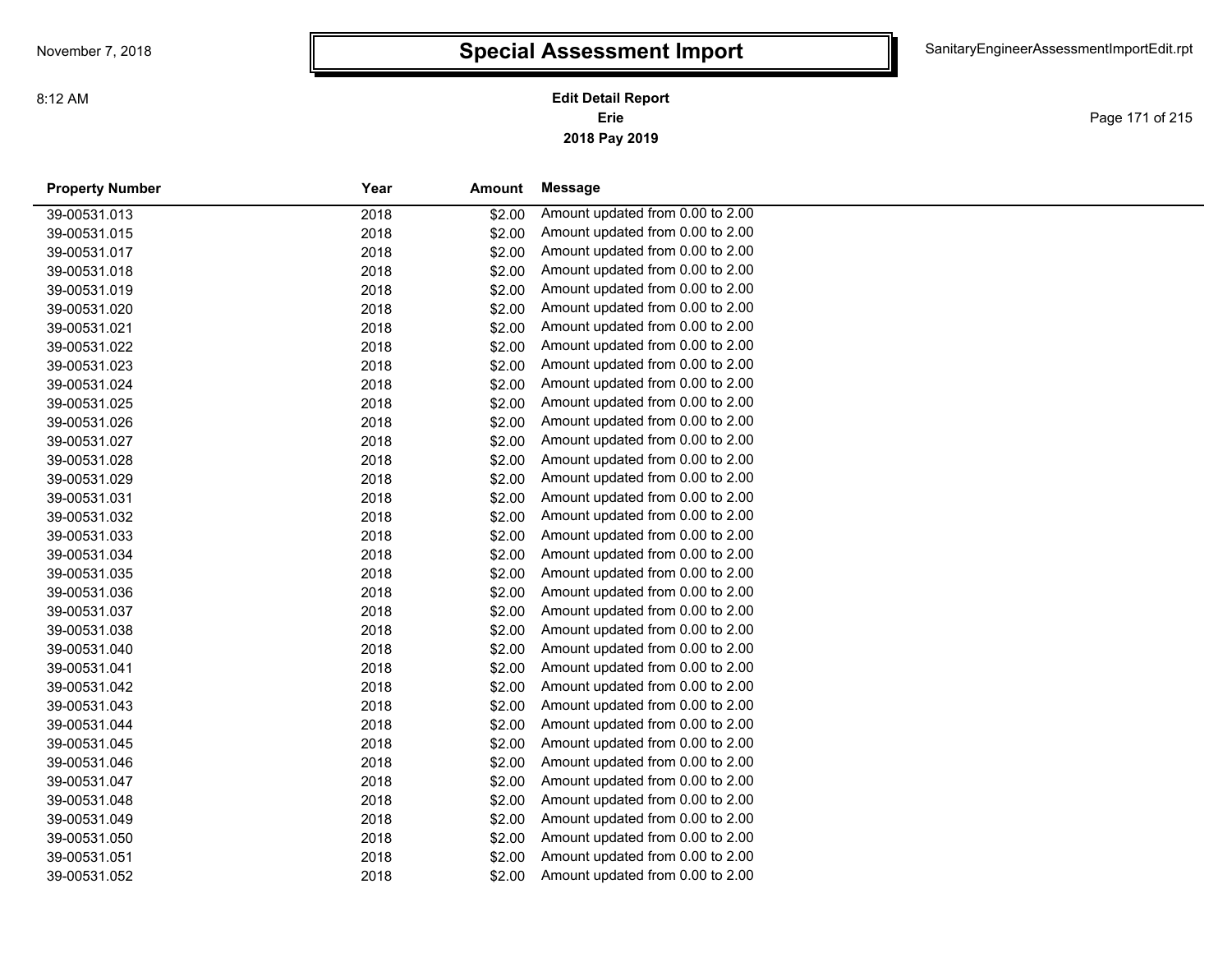# Special Assessment Import

**Edit Detail Report**
**Erie**
**2018 Pay 2019**

November 7, 2018
8:12 AM

SanitaryEngineerAssessmentImportEdit.rpt

| Property Number | Year | Amount | Message |
|---|---|---|---|
| 39-00531.013 | 2018 | $2.00 | Amount updated from 0.00 to 2.00 |
| 39-00531.015 | 2018 | $2.00 | Amount updated from 0.00 to 2.00 |
| 39-00531.017 | 2018 | $2.00 | Amount updated from 0.00 to 2.00 |
| 39-00531.018 | 2018 | $2.00 | Amount updated from 0.00 to 2.00 |
| 39-00531.019 | 2018 | $2.00 | Amount updated from 0.00 to 2.00 |
| 39-00531.020 | 2018 | $2.00 | Amount updated from 0.00 to 2.00 |
| 39-00531.021 | 2018 | $2.00 | Amount updated from 0.00 to 2.00 |
| 39-00531.022 | 2018 | $2.00 | Amount updated from 0.00 to 2.00 |
| 39-00531.023 | 2018 | $2.00 | Amount updated from 0.00 to 2.00 |
| 39-00531.024 | 2018 | $2.00 | Amount updated from 0.00 to 2.00 |
| 39-00531.025 | 2018 | $2.00 | Amount updated from 0.00 to 2.00 |
| 39-00531.026 | 2018 | $2.00 | Amount updated from 0.00 to 2.00 |
| 39-00531.027 | 2018 | $2.00 | Amount updated from 0.00 to 2.00 |
| 39-00531.028 | 2018 | $2.00 | Amount updated from 0.00 to 2.00 |
| 39-00531.029 | 2018 | $2.00 | Amount updated from 0.00 to 2.00 |
| 39-00531.031 | 2018 | $2.00 | Amount updated from 0.00 to 2.00 |
| 39-00531.032 | 2018 | $2.00 | Amount updated from 0.00 to 2.00 |
| 39-00531.033 | 2018 | $2.00 | Amount updated from 0.00 to 2.00 |
| 39-00531.034 | 2018 | $2.00 | Amount updated from 0.00 to 2.00 |
| 39-00531.035 | 2018 | $2.00 | Amount updated from 0.00 to 2.00 |
| 39-00531.036 | 2018 | $2.00 | Amount updated from 0.00 to 2.00 |
| 39-00531.037 | 2018 | $2.00 | Amount updated from 0.00 to 2.00 |
| 39-00531.038 | 2018 | $2.00 | Amount updated from 0.00 to 2.00 |
| 39-00531.040 | 2018 | $2.00 | Amount updated from 0.00 to 2.00 |
| 39-00531.041 | 2018 | $2.00 | Amount updated from 0.00 to 2.00 |
| 39-00531.042 | 2018 | $2.00 | Amount updated from 0.00 to 2.00 |
| 39-00531.043 | 2018 | $2.00 | Amount updated from 0.00 to 2.00 |
| 39-00531.044 | 2018 | $2.00 | Amount updated from 0.00 to 2.00 |
| 39-00531.045 | 2018 | $2.00 | Amount updated from 0.00 to 2.00 |
| 39-00531.046 | 2018 | $2.00 | Amount updated from 0.00 to 2.00 |
| 39-00531.047 | 2018 | $2.00 | Amount updated from 0.00 to 2.00 |
| 39-00531.048 | 2018 | $2.00 | Amount updated from 0.00 to 2.00 |
| 39-00531.049 | 2018 | $2.00 | Amount updated from 0.00 to 2.00 |
| 39-00531.050 | 2018 | $2.00 | Amount updated from 0.00 to 2.00 |
| 39-00531.051 | 2018 | $2.00 | Amount updated from 0.00 to 2.00 |
| 39-00531.052 | 2018 | $2.00 | Amount updated from 0.00 to 2.00 |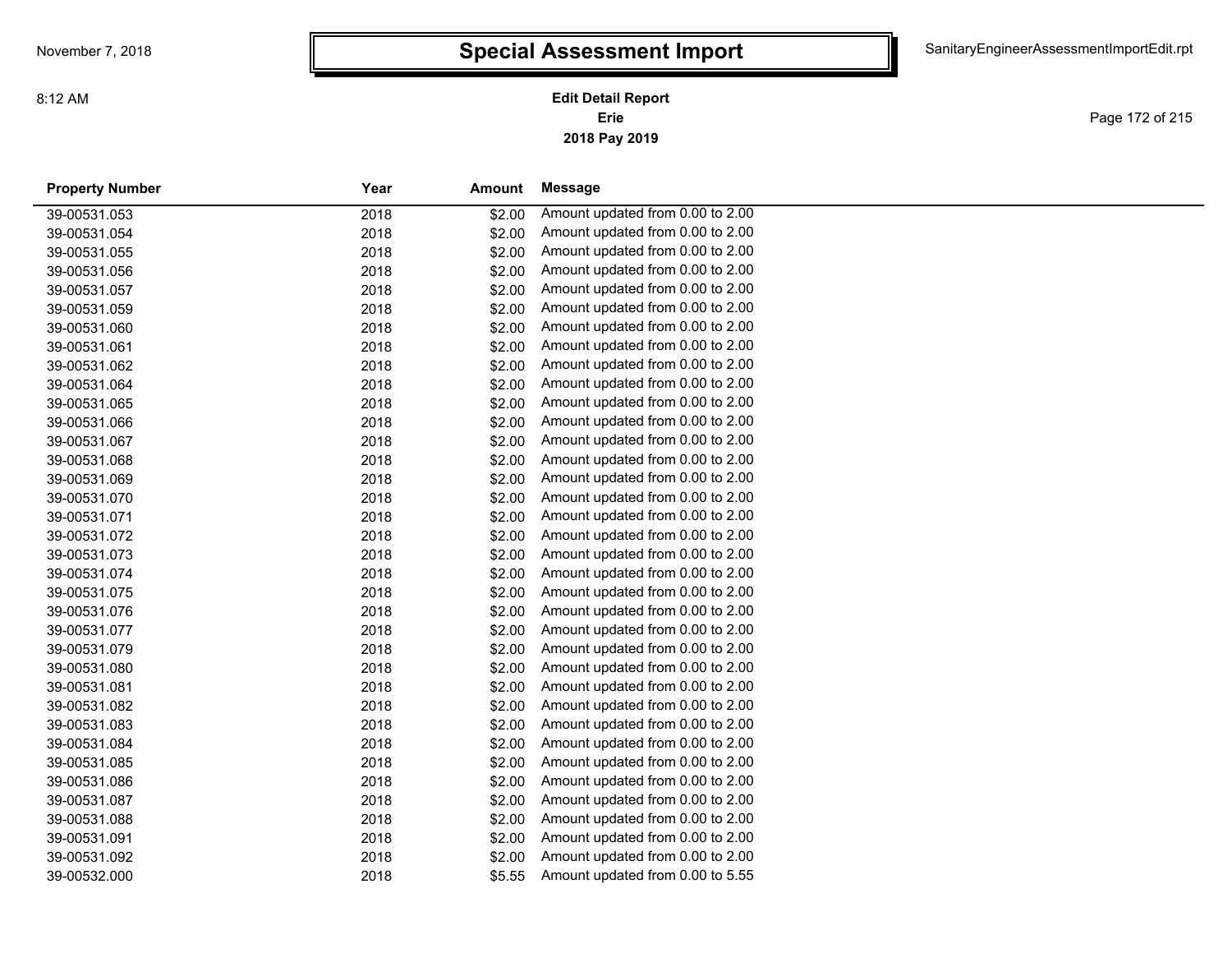# Special Assessment Import

**Edit Detail Report**
**Erie**
**2018 Pay 2019**

| Property Number | Year | Amount | Message |
|---|---|---|---|
| 39-00531.053 | 2018 | $2.00 | Amount updated from 0.00 to 2.00 |
| 39-00531.054 | 2018 | $2.00 | Amount updated from 0.00 to 2.00 |
| 39-00531.055 | 2018 | $2.00 | Amount updated from 0.00 to 2.00 |
| 39-00531.056 | 2018 | $2.00 | Amount updated from 0.00 to 2.00 |
| 39-00531.057 | 2018 | $2.00 | Amount updated from 0.00 to 2.00 |
| 39-00531.059 | 2018 | $2.00 | Amount updated from 0.00 to 2.00 |
| 39-00531.060 | 2018 | $2.00 | Amount updated from 0.00 to 2.00 |
| 39-00531.061 | 2018 | $2.00 | Amount updated from 0.00 to 2.00 |
| 39-00531.062 | 2018 | $2.00 | Amount updated from 0.00 to 2.00 |
| 39-00531.064 | 2018 | $2.00 | Amount updated from 0.00 to 2.00 |
| 39-00531.065 | 2018 | $2.00 | Amount updated from 0.00 to 2.00 |
| 39-00531.066 | 2018 | $2.00 | Amount updated from 0.00 to 2.00 |
| 39-00531.067 | 2018 | $2.00 | Amount updated from 0.00 to 2.00 |
| 39-00531.068 | 2018 | $2.00 | Amount updated from 0.00 to 2.00 |
| 39-00531.069 | 2018 | $2.00 | Amount updated from 0.00 to 2.00 |
| 39-00531.070 | 2018 | $2.00 | Amount updated from 0.00 to 2.00 |
| 39-00531.071 | 2018 | $2.00 | Amount updated from 0.00 to 2.00 |
| 39-00531.072 | 2018 | $2.00 | Amount updated from 0.00 to 2.00 |
| 39-00531.073 | 2018 | $2.00 | Amount updated from 0.00 to 2.00 |
| 39-00531.074 | 2018 | $2.00 | Amount updated from 0.00 to 2.00 |
| 39-00531.075 | 2018 | $2.00 | Amount updated from 0.00 to 2.00 |
| 39-00531.076 | 2018 | $2.00 | Amount updated from 0.00 to 2.00 |
| 39-00531.077 | 2018 | $2.00 | Amount updated from 0.00 to 2.00 |
| 39-00531.079 | 2018 | $2.00 | Amount updated from 0.00 to 2.00 |
| 39-00531.080 | 2018 | $2.00 | Amount updated from 0.00 to 2.00 |
| 39-00531.081 | 2018 | $2.00 | Amount updated from 0.00 to 2.00 |
| 39-00531.082 | 2018 | $2.00 | Amount updated from 0.00 to 2.00 |
| 39-00531.083 | 2018 | $2.00 | Amount updated from 0.00 to 2.00 |
| 39-00531.084 | 2018 | $2.00 | Amount updated from 0.00 to 2.00 |
| 39-00531.085 | 2018 | $2.00 | Amount updated from 0.00 to 2.00 |
| 39-00531.086 | 2018 | $2.00 | Amount updated from 0.00 to 2.00 |
| 39-00531.087 | 2018 | $2.00 | Amount updated from 0.00 to 2.00 |
| 39-00531.088 | 2018 | $2.00 | Amount updated from 0.00 to 2.00 |
| 39-00531.091 | 2018 | $2.00 | Amount updated from 0.00 to 2.00 |
| 39-00531.092 | 2018 | $2.00 | Amount updated from 0.00 to 2.00 |
| 39-00532.000 | 2018 | $5.55 | Amount updated from 0.00 to 5.55 |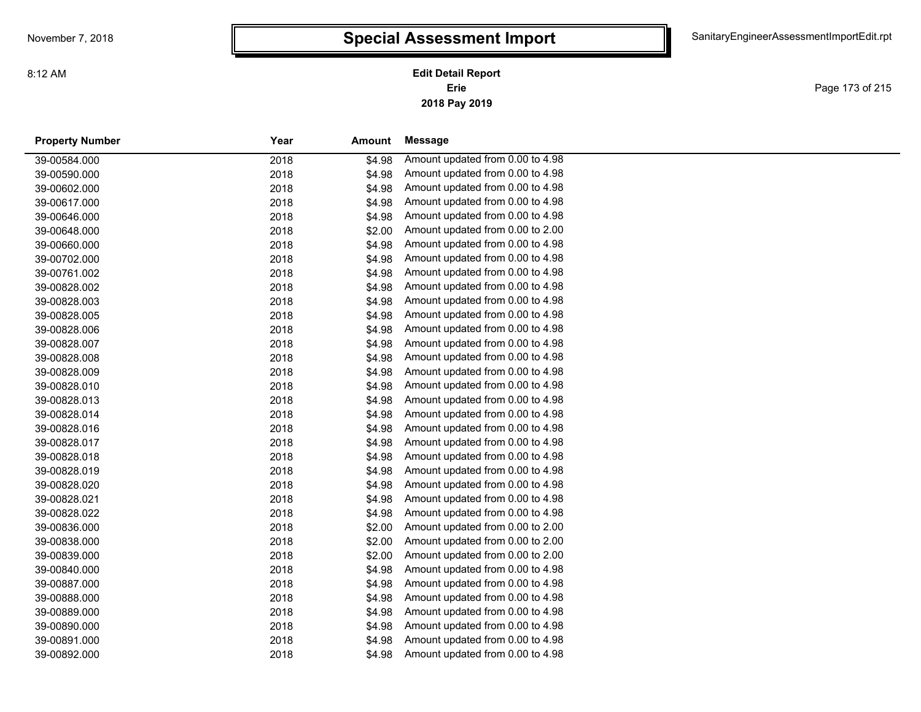# Special Assessment Import

**Edit Detail Report**
**Erie**
**2018 Pay 2019**

| Property Number | Year | Amount | Message |
|---|---|---|---|
| 39-00584.000 | 2018 | $4.98 | Amount updated from 0.00 to 4.98 |
| 39-00590.000 | 2018 | $4.98 | Amount updated from 0.00 to 4.98 |
| 39-00602.000 | 2018 | $4.98 | Amount updated from 0.00 to 4.98 |
| 39-00617.000 | 2018 | $4.98 | Amount updated from 0.00 to 4.98 |
| 39-00646.000 | 2018 | $4.98 | Amount updated from 0.00 to 4.98 |
| 39-00648.000 | 2018 | $2.00 | Amount updated from 0.00 to 2.00 |
| 39-00660.000 | 2018 | $4.98 | Amount updated from 0.00 to 4.98 |
| 39-00702.000 | 2018 | $4.98 | Amount updated from 0.00 to 4.98 |
| 39-00761.002 | 2018 | $4.98 | Amount updated from 0.00 to 4.98 |
| 39-00828.002 | 2018 | $4.98 | Amount updated from 0.00 to 4.98 |
| 39-00828.003 | 2018 | $4.98 | Amount updated from 0.00 to 4.98 |
| 39-00828.005 | 2018 | $4.98 | Amount updated from 0.00 to 4.98 |
| 39-00828.006 | 2018 | $4.98 | Amount updated from 0.00 to 4.98 |
| 39-00828.007 | 2018 | $4.98 | Amount updated from 0.00 to 4.98 |
| 39-00828.008 | 2018 | $4.98 | Amount updated from 0.00 to 4.98 |
| 39-00828.009 | 2018 | $4.98 | Amount updated from 0.00 to 4.98 |
| 39-00828.010 | 2018 | $4.98 | Amount updated from 0.00 to 4.98 |
| 39-00828.013 | 2018 | $4.98 | Amount updated from 0.00 to 4.98 |
| 39-00828.014 | 2018 | $4.98 | Amount updated from 0.00 to 4.98 |
| 39-00828.016 | 2018 | $4.98 | Amount updated from 0.00 to 4.98 |
| 39-00828.017 | 2018 | $4.98 | Amount updated from 0.00 to 4.98 |
| 39-00828.018 | 2018 | $4.98 | Amount updated from 0.00 to 4.98 |
| 39-00828.019 | 2018 | $4.98 | Amount updated from 0.00 to 4.98 |
| 39-00828.020 | 2018 | $4.98 | Amount updated from 0.00 to 4.98 |
| 39-00828.021 | 2018 | $4.98 | Amount updated from 0.00 to 4.98 |
| 39-00828.022 | 2018 | $4.98 | Amount updated from 0.00 to 4.98 |
| 39-00836.000 | 2018 | $2.00 | Amount updated from 0.00 to 2.00 |
| 39-00838.000 | 2018 | $2.00 | Amount updated from 0.00 to 2.00 |
| 39-00839.000 | 2018 | $2.00 | Amount updated from 0.00 to 2.00 |
| 39-00840.000 | 2018 | $4.98 | Amount updated from 0.00 to 4.98 |
| 39-00887.000 | 2018 | $4.98 | Amount updated from 0.00 to 4.98 |
| 39-00888.000 | 2018 | $4.98 | Amount updated from 0.00 to 4.98 |
| 39-00889.000 | 2018 | $4.98 | Amount updated from 0.00 to 4.98 |
| 39-00890.000 | 2018 | $4.98 | Amount updated from 0.00 to 4.98 |
| 39-00891.000 | 2018 | $4.98 | Amount updated from 0.00 to 4.98 |
| 39-00892.000 | 2018 | $4.98 | Amount updated from 0.00 to 4.98 |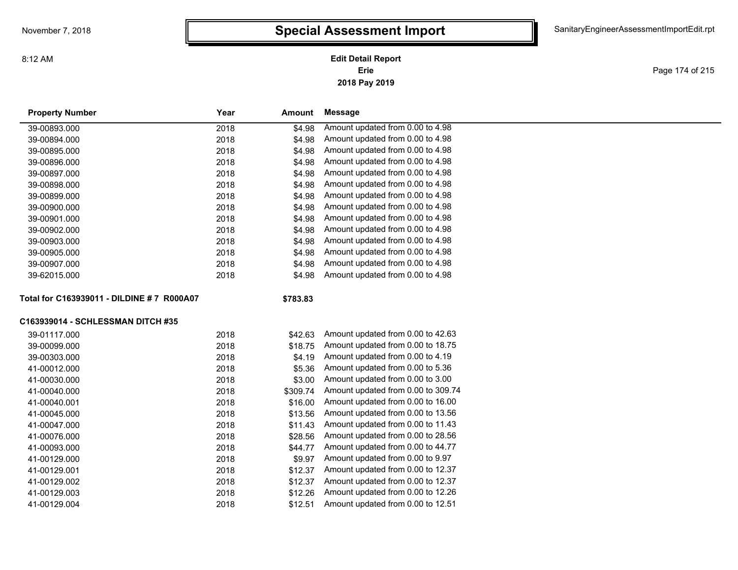# Special Assessment Import

**Edit Detail Report**
**Erie**
**2018 Pay 2019**

| Property Number | Year | Amount | Message |
|---|---|---|---|
| 39-00893.000 | 2018 | $4.98 | Amount updated from 0.00 to 4.98 |
| 39-00894.000 | 2018 | $4.98 | Amount updated from 0.00 to 4.98 |
| 39-00895.000 | 2018 | $4.98 | Amount updated from 0.00 to 4.98 |
| 39-00896.000 | 2018 | $4.98 | Amount updated from 0.00 to 4.98 |
| 39-00897.000 | 2018 | $4.98 | Amount updated from 0.00 to 4.98 |
| 39-00898.000 | 2018 | $4.98 | Amount updated from 0.00 to 4.98 |
| 39-00899.000 | 2018 | $4.98 | Amount updated from 0.00 to 4.98 |
| 39-00900.000 | 2018 | $4.98 | Amount updated from 0.00 to 4.98 |
| 39-00901.000 | 2018 | $4.98 | Amount updated from 0.00 to 4.98 |
| 39-00902.000 | 2018 | $4.98 | Amount updated from 0.00 to 4.98 |
| 39-00903.000 | 2018 | $4.98 | Amount updated from 0.00 to 4.98 |
| 39-00905.000 | 2018 | $4.98 | Amount updated from 0.00 to 4.98 |
| 39-00907.000 | 2018 | $4.98 | Amount updated from 0.00 to 4.98 |
| 39-62015.000 | 2018 | $4.98 | Amount updated from 0.00 to 4.98 |
| **Total for C163939011 - DILDINE # 7 R000A07** | | **$783.83** | |
| **C163939014 - SCHLESSMAN DITCH #35** | | | |
| 39-01117.000 | 2018 | $42.63 | Amount updated from 0.00 to 42.63 |
| 39-00099.000 | 2018 | $18.75 | Amount updated from 0.00 to 18.75 |
| 39-00303.000 | 2018 | $4.19 | Amount updated from 0.00 to 4.19 |
| 41-00012.000 | 2018 | $5.36 | Amount updated from 0.00 to 5.36 |
| 41-00030.000 | 2018 | $3.00 | Amount updated from 0.00 to 3.00 |
| 41-00040.000 | 2018 | $309.74 | Amount updated from 0.00 to 309.74 |
| 41-00040.001 | 2018 | $16.00 | Amount updated from 0.00 to 16.00 |
| 41-00045.000 | 2018 | $13.56 | Amount updated from 0.00 to 13.56 |
| 41-00047.000 | 2018 | $11.43 | Amount updated from 0.00 to 11.43 |
| 41-00076.000 | 2018 | $28.56 | Amount updated from 0.00 to 28.56 |
| 41-00093.000 | 2018 | $44.77 | Amount updated from 0.00 to 44.77 |
| 41-00129.000 | 2018 | $9.97 | Amount updated from 0.00 to 9.97 |
| 41-00129.001 | 2018 | $12.37 | Amount updated from 0.00 to 12.37 |
| 41-00129.002 | 2018 | $12.37 | Amount updated from 0.00 to 12.37 |
| 41-00129.003 | 2018 | $12.26 | Amount updated from 0.00 to 12.26 |
| 41-00129.004 | 2018 | $12.51 | Amount updated from 0.00 to 12.51 |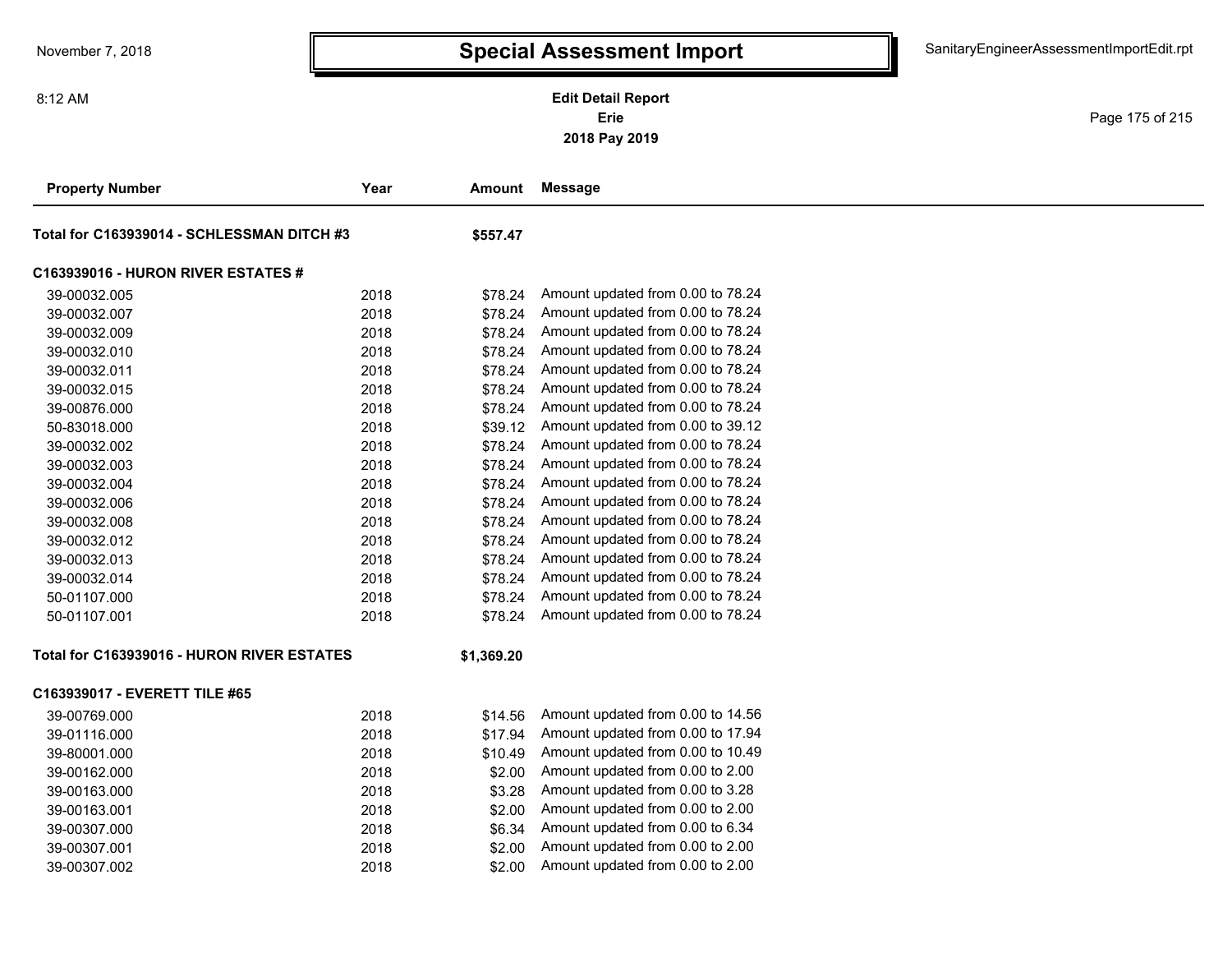# Special Assessment Import

**Edit Detail Report**
**Erie**
**2018 Pay 2019**

| Property Number | Year | Amount | Message |
|---|---|---|---|
| **Total for C163939014 - SCHLESSMAN DITCH #3** | | **$557.47** | |
| **C163939016 - HURON RIVER ESTATES #** | | | |
| 39-00032.005 | 2018 | $78.24 | Amount updated from 0.00 to 78.24 |
| 39-00032.007 | 2018 | $78.24 | Amount updated from 0.00 to 78.24 |
| 39-00032.009 | 2018 | $78.24 | Amount updated from 0.00 to 78.24 |
| 39-00032.010 | 2018 | $78.24 | Amount updated from 0.00 to 78.24 |
| 39-00032.011 | 2018 | $78.24 | Amount updated from 0.00 to 78.24 |
| 39-00032.015 | 2018 | $78.24 | Amount updated from 0.00 to 78.24 |
| 39-00876.000 | 2018 | $78.24 | Amount updated from 0.00 to 78.24 |
| 50-83018.000 | 2018 | $39.12 | Amount updated from 0.00 to 39.12 |
| 39-00032.002 | 2018 | $78.24 | Amount updated from 0.00 to 78.24 |
| 39-00032.003 | 2018 | $78.24 | Amount updated from 0.00 to 78.24 |
| 39-00032.004 | 2018 | $78.24 | Amount updated from 0.00 to 78.24 |
| 39-00032.006 | 2018 | $78.24 | Amount updated from 0.00 to 78.24 |
| 39-00032.008 | 2018 | $78.24 | Amount updated from 0.00 to 78.24 |
| 39-00032.012 | 2018 | $78.24 | Amount updated from 0.00 to 78.24 |
| 39-00032.013 | 2018 | $78.24 | Amount updated from 0.00 to 78.24 |
| 39-00032.014 | 2018 | $78.24 | Amount updated from 0.00 to 78.24 |
| 50-01107.000 | 2018 | $78.24 | Amount updated from 0.00 to 78.24 |
| 50-01107.001 | 2018 | $78.24 | Amount updated from 0.00 to 78.24 |
| **Total for C163939016 - HURON RIVER ESTATES** | | **$1,369.20** | |
| **C163939017 - EVERETT TILE #65** | | | |
| 39-00769.000 | 2018 | $14.56 | Amount updated from 0.00 to 14.56 |
| 39-01116.000 | 2018 | $17.94 | Amount updated from 0.00 to 17.94 |
| 39-80001.000 | 2018 | $10.49 | Amount updated from 0.00 to 10.49 |
| 39-00162.000 | 2018 | $2.00 | Amount updated from 0.00 to 2.00 |
| 39-00163.000 | 2018 | $3.28 | Amount updated from 0.00 to 3.28 |
| 39-00163.001 | 2018 | $2.00 | Amount updated from 0.00 to 2.00 |
| 39-00307.000 | 2018 | $6.34 | Amount updated from 0.00 to 6.34 |
| 39-00307.001 | 2018 | $2.00 | Amount updated from 0.00 to 2.00 |
| 39-00307.002 | 2018 | $2.00 | Amount updated from 0.00 to 2.00 |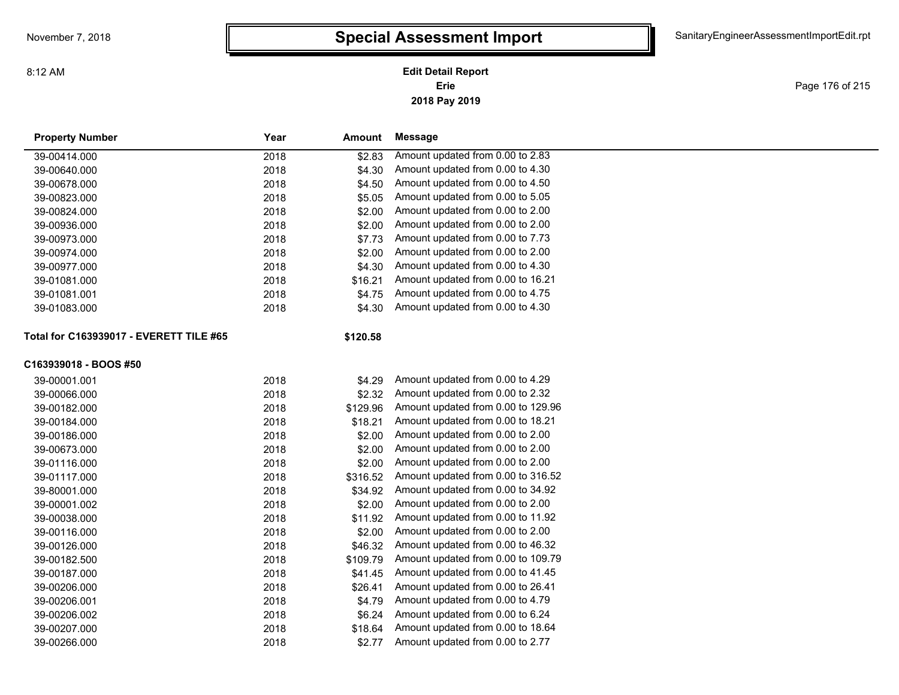# Special Assessment Import

**Edit Detail Report**
**Erie**
**2018 Pay 2019**

| Property Number | Year | Amount | Message |
|---|---|---|---|
| 39-00414.000 | 2018 | $2.83 | Amount updated from 0.00 to 2.83 |
| 39-00640.000 | 2018 | $4.30 | Amount updated from 0.00 to 4.30 |
| 39-00678.000 | 2018 | $4.50 | Amount updated from 0.00 to 4.50 |
| 39-00823.000 | 2018 | $5.05 | Amount updated from 0.00 to 5.05 |
| 39-00824.000 | 2018 | $2.00 | Amount updated from 0.00 to 2.00 |
| 39-00936.000 | 2018 | $2.00 | Amount updated from 0.00 to 2.00 |
| 39-00973.000 | 2018 | $7.73 | Amount updated from 0.00 to 7.73 |
| 39-00974.000 | 2018 | $2.00 | Amount updated from 0.00 to 2.00 |
| 39-00977.000 | 2018 | $4.30 | Amount updated from 0.00 to 4.30 |
| 39-01081.000 | 2018 | $16.21 | Amount updated from 0.00 to 16.21 |
| 39-01081.001 | 2018 | $4.75 | Amount updated from 0.00 to 4.75 |
| 39-01083.000 | 2018 | $4.30 | Amount updated from 0.00 to 4.30 |
| **Total for C163939017 - EVERETT TILE #65** | | **$120.58** | |
| **C163939018 - BOOS #50** | | | |
| 39-00001.001 | 2018 | $4.29 | Amount updated from 0.00 to 4.29 |
| 39-00066.000 | 2018 | $2.32 | Amount updated from 0.00 to 2.32 |
| 39-00182.000 | 2018 | $129.96 | Amount updated from 0.00 to 129.96 |
| 39-00184.000 | 2018 | $18.21 | Amount updated from 0.00 to 18.21 |
| 39-00186.000 | 2018 | $2.00 | Amount updated from 0.00 to 2.00 |
| 39-00673.000 | 2018 | $2.00 | Amount updated from 0.00 to 2.00 |
| 39-01116.000 | 2018 | $2.00 | Amount updated from 0.00 to 2.00 |
| 39-01117.000 | 2018 | $316.52 | Amount updated from 0.00 to 316.52 |
| 39-80001.000 | 2018 | $34.92 | Amount updated from 0.00 to 34.92 |
| 39-00001.002 | 2018 | $2.00 | Amount updated from 0.00 to 2.00 |
| 39-00038.000 | 2018 | $11.92 | Amount updated from 0.00 to 11.92 |
| 39-00116.000 | 2018 | $2.00 | Amount updated from 0.00 to 2.00 |
| 39-00126.000 | 2018 | $46.32 | Amount updated from 0.00 to 46.32 |
| 39-00182.500 | 2018 | $109.79 | Amount updated from 0.00 to 109.79 |
| 39-00187.000 | 2018 | $41.45 | Amount updated from 0.00 to 41.45 |
| 39-00206.000 | 2018 | $26.41 | Amount updated from 0.00 to 26.41 |
| 39-00206.001 | 2018 | $4.79 | Amount updated from 0.00 to 4.79 |
| 39-00206.002 | 2018 | $6.24 | Amount updated from 0.00 to 6.24 |
| 39-00207.000 | 2018 | $18.64 | Amount updated from 0.00 to 18.64 |
| 39-00266.000 | 2018 | $2.77 | Amount updated from 0.00 to 2.77 |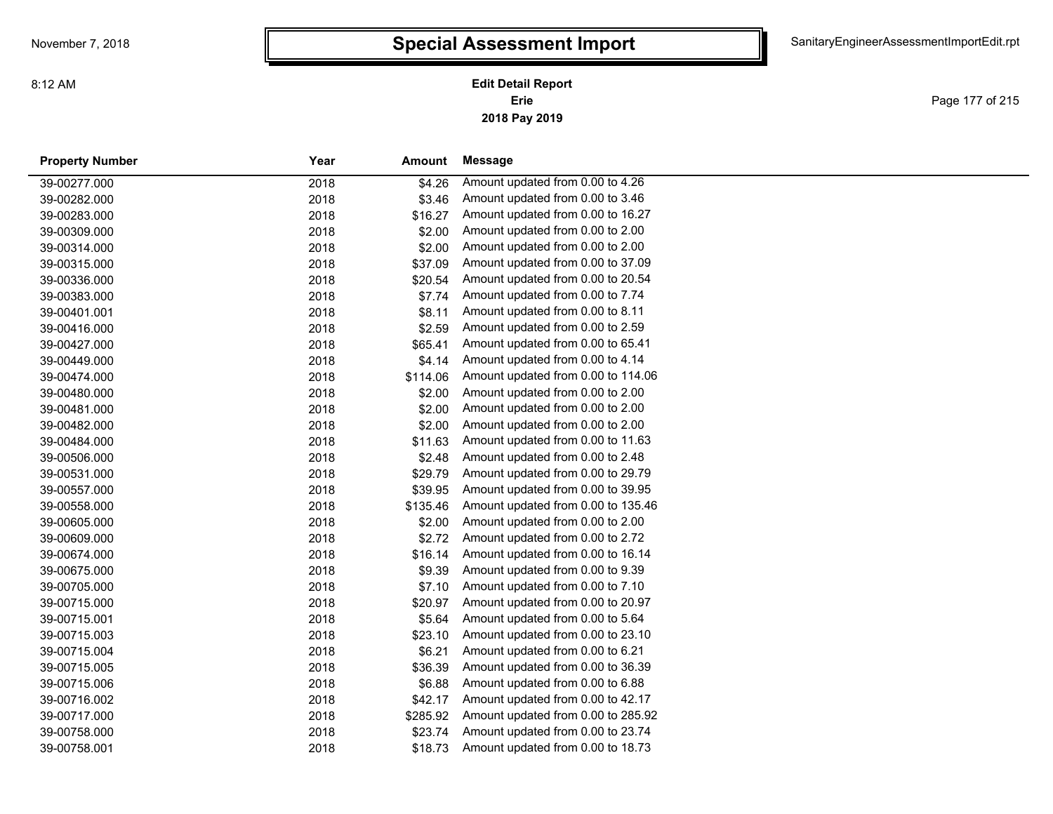# Special Assessment Import

**Edit Detail Report**
**Erie**
**2018 Pay 2019**

| Property Number | Year | Amount | Message |
|---|---|---|---|
| 39-00277.000 | 2018 | $4.26 | Amount updated from 0.00 to 4.26 |
| 39-00282.000 | 2018 | $3.46 | Amount updated from 0.00 to 3.46 |
| 39-00283.000 | 2018 | $16.27 | Amount updated from 0.00 to 16.27 |
| 39-00309.000 | 2018 | $2.00 | Amount updated from 0.00 to 2.00 |
| 39-00314.000 | 2018 | $2.00 | Amount updated from 0.00 to 2.00 |
| 39-00315.000 | 2018 | $37.09 | Amount updated from 0.00 to 37.09 |
| 39-00336.000 | 2018 | $20.54 | Amount updated from 0.00 to 20.54 |
| 39-00383.000 | 2018 | $7.74 | Amount updated from 0.00 to 7.74 |
| 39-00401.001 | 2018 | $8.11 | Amount updated from 0.00 to 8.11 |
| 39-00416.000 | 2018 | $2.59 | Amount updated from 0.00 to 2.59 |
| 39-00427.000 | 2018 | $65.41 | Amount updated from 0.00 to 65.41 |
| 39-00449.000 | 2018 | $4.14 | Amount updated from 0.00 to 4.14 |
| 39-00474.000 | 2018 | $114.06 | Amount updated from 0.00 to 114.06 |
| 39-00480.000 | 2018 | $2.00 | Amount updated from 0.00 to 2.00 |
| 39-00481.000 | 2018 | $2.00 | Amount updated from 0.00 to 2.00 |
| 39-00482.000 | 2018 | $2.00 | Amount updated from 0.00 to 2.00 |
| 39-00484.000 | 2018 | $11.63 | Amount updated from 0.00 to 11.63 |
| 39-00506.000 | 2018 | $2.48 | Amount updated from 0.00 to 2.48 |
| 39-00531.000 | 2018 | $29.79 | Amount updated from 0.00 to 29.79 |
| 39-00557.000 | 2018 | $39.95 | Amount updated from 0.00 to 39.95 |
| 39-00558.000 | 2018 | $135.46 | Amount updated from 0.00 to 135.46 |
| 39-00605.000 | 2018 | $2.00 | Amount updated from 0.00 to 2.00 |
| 39-00609.000 | 2018 | $2.72 | Amount updated from 0.00 to 2.72 |
| 39-00674.000 | 2018 | $16.14 | Amount updated from 0.00 to 16.14 |
| 39-00675.000 | 2018 | $9.39 | Amount updated from 0.00 to 9.39 |
| 39-00705.000 | 2018 | $7.10 | Amount updated from 0.00 to 7.10 |
| 39-00715.000 | 2018 | $20.97 | Amount updated from 0.00 to 20.97 |
| 39-00715.001 | 2018 | $5.64 | Amount updated from 0.00 to 5.64 |
| 39-00715.003 | 2018 | $23.10 | Amount updated from 0.00 to 23.10 |
| 39-00715.004 | 2018 | $6.21 | Amount updated from 0.00 to 6.21 |
| 39-00715.005 | 2018 | $36.39 | Amount updated from 0.00 to 36.39 |
| 39-00715.006 | 2018 | $6.88 | Amount updated from 0.00 to 6.88 |
| 39-00716.002 | 2018 | $42.17 | Amount updated from 0.00 to 42.17 |
| 39-00717.000 | 2018 | $285.92 | Amount updated from 0.00 to 285.92 |
| 39-00758.000 | 2018 | $23.74 | Amount updated from 0.00 to 23.74 |
| 39-00758.001 | 2018 | $18.73 | Amount updated from 0.00 to 18.73 |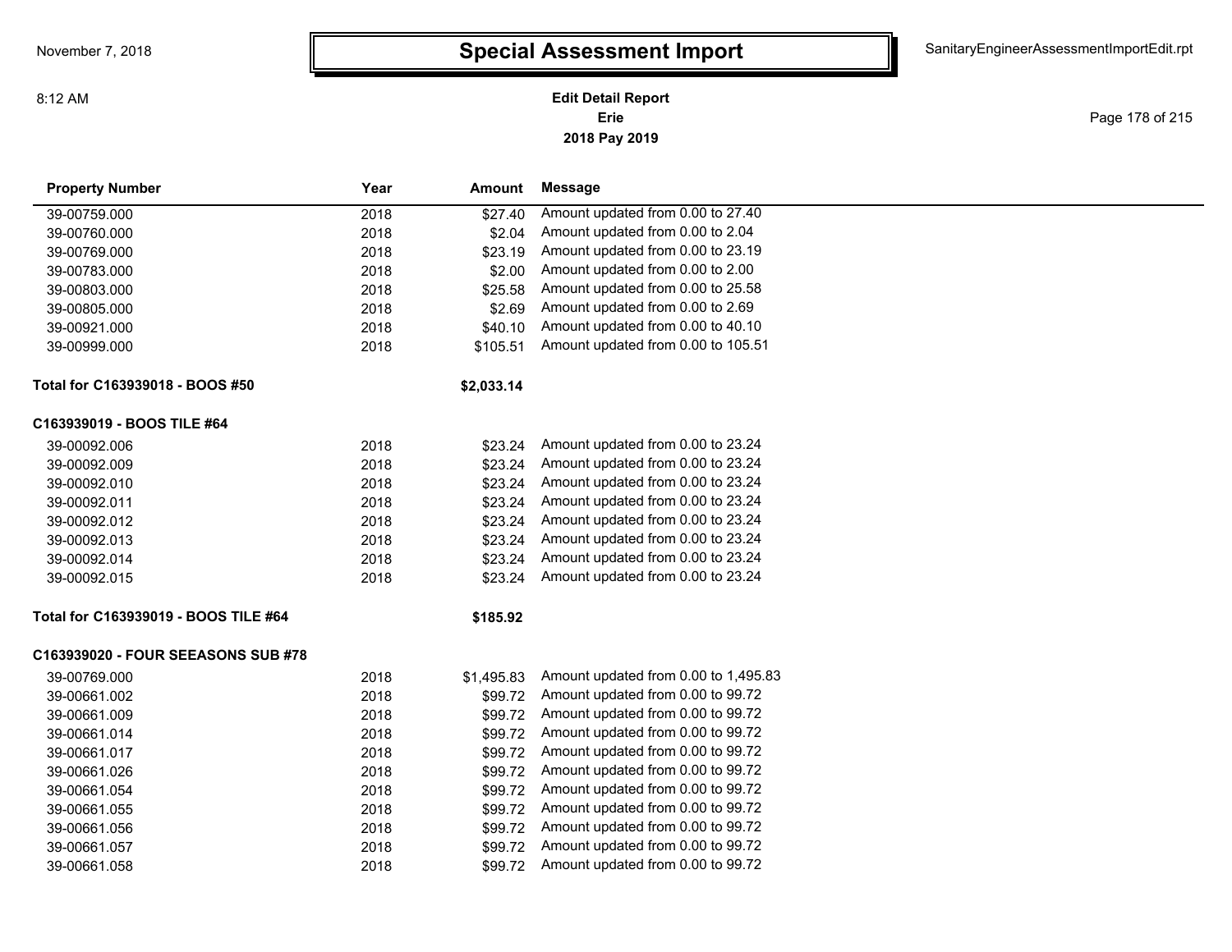# Special Assessment Import

**Edit Detail Report**
**Erie**
**2018 Pay 2019**

| Property Number | Year | Amount | Message |
|---|---|---|---|
| 39-00759.000 | 2018 | $27.40 | Amount updated from 0.00 to 27.40 |
| 39-00760.000 | 2018 | $2.04 | Amount updated from 0.00 to 2.04 |
| 39-00769.000 | 2018 | $23.19 | Amount updated from 0.00 to 23.19 |
| 39-00783.000 | 2018 | $2.00 | Amount updated from 0.00 to 2.00 |
| 39-00803.000 | 2018 | $25.58 | Amount updated from 0.00 to 25.58 |
| 39-00805.000 | 2018 | $2.69 | Amount updated from 0.00 to 2.69 |
| 39-00921.000 | 2018 | $40.10 | Amount updated from 0.00 to 40.10 |
| 39-00999.000 | 2018 | $105.51 | Amount updated from 0.00 to 105.51 |
| **Total for C163939018 - BOOS #50** | | **$2,033.14** | |
| **C163939019 - BOOS TILE #64** | | | |
| 39-00092.006 | 2018 | $23.24 | Amount updated from 0.00 to 23.24 |
| 39-00092.009 | 2018 | $23.24 | Amount updated from 0.00 to 23.24 |
| 39-00092.010 | 2018 | $23.24 | Amount updated from 0.00 to 23.24 |
| 39-00092.011 | 2018 | $23.24 | Amount updated from 0.00 to 23.24 |
| 39-00092.012 | 2018 | $23.24 | Amount updated from 0.00 to 23.24 |
| 39-00092.013 | 2018 | $23.24 | Amount updated from 0.00 to 23.24 |
| 39-00092.014 | 2018 | $23.24 | Amount updated from 0.00 to 23.24 |
| 39-00092.015 | 2018 | $23.24 | Amount updated from 0.00 to 23.24 |
| **Total for C163939019 - BOOS TILE #64** | | **$185.92** | |
| **C163939020 - FOUR SEEASONS SUB #78** | | | |
| 39-00769.000 | 2018 | $1,495.83 | Amount updated from 0.00 to 1,495.83 |
| 39-00661.002 | 2018 | $99.72 | Amount updated from 0.00 to 99.72 |
| 39-00661.009 | 2018 | $99.72 | Amount updated from 0.00 to 99.72 |
| 39-00661.014 | 2018 | $99.72 | Amount updated from 0.00 to 99.72 |
| 39-00661.017 | 2018 | $99.72 | Amount updated from 0.00 to 99.72 |
| 39-00661.026 | 2018 | $99.72 | Amount updated from 0.00 to 99.72 |
| 39-00661.054 | 2018 | $99.72 | Amount updated from 0.00 to 99.72 |
| 39-00661.055 | 2018 | $99.72 | Amount updated from 0.00 to 99.72 |
| 39-00661.056 | 2018 | $99.72 | Amount updated from 0.00 to 99.72 |
| 39-00661.057 | 2018 | $99.72 | Amount updated from 0.00 to 99.72 |
| 39-00661.058 | 2018 | $99.72 | Amount updated from 0.00 to 99.72 |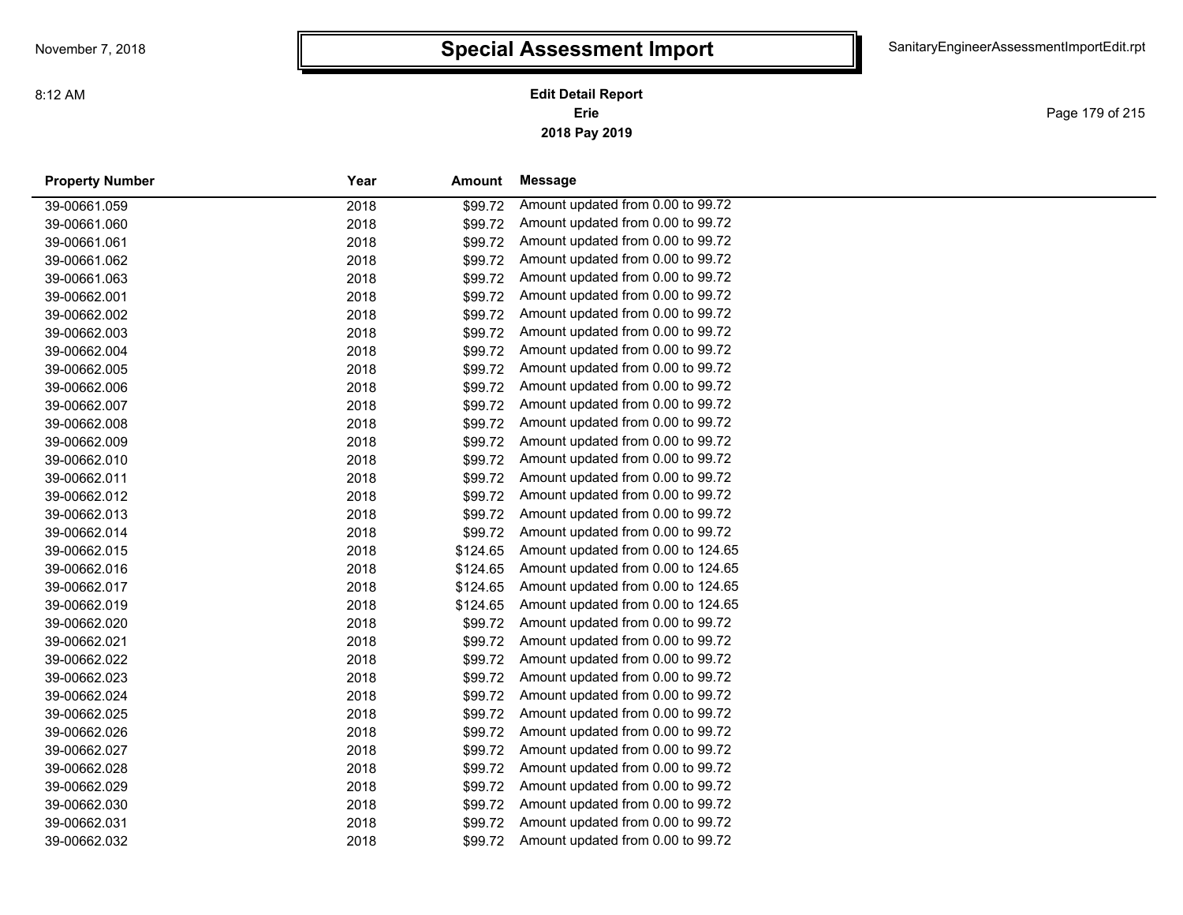# Special Assessment Import

**Edit Detail Report**
**Erie**
**2018 Pay 2019**

| Property Number | Year | Amount | Message |
|---|---|---|---|
| 39-00661.059 | 2018 | $99.72 | Amount updated from 0.00 to 99.72 |
| 39-00661.060 | 2018 | $99.72 | Amount updated from 0.00 to 99.72 |
| 39-00661.061 | 2018 | $99.72 | Amount updated from 0.00 to 99.72 |
| 39-00661.062 | 2018 | $99.72 | Amount updated from 0.00 to 99.72 |
| 39-00661.063 | 2018 | $99.72 | Amount updated from 0.00 to 99.72 |
| 39-00662.001 | 2018 | $99.72 | Amount updated from 0.00 to 99.72 |
| 39-00662.002 | 2018 | $99.72 | Amount updated from 0.00 to 99.72 |
| 39-00662.003 | 2018 | $99.72 | Amount updated from 0.00 to 99.72 |
| 39-00662.004 | 2018 | $99.72 | Amount updated from 0.00 to 99.72 |
| 39-00662.005 | 2018 | $99.72 | Amount updated from 0.00 to 99.72 |
| 39-00662.006 | 2018 | $99.72 | Amount updated from 0.00 to 99.72 |
| 39-00662.007 | 2018 | $99.72 | Amount updated from 0.00 to 99.72 |
| 39-00662.008 | 2018 | $99.72 | Amount updated from 0.00 to 99.72 |
| 39-00662.009 | 2018 | $99.72 | Amount updated from 0.00 to 99.72 |
| 39-00662.010 | 2018 | $99.72 | Amount updated from 0.00 to 99.72 |
| 39-00662.011 | 2018 | $99.72 | Amount updated from 0.00 to 99.72 |
| 39-00662.012 | 2018 | $99.72 | Amount updated from 0.00 to 99.72 |
| 39-00662.013 | 2018 | $99.72 | Amount updated from 0.00 to 99.72 |
| 39-00662.014 | 2018 | $99.72 | Amount updated from 0.00 to 99.72 |
| 39-00662.015 | 2018 | $124.65 | Amount updated from 0.00 to 124.65 |
| 39-00662.016 | 2018 | $124.65 | Amount updated from 0.00 to 124.65 |
| 39-00662.017 | 2018 | $124.65 | Amount updated from 0.00 to 124.65 |
| 39-00662.019 | 2018 | $124.65 | Amount updated from 0.00 to 124.65 |
| 39-00662.020 | 2018 | $99.72 | Amount updated from 0.00 to 99.72 |
| 39-00662.021 | 2018 | $99.72 | Amount updated from 0.00 to 99.72 |
| 39-00662.022 | 2018 | $99.72 | Amount updated from 0.00 to 99.72 |
| 39-00662.023 | 2018 | $99.72 | Amount updated from 0.00 to 99.72 |
| 39-00662.024 | 2018 | $99.72 | Amount updated from 0.00 to 99.72 |
| 39-00662.025 | 2018 | $99.72 | Amount updated from 0.00 to 99.72 |
| 39-00662.026 | 2018 | $99.72 | Amount updated from 0.00 to 99.72 |
| 39-00662.027 | 2018 | $99.72 | Amount updated from 0.00 to 99.72 |
| 39-00662.028 | 2018 | $99.72 | Amount updated from 0.00 to 99.72 |
| 39-00662.029 | 2018 | $99.72 | Amount updated from 0.00 to 99.72 |
| 39-00662.030 | 2018 | $99.72 | Amount updated from 0.00 to 99.72 |
| 39-00662.031 | 2018 | $99.72 | Amount updated from 0.00 to 99.72 |
| 39-00662.032 | 2018 | $99.72 | Amount updated from 0.00 to 99.72 |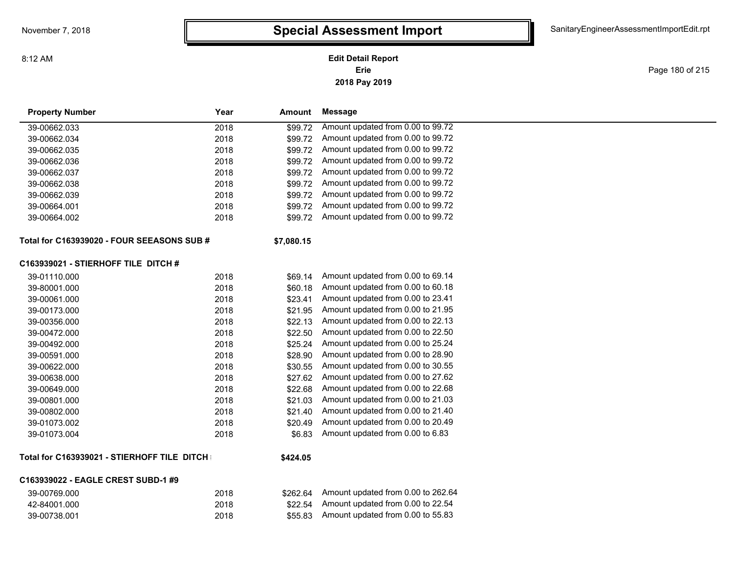# Special Assessment Import

**Edit Detail Report**
**Erie**
**2018 Pay 2019**

| Property Number | Year | Amount | Message |
|---|---|---|---|
| 39-00662.033 | 2018 | $99.72 | Amount updated from 0.00 to 99.72 |
| 39-00662.034 | 2018 | $99.72 | Amount updated from 0.00 to 99.72 |
| 39-00662.035 | 2018 | $99.72 | Amount updated from 0.00 to 99.72 |
| 39-00662.036 | 2018 | $99.72 | Amount updated from 0.00 to 99.72 |
| 39-00662.037 | 2018 | $99.72 | Amount updated from 0.00 to 99.72 |
| 39-00662.038 | 2018 | $99.72 | Amount updated from 0.00 to 99.72 |
| 39-00662.039 | 2018 | $99.72 | Amount updated from 0.00 to 99.72 |
| 39-00664.001 | 2018 | $99.72 | Amount updated from 0.00 to 99.72 |
| 39-00664.002 | 2018 | $99.72 | Amount updated from 0.00 to 99.72 |
| **Total for C163939020 - FOUR SEEASONS SUB #** | | **$7,080.15** | |
| **C163939021 - STIERHOFF TILE DITCH #** | | | |
| 39-01110.000 | 2018 | $69.14 | Amount updated from 0.00 to 69.14 |
| 39-80001.000 | 2018 | $60.18 | Amount updated from 0.00 to 60.18 |
| 39-00061.000 | 2018 | $23.41 | Amount updated from 0.00 to 23.41 |
| 39-00173.000 | 2018 | $21.95 | Amount updated from 0.00 to 21.95 |
| 39-00356.000 | 2018 | $22.13 | Amount updated from 0.00 to 22.13 |
| 39-00472.000 | 2018 | $22.50 | Amount updated from 0.00 to 22.50 |
| 39-00492.000 | 2018 | $25.24 | Amount updated from 0.00 to 25.24 |
| 39-00591.000 | 2018 | $28.90 | Amount updated from 0.00 to 28.90 |
| 39-00622.000 | 2018 | $30.55 | Amount updated from 0.00 to 30.55 |
| 39-00638.000 | 2018 | $27.62 | Amount updated from 0.00 to 27.62 |
| 39-00649.000 | 2018 | $22.68 | Amount updated from 0.00 to 22.68 |
| 39-00801.000 | 2018 | $21.03 | Amount updated from 0.00 to 21.03 |
| 39-00802.000 | 2018 | $21.40 | Amount updated from 0.00 to 21.40 |
| 39-01073.002 | 2018 | $20.49 | Amount updated from 0.00 to 20.49 |
| 39-01073.004 | 2018 | $6.83 | Amount updated from 0.00 to 6.83 |
| **Total for C163939021 - STIERHOFF TILE DITCH** | | **$424.05** | |
| **C163939022 - EAGLE CREST SUBD-1 #9** | | | |
| 39-00769.000 | 2018 | $262.64 | Amount updated from 0.00 to 262.64 |
| 42-84001.000 | 2018 | $22.54 | Amount updated from 0.00 to 22.54 |
| 39-00738.001 | 2018 | $55.83 | Amount updated from 0.00 to 55.83 |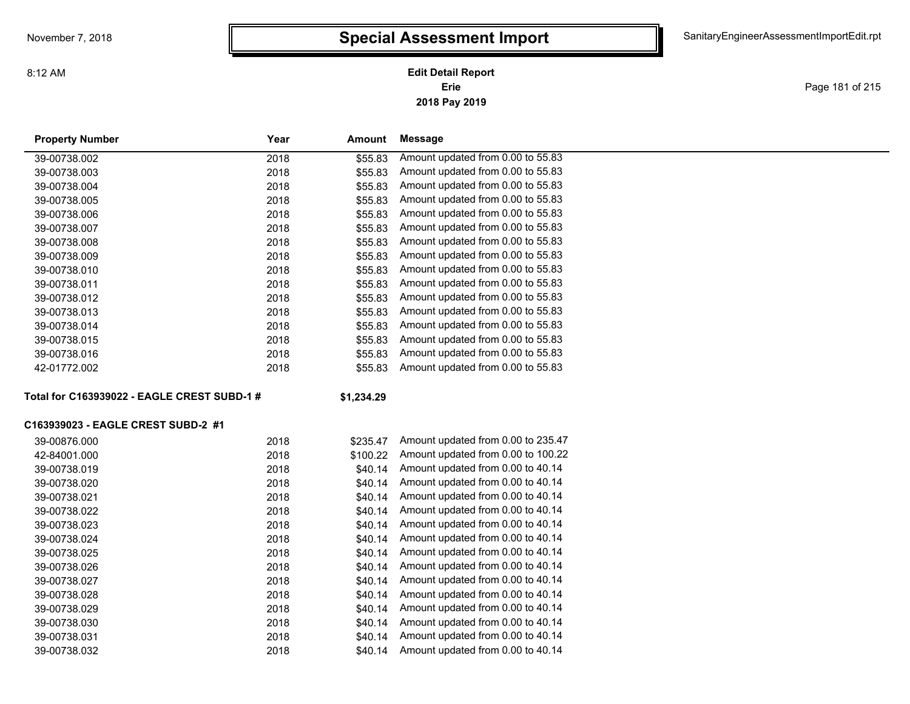# Special Assessment Import

**Edit Detail Report**
**Erie**
**2018 Pay 2019**

| Property Number | Year | Amount | Message |
|---|---|---|---|
| 39-00738.002 | 2018 | $55.83 | Amount updated from 0.00 to 55.83 |
| 39-00738.003 | 2018 | $55.83 | Amount updated from 0.00 to 55.83 |
| 39-00738.004 | 2018 | $55.83 | Amount updated from 0.00 to 55.83 |
| 39-00738.005 | 2018 | $55.83 | Amount updated from 0.00 to 55.83 |
| 39-00738.006 | 2018 | $55.83 | Amount updated from 0.00 to 55.83 |
| 39-00738.007 | 2018 | $55.83 | Amount updated from 0.00 to 55.83 |
| 39-00738.008 | 2018 | $55.83 | Amount updated from 0.00 to 55.83 |
| 39-00738.009 | 2018 | $55.83 | Amount updated from 0.00 to 55.83 |
| 39-00738.010 | 2018 | $55.83 | Amount updated from 0.00 to 55.83 |
| 39-00738.011 | 2018 | $55.83 | Amount updated from 0.00 to 55.83 |
| 39-00738.012 | 2018 | $55.83 | Amount updated from 0.00 to 55.83 |
| 39-00738.013 | 2018 | $55.83 | Amount updated from 0.00 to 55.83 |
| 39-00738.014 | 2018 | $55.83 | Amount updated from 0.00 to 55.83 |
| 39-00738.015 | 2018 | $55.83 | Amount updated from 0.00 to 55.83 |
| 39-00738.016 | 2018 | $55.83 | Amount updated from 0.00 to 55.83 |
| 42-01772.002 | 2018 | $55.83 | Amount updated from 0.00 to 55.83 |
| **Total for C163939022 - EAGLE CREST SUBD-1 #** | | **$1,234.29** | |
| **C163939023 - EAGLE CREST SUBD-2 #1** | | | |
| 39-00876.000 | 2018 | $235.47 | Amount updated from 0.00 to 235.47 |
| 42-84001.000 | 2018 | $100.22 | Amount updated from 0.00 to 100.22 |
| 39-00738.019 | 2018 | $40.14 | Amount updated from 0.00 to 40.14 |
| 39-00738.020 | 2018 | $40.14 | Amount updated from 0.00 to 40.14 |
| 39-00738.021 | 2018 | $40.14 | Amount updated from 0.00 to 40.14 |
| 39-00738.022 | 2018 | $40.14 | Amount updated from 0.00 to 40.14 |
| 39-00738.023 | 2018 | $40.14 | Amount updated from 0.00 to 40.14 |
| 39-00738.024 | 2018 | $40.14 | Amount updated from 0.00 to 40.14 |
| 39-00738.025 | 2018 | $40.14 | Amount updated from 0.00 to 40.14 |
| 39-00738.026 | 2018 | $40.14 | Amount updated from 0.00 to 40.14 |
| 39-00738.027 | 2018 | $40.14 | Amount updated from 0.00 to 40.14 |
| 39-00738.028 | 2018 | $40.14 | Amount updated from 0.00 to 40.14 |
| 39-00738.029 | 2018 | $40.14 | Amount updated from 0.00 to 40.14 |
| 39-00738.030 | 2018 | $40.14 | Amount updated from 0.00 to 40.14 |
| 39-00738.031 | 2018 | $40.14 | Amount updated from 0.00 to 40.14 |
| 39-00738.032 | 2018 | $40.14 | Amount updated from 0.00 to 40.14 |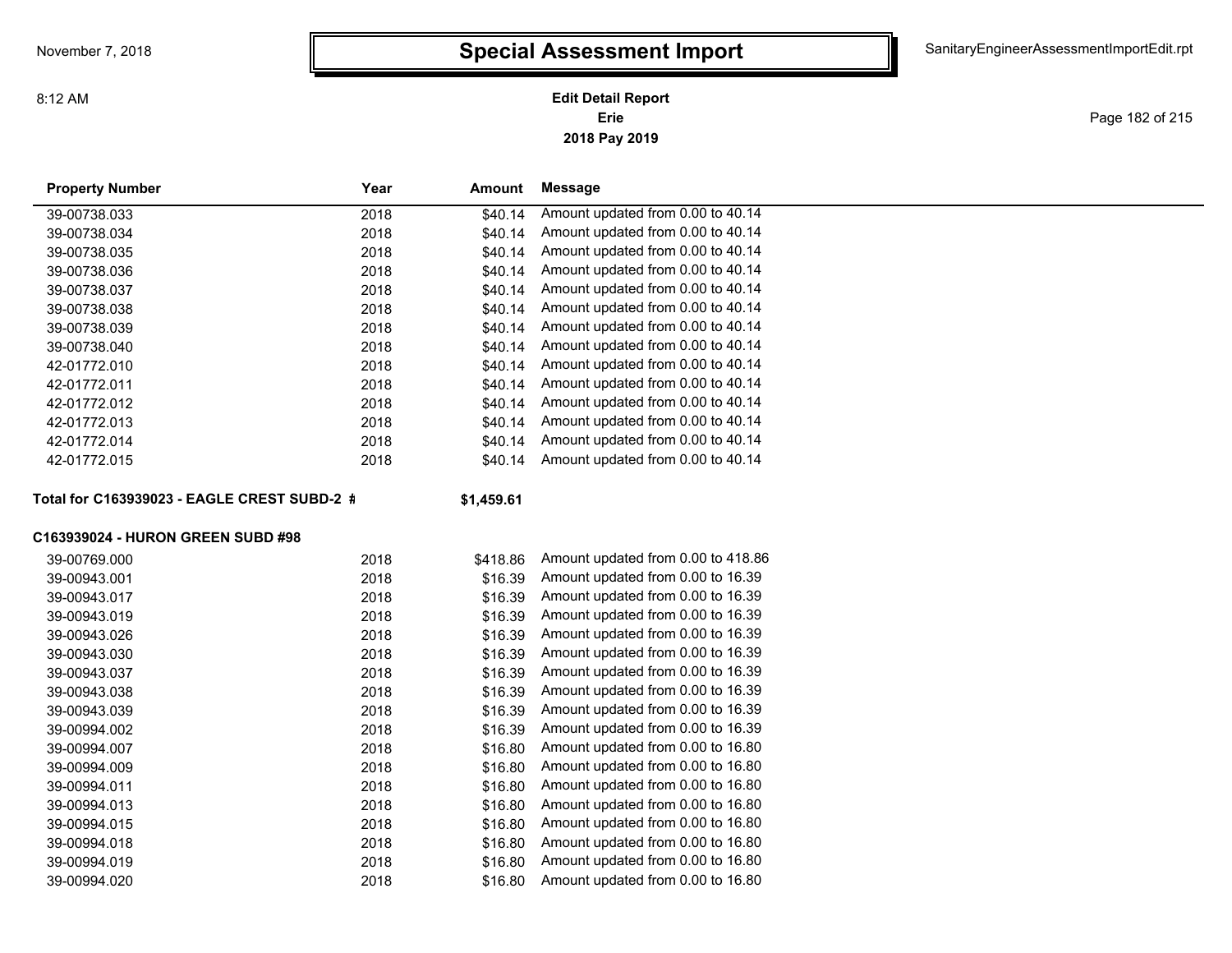# Special Assessment Import

**Edit Detail Report**
**Erie**
**2018 Pay 2019**

November 7, 2018
8:12 AM

SanitaryEngineerAssessmentImportEdit.rpt

| Property Number | Year | Amount | Message |
|---|---|---|---|
| 39-00738.033 | 2018 | $40.14 | Amount updated from 0.00 to 40.14 |
| 39-00738.034 | 2018 | $40.14 | Amount updated from 0.00 to 40.14 |
| 39-00738.035 | 2018 | $40.14 | Amount updated from 0.00 to 40.14 |
| 39-00738.036 | 2018 | $40.14 | Amount updated from 0.00 to 40.14 |
| 39-00738.037 | 2018 | $40.14 | Amount updated from 0.00 to 40.14 |
| 39-00738.038 | 2018 | $40.14 | Amount updated from 0.00 to 40.14 |
| 39-00738.039 | 2018 | $40.14 | Amount updated from 0.00 to 40.14 |
| 39-00738.040 | 2018 | $40.14 | Amount updated from 0.00 to 40.14 |
| 42-01772.010 | 2018 | $40.14 | Amount updated from 0.00 to 40.14 |
| 42-01772.011 | 2018 | $40.14 | Amount updated from 0.00 to 40.14 |
| 42-01772.012 | 2018 | $40.14 | Amount updated from 0.00 to 40.14 |
| 42-01772.013 | 2018 | $40.14 | Amount updated from 0.00 to 40.14 |
| 42-01772.014 | 2018 | $40.14 | Amount updated from 0.00 to 40.14 |
| 42-01772.015 | 2018 | $40.14 | Amount updated from 0.00 to 40.14 |
| **Total for C163939023 - EAGLE CREST SUBD-2 #** | | **$1,459.61** | |
| **C163939024 - HURON GREEN SUBD #98** | | | |
| 39-00769.000 | 2018 | $418.86 | Amount updated from 0.00 to 418.86 |
| 39-00943.001 | 2018 | $16.39 | Amount updated from 0.00 to 16.39 |
| 39-00943.017 | 2018 | $16.39 | Amount updated from 0.00 to 16.39 |
| 39-00943.019 | 2018 | $16.39 | Amount updated from 0.00 to 16.39 |
| 39-00943.026 | 2018 | $16.39 | Amount updated from 0.00 to 16.39 |
| 39-00943.030 | 2018 | $16.39 | Amount updated from 0.00 to 16.39 |
| 39-00943.037 | 2018 | $16.39 | Amount updated from 0.00 to 16.39 |
| 39-00943.038 | 2018 | $16.39 | Amount updated from 0.00 to 16.39 |
| 39-00943.039 | 2018 | $16.39 | Amount updated from 0.00 to 16.39 |
| 39-00994.002 | 2018 | $16.39 | Amount updated from 0.00 to 16.39 |
| 39-00994.007 | 2018 | $16.80 | Amount updated from 0.00 to 16.80 |
| 39-00994.009 | 2018 | $16.80 | Amount updated from 0.00 to 16.80 |
| 39-00994.011 | 2018 | $16.80 | Amount updated from 0.00 to 16.80 |
| 39-00994.013 | 2018 | $16.80 | Amount updated from 0.00 to 16.80 |
| 39-00994.015 | 2018 | $16.80 | Amount updated from 0.00 to 16.80 |
| 39-00994.018 | 2018 | $16.80 | Amount updated from 0.00 to 16.80 |
| 39-00994.019 | 2018 | $16.80 | Amount updated from 0.00 to 16.80 |
| 39-00994.020 | 2018 | $16.80 | Amount updated from 0.00 to 16.80 |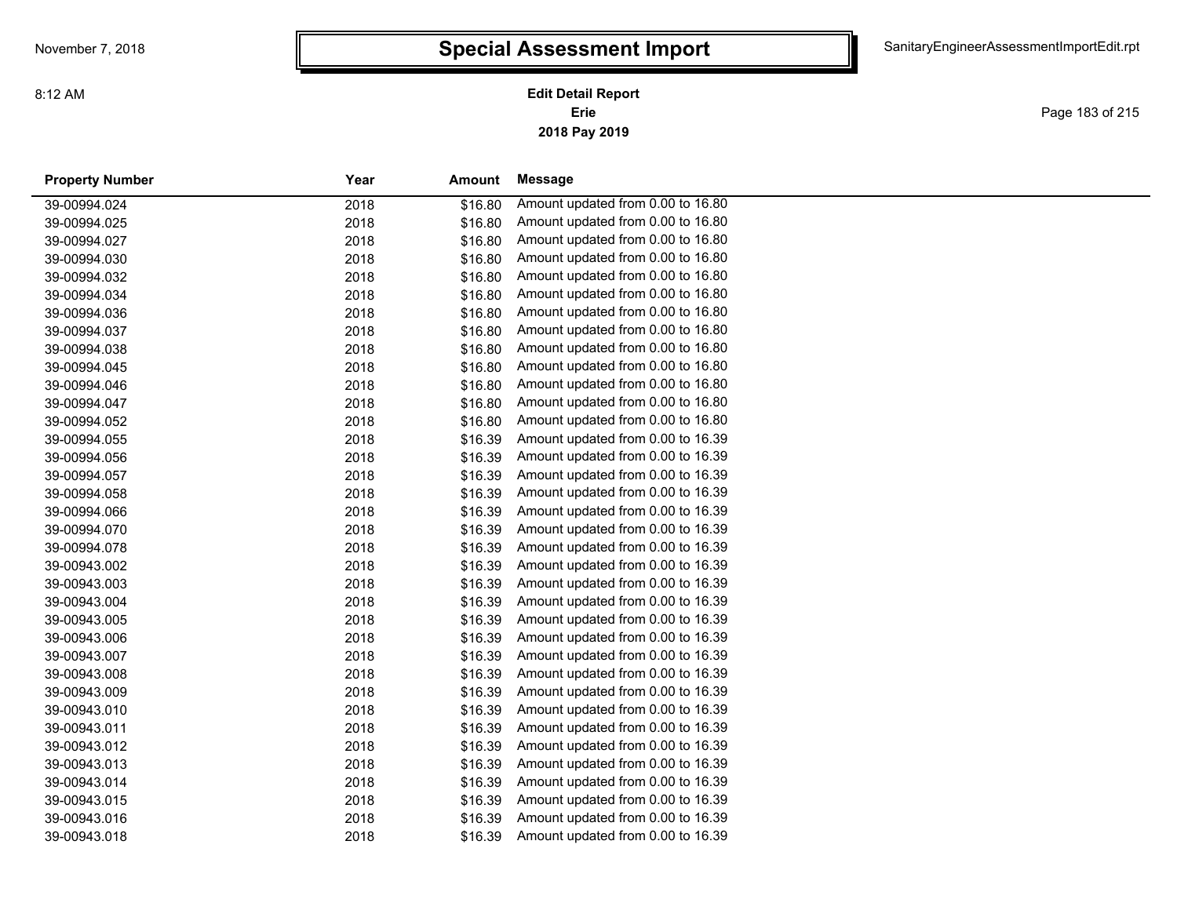# Special Assessment Import

**Edit Detail Report**
**Erie**
**2018 Pay 2019**

| Property Number | Year | Amount | Message |
|---|---|---|---|
| 39-00994.024 | 2018 | $16.80 | Amount updated from 0.00 to 16.80 |
| 39-00994.025 | 2018 | $16.80 | Amount updated from 0.00 to 16.80 |
| 39-00994.027 | 2018 | $16.80 | Amount updated from 0.00 to 16.80 |
| 39-00994.030 | 2018 | $16.80 | Amount updated from 0.00 to 16.80 |
| 39-00994.032 | 2018 | $16.80 | Amount updated from 0.00 to 16.80 |
| 39-00994.034 | 2018 | $16.80 | Amount updated from 0.00 to 16.80 |
| 39-00994.036 | 2018 | $16.80 | Amount updated from 0.00 to 16.80 |
| 39-00994.037 | 2018 | $16.80 | Amount updated from 0.00 to 16.80 |
| 39-00994.038 | 2018 | $16.80 | Amount updated from 0.00 to 16.80 |
| 39-00994.045 | 2018 | $16.80 | Amount updated from 0.00 to 16.80 |
| 39-00994.046 | 2018 | $16.80 | Amount updated from 0.00 to 16.80 |
| 39-00994.047 | 2018 | $16.80 | Amount updated from 0.00 to 16.80 |
| 39-00994.052 | 2018 | $16.80 | Amount updated from 0.00 to 16.80 |
| 39-00994.055 | 2018 | $16.39 | Amount updated from 0.00 to 16.39 |
| 39-00994.056 | 2018 | $16.39 | Amount updated from 0.00 to 16.39 |
| 39-00994.057 | 2018 | $16.39 | Amount updated from 0.00 to 16.39 |
| 39-00994.058 | 2018 | $16.39 | Amount updated from 0.00 to 16.39 |
| 39-00994.066 | 2018 | $16.39 | Amount updated from 0.00 to 16.39 |
| 39-00994.070 | 2018 | $16.39 | Amount updated from 0.00 to 16.39 |
| 39-00994.078 | 2018 | $16.39 | Amount updated from 0.00 to 16.39 |
| 39-00943.002 | 2018 | $16.39 | Amount updated from 0.00 to 16.39 |
| 39-00943.003 | 2018 | $16.39 | Amount updated from 0.00 to 16.39 |
| 39-00943.004 | 2018 | $16.39 | Amount updated from 0.00 to 16.39 |
| 39-00943.005 | 2018 | $16.39 | Amount updated from 0.00 to 16.39 |
| 39-00943.006 | 2018 | $16.39 | Amount updated from 0.00 to 16.39 |
| 39-00943.007 | 2018 | $16.39 | Amount updated from 0.00 to 16.39 |
| 39-00943.008 | 2018 | $16.39 | Amount updated from 0.00 to 16.39 |
| 39-00943.009 | 2018 | $16.39 | Amount updated from 0.00 to 16.39 |
| 39-00943.010 | 2018 | $16.39 | Amount updated from 0.00 to 16.39 |
| 39-00943.011 | 2018 | $16.39 | Amount updated from 0.00 to 16.39 |
| 39-00943.012 | 2018 | $16.39 | Amount updated from 0.00 to 16.39 |
| 39-00943.013 | 2018 | $16.39 | Amount updated from 0.00 to 16.39 |
| 39-00943.014 | 2018 | $16.39 | Amount updated from 0.00 to 16.39 |
| 39-00943.015 | 2018 | $16.39 | Amount updated from 0.00 to 16.39 |
| 39-00943.016 | 2018 | $16.39 | Amount updated from 0.00 to 16.39 |
| 39-00943.018 | 2018 | $16.39 | Amount updated from 0.00 to 16.39 |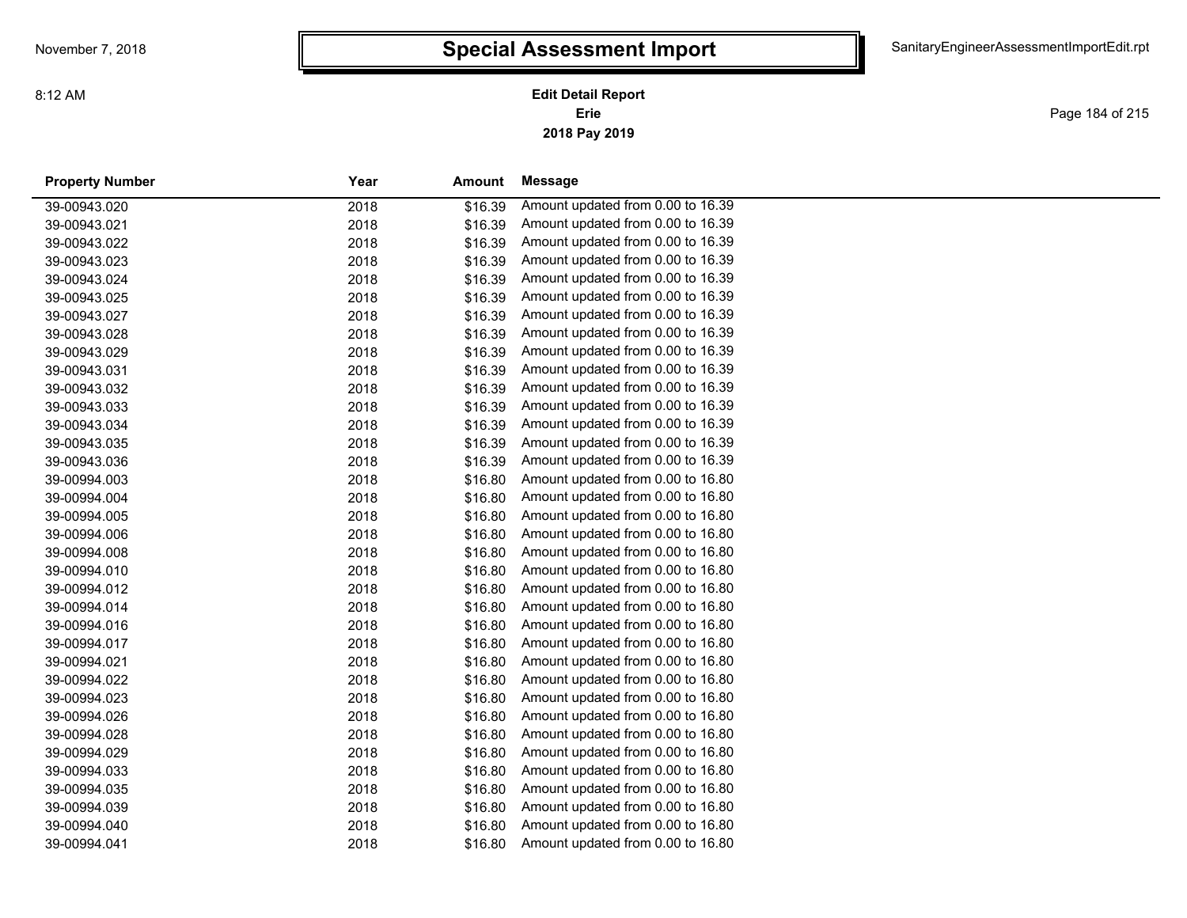# Special Assessment Import

**Edit Detail Report**
**Erie**
**2018 Pay 2019**

| Property Number | Year | Amount | Message |
|---|---|---|---|
| 39-00943.020 | 2018 | $16.39 | Amount updated from 0.00 to 16.39 |
| 39-00943.021 | 2018 | $16.39 | Amount updated from 0.00 to 16.39 |
| 39-00943.022 | 2018 | $16.39 | Amount updated from 0.00 to 16.39 |
| 39-00943.023 | 2018 | $16.39 | Amount updated from 0.00 to 16.39 |
| 39-00943.024 | 2018 | $16.39 | Amount updated from 0.00 to 16.39 |
| 39-00943.025 | 2018 | $16.39 | Amount updated from 0.00 to 16.39 |
| 39-00943.027 | 2018 | $16.39 | Amount updated from 0.00 to 16.39 |
| 39-00943.028 | 2018 | $16.39 | Amount updated from 0.00 to 16.39 |
| 39-00943.029 | 2018 | $16.39 | Amount updated from 0.00 to 16.39 |
| 39-00943.031 | 2018 | $16.39 | Amount updated from 0.00 to 16.39 |
| 39-00943.032 | 2018 | $16.39 | Amount updated from 0.00 to 16.39 |
| 39-00943.033 | 2018 | $16.39 | Amount updated from 0.00 to 16.39 |
| 39-00943.034 | 2018 | $16.39 | Amount updated from 0.00 to 16.39 |
| 39-00943.035 | 2018 | $16.39 | Amount updated from 0.00 to 16.39 |
| 39-00943.036 | 2018 | $16.39 | Amount updated from 0.00 to 16.39 |
| 39-00994.003 | 2018 | $16.80 | Amount updated from 0.00 to 16.80 |
| 39-00994.004 | 2018 | $16.80 | Amount updated from 0.00 to 16.80 |
| 39-00994.005 | 2018 | $16.80 | Amount updated from 0.00 to 16.80 |
| 39-00994.006 | 2018 | $16.80 | Amount updated from 0.00 to 16.80 |
| 39-00994.008 | 2018 | $16.80 | Amount updated from 0.00 to 16.80 |
| 39-00994.010 | 2018 | $16.80 | Amount updated from 0.00 to 16.80 |
| 39-00994.012 | 2018 | $16.80 | Amount updated from 0.00 to 16.80 |
| 39-00994.014 | 2018 | $16.80 | Amount updated from 0.00 to 16.80 |
| 39-00994.016 | 2018 | $16.80 | Amount updated from 0.00 to 16.80 |
| 39-00994.017 | 2018 | $16.80 | Amount updated from 0.00 to 16.80 |
| 39-00994.021 | 2018 | $16.80 | Amount updated from 0.00 to 16.80 |
| 39-00994.022 | 2018 | $16.80 | Amount updated from 0.00 to 16.80 |
| 39-00994.023 | 2018 | $16.80 | Amount updated from 0.00 to 16.80 |
| 39-00994.026 | 2018 | $16.80 | Amount updated from 0.00 to 16.80 |
| 39-00994.028 | 2018 | $16.80 | Amount updated from 0.00 to 16.80 |
| 39-00994.029 | 2018 | $16.80 | Amount updated from 0.00 to 16.80 |
| 39-00994.033 | 2018 | $16.80 | Amount updated from 0.00 to 16.80 |
| 39-00994.035 | 2018 | $16.80 | Amount updated from 0.00 to 16.80 |
| 39-00994.039 | 2018 | $16.80 | Amount updated from 0.00 to 16.80 |
| 39-00994.040 | 2018 | $16.80 | Amount updated from 0.00 to 16.80 |
| 39-00994.041 | 2018 | $16.80 | Amount updated from 0.00 to 16.80 |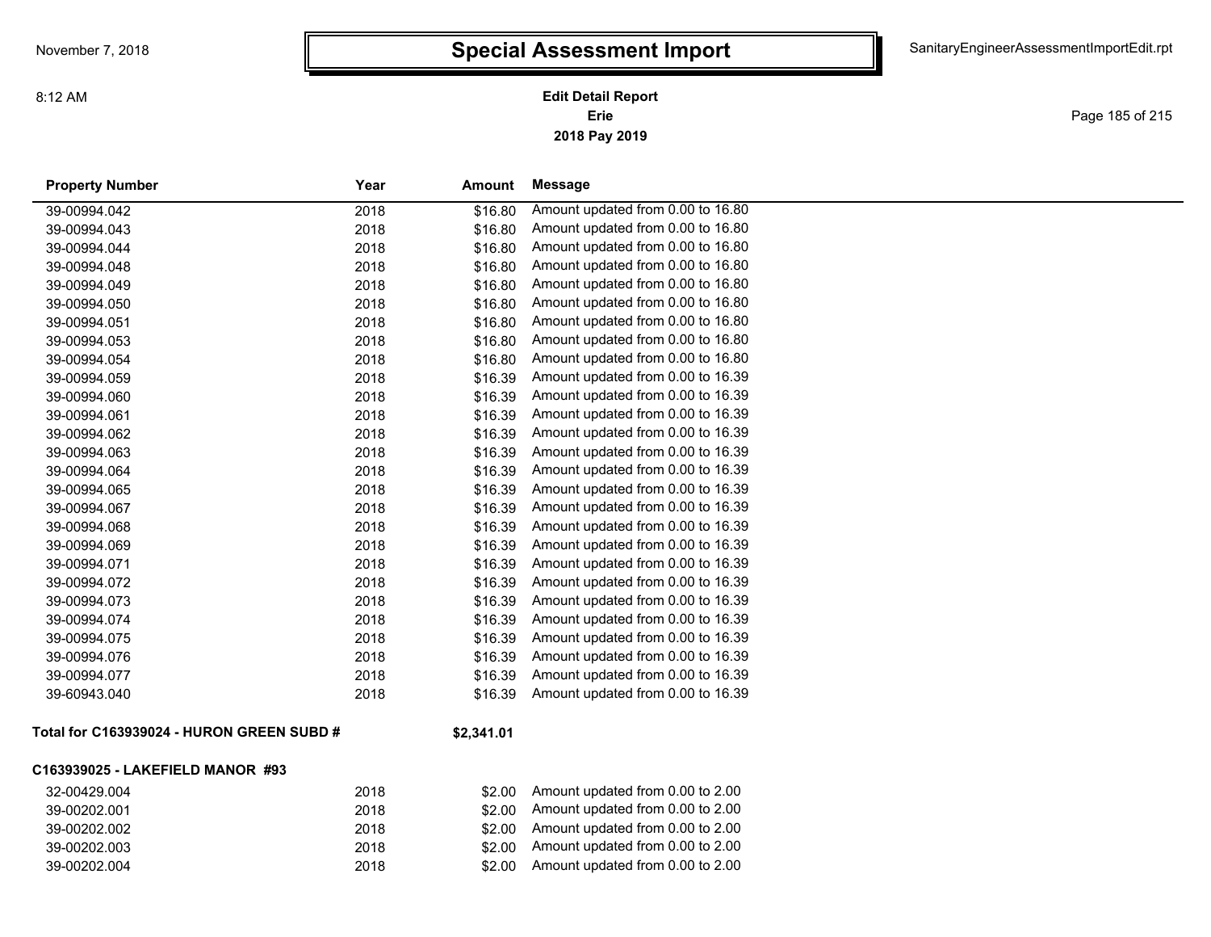# Special Assessment Import

**Edit Detail Report**
**Erie**
**2018 Pay 2019**

| Property Number | Year | Amount | Message |
|---|---|---|---|
| 39-00994.042 | 2018 | $16.80 | Amount updated from 0.00 to 16.80 |
| 39-00994.043 | 2018 | $16.80 | Amount updated from 0.00 to 16.80 |
| 39-00994.044 | 2018 | $16.80 | Amount updated from 0.00 to 16.80 |
| 39-00994.048 | 2018 | $16.80 | Amount updated from 0.00 to 16.80 |
| 39-00994.049 | 2018 | $16.80 | Amount updated from 0.00 to 16.80 |
| 39-00994.050 | 2018 | $16.80 | Amount updated from 0.00 to 16.80 |
| 39-00994.051 | 2018 | $16.80 | Amount updated from 0.00 to 16.80 |
| 39-00994.053 | 2018 | $16.80 | Amount updated from 0.00 to 16.80 |
| 39-00994.054 | 2018 | $16.80 | Amount updated from 0.00 to 16.80 |
| 39-00994.059 | 2018 | $16.39 | Amount updated from 0.00 to 16.39 |
| 39-00994.060 | 2018 | $16.39 | Amount updated from 0.00 to 16.39 |
| 39-00994.061 | 2018 | $16.39 | Amount updated from 0.00 to 16.39 |
| 39-00994.062 | 2018 | $16.39 | Amount updated from 0.00 to 16.39 |
| 39-00994.063 | 2018 | $16.39 | Amount updated from 0.00 to 16.39 |
| 39-00994.064 | 2018 | $16.39 | Amount updated from 0.00 to 16.39 |
| 39-00994.065 | 2018 | $16.39 | Amount updated from 0.00 to 16.39 |
| 39-00994.067 | 2018 | $16.39 | Amount updated from 0.00 to 16.39 |
| 39-00994.068 | 2018 | $16.39 | Amount updated from 0.00 to 16.39 |
| 39-00994.069 | 2018 | $16.39 | Amount updated from 0.00 to 16.39 |
| 39-00994.071 | 2018 | $16.39 | Amount updated from 0.00 to 16.39 |
| 39-00994.072 | 2018 | $16.39 | Amount updated from 0.00 to 16.39 |
| 39-00994.073 | 2018 | $16.39 | Amount updated from 0.00 to 16.39 |
| 39-00994.074 | 2018 | $16.39 | Amount updated from 0.00 to 16.39 |
| 39-00994.075 | 2018 | $16.39 | Amount updated from 0.00 to 16.39 |
| 39-00994.076 | 2018 | $16.39 | Amount updated from 0.00 to 16.39 |
| 39-00994.077 | 2018 | $16.39 | Amount updated from 0.00 to 16.39 |
| 39-60943.040 | 2018 | $16.39 | Amount updated from 0.00 to 16.39 |

**Total for C163939024 - HURON GREEN SUBD # $2,341.01**

**C163939025 - LAKEFIELD MANOR #93**

| Property Number | Year | Amount | Message |
|---|---|---|---|
| 32-00429.004 | 2018 | $2.00 | Amount updated from 0.00 to 2.00 |
| 39-00202.001 | 2018 | $2.00 | Amount updated from 0.00 to 2.00 |
| 39-00202.002 | 2018 | $2.00 | Amount updated from 0.00 to 2.00 |
| 39-00202.003 | 2018 | $2.00 | Amount updated from 0.00 to 2.00 |
| 39-00202.004 | 2018 | $2.00 | Amount updated from 0.00 to 2.00 |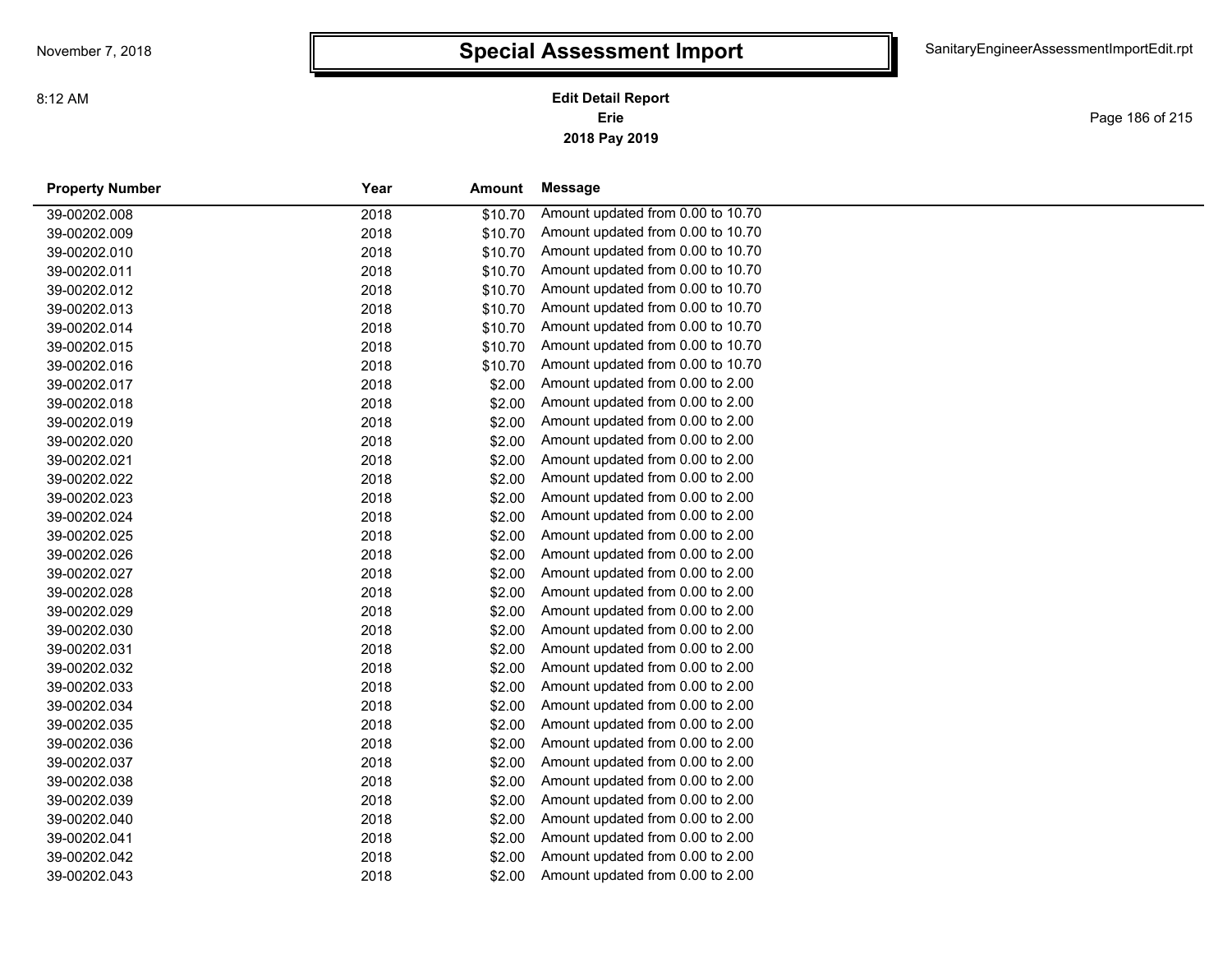# Special Assessment Import

**Edit Detail Report**
**Erie**
**2018 Pay 2019**

| Property Number | Year | Amount | Message |
|---|---|---|---|
| 39-00202.008 | 2018 | $10.70 | Amount updated from 0.00 to 10.70 |
| 39-00202.009 | 2018 | $10.70 | Amount updated from 0.00 to 10.70 |
| 39-00202.010 | 2018 | $10.70 | Amount updated from 0.00 to 10.70 |
| 39-00202.011 | 2018 | $10.70 | Amount updated from 0.00 to 10.70 |
| 39-00202.012 | 2018 | $10.70 | Amount updated from 0.00 to 10.70 |
| 39-00202.013 | 2018 | $10.70 | Amount updated from 0.00 to 10.70 |
| 39-00202.014 | 2018 | $10.70 | Amount updated from 0.00 to 10.70 |
| 39-00202.015 | 2018 | $10.70 | Amount updated from 0.00 to 10.70 |
| 39-00202.016 | 2018 | $10.70 | Amount updated from 0.00 to 10.70 |
| 39-00202.017 | 2018 | $2.00 | Amount updated from 0.00 to 2.00 |
| 39-00202.018 | 2018 | $2.00 | Amount updated from 0.00 to 2.00 |
| 39-00202.019 | 2018 | $2.00 | Amount updated from 0.00 to 2.00 |
| 39-00202.020 | 2018 | $2.00 | Amount updated from 0.00 to 2.00 |
| 39-00202.021 | 2018 | $2.00 | Amount updated from 0.00 to 2.00 |
| 39-00202.022 | 2018 | $2.00 | Amount updated from 0.00 to 2.00 |
| 39-00202.023 | 2018 | $2.00 | Amount updated from 0.00 to 2.00 |
| 39-00202.024 | 2018 | $2.00 | Amount updated from 0.00 to 2.00 |
| 39-00202.025 | 2018 | $2.00 | Amount updated from 0.00 to 2.00 |
| 39-00202.026 | 2018 | $2.00 | Amount updated from 0.00 to 2.00 |
| 39-00202.027 | 2018 | $2.00 | Amount updated from 0.00 to 2.00 |
| 39-00202.028 | 2018 | $2.00 | Amount updated from 0.00 to 2.00 |
| 39-00202.029 | 2018 | $2.00 | Amount updated from 0.00 to 2.00 |
| 39-00202.030 | 2018 | $2.00 | Amount updated from 0.00 to 2.00 |
| 39-00202.031 | 2018 | $2.00 | Amount updated from 0.00 to 2.00 |
| 39-00202.032 | 2018 | $2.00 | Amount updated from 0.00 to 2.00 |
| 39-00202.033 | 2018 | $2.00 | Amount updated from 0.00 to 2.00 |
| 39-00202.034 | 2018 | $2.00 | Amount updated from 0.00 to 2.00 |
| 39-00202.035 | 2018 | $2.00 | Amount updated from 0.00 to 2.00 |
| 39-00202.036 | 2018 | $2.00 | Amount updated from 0.00 to 2.00 |
| 39-00202.037 | 2018 | $2.00 | Amount updated from 0.00 to 2.00 |
| 39-00202.038 | 2018 | $2.00 | Amount updated from 0.00 to 2.00 |
| 39-00202.039 | 2018 | $2.00 | Amount updated from 0.00 to 2.00 |
| 39-00202.040 | 2018 | $2.00 | Amount updated from 0.00 to 2.00 |
| 39-00202.041 | 2018 | $2.00 | Amount updated from 0.00 to 2.00 |
| 39-00202.042 | 2018 | $2.00 | Amount updated from 0.00 to 2.00 |
| 39-00202.043 | 2018 | $2.00 | Amount updated from 0.00 to 2.00 |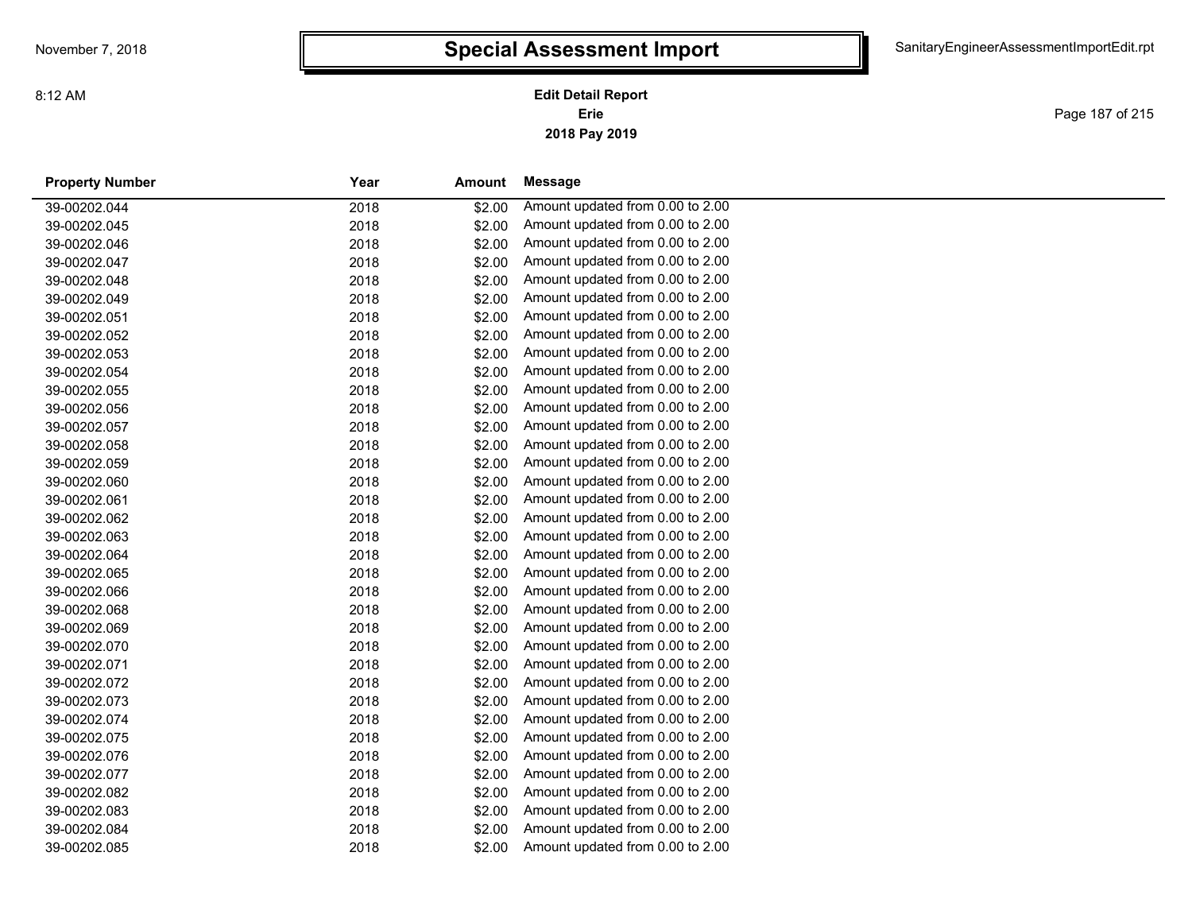# Special Assessment Import

**Edit Detail Report**
**Erie**
**2018 Pay 2019**

| Property Number | Year | Amount | Message |
|---|---|---|---|
| 39-00202.044 | 2018 | $2.00 | Amount updated from 0.00 to 2.00 |
| 39-00202.045 | 2018 | $2.00 | Amount updated from 0.00 to 2.00 |
| 39-00202.046 | 2018 | $2.00 | Amount updated from 0.00 to 2.00 |
| 39-00202.047 | 2018 | $2.00 | Amount updated from 0.00 to 2.00 |
| 39-00202.048 | 2018 | $2.00 | Amount updated from 0.00 to 2.00 |
| 39-00202.049 | 2018 | $2.00 | Amount updated from 0.00 to 2.00 |
| 39-00202.051 | 2018 | $2.00 | Amount updated from 0.00 to 2.00 |
| 39-00202.052 | 2018 | $2.00 | Amount updated from 0.00 to 2.00 |
| 39-00202.053 | 2018 | $2.00 | Amount updated from 0.00 to 2.00 |
| 39-00202.054 | 2018 | $2.00 | Amount updated from 0.00 to 2.00 |
| 39-00202.055 | 2018 | $2.00 | Amount updated from 0.00 to 2.00 |
| 39-00202.056 | 2018 | $2.00 | Amount updated from 0.00 to 2.00 |
| 39-00202.057 | 2018 | $2.00 | Amount updated from 0.00 to 2.00 |
| 39-00202.058 | 2018 | $2.00 | Amount updated from 0.00 to 2.00 |
| 39-00202.059 | 2018 | $2.00 | Amount updated from 0.00 to 2.00 |
| 39-00202.060 | 2018 | $2.00 | Amount updated from 0.00 to 2.00 |
| 39-00202.061 | 2018 | $2.00 | Amount updated from 0.00 to 2.00 |
| 39-00202.062 | 2018 | $2.00 | Amount updated from 0.00 to 2.00 |
| 39-00202.063 | 2018 | $2.00 | Amount updated from 0.00 to 2.00 |
| 39-00202.064 | 2018 | $2.00 | Amount updated from 0.00 to 2.00 |
| 39-00202.065 | 2018 | $2.00 | Amount updated from 0.00 to 2.00 |
| 39-00202.066 | 2018 | $2.00 | Amount updated from 0.00 to 2.00 |
| 39-00202.068 | 2018 | $2.00 | Amount updated from 0.00 to 2.00 |
| 39-00202.069 | 2018 | $2.00 | Amount updated from 0.00 to 2.00 |
| 39-00202.070 | 2018 | $2.00 | Amount updated from 0.00 to 2.00 |
| 39-00202.071 | 2018 | $2.00 | Amount updated from 0.00 to 2.00 |
| 39-00202.072 | 2018 | $2.00 | Amount updated from 0.00 to 2.00 |
| 39-00202.073 | 2018 | $2.00 | Amount updated from 0.00 to 2.00 |
| 39-00202.074 | 2018 | $2.00 | Amount updated from 0.00 to 2.00 |
| 39-00202.075 | 2018 | $2.00 | Amount updated from 0.00 to 2.00 |
| 39-00202.076 | 2018 | $2.00 | Amount updated from 0.00 to 2.00 |
| 39-00202.077 | 2018 | $2.00 | Amount updated from 0.00 to 2.00 |
| 39-00202.082 | 2018 | $2.00 | Amount updated from 0.00 to 2.00 |
| 39-00202.083 | 2018 | $2.00 | Amount updated from 0.00 to 2.00 |
| 39-00202.084 | 2018 | $2.00 | Amount updated from 0.00 to 2.00 |
| 39-00202.085 | 2018 | $2.00 | Amount updated from 0.00 to 2.00 |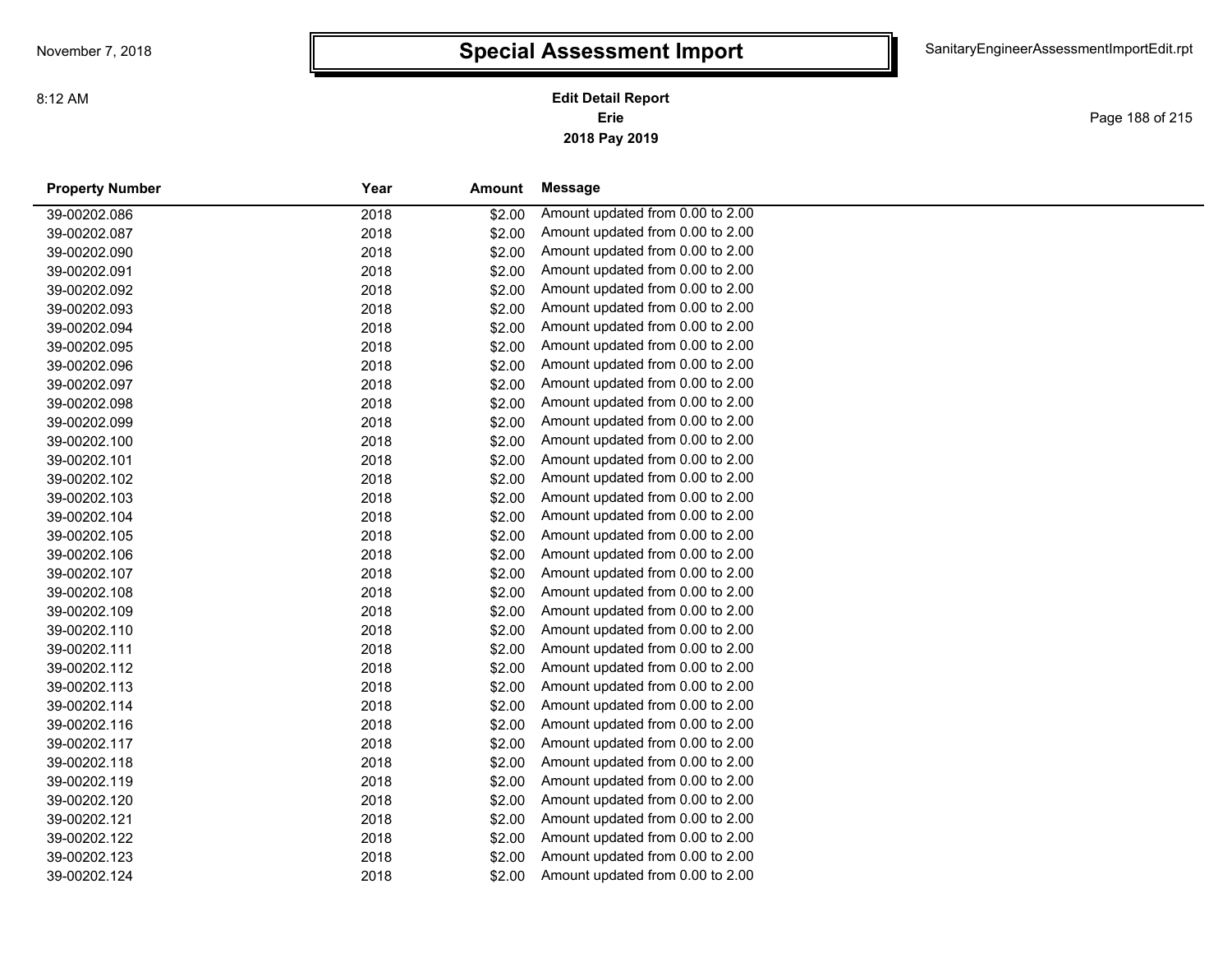# Special Assessment Import

**Edit Detail Report**
**Erie**
**2018 Pay 2019**

| Property Number | Year | Amount | Message |
|---|---|---|---|
| 39-00202.086 | 2018 | $2.00 | Amount updated from 0.00 to 2.00 |
| 39-00202.087 | 2018 | $2.00 | Amount updated from 0.00 to 2.00 |
| 39-00202.090 | 2018 | $2.00 | Amount updated from 0.00 to 2.00 |
| 39-00202.091 | 2018 | $2.00 | Amount updated from 0.00 to 2.00 |
| 39-00202.092 | 2018 | $2.00 | Amount updated from 0.00 to 2.00 |
| 39-00202.093 | 2018 | $2.00 | Amount updated from 0.00 to 2.00 |
| 39-00202.094 | 2018 | $2.00 | Amount updated from 0.00 to 2.00 |
| 39-00202.095 | 2018 | $2.00 | Amount updated from 0.00 to 2.00 |
| 39-00202.096 | 2018 | $2.00 | Amount updated from 0.00 to 2.00 |
| 39-00202.097 | 2018 | $2.00 | Amount updated from 0.00 to 2.00 |
| 39-00202.098 | 2018 | $2.00 | Amount updated from 0.00 to 2.00 |
| 39-00202.099 | 2018 | $2.00 | Amount updated from 0.00 to 2.00 |
| 39-00202.100 | 2018 | $2.00 | Amount updated from 0.00 to 2.00 |
| 39-00202.101 | 2018 | $2.00 | Amount updated from 0.00 to 2.00 |
| 39-00202.102 | 2018 | $2.00 | Amount updated from 0.00 to 2.00 |
| 39-00202.103 | 2018 | $2.00 | Amount updated from 0.00 to 2.00 |
| 39-00202.104 | 2018 | $2.00 | Amount updated from 0.00 to 2.00 |
| 39-00202.105 | 2018 | $2.00 | Amount updated from 0.00 to 2.00 |
| 39-00202.106 | 2018 | $2.00 | Amount updated from 0.00 to 2.00 |
| 39-00202.107 | 2018 | $2.00 | Amount updated from 0.00 to 2.00 |
| 39-00202.108 | 2018 | $2.00 | Amount updated from 0.00 to 2.00 |
| 39-00202.109 | 2018 | $2.00 | Amount updated from 0.00 to 2.00 |
| 39-00202.110 | 2018 | $2.00 | Amount updated from 0.00 to 2.00 |
| 39-00202.111 | 2018 | $2.00 | Amount updated from 0.00 to 2.00 |
| 39-00202.112 | 2018 | $2.00 | Amount updated from 0.00 to 2.00 |
| 39-00202.113 | 2018 | $2.00 | Amount updated from 0.00 to 2.00 |
| 39-00202.114 | 2018 | $2.00 | Amount updated from 0.00 to 2.00 |
| 39-00202.116 | 2018 | $2.00 | Amount updated from 0.00 to 2.00 |
| 39-00202.117 | 2018 | $2.00 | Amount updated from 0.00 to 2.00 |
| 39-00202.118 | 2018 | $2.00 | Amount updated from 0.00 to 2.00 |
| 39-00202.119 | 2018 | $2.00 | Amount updated from 0.00 to 2.00 |
| 39-00202.120 | 2018 | $2.00 | Amount updated from 0.00 to 2.00 |
| 39-00202.121 | 2018 | $2.00 | Amount updated from 0.00 to 2.00 |
| 39-00202.122 | 2018 | $2.00 | Amount updated from 0.00 to 2.00 |
| 39-00202.123 | 2018 | $2.00 | Amount updated from 0.00 to 2.00 |
| 39-00202.124 | 2018 | $2.00 | Amount updated from 0.00 to 2.00 |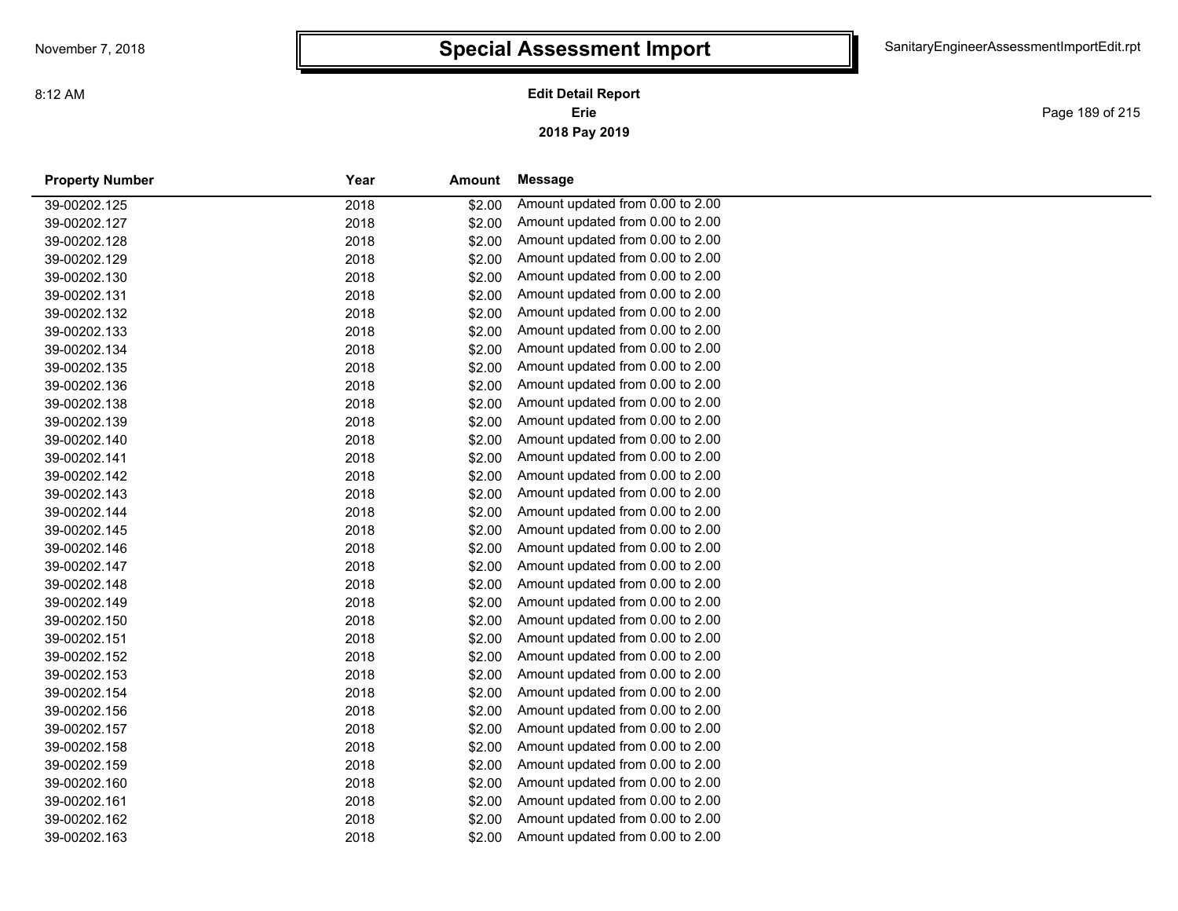# Special Assessment Import

November 7, 2018

8:12 AM

SanitaryEngineerAssessmentImportEdit.rpt

**Edit Detail Report**
**Erie**
**2018 Pay 2019**

| Property Number | Year | Amount | Message |
|---|---|---|---|
| 39-00202.125 | 2018 | $2.00 | Amount updated from 0.00 to 2.00 |
| 39-00202.127 | 2018 | $2.00 | Amount updated from 0.00 to 2.00 |
| 39-00202.128 | 2018 | $2.00 | Amount updated from 0.00 to 2.00 |
| 39-00202.129 | 2018 | $2.00 | Amount updated from 0.00 to 2.00 |
| 39-00202.130 | 2018 | $2.00 | Amount updated from 0.00 to 2.00 |
| 39-00202.131 | 2018 | $2.00 | Amount updated from 0.00 to 2.00 |
| 39-00202.132 | 2018 | $2.00 | Amount updated from 0.00 to 2.00 |
| 39-00202.133 | 2018 | $2.00 | Amount updated from 0.00 to 2.00 |
| 39-00202.134 | 2018 | $2.00 | Amount updated from 0.00 to 2.00 |
| 39-00202.135 | 2018 | $2.00 | Amount updated from 0.00 to 2.00 |
| 39-00202.136 | 2018 | $2.00 | Amount updated from 0.00 to 2.00 |
| 39-00202.138 | 2018 | $2.00 | Amount updated from 0.00 to 2.00 |
| 39-00202.139 | 2018 | $2.00 | Amount updated from 0.00 to 2.00 |
| 39-00202.140 | 2018 | $2.00 | Amount updated from 0.00 to 2.00 |
| 39-00202.141 | 2018 | $2.00 | Amount updated from 0.00 to 2.00 |
| 39-00202.142 | 2018 | $2.00 | Amount updated from 0.00 to 2.00 |
| 39-00202.143 | 2018 | $2.00 | Amount updated from 0.00 to 2.00 |
| 39-00202.144 | 2018 | $2.00 | Amount updated from 0.00 to 2.00 |
| 39-00202.145 | 2018 | $2.00 | Amount updated from 0.00 to 2.00 |
| 39-00202.146 | 2018 | $2.00 | Amount updated from 0.00 to 2.00 |
| 39-00202.147 | 2018 | $2.00 | Amount updated from 0.00 to 2.00 |
| 39-00202.148 | 2018 | $2.00 | Amount updated from 0.00 to 2.00 |
| 39-00202.149 | 2018 | $2.00 | Amount updated from 0.00 to 2.00 |
| 39-00202.150 | 2018 | $2.00 | Amount updated from 0.00 to 2.00 |
| 39-00202.151 | 2018 | $2.00 | Amount updated from 0.00 to 2.00 |
| 39-00202.152 | 2018 | $2.00 | Amount updated from 0.00 to 2.00 |
| 39-00202.153 | 2018 | $2.00 | Amount updated from 0.00 to 2.00 |
| 39-00202.154 | 2018 | $2.00 | Amount updated from 0.00 to 2.00 |
| 39-00202.156 | 2018 | $2.00 | Amount updated from 0.00 to 2.00 |
| 39-00202.157 | 2018 | $2.00 | Amount updated from 0.00 to 2.00 |
| 39-00202.158 | 2018 | $2.00 | Amount updated from 0.00 to 2.00 |
| 39-00202.159 | 2018 | $2.00 | Amount updated from 0.00 to 2.00 |
| 39-00202.160 | 2018 | $2.00 | Amount updated from 0.00 to 2.00 |
| 39-00202.161 | 2018 | $2.00 | Amount updated from 0.00 to 2.00 |
| 39-00202.162 | 2018 | $2.00 | Amount updated from 0.00 to 2.00 |
| 39-00202.163 | 2018 | $2.00 | Amount updated from 0.00 to 2.00 |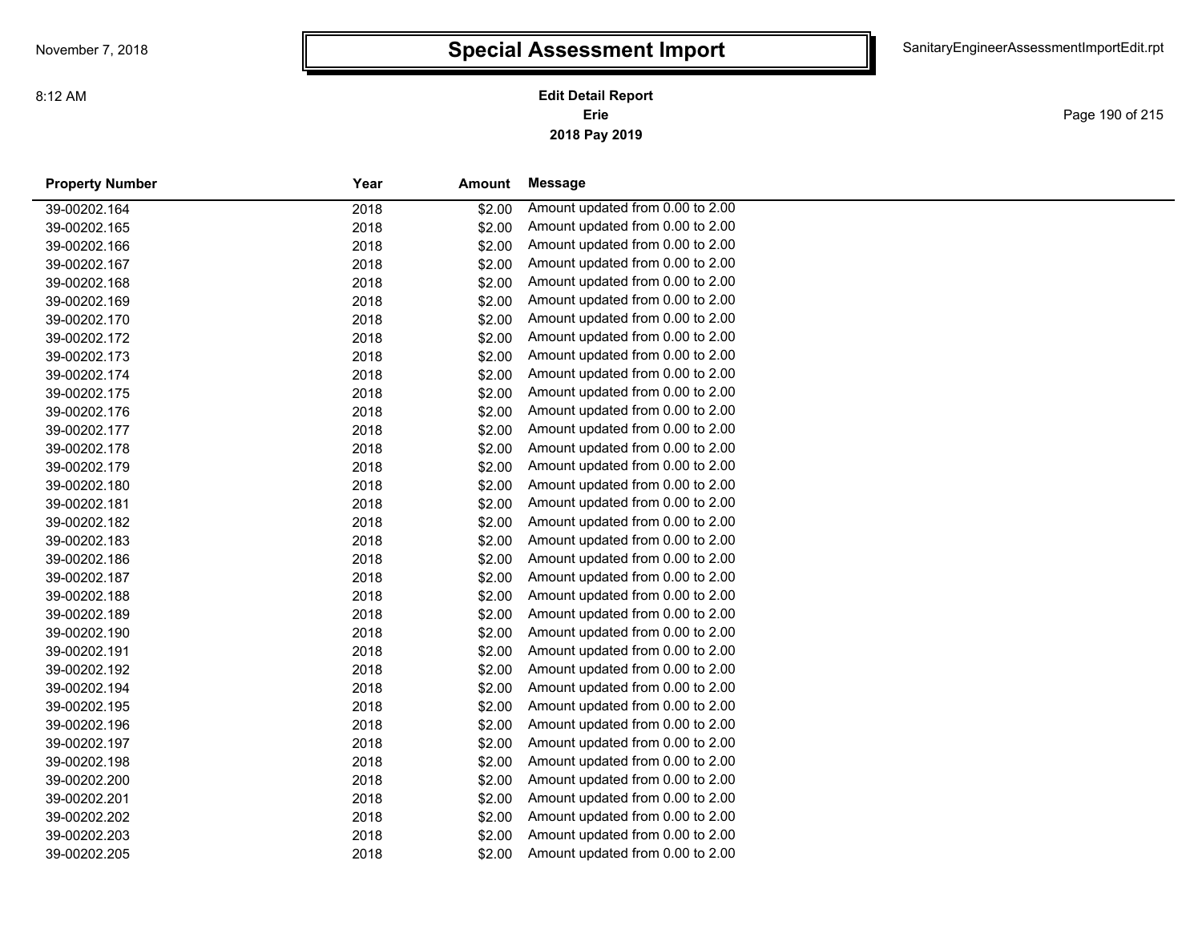# Special Assessment Import

**Edit Detail Report**
**Erie**
**2018 Pay 2019**

| Property Number | Year | Amount | Message |
|---|---|---|---|
| 39-00202.164 | 2018 | $2.00 | Amount updated from 0.00 to 2.00 |
| 39-00202.165 | 2018 | $2.00 | Amount updated from 0.00 to 2.00 |
| 39-00202.166 | 2018 | $2.00 | Amount updated from 0.00 to 2.00 |
| 39-00202.167 | 2018 | $2.00 | Amount updated from 0.00 to 2.00 |
| 39-00202.168 | 2018 | $2.00 | Amount updated from 0.00 to 2.00 |
| 39-00202.169 | 2018 | $2.00 | Amount updated from 0.00 to 2.00 |
| 39-00202.170 | 2018 | $2.00 | Amount updated from 0.00 to 2.00 |
| 39-00202.172 | 2018 | $2.00 | Amount updated from 0.00 to 2.00 |
| 39-00202.173 | 2018 | $2.00 | Amount updated from 0.00 to 2.00 |
| 39-00202.174 | 2018 | $2.00 | Amount updated from 0.00 to 2.00 |
| 39-00202.175 | 2018 | $2.00 | Amount updated from 0.00 to 2.00 |
| 39-00202.176 | 2018 | $2.00 | Amount updated from 0.00 to 2.00 |
| 39-00202.177 | 2018 | $2.00 | Amount updated from 0.00 to 2.00 |
| 39-00202.178 | 2018 | $2.00 | Amount updated from 0.00 to 2.00 |
| 39-00202.179 | 2018 | $2.00 | Amount updated from 0.00 to 2.00 |
| 39-00202.180 | 2018 | $2.00 | Amount updated from 0.00 to 2.00 |
| 39-00202.181 | 2018 | $2.00 | Amount updated from 0.00 to 2.00 |
| 39-00202.182 | 2018 | $2.00 | Amount updated from 0.00 to 2.00 |
| 39-00202.183 | 2018 | $2.00 | Amount updated from 0.00 to 2.00 |
| 39-00202.186 | 2018 | $2.00 | Amount updated from 0.00 to 2.00 |
| 39-00202.187 | 2018 | $2.00 | Amount updated from 0.00 to 2.00 |
| 39-00202.188 | 2018 | $2.00 | Amount updated from 0.00 to 2.00 |
| 39-00202.189 | 2018 | $2.00 | Amount updated from 0.00 to 2.00 |
| 39-00202.190 | 2018 | $2.00 | Amount updated from 0.00 to 2.00 |
| 39-00202.191 | 2018 | $2.00 | Amount updated from 0.00 to 2.00 |
| 39-00202.192 | 2018 | $2.00 | Amount updated from 0.00 to 2.00 |
| 39-00202.194 | 2018 | $2.00 | Amount updated from 0.00 to 2.00 |
| 39-00202.195 | 2018 | $2.00 | Amount updated from 0.00 to 2.00 |
| 39-00202.196 | 2018 | $2.00 | Amount updated from 0.00 to 2.00 |
| 39-00202.197 | 2018 | $2.00 | Amount updated from 0.00 to 2.00 |
| 39-00202.198 | 2018 | $2.00 | Amount updated from 0.00 to 2.00 |
| 39-00202.200 | 2018 | $2.00 | Amount updated from 0.00 to 2.00 |
| 39-00202.201 | 2018 | $2.00 | Amount updated from 0.00 to 2.00 |
| 39-00202.202 | 2018 | $2.00 | Amount updated from 0.00 to 2.00 |
| 39-00202.203 | 2018 | $2.00 | Amount updated from 0.00 to 2.00 |
| 39-00202.205 | 2018 | $2.00 | Amount updated from 0.00 to 2.00 |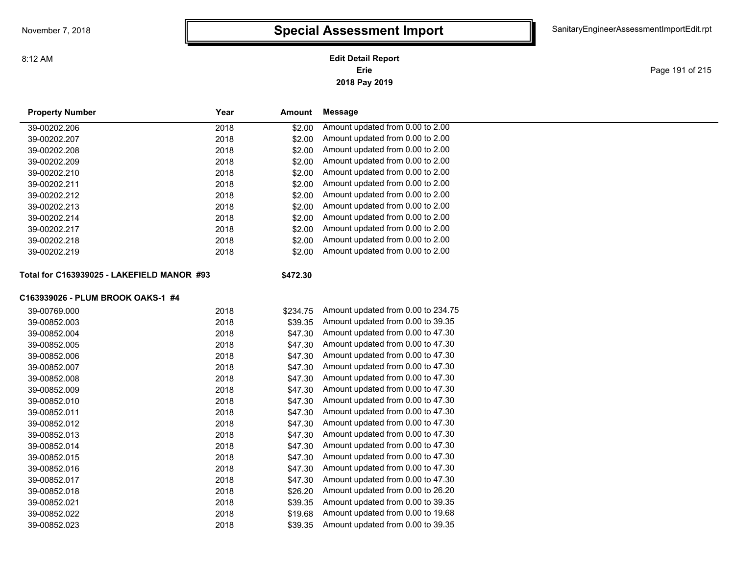| Property Number | Year | Amount | Message |
|---|---|---|---|
| 39-00202.206 | 2018 | $2.00 | Amount updated from 0.00 to 2.00 |
| 39-00202.207 | 2018 | $2.00 | Amount updated from 0.00 to 2.00 |
| 39-00202.208 | 2018 | $2.00 | Amount updated from 0.00 to 2.00 |
| 39-00202.209 | 2018 | $2.00 | Amount updated from 0.00 to 2.00 |
| 39-00202.210 | 2018 | $2.00 | Amount updated from 0.00 to 2.00 |
| 39-00202.211 | 2018 | $2.00 | Amount updated from 0.00 to 2.00 |
| 39-00202.212 | 2018 | $2.00 | Amount updated from 0.00 to 2.00 |
| 39-00202.213 | 2018 | $2.00 | Amount updated from 0.00 to 2.00 |
| 39-00202.214 | 2018 | $2.00 | Amount updated from 0.00 to 2.00 |
| 39-00202.217 | 2018 | $2.00 | Amount updated from 0.00 to 2.00 |
| 39-00202.218 | 2018 | $2.00 | Amount updated from 0.00 to 2.00 |
| 39-00202.219 | 2018 | $2.00 | Amount updated from 0.00 to 2.00 |

**Total for C163939025 - LAKEFIELD MANOR #93** **$472.30**

**C163939026 - PLUM BROOK OAKS-1 #4**

| Property Number | Year | Amount | Message |
|---|---|---|---|
| 39-00769.000 | 2018 | $234.75 | Amount updated from 0.00 to 234.75 |
| 39-00852.003 | 2018 | $39.35 | Amount updated from 0.00 to 39.35 |
| 39-00852.004 | 2018 | $47.30 | Amount updated from 0.00 to 47.30 |
| 39-00852.005 | 2018 | $47.30 | Amount updated from 0.00 to 47.30 |
| 39-00852.006 | 2018 | $47.30 | Amount updated from 0.00 to 47.30 |
| 39-00852.007 | 2018 | $47.30 | Amount updated from 0.00 to 47.30 |
| 39-00852.008 | 2018 | $47.30 | Amount updated from 0.00 to 47.30 |
| 39-00852.009 | 2018 | $47.30 | Amount updated from 0.00 to 47.30 |
| 39-00852.010 | 2018 | $47.30 | Amount updated from 0.00 to 47.30 |
| 39-00852.011 | 2018 | $47.30 | Amount updated from 0.00 to 47.30 |
| 39-00852.012 | 2018 | $47.30 | Amount updated from 0.00 to 47.30 |
| 39-00852.013 | 2018 | $47.30 | Amount updated from 0.00 to 47.30 |
| 39-00852.014 | 2018 | $47.30 | Amount updated from 0.00 to 47.30 |
| 39-00852.015 | 2018 | $47.30 | Amount updated from 0.00 to 47.30 |
| 39-00852.016 | 2018 | $47.30 | Amount updated from 0.00 to 47.30 |
| 39-00852.017 | 2018 | $47.30 | Amount updated from 0.00 to 47.30 |
| 39-00852.018 | 2018 | $26.20 | Amount updated from 0.00 to 26.20 |
| 39-00852.021 | 2018 | $39.35 | Amount updated from 0.00 to 39.35 |
| 39-00852.022 | 2018 | $19.68 | Amount updated from 0.00 to 19.68 |
| 39-00852.023 | 2018 | $39.35 | Amount updated from 0.00 to 39.35 |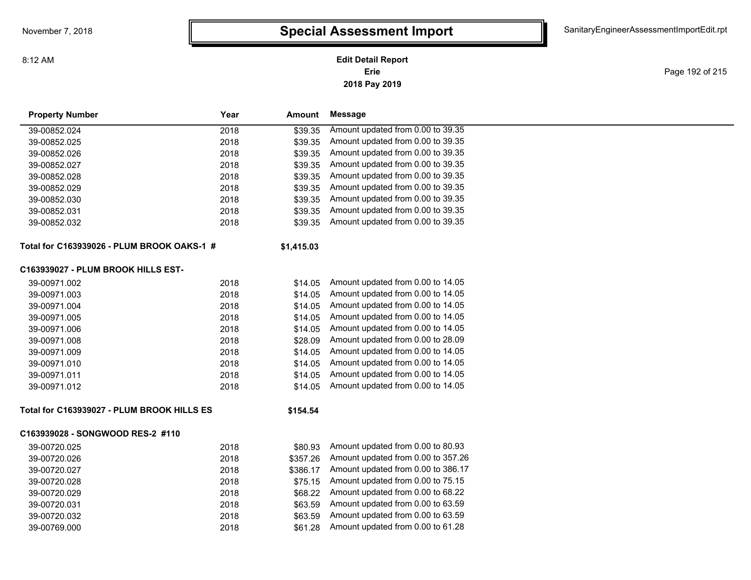# Special Assessment Import

**Edit Detail Report**
**Erie**
**2018 Pay 2019**

| Property Number | Year | Amount | Message |
|---|---|---|---|
| 39-00852.024 | 2018 | $39.35 | Amount updated from 0.00 to 39.35 |
| 39-00852.025 | 2018 | $39.35 | Amount updated from 0.00 to 39.35 |
| 39-00852.026 | 2018 | $39.35 | Amount updated from 0.00 to 39.35 |
| 39-00852.027 | 2018 | $39.35 | Amount updated from 0.00 to 39.35 |
| 39-00852.028 | 2018 | $39.35 | Amount updated from 0.00 to 39.35 |
| 39-00852.029 | 2018 | $39.35 | Amount updated from 0.00 to 39.35 |
| 39-00852.030 | 2018 | $39.35 | Amount updated from 0.00 to 39.35 |
| 39-00852.031 | 2018 | $39.35 | Amount updated from 0.00 to 39.35 |
| 39-00852.032 | 2018 | $39.35 | Amount updated from 0.00 to 39.35 |
| **Total for C163939026 - PLUM BROOK OAKS-1 #** | | **$1,415.03** | |
| **C163939027 - PLUM BROOK HILLS EST-** | | | |
| 39-00971.002 | 2018 | $14.05 | Amount updated from 0.00 to 14.05 |
| 39-00971.003 | 2018 | $14.05 | Amount updated from 0.00 to 14.05 |
| 39-00971.004 | 2018 | $14.05 | Amount updated from 0.00 to 14.05 |
| 39-00971.005 | 2018 | $14.05 | Amount updated from 0.00 to 14.05 |
| 39-00971.006 | 2018 | $14.05 | Amount updated from 0.00 to 14.05 |
| 39-00971.008 | 2018 | $28.09 | Amount updated from 0.00 to 28.09 |
| 39-00971.009 | 2018 | $14.05 | Amount updated from 0.00 to 14.05 |
| 39-00971.010 | 2018 | $14.05 | Amount updated from 0.00 to 14.05 |
| 39-00971.011 | 2018 | $14.05 | Amount updated from 0.00 to 14.05 |
| 39-00971.012 | 2018 | $14.05 | Amount updated from 0.00 to 14.05 |
| **Total for C163939027 - PLUM BROOK HILLS ES** | | **$154.54** | |
| **C163939028 - SONGWOOD RES-2 #110** | | | |
| 39-00720.025 | 2018 | $80.93 | Amount updated from 0.00 to 80.93 |
| 39-00720.026 | 2018 | $357.26 | Amount updated from 0.00 to 357.26 |
| 39-00720.027 | 2018 | $386.17 | Amount updated from 0.00 to 386.17 |
| 39-00720.028 | 2018 | $75.15 | Amount updated from 0.00 to 75.15 |
| 39-00720.029 | 2018 | $68.22 | Amount updated from 0.00 to 68.22 |
| 39-00720.031 | 2018 | $63.59 | Amount updated from 0.00 to 63.59 |
| 39-00720.032 | 2018 | $63.59 | Amount updated from 0.00 to 63.59 |
| 39-00769.000 | 2018 | $61.28 | Amount updated from 0.00 to 61.28 |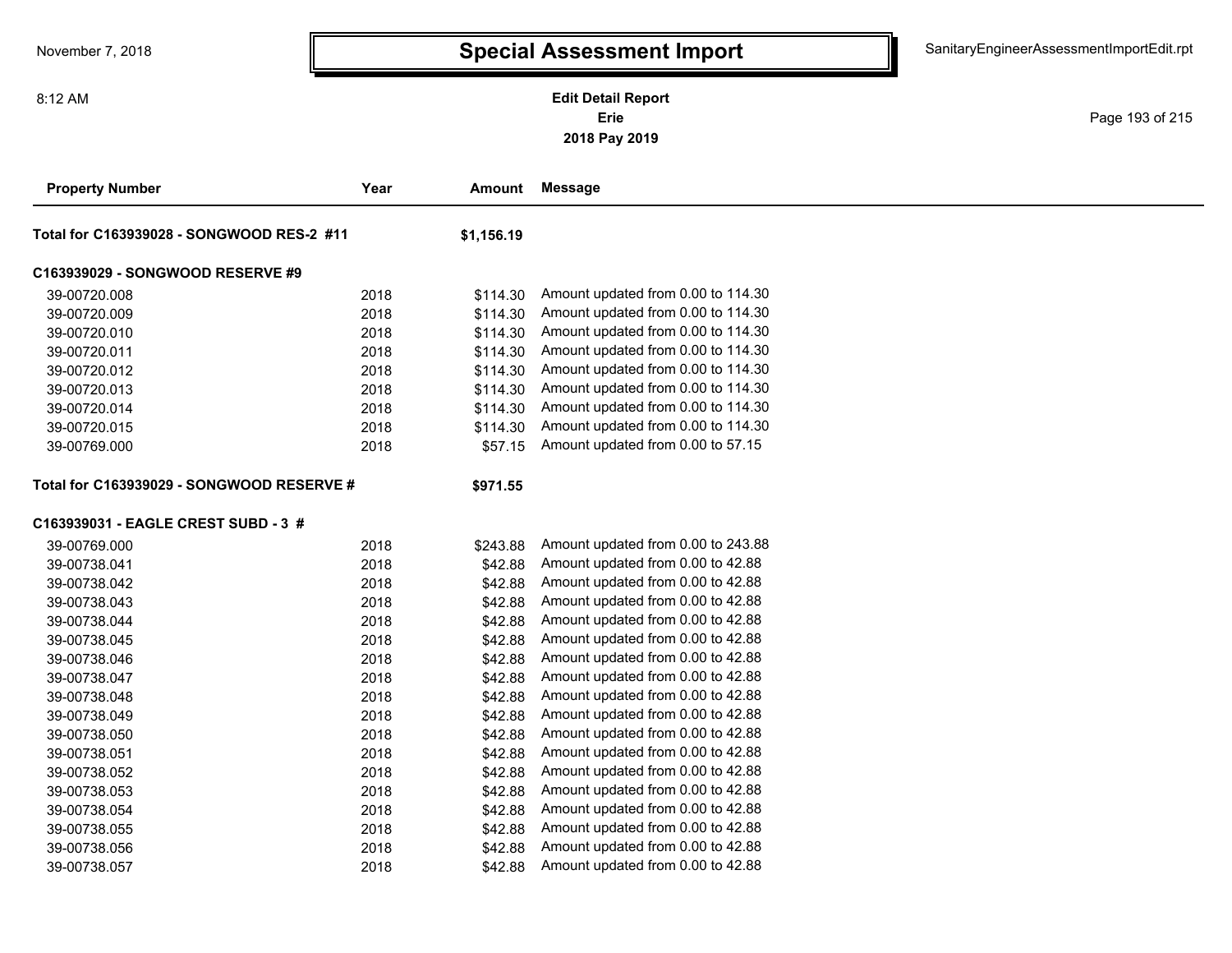# Special Assessment Import

November 7, 2018 8:12 AM

SanitaryEngineerAssessmentImportEdit.rpt

**Edit Detail Report**
**Erie**
**2018 Pay 2019**

| Property Number | Year | Amount | Message |
|---|---|---|---|
| **Total for C163939028 - SONGWOOD RES-2 #11** | | **$1,156.19** | |
| **C163939029 - SONGWOOD RESERVE #9** | | | |
| 39-00720.008 | 2018 | $114.30 | Amount updated from 0.00 to 114.30 |
| 39-00720.009 | 2018 | $114.30 | Amount updated from 0.00 to 114.30 |
| 39-00720.010 | 2018 | $114.30 | Amount updated from 0.00 to 114.30 |
| 39-00720.011 | 2018 | $114.30 | Amount updated from 0.00 to 114.30 |
| 39-00720.012 | 2018 | $114.30 | Amount updated from 0.00 to 114.30 |
| 39-00720.013 | 2018 | $114.30 | Amount updated from 0.00 to 114.30 |
| 39-00720.014 | 2018 | $114.30 | Amount updated from 0.00 to 114.30 |
| 39-00720.015 | 2018 | $114.30 | Amount updated from 0.00 to 114.30 |
| 39-00769.000 | 2018 | $57.15 | Amount updated from 0.00 to 57.15 |
| **Total for C163939029 - SONGWOOD RESERVE #** | | **$971.55** | |
| **C163939031 - EAGLE CREST SUBD - 3 #** | | | |
| 39-00769.000 | 2018 | $243.88 | Amount updated from 0.00 to 243.88 |
| 39-00738.041 | 2018 | $42.88 | Amount updated from 0.00 to 42.88 |
| 39-00738.042 | 2018 | $42.88 | Amount updated from 0.00 to 42.88 |
| 39-00738.043 | 2018 | $42.88 | Amount updated from 0.00 to 42.88 |
| 39-00738.044 | 2018 | $42.88 | Amount updated from 0.00 to 42.88 |
| 39-00738.045 | 2018 | $42.88 | Amount updated from 0.00 to 42.88 |
| 39-00738.046 | 2018 | $42.88 | Amount updated from 0.00 to 42.88 |
| 39-00738.047 | 2018 | $42.88 | Amount updated from 0.00 to 42.88 |
| 39-00738.048 | 2018 | $42.88 | Amount updated from 0.00 to 42.88 |
| 39-00738.049 | 2018 | $42.88 | Amount updated from 0.00 to 42.88 |
| 39-00738.050 | 2018 | $42.88 | Amount updated from 0.00 to 42.88 |
| 39-00738.051 | 2018 | $42.88 | Amount updated from 0.00 to 42.88 |
| 39-00738.052 | 2018 | $42.88 | Amount updated from 0.00 to 42.88 |
| 39-00738.053 | 2018 | $42.88 | Amount updated from 0.00 to 42.88 |
| 39-00738.054 | 2018 | $42.88 | Amount updated from 0.00 to 42.88 |
| 39-00738.055 | 2018 | $42.88 | Amount updated from 0.00 to 42.88 |
| 39-00738.056 | 2018 | $42.88 | Amount updated from 0.00 to 42.88 |
| 39-00738.057 | 2018 | $42.88 | Amount updated from 0.00 to 42.88 |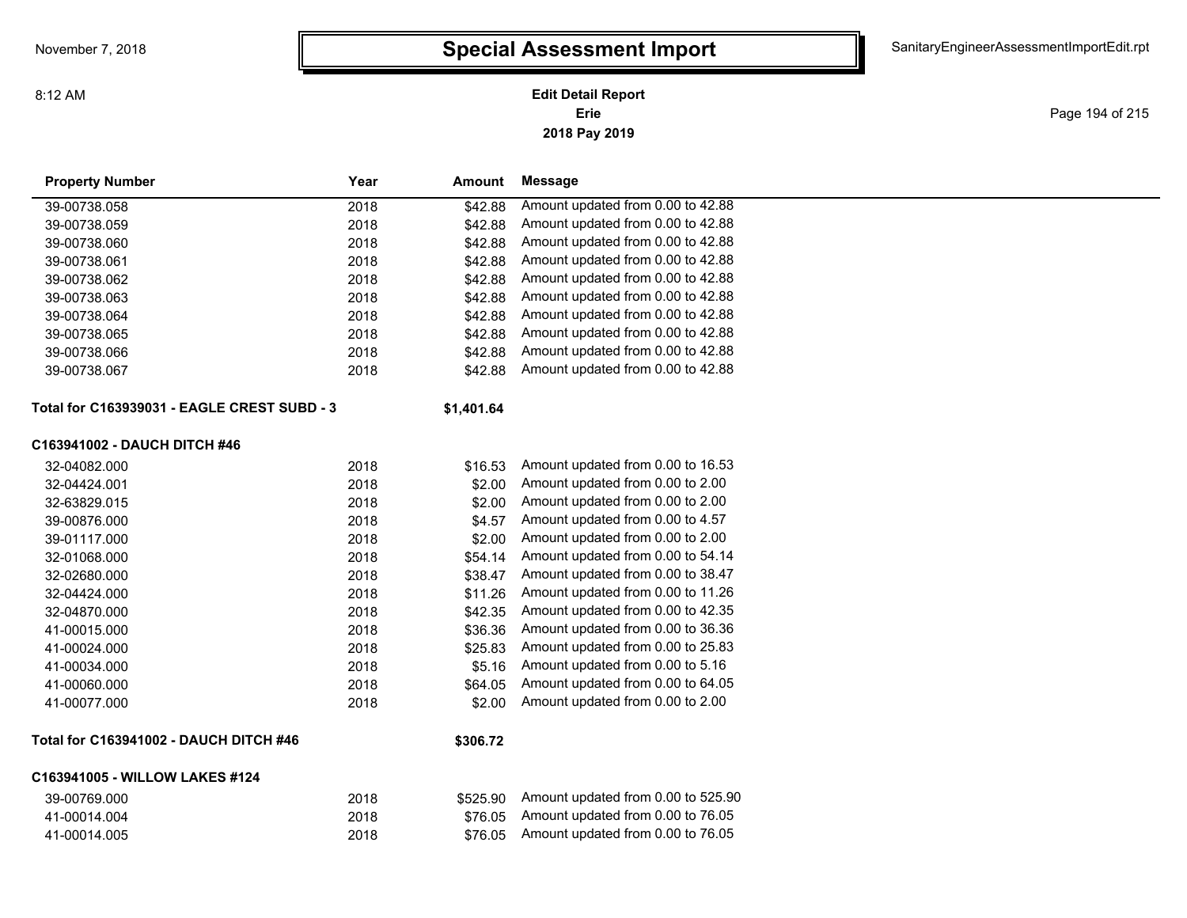# Special Assessment Import

**Edit Detail Report**
**Erie**
**2018 Pay 2019**

| Property Number | Year | Amount | Message |
|---|---|---|---|
| 39-00738.058 | 2018 | $42.88 | Amount updated from 0.00 to 42.88 |
| 39-00738.059 | 2018 | $42.88 | Amount updated from 0.00 to 42.88 |
| 39-00738.060 | 2018 | $42.88 | Amount updated from 0.00 to 42.88 |
| 39-00738.061 | 2018 | $42.88 | Amount updated from 0.00 to 42.88 |
| 39-00738.062 | 2018 | $42.88 | Amount updated from 0.00 to 42.88 |
| 39-00738.063 | 2018 | $42.88 | Amount updated from 0.00 to 42.88 |
| 39-00738.064 | 2018 | $42.88 | Amount updated from 0.00 to 42.88 |
| 39-00738.065 | 2018 | $42.88 | Amount updated from 0.00 to 42.88 |
| 39-00738.066 | 2018 | $42.88 | Amount updated from 0.00 to 42.88 |
| 39-00738.067 | 2018 | $42.88 | Amount updated from 0.00 to 42.88 |
| **Total for C163939031 - EAGLE CREST SUBD - 3** | | **$1,401.64** | |
| **C163941002 - DAUCH DITCH #46** | | | |
| 32-04082.000 | 2018 | $16.53 | Amount updated from 0.00 to 16.53 |
| 32-04424.001 | 2018 | $2.00 | Amount updated from 0.00 to 2.00 |
| 32-63829.015 | 2018 | $2.00 | Amount updated from 0.00 to 2.00 |
| 39-00876.000 | 2018 | $4.57 | Amount updated from 0.00 to 4.57 |
| 39-01117.000 | 2018 | $2.00 | Amount updated from 0.00 to 2.00 |
| 32-01068.000 | 2018 | $54.14 | Amount updated from 0.00 to 54.14 |
| 32-02680.000 | 2018 | $38.47 | Amount updated from 0.00 to 38.47 |
| 32-04424.000 | 2018 | $11.26 | Amount updated from 0.00 to 11.26 |
| 32-04870.000 | 2018 | $42.35 | Amount updated from 0.00 to 42.35 |
| 41-00015.000 | 2018 | $36.36 | Amount updated from 0.00 to 36.36 |
| 41-00024.000 | 2018 | $25.83 | Amount updated from 0.00 to 25.83 |
| 41-00034.000 | 2018 | $5.16 | Amount updated from 0.00 to 5.16 |
| 41-00060.000 | 2018 | $64.05 | Amount updated from 0.00 to 64.05 |
| 41-00077.000 | 2018 | $2.00 | Amount updated from 0.00 to 2.00 |
| **Total for C163941002 - DAUCH DITCH #46** | | **$306.72** | |
| **C163941005 - WILLOW LAKES #124** | | | |
| 39-00769.000 | 2018 | $525.90 | Amount updated from 0.00 to 525.90 |
| 41-00014.004 | 2018 | $76.05 | Amount updated from 0.00 to 76.05 |
| 41-00014.005 | 2018 | $76.05 | Amount updated from 0.00 to 76.05 |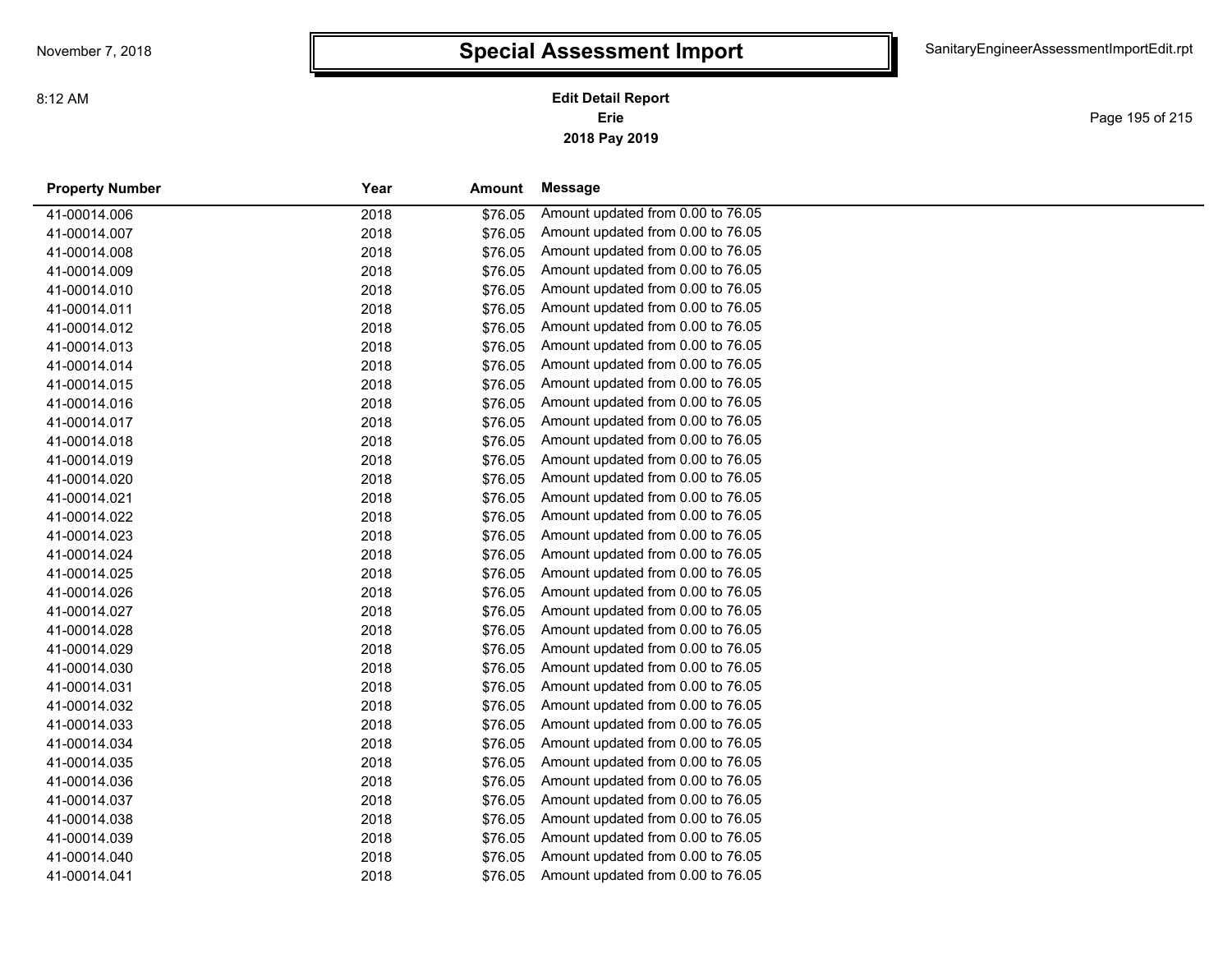# Special Assessment Import

**Edit Detail Report**
**Erie**
**2018 Pay 2019**

| Property Number | Year | Amount | Message |
|---|---|---|---|
| 41-00014.006 | 2018 | $76.05 | Amount updated from 0.00 to 76.05 |
| 41-00014.007 | 2018 | $76.05 | Amount updated from 0.00 to 76.05 |
| 41-00014.008 | 2018 | $76.05 | Amount updated from 0.00 to 76.05 |
| 41-00014.009 | 2018 | $76.05 | Amount updated from 0.00 to 76.05 |
| 41-00014.010 | 2018 | $76.05 | Amount updated from 0.00 to 76.05 |
| 41-00014.011 | 2018 | $76.05 | Amount updated from 0.00 to 76.05 |
| 41-00014.012 | 2018 | $76.05 | Amount updated from 0.00 to 76.05 |
| 41-00014.013 | 2018 | $76.05 | Amount updated from 0.00 to 76.05 |
| 41-00014.014 | 2018 | $76.05 | Amount updated from 0.00 to 76.05 |
| 41-00014.015 | 2018 | $76.05 | Amount updated from 0.00 to 76.05 |
| 41-00014.016 | 2018 | $76.05 | Amount updated from 0.00 to 76.05 |
| 41-00014.017 | 2018 | $76.05 | Amount updated from 0.00 to 76.05 |
| 41-00014.018 | 2018 | $76.05 | Amount updated from 0.00 to 76.05 |
| 41-00014.019 | 2018 | $76.05 | Amount updated from 0.00 to 76.05 |
| 41-00014.020 | 2018 | $76.05 | Amount updated from 0.00 to 76.05 |
| 41-00014.021 | 2018 | $76.05 | Amount updated from 0.00 to 76.05 |
| 41-00014.022 | 2018 | $76.05 | Amount updated from 0.00 to 76.05 |
| 41-00014.023 | 2018 | $76.05 | Amount updated from 0.00 to 76.05 |
| 41-00014.024 | 2018 | $76.05 | Amount updated from 0.00 to 76.05 |
| 41-00014.025 | 2018 | $76.05 | Amount updated from 0.00 to 76.05 |
| 41-00014.026 | 2018 | $76.05 | Amount updated from 0.00 to 76.05 |
| 41-00014.027 | 2018 | $76.05 | Amount updated from 0.00 to 76.05 |
| 41-00014.028 | 2018 | $76.05 | Amount updated from 0.00 to 76.05 |
| 41-00014.029 | 2018 | $76.05 | Amount updated from 0.00 to 76.05 |
| 41-00014.030 | 2018 | $76.05 | Amount updated from 0.00 to 76.05 |
| 41-00014.031 | 2018 | $76.05 | Amount updated from 0.00 to 76.05 |
| 41-00014.032 | 2018 | $76.05 | Amount updated from 0.00 to 76.05 |
| 41-00014.033 | 2018 | $76.05 | Amount updated from 0.00 to 76.05 |
| 41-00014.034 | 2018 | $76.05 | Amount updated from 0.00 to 76.05 |
| 41-00014.035 | 2018 | $76.05 | Amount updated from 0.00 to 76.05 |
| 41-00014.036 | 2018 | $76.05 | Amount updated from 0.00 to 76.05 |
| 41-00014.037 | 2018 | $76.05 | Amount updated from 0.00 to 76.05 |
| 41-00014.038 | 2018 | $76.05 | Amount updated from 0.00 to 76.05 |
| 41-00014.039 | 2018 | $76.05 | Amount updated from 0.00 to 76.05 |
| 41-00014.040 | 2018 | $76.05 | Amount updated from 0.00 to 76.05 |
| 41-00014.041 | 2018 | $76.05 | Amount updated from 0.00 to 76.05 |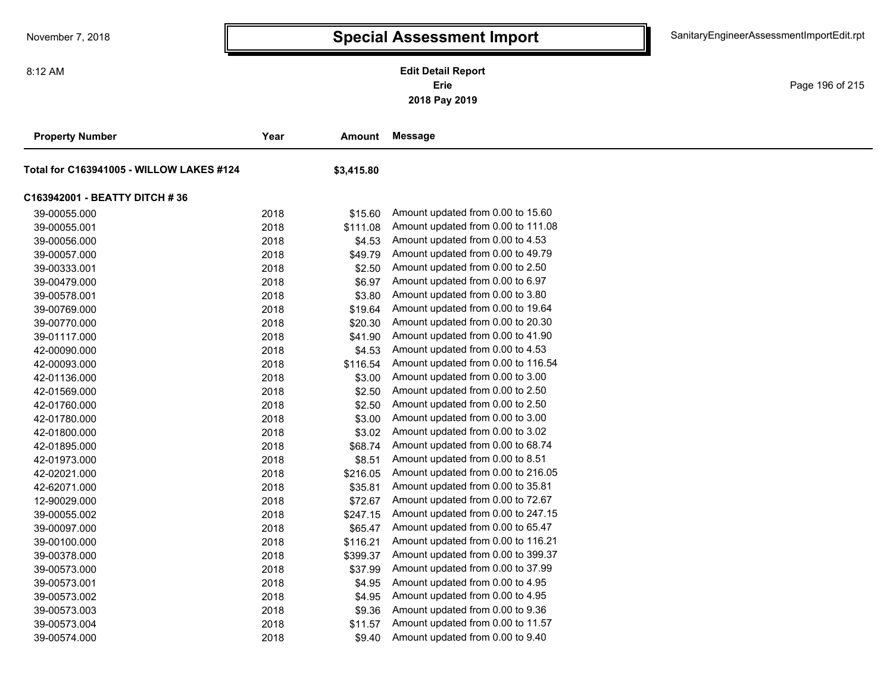# Special Assessment Import

November 7, 2018 | 8:12 AM | SanitaryEngineerAssessmentImportEdit.rpt

**Edit Detail Report**
**Erie**
**2018 Pay 2019**

| Property Number | Year | Amount | Message |
|---|---|---|---|
| **Total for C163941005 - WILLOW LAKES #124** | | **$3,415.80** | |
| **C163942001 - BEATTY DITCH # 36** | | | |
| 39-00055.000 | 2018 | $15.60 | Amount updated from 0.00 to 15.60 |
| 39-00055.001 | 2018 | $111.08 | Amount updated from 0.00 to 111.08 |
| 39-00056.000 | 2018 | $4.53 | Amount updated from 0.00 to 4.53 |
| 39-00057.000 | 2018 | $49.79 | Amount updated from 0.00 to 49.79 |
| 39-00333.001 | 2018 | $2.50 | Amount updated from 0.00 to 2.50 |
| 39-00479.000 | 2018 | $6.97 | Amount updated from 0.00 to 6.97 |
| 39-00578.001 | 2018 | $3.80 | Amount updated from 0.00 to 3.80 |
| 39-00769.000 | 2018 | $19.64 | Amount updated from 0.00 to 19.64 |
| 39-00770.000 | 2018 | $20.30 | Amount updated from 0.00 to 20.30 |
| 39-01117.000 | 2018 | $41.90 | Amount updated from 0.00 to 41.90 |
| 42-00090.000 | 2018 | $4.53 | Amount updated from 0.00 to 4.53 |
| 42-00093.000 | 2018 | $116.54 | Amount updated from 0.00 to 116.54 |
| 42-01136.000 | 2018 | $3.00 | Amount updated from 0.00 to 3.00 |
| 42-01569.000 | 2018 | $2.50 | Amount updated from 0.00 to 2.50 |
| 42-01760.000 | 2018 | $2.50 | Amount updated from 0.00 to 2.50 |
| 42-01780.000 | 2018 | $3.00 | Amount updated from 0.00 to 3.00 |
| 42-01800.000 | 2018 | $3.02 | Amount updated from 0.00 to 3.02 |
| 42-01895.000 | 2018 | $68.74 | Amount updated from 0.00 to 68.74 |
| 42-01973.000 | 2018 | $8.51 | Amount updated from 0.00 to 8.51 |
| 42-02021.000 | 2018 | $216.05 | Amount updated from 0.00 to 216.05 |
| 42-62071.000 | 2018 | $35.81 | Amount updated from 0.00 to 35.81 |
| 12-90029.000 | 2018 | $72.67 | Amount updated from 0.00 to 72.67 |
| 39-00055.002 | 2018 | $247.15 | Amount updated from 0.00 to 247.15 |
| 39-00097.000 | 2018 | $65.47 | Amount updated from 0.00 to 65.47 |
| 39-00100.000 | 2018 | $116.21 | Amount updated from 0.00 to 116.21 |
| 39-00378.000 | 2018 | $399.37 | Amount updated from 0.00 to 399.37 |
| 39-00573.000 | 2018 | $37.99 | Amount updated from 0.00 to 37.99 |
| 39-00573.001 | 2018 | $4.95 | Amount updated from 0.00 to 4.95 |
| 39-00573.002 | 2018 | $4.95 | Amount updated from 0.00 to 4.95 |
| 39-00573.003 | 2018 | $9.36 | Amount updated from 0.00 to 9.36 |
| 39-00573.004 | 2018 | $11.57 | Amount updated from 0.00 to 11.57 |
| 39-00574.000 | 2018 | $9.40 | Amount updated from 0.00 to 9.40 |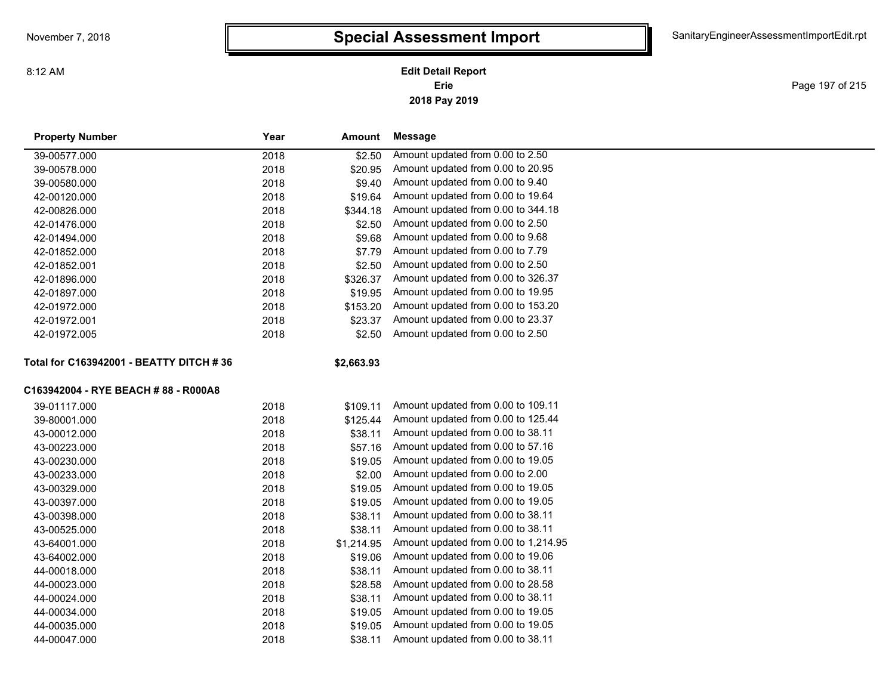# Special Assessment Import

**Edit Detail Report**
**Erie**
**2018 Pay 2019**

| Property Number | Year | Amount | Message |
|---|---|---|---|
| 39-00577.000 | 2018 | $2.50 | Amount updated from 0.00 to 2.50 |
| 39-00578.000 | 2018 | $20.95 | Amount updated from 0.00 to 20.95 |
| 39-00580.000 | 2018 | $9.40 | Amount updated from 0.00 to 9.40 |
| 42-00120.000 | 2018 | $19.64 | Amount updated from 0.00 to 19.64 |
| 42-00826.000 | 2018 | $344.18 | Amount updated from 0.00 to 344.18 |
| 42-01476.000 | 2018 | $2.50 | Amount updated from 0.00 to 2.50 |
| 42-01494.000 | 2018 | $9.68 | Amount updated from 0.00 to 9.68 |
| 42-01852.000 | 2018 | $7.79 | Amount updated from 0.00 to 7.79 |
| 42-01852.001 | 2018 | $2.50 | Amount updated from 0.00 to 2.50 |
| 42-01896.000 | 2018 | $326.37 | Amount updated from 0.00 to 326.37 |
| 42-01897.000 | 2018 | $19.95 | Amount updated from 0.00 to 19.95 |
| 42-01972.000 | 2018 | $153.20 | Amount updated from 0.00 to 153.20 |
| 42-01972.001 | 2018 | $23.37 | Amount updated from 0.00 to 23.37 |
| 42-01972.005 | 2018 | $2.50 | Amount updated from 0.00 to 2.50 |
| **Total for C163942001 - BEATTY DITCH # 36** | | **$2,663.93** | |

**C163942004 - RYE BEACH # 88 - R000A8**

| Property Number | Year | Amount | Message |
|---|---|---|---|
| 39-01117.000 | 2018 | $109.11 | Amount updated from 0.00 to 109.11 |
| 39-80001.000 | 2018 | $125.44 | Amount updated from 0.00 to 125.44 |
| 43-00012.000 | 2018 | $38.11 | Amount updated from 0.00 to 38.11 |
| 43-00223.000 | 2018 | $57.16 | Amount updated from 0.00 to 57.16 |
| 43-00230.000 | 2018 | $19.05 | Amount updated from 0.00 to 19.05 |
| 43-00233.000 | 2018 | $2.00 | Amount updated from 0.00 to 2.00 |
| 43-00329.000 | 2018 | $19.05 | Amount updated from 0.00 to 19.05 |
| 43-00397.000 | 2018 | $19.05 | Amount updated from 0.00 to 19.05 |
| 43-00398.000 | 2018 | $38.11 | Amount updated from 0.00 to 38.11 |
| 43-00525.000 | 2018 | $38.11 | Amount updated from 0.00 to 38.11 |
| 43-64001.000 | 2018 | $1,214.95 | Amount updated from 0.00 to 1,214.95 |
| 43-64002.000 | 2018 | $19.06 | Amount updated from 0.00 to 19.06 |
| 44-00018.000 | 2018 | $38.11 | Amount updated from 0.00 to 38.11 |
| 44-00023.000 | 2018 | $28.58 | Amount updated from 0.00 to 28.58 |
| 44-00024.000 | 2018 | $38.11 | Amount updated from 0.00 to 38.11 |
| 44-00034.000 | 2018 | $19.05 | Amount updated from 0.00 to 19.05 |
| 44-00035.000 | 2018 | $19.05 | Amount updated from 0.00 to 19.05 |
| 44-00047.000 | 2018 | $38.11 | Amount updated from 0.00 to 38.11 |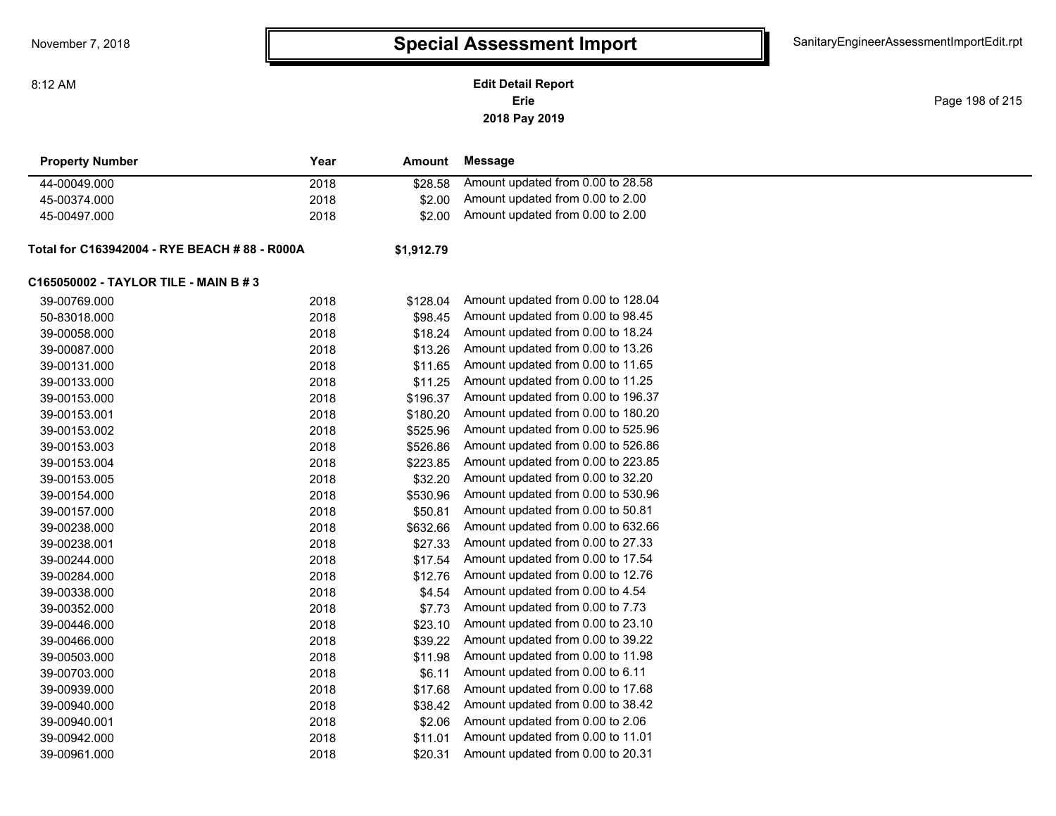# Special Assessment Import

**Edit Detail Report**
**Erie**
**2018 Pay 2019**

November 7, 2018
8:12 AM

SanitaryEngineerAssessmentImportEdit.rpt

| Property Number | Year | Amount | Message |
|---|---|---|---|
| 44-00049.000 | 2018 | $28.58 | Amount updated from 0.00 to 28.58 |
| 45-00374.000 | 2018 | $2.00 | Amount updated from 0.00 to 2.00 |
| 45-00497.000 | 2018 | $2.00 | Amount updated from 0.00 to 2.00 |
| **Total for C163942004 - RYE BEACH # 88 - R000A** | | **$1,912.79** | |
| **C165050002 - TAYLOR TILE - MAIN B # 3** | | | |
| 39-00769.000 | 2018 | $128.04 | Amount updated from 0.00 to 128.04 |
| 50-83018.000 | 2018 | $98.45 | Amount updated from 0.00 to 98.45 |
| 39-00058.000 | 2018 | $18.24 | Amount updated from 0.00 to 18.24 |
| 39-00087.000 | 2018 | $13.26 | Amount updated from 0.00 to 13.26 |
| 39-00131.000 | 2018 | $11.65 | Amount updated from 0.00 to 11.65 |
| 39-00133.000 | 2018 | $11.25 | Amount updated from 0.00 to 11.25 |
| 39-00153.000 | 2018 | $196.37 | Amount updated from 0.00 to 196.37 |
| 39-00153.001 | 2018 | $180.20 | Amount updated from 0.00 to 180.20 |
| 39-00153.002 | 2018 | $525.96 | Amount updated from 0.00 to 525.96 |
| 39-00153.003 | 2018 | $526.86 | Amount updated from 0.00 to 526.86 |
| 39-00153.004 | 2018 | $223.85 | Amount updated from 0.00 to 223.85 |
| 39-00153.005 | 2018 | $32.20 | Amount updated from 0.00 to 32.20 |
| 39-00154.000 | 2018 | $530.96 | Amount updated from 0.00 to 530.96 |
| 39-00157.000 | 2018 | $50.81 | Amount updated from 0.00 to 50.81 |
| 39-00238.000 | 2018 | $632.66 | Amount updated from 0.00 to 632.66 |
| 39-00238.001 | 2018 | $27.33 | Amount updated from 0.00 to 27.33 |
| 39-00244.000 | 2018 | $17.54 | Amount updated from 0.00 to 17.54 |
| 39-00284.000 | 2018 | $12.76 | Amount updated from 0.00 to 12.76 |
| 39-00338.000 | 2018 | $4.54 | Amount updated from 0.00 to 4.54 |
| 39-00352.000 | 2018 | $7.73 | Amount updated from 0.00 to 7.73 |
| 39-00446.000 | 2018 | $23.10 | Amount updated from 0.00 to 23.10 |
| 39-00466.000 | 2018 | $39.22 | Amount updated from 0.00 to 39.22 |
| 39-00503.000 | 2018 | $11.98 | Amount updated from 0.00 to 11.98 |
| 39-00703.000 | 2018 | $6.11 | Amount updated from 0.00 to 6.11 |
| 39-00939.000 | 2018 | $17.68 | Amount updated from 0.00 to 17.68 |
| 39-00940.000 | 2018 | $38.42 | Amount updated from 0.00 to 38.42 |
| 39-00940.001 | 2018 | $2.06 | Amount updated from 0.00 to 2.06 |
| 39-00942.000 | 2018 | $11.01 | Amount updated from 0.00 to 11.01 |
| 39-00961.000 | 2018 | $20.31 | Amount updated from 0.00 to 20.31 |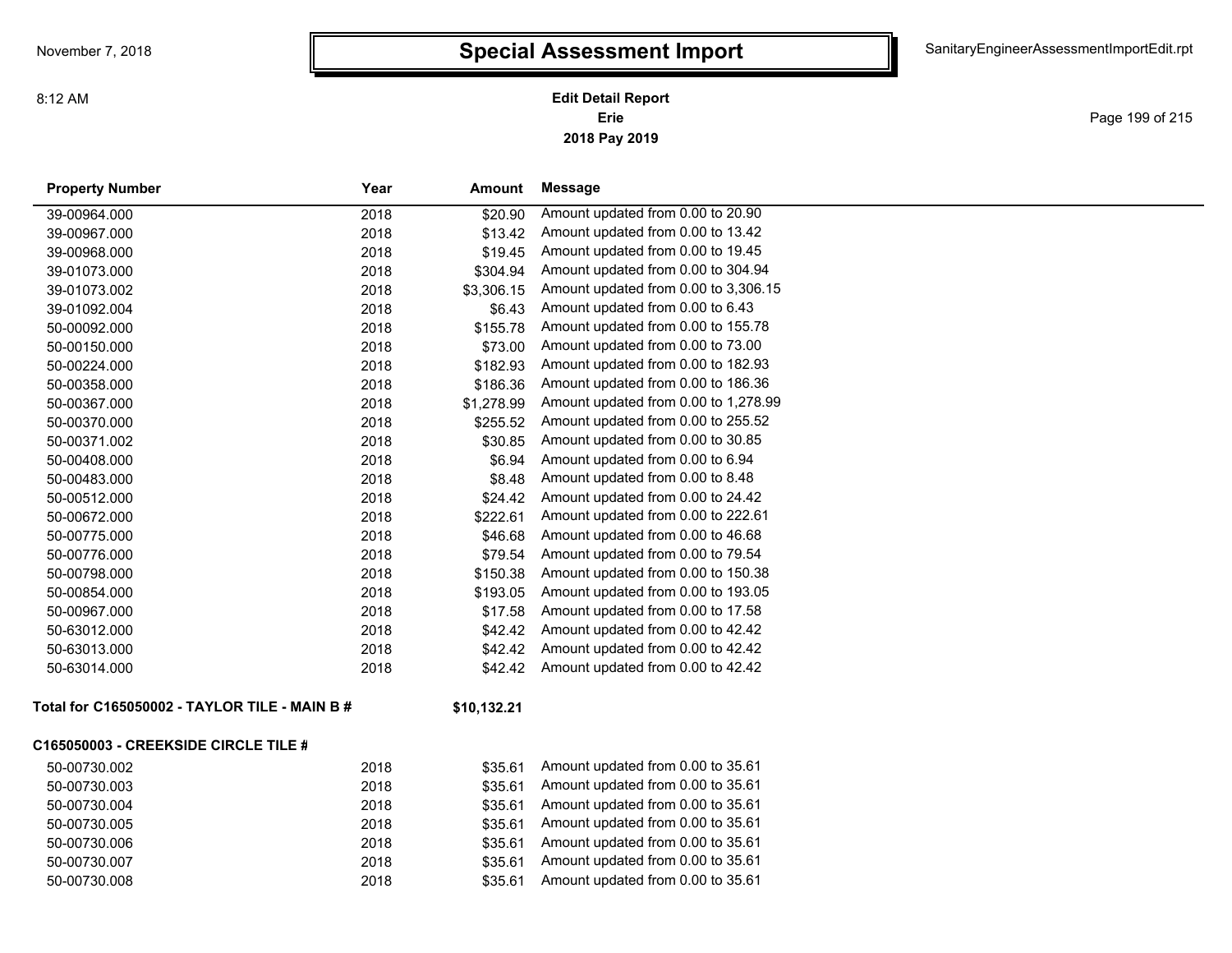# Special Assessment Import

November 7, 2018 — 8:12 AM — SanitaryEngineerAssessmentImportEdit.rpt

**Edit Detail Report**
**Erie**
**2018 Pay 2019**

| Property Number | Year | Amount | Message |
|---|---|---|---|
| 39-00964.000 | 2018 | $20.90 | Amount updated from 0.00 to 20.90 |
| 39-00967.000 | 2018 | $13.42 | Amount updated from 0.00 to 13.42 |
| 39-00968.000 | 2018 | $19.45 | Amount updated from 0.00 to 19.45 |
| 39-01073.000 | 2018 | $304.94 | Amount updated from 0.00 to 304.94 |
| 39-01073.002 | 2018 | $3,306.15 | Amount updated from 0.00 to 3,306.15 |
| 39-01092.004 | 2018 | $6.43 | Amount updated from 0.00 to 6.43 |
| 50-00092.000 | 2018 | $155.78 | Amount updated from 0.00 to 155.78 |
| 50-00150.000 | 2018 | $73.00 | Amount updated from 0.00 to 73.00 |
| 50-00224.000 | 2018 | $182.93 | Amount updated from 0.00 to 182.93 |
| 50-00358.000 | 2018 | $186.36 | Amount updated from 0.00 to 186.36 |
| 50-00367.000 | 2018 | $1,278.99 | Amount updated from 0.00 to 1,278.99 |
| 50-00370.000 | 2018 | $255.52 | Amount updated from 0.00 to 255.52 |
| 50-00371.002 | 2018 | $30.85 | Amount updated from 0.00 to 30.85 |
| 50-00408.000 | 2018 | $6.94 | Amount updated from 0.00 to 6.94 |
| 50-00483.000 | 2018 | $8.48 | Amount updated from 0.00 to 8.48 |
| 50-00512.000 | 2018 | $24.42 | Amount updated from 0.00 to 24.42 |
| 50-00672.000 | 2018 | $222.61 | Amount updated from 0.00 to 222.61 |
| 50-00775.000 | 2018 | $46.68 | Amount updated from 0.00 to 46.68 |
| 50-00776.000 | 2018 | $79.54 | Amount updated from 0.00 to 79.54 |
| 50-00798.000 | 2018 | $150.38 | Amount updated from 0.00 to 150.38 |
| 50-00854.000 | 2018 | $193.05 | Amount updated from 0.00 to 193.05 |
| 50-00967.000 | 2018 | $17.58 | Amount updated from 0.00 to 17.58 |
| 50-63012.000 | 2018 | $42.42 | Amount updated from 0.00 to 42.42 |
| 50-63013.000 | 2018 | $42.42 | Amount updated from 0.00 to 42.42 |
| 50-63014.000 | 2018 | $42.42 | Amount updated from 0.00 to 42.42 |

**Total for C165050002 - TAYLOR TILE - MAIN B # — $10,132.21**

**C165050003 - CREEKSIDE CIRCLE TILE #**

| Property Number | Year | Amount | Message |
|---|---|---|---|
| 50-00730.002 | 2018 | $35.61 | Amount updated from 0.00 to 35.61 |
| 50-00730.003 | 2018 | $35.61 | Amount updated from 0.00 to 35.61 |
| 50-00730.004 | 2018 | $35.61 | Amount updated from 0.00 to 35.61 |
| 50-00730.005 | 2018 | $35.61 | Amount updated from 0.00 to 35.61 |
| 50-00730.006 | 2018 | $35.61 | Amount updated from 0.00 to 35.61 |
| 50-00730.007 | 2018 | $35.61 | Amount updated from 0.00 to 35.61 |
| 50-00730.008 | 2018 | $35.61 | Amount updated from 0.00 to 35.61 |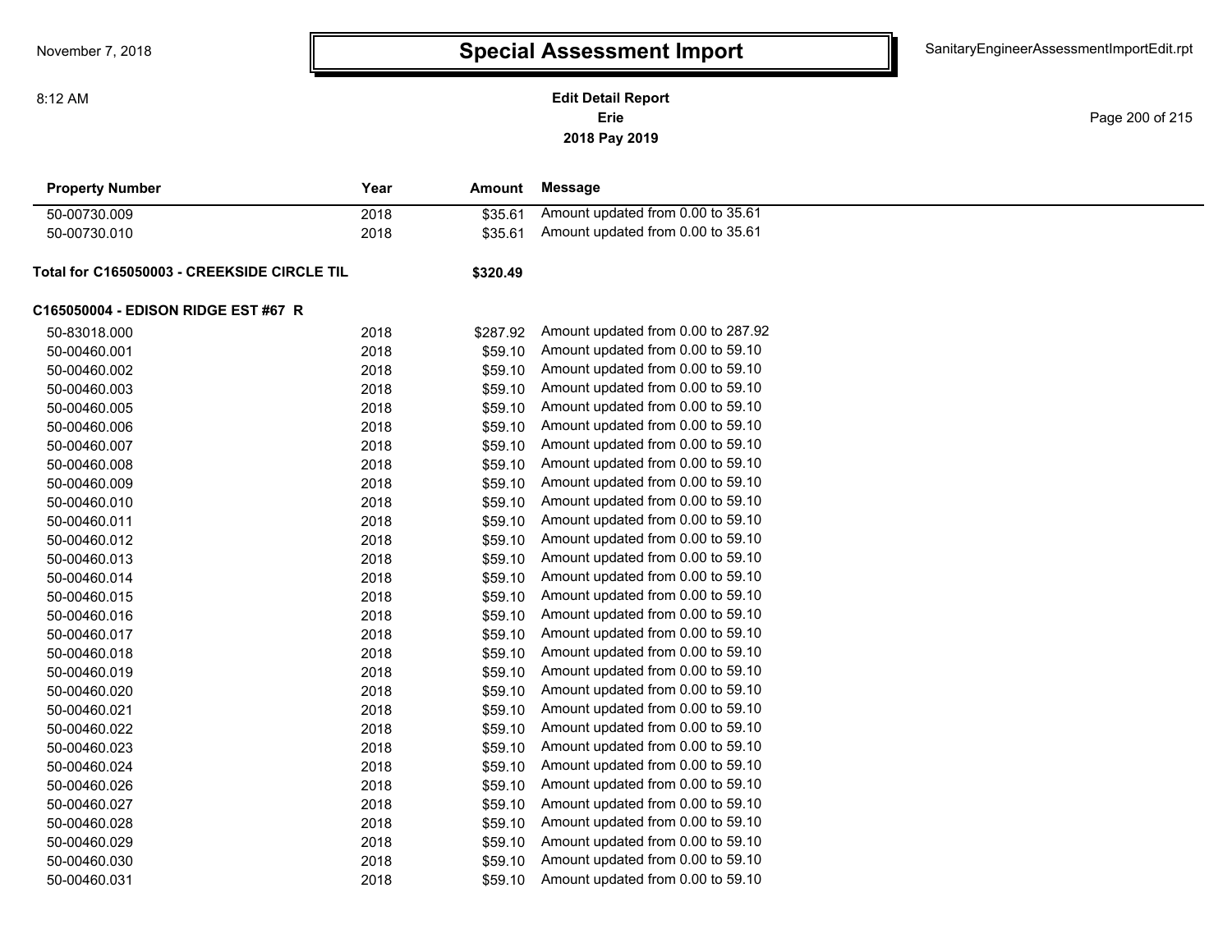| Property Number | Year | Amount | Message |
|---|---|---|---|
| 50-00730.009 | 2018 | $35.61 | Amount updated from 0.00 to 35.61 |
| 50-00730.010 | 2018 | $35.61 | Amount updated from 0.00 to 35.61 |
| **Total for C165050003 - CREEKSIDE CIRCLE TIL** | | **$320.49** | |
| **C165050004 - EDISON RIDGE EST #67 R** | | | |
| 50-83018.000 | 2018 | $287.92 | Amount updated from 0.00 to 287.92 |
| 50-00460.001 | 2018 | $59.10 | Amount updated from 0.00 to 59.10 |
| 50-00460.002 | 2018 | $59.10 | Amount updated from 0.00 to 59.10 |
| 50-00460.003 | 2018 | $59.10 | Amount updated from 0.00 to 59.10 |
| 50-00460.005 | 2018 | $59.10 | Amount updated from 0.00 to 59.10 |
| 50-00460.006 | 2018 | $59.10 | Amount updated from 0.00 to 59.10 |
| 50-00460.007 | 2018 | $59.10 | Amount updated from 0.00 to 59.10 |
| 50-00460.008 | 2018 | $59.10 | Amount updated from 0.00 to 59.10 |
| 50-00460.009 | 2018 | $59.10 | Amount updated from 0.00 to 59.10 |
| 50-00460.010 | 2018 | $59.10 | Amount updated from 0.00 to 59.10 |
| 50-00460.011 | 2018 | $59.10 | Amount updated from 0.00 to 59.10 |
| 50-00460.012 | 2018 | $59.10 | Amount updated from 0.00 to 59.10 |
| 50-00460.013 | 2018 | $59.10 | Amount updated from 0.00 to 59.10 |
| 50-00460.014 | 2018 | $59.10 | Amount updated from 0.00 to 59.10 |
| 50-00460.015 | 2018 | $59.10 | Amount updated from 0.00 to 59.10 |
| 50-00460.016 | 2018 | $59.10 | Amount updated from 0.00 to 59.10 |
| 50-00460.017 | 2018 | $59.10 | Amount updated from 0.00 to 59.10 |
| 50-00460.018 | 2018 | $59.10 | Amount updated from 0.00 to 59.10 |
| 50-00460.019 | 2018 | $59.10 | Amount updated from 0.00 to 59.10 |
| 50-00460.020 | 2018 | $59.10 | Amount updated from 0.00 to 59.10 |
| 50-00460.021 | 2018 | $59.10 | Amount updated from 0.00 to 59.10 |
| 50-00460.022 | 2018 | $59.10 | Amount updated from 0.00 to 59.10 |
| 50-00460.023 | 2018 | $59.10 | Amount updated from 0.00 to 59.10 |
| 50-00460.024 | 2018 | $59.10 | Amount updated from 0.00 to 59.10 |
| 50-00460.026 | 2018 | $59.10 | Amount updated from 0.00 to 59.10 |
| 50-00460.027 | 2018 | $59.10 | Amount updated from 0.00 to 59.10 |
| 50-00460.028 | 2018 | $59.10 | Amount updated from 0.00 to 59.10 |
| 50-00460.029 | 2018 | $59.10 | Amount updated from 0.00 to 59.10 |
| 50-00460.030 | 2018 | $59.10 | Amount updated from 0.00 to 59.10 |
| 50-00460.031 | 2018 | $59.10 | Amount updated from 0.00 to 59.10 |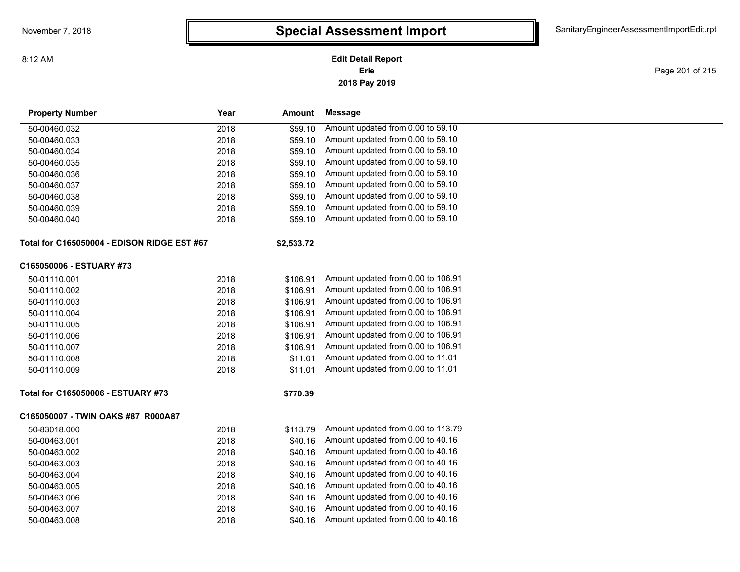# Special Assessment Import

**Edit Detail Report**
**Erie**
**2018 Pay 2019**

| Property Number | Year | Amount | Message |
|---|---|---|---|
| 50-00460.032 | 2018 | $59.10 | Amount updated from 0.00 to 59.10 |
| 50-00460.033 | 2018 | $59.10 | Amount updated from 0.00 to 59.10 |
| 50-00460.034 | 2018 | $59.10 | Amount updated from 0.00 to 59.10 |
| 50-00460.035 | 2018 | $59.10 | Amount updated from 0.00 to 59.10 |
| 50-00460.036 | 2018 | $59.10 | Amount updated from 0.00 to 59.10 |
| 50-00460.037 | 2018 | $59.10 | Amount updated from 0.00 to 59.10 |
| 50-00460.038 | 2018 | $59.10 | Amount updated from 0.00 to 59.10 |
| 50-00460.039 | 2018 | $59.10 | Amount updated from 0.00 to 59.10 |
| 50-00460.040 | 2018 | $59.10 | Amount updated from 0.00 to 59.10 |
| **Total for C165050004 - EDISON RIDGE EST #67** | | **$2,533.72** | |
| **C165050006 - ESTUARY #73** | | | |
| 50-01110.001 | 2018 | $106.91 | Amount updated from 0.00 to 106.91 |
| 50-01110.002 | 2018 | $106.91 | Amount updated from 0.00 to 106.91 |
| 50-01110.003 | 2018 | $106.91 | Amount updated from 0.00 to 106.91 |
| 50-01110.004 | 2018 | $106.91 | Amount updated from 0.00 to 106.91 |
| 50-01110.005 | 2018 | $106.91 | Amount updated from 0.00 to 106.91 |
| 50-01110.006 | 2018 | $106.91 | Amount updated from 0.00 to 106.91 |
| 50-01110.007 | 2018 | $106.91 | Amount updated from 0.00 to 106.91 |
| 50-01110.008 | 2018 | $11.01 | Amount updated from 0.00 to 11.01 |
| 50-01110.009 | 2018 | $11.01 | Amount updated from 0.00 to 11.01 |
| **Total for C165050006 - ESTUARY #73** | | **$770.39** | |
| **C165050007 - TWIN OAKS #87 R000A87** | | | |
| 50-83018.000 | 2018 | $113.79 | Amount updated from 0.00 to 113.79 |
| 50-00463.001 | 2018 | $40.16 | Amount updated from 0.00 to 40.16 |
| 50-00463.002 | 2018 | $40.16 | Amount updated from 0.00 to 40.16 |
| 50-00463.003 | 2018 | $40.16 | Amount updated from 0.00 to 40.16 |
| 50-00463.004 | 2018 | $40.16 | Amount updated from 0.00 to 40.16 |
| 50-00463.005 | 2018 | $40.16 | Amount updated from 0.00 to 40.16 |
| 50-00463.006 | 2018 | $40.16 | Amount updated from 0.00 to 40.16 |
| 50-00463.007 | 2018 | $40.16 | Amount updated from 0.00 to 40.16 |
| 50-00463.008 | 2018 | $40.16 | Amount updated from 0.00 to 40.16 |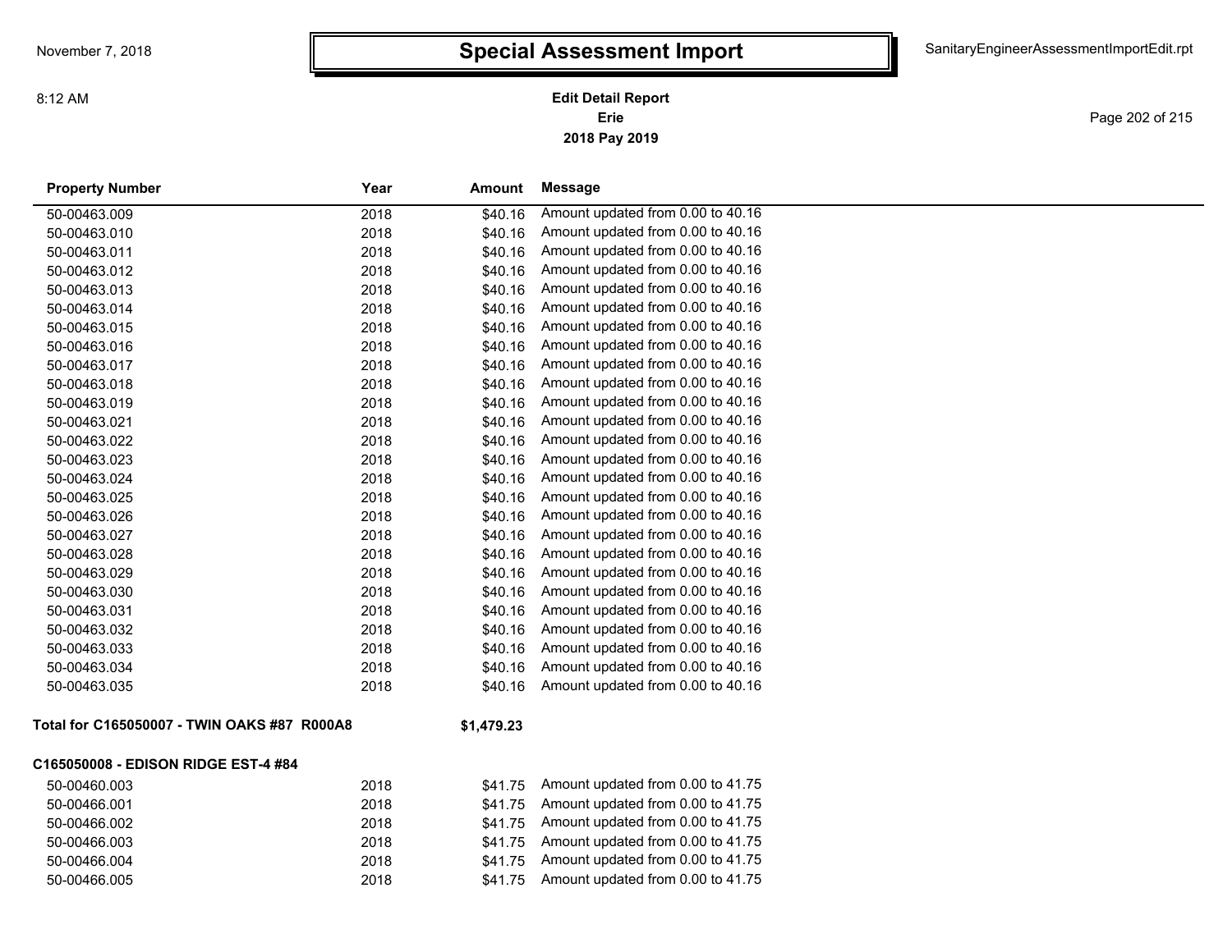# Special Assessment Import

**Edit Detail Report**
**Erie**
**2018 Pay 2019**

| Property Number | Year | Amount | Message |
|---|---|---|---|
| 50-00463.009 | 2018 | $40.16 | Amount updated from 0.00 to 40.16 |
| 50-00463.010 | 2018 | $40.16 | Amount updated from 0.00 to 40.16 |
| 50-00463.011 | 2018 | $40.16 | Amount updated from 0.00 to 40.16 |
| 50-00463.012 | 2018 | $40.16 | Amount updated from 0.00 to 40.16 |
| 50-00463.013 | 2018 | $40.16 | Amount updated from 0.00 to 40.16 |
| 50-00463.014 | 2018 | $40.16 | Amount updated from 0.00 to 40.16 |
| 50-00463.015 | 2018 | $40.16 | Amount updated from 0.00 to 40.16 |
| 50-00463.016 | 2018 | $40.16 | Amount updated from 0.00 to 40.16 |
| 50-00463.017 | 2018 | $40.16 | Amount updated from 0.00 to 40.16 |
| 50-00463.018 | 2018 | $40.16 | Amount updated from 0.00 to 40.16 |
| 50-00463.019 | 2018 | $40.16 | Amount updated from 0.00 to 40.16 |
| 50-00463.021 | 2018 | $40.16 | Amount updated from 0.00 to 40.16 |
| 50-00463.022 | 2018 | $40.16 | Amount updated from 0.00 to 40.16 |
| 50-00463.023 | 2018 | $40.16 | Amount updated from 0.00 to 40.16 |
| 50-00463.024 | 2018 | $40.16 | Amount updated from 0.00 to 40.16 |
| 50-00463.025 | 2018 | $40.16 | Amount updated from 0.00 to 40.16 |
| 50-00463.026 | 2018 | $40.16 | Amount updated from 0.00 to 40.16 |
| 50-00463.027 | 2018 | $40.16 | Amount updated from 0.00 to 40.16 |
| 50-00463.028 | 2018 | $40.16 | Amount updated from 0.00 to 40.16 |
| 50-00463.029 | 2018 | $40.16 | Amount updated from 0.00 to 40.16 |
| 50-00463.030 | 2018 | $40.16 | Amount updated from 0.00 to 40.16 |
| 50-00463.031 | 2018 | $40.16 | Amount updated from 0.00 to 40.16 |
| 50-00463.032 | 2018 | $40.16 | Amount updated from 0.00 to 40.16 |
| 50-00463.033 | 2018 | $40.16 | Amount updated from 0.00 to 40.16 |
| 50-00463.034 | 2018 | $40.16 | Amount updated from 0.00 to 40.16 |
| 50-00463.035 | 2018 | $40.16 | Amount updated from 0.00 to 40.16 |
| **Total for C165050007 - TWIN OAKS #87 R000A8** | | **$1,479.23** | |
| **C165050008 - EDISON RIDGE EST-4 #84** | | | |
| 50-00460.003 | 2018 | $41.75 | Amount updated from 0.00 to 41.75 |
| 50-00466.001 | 2018 | $41.75 | Amount updated from 0.00 to 41.75 |
| 50-00466.002 | 2018 | $41.75 | Amount updated from 0.00 to 41.75 |
| 50-00466.003 | 2018 | $41.75 | Amount updated from 0.00 to 41.75 |
| 50-00466.004 | 2018 | $41.75 | Amount updated from 0.00 to 41.75 |
| 50-00466.005 | 2018 | $41.75 | Amount updated from 0.00 to 41.75 |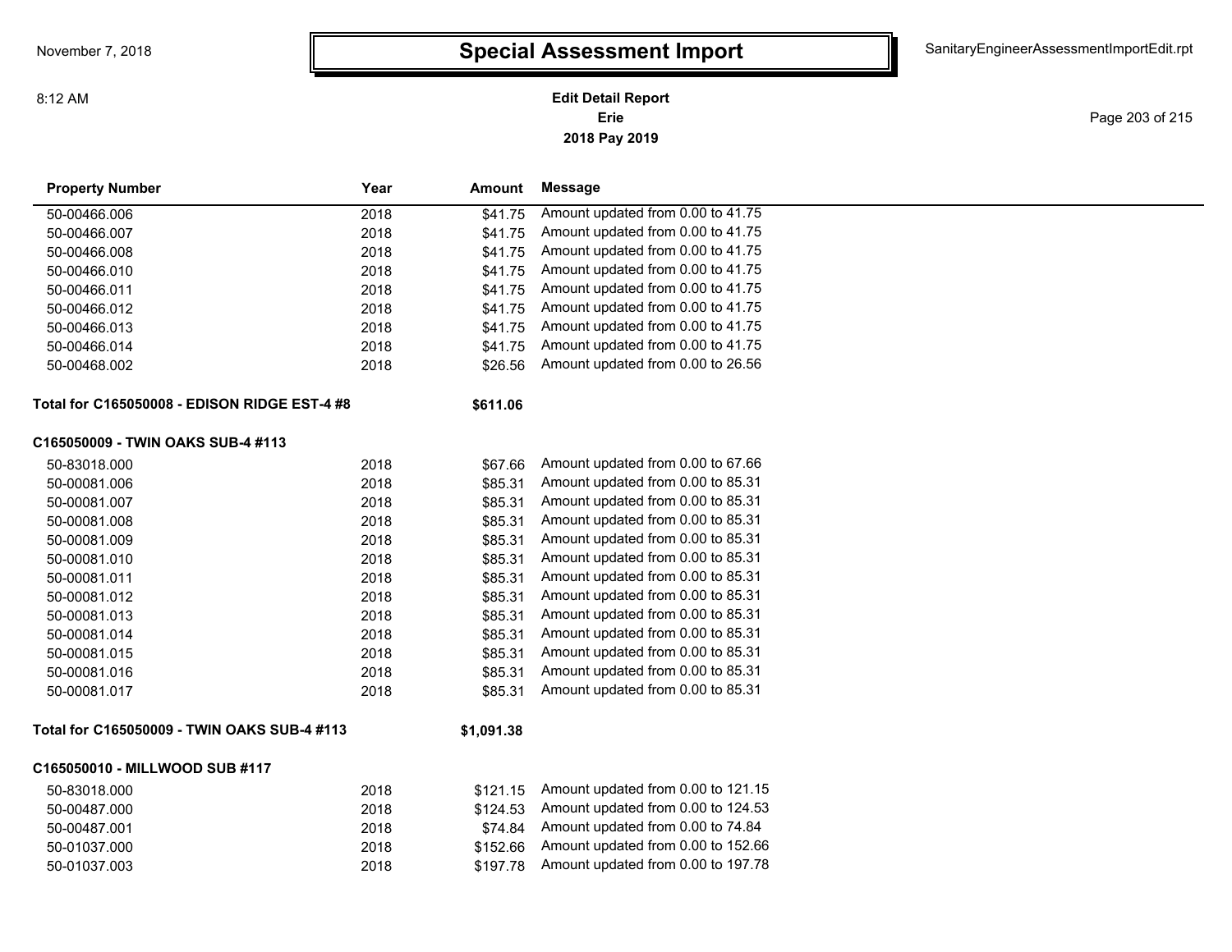# Special Assessment Import

**Edit Detail Report**
**Erie**
**2018 Pay 2019**

| Property Number | Year | Amount | Message |
|---|---|---|---|
| 50-00466.006 | 2018 | $41.75 | Amount updated from 0.00 to 41.75 |
| 50-00466.007 | 2018 | $41.75 | Amount updated from 0.00 to 41.75 |
| 50-00466.008 | 2018 | $41.75 | Amount updated from 0.00 to 41.75 |
| 50-00466.010 | 2018 | $41.75 | Amount updated from 0.00 to 41.75 |
| 50-00466.011 | 2018 | $41.75 | Amount updated from 0.00 to 41.75 |
| 50-00466.012 | 2018 | $41.75 | Amount updated from 0.00 to 41.75 |
| 50-00466.013 | 2018 | $41.75 | Amount updated from 0.00 to 41.75 |
| 50-00466.014 | 2018 | $41.75 | Amount updated from 0.00 to 41.75 |
| 50-00468.002 | 2018 | $26.56 | Amount updated from 0.00 to 26.56 |
| **Total for C165050008 - EDISON RIDGE EST-4 #8** | | **$611.06** | |
| **C165050009 - TWIN OAKS SUB-4 #113** | | | |
| 50-83018.000 | 2018 | $67.66 | Amount updated from 0.00 to 67.66 |
| 50-00081.006 | 2018 | $85.31 | Amount updated from 0.00 to 85.31 |
| 50-00081.007 | 2018 | $85.31 | Amount updated from 0.00 to 85.31 |
| 50-00081.008 | 2018 | $85.31 | Amount updated from 0.00 to 85.31 |
| 50-00081.009 | 2018 | $85.31 | Amount updated from 0.00 to 85.31 |
| 50-00081.010 | 2018 | $85.31 | Amount updated from 0.00 to 85.31 |
| 50-00081.011 | 2018 | $85.31 | Amount updated from 0.00 to 85.31 |
| 50-00081.012 | 2018 | $85.31 | Amount updated from 0.00 to 85.31 |
| 50-00081.013 | 2018 | $85.31 | Amount updated from 0.00 to 85.31 |
| 50-00081.014 | 2018 | $85.31 | Amount updated from 0.00 to 85.31 |
| 50-00081.015 | 2018 | $85.31 | Amount updated from 0.00 to 85.31 |
| 50-00081.016 | 2018 | $85.31 | Amount updated from 0.00 to 85.31 |
| 50-00081.017 | 2018 | $85.31 | Amount updated from 0.00 to 85.31 |
| **Total for C165050009 - TWIN OAKS SUB-4 #113** | | **$1,091.38** | |
| **C165050010 - MILLWOOD SUB #117** | | | |
| 50-83018.000 | 2018 | $121.15 | Amount updated from 0.00 to 121.15 |
| 50-00487.000 | 2018 | $124.53 | Amount updated from 0.00 to 124.53 |
| 50-00487.001 | 2018 | $74.84 | Amount updated from 0.00 to 74.84 |
| 50-01037.000 | 2018 | $152.66 | Amount updated from 0.00 to 152.66 |
| 50-01037.003 | 2018 | $197.78 | Amount updated from 0.00 to 197.78 |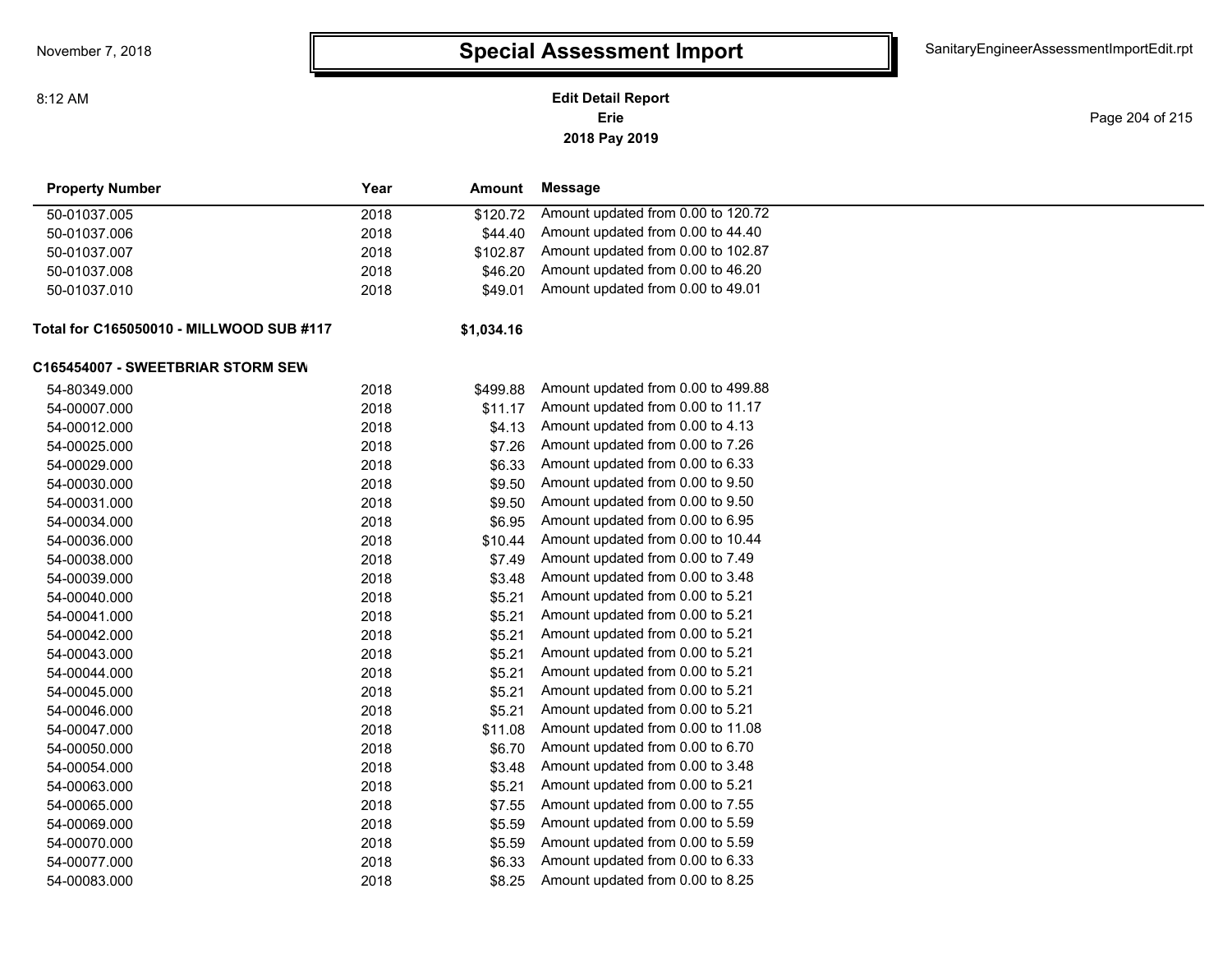# Special Assessment Import

**Edit Detail Report**
**Erie**
**2018 Pay 2019**

| Property Number | Year | Amount | Message |
|---|---|---|---|
| 50-01037.005 | 2018 | $120.72 | Amount updated from 0.00 to 120.72 |
| 50-01037.006 | 2018 | $44.40 | Amount updated from 0.00 to 44.40 |
| 50-01037.007 | 2018 | $102.87 | Amount updated from 0.00 to 102.87 |
| 50-01037.008 | 2018 | $46.20 | Amount updated from 0.00 to 46.20 |
| 50-01037.010 | 2018 | $49.01 | Amount updated from 0.00 to 49.01 |
| **Total for C165050010 - MILLWOOD SUB #117** | | **$1,034.16** | |
| **C165454007 - SWEETBRIAR STORM SEW** | | | |
| 54-80349.000 | 2018 | $499.88 | Amount updated from 0.00 to 499.88 |
| 54-00007.000 | 2018 | $11.17 | Amount updated from 0.00 to 11.17 |
| 54-00012.000 | 2018 | $4.13 | Amount updated from 0.00 to 4.13 |
| 54-00025.000 | 2018 | $7.26 | Amount updated from 0.00 to 7.26 |
| 54-00029.000 | 2018 | $6.33 | Amount updated from 0.00 to 6.33 |
| 54-00030.000 | 2018 | $9.50 | Amount updated from 0.00 to 9.50 |
| 54-00031.000 | 2018 | $9.50 | Amount updated from 0.00 to 9.50 |
| 54-00034.000 | 2018 | $6.95 | Amount updated from 0.00 to 6.95 |
| 54-00036.000 | 2018 | $10.44 | Amount updated from 0.00 to 10.44 |
| 54-00038.000 | 2018 | $7.49 | Amount updated from 0.00 to 7.49 |
| 54-00039.000 | 2018 | $3.48 | Amount updated from 0.00 to 3.48 |
| 54-00040.000 | 2018 | $5.21 | Amount updated from 0.00 to 5.21 |
| 54-00041.000 | 2018 | $5.21 | Amount updated from 0.00 to 5.21 |
| 54-00042.000 | 2018 | $5.21 | Amount updated from 0.00 to 5.21 |
| 54-00043.000 | 2018 | $5.21 | Amount updated from 0.00 to 5.21 |
| 54-00044.000 | 2018 | $5.21 | Amount updated from 0.00 to 5.21 |
| 54-00045.000 | 2018 | $5.21 | Amount updated from 0.00 to 5.21 |
| 54-00046.000 | 2018 | $5.21 | Amount updated from 0.00 to 5.21 |
| 54-00047.000 | 2018 | $11.08 | Amount updated from 0.00 to 11.08 |
| 54-00050.000 | 2018 | $6.70 | Amount updated from 0.00 to 6.70 |
| 54-00054.000 | 2018 | $3.48 | Amount updated from 0.00 to 3.48 |
| 54-00063.000 | 2018 | $5.21 | Amount updated from 0.00 to 5.21 |
| 54-00065.000 | 2018 | $7.55 | Amount updated from 0.00 to 7.55 |
| 54-00069.000 | 2018 | $5.59 | Amount updated from 0.00 to 5.59 |
| 54-00070.000 | 2018 | $5.59 | Amount updated from 0.00 to 5.59 |
| 54-00077.000 | 2018 | $6.33 | Amount updated from 0.00 to 6.33 |
| 54-00083.000 | 2018 | $8.25 | Amount updated from 0.00 to 8.25 |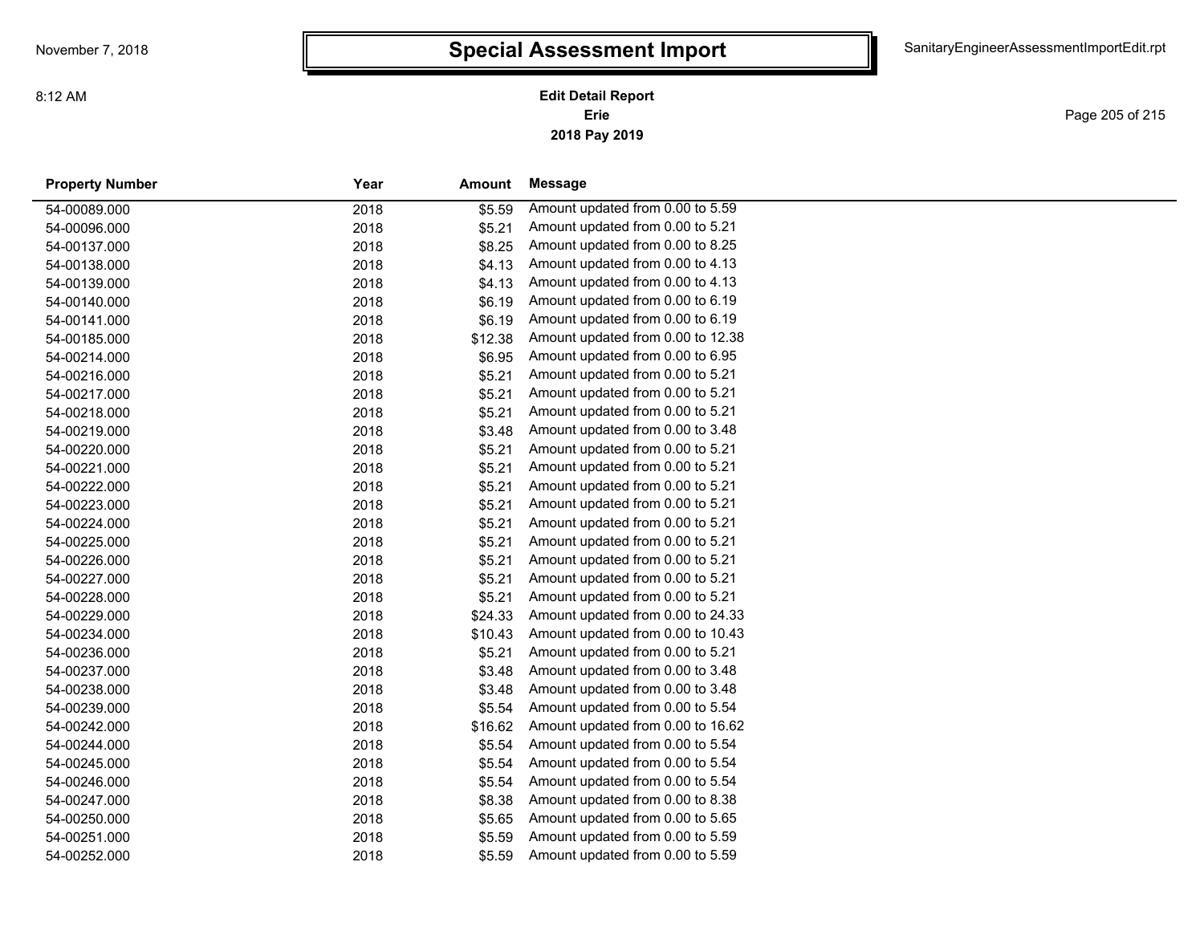# Special Assessment Import

**Edit Detail Report**
**Erie**
**2018 Pay 2019**

| Property Number | Year | Amount | Message |
|---|---|---|---|
| 54-00089.000 | 2018 | $5.59 | Amount updated from 0.00 to 5.59 |
| 54-00096.000 | 2018 | $5.21 | Amount updated from 0.00 to 5.21 |
| 54-00137.000 | 2018 | $8.25 | Amount updated from 0.00 to 8.25 |
| 54-00138.000 | 2018 | $4.13 | Amount updated from 0.00 to 4.13 |
| 54-00139.000 | 2018 | $4.13 | Amount updated from 0.00 to 4.13 |
| 54-00140.000 | 2018 | $6.19 | Amount updated from 0.00 to 6.19 |
| 54-00141.000 | 2018 | $6.19 | Amount updated from 0.00 to 6.19 |
| 54-00185.000 | 2018 | $12.38 | Amount updated from 0.00 to 12.38 |
| 54-00214.000 | 2018 | $6.95 | Amount updated from 0.00 to 6.95 |
| 54-00216.000 | 2018 | $5.21 | Amount updated from 0.00 to 5.21 |
| 54-00217.000 | 2018 | $5.21 | Amount updated from 0.00 to 5.21 |
| 54-00218.000 | 2018 | $5.21 | Amount updated from 0.00 to 5.21 |
| 54-00219.000 | 2018 | $3.48 | Amount updated from 0.00 to 3.48 |
| 54-00220.000 | 2018 | $5.21 | Amount updated from 0.00 to 5.21 |
| 54-00221.000 | 2018 | $5.21 | Amount updated from 0.00 to 5.21 |
| 54-00222.000 | 2018 | $5.21 | Amount updated from 0.00 to 5.21 |
| 54-00223.000 | 2018 | $5.21 | Amount updated from 0.00 to 5.21 |
| 54-00224.000 | 2018 | $5.21 | Amount updated from 0.00 to 5.21 |
| 54-00225.000 | 2018 | $5.21 | Amount updated from 0.00 to 5.21 |
| 54-00226.000 | 2018 | $5.21 | Amount updated from 0.00 to 5.21 |
| 54-00227.000 | 2018 | $5.21 | Amount updated from 0.00 to 5.21 |
| 54-00228.000 | 2018 | $5.21 | Amount updated from 0.00 to 5.21 |
| 54-00229.000 | 2018 | $24.33 | Amount updated from 0.00 to 24.33 |
| 54-00234.000 | 2018 | $10.43 | Amount updated from 0.00 to 10.43 |
| 54-00236.000 | 2018 | $5.21 | Amount updated from 0.00 to 5.21 |
| 54-00237.000 | 2018 | $3.48 | Amount updated from 0.00 to 3.48 |
| 54-00238.000 | 2018 | $3.48 | Amount updated from 0.00 to 3.48 |
| 54-00239.000 | 2018 | $5.54 | Amount updated from 0.00 to 5.54 |
| 54-00242.000 | 2018 | $16.62 | Amount updated from 0.00 to 16.62 |
| 54-00244.000 | 2018 | $5.54 | Amount updated from 0.00 to 5.54 |
| 54-00245.000 | 2018 | $5.54 | Amount updated from 0.00 to 5.54 |
| 54-00246.000 | 2018 | $5.54 | Amount updated from 0.00 to 5.54 |
| 54-00247.000 | 2018 | $8.38 | Amount updated from 0.00 to 8.38 |
| 54-00250.000 | 2018 | $5.65 | Amount updated from 0.00 to 5.65 |
| 54-00251.000 | 2018 | $5.59 | Amount updated from 0.00 to 5.59 |
| 54-00252.000 | 2018 | $5.59 | Amount updated from 0.00 to 5.59 |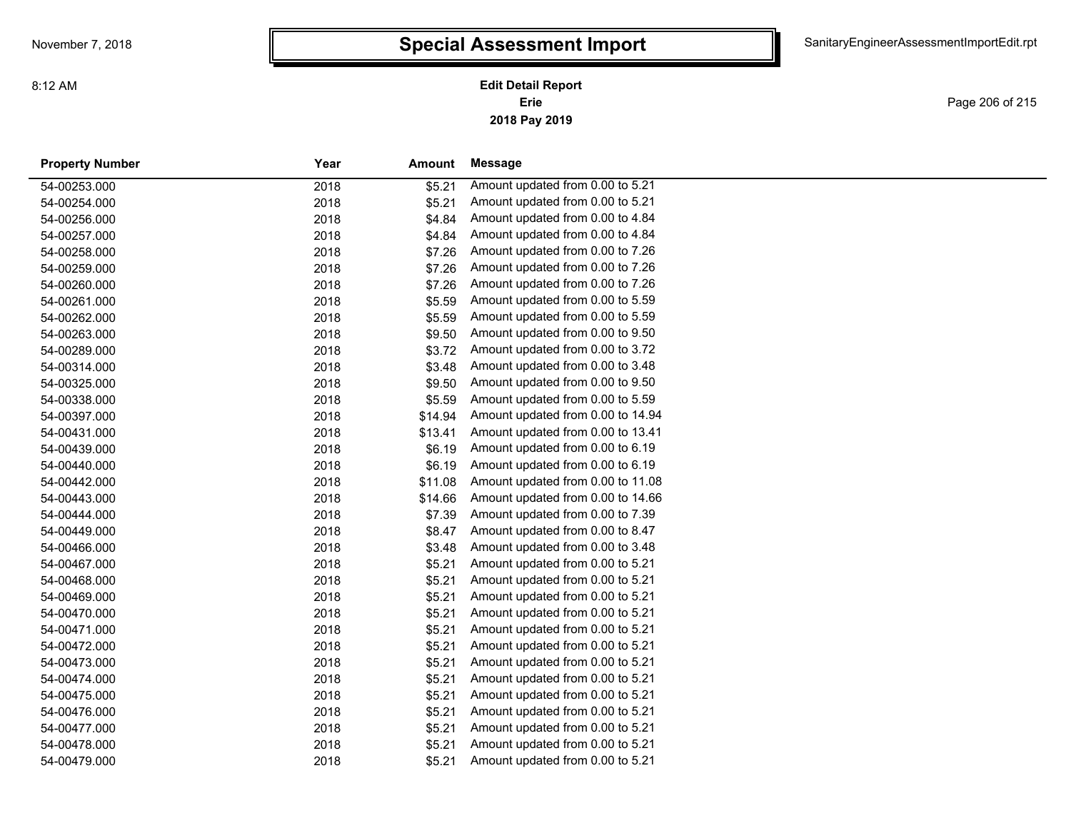# Special Assessment Import

**Edit Detail Report**
**Erie**
**2018 Pay 2019**

| Property Number | Year | Amount | Message |
|---|---|---|---|
| 54-00253.000 | 2018 | $5.21 | Amount updated from 0.00 to 5.21 |
| 54-00254.000 | 2018 | $5.21 | Amount updated from 0.00 to 5.21 |
| 54-00256.000 | 2018 | $4.84 | Amount updated from 0.00 to 4.84 |
| 54-00257.000 | 2018 | $4.84 | Amount updated from 0.00 to 4.84 |
| 54-00258.000 | 2018 | $7.26 | Amount updated from 0.00 to 7.26 |
| 54-00259.000 | 2018 | $7.26 | Amount updated from 0.00 to 7.26 |
| 54-00260.000 | 2018 | $7.26 | Amount updated from 0.00 to 7.26 |
| 54-00261.000 | 2018 | $5.59 | Amount updated from 0.00 to 5.59 |
| 54-00262.000 | 2018 | $5.59 | Amount updated from 0.00 to 5.59 |
| 54-00263.000 | 2018 | $9.50 | Amount updated from 0.00 to 9.50 |
| 54-00289.000 | 2018 | $3.72 | Amount updated from 0.00 to 3.72 |
| 54-00314.000 | 2018 | $3.48 | Amount updated from 0.00 to 3.48 |
| 54-00325.000 | 2018 | $9.50 | Amount updated from 0.00 to 9.50 |
| 54-00338.000 | 2018 | $5.59 | Amount updated from 0.00 to 5.59 |
| 54-00397.000 | 2018 | $14.94 | Amount updated from 0.00 to 14.94 |
| 54-00431.000 | 2018 | $13.41 | Amount updated from 0.00 to 13.41 |
| 54-00439.000 | 2018 | $6.19 | Amount updated from 0.00 to 6.19 |
| 54-00440.000 | 2018 | $6.19 | Amount updated from 0.00 to 6.19 |
| 54-00442.000 | 2018 | $11.08 | Amount updated from 0.00 to 11.08 |
| 54-00443.000 | 2018 | $14.66 | Amount updated from 0.00 to 14.66 |
| 54-00444.000 | 2018 | $7.39 | Amount updated from 0.00 to 7.39 |
| 54-00449.000 | 2018 | $8.47 | Amount updated from 0.00 to 8.47 |
| 54-00466.000 | 2018 | $3.48 | Amount updated from 0.00 to 3.48 |
| 54-00467.000 | 2018 | $5.21 | Amount updated from 0.00 to 5.21 |
| 54-00468.000 | 2018 | $5.21 | Amount updated from 0.00 to 5.21 |
| 54-00469.000 | 2018 | $5.21 | Amount updated from 0.00 to 5.21 |
| 54-00470.000 | 2018 | $5.21 | Amount updated from 0.00 to 5.21 |
| 54-00471.000 | 2018 | $5.21 | Amount updated from 0.00 to 5.21 |
| 54-00472.000 | 2018 | $5.21 | Amount updated from 0.00 to 5.21 |
| 54-00473.000 | 2018 | $5.21 | Amount updated from 0.00 to 5.21 |
| 54-00474.000 | 2018 | $5.21 | Amount updated from 0.00 to 5.21 |
| 54-00475.000 | 2018 | $5.21 | Amount updated from 0.00 to 5.21 |
| 54-00476.000 | 2018 | $5.21 | Amount updated from 0.00 to 5.21 |
| 54-00477.000 | 2018 | $5.21 | Amount updated from 0.00 to 5.21 |
| 54-00478.000 | 2018 | $5.21 | Amount updated from 0.00 to 5.21 |
| 54-00479.000 | 2018 | $5.21 | Amount updated from 0.00 to 5.21 |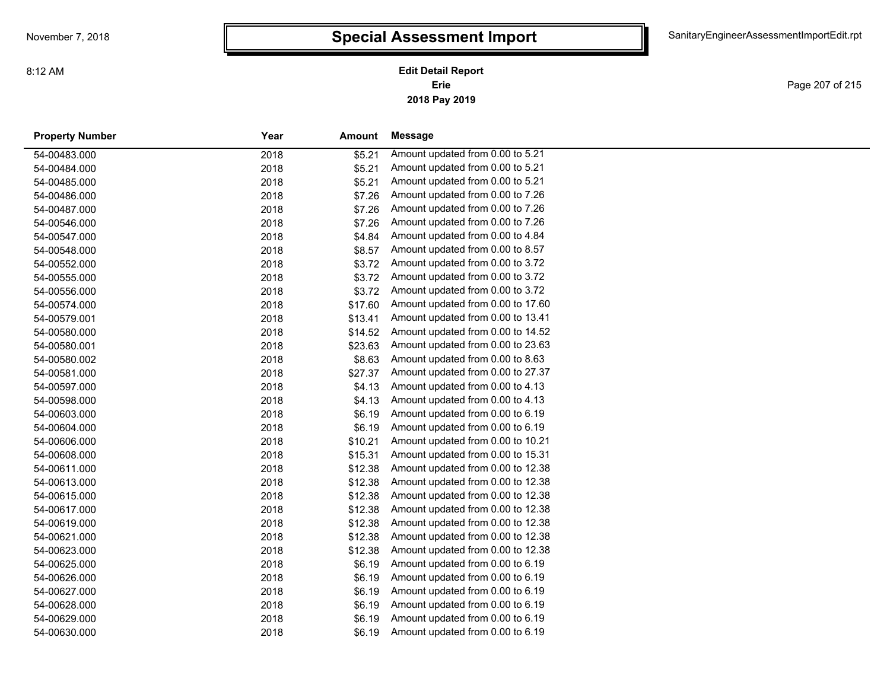# Special Assessment Import

**Edit Detail Report**
**Erie**
**2018 Pay 2019**

| Property Number | Year | Amount | Message |
|---|---|---|---|
| 54-00483.000 | 2018 | $5.21 | Amount updated from 0.00 to 5.21 |
| 54-00484.000 | 2018 | $5.21 | Amount updated from 0.00 to 5.21 |
| 54-00485.000 | 2018 | $5.21 | Amount updated from 0.00 to 5.21 |
| 54-00486.000 | 2018 | $7.26 | Amount updated from 0.00 to 7.26 |
| 54-00487.000 | 2018 | $7.26 | Amount updated from 0.00 to 7.26 |
| 54-00546.000 | 2018 | $7.26 | Amount updated from 0.00 to 7.26 |
| 54-00547.000 | 2018 | $4.84 | Amount updated from 0.00 to 4.84 |
| 54-00548.000 | 2018 | $8.57 | Amount updated from 0.00 to 8.57 |
| 54-00552.000 | 2018 | $3.72 | Amount updated from 0.00 to 3.72 |
| 54-00555.000 | 2018 | $3.72 | Amount updated from 0.00 to 3.72 |
| 54-00556.000 | 2018 | $3.72 | Amount updated from 0.00 to 3.72 |
| 54-00574.000 | 2018 | $17.60 | Amount updated from 0.00 to 17.60 |
| 54-00579.001 | 2018 | $13.41 | Amount updated from 0.00 to 13.41 |
| 54-00580.000 | 2018 | $14.52 | Amount updated from 0.00 to 14.52 |
| 54-00580.001 | 2018 | $23.63 | Amount updated from 0.00 to 23.63 |
| 54-00580.002 | 2018 | $8.63 | Amount updated from 0.00 to 8.63 |
| 54-00581.000 | 2018 | $27.37 | Amount updated from 0.00 to 27.37 |
| 54-00597.000 | 2018 | $4.13 | Amount updated from 0.00 to 4.13 |
| 54-00598.000 | 2018 | $4.13 | Amount updated from 0.00 to 4.13 |
| 54-00603.000 | 2018 | $6.19 | Amount updated from 0.00 to 6.19 |
| 54-00604.000 | 2018 | $6.19 | Amount updated from 0.00 to 6.19 |
| 54-00606.000 | 2018 | $10.21 | Amount updated from 0.00 to 10.21 |
| 54-00608.000 | 2018 | $15.31 | Amount updated from 0.00 to 15.31 |
| 54-00611.000 | 2018 | $12.38 | Amount updated from 0.00 to 12.38 |
| 54-00613.000 | 2018 | $12.38 | Amount updated from 0.00 to 12.38 |
| 54-00615.000 | 2018 | $12.38 | Amount updated from 0.00 to 12.38 |
| 54-00617.000 | 2018 | $12.38 | Amount updated from 0.00 to 12.38 |
| 54-00619.000 | 2018 | $12.38 | Amount updated from 0.00 to 12.38 |
| 54-00621.000 | 2018 | $12.38 | Amount updated from 0.00 to 12.38 |
| 54-00623.000 | 2018 | $12.38 | Amount updated from 0.00 to 12.38 |
| 54-00625.000 | 2018 | $6.19 | Amount updated from 0.00 to 6.19 |
| 54-00626.000 | 2018 | $6.19 | Amount updated from 0.00 to 6.19 |
| 54-00627.000 | 2018 | $6.19 | Amount updated from 0.00 to 6.19 |
| 54-00628.000 | 2018 | $6.19 | Amount updated from 0.00 to 6.19 |
| 54-00629.000 | 2018 | $6.19 | Amount updated from 0.00 to 6.19 |
| 54-00630.000 | 2018 | $6.19 | Amount updated from 0.00 to 6.19 |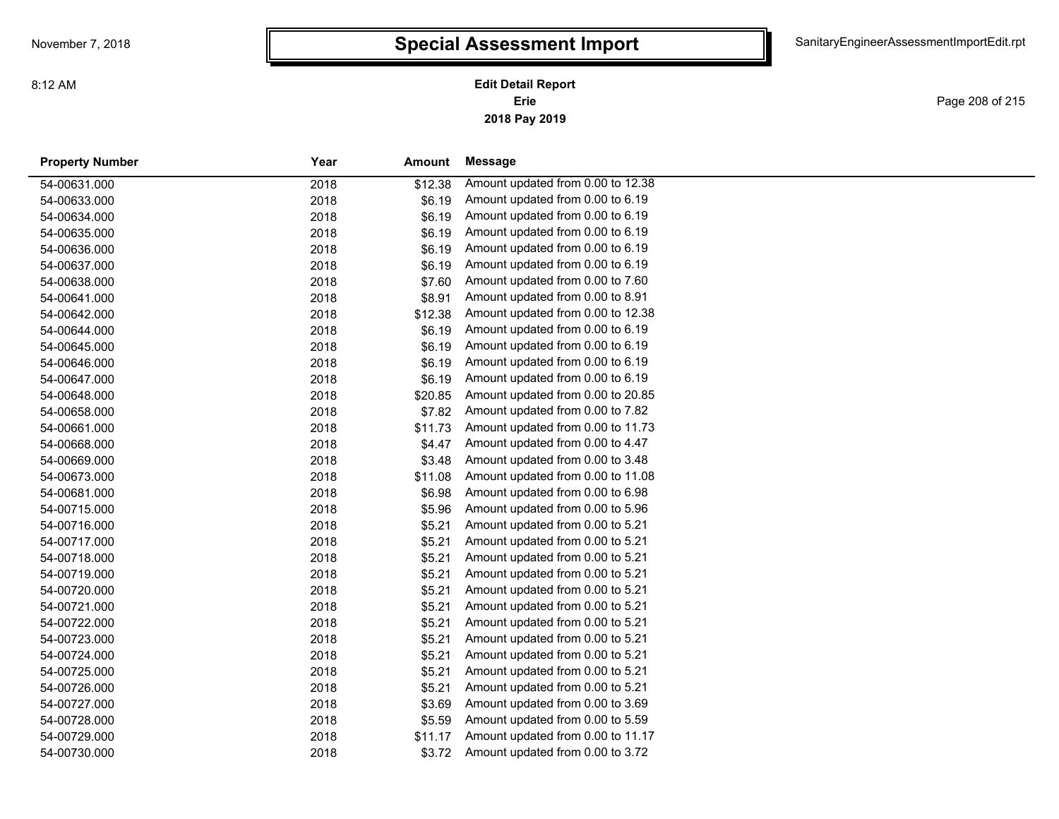# Special Assessment Import

**Edit Detail Report**
**Erie**
**2018 Pay 2019**

| Property Number | Year | Amount | Message |
|---|---|---|---|
| 54-00631.000 | 2018 | $12.38 | Amount updated from 0.00 to 12.38 |
| 54-00633.000 | 2018 | $6.19 | Amount updated from 0.00 to 6.19 |
| 54-00634.000 | 2018 | $6.19 | Amount updated from 0.00 to 6.19 |
| 54-00635.000 | 2018 | $6.19 | Amount updated from 0.00 to 6.19 |
| 54-00636.000 | 2018 | $6.19 | Amount updated from 0.00 to 6.19 |
| 54-00637.000 | 2018 | $6.19 | Amount updated from 0.00 to 6.19 |
| 54-00638.000 | 2018 | $7.60 | Amount updated from 0.00 to 7.60 |
| 54-00641.000 | 2018 | $8.91 | Amount updated from 0.00 to 8.91 |
| 54-00642.000 | 2018 | $12.38 | Amount updated from 0.00 to 12.38 |
| 54-00644.000 | 2018 | $6.19 | Amount updated from 0.00 to 6.19 |
| 54-00645.000 | 2018 | $6.19 | Amount updated from 0.00 to 6.19 |
| 54-00646.000 | 2018 | $6.19 | Amount updated from 0.00 to 6.19 |
| 54-00647.000 | 2018 | $6.19 | Amount updated from 0.00 to 6.19 |
| 54-00648.000 | 2018 | $20.85 | Amount updated from 0.00 to 20.85 |
| 54-00658.000 | 2018 | $7.82 | Amount updated from 0.00 to 7.82 |
| 54-00661.000 | 2018 | $11.73 | Amount updated from 0.00 to 11.73 |
| 54-00668.000 | 2018 | $4.47 | Amount updated from 0.00 to 4.47 |
| 54-00669.000 | 2018 | $3.48 | Amount updated from 0.00 to 3.48 |
| 54-00673.000 | 2018 | $11.08 | Amount updated from 0.00 to 11.08 |
| 54-00681.000 | 2018 | $6.98 | Amount updated from 0.00 to 6.98 |
| 54-00715.000 | 2018 | $5.96 | Amount updated from 0.00 to 5.96 |
| 54-00716.000 | 2018 | $5.21 | Amount updated from 0.00 to 5.21 |
| 54-00717.000 | 2018 | $5.21 | Amount updated from 0.00 to 5.21 |
| 54-00718.000 | 2018 | $5.21 | Amount updated from 0.00 to 5.21 |
| 54-00719.000 | 2018 | $5.21 | Amount updated from 0.00 to 5.21 |
| 54-00720.000 | 2018 | $5.21 | Amount updated from 0.00 to 5.21 |
| 54-00721.000 | 2018 | $5.21 | Amount updated from 0.00 to 5.21 |
| 54-00722.000 | 2018 | $5.21 | Amount updated from 0.00 to 5.21 |
| 54-00723.000 | 2018 | $5.21 | Amount updated from 0.00 to 5.21 |
| 54-00724.000 | 2018 | $5.21 | Amount updated from 0.00 to 5.21 |
| 54-00725.000 | 2018 | $5.21 | Amount updated from 0.00 to 5.21 |
| 54-00726.000 | 2018 | $5.21 | Amount updated from 0.00 to 5.21 |
| 54-00727.000 | 2018 | $3.69 | Amount updated from 0.00 to 3.69 |
| 54-00728.000 | 2018 | $5.59 | Amount updated from 0.00 to 5.59 |
| 54-00729.000 | 2018 | $11.17 | Amount updated from 0.00 to 11.17 |
| 54-00730.000 | 2018 | $3.72 | Amount updated from 0.00 to 3.72 |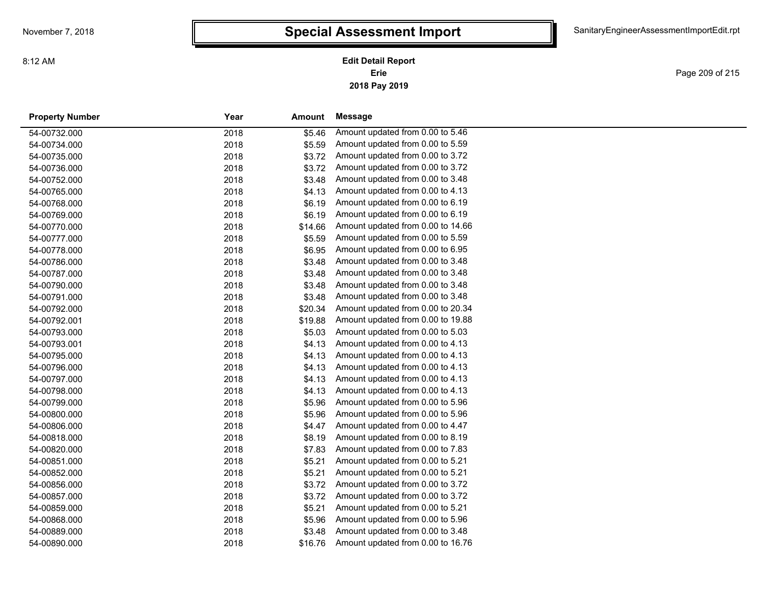# Special Assessment Import

**Edit Detail Report**
**Erie**
**2018 Pay 2019**

| Property Number | Year | Amount | Message |
|---|---|---|---|
| 54-00732.000 | 2018 | $5.46 | Amount updated from 0.00 to 5.46 |
| 54-00734.000 | 2018 | $5.59 | Amount updated from 0.00 to 5.59 |
| 54-00735.000 | 2018 | $3.72 | Amount updated from 0.00 to 3.72 |
| 54-00736.000 | 2018 | $3.72 | Amount updated from 0.00 to 3.72 |
| 54-00752.000 | 2018 | $3.48 | Amount updated from 0.00 to 3.48 |
| 54-00765.000 | 2018 | $4.13 | Amount updated from 0.00 to 4.13 |
| 54-00768.000 | 2018 | $6.19 | Amount updated from 0.00 to 6.19 |
| 54-00769.000 | 2018 | $6.19 | Amount updated from 0.00 to 6.19 |
| 54-00770.000 | 2018 | $14.66 | Amount updated from 0.00 to 14.66 |
| 54-00777.000 | 2018 | $5.59 | Amount updated from 0.00 to 5.59 |
| 54-00778.000 | 2018 | $6.95 | Amount updated from 0.00 to 6.95 |
| 54-00786.000 | 2018 | $3.48 | Amount updated from 0.00 to 3.48 |
| 54-00787.000 | 2018 | $3.48 | Amount updated from 0.00 to 3.48 |
| 54-00790.000 | 2018 | $3.48 | Amount updated from 0.00 to 3.48 |
| 54-00791.000 | 2018 | $3.48 | Amount updated from 0.00 to 3.48 |
| 54-00792.000 | 2018 | $20.34 | Amount updated from 0.00 to 20.34 |
| 54-00792.001 | 2018 | $19.88 | Amount updated from 0.00 to 19.88 |
| 54-00793.000 | 2018 | $5.03 | Amount updated from 0.00 to 5.03 |
| 54-00793.001 | 2018 | $4.13 | Amount updated from 0.00 to 4.13 |
| 54-00795.000 | 2018 | $4.13 | Amount updated from 0.00 to 4.13 |
| 54-00796.000 | 2018 | $4.13 | Amount updated from 0.00 to 4.13 |
| 54-00797.000 | 2018 | $4.13 | Amount updated from 0.00 to 4.13 |
| 54-00798.000 | 2018 | $4.13 | Amount updated from 0.00 to 4.13 |
| 54-00799.000 | 2018 | $5.96 | Amount updated from 0.00 to 5.96 |
| 54-00800.000 | 2018 | $5.96 | Amount updated from 0.00 to 5.96 |
| 54-00806.000 | 2018 | $4.47 | Amount updated from 0.00 to 4.47 |
| 54-00818.000 | 2018 | $8.19 | Amount updated from 0.00 to 8.19 |
| 54-00820.000 | 2018 | $7.83 | Amount updated from 0.00 to 7.83 |
| 54-00851.000 | 2018 | $5.21 | Amount updated from 0.00 to 5.21 |
| 54-00852.000 | 2018 | $5.21 | Amount updated from 0.00 to 5.21 |
| 54-00856.000 | 2018 | $3.72 | Amount updated from 0.00 to 3.72 |
| 54-00857.000 | 2018 | $3.72 | Amount updated from 0.00 to 3.72 |
| 54-00859.000 | 2018 | $5.21 | Amount updated from 0.00 to 5.21 |
| 54-00868.000 | 2018 | $5.96 | Amount updated from 0.00 to 5.96 |
| 54-00889.000 | 2018 | $3.48 | Amount updated from 0.00 to 3.48 |
| 54-00890.000 | 2018 | $16.76 | Amount updated from 0.00 to 16.76 |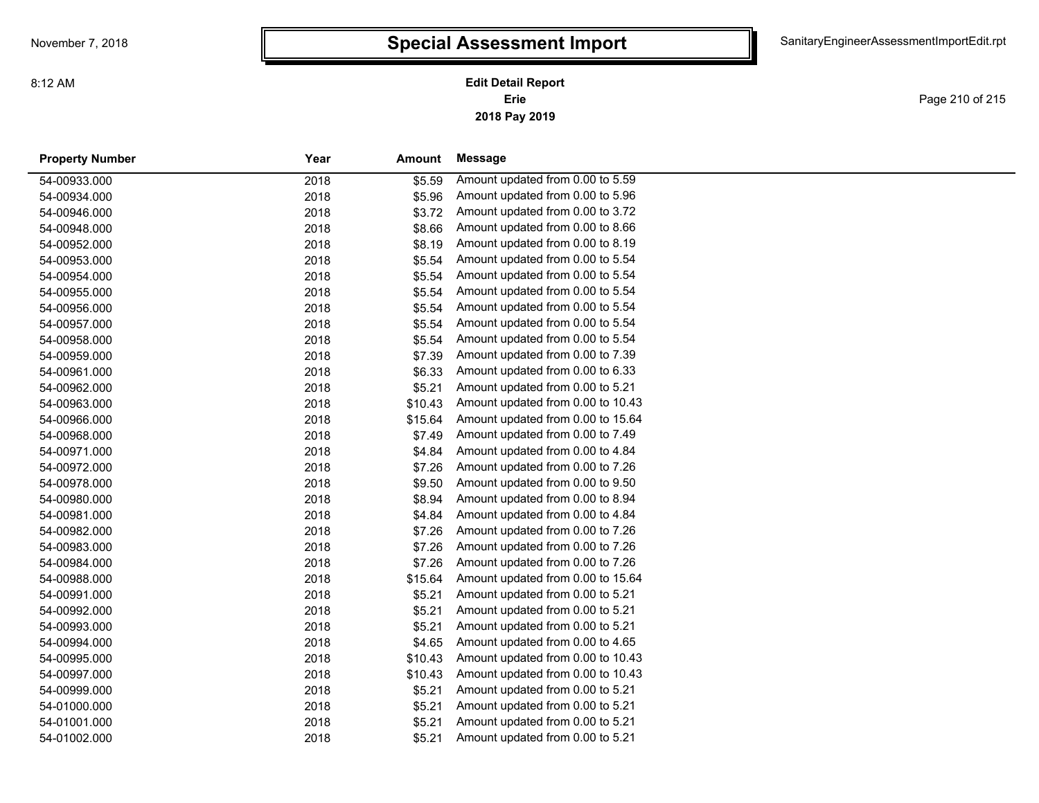# Special Assessment Import

**Edit Detail Report**
**Erie**
**2018 Pay 2019**

| Property Number | Year | Amount | Message |
|---|---|---|---|
| 54-00933.000 | 2018 | $5.59 | Amount updated from 0.00 to 5.59 |
| 54-00934.000 | 2018 | $5.96 | Amount updated from 0.00 to 5.96 |
| 54-00946.000 | 2018 | $3.72 | Amount updated from 0.00 to 3.72 |
| 54-00948.000 | 2018 | $8.66 | Amount updated from 0.00 to 8.66 |
| 54-00952.000 | 2018 | $8.19 | Amount updated from 0.00 to 8.19 |
| 54-00953.000 | 2018 | $5.54 | Amount updated from 0.00 to 5.54 |
| 54-00954.000 | 2018 | $5.54 | Amount updated from 0.00 to 5.54 |
| 54-00955.000 | 2018 | $5.54 | Amount updated from 0.00 to 5.54 |
| 54-00956.000 | 2018 | $5.54 | Amount updated from 0.00 to 5.54 |
| 54-00957.000 | 2018 | $5.54 | Amount updated from 0.00 to 5.54 |
| 54-00958.000 | 2018 | $5.54 | Amount updated from 0.00 to 5.54 |
| 54-00959.000 | 2018 | $7.39 | Amount updated from 0.00 to 7.39 |
| 54-00961.000 | 2018 | $6.33 | Amount updated from 0.00 to 6.33 |
| 54-00962.000 | 2018 | $5.21 | Amount updated from 0.00 to 5.21 |
| 54-00963.000 | 2018 | $10.43 | Amount updated from 0.00 to 10.43 |
| 54-00966.000 | 2018 | $15.64 | Amount updated from 0.00 to 15.64 |
| 54-00968.000 | 2018 | $7.49 | Amount updated from 0.00 to 7.49 |
| 54-00971.000 | 2018 | $4.84 | Amount updated from 0.00 to 4.84 |
| 54-00972.000 | 2018 | $7.26 | Amount updated from 0.00 to 7.26 |
| 54-00978.000 | 2018 | $9.50 | Amount updated from 0.00 to 9.50 |
| 54-00980.000 | 2018 | $8.94 | Amount updated from 0.00 to 8.94 |
| 54-00981.000 | 2018 | $4.84 | Amount updated from 0.00 to 4.84 |
| 54-00982.000 | 2018 | $7.26 | Amount updated from 0.00 to 7.26 |
| 54-00983.000 | 2018 | $7.26 | Amount updated from 0.00 to 7.26 |
| 54-00984.000 | 2018 | $7.26 | Amount updated from 0.00 to 7.26 |
| 54-00988.000 | 2018 | $15.64 | Amount updated from 0.00 to 15.64 |
| 54-00991.000 | 2018 | $5.21 | Amount updated from 0.00 to 5.21 |
| 54-00992.000 | 2018 | $5.21 | Amount updated from 0.00 to 5.21 |
| 54-00993.000 | 2018 | $5.21 | Amount updated from 0.00 to 5.21 |
| 54-00994.000 | 2018 | $4.65 | Amount updated from 0.00 to 4.65 |
| 54-00995.000 | 2018 | $10.43 | Amount updated from 0.00 to 10.43 |
| 54-00997.000 | 2018 | $10.43 | Amount updated from 0.00 to 10.43 |
| 54-00999.000 | 2018 | $5.21 | Amount updated from 0.00 to 5.21 |
| 54-01000.000 | 2018 | $5.21 | Amount updated from 0.00 to 5.21 |
| 54-01001.000 | 2018 | $5.21 | Amount updated from 0.00 to 5.21 |
| 54-01002.000 | 2018 | $5.21 | Amount updated from 0.00 to 5.21 |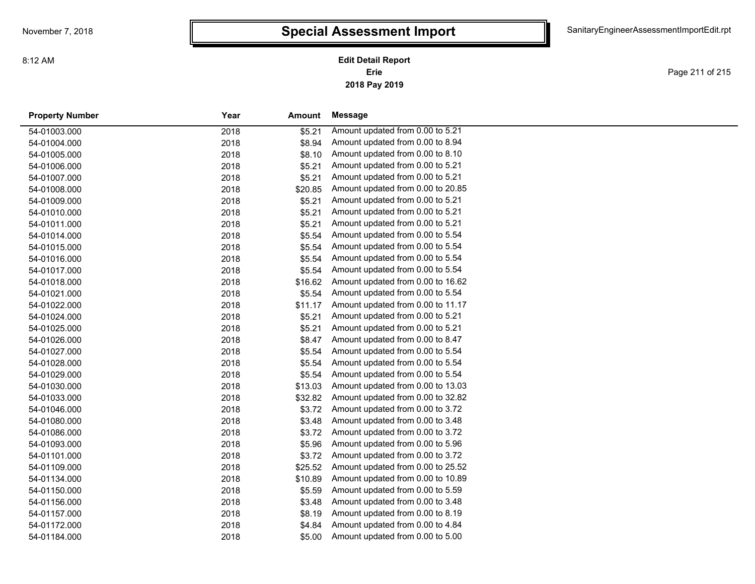# Special Assessment Import

**Edit Detail Report**
**Erie**
**2018 Pay 2019**

| Property Number | Year | Amount | Message |
|---|---|---|---|
| 54-01003.000 | 2018 | $5.21 | Amount updated from 0.00 to 5.21 |
| 54-01004.000 | 2018 | $8.94 | Amount updated from 0.00 to 8.94 |
| 54-01005.000 | 2018 | $8.10 | Amount updated from 0.00 to 8.10 |
| 54-01006.000 | 2018 | $5.21 | Amount updated from 0.00 to 5.21 |
| 54-01007.000 | 2018 | $5.21 | Amount updated from 0.00 to 5.21 |
| 54-01008.000 | 2018 | $20.85 | Amount updated from 0.00 to 20.85 |
| 54-01009.000 | 2018 | $5.21 | Amount updated from 0.00 to 5.21 |
| 54-01010.000 | 2018 | $5.21 | Amount updated from 0.00 to 5.21 |
| 54-01011.000 | 2018 | $5.21 | Amount updated from 0.00 to 5.21 |
| 54-01014.000 | 2018 | $5.54 | Amount updated from 0.00 to 5.54 |
| 54-01015.000 | 2018 | $5.54 | Amount updated from 0.00 to 5.54 |
| 54-01016.000 | 2018 | $5.54 | Amount updated from 0.00 to 5.54 |
| 54-01017.000 | 2018 | $5.54 | Amount updated from 0.00 to 5.54 |
| 54-01018.000 | 2018 | $16.62 | Amount updated from 0.00 to 16.62 |
| 54-01021.000 | 2018 | $5.54 | Amount updated from 0.00 to 5.54 |
| 54-01022.000 | 2018 | $11.17 | Amount updated from 0.00 to 11.17 |
| 54-01024.000 | 2018 | $5.21 | Amount updated from 0.00 to 5.21 |
| 54-01025.000 | 2018 | $5.21 | Amount updated from 0.00 to 5.21 |
| 54-01026.000 | 2018 | $8.47 | Amount updated from 0.00 to 8.47 |
| 54-01027.000 | 2018 | $5.54 | Amount updated from 0.00 to 5.54 |
| 54-01028.000 | 2018 | $5.54 | Amount updated from 0.00 to 5.54 |
| 54-01029.000 | 2018 | $5.54 | Amount updated from 0.00 to 5.54 |
| 54-01030.000 | 2018 | $13.03 | Amount updated from 0.00 to 13.03 |
| 54-01033.000 | 2018 | $32.82 | Amount updated from 0.00 to 32.82 |
| 54-01046.000 | 2018 | $3.72 | Amount updated from 0.00 to 3.72 |
| 54-01080.000 | 2018 | $3.48 | Amount updated from 0.00 to 3.48 |
| 54-01086.000 | 2018 | $3.72 | Amount updated from 0.00 to 3.72 |
| 54-01093.000 | 2018 | $5.96 | Amount updated from 0.00 to 5.96 |
| 54-01101.000 | 2018 | $3.72 | Amount updated from 0.00 to 3.72 |
| 54-01109.000 | 2018 | $25.52 | Amount updated from 0.00 to 25.52 |
| 54-01134.000 | 2018 | $10.89 | Amount updated from 0.00 to 10.89 |
| 54-01150.000 | 2018 | $5.59 | Amount updated from 0.00 to 5.59 |
| 54-01156.000 | 2018 | $3.48 | Amount updated from 0.00 to 3.48 |
| 54-01157.000 | 2018 | $8.19 | Amount updated from 0.00 to 8.19 |
| 54-01172.000 | 2018 | $4.84 | Amount updated from 0.00 to 4.84 |
| 54-01184.000 | 2018 | $5.00 | Amount updated from 0.00 to 5.00 |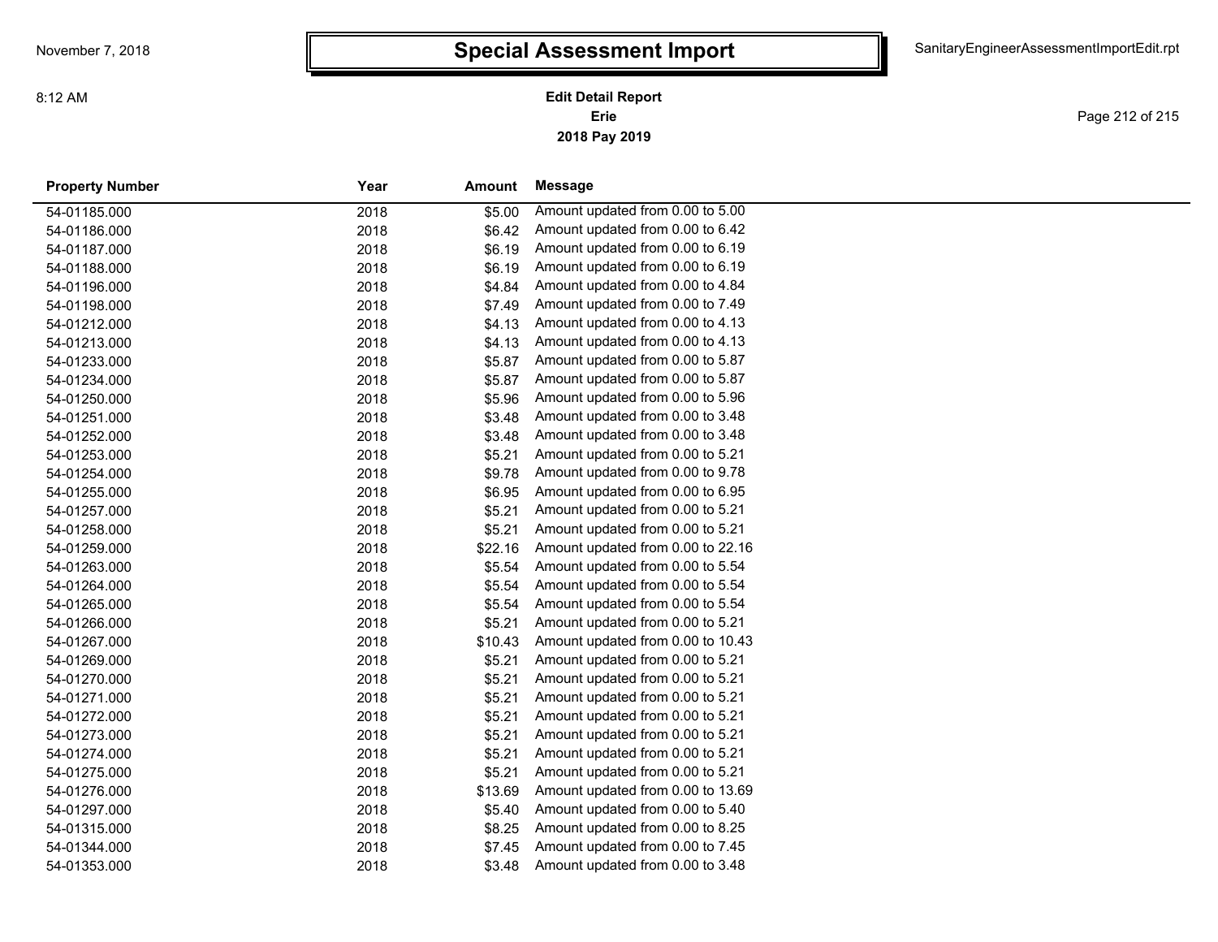# Special Assessment Import

**Edit Detail Report**
**Erie**
**2018 Pay 2019**

| Property Number | Year | Amount | Message |
|---|---|---|---|
| 54-01185.000 | 2018 | $5.00 | Amount updated from 0.00 to 5.00 |
| 54-01186.000 | 2018 | $6.42 | Amount updated from 0.00 to 6.42 |
| 54-01187.000 | 2018 | $6.19 | Amount updated from 0.00 to 6.19 |
| 54-01188.000 | 2018 | $6.19 | Amount updated from 0.00 to 6.19 |
| 54-01196.000 | 2018 | $4.84 | Amount updated from 0.00 to 4.84 |
| 54-01198.000 | 2018 | $7.49 | Amount updated from 0.00 to 7.49 |
| 54-01212.000 | 2018 | $4.13 | Amount updated from 0.00 to 4.13 |
| 54-01213.000 | 2018 | $4.13 | Amount updated from 0.00 to 4.13 |
| 54-01233.000 | 2018 | $5.87 | Amount updated from 0.00 to 5.87 |
| 54-01234.000 | 2018 | $5.87 | Amount updated from 0.00 to 5.87 |
| 54-01250.000 | 2018 | $5.96 | Amount updated from 0.00 to 5.96 |
| 54-01251.000 | 2018 | $3.48 | Amount updated from 0.00 to 3.48 |
| 54-01252.000 | 2018 | $3.48 | Amount updated from 0.00 to 3.48 |
| 54-01253.000 | 2018 | $5.21 | Amount updated from 0.00 to 5.21 |
| 54-01254.000 | 2018 | $9.78 | Amount updated from 0.00 to 9.78 |
| 54-01255.000 | 2018 | $6.95 | Amount updated from 0.00 to 6.95 |
| 54-01257.000 | 2018 | $5.21 | Amount updated from 0.00 to 5.21 |
| 54-01258.000 | 2018 | $5.21 | Amount updated from 0.00 to 5.21 |
| 54-01259.000 | 2018 | $22.16 | Amount updated from 0.00 to 22.16 |
| 54-01263.000 | 2018 | $5.54 | Amount updated from 0.00 to 5.54 |
| 54-01264.000 | 2018 | $5.54 | Amount updated from 0.00 to 5.54 |
| 54-01265.000 | 2018 | $5.54 | Amount updated from 0.00 to 5.54 |
| 54-01266.000 | 2018 | $5.21 | Amount updated from 0.00 to 5.21 |
| 54-01267.000 | 2018 | $10.43 | Amount updated from 0.00 to 10.43 |
| 54-01269.000 | 2018 | $5.21 | Amount updated from 0.00 to 5.21 |
| 54-01270.000 | 2018 | $5.21 | Amount updated from 0.00 to 5.21 |
| 54-01271.000 | 2018 | $5.21 | Amount updated from 0.00 to 5.21 |
| 54-01272.000 | 2018 | $5.21 | Amount updated from 0.00 to 5.21 |
| 54-01273.000 | 2018 | $5.21 | Amount updated from 0.00 to 5.21 |
| 54-01274.000 | 2018 | $5.21 | Amount updated from 0.00 to 5.21 |
| 54-01275.000 | 2018 | $5.21 | Amount updated from 0.00 to 5.21 |
| 54-01276.000 | 2018 | $13.69 | Amount updated from 0.00 to 13.69 |
| 54-01297.000 | 2018 | $5.40 | Amount updated from 0.00 to 5.40 |
| 54-01315.000 | 2018 | $8.25 | Amount updated from 0.00 to 8.25 |
| 54-01344.000 | 2018 | $7.45 | Amount updated from 0.00 to 7.45 |
| 54-01353.000 | 2018 | $3.48 | Amount updated from 0.00 to 3.48 |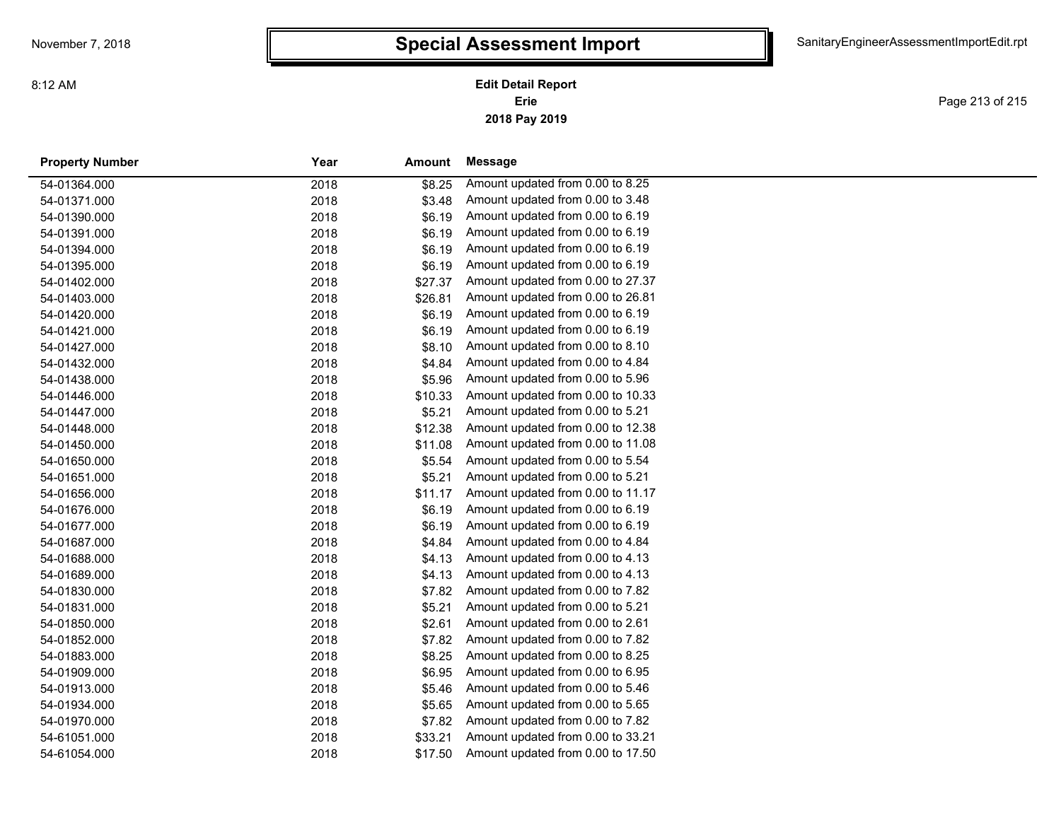# Special Assessment Import

**Edit Detail Report**
**Erie**
**2018 Pay 2019**

| Property Number | Year | Amount | Message |
|---|---|---|---|
| 54-01364.000 | 2018 | $8.25 | Amount updated from 0.00 to 8.25 |
| 54-01371.000 | 2018 | $3.48 | Amount updated from 0.00 to 3.48 |
| 54-01390.000 | 2018 | $6.19 | Amount updated from 0.00 to 6.19 |
| 54-01391.000 | 2018 | $6.19 | Amount updated from 0.00 to 6.19 |
| 54-01394.000 | 2018 | $6.19 | Amount updated from 0.00 to 6.19 |
| 54-01395.000 | 2018 | $6.19 | Amount updated from 0.00 to 6.19 |
| 54-01402.000 | 2018 | $27.37 | Amount updated from 0.00 to 27.37 |
| 54-01403.000 | 2018 | $26.81 | Amount updated from 0.00 to 26.81 |
| 54-01420.000 | 2018 | $6.19 | Amount updated from 0.00 to 6.19 |
| 54-01421.000 | 2018 | $6.19 | Amount updated from 0.00 to 6.19 |
| 54-01427.000 | 2018 | $8.10 | Amount updated from 0.00 to 8.10 |
| 54-01432.000 | 2018 | $4.84 | Amount updated from 0.00 to 4.84 |
| 54-01438.000 | 2018 | $5.96 | Amount updated from 0.00 to 5.96 |
| 54-01446.000 | 2018 | $10.33 | Amount updated from 0.00 to 10.33 |
| 54-01447.000 | 2018 | $5.21 | Amount updated from 0.00 to 5.21 |
| 54-01448.000 | 2018 | $12.38 | Amount updated from 0.00 to 12.38 |
| 54-01450.000 | 2018 | $11.08 | Amount updated from 0.00 to 11.08 |
| 54-01650.000 | 2018 | $5.54 | Amount updated from 0.00 to 5.54 |
| 54-01651.000 | 2018 | $5.21 | Amount updated from 0.00 to 5.21 |
| 54-01656.000 | 2018 | $11.17 | Amount updated from 0.00 to 11.17 |
| 54-01676.000 | 2018 | $6.19 | Amount updated from 0.00 to 6.19 |
| 54-01677.000 | 2018 | $6.19 | Amount updated from 0.00 to 6.19 |
| 54-01687.000 | 2018 | $4.84 | Amount updated from 0.00 to 4.84 |
| 54-01688.000 | 2018 | $4.13 | Amount updated from 0.00 to 4.13 |
| 54-01689.000 | 2018 | $4.13 | Amount updated from 0.00 to 4.13 |
| 54-01830.000 | 2018 | $7.82 | Amount updated from 0.00 to 7.82 |
| 54-01831.000 | 2018 | $5.21 | Amount updated from 0.00 to 5.21 |
| 54-01850.000 | 2018 | $2.61 | Amount updated from 0.00 to 2.61 |
| 54-01852.000 | 2018 | $7.82 | Amount updated from 0.00 to 7.82 |
| 54-01883.000 | 2018 | $8.25 | Amount updated from 0.00 to 8.25 |
| 54-01909.000 | 2018 | $6.95 | Amount updated from 0.00 to 6.95 |
| 54-01913.000 | 2018 | $5.46 | Amount updated from 0.00 to 5.46 |
| 54-01934.000 | 2018 | $5.65 | Amount updated from 0.00 to 5.65 |
| 54-01970.000 | 2018 | $7.82 | Amount updated from 0.00 to 7.82 |
| 54-61051.000 | 2018 | $33.21 | Amount updated from 0.00 to 33.21 |
| 54-61054.000 | 2018 | $17.50 | Amount updated from 0.00 to 17.50 |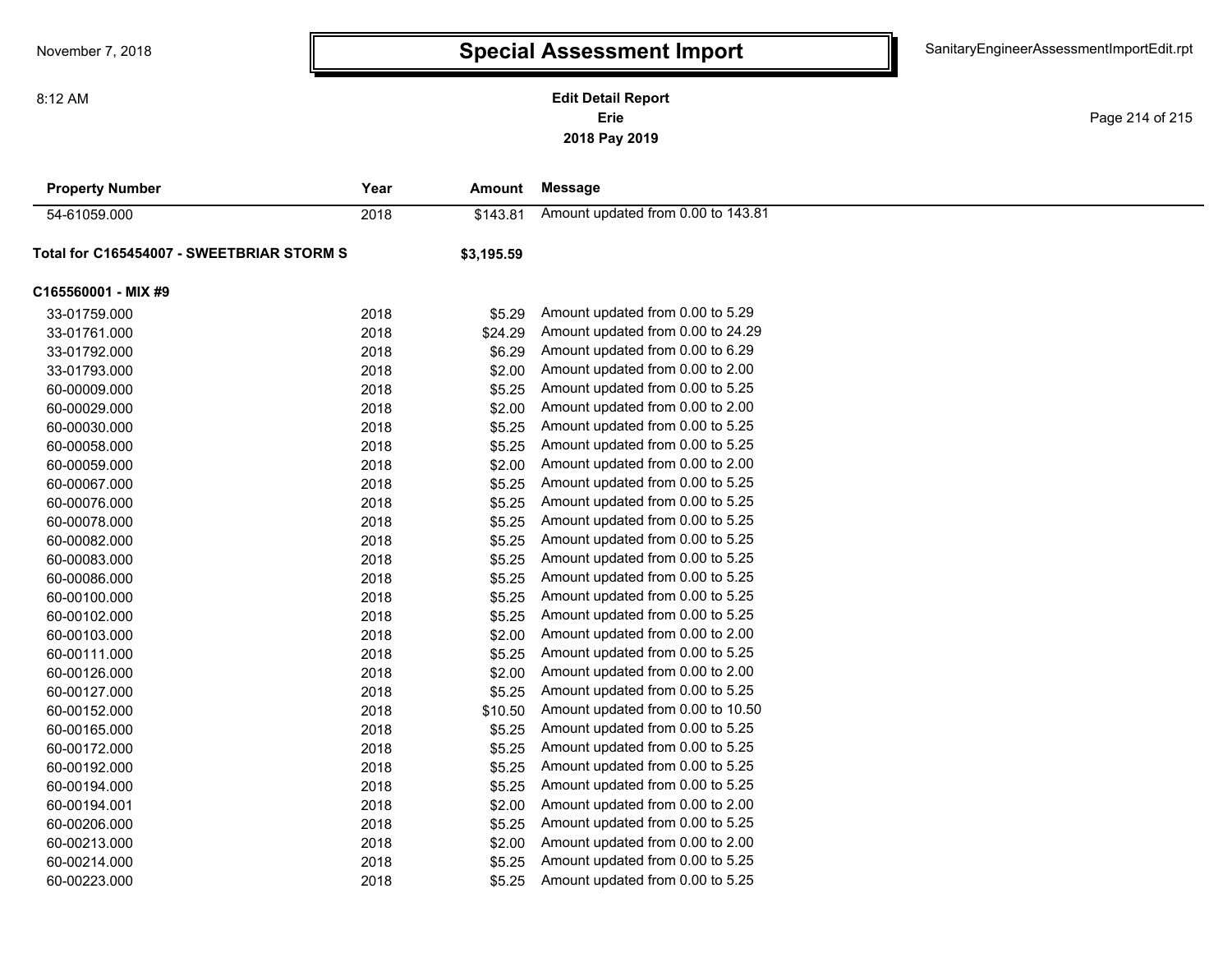# Special Assessment Import

**Edit Detail Report**
**Erie**
**2018 Pay 2019**

| Property Number | Year | Amount | Message |
|---|---|---|---|
| 54-61059.000 | 2018 | $143.81 | Amount updated from 0.00 to 143.81 |
| **Total for C165454007 - SWEETBRIAR STORM S** | | **$3,195.59** | |
| **C165560001 - MIX #9** | | | |
| 33-01759.000 | 2018 | $5.29 | Amount updated from 0.00 to 5.29 |
| 33-01761.000 | 2018 | $24.29 | Amount updated from 0.00 to 24.29 |
| 33-01792.000 | 2018 | $6.29 | Amount updated from 0.00 to 6.29 |
| 33-01793.000 | 2018 | $2.00 | Amount updated from 0.00 to 2.00 |
| 60-00009.000 | 2018 | $5.25 | Amount updated from 0.00 to 5.25 |
| 60-00029.000 | 2018 | $2.00 | Amount updated from 0.00 to 2.00 |
| 60-00030.000 | 2018 | $5.25 | Amount updated from 0.00 to 5.25 |
| 60-00058.000 | 2018 | $5.25 | Amount updated from 0.00 to 5.25 |
| 60-00059.000 | 2018 | $2.00 | Amount updated from 0.00 to 2.00 |
| 60-00067.000 | 2018 | $5.25 | Amount updated from 0.00 to 5.25 |
| 60-00076.000 | 2018 | $5.25 | Amount updated from 0.00 to 5.25 |
| 60-00078.000 | 2018 | $5.25 | Amount updated from 0.00 to 5.25 |
| 60-00082.000 | 2018 | $5.25 | Amount updated from 0.00 to 5.25 |
| 60-00083.000 | 2018 | $5.25 | Amount updated from 0.00 to 5.25 |
| 60-00086.000 | 2018 | $5.25 | Amount updated from 0.00 to 5.25 |
| 60-00100.000 | 2018 | $5.25 | Amount updated from 0.00 to 5.25 |
| 60-00102.000 | 2018 | $5.25 | Amount updated from 0.00 to 5.25 |
| 60-00103.000 | 2018 | $2.00 | Amount updated from 0.00 to 2.00 |
| 60-00111.000 | 2018 | $5.25 | Amount updated from 0.00 to 5.25 |
| 60-00126.000 | 2018 | $2.00 | Amount updated from 0.00 to 2.00 |
| 60-00127.000 | 2018 | $5.25 | Amount updated from 0.00 to 5.25 |
| 60-00152.000 | 2018 | $10.50 | Amount updated from 0.00 to 10.50 |
| 60-00165.000 | 2018 | $5.25 | Amount updated from 0.00 to 5.25 |
| 60-00172.000 | 2018 | $5.25 | Amount updated from 0.00 to 5.25 |
| 60-00192.000 | 2018 | $5.25 | Amount updated from 0.00 to 5.25 |
| 60-00194.000 | 2018 | $5.25 | Amount updated from 0.00 to 5.25 |
| 60-00194.001 | 2018 | $2.00 | Amount updated from 0.00 to 2.00 |
| 60-00206.000 | 2018 | $5.25 | Amount updated from 0.00 to 5.25 |
| 60-00213.000 | 2018 | $2.00 | Amount updated from 0.00 to 2.00 |
| 60-00214.000 | 2018 | $5.25 | Amount updated from 0.00 to 5.25 |
| 60-00223.000 | 2018 | $5.25 | Amount updated from 0.00 to 5.25 |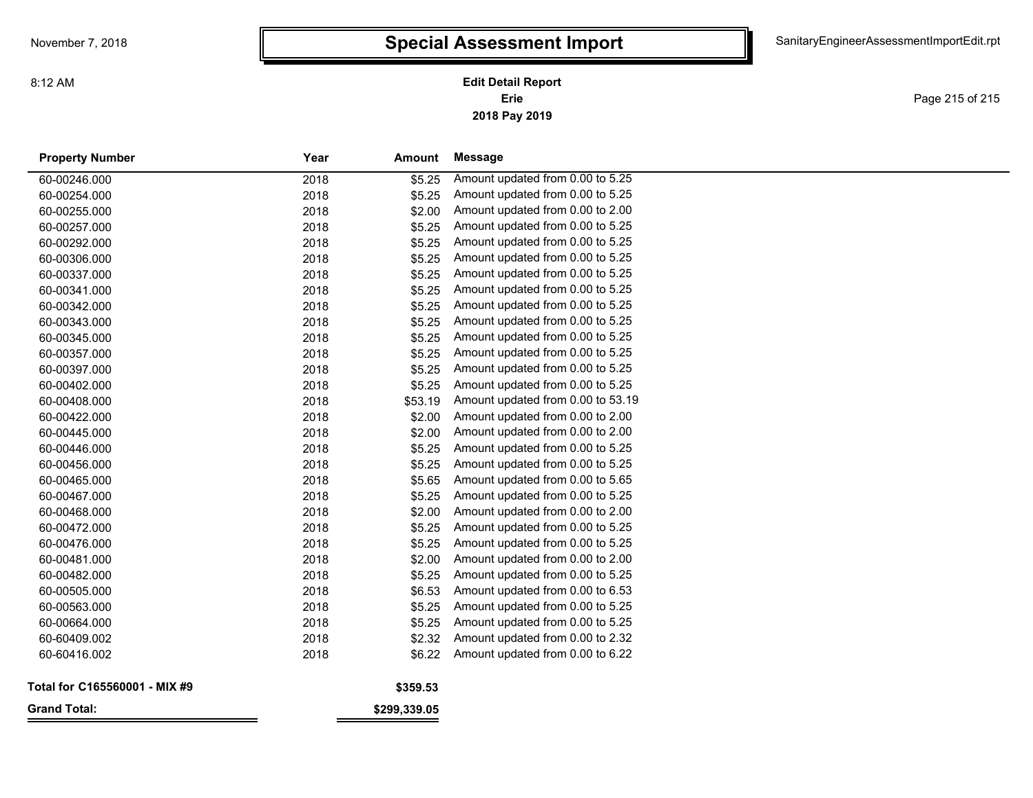# Special Assessment Import

**Edit Detail Report**
**Erie**
**2018 Pay 2019**

| Property Number | Year | Amount | Message |
|---|---|---|---|
| 60-00246.000 | 2018 | $5.25 | Amount updated from 0.00 to 5.25 |
| 60-00254.000 | 2018 | $5.25 | Amount updated from 0.00 to 5.25 |
| 60-00255.000 | 2018 | $2.00 | Amount updated from 0.00 to 2.00 |
| 60-00257.000 | 2018 | $5.25 | Amount updated from 0.00 to 5.25 |
| 60-00292.000 | 2018 | $5.25 | Amount updated from 0.00 to 5.25 |
| 60-00306.000 | 2018 | $5.25 | Amount updated from 0.00 to 5.25 |
| 60-00337.000 | 2018 | $5.25 | Amount updated from 0.00 to 5.25 |
| 60-00341.000 | 2018 | $5.25 | Amount updated from 0.00 to 5.25 |
| 60-00342.000 | 2018 | $5.25 | Amount updated from 0.00 to 5.25 |
| 60-00343.000 | 2018 | $5.25 | Amount updated from 0.00 to 5.25 |
| 60-00345.000 | 2018 | $5.25 | Amount updated from 0.00 to 5.25 |
| 60-00357.000 | 2018 | $5.25 | Amount updated from 0.00 to 5.25 |
| 60-00397.000 | 2018 | $5.25 | Amount updated from 0.00 to 5.25 |
| 60-00402.000 | 2018 | $5.25 | Amount updated from 0.00 to 5.25 |
| 60-00408.000 | 2018 | $53.19 | Amount updated from 0.00 to 53.19 |
| 60-00422.000 | 2018 | $2.00 | Amount updated from 0.00 to 2.00 |
| 60-00445.000 | 2018 | $2.00 | Amount updated from 0.00 to 2.00 |
| 60-00446.000 | 2018 | $5.25 | Amount updated from 0.00 to 5.25 |
| 60-00456.000 | 2018 | $5.25 | Amount updated from 0.00 to 5.25 |
| 60-00465.000 | 2018 | $5.65 | Amount updated from 0.00 to 5.65 |
| 60-00467.000 | 2018 | $5.25 | Amount updated from 0.00 to 5.25 |
| 60-00468.000 | 2018 | $2.00 | Amount updated from 0.00 to 2.00 |
| 60-00472.000 | 2018 | $5.25 | Amount updated from 0.00 to 5.25 |
| 60-00476.000 | 2018 | $5.25 | Amount updated from 0.00 to 5.25 |
| 60-00481.000 | 2018 | $2.00 | Amount updated from 0.00 to 2.00 |
| 60-00482.000 | 2018 | $5.25 | Amount updated from 0.00 to 5.25 |
| 60-00505.000 | 2018 | $6.53 | Amount updated from 0.00 to 6.53 |
| 60-00563.000 | 2018 | $5.25 | Amount updated from 0.00 to 5.25 |
| 60-00664.000 | 2018 | $5.25 | Amount updated from 0.00 to 5.25 |
| 60-60409.002 | 2018 | $2.32 | Amount updated from 0.00 to 2.32 |
| 60-60416.002 | 2018 | $6.22 | Amount updated from 0.00 to 6.22 |
| **Total for C165560001 - MIX #9** | | **$359.53** | |
| **Grand Total:** | | **$299,339.05** | |